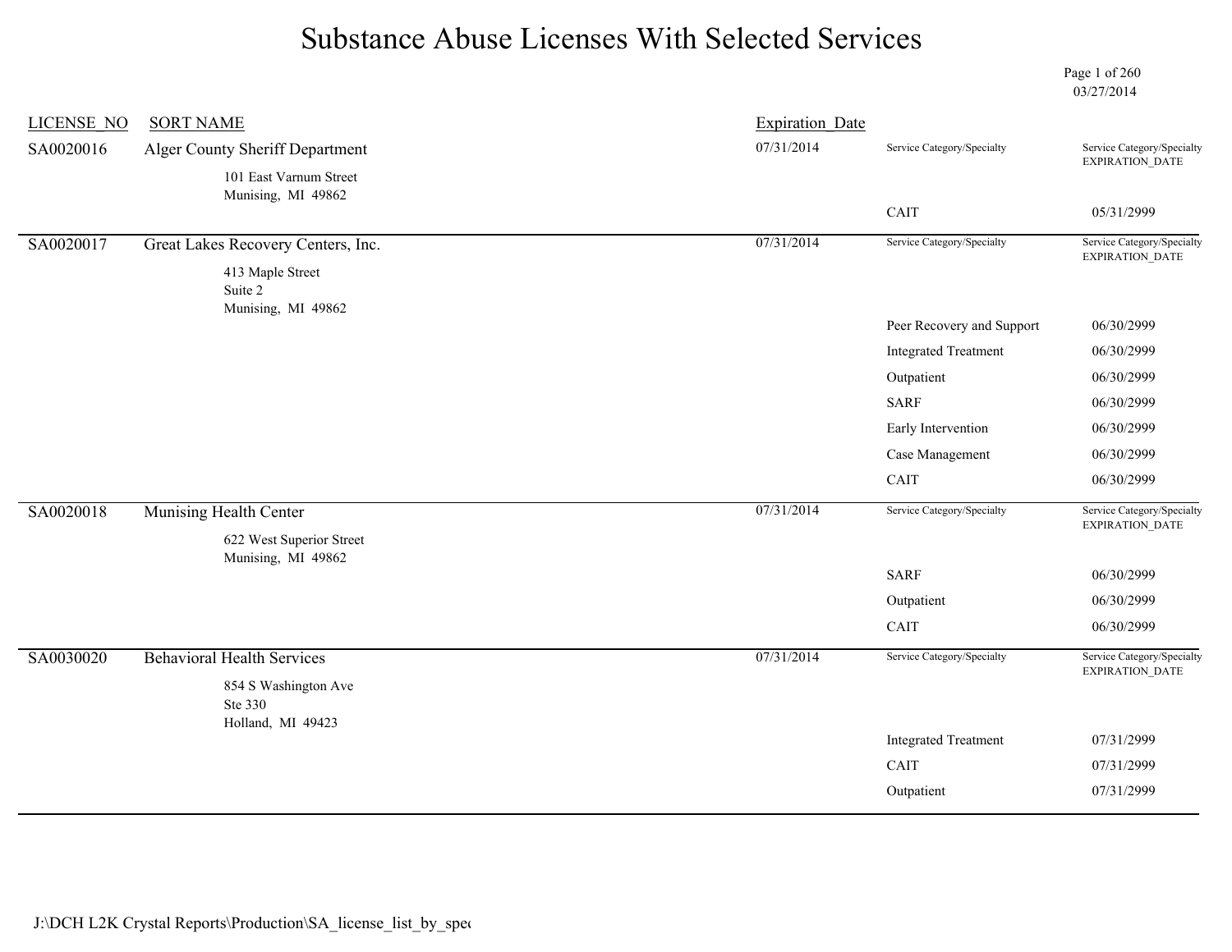# Substance Abuse Licenses With Selected Services

03/27/2014

| LICENSE_NO | SORT NAME | Expiration_Date | Service Category/Specialty | Service Category/Specialty EXPIRATION_DATE |
|---|---|---|---|---|
| SA0020016 | Alger County Sheriff Department<br>101 East Varnum Street<br>Munising, MI 49862 | 07/31/2014 | CAIT | 05/31/2999 |
| SA0020017 | Great Lakes Recovery Centers, Inc.<br>413 Maple Street<br>Suite 2<br>Munising, MI 49862 | 07/31/2014 | Peer Recovery and Support | 06/30/2999 |
| | | | Integrated Treatment | 06/30/2999 |
| | | | Outpatient | 06/30/2999 |
| | | | SARF | 06/30/2999 |
| | | | Early Intervention | 06/30/2999 |
| | | | Case Management | 06/30/2999 |
| | | | CAIT | 06/30/2999 |
| SA0020018 | Munising Health Center<br>622 West Superior Street<br>Munising, MI 49862 | 07/31/2014 | SARF | 06/30/2999 |
| | | | Outpatient | 06/30/2999 |
| | | | CAIT | 06/30/2999 |
| SA0030020 | Behavioral Health Services<br>854 S Washington Ave<br>Ste 330<br>Holland, MI 49423 | 07/31/2014 | Integrated Treatment | 07/31/2999 |
| | | | CAIT | 07/31/2999 |
| | | | Outpatient | 07/31/2999 |

J:\DCH L2K Crystal Reports\Production\SA_license_list_by_spec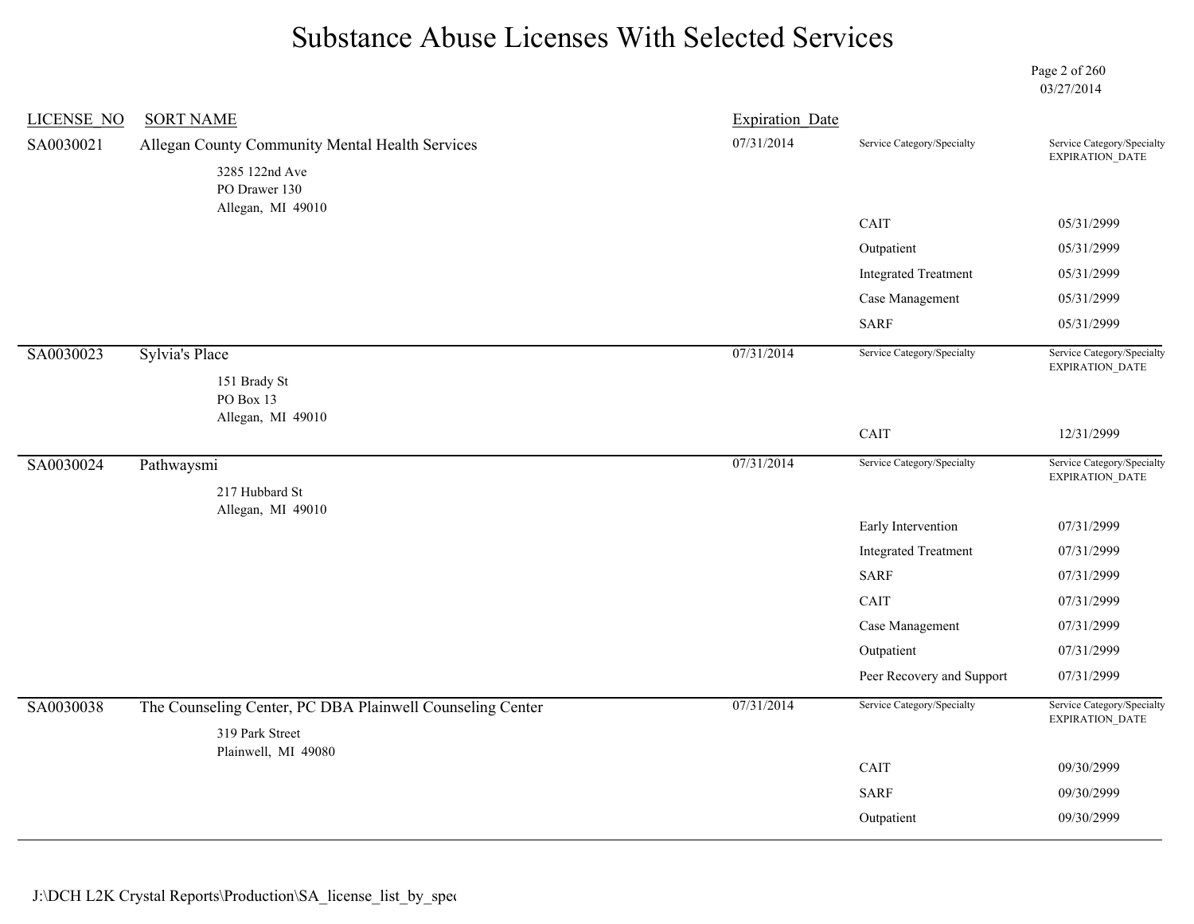# Substance Abuse Licenses With Selected Services

03/27/2014

| LICENSE_NO | SORT NAME | Expiration_Date | Service Category/Specialty | Service Category/Specialty EXPIRATION_DATE |
|---|---|---|---|---|
| SA0030021 | Allegan County Community Mental Health Services<br>3285 122nd Ave<br>PO Drawer 130<br>Allegan, MI 49010 | 07/31/2014 | CAIT | 05/31/2999 |
| | | | Outpatient | 05/31/2999 |
| | | | Integrated Treatment | 05/31/2999 |
| | | | Case Management | 05/31/2999 |
| | | | SARF | 05/31/2999 |
| SA0030023 | Sylvia's Place<br>151 Brady St<br>PO Box 13<br>Allegan, MI 49010 | 07/31/2014 | CAIT | 12/31/2999 |
| SA0030024 | Pathwaysmi<br>217 Hubbard St<br>Allegan, MI 49010 | 07/31/2014 | Early Intervention | 07/31/2999 |
| | | | Integrated Treatment | 07/31/2999 |
| | | | SARF | 07/31/2999 |
| | | | CAIT | 07/31/2999 |
| | | | Case Management | 07/31/2999 |
| | | | Outpatient | 07/31/2999 |
| | | | Peer Recovery and Support | 07/31/2999 |
| SA0030038 | The Counseling Center, PC DBA Plainwell Counseling Center<br>319 Park Street<br>Plainwell, MI 49080 | 07/31/2014 | CAIT | 09/30/2999 |
| | | | SARF | 09/30/2999 |
| | | | Outpatient | 09/30/2999 |

J:\DCH L2K Crystal Reports\Production\SA_license_list_by_spec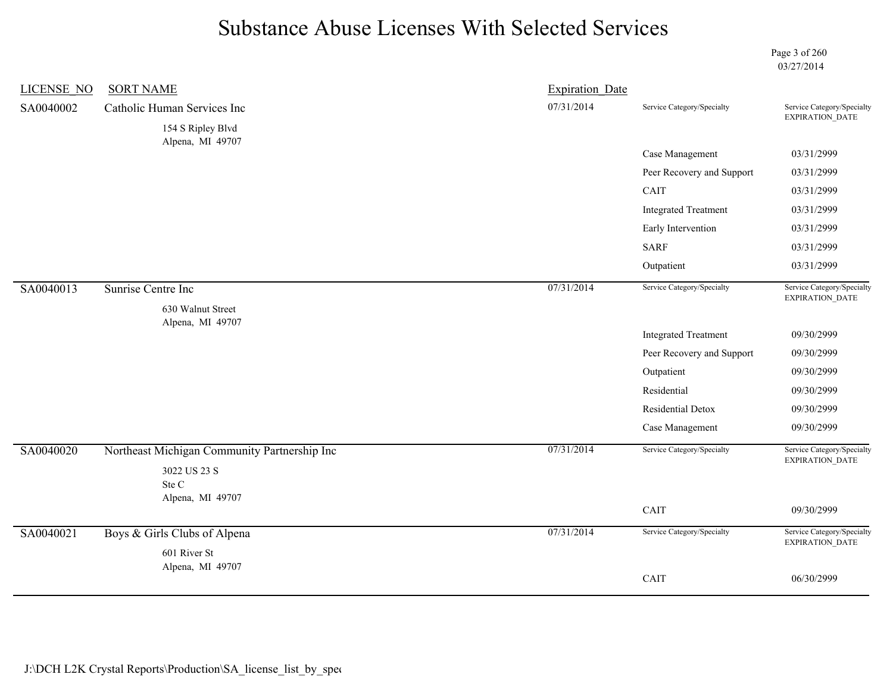# Substance Abuse Licenses With Selected Services

03/27/2014

| LICENSE_NO | SORT NAME | Expiration_Date | Service Category/Specialty | Service Category/Specialty EXPIRATION_DATE |
|---|---|---|---|---|
| SA0040002 | Catholic Human Services Inc<br>154 S Ripley Blvd<br>Alpena, MI 49707 | 07/31/2014 | | |
| | | | Case Management | 03/31/2999 |
| | | | Peer Recovery and Support | 03/31/2999 |
| | | | CAIT | 03/31/2999 |
| | | | Integrated Treatment | 03/31/2999 |
| | | | Early Intervention | 03/31/2999 |
| | | | SARF | 03/31/2999 |
| | | | Outpatient | 03/31/2999 |
| SA0040013 | Sunrise Centre Inc<br>630 Walnut Street<br>Alpena, MI 49707 | 07/31/2014 | | |
| | | | Integrated Treatment | 09/30/2999 |
| | | | Peer Recovery and Support | 09/30/2999 |
| | | | Outpatient | 09/30/2999 |
| | | | Residential | 09/30/2999 |
| | | | Residential Detox | 09/30/2999 |
| | | | Case Management | 09/30/2999 |
| SA0040020 | Northeast Michigan Community Partnership Inc<br>3022 US 23 S<br>Ste C<br>Alpena, MI 49707 | 07/31/2014 | | |
| | | | CAIT | 09/30/2999 |
| SA0040021 | Boys & Girls Clubs of Alpena<br>601 River St<br>Alpena, MI 49707 | 07/31/2014 | | |
| | | | CAIT | 06/30/2999 |

J:\DCH L2K Crystal Reports\Production\SA_license_list_by_spec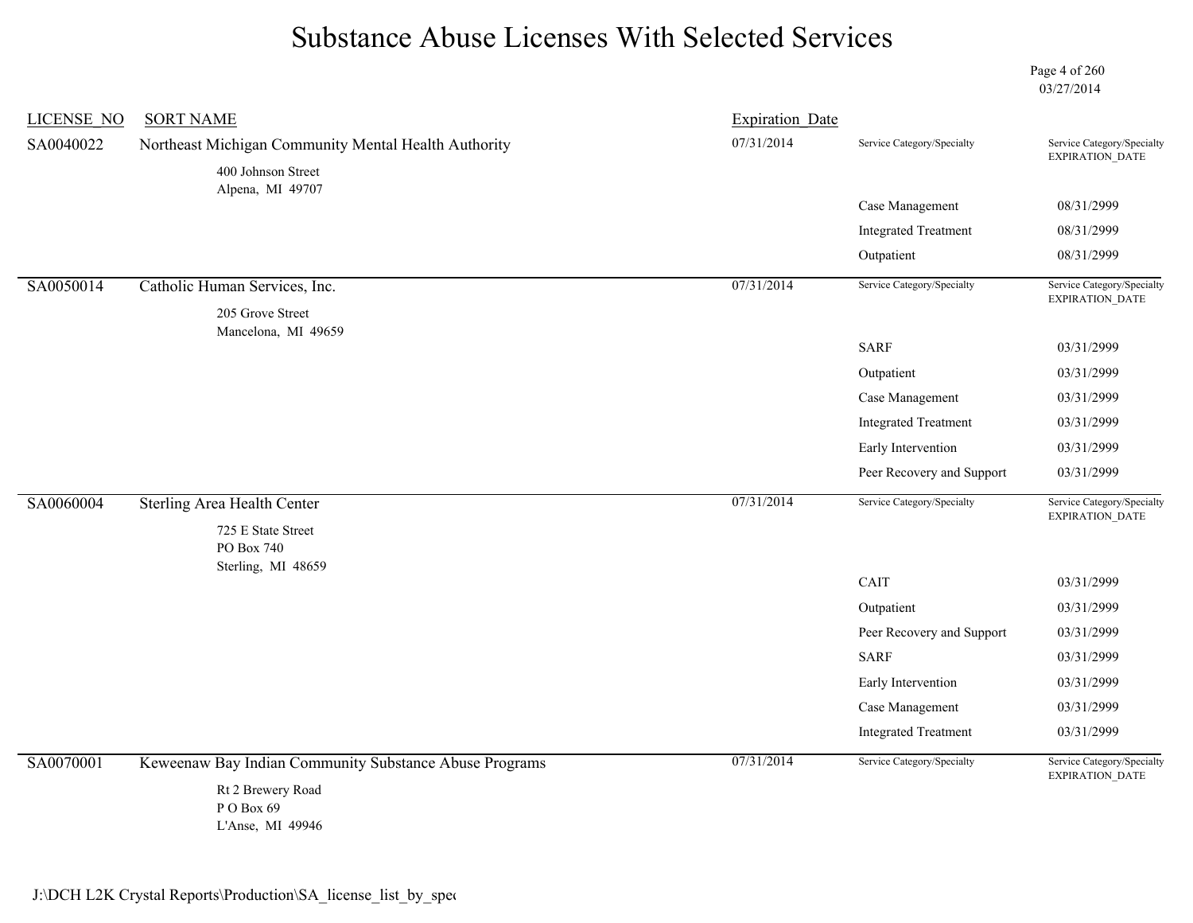# Substance Abuse Licenses With Selected Services

03/27/2014

| LICENSE_NO | SORT NAME | Expiration_Date | Service Category/Specialty | Service Category/Specialty EXPIRATION_DATE |
|---|---|---|---|---|
| SA0040022 | Northeast Michigan Community Mental Health Authority<br>400 Johnson Street<br>Alpena, MI 49707 | 07/31/2014 | | |
| | | | Case Management | 08/31/2999 |
| | | | Integrated Treatment | 08/31/2999 |
| | | | Outpatient | 08/31/2999 |
| SA0050014 | Catholic Human Services, Inc.<br>205 Grove Street<br>Mancelona, MI 49659 | 07/31/2014 | | |
| | | | SARF | 03/31/2999 |
| | | | Outpatient | 03/31/2999 |
| | | | Case Management | 03/31/2999 |
| | | | Integrated Treatment | 03/31/2999 |
| | | | Early Intervention | 03/31/2999 |
| | | | Peer Recovery and Support | 03/31/2999 |
| SA0060004 | Sterling Area Health Center<br>725 E State Street<br>PO Box 740<br>Sterling, MI 48659 | 07/31/2014 | | |
| | | | CAIT | 03/31/2999 |
| | | | Outpatient | 03/31/2999 |
| | | | Peer Recovery and Support | 03/31/2999 |
| | | | SARF | 03/31/2999 |
| | | | Early Intervention | 03/31/2999 |
| | | | Case Management | 03/31/2999 |
| | | | Integrated Treatment | 03/31/2999 |
| SA0070001 | Keweenaw Bay Indian Community Substance Abuse Programs<br>Rt 2 Brewery Road<br>P O Box 69<br>L'Anse, MI 49946 | 07/31/2014 | | |

J:\DCH L2K Crystal Reports\Production\SA_license_list_by_spec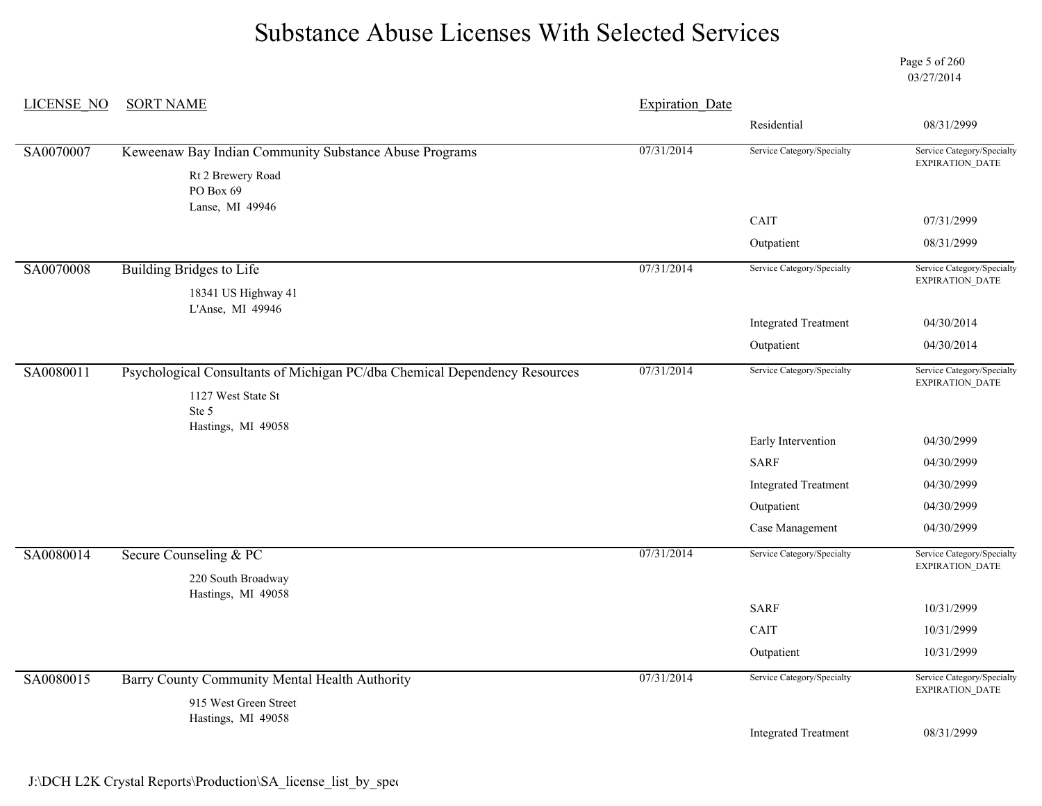# Substance Abuse Licenses With Selected Services

03/27/2014

| LICENSE_NO | SORT NAME | Expiration_Date | Service Category/Specialty | Service Category/Specialty EXPIRATION_DATE |
|---|---|---|---|---|
| | | | Residential | 08/31/2999 |
| SA0070007 | Keweenaw Bay Indian Community Substance Abuse Programs<br>Rt 2 Brewery Road<br>PO Box 69<br>Lanse, MI 49946 | 07/31/2014 | | |
| | | | CAIT | 07/31/2999 |
| | | | Outpatient | 08/31/2999 |
| SA0070008 | Building Bridges to Life<br>18341 US Highway 41<br>L'Anse, MI 49946 | 07/31/2014 | | |
| | | | Integrated Treatment | 04/30/2014 |
| | | | Outpatient | 04/30/2014 |
| SA0080011 | Psychological Consultants of Michigan PC/dba Chemical Dependency Resources<br>1127 West State St<br>Ste 5<br>Hastings, MI 49058 | 07/31/2014 | | |
| | | | Early Intervention | 04/30/2999 |
| | | | SARF | 04/30/2999 |
| | | | Integrated Treatment | 04/30/2999 |
| | | | Outpatient | 04/30/2999 |
| | | | Case Management | 04/30/2999 |
| SA0080014 | Secure Counseling & PC<br>220 South Broadway<br>Hastings, MI 49058 | 07/31/2014 | | |
| | | | SARF | 10/31/2999 |
| | | | CAIT | 10/31/2999 |
| | | | Outpatient | 10/31/2999 |
| SA0080015 | Barry County Community Mental Health Authority<br>915 West Green Street<br>Hastings, MI 49058 | 07/31/2014 | | |
| | | | Integrated Treatment | 08/31/2999 |

J:\DCH L2K Crystal Reports\Production\SA_license_list_by_spec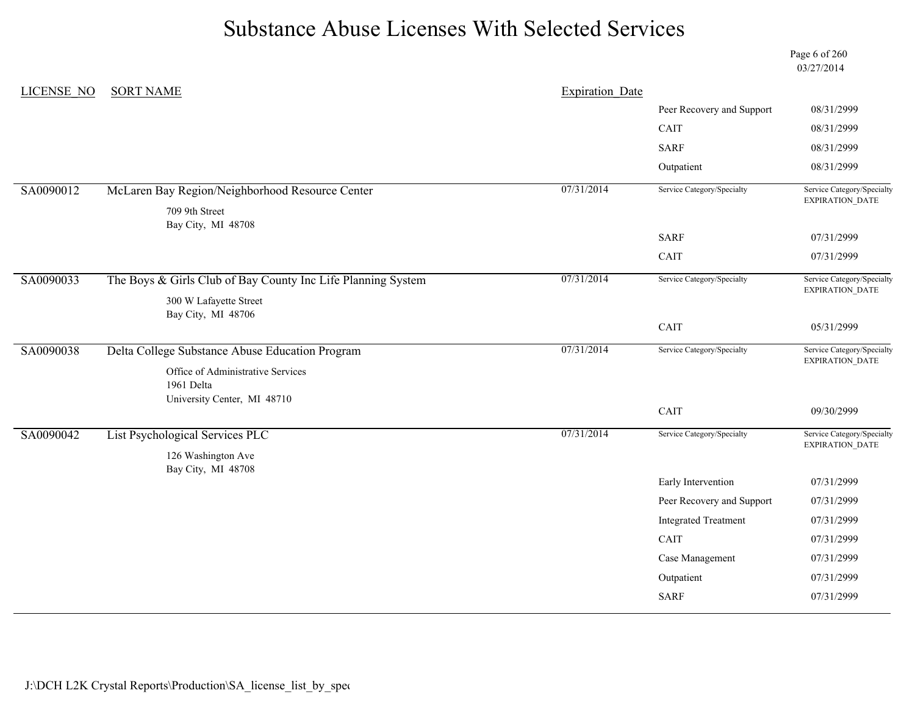# Substance Abuse Licenses With Selected Services

03/27/2014

| LICENSE_NO | SORT NAME | Expiration_Date | Service Category/Specialty | Service Category/Specialty EXPIRATION_DATE |
|---|---|---|---|---|
| | | | Peer Recovery and Support | 08/31/2999 |
| | | | CAIT | 08/31/2999 |
| | | | SARF | 08/31/2999 |
| | | | Outpatient | 08/31/2999 |
| SA0090012 | McLaren Bay Region/Neighborhood Resource Center<br>709 9th Street<br>Bay City, MI 48708 | 07/31/2014 | | |
| | | | SARF | 07/31/2999 |
| | | | CAIT | 07/31/2999 |
| SA0090033 | The Boys & Girls Club of Bay County Inc Life Planning System<br>300 W Lafayette Street<br>Bay City, MI 48706 | 07/31/2014 | | |
| | | | CAIT | 05/31/2999 |
| SA0090038 | Delta College Substance Abuse Education Program<br>Office of Administrative Services<br>1961 Delta<br>University Center, MI 48710 | 07/31/2014 | | |
| | | | CAIT | 09/30/2999 |
| SA0090042 | List Psychological Services PLC<br>126 Washington Ave<br>Bay City, MI 48708 | 07/31/2014 | | |
| | | | Early Intervention | 07/31/2999 |
| | | | Peer Recovery and Support | 07/31/2999 |
| | | | Integrated Treatment | 07/31/2999 |
| | | | CAIT | 07/31/2999 |
| | | | Case Management | 07/31/2999 |
| | | | Outpatient | 07/31/2999 |
| | | | SARF | 07/31/2999 |

J:\DCH L2K Crystal Reports\Production\SA_license_list_by_spec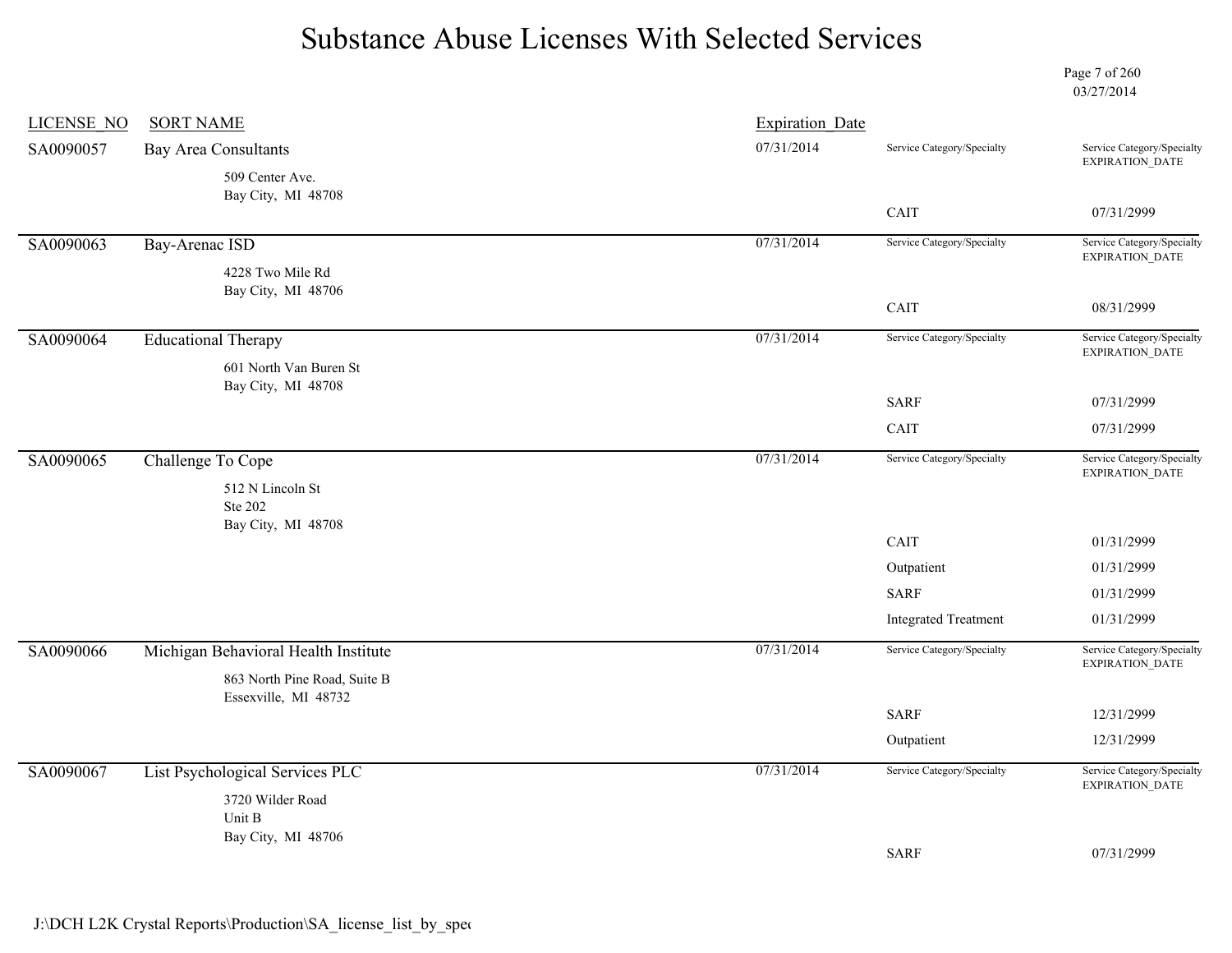# Substance Abuse Licenses With Selected Services

03/27/2014

| LICENSE_NO | SORT NAME | Expiration_Date | Service Category/Specialty | Service Category/Specialty EXPIRATION_DATE |
|---|---|---|---|---|
| SA0090057 | Bay Area Consultants<br>509 Center Ave.<br>Bay City, MI 48708 | 07/31/2014 | CAIT | 07/31/2999 |
| SA0090063 | Bay-Arenac ISD<br>4228 Two Mile Rd<br>Bay City, MI 48706 | 07/31/2014 | CAIT | 08/31/2999 |
| SA0090064 | Educational Therapy<br>601 North Van Buren St<br>Bay City, MI 48708 | 07/31/2014 | SARF | 07/31/2999 |
| | | | CAIT | 07/31/2999 |
| SA0090065 | Challenge To Cope<br>512 N Lincoln St<br>Ste 202<br>Bay City, MI 48708 | 07/31/2014 | CAIT | 01/31/2999 |
| | | | Outpatient | 01/31/2999 |
| | | | SARF | 01/31/2999 |
| | | | Integrated Treatment | 01/31/2999 |
| SA0090066 | Michigan Behavioral Health Institute<br>863 North Pine Road, Suite B<br>Essexville, MI 48732 | 07/31/2014 | SARF | 12/31/2999 |
| | | | Outpatient | 12/31/2999 |
| SA0090067 | List Psychological Services PLC<br>3720 Wilder Road<br>Unit B<br>Bay City, MI 48706 | 07/31/2014 | SARF | 07/31/2999 |

J:\DCH L2K Crystal Reports\Production\SA_license_list_by_spec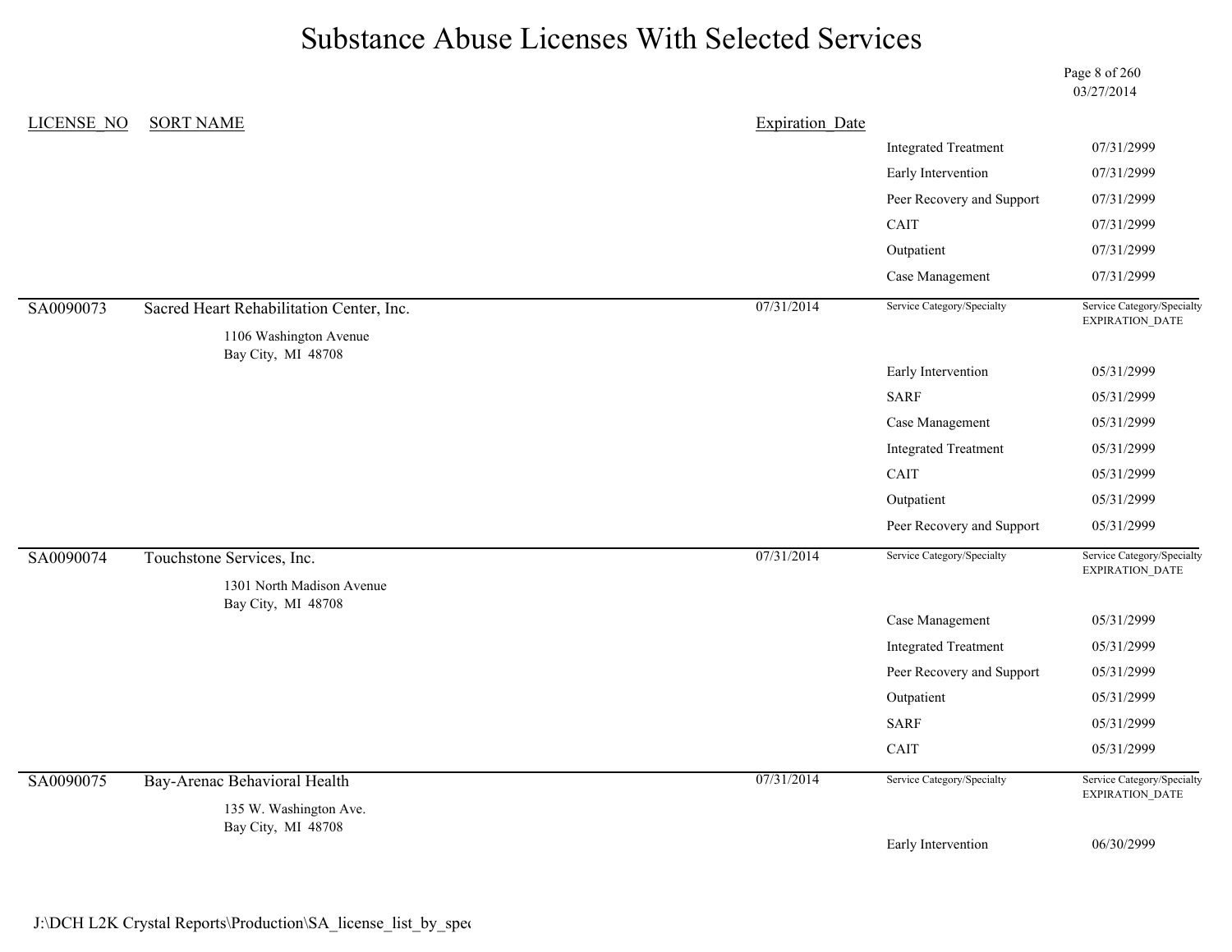# Substance Abuse Licenses With Selected Services

03/27/2014

| LICENSE_NO | SORT NAME | Expiration_Date | Service Category/Specialty | Service Category/Specialty EXPIRATION_DATE |
|---|---|---|---|---|
| | | | Integrated Treatment | 07/31/2999 |
| | | | Early Intervention | 07/31/2999 |
| | | | Peer Recovery and Support | 07/31/2999 |
| | | | CAIT | 07/31/2999 |
| | | | Outpatient | 07/31/2999 |
| | | | Case Management | 07/31/2999 |
| SA0090073 | Sacred Heart Rehabilitation Center, Inc.<br>1106 Washington Avenue<br>Bay City, MI 48708 | 07/31/2014 | | |
| | | | Early Intervention | 05/31/2999 |
| | | | SARF | 05/31/2999 |
| | | | Case Management | 05/31/2999 |
| | | | Integrated Treatment | 05/31/2999 |
| | | | CAIT | 05/31/2999 |
| | | | Outpatient | 05/31/2999 |
| | | | Peer Recovery and Support | 05/31/2999 |
| SA0090074 | Touchstone Services, Inc.<br>1301 North Madison Avenue<br>Bay City, MI 48708 | 07/31/2014 | | |
| | | | Case Management | 05/31/2999 |
| | | | Integrated Treatment | 05/31/2999 |
| | | | Peer Recovery and Support | 05/31/2999 |
| | | | Outpatient | 05/31/2999 |
| | | | SARF | 05/31/2999 |
| | | | CAIT | 05/31/2999 |
| SA0090075 | Bay-Arenac Behavioral Health<br>135 W. Washington Ave.<br>Bay City, MI 48708 | 07/31/2014 | | |
| | | | Early Intervention | 06/30/2999 |

J:\DCH L2K Crystal Reports\Production\SA_license_list_by_spec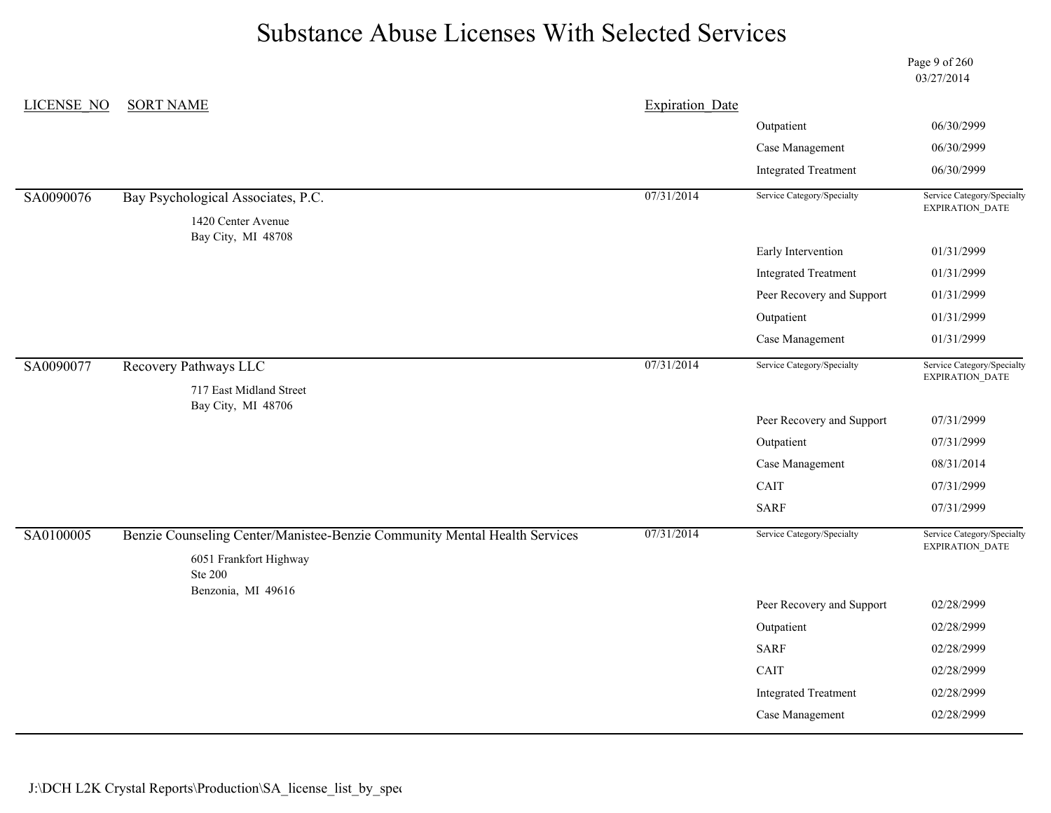# Substance Abuse Licenses With Selected Services

03/27/2014

| LICENSE_NO | SORT NAME | Expiration_Date | Service Category/Specialty | Service Category/Specialty EXPIRATION_DATE |
|---|---|---|---|---|
| | | | Outpatient | 06/30/2999 |
| | | | Case Management | 06/30/2999 |
| | | | Integrated Treatment | 06/30/2999 |
| SA0090076 | Bay Psychological Associates, P.C.<br>1420 Center Avenue<br>Bay City, MI 48708 | 07/31/2014 | | |
| | | | Early Intervention | 01/31/2999 |
| | | | Integrated Treatment | 01/31/2999 |
| | | | Peer Recovery and Support | 01/31/2999 |
| | | | Outpatient | 01/31/2999 |
| | | | Case Management | 01/31/2999 |
| SA0090077 | Recovery Pathways LLC<br>717 East Midland Street<br>Bay City, MI 48706 | 07/31/2014 | | |
| | | | Peer Recovery and Support | 07/31/2999 |
| | | | Outpatient | 07/31/2999 |
| | | | Case Management | 08/31/2014 |
| | | | CAIT | 07/31/2999 |
| | | | SARF | 07/31/2999 |
| SA0100005 | Benzie Counseling Center/Manistee-Benzie Community Mental Health Services<br>6051 Frankfort Highway<br>Ste 200<br>Benzonia, MI 49616 | 07/31/2014 | | |
| | | | Peer Recovery and Support | 02/28/2999 |
| | | | Outpatient | 02/28/2999 |
| | | | SARF | 02/28/2999 |
| | | | CAIT | 02/28/2999 |
| | | | Integrated Treatment | 02/28/2999 |
| | | | Case Management | 02/28/2999 |

J:\DCH L2K Crystal Reports\Production\SA_license_list_by_spe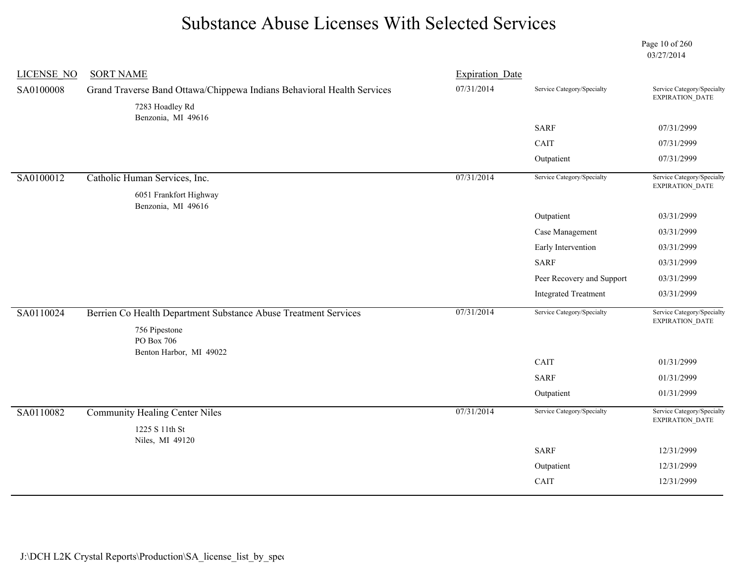# Substance Abuse Licenses With Selected Services

03/27/2014

| LICENSE_NO | SORT NAME | Expiration_Date | Service Category/Specialty | Service Category/Specialty EXPIRATION_DATE |
|---|---|---|---|---|
| SA0100008 | Grand Traverse Band Ottawa/Chippewa Indians Behavioral Health Services<br>7283 Hoadley Rd<br>Benzonia, MI 49616 | 07/31/2014 | SARF | 07/31/2999 |
| | | | CAIT | 07/31/2999 |
| | | | Outpatient | 07/31/2999 |
| SA0100012 | Catholic Human Services, Inc.<br>6051 Frankfort Highway<br>Benzonia, MI 49616 | 07/31/2014 | Outpatient | 03/31/2999 |
| | | | Case Management | 03/31/2999 |
| | | | Early Intervention | 03/31/2999 |
| | | | SARF | 03/31/2999 |
| | | | Peer Recovery and Support | 03/31/2999 |
| | | | Integrated Treatment | 03/31/2999 |
| SA0110024 | Berrien Co Health Department Substance Abuse Treatment Services<br>756 Pipestone<br>PO Box 706<br>Benton Harbor, MI 49022 | 07/31/2014 | CAIT | 01/31/2999 |
| | | | SARF | 01/31/2999 |
| | | | Outpatient | 01/31/2999 |
| SA0110082 | Community Healing Center Niles<br>1225 S 11th St<br>Niles, MI 49120 | 07/31/2014 | SARF | 12/31/2999 |
| | | | Outpatient | 12/31/2999 |
| | | | CAIT | 12/31/2999 |

J:\DCH L2K Crystal Reports\Production\SA_license_list_by_spec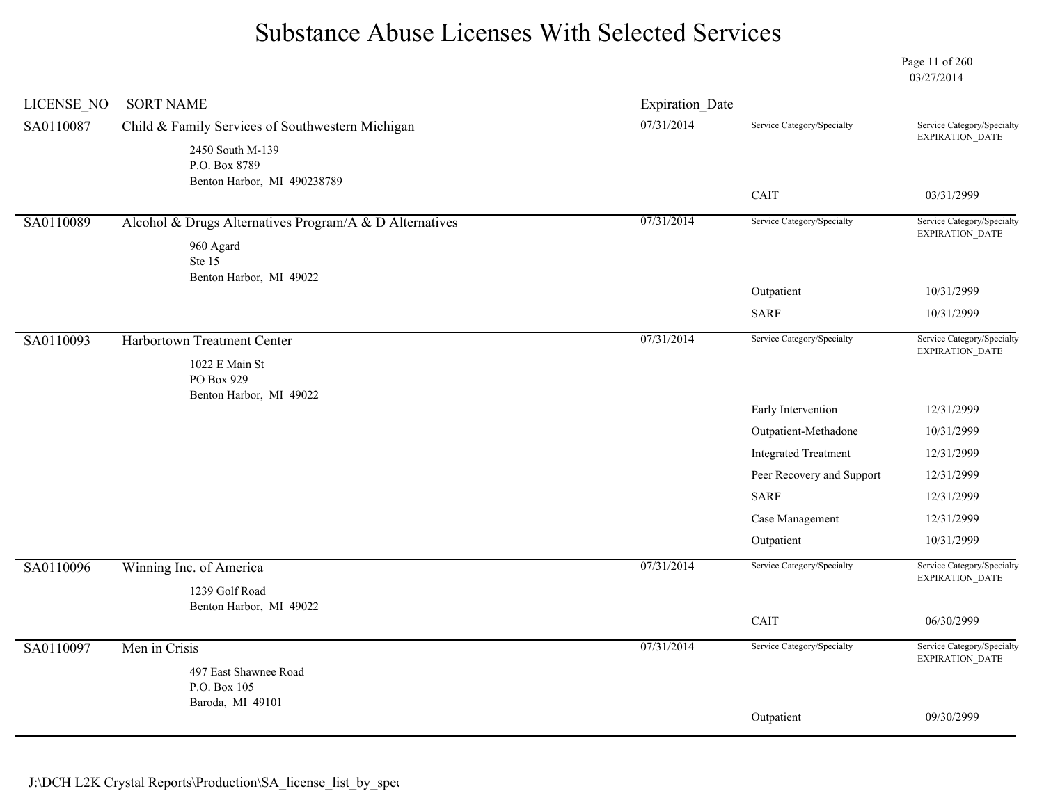# Substance Abuse Licenses With Selected Services

03/27/2014

| LICENSE_NO | SORT NAME | Expiration_Date | Service Category/Specialty | Service Category/Specialty EXPIRATION_DATE |
|---|---|---|---|---|
| SA0110087 | Child & Family Services of Southwestern Michigan<br>2450 South M-139<br>P.O. Box 8789<br>Benton Harbor, MI 490238789 | 07/31/2014 | CAIT | 03/31/2999 |
| SA0110089 | Alcohol & Drugs Alternatives Program/A & D Alternatives<br>960 Agard<br>Ste 15<br>Benton Harbor, MI 49022 | 07/31/2014 | Outpatient | 10/31/2999 |
| | | | SARF | 10/31/2999 |
| SA0110093 | Harbortown Treatment Center<br>1022 E Main St<br>PO Box 929<br>Benton Harbor, MI 49022 | 07/31/2014 | Early Intervention | 12/31/2999 |
| | | | Outpatient-Methadone | 10/31/2999 |
| | | | Integrated Treatment | 12/31/2999 |
| | | | Peer Recovery and Support | 12/31/2999 |
| | | | SARF | 12/31/2999 |
| | | | Case Management | 12/31/2999 |
| | | | Outpatient | 10/31/2999 |
| SA0110096 | Winning Inc. of America<br>1239 Golf Road<br>Benton Harbor, MI 49022 | 07/31/2014 | CAIT | 06/30/2999 |
| SA0110097 | Men in Crisis<br>497 East Shawnee Road<br>P.O. Box 105<br>Baroda, MI 49101 | 07/31/2014 | Outpatient | 09/30/2999 |

J:\DCH L2K Crystal Reports\Production\SA_license_list_by_spec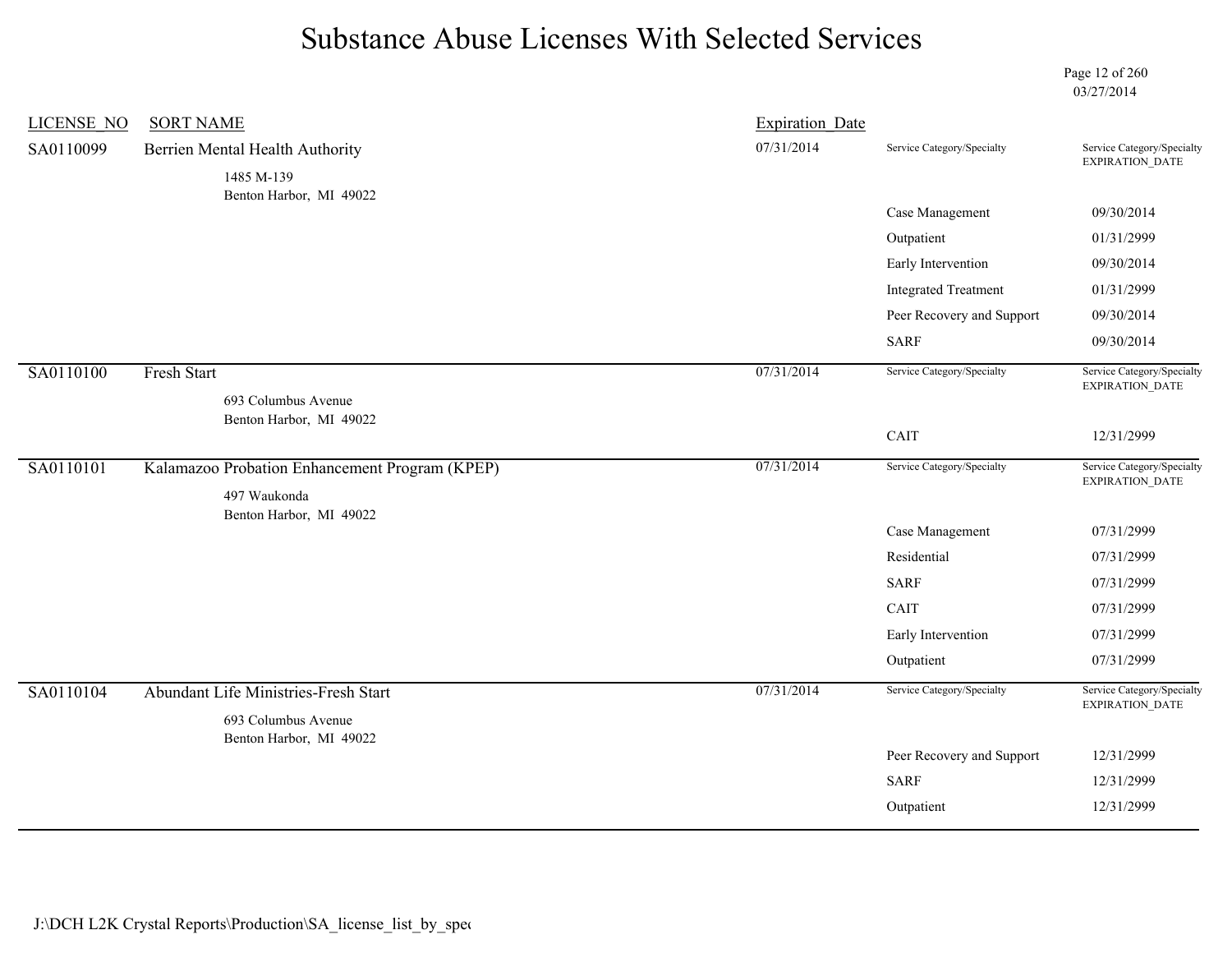# Substance Abuse Licenses With Selected Services

03/27/2014

| LICENSE_NO | SORT NAME | Expiration_Date | Service Category/Specialty | Service Category/Specialty EXPIRATION_DATE |
|---|---|---|---|---|
| SA0110099 | Berrien Mental Health Authority<br>1485 M-139<br>Benton Harbor, MI 49022 | 07/31/2014 | Case Management | 09/30/2014 |
| | | | Outpatient | 01/31/2999 |
| | | | Early Intervention | 09/30/2014 |
| | | | Integrated Treatment | 01/31/2999 |
| | | | Peer Recovery and Support | 09/30/2014 |
| | | | SARF | 09/30/2014 |
| SA0110100 | Fresh Start<br>693 Columbus Avenue<br>Benton Harbor, MI 49022 | 07/31/2014 | CAIT | 12/31/2999 |
| SA0110101 | Kalamazoo Probation Enhancement Program (KPEP)<br>497 Waukonda<br>Benton Harbor, MI 49022 | 07/31/2014 | Case Management | 07/31/2999 |
| | | | Residential | 07/31/2999 |
| | | | SARF | 07/31/2999 |
| | | | CAIT | 07/31/2999 |
| | | | Early Intervention | 07/31/2999 |
| | | | Outpatient | 07/31/2999 |
| SA0110104 | Abundant Life Ministries-Fresh Start<br>693 Columbus Avenue<br>Benton Harbor, MI 49022 | 07/31/2014 | Peer Recovery and Support | 12/31/2999 |
| | | | SARF | 12/31/2999 |
| | | | Outpatient | 12/31/2999 |

J:\DCH L2K Crystal Reports\Production\SA_license_list_by_spec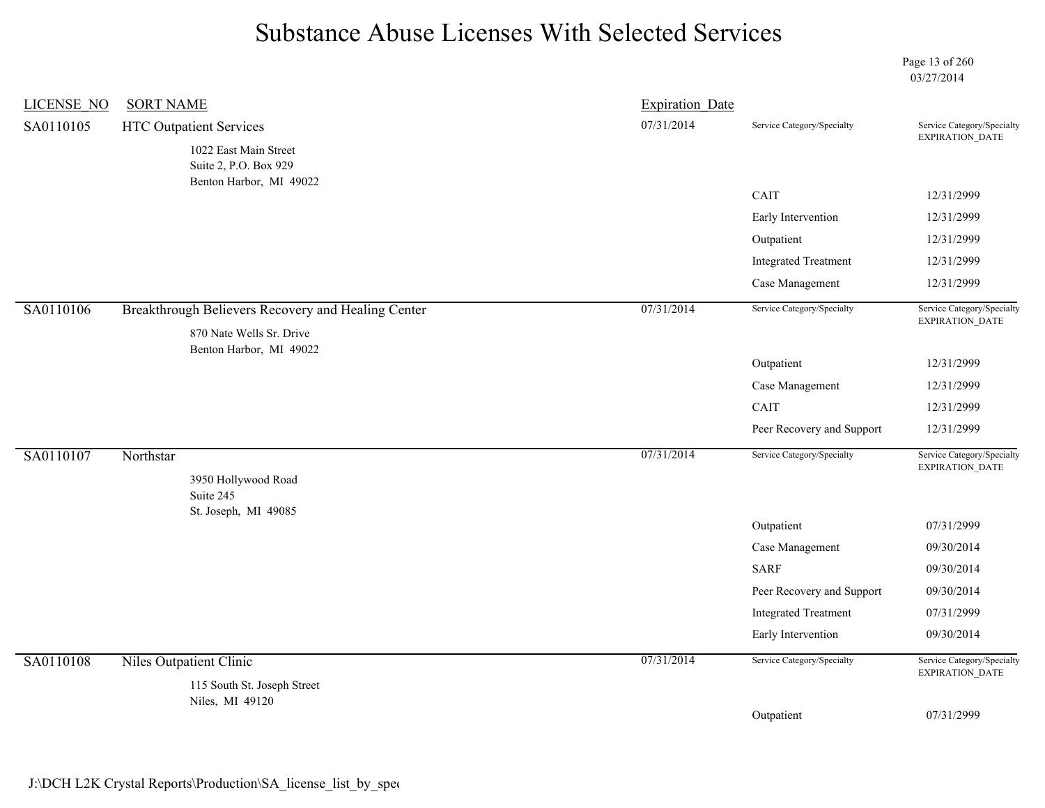# Substance Abuse Licenses With Selected Services

03/27/2014

| LICENSE_NO | SORT NAME | Expiration_Date | Service Category/Specialty | Service Category/Specialty EXPIRATION_DATE |
|---|---|---|---|---|
| SA0110105 | HTC Outpatient Services<br>1022 East Main Street<br>Suite 2, P.O. Box 929<br>Benton Harbor, MI 49022 | 07/31/2014 | | |
| | | | CAIT | 12/31/2999 |
| | | | Early Intervention | 12/31/2999 |
| | | | Outpatient | 12/31/2999 |
| | | | Integrated Treatment | 12/31/2999 |
| | | | Case Management | 12/31/2999 |
| SA0110106 | Breakthrough Believers Recovery and Healing Center<br>870 Nate Wells Sr. Drive<br>Benton Harbor, MI 49022 | 07/31/2014 | | |
| | | | Outpatient | 12/31/2999 |
| | | | Case Management | 12/31/2999 |
| | | | CAIT | 12/31/2999 |
| | | | Peer Recovery and Support | 12/31/2999 |
| SA0110107 | Northstar<br>3950 Hollywood Road<br>Suite 245<br>St. Joseph, MI 49085 | 07/31/2014 | | |
| | | | Outpatient | 07/31/2999 |
| | | | Case Management | 09/30/2014 |
| | | | SARF | 09/30/2014 |
| | | | Peer Recovery and Support | 09/30/2014 |
| | | | Integrated Treatment | 07/31/2999 |
| | | | Early Intervention | 09/30/2014 |
| SA0110108 | Niles Outpatient Clinic<br>115 South St. Joseph Street<br>Niles, MI 49120 | 07/31/2014 | | |
| | | | Outpatient | 07/31/2999 |

J:\DCH L2K Crystal Reports\Production\SA_license_list_by_spec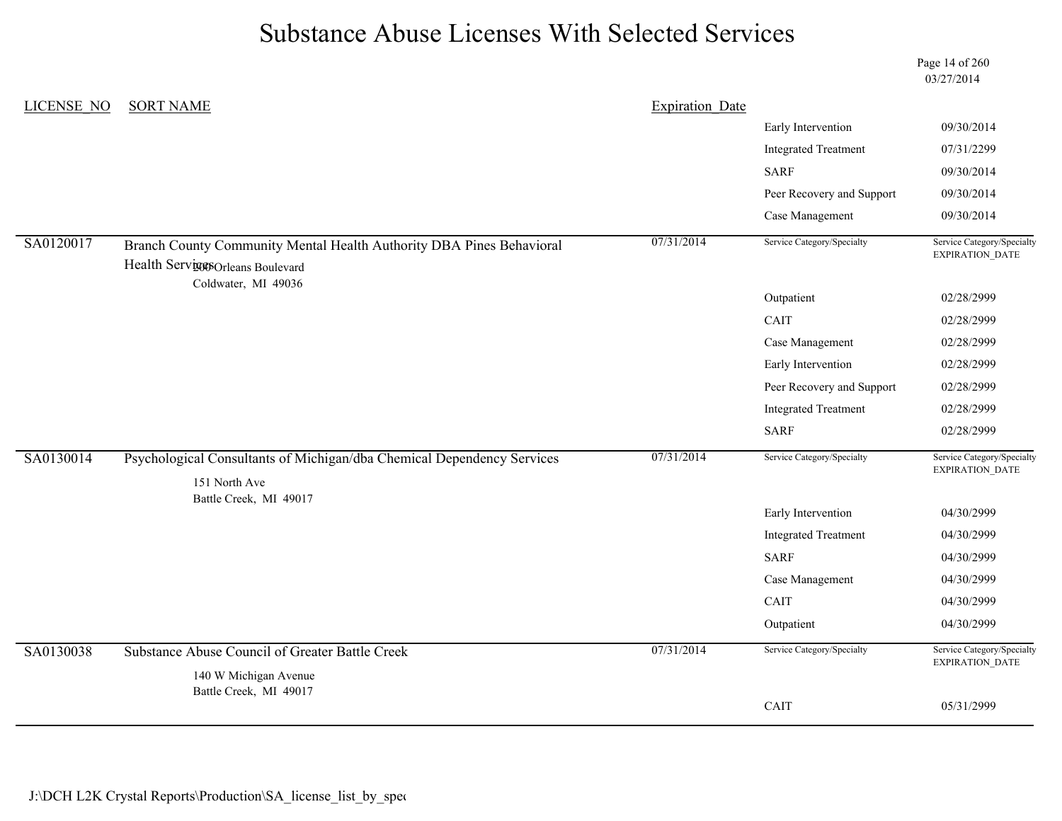# Substance Abuse Licenses With Selected Services

03/27/2014

| LICENSE_NO | SORT NAME | Expiration_Date | | |
|---|---|---|---|---|
| | | | Early Intervention | 09/30/2014 |
| | | | Integrated Treatment | 07/31/2299 |
| | | | SARF | 09/30/2014 |
| | | | Peer Recovery and Support | 09/30/2014 |
| | | | Case Management | 09/30/2014 |
| SA0120017 | Branch County Community Mental Health Authority DBA Pines Behavioral Health Services<br>200 Orleans Boulevard<br>Coldwater, MI 49036 | 07/31/2014 | Service Category/Specialty | Service Category/Specialty EXPIRATION_DATE |
| | | | Outpatient | 02/28/2999 |
| | | | CAIT | 02/28/2999 |
| | | | Case Management | 02/28/2999 |
| | | | Early Intervention | 02/28/2999 |
| | | | Peer Recovery and Support | 02/28/2999 |
| | | | Integrated Treatment | 02/28/2999 |
| | | | SARF | 02/28/2999 |
| SA0130014 | Psychological Consultants of Michigan/dba Chemical Dependency Services<br>151 North Ave<br>Battle Creek, MI 49017 | 07/31/2014 | Service Category/Specialty | Service Category/Specialty EXPIRATION_DATE |
| | | | Early Intervention | 04/30/2999 |
| | | | Integrated Treatment | 04/30/2999 |
| | | | SARF | 04/30/2999 |
| | | | Case Management | 04/30/2999 |
| | | | CAIT | 04/30/2999 |
| | | | Outpatient | 04/30/2999 |
| SA0130038 | Substance Abuse Council of Greater Battle Creek<br>140 W Michigan Avenue<br>Battle Creek, MI 49017 | 07/31/2014 | Service Category/Specialty | Service Category/Specialty EXPIRATION_DATE |
| | | | CAIT | 05/31/2999 |

J:\DCH L2K Crystal Reports\Production\SA_license_list_by_spec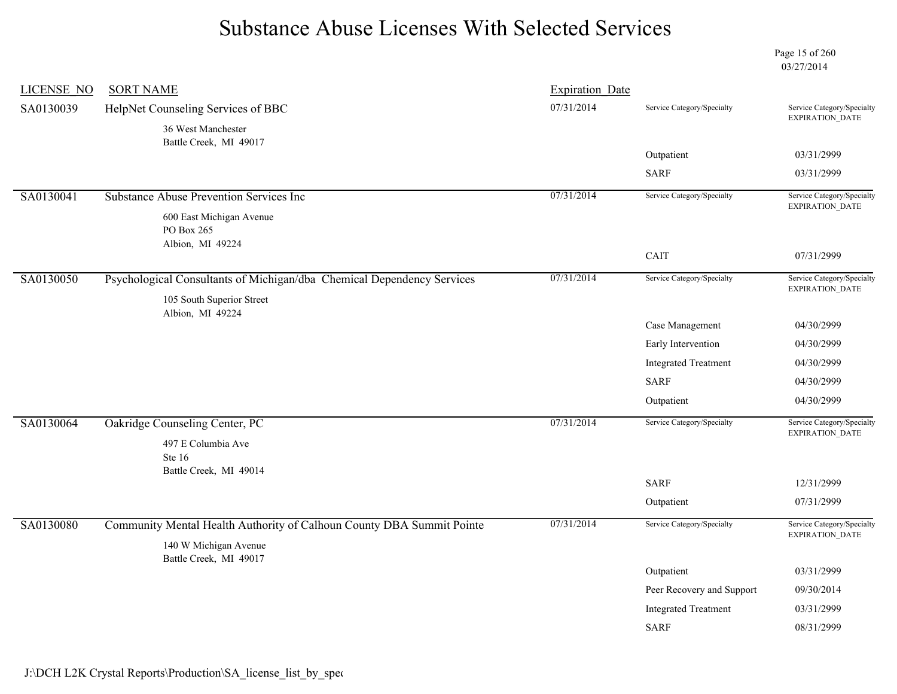# Substance Abuse Licenses With Selected Services

03/27/2014

| LICENSE_NO | SORT NAME | Expiration_Date | Service Category/Specialty | Service Category/Specialty EXPIRATION_DATE |
|---|---|---|---|---|
| SA0130039 | HelpNet Counseling Services of BBC<br>36 West Manchester<br>Battle Creek, MI 49017 | 07/31/2014 | Outpatient | 03/31/2999 |
| | | | SARF | 03/31/2999 |
| SA0130041 | Substance Abuse Prevention Services Inc<br>600 East Michigan Avenue<br>PO Box 265<br>Albion, MI 49224 | 07/31/2014 | CAIT | 07/31/2999 |
| SA0130050 | Psychological Consultants of Michigan/dba Chemical Dependency Services<br>105 South Superior Street<br>Albion, MI 49224 | 07/31/2014 | Case Management | 04/30/2999 |
| | | | Early Intervention | 04/30/2999 |
| | | | Integrated Treatment | 04/30/2999 |
| | | | SARF | 04/30/2999 |
| | | | Outpatient | 04/30/2999 |
| SA0130064 | Oakridge Counseling Center, PC<br>497 E Columbia Ave<br>Ste 16<br>Battle Creek, MI 49014 | 07/31/2014 | SARF | 12/31/2999 |
| | | | Outpatient | 07/31/2999 |
| SA0130080 | Community Mental Health Authority of Calhoun County DBA Summit Pointe<br>140 W Michigan Avenue<br>Battle Creek, MI 49017 | 07/31/2014 | Outpatient | 03/31/2999 |
| | | | Peer Recovery and Support | 09/30/2014 |
| | | | Integrated Treatment | 03/31/2999 |
| | | | SARF | 08/31/2999 |

J:\DCH L2K Crystal Reports\Production\SA_license_list_by_spec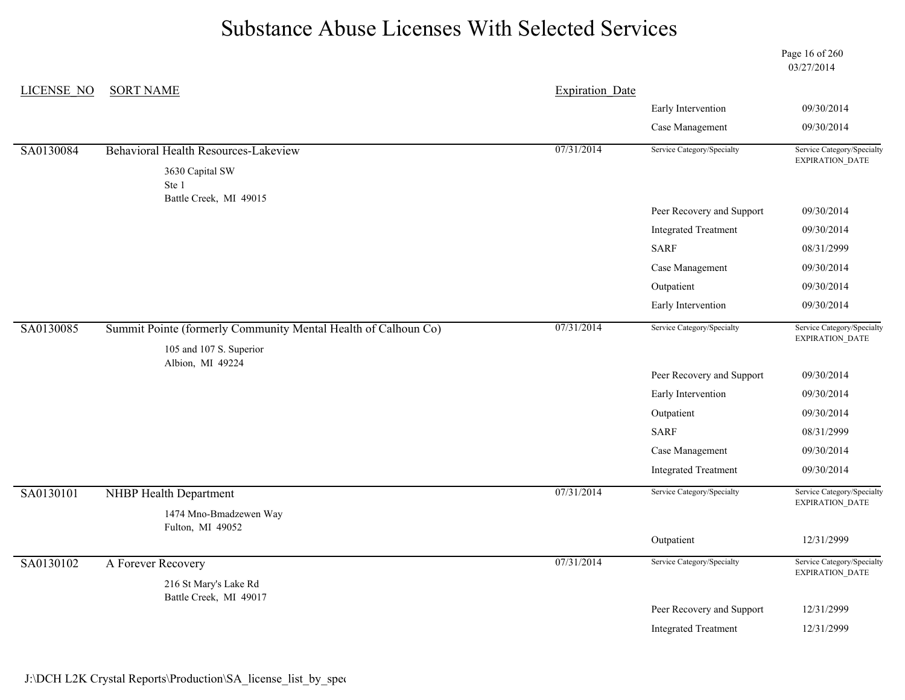# Substance Abuse Licenses With Selected Services

03/27/2014

| LICENSE_NO | SORT NAME | Expiration_Date | | |
|---|---|---|---|---|
| | | | Early Intervention | 09/30/2014 |
| | | | Case Management | 09/30/2014 |
| SA0130084 | Behavioral Health Resources-Lakeview<br>3630 Capital SW<br>Ste 1<br>Battle Creek, MI 49015 | 07/31/2014 | Service Category/Specialty | Service Category/Specialty EXPIRATION_DATE |
| | | | Peer Recovery and Support | 09/30/2014 |
| | | | Integrated Treatment | 09/30/2014 |
| | | | SARF | 08/31/2999 |
| | | | Case Management | 09/30/2014 |
| | | | Outpatient | 09/30/2014 |
| | | | Early Intervention | 09/30/2014 |
| SA0130085 | Summit Pointe (formerly Community Mental Health of Calhoun Co)<br>105 and 107 S. Superior<br>Albion, MI 49224 | 07/31/2014 | Service Category/Specialty | Service Category/Specialty EXPIRATION_DATE |
| | | | Peer Recovery and Support | 09/30/2014 |
| | | | Early Intervention | 09/30/2014 |
| | | | Outpatient | 09/30/2014 |
| | | | SARF | 08/31/2999 |
| | | | Case Management | 09/30/2014 |
| | | | Integrated Treatment | 09/30/2014 |
| SA0130101 | NHBP Health Department<br>1474 Mno-Bmadzewen Way<br>Fulton, MI 49052 | 07/31/2014 | Service Category/Specialty | Service Category/Specialty EXPIRATION_DATE |
| | | | Outpatient | 12/31/2999 |
| SA0130102 | A Forever Recovery<br>216 St Mary's Lake Rd<br>Battle Creek, MI 49017 | 07/31/2014 | Service Category/Specialty | Service Category/Specialty EXPIRATION_DATE |
| | | | Peer Recovery and Support | 12/31/2999 |
| | | | Integrated Treatment | 12/31/2999 |

J:\DCH L2K Crystal Reports\Production\SA_license_list_by_spec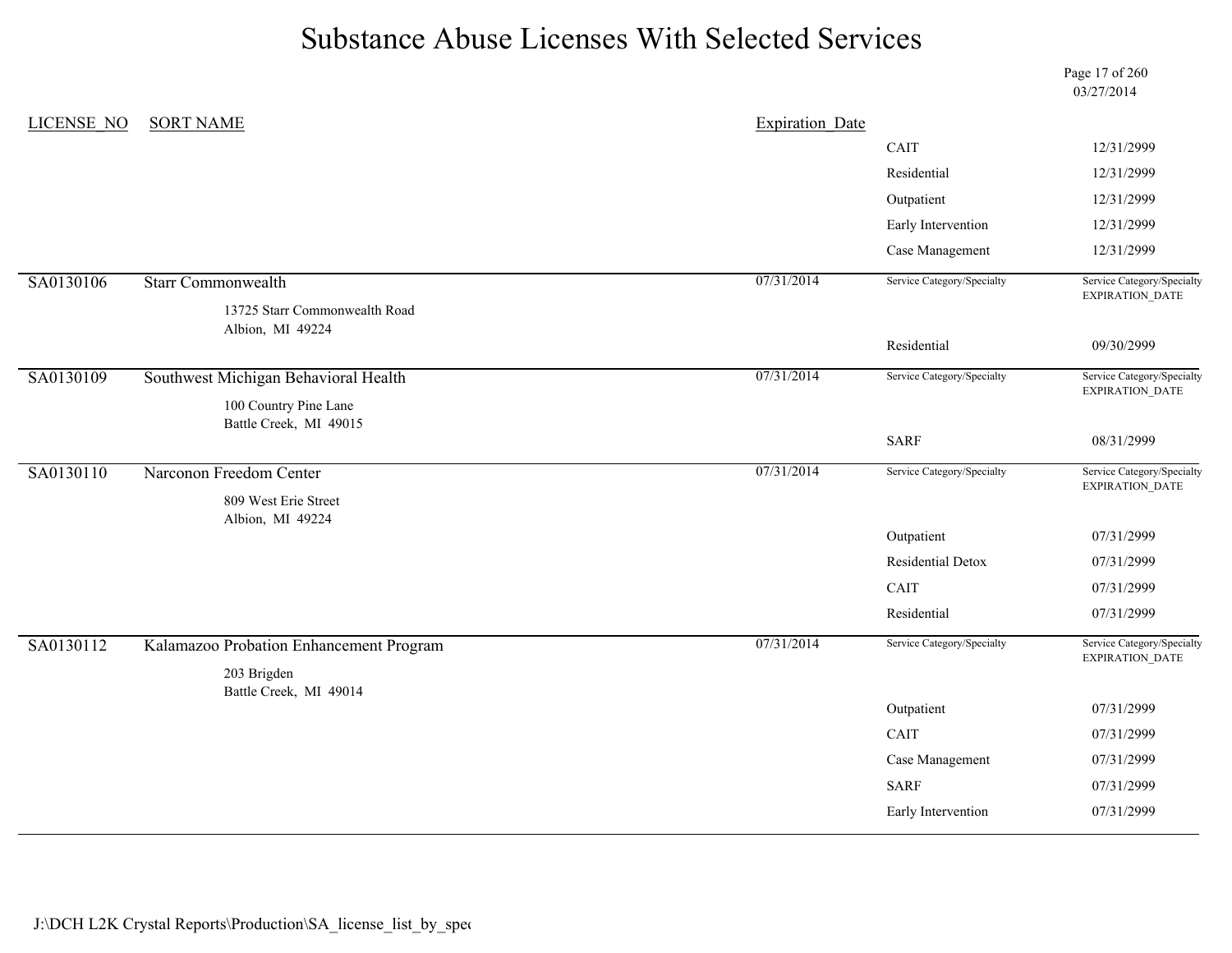# Substance Abuse Licenses With Selected Services

03/27/2014

| LICENSE_NO | SORT NAME | Expiration_Date | Service Category/Specialty | Service Category/Specialty EXPIRATION_DATE |
|---|---|---|---|---|
| | | | CAIT | 12/31/2999 |
| | | | Residential | 12/31/2999 |
| | | | Outpatient | 12/31/2999 |
| | | | Early Intervention | 12/31/2999 |
| | | | Case Management | 12/31/2999 |
| SA0130106 | Starr Commonwealth<br>13725 Starr Commonwealth Road<br>Albion, MI 49224 | 07/31/2014 | | |
| | | | Residential | 09/30/2999 |
| SA0130109 | Southwest Michigan Behavioral Health<br>100 Country Pine Lane<br>Battle Creek, MI 49015 | 07/31/2014 | | |
| | | | SARF | 08/31/2999 |
| SA0130110 | Narconon Freedom Center<br>809 West Erie Street<br>Albion, MI 49224 | 07/31/2014 | | |
| | | | Outpatient | 07/31/2999 |
| | | | Residential Detox | 07/31/2999 |
| | | | CAIT | 07/31/2999 |
| | | | Residential | 07/31/2999 |
| SA0130112 | Kalamazoo Probation Enhancement Program<br>203 Brigden<br>Battle Creek, MI 49014 | 07/31/2014 | | |
| | | | Outpatient | 07/31/2999 |
| | | | CAIT | 07/31/2999 |
| | | | Case Management | 07/31/2999 |
| | | | SARF | 07/31/2999 |
| | | | Early Intervention | 07/31/2999 |

J:\DCH L2K Crystal Reports\Production\SA_license_list_by_spec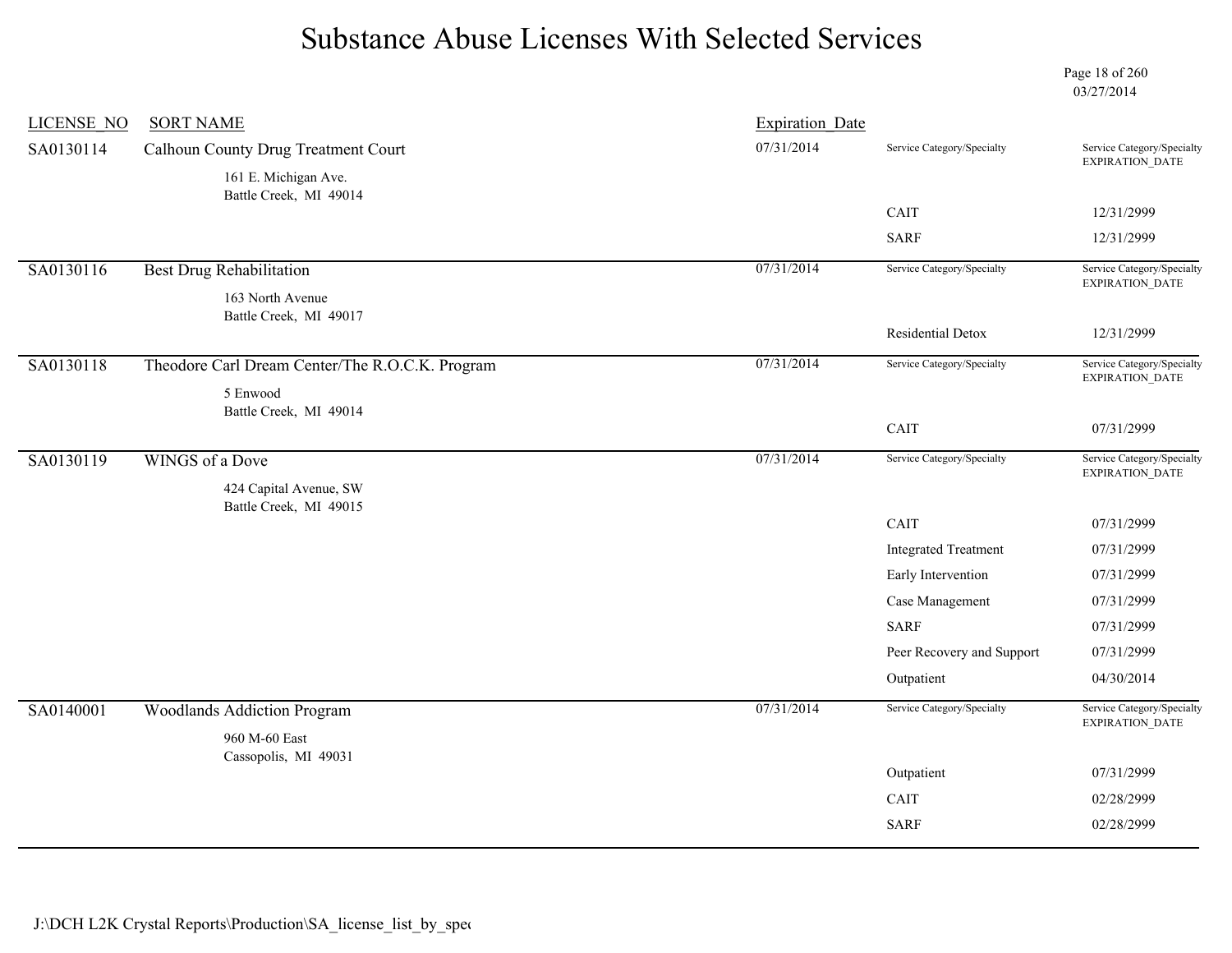# Substance Abuse Licenses With Selected Services

03/27/2014

| LICENSE_NO | SORT NAME | Expiration_Date | Service Category/Specialty | Service Category/Specialty EXPIRATION_DATE |
|---|---|---|---|---|
| SA0130114 | Calhoun County Drug Treatment Court<br>161 E. Michigan Ave.<br>Battle Creek, MI 49014 | 07/31/2014 | | |
| | | | CAIT | 12/31/2999 |
| | | | SARF | 12/31/2999 |
| SA0130116 | Best Drug Rehabilitation<br>163 North Avenue<br>Battle Creek, MI 49017 | 07/31/2014 | | |
| | | | Residential Detox | 12/31/2999 |
| SA0130118 | Theodore Carl Dream Center/The R.O.C.K. Program<br>5 Enwood<br>Battle Creek, MI 49014 | 07/31/2014 | | |
| | | | CAIT | 07/31/2999 |
| SA0130119 | WINGS of a Dove<br>424 Capital Avenue, SW<br>Battle Creek, MI 49015 | 07/31/2014 | | |
| | | | CAIT | 07/31/2999 |
| | | | Integrated Treatment | 07/31/2999 |
| | | | Early Intervention | 07/31/2999 |
| | | | Case Management | 07/31/2999 |
| | | | SARF | 07/31/2999 |
| | | | Peer Recovery and Support | 07/31/2999 |
| | | | Outpatient | 04/30/2014 |
| SA0140001 | Woodlands Addiction Program<br>960 M-60 East<br>Cassopolis, MI 49031 | 07/31/2014 | | |
| | | | Outpatient | 07/31/2999 |
| | | | CAIT | 02/28/2999 |
| | | | SARF | 02/28/2999 |

J:\DCH L2K Crystal Reports\Production\SA_license_list_by_spec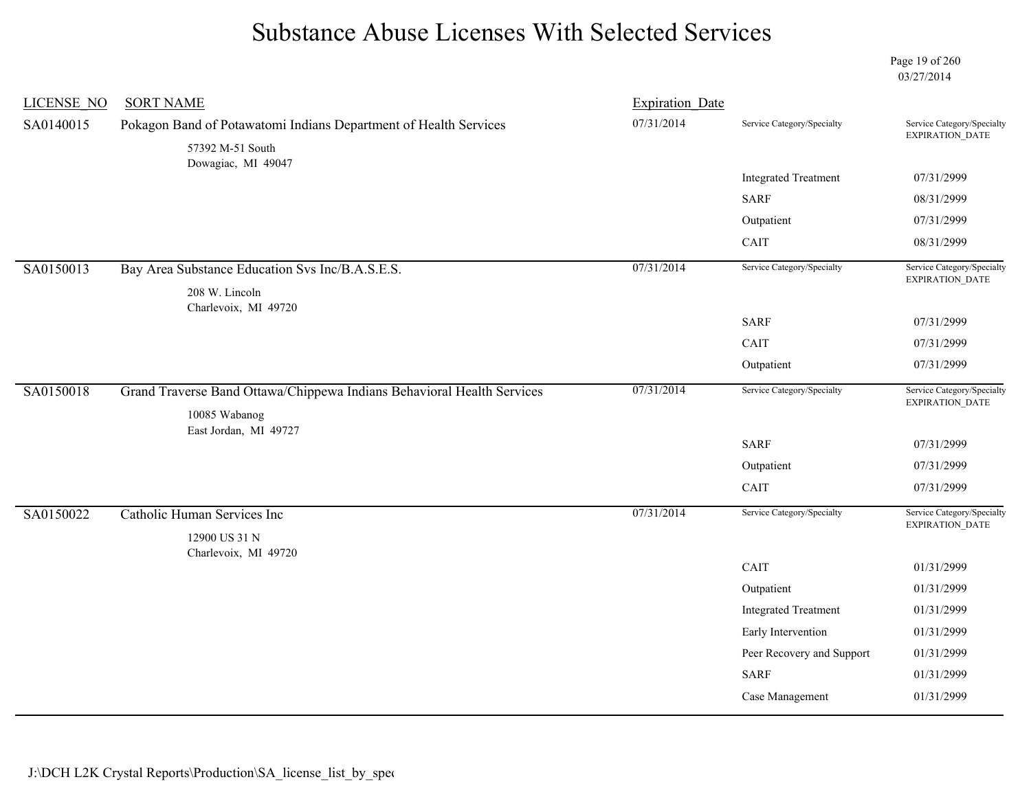# Substance Abuse Licenses With Selected Services

03/27/2014

| LICENSE_NO | SORT NAME | Expiration_Date | Service Category/Specialty | Service Category/Specialty EXPIRATION_DATE |
|---|---|---|---|---|
| SA0140015 | Pokagon Band of Potawatomi Indians Department of Health Services<br>57392 M-51 South<br>Dowagiac, MI 49047 | 07/31/2014 | | |
| | | | Integrated Treatment | 07/31/2999 |
| | | | SARF | 08/31/2999 |
| | | | Outpatient | 07/31/2999 |
| | | | CAIT | 08/31/2999 |
| SA0150013 | Bay Area Substance Education Svs Inc/B.A.S.E.S.<br>208 W. Lincoln<br>Charlevoix, MI 49720 | 07/31/2014 | | |
| | | | SARF | 07/31/2999 |
| | | | CAIT | 07/31/2999 |
| | | | Outpatient | 07/31/2999 |
| SA0150018 | Grand Traverse Band Ottawa/Chippewa Indians Behavioral Health Services<br>10085 Wabanog<br>East Jordan, MI 49727 | 07/31/2014 | | |
| | | | SARF | 07/31/2999 |
| | | | Outpatient | 07/31/2999 |
| | | | CAIT | 07/31/2999 |
| SA0150022 | Catholic Human Services Inc<br>12900 US 31 N<br>Charlevoix, MI 49720 | 07/31/2014 | | |
| | | | CAIT | 01/31/2999 |
| | | | Outpatient | 01/31/2999 |
| | | | Integrated Treatment | 01/31/2999 |
| | | | Early Intervention | 01/31/2999 |
| | | | Peer Recovery and Support | 01/31/2999 |
| | | | SARF | 01/31/2999 |
| | | | Case Management | 01/31/2999 |

J:\DCH L2K Crystal Reports\Production\SA_license_list_by_spec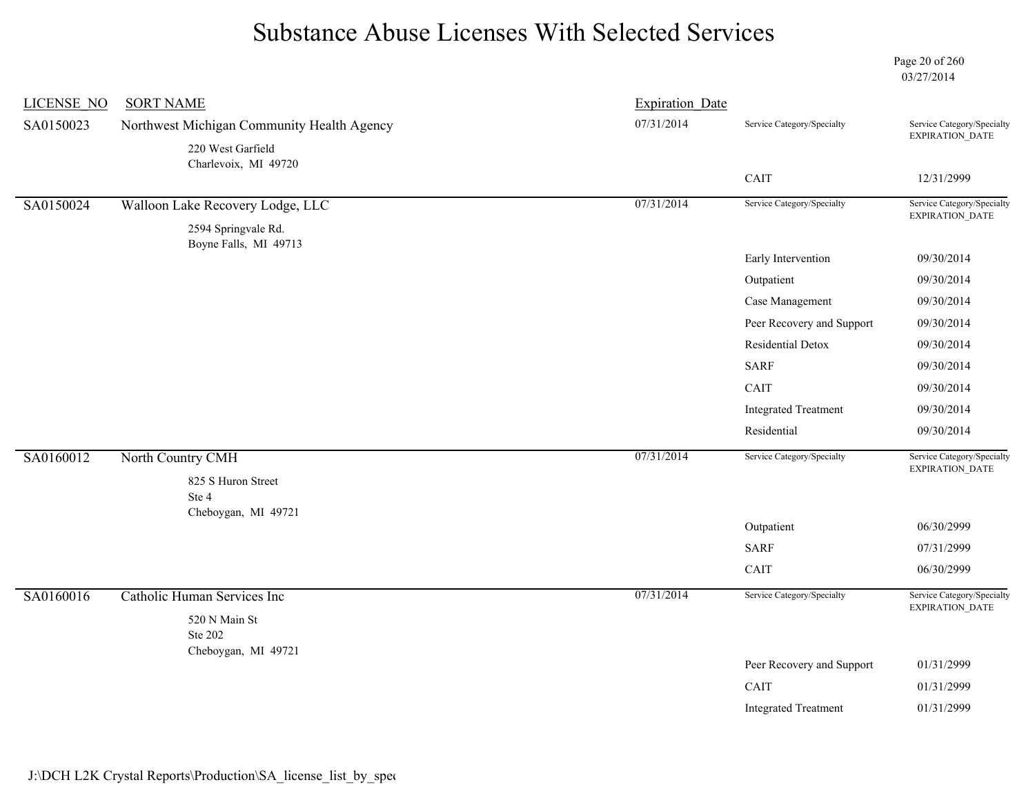# Substance Abuse Licenses With Selected Services

03/27/2014

| LICENSE_NO | SORT NAME | Expiration_Date | Service Category/Specialty | Service Category/Specialty EXPIRATION_DATE |
|---|---|---|---|---|
| SA0150023 | Northwest Michigan Community Health Agency<br>220 West Garfield<br>Charlevoix, MI 49720 | 07/31/2014 | CAIT | 12/31/2999 |
| SA0150024 | Walloon Lake Recovery Lodge, LLC<br>2594 Springvale Rd.<br>Boyne Falls, MI 49713 | 07/31/2014 | Early Intervention | 09/30/2014 |
| | | | Outpatient | 09/30/2014 |
| | | | Case Management | 09/30/2014 |
| | | | Peer Recovery and Support | 09/30/2014 |
| | | | Residential Detox | 09/30/2014 |
| | | | SARF | 09/30/2014 |
| | | | CAIT | 09/30/2014 |
| | | | Integrated Treatment | 09/30/2014 |
| | | | Residential | 09/30/2014 |
| SA0160012 | North Country CMH<br>825 S Huron Street<br>Ste 4<br>Cheboygan, MI 49721 | 07/31/2014 | Outpatient | 06/30/2999 |
| | | | SARF | 07/31/2999 |
| | | | CAIT | 06/30/2999 |
| SA0160016 | Catholic Human Services Inc<br>520 N Main St<br>Ste 202<br>Cheboygan, MI 49721 | 07/31/2014 | Peer Recovery and Support | 01/31/2999 |
| | | | CAIT | 01/31/2999 |
| | | | Integrated Treatment | 01/31/2999 |

J:\DCH L2K Crystal Reports\Production\SA_license_list_by_spec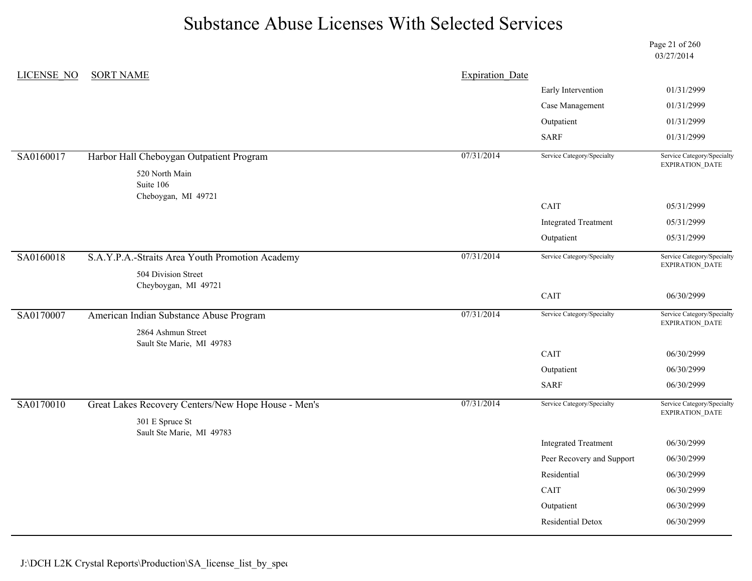# Substance Abuse Licenses With Selected Services

03/27/2014

| LICENSE_NO | SORT NAME | Expiration_Date | Service Category/Specialty | Service Category/Specialty EXPIRATION_DATE |
|---|---|---|---|---|
| | | | Early Intervention | 01/31/2999 |
| | | | Case Management | 01/31/2999 |
| | | | Outpatient | 01/31/2999 |
| | | | SARF | 01/31/2999 |
| SA0160017 | Harbor Hall Cheboygan Outpatient Program<br>520 North Main<br>Suite 106<br>Cheboygan, MI 49721 | 07/31/2014 | | |
| | | | CAIT | 05/31/2999 |
| | | | Integrated Treatment | 05/31/2999 |
| | | | Outpatient | 05/31/2999 |
| SA0160018 | S.A.Y.P.A.-Straits Area Youth Promotion Academy<br>504 Division Street<br>Cheyboygan, MI 49721 | 07/31/2014 | | |
| | | | CAIT | 06/30/2999 |
| SA0170007 | American Indian Substance Abuse Program<br>2864 Ashmun Street<br>Sault Ste Marie, MI 49783 | 07/31/2014 | | |
| | | | CAIT | 06/30/2999 |
| | | | Outpatient | 06/30/2999 |
| | | | SARF | 06/30/2999 |
| SA0170010 | Great Lakes Recovery Centers/New Hope House - Men's<br>301 E Spruce St<br>Sault Ste Marie, MI 49783 | 07/31/2014 | | |
| | | | Integrated Treatment | 06/30/2999 |
| | | | Peer Recovery and Support | 06/30/2999 |
| | | | Residential | 06/30/2999 |
| | | | CAIT | 06/30/2999 |
| | | | Outpatient | 06/30/2999 |
| | | | Residential Detox | 06/30/2999 |

J:\DCH L2K Crystal Reports\Production\SA_license_list_by_spec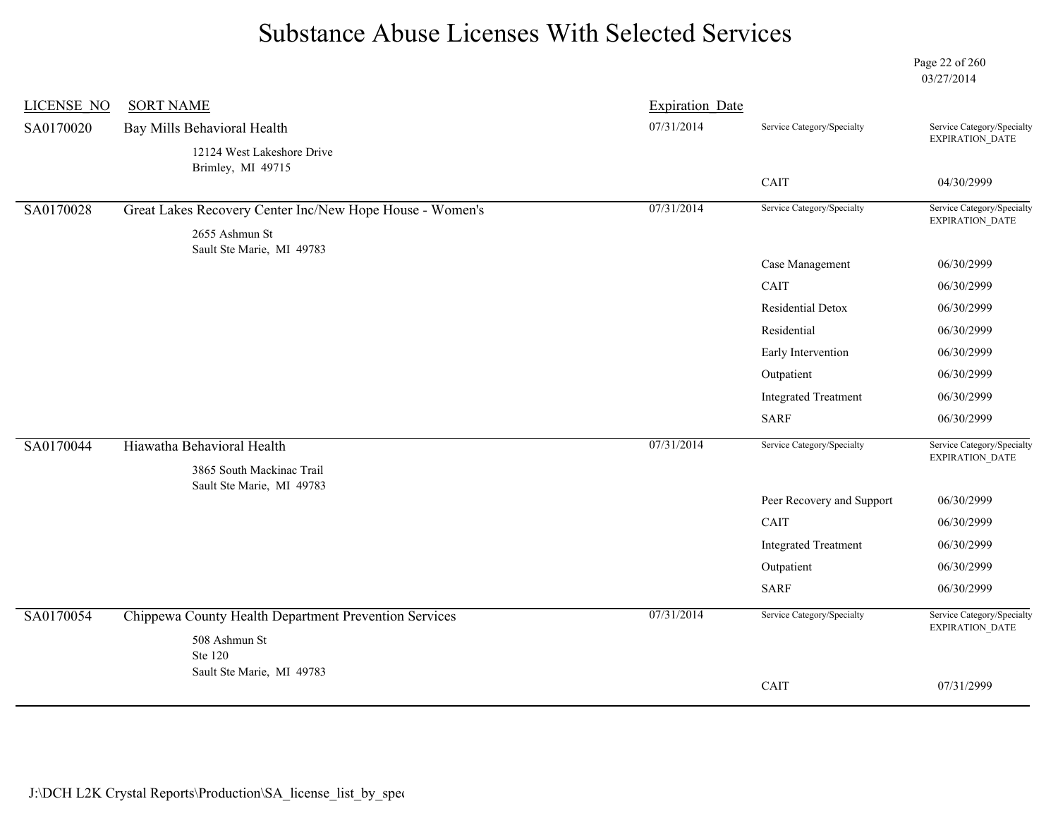# Substance Abuse Licenses With Selected Services

03/27/2014

| LICENSE_NO | SORT NAME | Expiration_Date | Service Category/Specialty | Service Category/Specialty EXPIRATION_DATE |
|---|---|---|---|---|
| SA0170020 | Bay Mills Behavioral Health<br>12124 West Lakeshore Drive<br>Brimley, MI 49715 | 07/31/2014 | CAIT | 04/30/2999 |
| SA0170028 | Great Lakes Recovery Center Inc/New Hope House - Women's<br>2655 Ashmun St<br>Sault Ste Marie, MI 49783 | 07/31/2014 | Case Management | 06/30/2999 |
| | | | CAIT | 06/30/2999 |
| | | | Residential Detox | 06/30/2999 |
| | | | Residential | 06/30/2999 |
| | | | Early Intervention | 06/30/2999 |
| | | | Outpatient | 06/30/2999 |
| | | | Integrated Treatment | 06/30/2999 |
| | | | SARF | 06/30/2999 |
| SA0170044 | Hiawatha Behavioral Health<br>3865 South Mackinac Trail<br>Sault Ste Marie, MI 49783 | 07/31/2014 | Peer Recovery and Support | 06/30/2999 |
| | | | CAIT | 06/30/2999 |
| | | | Integrated Treatment | 06/30/2999 |
| | | | Outpatient | 06/30/2999 |
| | | | SARF | 06/30/2999 |
| SA0170054 | Chippewa County Health Department Prevention Services<br>508 Ashmun St<br>Ste 120<br>Sault Ste Marie, MI 49783 | 07/31/2014 | CAIT | 07/31/2999 |

J:\DCH L2K Crystal Reports\Production\SA_license_list_by_spec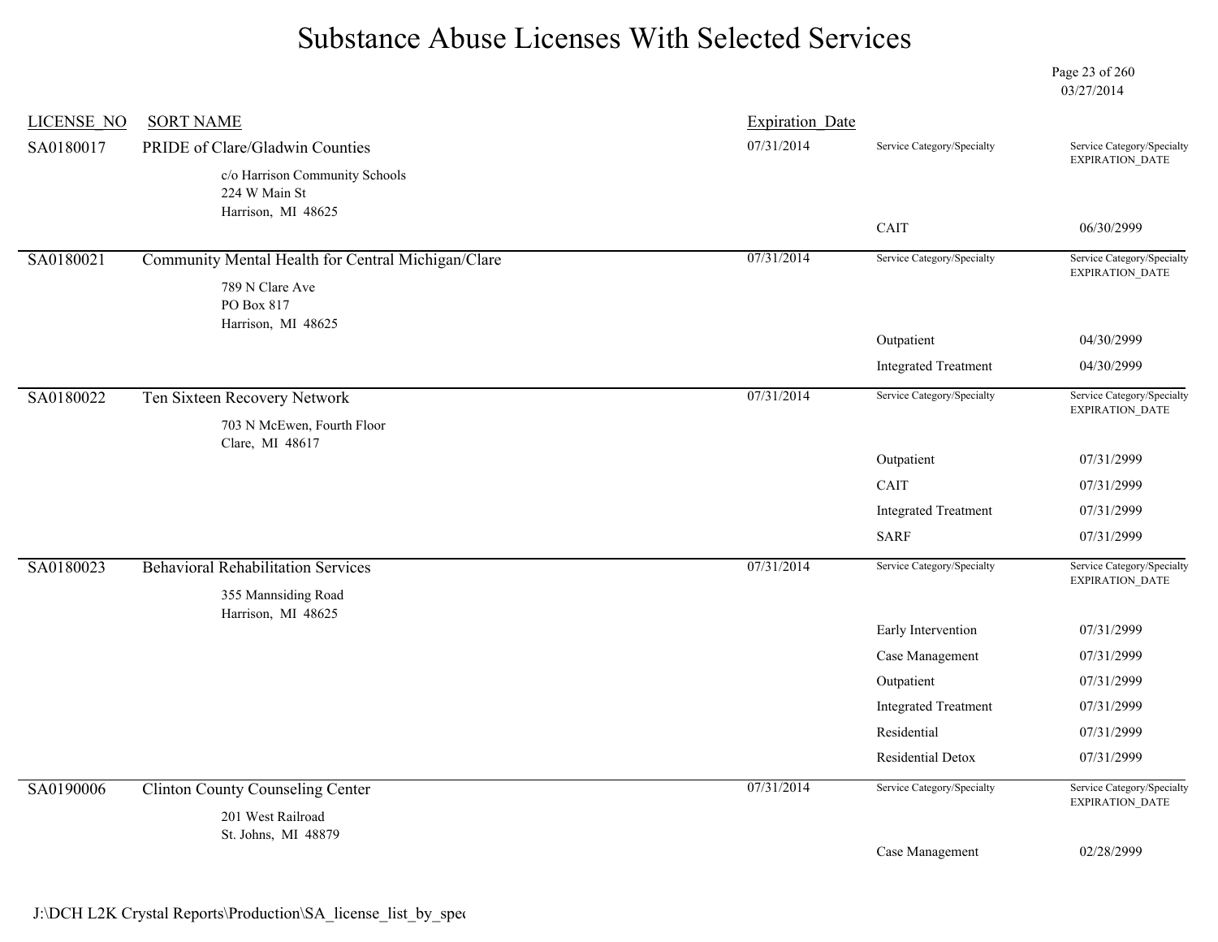# Substance Abuse Licenses With Selected Services

03/27/2014

| LICENSE_NO | SORT NAME | Expiration_Date | Service Category/Specialty | Service Category/Specialty EXPIRATION_DATE |
|---|---|---|---|---|
| SA0180017 | PRIDE of Clare/Gladwin Counties<br>c/o Harrison Community Schools<br>224 W Main St<br>Harrison, MI 48625 | 07/31/2014 | CAIT | 06/30/2999 |
| SA0180021 | Community Mental Health for Central Michigan/Clare<br>789 N Clare Ave<br>PO Box 817<br>Harrison, MI 48625 | 07/31/2014 | Outpatient | 04/30/2999 |
| | | | Integrated Treatment | 04/30/2999 |
| SA0180022 | Ten Sixteen Recovery Network<br>703 N McEwen, Fourth Floor<br>Clare, MI 48617 | 07/31/2014 | Outpatient | 07/31/2999 |
| | | | CAIT | 07/31/2999 |
| | | | Integrated Treatment | 07/31/2999 |
| | | | SARF | 07/31/2999 |
| SA0180023 | Behavioral Rehabilitation Services<br>355 Mannsiding Road<br>Harrison, MI 48625 | 07/31/2014 | Early Intervention | 07/31/2999 |
| | | | Case Management | 07/31/2999 |
| | | | Outpatient | 07/31/2999 |
| | | | Integrated Treatment | 07/31/2999 |
| | | | Residential | 07/31/2999 |
| | | | Residential Detox | 07/31/2999 |
| SA0190006 | Clinton County Counseling Center<br>201 West Railroad<br>St. Johns, MI 48879 | 07/31/2014 | Case Management | 02/28/2999 |

J:\DCH L2K Crystal Reports\Production\SA_license_list_by_spe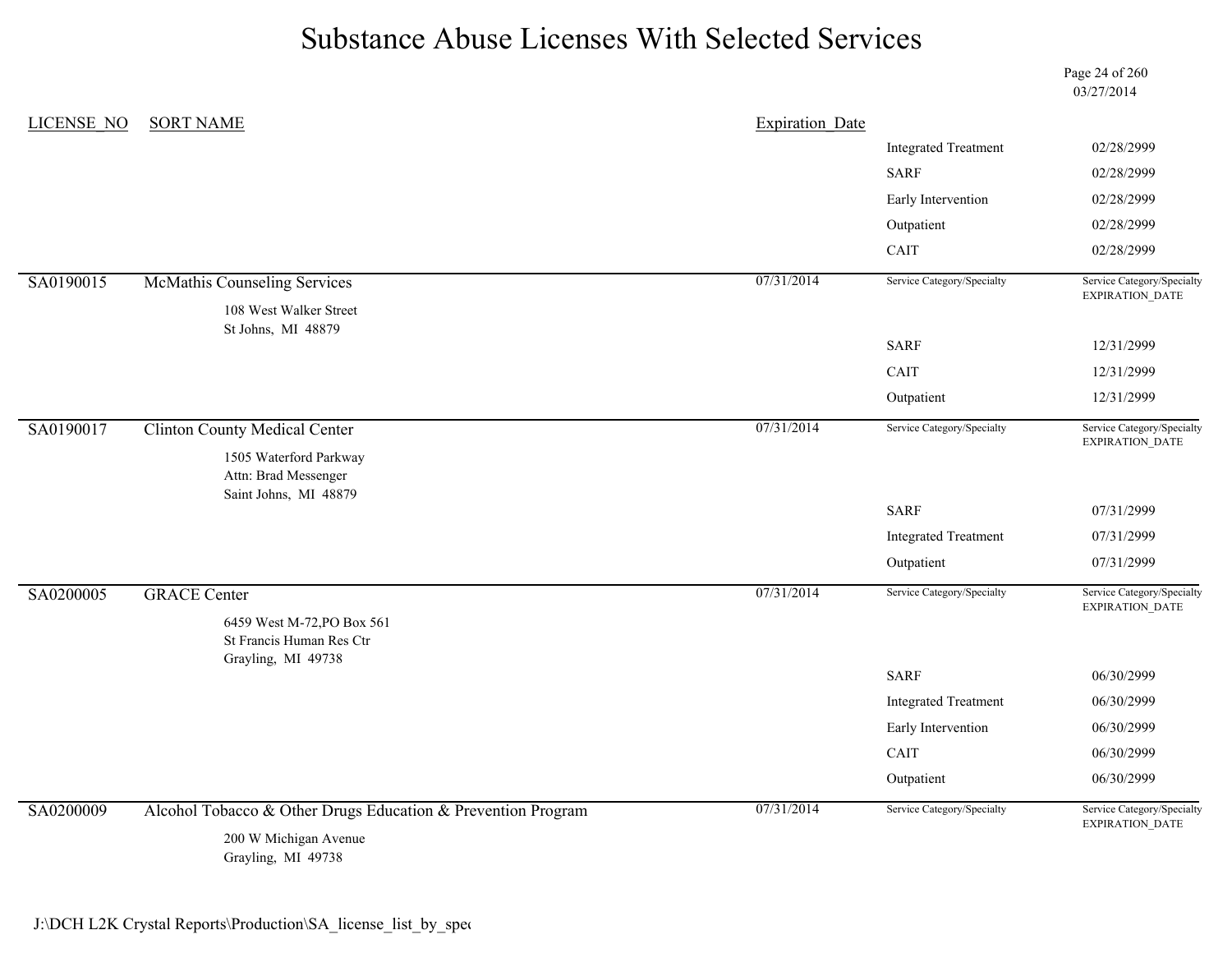# Substance Abuse Licenses With Selected Services

03/27/2014

| LICENSE_NO | SORT NAME | Expiration_Date | Service Category/Specialty | Service Category/Specialty EXPIRATION_DATE |
|---|---|---|---|---|
| | | | Integrated Treatment | 02/28/2999 |
| | | | SARF | 02/28/2999 |
| | | | Early Intervention | 02/28/2999 |
| | | | Outpatient | 02/28/2999 |
| | | | CAIT | 02/28/2999 |
| SA0190015 | McMathis Counseling Services<br>108 West Walker Street<br>St Johns, MI 48879 | 07/31/2014 | | |
| | | | SARF | 12/31/2999 |
| | | | CAIT | 12/31/2999 |
| | | | Outpatient | 12/31/2999 |
| SA0190017 | Clinton County Medical Center<br>1505 Waterford Parkway<br>Attn: Brad Messenger<br>Saint Johns, MI 48879 | 07/31/2014 | | |
| | | | SARF | 07/31/2999 |
| | | | Integrated Treatment | 07/31/2999 |
| | | | Outpatient | 07/31/2999 |
| SA0200005 | GRACE Center<br>6459 West M-72,PO Box 561<br>St Francis Human Res Ctr<br>Grayling, MI 49738 | 07/31/2014 | | |
| | | | SARF | 06/30/2999 |
| | | | Integrated Treatment | 06/30/2999 |
| | | | Early Intervention | 06/30/2999 |
| | | | CAIT | 06/30/2999 |
| | | | Outpatient | 06/30/2999 |
| SA0200009 | Alcohol Tobacco & Other Drugs Education & Prevention Program<br>200 W Michigan Avenue<br>Grayling, MI 49738 | 07/31/2014 | | |

J:\DCH L2K Crystal Reports\Production\SA_license_list_by_spec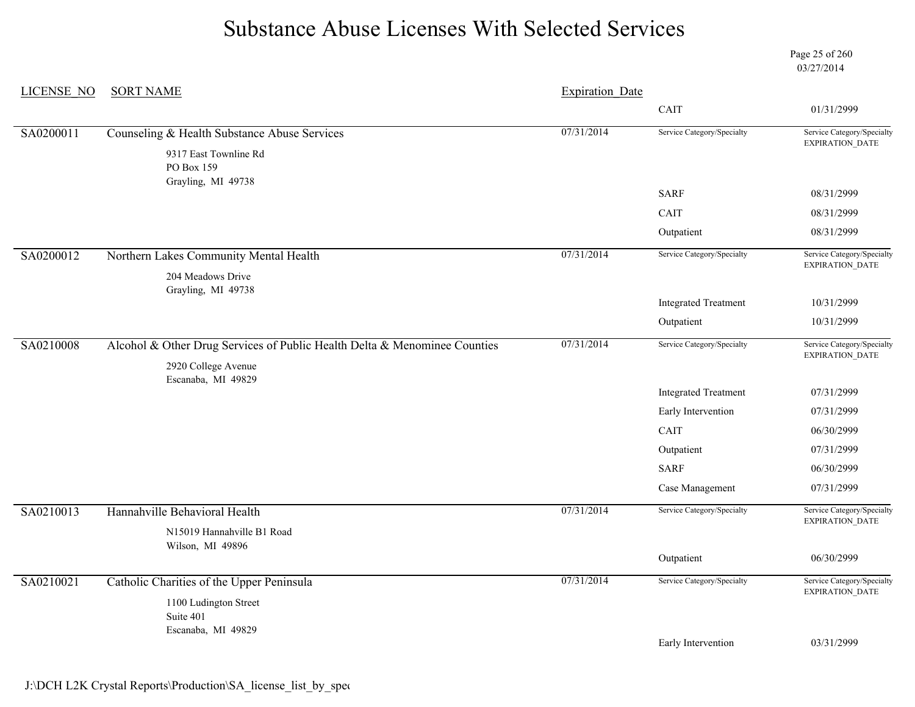# Substance Abuse Licenses With Selected Services

03/27/2014

| LICENSE_NO | SORT NAME | Expiration_Date | Service Category/Specialty | Service Category/Specialty EXPIRATION_DATE |
|---|---|---|---|---|
| | | | CAIT | 01/31/2999 |
| SA0200011 | Counseling & Health Substance Abuse Services<br>9317 East Townline Rd<br>PO Box 159<br>Grayling, MI 49738 | 07/31/2014 | | |
| | | | SARF | 08/31/2999 |
| | | | CAIT | 08/31/2999 |
| | | | Outpatient | 08/31/2999 |
| SA0200012 | Northern Lakes Community Mental Health<br>204 Meadows Drive<br>Grayling, MI 49738 | 07/31/2014 | | |
| | | | Integrated Treatment | 10/31/2999 |
| | | | Outpatient | 10/31/2999 |
| SA0210008 | Alcohol & Other Drug Services of Public Health Delta & Menominee Counties<br>2920 College Avenue<br>Escanaba, MI 49829 | 07/31/2014 | | |
| | | | Integrated Treatment | 07/31/2999 |
| | | | Early Intervention | 07/31/2999 |
| | | | CAIT | 06/30/2999 |
| | | | Outpatient | 07/31/2999 |
| | | | SARF | 06/30/2999 |
| | | | Case Management | 07/31/2999 |
| SA0210013 | Hannahville Behavioral Health<br>N15019 Hannahville B1 Road<br>Wilson, MI 49896 | 07/31/2014 | | |
| | | | Outpatient | 06/30/2999 |
| SA0210021 | Catholic Charities of the Upper Peninsula<br>1100 Ludington Street<br>Suite 401<br>Escanaba, MI 49829 | 07/31/2014 | | |
| | | | Early Intervention | 03/31/2999 |

J:\DCH L2K Crystal Reports\Production\SA_license_list_by_spec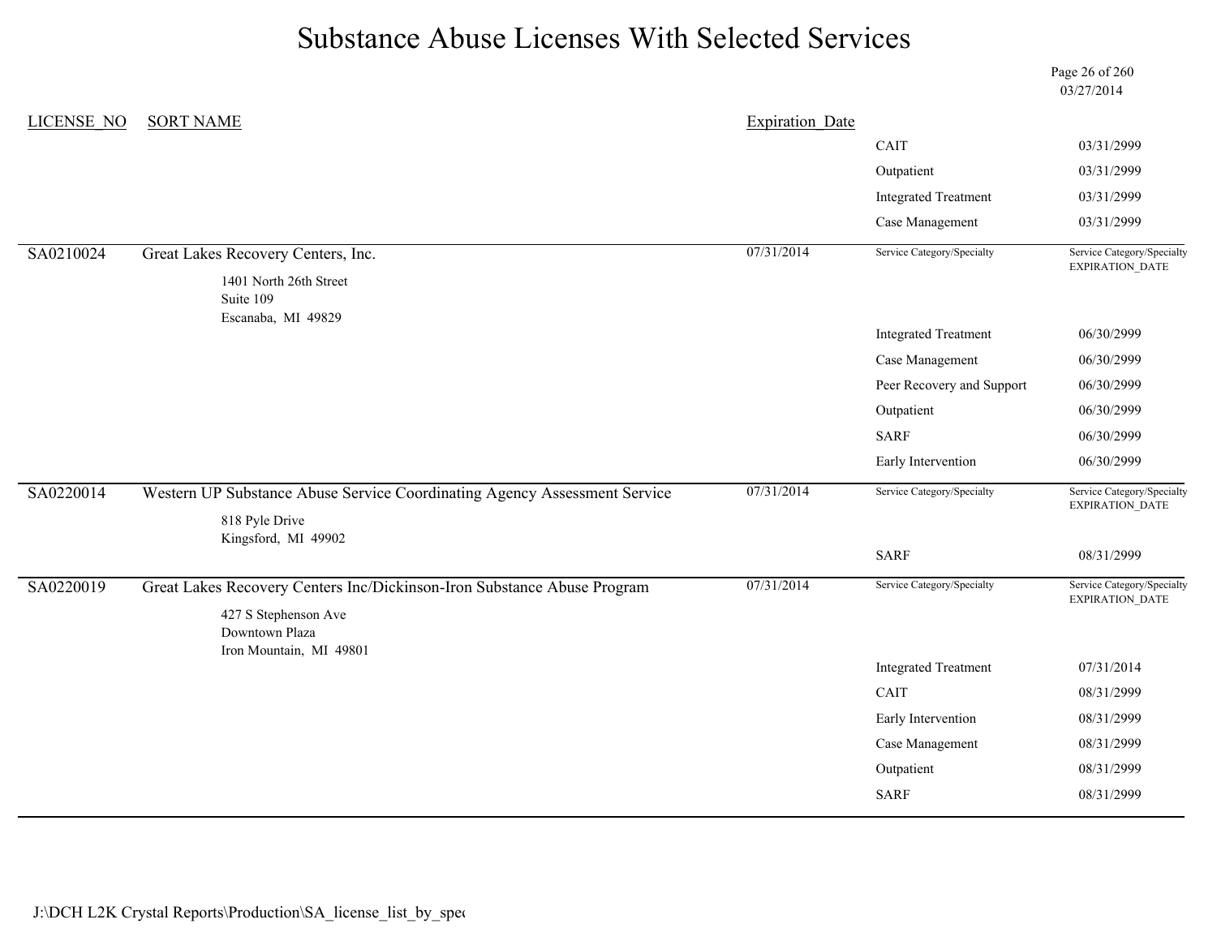# Substance Abuse Licenses With Selected Services

03/27/2014

| LICENSE_NO | SORT NAME | Expiration_Date | Service Category/Specialty | Service Category/Specialty EXPIRATION_DATE |
|---|---|---|---|---|
| | | | CAIT | 03/31/2999 |
| | | | Outpatient | 03/31/2999 |
| | | | Integrated Treatment | 03/31/2999 |
| | | | Case Management | 03/31/2999 |
| SA0210024 | Great Lakes Recovery Centers, Inc.<br>1401 North 26th Street<br>Suite 109<br>Escanaba, MI 49829 | 07/31/2014 | Service Category/Specialty | Service Category/Specialty EXPIRATION_DATE |
| | | | Integrated Treatment | 06/30/2999 |
| | | | Case Management | 06/30/2999 |
| | | | Peer Recovery and Support | 06/30/2999 |
| | | | Outpatient | 06/30/2999 |
| | | | SARF | 06/30/2999 |
| | | | Early Intervention | 06/30/2999 |
| SA0220014 | Western UP Substance Abuse Service Coordinating Agency Assessment Service<br>818 Pyle Drive<br>Kingsford, MI 49902 | 07/31/2014 | Service Category/Specialty | Service Category/Specialty EXPIRATION_DATE |
| | | | SARF | 08/31/2999 |
| SA0220019 | Great Lakes Recovery Centers Inc/Dickinson-Iron Substance Abuse Program<br>427 S Stephenson Ave<br>Downtown Plaza<br>Iron Mountain, MI 49801 | 07/31/2014 | Service Category/Specialty | Service Category/Specialty EXPIRATION_DATE |
| | | | Integrated Treatment | 07/31/2014 |
| | | | CAIT | 08/31/2999 |
| | | | Early Intervention | 08/31/2999 |
| | | | Case Management | 08/31/2999 |
| | | | Outpatient | 08/31/2999 |
| | | | SARF | 08/31/2999 |

J:\DCH L2K Crystal Reports\Production\SA_license_list_by_spec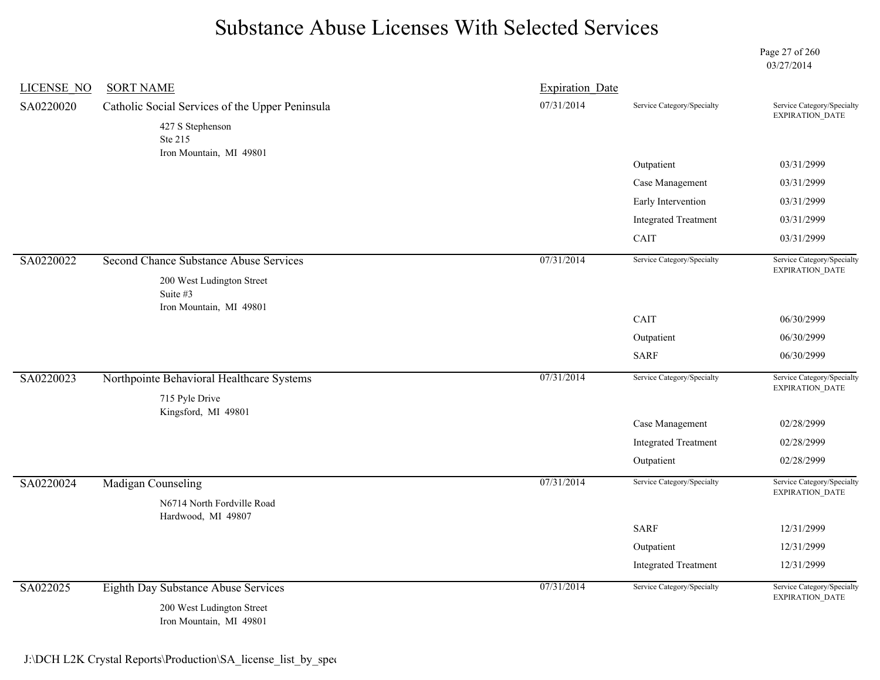# Substance Abuse Licenses With Selected Services

03/27/2014

| LICENSE_NO | SORT NAME | Expiration_Date | Service Category/Specialty | Service Category/Specialty EXPIRATION_DATE |
|---|---|---|---|---|
| SA0220020 | Catholic Social Services of the Upper Peninsula<br>427 S Stephenson<br>Ste 215<br>Iron Mountain, MI 49801 | 07/31/2014 | | |
| | | | Outpatient | 03/31/2999 |
| | | | Case Management | 03/31/2999 |
| | | | Early Intervention | 03/31/2999 |
| | | | Integrated Treatment | 03/31/2999 |
| | | | CAIT | 03/31/2999 |
| SA0220022 | Second Chance Substance Abuse Services<br>200 West Ludington Street<br>Suite #3<br>Iron Mountain, MI 49801 | 07/31/2014 | | |
| | | | CAIT | 06/30/2999 |
| | | | Outpatient | 06/30/2999 |
| | | | SARF | 06/30/2999 |
| SA0220023 | Northpointe Behavioral Healthcare Systems<br>715 Pyle Drive<br>Kingsford, MI 49801 | 07/31/2014 | | |
| | | | Case Management | 02/28/2999 |
| | | | Integrated Treatment | 02/28/2999 |
| | | | Outpatient | 02/28/2999 |
| SA0220024 | Madigan Counseling<br>N6714 North Fordville Road<br>Hardwood, MI 49807 | 07/31/2014 | | |
| | | | SARF | 12/31/2999 |
| | | | Outpatient | 12/31/2999 |
| | | | Integrated Treatment | 12/31/2999 |
| SA022025 | Eighth Day Substance Abuse Services<br>200 West Ludington Street<br>Iron Mountain, MI 49801 | 07/31/2014 | | |

J:\DCH L2K Crystal Reports\Production\SA_license_list_by_spec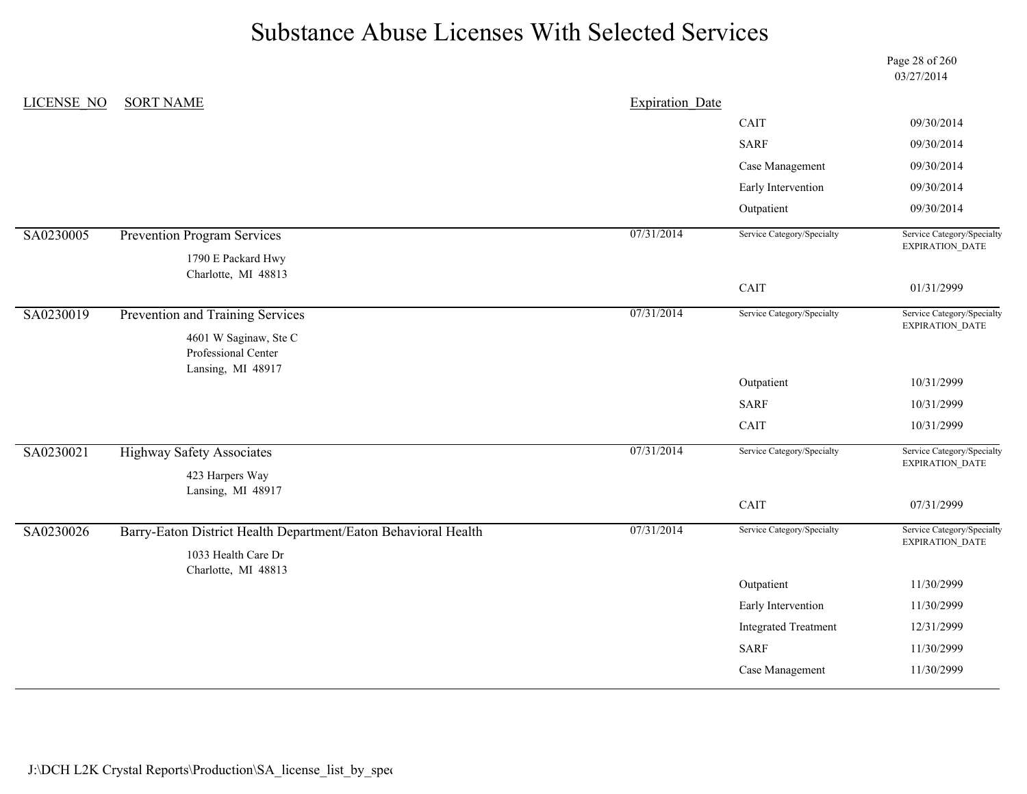# Substance Abuse Licenses With Selected Services

03/27/2014

| LICENSE_NO | SORT NAME | Expiration_Date | Service Category/Specialty | Service Category/Specialty EXPIRATION_DATE |
|---|---|---|---|---|
| | | | CAIT | 09/30/2014 |
| | | | SARF | 09/30/2014 |
| | | | Case Management | 09/30/2014 |
| | | | Early Intervention | 09/30/2014 |
| | | | Outpatient | 09/30/2014 |
| SA0230005 | Prevention Program Services<br>1790 E Packard Hwy<br>Charlotte, MI 48813 | 07/31/2014 | | |
| | | | CAIT | 01/31/2999 |
| SA0230019 | Prevention and Training Services<br>4601 W Saginaw, Ste C<br>Professional Center<br>Lansing, MI 48917 | 07/31/2014 | | |
| | | | Outpatient | 10/31/2999 |
| | | | SARF | 10/31/2999 |
| | | | CAIT | 10/31/2999 |
| SA0230021 | Highway Safety Associates<br>423 Harpers Way<br>Lansing, MI 48917 | 07/31/2014 | | |
| | | | CAIT | 07/31/2999 |
| SA0230026 | Barry-Eaton District Health Department/Eaton Behavioral Health<br>1033 Health Care Dr<br>Charlotte, MI 48813 | 07/31/2014 | | |
| | | | Outpatient | 11/30/2999 |
| | | | Early Intervention | 11/30/2999 |
| | | | Integrated Treatment | 12/31/2999 |
| | | | SARF | 11/30/2999 |
| | | | Case Management | 11/30/2999 |

J:\DCH L2K Crystal Reports\Production\SA_license_list_by_spec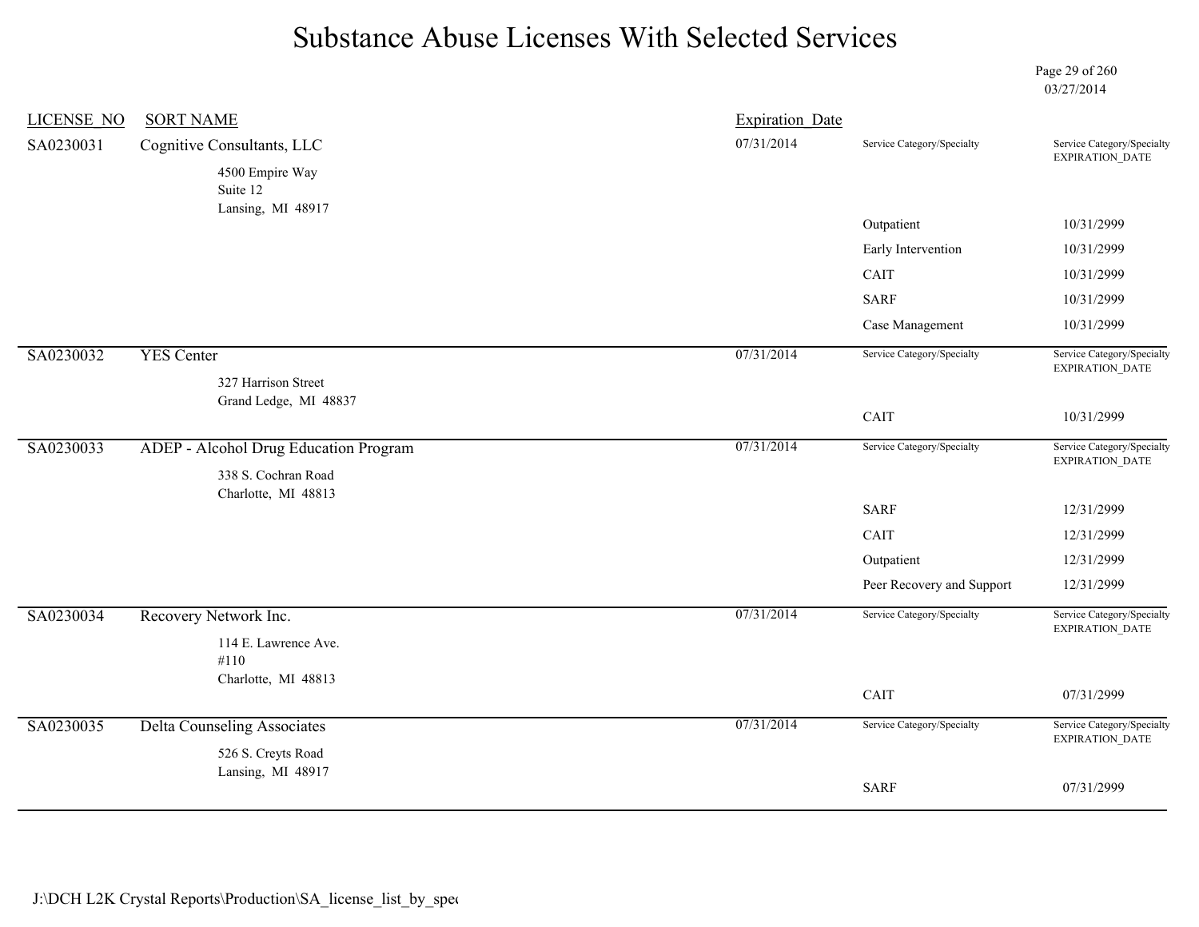# Substance Abuse Licenses With Selected Services

03/27/2014

| LICENSE_NO | SORT NAME | Expiration_Date | Service Category/Specialty | Service Category/Specialty EXPIRATION_DATE |
|---|---|---|---|---|
| SA0230031 | Cognitive Consultants, LLC<br>4500 Empire Way<br>Suite 12<br>Lansing, MI 48917 | 07/31/2014 | | |
| | | | Outpatient | 10/31/2999 |
| | | | Early Intervention | 10/31/2999 |
| | | | CAIT | 10/31/2999 |
| | | | SARF | 10/31/2999 |
| | | | Case Management | 10/31/2999 |
| SA0230032 | YES Center<br>327 Harrison Street<br>Grand Ledge, MI 48837 | 07/31/2014 | | |
| | | | CAIT | 10/31/2999 |
| SA0230033 | ADEP - Alcohol Drug Education Program<br>338 S. Cochran Road<br>Charlotte, MI 48813 | 07/31/2014 | | |
| | | | SARF | 12/31/2999 |
| | | | CAIT | 12/31/2999 |
| | | | Outpatient | 12/31/2999 |
| | | | Peer Recovery and Support | 12/31/2999 |
| SA0230034 | Recovery Network Inc.<br>114 E. Lawrence Ave.<br>#110<br>Charlotte, MI 48813 | 07/31/2014 | | |
| | | | CAIT | 07/31/2999 |
| SA0230035 | Delta Counseling Associates<br>526 S. Creyts Road<br>Lansing, MI 48917 | 07/31/2014 | | |
| | | | SARF | 07/31/2999 |

J:\DCH L2K Crystal Reports\Production\SA_license_list_by_spe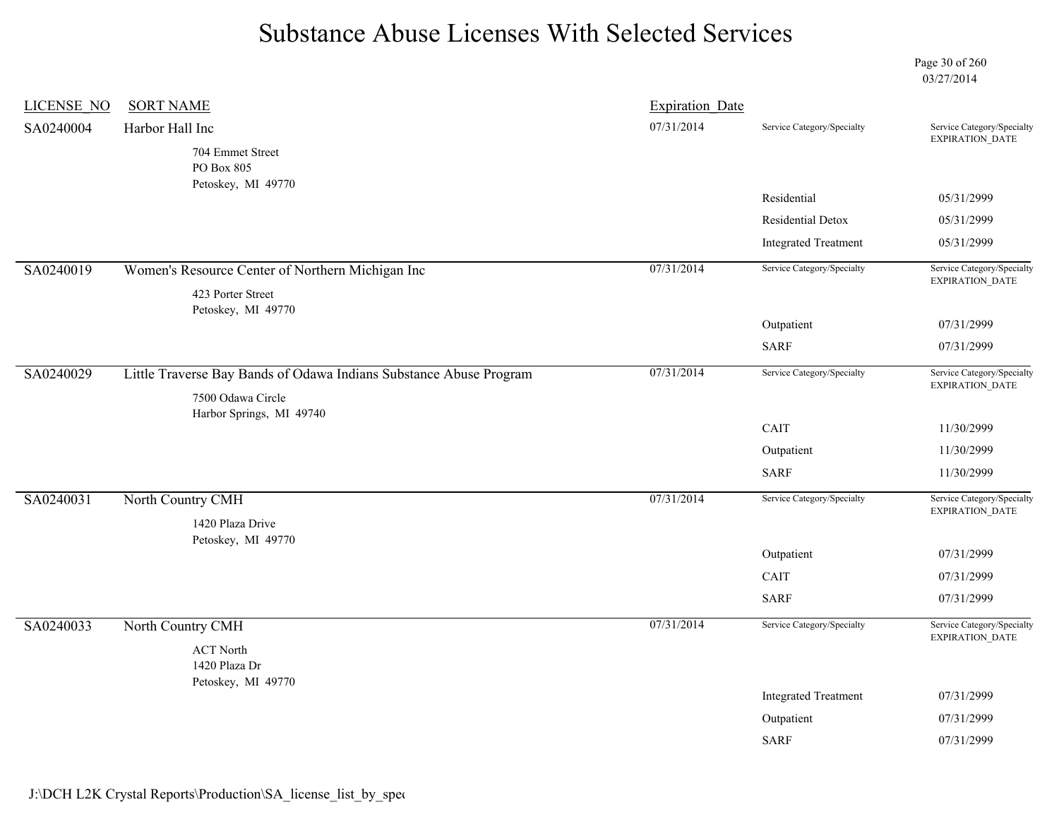# Substance Abuse Licenses With Selected Services

03/27/2014

| LICENSE_NO | SORT NAME | Expiration_Date | Service Category/Specialty | Service Category/Specialty EXPIRATION_DATE |
|---|---|---|---|---|
| SA0240004 | Harbor Hall Inc<br>704 Emmet Street<br>PO Box 805<br>Petoskey, MI 49770 | 07/31/2014 | Residential | 05/31/2999 |
| | | | Residential Detox | 05/31/2999 |
| | | | Integrated Treatment | 05/31/2999 |
| SA0240019 | Women's Resource Center of Northern Michigan Inc<br>423 Porter Street<br>Petoskey, MI 49770 | 07/31/2014 | Outpatient | 07/31/2999 |
| | | | SARF | 07/31/2999 |
| SA0240029 | Little Traverse Bay Bands of Odawa Indians Substance Abuse Program<br>7500 Odawa Circle<br>Harbor Springs, MI 49740 | 07/31/2014 | CAIT | 11/30/2999 |
| | | | Outpatient | 11/30/2999 |
| | | | SARF | 11/30/2999 |
| SA0240031 | North Country CMH<br>1420 Plaza Drive<br>Petoskey, MI 49770 | 07/31/2014 | Outpatient | 07/31/2999 |
| | | | CAIT | 07/31/2999 |
| | | | SARF | 07/31/2999 |
| SA0240033 | North Country CMH<br>ACT North<br>1420 Plaza Dr<br>Petoskey, MI 49770 | 07/31/2014 | Integrated Treatment | 07/31/2999 |
| | | | Outpatient | 07/31/2999 |
| | | | SARF | 07/31/2999 |

J:\DCH L2K Crystal Reports\Production\SA_license_list_by_spec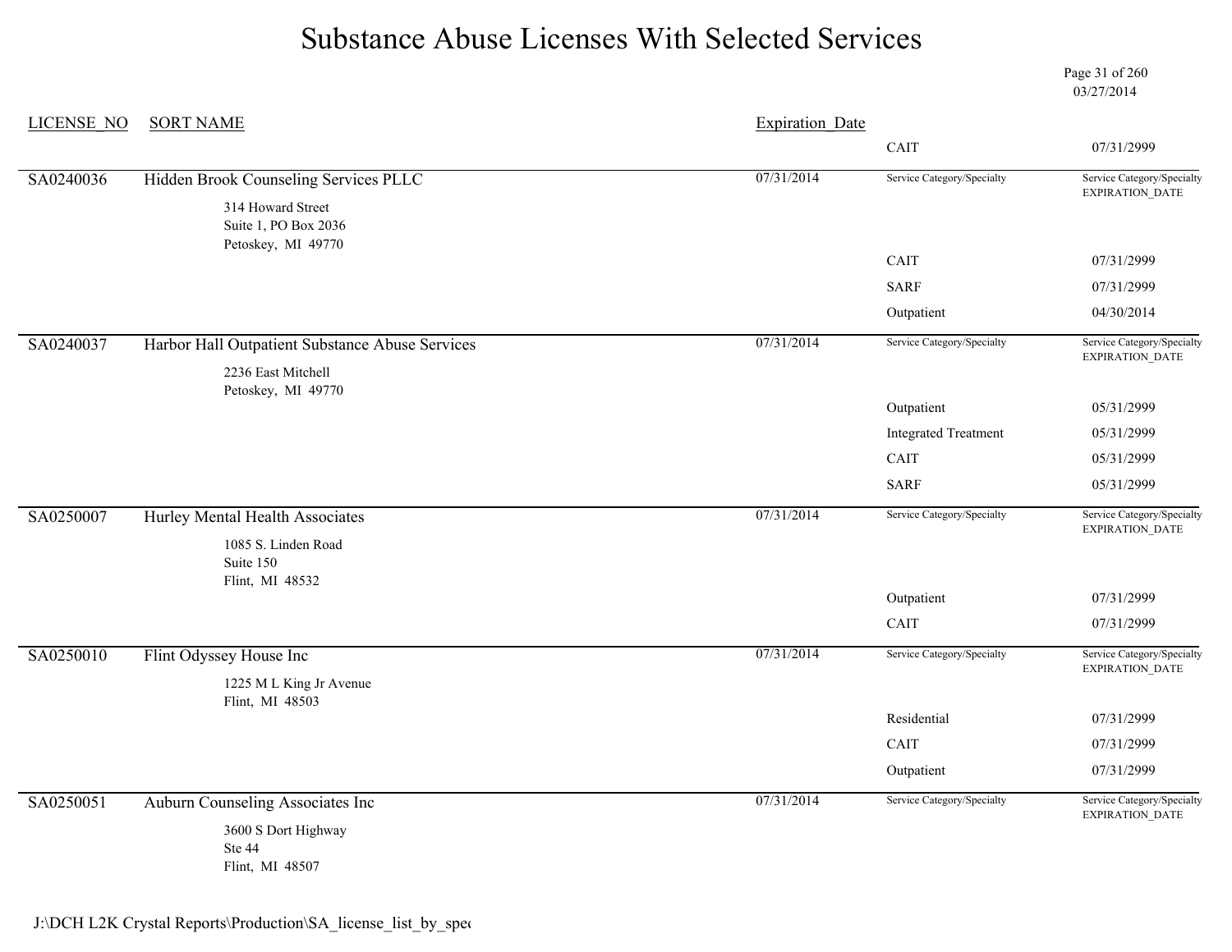# Substance Abuse Licenses With Selected Services

03/27/2014

| LICENSE_NO | SORT NAME | Expiration_Date | Service Category/Specialty | Service Category/Specialty EXPIRATION_DATE |
|---|---|---|---|---|
| | | | CAIT | 07/31/2999 |
| SA0240036 | Hidden Brook Counseling Services PLLC<br>314 Howard Street<br>Suite 1, PO Box 2036<br>Petoskey, MI 49770 | 07/31/2014 | CAIT | 07/31/2999 |
| | | | SARF | 07/31/2999 |
| | | | Outpatient | 04/30/2014 |
| SA0240037 | Harbor Hall Outpatient Substance Abuse Services<br>2236 East Mitchell<br>Petoskey, MI 49770 | 07/31/2014 | Outpatient | 05/31/2999 |
| | | | Integrated Treatment | 05/31/2999 |
| | | | CAIT | 05/31/2999 |
| | | | SARF | 05/31/2999 |
| SA0250007 | Hurley Mental Health Associates<br>1085 S. Linden Road<br>Suite 150<br>Flint, MI 48532 | 07/31/2014 | Outpatient | 07/31/2999 |
| | | | CAIT | 07/31/2999 |
| SA0250010 | Flint Odyssey House Inc<br>1225 M L King Jr Avenue<br>Flint, MI 48503 | 07/31/2014 | Residential | 07/31/2999 |
| | | | CAIT | 07/31/2999 |
| | | | Outpatient | 07/31/2999 |
| SA0250051 | Auburn Counseling Associates Inc<br>3600 S Dort Highway<br>Ste 44<br>Flint, MI 48507 | 07/31/2014 | | |

J:\DCH L2K Crystal Reports\Production\SA_license_list_by_spec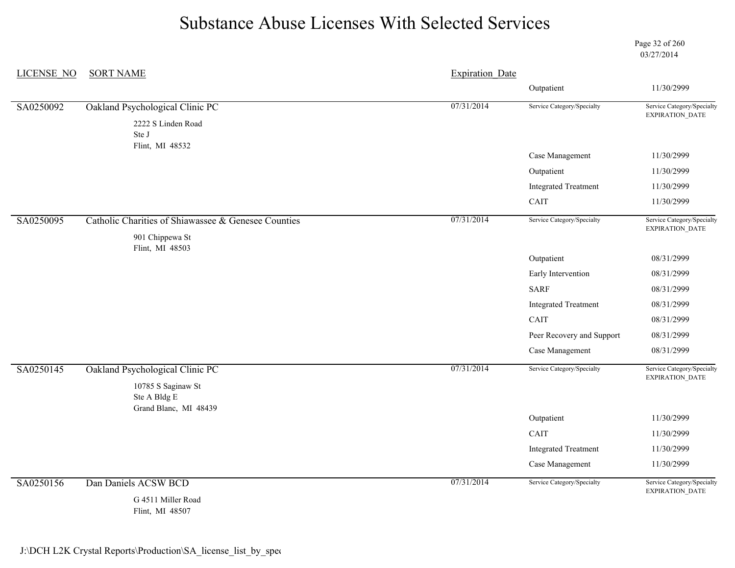# Substance Abuse Licenses With Selected Services

03/27/2014

| LICENSE_NO | SORT NAME | Expiration_Date | Service Category/Specialty | Service Category/Specialty EXPIRATION_DATE |
|---|---|---|---|---|
| | | | Outpatient | 11/30/2999 |
| SA0250092 | Oakland Psychological Clinic PC<br>2222 S Linden Road<br>Ste J<br>Flint, MI 48532 | 07/31/2014 | | |
| | | | Case Management | 11/30/2999 |
| | | | Outpatient | 11/30/2999 |
| | | | Integrated Treatment | 11/30/2999 |
| | | | CAIT | 11/30/2999 |
| SA0250095 | Catholic Charities of Shiawassee & Genesee Counties<br>901 Chippewa St<br>Flint, MI 48503 | 07/31/2014 | | |
| | | | Outpatient | 08/31/2999 |
| | | | Early Intervention | 08/31/2999 |
| | | | SARF | 08/31/2999 |
| | | | Integrated Treatment | 08/31/2999 |
| | | | CAIT | 08/31/2999 |
| | | | Peer Recovery and Support | 08/31/2999 |
| | | | Case Management | 08/31/2999 |
| SA0250145 | Oakland Psychological Clinic PC<br>10785 S Saginaw St<br>Ste A Bldg E<br>Grand Blanc, MI 48439 | 07/31/2014 | | |
| | | | Outpatient | 11/30/2999 |
| | | | CAIT | 11/30/2999 |
| | | | Integrated Treatment | 11/30/2999 |
| | | | Case Management | 11/30/2999 |
| SA0250156 | Dan Daniels ACSW BCD<br>G 4511 Miller Road<br>Flint, MI 48507 | 07/31/2014 | | |

J:\DCH L2K Crystal Reports\Production\SA_license_list_by_spec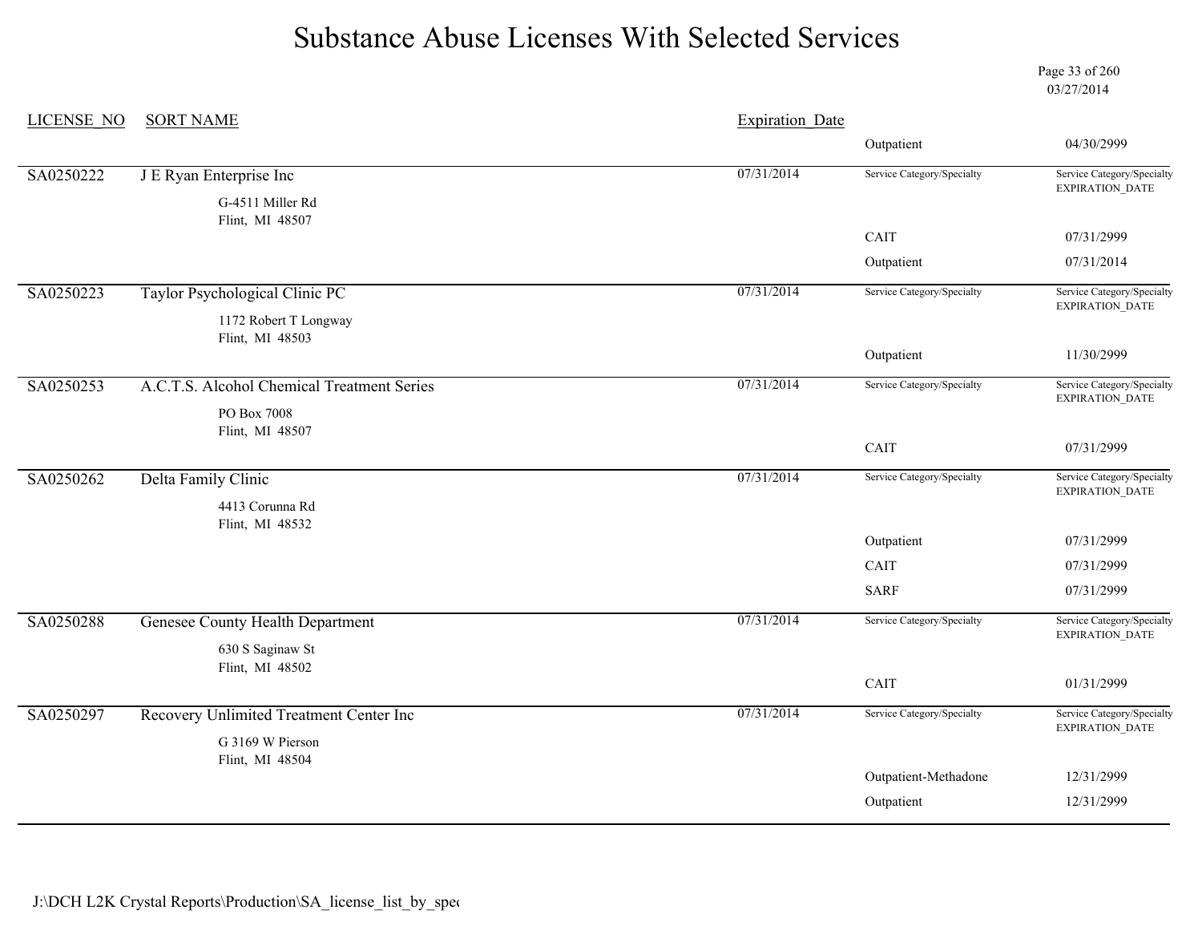# Substance Abuse Licenses With Selected Services

03/27/2014

| LICENSE_NO | SORT NAME | Expiration_Date | | |
|---|---|---|---|---|
| | | | Outpatient | 04/30/2999 |
| SA0250222 | J E Ryan Enterprise Inc<br>G-4511 Miller Rd<br>Flint, MI 48507 | 07/31/2014 | Service Category/Specialty | Service Category/Specialty EXPIRATION_DATE |
| | | | CAIT | 07/31/2999 |
| | | | Outpatient | 07/31/2014 |
| SA0250223 | Taylor Psychological Clinic PC<br>1172 Robert T Longway<br>Flint, MI 48503 | 07/31/2014 | Service Category/Specialty | Service Category/Specialty EXPIRATION_DATE |
| | | | Outpatient | 11/30/2999 |
| SA0250253 | A.C.T.S. Alcohol Chemical Treatment Series<br>PO Box 7008<br>Flint, MI 48507 | 07/31/2014 | Service Category/Specialty | Service Category/Specialty EXPIRATION_DATE |
| | | | CAIT | 07/31/2999 |
| SA0250262 | Delta Family Clinic<br>4413 Corunna Rd<br>Flint, MI 48532 | 07/31/2014 | Service Category/Specialty | Service Category/Specialty EXPIRATION_DATE |
| | | | Outpatient | 07/31/2999 |
| | | | CAIT | 07/31/2999 |
| | | | SARF | 07/31/2999 |
| SA0250288 | Genesee County Health Department<br>630 S Saginaw St<br>Flint, MI 48502 | 07/31/2014 | Service Category/Specialty | Service Category/Specialty EXPIRATION_DATE |
| | | | CAIT | 01/31/2999 |
| SA0250297 | Recovery Unlimited Treatment Center Inc<br>G 3169 W Pierson<br>Flint, MI 48504 | 07/31/2014 | Service Category/Specialty | Service Category/Specialty EXPIRATION_DATE |
| | | | Outpatient-Methadone | 12/31/2999 |
| | | | Outpatient | 12/31/2999 |

J:\DCH L2K Crystal Reports\Production\SA_license_list_by_spec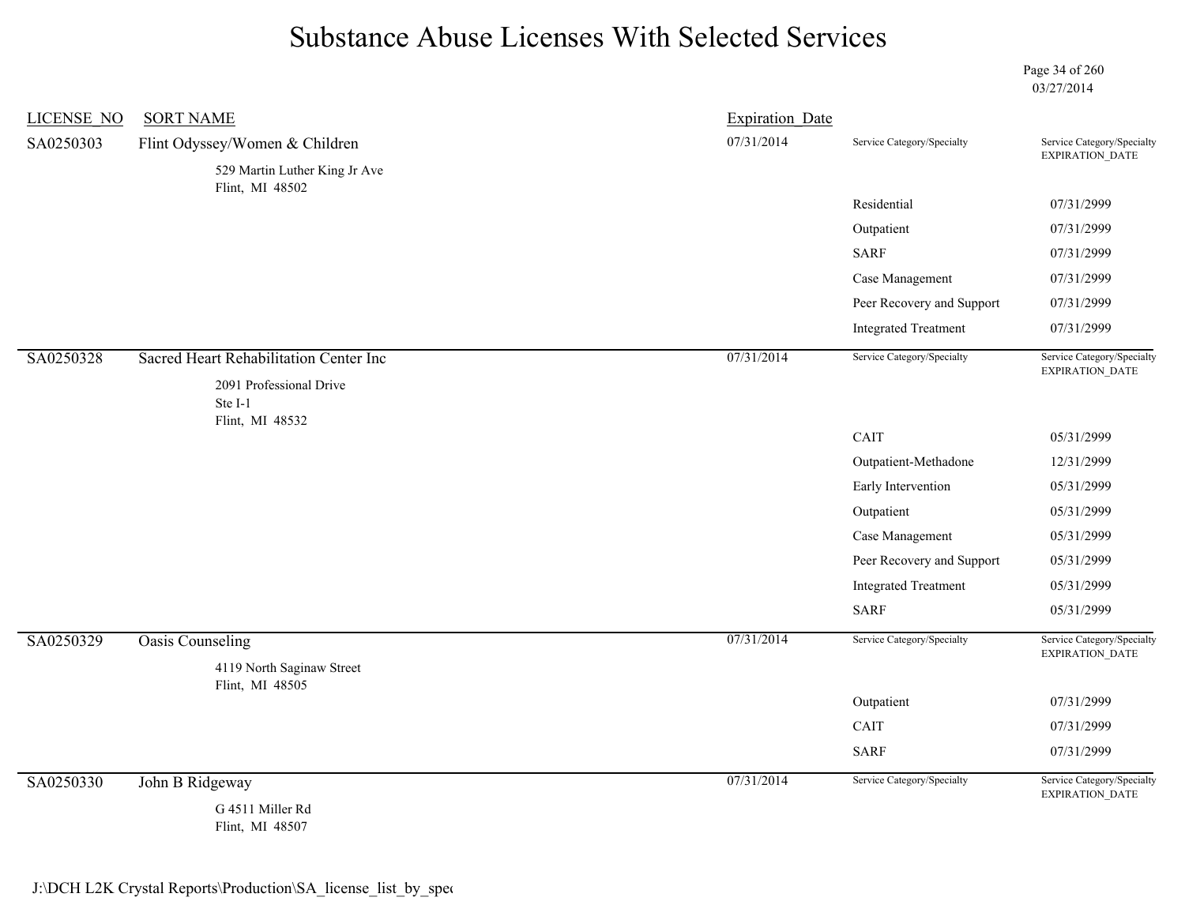# Substance Abuse Licenses With Selected Services

03/27/2014

| LICENSE_NO | SORT NAME | Expiration_Date | Service Category/Specialty | Service Category/Specialty EXPIRATION_DATE |
|---|---|---|---|---|
| SA0250303 | Flint Odyssey/Women & Children<br>529 Martin Luther King Jr Ave<br>Flint, MI 48502 | 07/31/2014 | | |
| | | | Residential | 07/31/2999 |
| | | | Outpatient | 07/31/2999 |
| | | | SARF | 07/31/2999 |
| | | | Case Management | 07/31/2999 |
| | | | Peer Recovery and Support | 07/31/2999 |
| | | | Integrated Treatment | 07/31/2999 |
| SA0250328 | Sacred Heart Rehabilitation Center Inc<br>2091 Professional Drive<br>Ste I-1<br>Flint, MI 48532 | 07/31/2014 | | |
| | | | CAIT | 05/31/2999 |
| | | | Outpatient-Methadone | 12/31/2999 |
| | | | Early Intervention | 05/31/2999 |
| | | | Outpatient | 05/31/2999 |
| | | | Case Management | 05/31/2999 |
| | | | Peer Recovery and Support | 05/31/2999 |
| | | | Integrated Treatment | 05/31/2999 |
| | | | SARF | 05/31/2999 |
| SA0250329 | Oasis Counseling<br>4119 North Saginaw Street<br>Flint, MI 48505 | 07/31/2014 | | |
| | | | Outpatient | 07/31/2999 |
| | | | CAIT | 07/31/2999 |
| | | | SARF | 07/31/2999 |
| SA0250330 | John B Ridgeway<br>G 4511 Miller Rd<br>Flint, MI 48507 | 07/31/2014 | | |

J:\DCH L2K Crystal Reports\Production\SA_license_list_by_spec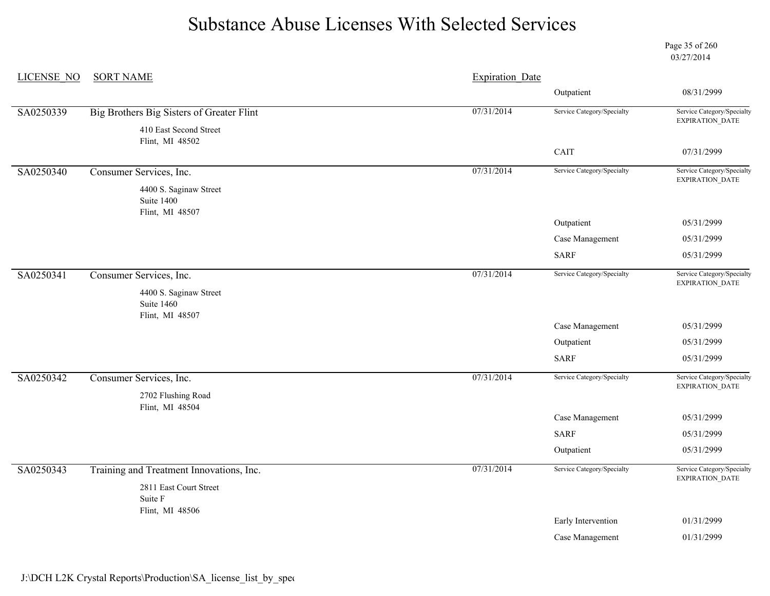# Substance Abuse Licenses With Selected Services

03/27/2014

| LICENSE_NO | SORT NAME | Expiration_Date | Service Category/Specialty | Service Category/Specialty EXPIRATION_DATE |
|---|---|---|---|---|
| | | | Outpatient | 08/31/2999 |
| SA0250339 | Big Brothers Big Sisters of Greater Flint<br>410 East Second Street<br>Flint, MI 48502 | 07/31/2014 | | |
| | | | CAIT | 07/31/2999 |
| SA0250340 | Consumer Services, Inc.<br>4400 S. Saginaw Street<br>Suite 1400<br>Flint, MI 48507 | 07/31/2014 | | |
| | | | Outpatient | 05/31/2999 |
| | | | Case Management | 05/31/2999 |
| | | | SARF | 05/31/2999 |
| SA0250341 | Consumer Services, Inc.<br>4400 S. Saginaw Street<br>Suite 1460<br>Flint, MI 48507 | 07/31/2014 | | |
| | | | Case Management | 05/31/2999 |
| | | | Outpatient | 05/31/2999 |
| | | | SARF | 05/31/2999 |
| SA0250342 | Consumer Services, Inc.<br>2702 Flushing Road<br>Flint, MI 48504 | 07/31/2014 | | |
| | | | Case Management | 05/31/2999 |
| | | | SARF | 05/31/2999 |
| | | | Outpatient | 05/31/2999 |
| SA0250343 | Training and Treatment Innovations, Inc.<br>2811 East Court Street<br>Suite F<br>Flint, MI 48506 | 07/31/2014 | | |
| | | | Early Intervention | 01/31/2999 |
| | | | Case Management | 01/31/2999 |

J:\DCH L2K Crystal Reports\Production\SA_license_list_by_spe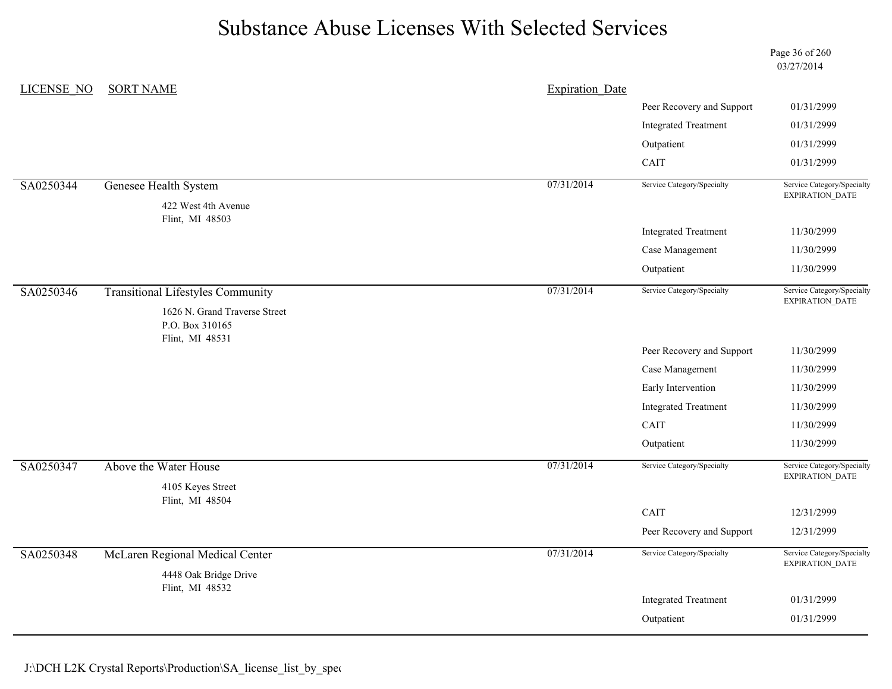# Substance Abuse Licenses With Selected Services

03/27/2014

| LICENSE_NO | SORT NAME | Expiration_Date | | |
|---|---|---|---|---|
| | | | Peer Recovery and Support | 01/31/2999 |
| | | | Integrated Treatment | 01/31/2999 |
| | | | Outpatient | 01/31/2999 |
| | | | CAIT | 01/31/2999 |
| SA0250344 | Genesee Health System<br>422 West 4th Avenue<br>Flint, MI 48503 | 07/31/2014 | Service Category/Specialty | Service Category/Specialty EXPIRATION_DATE |
| | | | Integrated Treatment | 11/30/2999 |
| | | | Case Management | 11/30/2999 |
| | | | Outpatient | 11/30/2999 |
| SA0250346 | Transitional Lifestyles Community<br>1626 N. Grand Traverse Street<br>P.O. Box 310165<br>Flint, MI 48531 | 07/31/2014 | Service Category/Specialty | Service Category/Specialty EXPIRATION_DATE |
| | | | Peer Recovery and Support | 11/30/2999 |
| | | | Case Management | 11/30/2999 |
| | | | Early Intervention | 11/30/2999 |
| | | | Integrated Treatment | 11/30/2999 |
| | | | CAIT | 11/30/2999 |
| | | | Outpatient | 11/30/2999 |
| SA0250347 | Above the Water House<br>4105 Keyes Street<br>Flint, MI 48504 | 07/31/2014 | Service Category/Specialty | Service Category/Specialty EXPIRATION_DATE |
| | | | CAIT | 12/31/2999 |
| | | | Peer Recovery and Support | 12/31/2999 |
| SA0250348 | McLaren Regional Medical Center<br>4448 Oak Bridge Drive<br>Flint, MI 48532 | 07/31/2014 | Service Category/Specialty | Service Category/Specialty EXPIRATION_DATE |
| | | | Integrated Treatment | 01/31/2999 |
| | | | Outpatient | 01/31/2999 |

J:\DCH L2K Crystal Reports\Production\SA_license_list_by_spec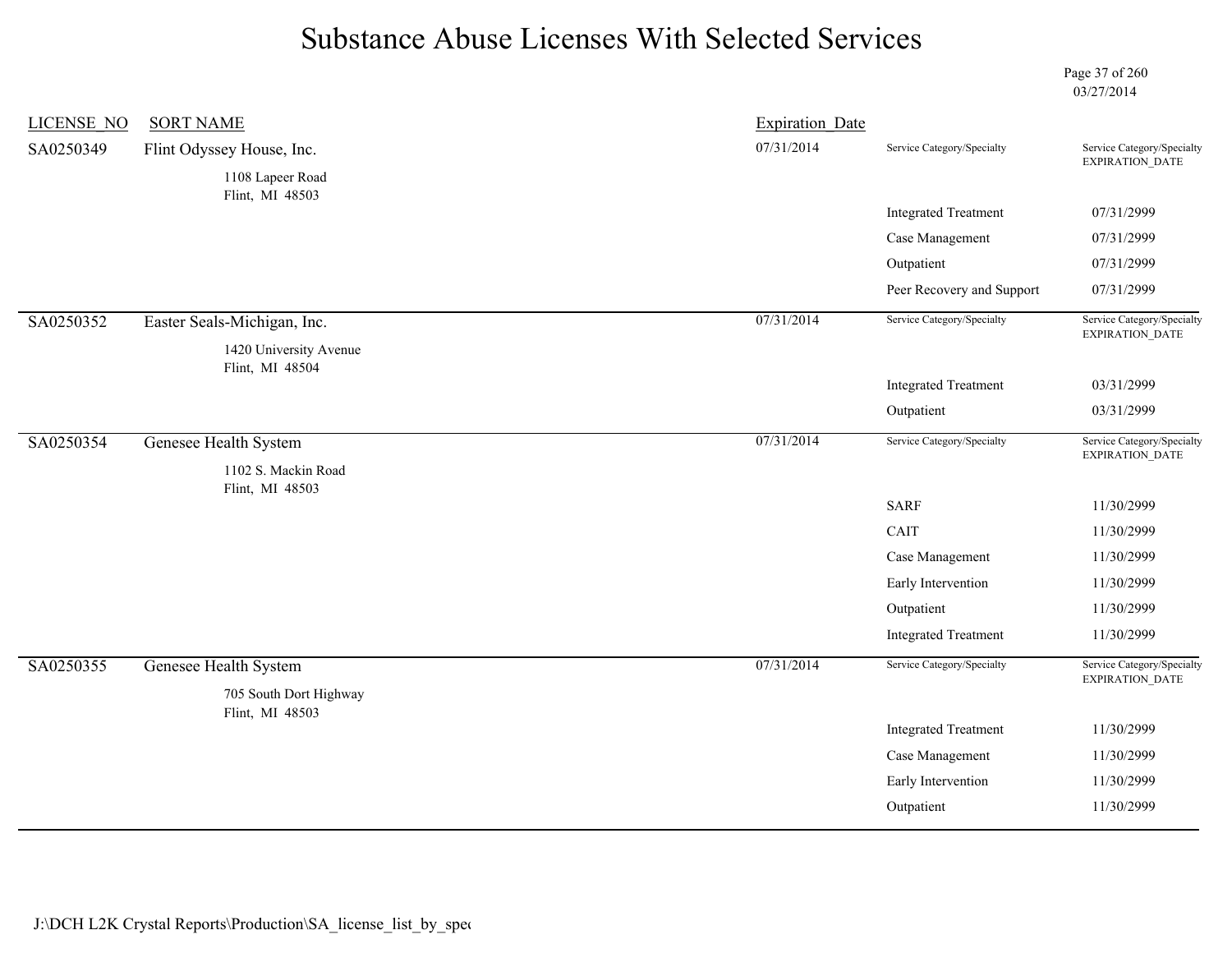# Substance Abuse Licenses With Selected Services

03/27/2014

| LICENSE_NO | SORT NAME | Expiration_Date | Service Category/Specialty | Service Category/Specialty EXPIRATION_DATE |
|---|---|---|---|---|
| SA0250349 | Flint Odyssey House, Inc.<br>1108 Lapeer Road<br>Flint, MI 48503 | 07/31/2014 | Integrated Treatment | 07/31/2999 |
| | | | Case Management | 07/31/2999 |
| | | | Outpatient | 07/31/2999 |
| | | | Peer Recovery and Support | 07/31/2999 |
| SA0250352 | Easter Seals-Michigan, Inc.<br>1420 University Avenue<br>Flint, MI 48504 | 07/31/2014 | Integrated Treatment | 03/31/2999 |
| | | | Outpatient | 03/31/2999 |
| SA0250354 | Genesee Health System<br>1102 S. Mackin Road<br>Flint, MI 48503 | 07/31/2014 | SARF | 11/30/2999 |
| | | | CAIT | 11/30/2999 |
| | | | Case Management | 11/30/2999 |
| | | | Early Intervention | 11/30/2999 |
| | | | Outpatient | 11/30/2999 |
| | | | Integrated Treatment | 11/30/2999 |
| SA0250355 | Genesee Health System<br>705 South Dort Highway<br>Flint, MI 48503 | 07/31/2014 | Integrated Treatment | 11/30/2999 |
| | | | Case Management | 11/30/2999 |
| | | | Early Intervention | 11/30/2999 |
| | | | Outpatient | 11/30/2999 |

J:\DCH L2K Crystal Reports\Production\SA_license_list_by_spec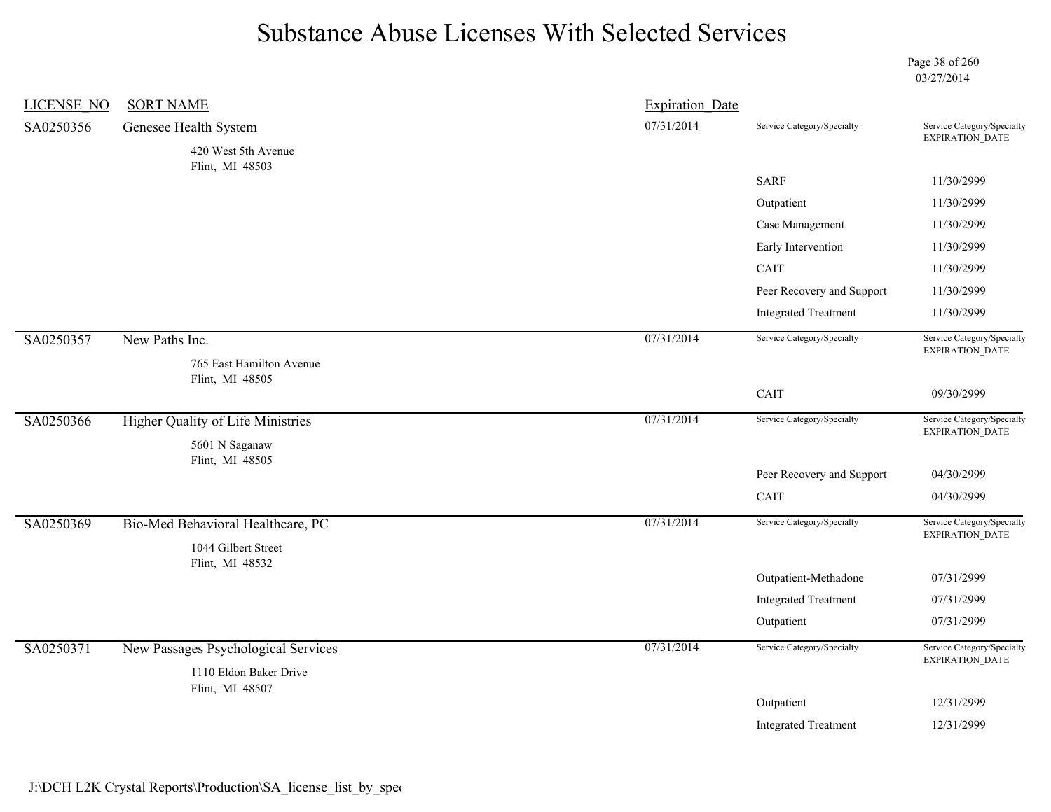# Substance Abuse Licenses With Selected Services

03/27/2014

| LICENSE_NO | SORT NAME | Expiration_Date | Service Category/Specialty | Service Category/Specialty EXPIRATION_DATE |
|---|---|---|---|---|
| SA0250356 | Genesee Health System<br>420 West 5th Avenue<br>Flint, MI 48503 | 07/31/2014 | | |
| | | | SARF | 11/30/2999 |
| | | | Outpatient | 11/30/2999 |
| | | | Case Management | 11/30/2999 |
| | | | Early Intervention | 11/30/2999 |
| | | | CAIT | 11/30/2999 |
| | | | Peer Recovery and Support | 11/30/2999 |
| | | | Integrated Treatment | 11/30/2999 |
| SA0250357 | New Paths Inc.<br>765 East Hamilton Avenue<br>Flint, MI 48505 | 07/31/2014 | | |
| | | | CAIT | 09/30/2999 |
| SA0250366 | Higher Quality of Life Ministries<br>5601 N Saganaw<br>Flint, MI 48505 | 07/31/2014 | | |
| | | | Peer Recovery and Support | 04/30/2999 |
| | | | CAIT | 04/30/2999 |
| SA0250369 | Bio-Med Behavioral Healthcare, PC<br>1044 Gilbert Street<br>Flint, MI 48532 | 07/31/2014 | | |
| | | | Outpatient-Methadone | 07/31/2999 |
| | | | Integrated Treatment | 07/31/2999 |
| | | | Outpatient | 07/31/2999 |
| SA0250371 | New Passages Psychological Services<br>1110 Eldon Baker Drive<br>Flint, MI 48507 | 07/31/2014 | | |
| | | | Outpatient | 12/31/2999 |
| | | | Integrated Treatment | 12/31/2999 |

J:\DCH L2K Crystal Reports\Production\SA_license_list_by_spec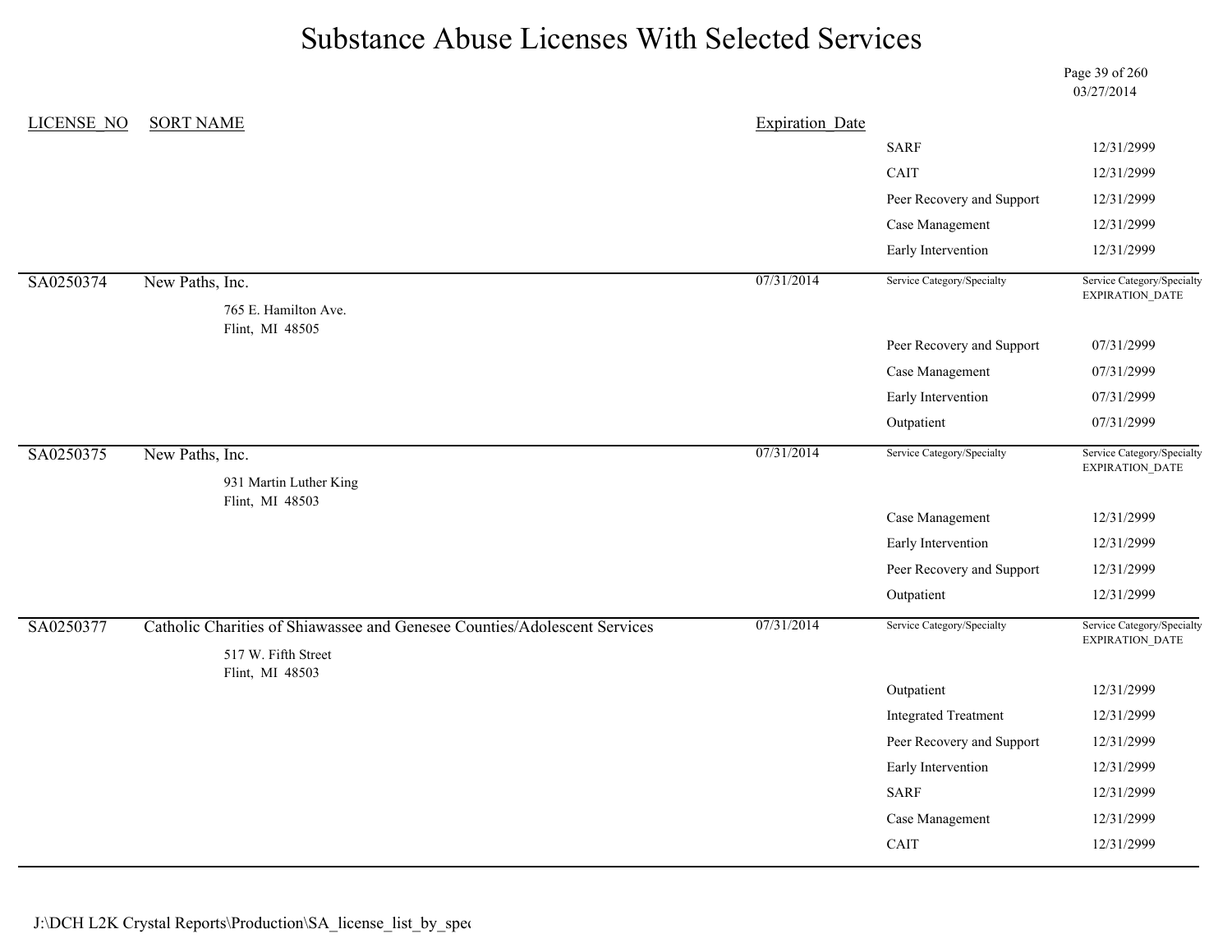# Substance Abuse Licenses With Selected Services

03/27/2014

| LICENSE_NO | SORT NAME | Expiration_Date | Service Category/Specialty | Service Category/Specialty EXPIRATION_DATE |
|---|---|---|---|---|
| | | | SARF | 12/31/2999 |
| | | | CAIT | 12/31/2999 |
| | | | Peer Recovery and Support | 12/31/2999 |
| | | | Case Management | 12/31/2999 |
| | | | Early Intervention | 12/31/2999 |
| SA0250374 | New Paths, Inc.<br>765 E. Hamilton Ave.<br>Flint, MI 48505 | 07/31/2014 | | |
| | | | Peer Recovery and Support | 07/31/2999 |
| | | | Case Management | 07/31/2999 |
| | | | Early Intervention | 07/31/2999 |
| | | | Outpatient | 07/31/2999 |
| SA0250375 | New Paths, Inc.<br>931 Martin Luther King<br>Flint, MI 48503 | 07/31/2014 | | |
| | | | Case Management | 12/31/2999 |
| | | | Early Intervention | 12/31/2999 |
| | | | Peer Recovery and Support | 12/31/2999 |
| | | | Outpatient | 12/31/2999 |
| SA0250377 | Catholic Charities of Shiawassee and Genesee Counties/Adolescent Services<br>517 W. Fifth Street<br>Flint, MI 48503 | 07/31/2014 | | |
| | | | Outpatient | 12/31/2999 |
| | | | Integrated Treatment | 12/31/2999 |
| | | | Peer Recovery and Support | 12/31/2999 |
| | | | Early Intervention | 12/31/2999 |
| | | | SARF | 12/31/2999 |
| | | | Case Management | 12/31/2999 |
| | | | CAIT | 12/31/2999 |

J:\DCH L2K Crystal Reports\Production\SA_license_list_by_spec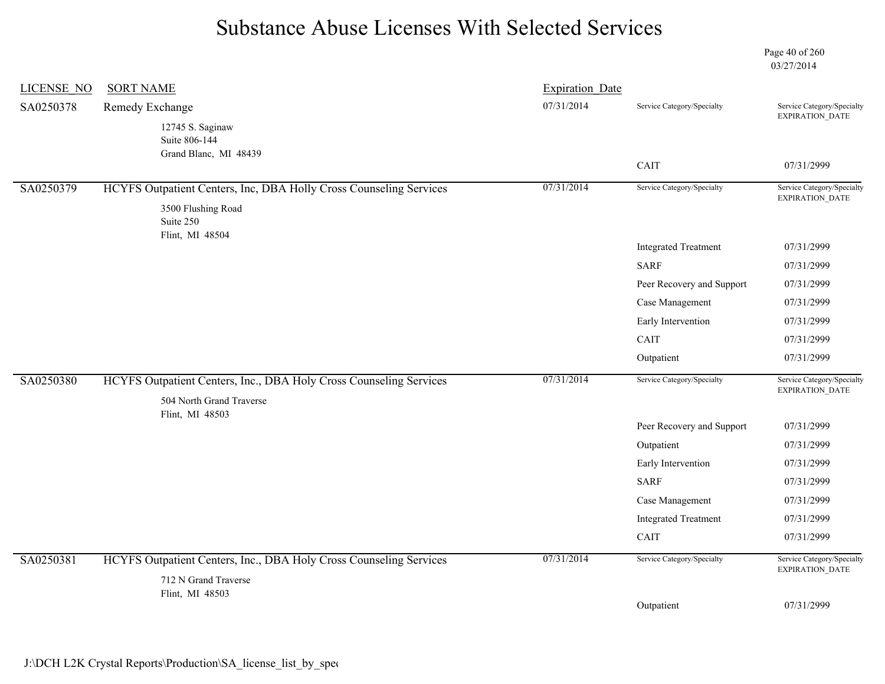# Substance Abuse Licenses With Selected Services

03/27/2014

| LICENSE_NO | SORT NAME | Expiration_Date | Service Category/Specialty | Service Category/Specialty EXPIRATION_DATE |
|---|---|---|---|---|
| SA0250378 | Remedy Exchange<br>12745 S. Saginaw<br>Suite 806-144<br>Grand Blanc, MI 48439 | 07/31/2014 | CAIT | 07/31/2999 |
| SA0250379 | HCYFS Outpatient Centers, Inc, DBA Holly Cross Counseling Services<br>3500 Flushing Road<br>Suite 250<br>Flint, MI 48504 | 07/31/2014 | Integrated Treatment | 07/31/2999 |
| | | | SARF | 07/31/2999 |
| | | | Peer Recovery and Support | 07/31/2999 |
| | | | Case Management | 07/31/2999 |
| | | | Early Intervention | 07/31/2999 |
| | | | CAIT | 07/31/2999 |
| | | | Outpatient | 07/31/2999 |
| SA0250380 | HCYFS Outpatient Centers, Inc., DBA Holy Cross Counseling Services<br>504 North Grand Traverse<br>Flint, MI 48503 | 07/31/2014 | Peer Recovery and Support | 07/31/2999 |
| | | | Outpatient | 07/31/2999 |
| | | | Early Intervention | 07/31/2999 |
| | | | SARF | 07/31/2999 |
| | | | Case Management | 07/31/2999 |
| | | | Integrated Treatment | 07/31/2999 |
| | | | CAIT | 07/31/2999 |
| SA0250381 | HCYFS Outpatient Centers, Inc., DBA Holy Cross Counseling Services<br>712 N Grand Traverse<br>Flint, MI 48503 | 07/31/2014 | Outpatient | 07/31/2999 |

J:\DCH L2K Crystal Reports\Production\SA_license_list_by_spec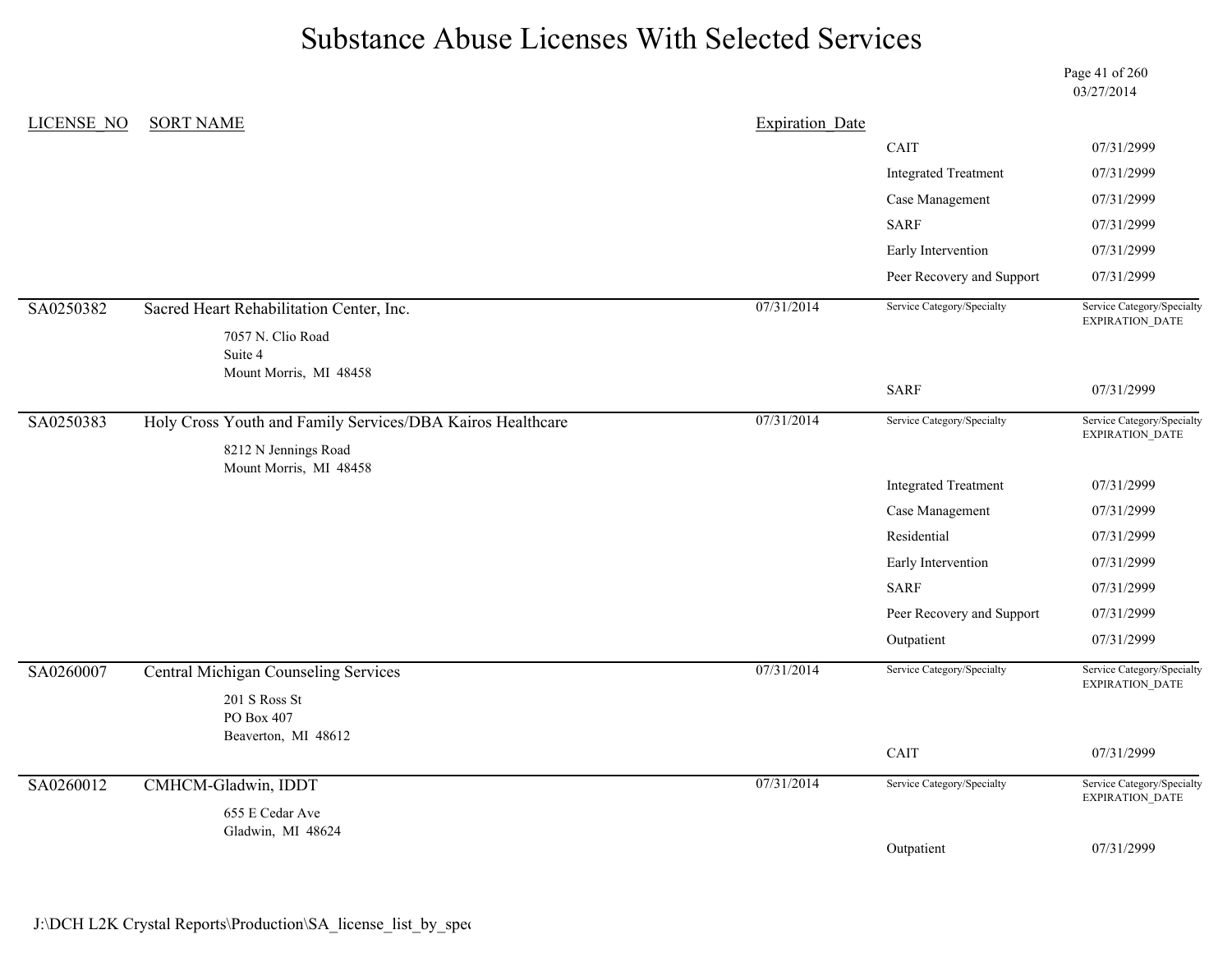# Substance Abuse Licenses With Selected Services

03/27/2014

| LICENSE_NO | SORT NAME | Expiration_Date | Service Category/Specialty | Service Category/Specialty EXPIRATION_DATE |
|---|---|---|---|---|
| | | | CAIT | 07/31/2999 |
| | | | Integrated Treatment | 07/31/2999 |
| | | | Case Management | 07/31/2999 |
| | | | SARF | 07/31/2999 |
| | | | Early Intervention | 07/31/2999 |
| | | | Peer Recovery and Support | 07/31/2999 |
| SA0250382 | Sacred Heart Rehabilitation Center, Inc.<br>7057 N. Clio Road<br>Suite 4<br>Mount Morris, MI 48458 | 07/31/2014 | | |
| | | | SARF | 07/31/2999 |
| SA0250383 | Holy Cross Youth and Family Services/DBA Kairos Healthcare<br>8212 N Jennings Road<br>Mount Morris, MI 48458 | 07/31/2014 | | |
| | | | Integrated Treatment | 07/31/2999 |
| | | | Case Management | 07/31/2999 |
| | | | Residential | 07/31/2999 |
| | | | Early Intervention | 07/31/2999 |
| | | | SARF | 07/31/2999 |
| | | | Peer Recovery and Support | 07/31/2999 |
| | | | Outpatient | 07/31/2999 |
| SA0260007 | Central Michigan Counseling Services<br>201 S Ross St<br>PO Box 407<br>Beaverton, MI 48612 | 07/31/2014 | | |
| | | | CAIT | 07/31/2999 |
| SA0260012 | CMHCM-Gladwin, IDDT<br>655 E Cedar Ave<br>Gladwin, MI 48624 | 07/31/2014 | | |
| | | | Outpatient | 07/31/2999 |

J:\DCH L2K Crystal Reports\Production\SA_license_list_by_spec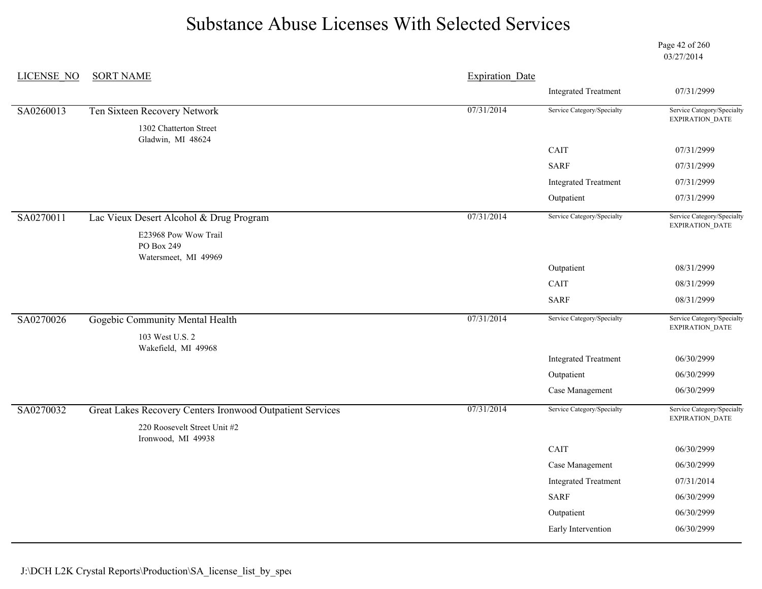# Substance Abuse Licenses With Selected Services

03/27/2014

| LICENSE_NO | SORT NAME | Expiration_Date | Service Category/Specialty | Service Category/Specialty EXPIRATION_DATE |
|---|---|---|---|---|
| | | | Integrated Treatment | 07/31/2999 |
| SA0260013 | Ten Sixteen Recovery Network<br>1302 Chatterton Street<br>Gladwin, MI 48624 | 07/31/2014 | | |
| | | | CAIT | 07/31/2999 |
| | | | SARF | 07/31/2999 |
| | | | Integrated Treatment | 07/31/2999 |
| | | | Outpatient | 07/31/2999 |
| SA0270011 | Lac Vieux Desert Alcohol & Drug Program<br>E23968 Pow Wow Trail<br>PO Box 249<br>Watersmeet, MI 49969 | 07/31/2014 | | |
| | | | Outpatient | 08/31/2999 |
| | | | CAIT | 08/31/2999 |
| | | | SARF | 08/31/2999 |
| SA0270026 | Gogebic Community Mental Health<br>103 West U.S. 2<br>Wakefield, MI 49968 | 07/31/2014 | | |
| | | | Integrated Treatment | 06/30/2999 |
| | | | Outpatient | 06/30/2999 |
| | | | Case Management | 06/30/2999 |
| SA0270032 | Great Lakes Recovery Centers Ironwood Outpatient Services<br>220 Roosevelt Street Unit #2<br>Ironwood, MI 49938 | 07/31/2014 | | |
| | | | CAIT | 06/30/2999 |
| | | | Case Management | 06/30/2999 |
| | | | Integrated Treatment | 07/31/2014 |
| | | | SARF | 06/30/2999 |
| | | | Outpatient | 06/30/2999 |
| | | | Early Intervention | 06/30/2999 |

J:\DCH L2K Crystal Reports\Production\SA_license_list_by_spec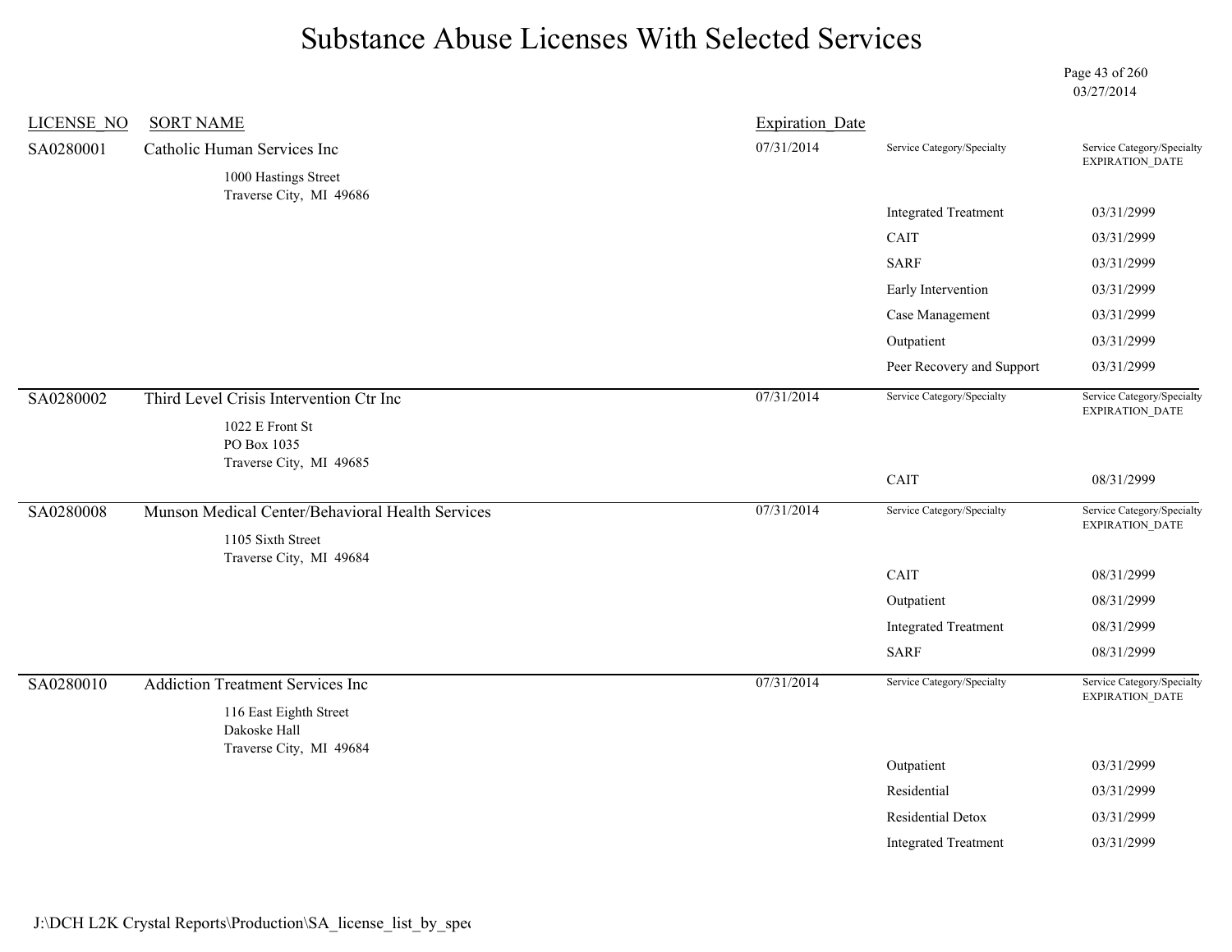# Substance Abuse Licenses With Selected Services

03/27/2014

| LICENSE_NO | SORT NAME | Expiration_Date | Service Category/Specialty | Service Category/Specialty EXPIRATION_DATE |
|---|---|---|---|---|
| SA0280001 | Catholic Human Services Inc<br>1000 Hastings Street<br>Traverse City, MI 49686 | 07/31/2014 | | |
| | | | Integrated Treatment | 03/31/2999 |
| | | | CAIT | 03/31/2999 |
| | | | SARF | 03/31/2999 |
| | | | Early Intervention | 03/31/2999 |
| | | | Case Management | 03/31/2999 |
| | | | Outpatient | 03/31/2999 |
| | | | Peer Recovery and Support | 03/31/2999 |
| SA0280002 | Third Level Crisis Intervention Ctr Inc<br>1022 E Front St<br>PO Box 1035<br>Traverse City, MI 49685 | 07/31/2014 | | |
| | | | CAIT | 08/31/2999 |
| SA0280008 | Munson Medical Center/Behavioral Health Services<br>1105 Sixth Street<br>Traverse City, MI 49684 | 07/31/2014 | | |
| | | | CAIT | 08/31/2999 |
| | | | Outpatient | 08/31/2999 |
| | | | Integrated Treatment | 08/31/2999 |
| | | | SARF | 08/31/2999 |
| SA0280010 | Addiction Treatment Services Inc<br>116 East Eighth Street<br>Dakoske Hall<br>Traverse City, MI 49684 | 07/31/2014 | | |
| | | | Outpatient | 03/31/2999 |
| | | | Residential | 03/31/2999 |
| | | | Residential Detox | 03/31/2999 |
| | | | Integrated Treatment | 03/31/2999 |

J:\DCH L2K Crystal Reports\Production\SA_license_list_by_spec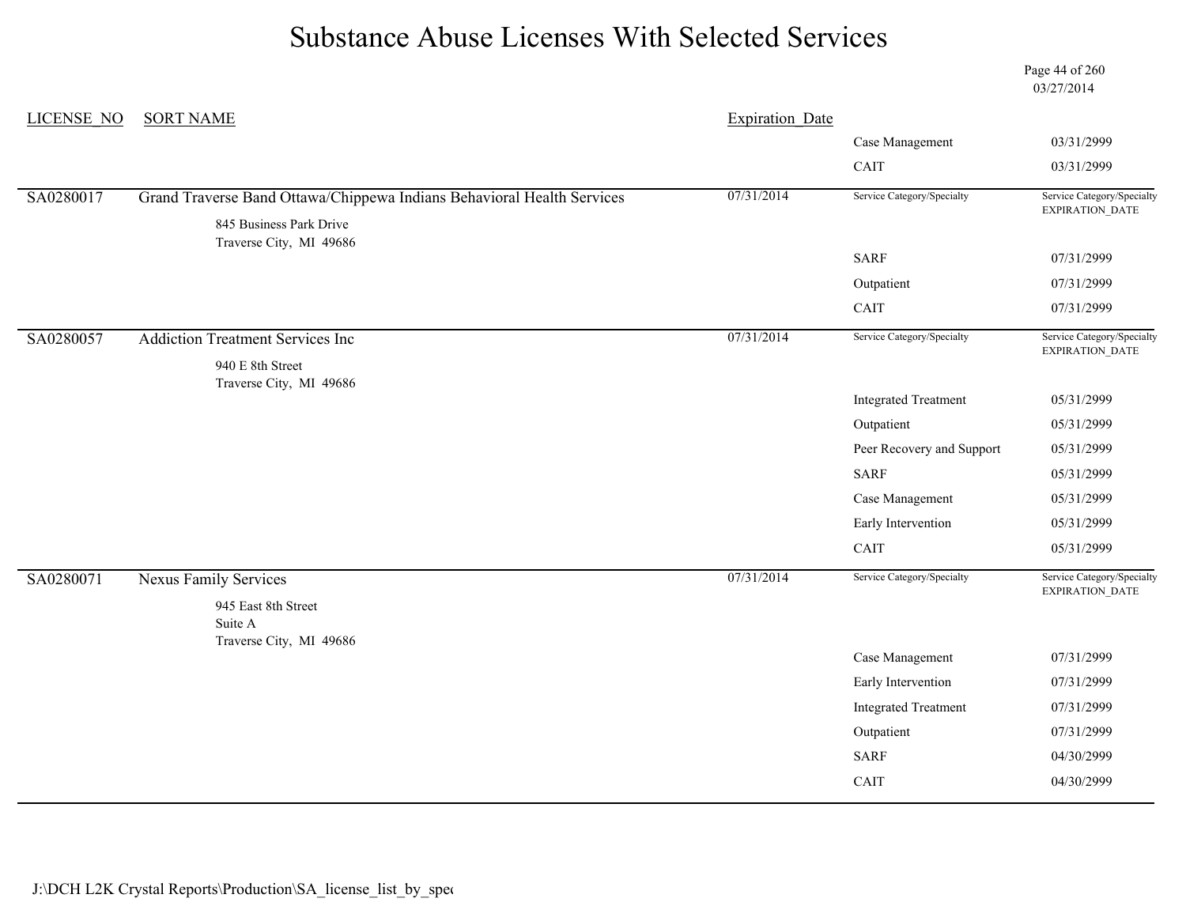# Substance Abuse Licenses With Selected Services

03/27/2014

| LICENSE_NO | SORT NAME | Expiration_Date | Service Category/Specialty | Service Category/Specialty EXPIRATION_DATE |
|---|---|---|---|---|
| | | | Case Management | 03/31/2999 |
| | | | CAIT | 03/31/2999 |
| SA0280017 | Grand Traverse Band Ottawa/Chippewa Indians Behavioral Health Services<br>845 Business Park Drive<br>Traverse City, MI 49686 | 07/31/2014 | | |
| | | | SARF | 07/31/2999 |
| | | | Outpatient | 07/31/2999 |
| | | | CAIT | 07/31/2999 |
| SA0280057 | Addiction Treatment Services Inc<br>940 E 8th Street<br>Traverse City, MI 49686 | 07/31/2014 | | |
| | | | Integrated Treatment | 05/31/2999 |
| | | | Outpatient | 05/31/2999 |
| | | | Peer Recovery and Support | 05/31/2999 |
| | | | SARF | 05/31/2999 |
| | | | Case Management | 05/31/2999 |
| | | | Early Intervention | 05/31/2999 |
| | | | CAIT | 05/31/2999 |
| SA0280071 | Nexus Family Services<br>945 East 8th Street<br>Suite A<br>Traverse City, MI 49686 | 07/31/2014 | | |
| | | | Case Management | 07/31/2999 |
| | | | Early Intervention | 07/31/2999 |
| | | | Integrated Treatment | 07/31/2999 |
| | | | Outpatient | 07/31/2999 |
| | | | SARF | 04/30/2999 |
| | | | CAIT | 04/30/2999 |

J:\DCH L2K Crystal Reports\Production\SA_license_list_by_spec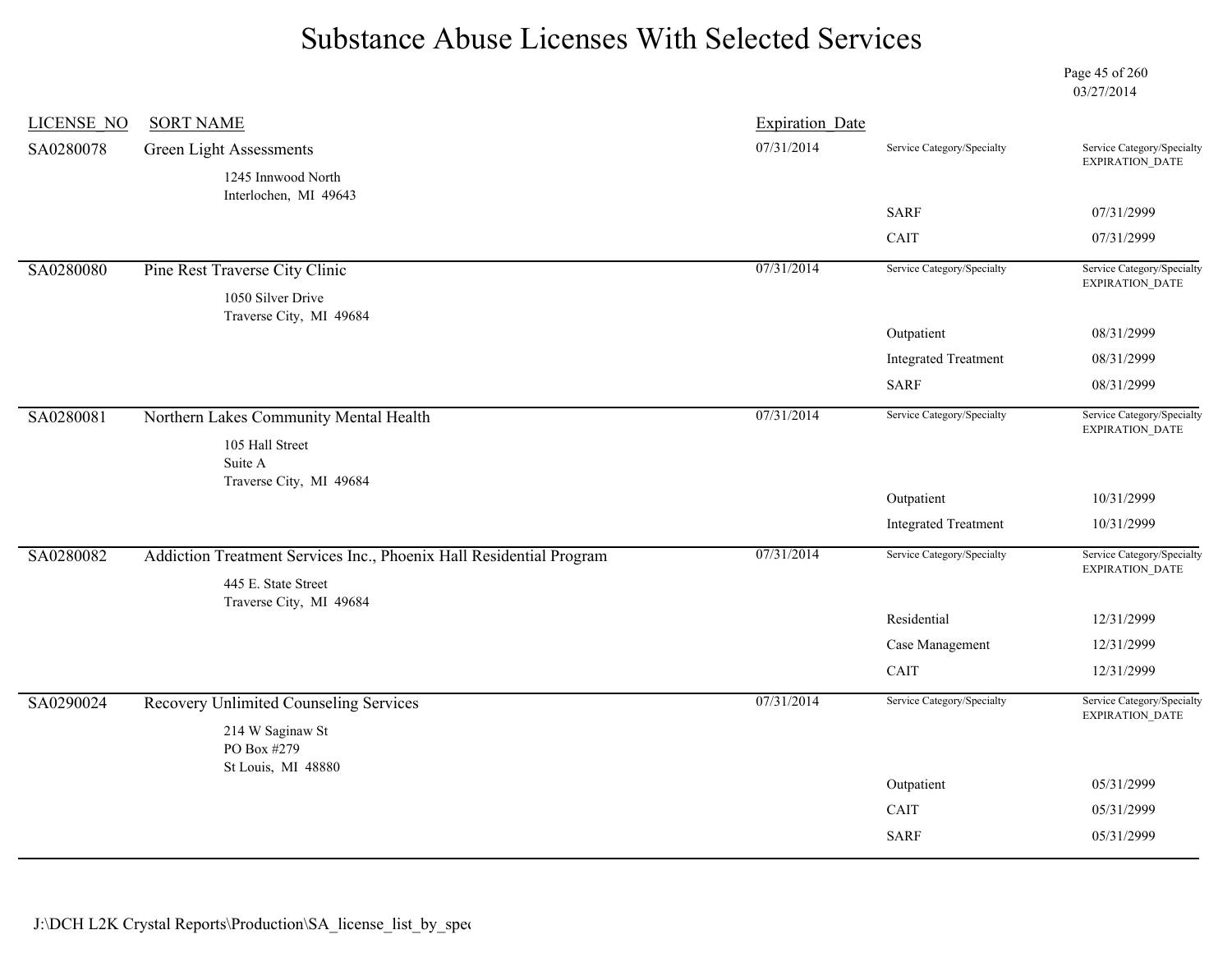# Substance Abuse Licenses With Selected Services

03/27/2014

| LICENSE_NO | SORT NAME | Expiration_Date | Service Category/Specialty | Service Category/Specialty EXPIRATION_DATE |
|---|---|---|---|---|
| SA0280078 | Green Light Assessments<br>1245 Innwood North<br>Interlochen, MI 49643 | 07/31/2014 | | |
| | | | SARF | 07/31/2999 |
| | | | CAIT | 07/31/2999 |
| SA0280080 | Pine Rest Traverse City Clinic<br>1050 Silver Drive<br>Traverse City, MI 49684 | 07/31/2014 | | |
| | | | Outpatient | 08/31/2999 |
| | | | Integrated Treatment | 08/31/2999 |
| | | | SARF | 08/31/2999 |
| SA0280081 | Northern Lakes Community Mental Health<br>105 Hall Street<br>Suite A<br>Traverse City, MI 49684 | 07/31/2014 | | |
| | | | Outpatient | 10/31/2999 |
| | | | Integrated Treatment | 10/31/2999 |
| SA0280082 | Addiction Treatment Services Inc., Phoenix Hall Residential Program<br>445 E. State Street<br>Traverse City, MI 49684 | 07/31/2014 | | |
| | | | Residential | 12/31/2999 |
| | | | Case Management | 12/31/2999 |
| | | | CAIT | 12/31/2999 |
| SA0290024 | Recovery Unlimited Counseling Services<br>214 W Saginaw St<br>PO Box #279<br>St Louis, MI 48880 | 07/31/2014 | | |
| | | | Outpatient | 05/31/2999 |
| | | | CAIT | 05/31/2999 |
| | | | SARF | 05/31/2999 |

J:\DCH L2K Crystal Reports\Production\SA_license_list_by_spec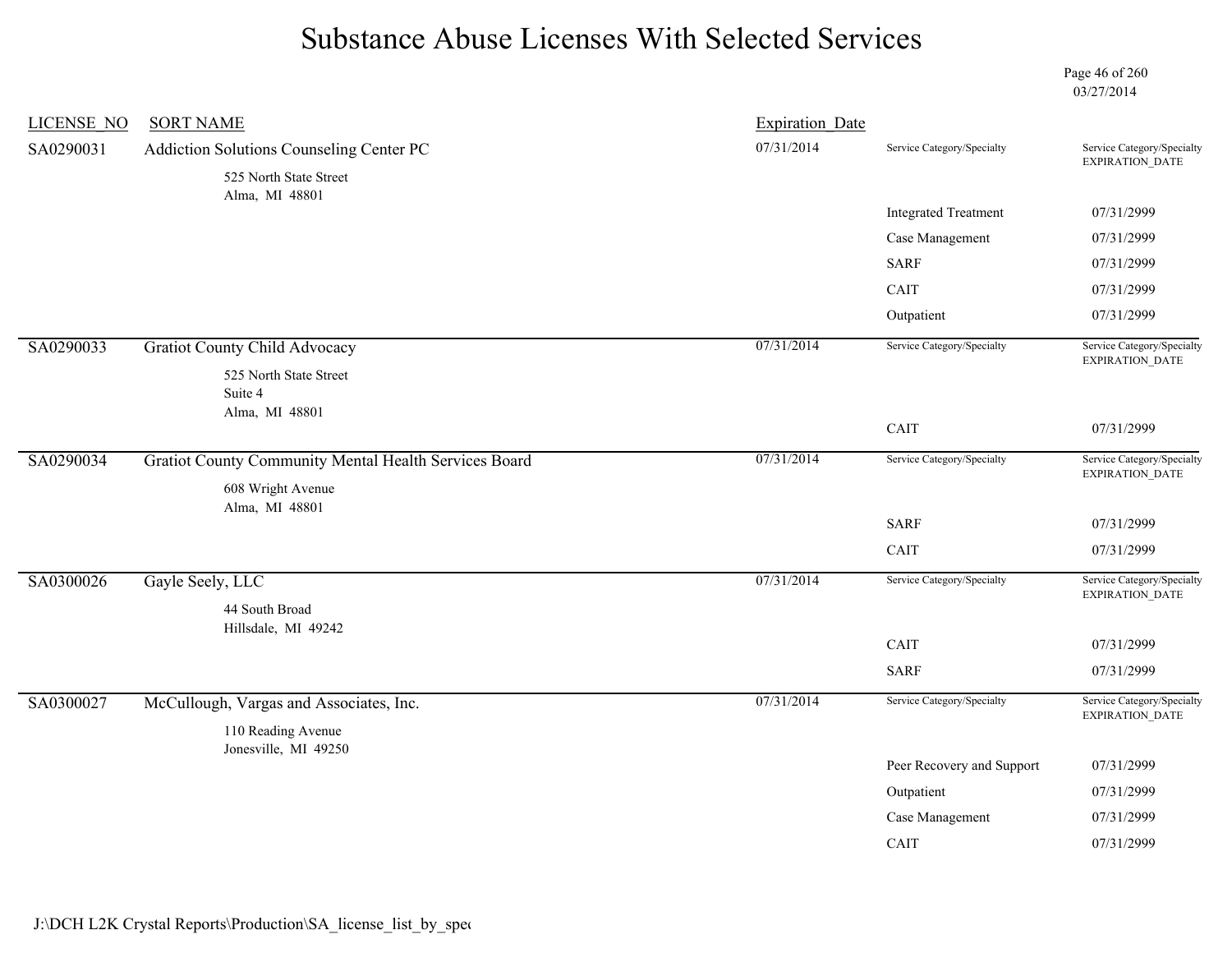# Substance Abuse Licenses With Selected Services

03/27/2014

| LICENSE_NO | SORT NAME | Expiration_Date | Service Category/Specialty | Service Category/Specialty EXPIRATION_DATE |
|---|---|---|---|---|
| SA0290031 | Addiction Solutions Counseling Center PC<br>525 North State Street<br>Alma, MI 48801 | 07/31/2014 | Integrated Treatment | 07/31/2999 |
| | | | Case Management | 07/31/2999 |
| | | | SARF | 07/31/2999 |
| | | | CAIT | 07/31/2999 |
| | | | Outpatient | 07/31/2999 |
| SA0290033 | Gratiot County Child Advocacy<br>525 North State Street<br>Suite 4<br>Alma, MI 48801 | 07/31/2014 | CAIT | 07/31/2999 |
| SA0290034 | Gratiot County Community Mental Health Services Board<br>608 Wright Avenue<br>Alma, MI 48801 | 07/31/2014 | SARF | 07/31/2999 |
| | | | CAIT | 07/31/2999 |
| SA0300026 | Gayle Seely, LLC<br>44 South Broad<br>Hillsdale, MI 49242 | 07/31/2014 | CAIT | 07/31/2999 |
| | | | SARF | 07/31/2999 |
| SA0300027 | McCullough, Vargas and Associates, Inc.<br>110 Reading Avenue<br>Jonesville, MI 49250 | 07/31/2014 | Peer Recovery and Support | 07/31/2999 |
| | | | Outpatient | 07/31/2999 |
| | | | Case Management | 07/31/2999 |
| | | | CAIT | 07/31/2999 |

J:\DCH L2K Crystal Reports\Production\SA_license_list_by_spe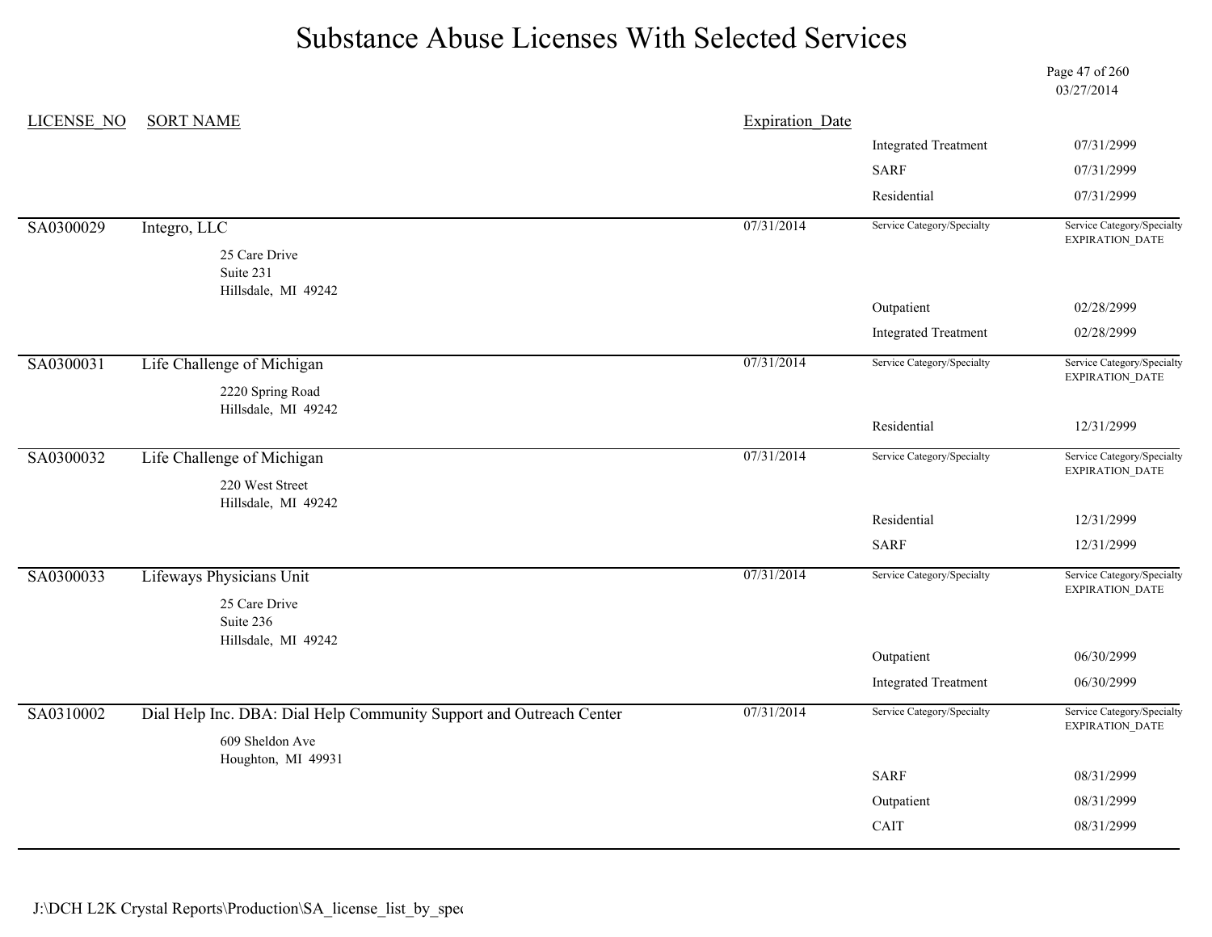# Substance Abuse Licenses With Selected Services

03/27/2014

| LICENSE_NO | SORT NAME | Expiration_Date | Service Category/Specialty | Service Category/Specialty EXPIRATION_DATE |
|---|---|---|---|---|
| | | | Integrated Treatment | 07/31/2999 |
| | | | SARF | 07/31/2999 |
| | | | Residential | 07/31/2999 |
| SA0300029 | Integro, LLC<br>25 Care Drive<br>Suite 231<br>Hillsdale, MI 49242 | 07/31/2014 | | |
| | | | Outpatient | 02/28/2999 |
| | | | Integrated Treatment | 02/28/2999 |
| SA0300031 | Life Challenge of Michigan<br>2220 Spring Road<br>Hillsdale, MI 49242 | 07/31/2014 | | |
| | | | Residential | 12/31/2999 |
| SA0300032 | Life Challenge of Michigan<br>220 West Street<br>Hillsdale, MI 49242 | 07/31/2014 | | |
| | | | Residential | 12/31/2999 |
| | | | SARF | 12/31/2999 |
| SA0300033 | Lifeways Physicians Unit<br>25 Care Drive<br>Suite 236<br>Hillsdale, MI 49242 | 07/31/2014 | | |
| | | | Outpatient | 06/30/2999 |
| | | | Integrated Treatment | 06/30/2999 |
| SA0310002 | Dial Help Inc. DBA: Dial Help Community Support and Outreach Center<br>609 Sheldon Ave<br>Houghton, MI 49931 | 07/31/2014 | | |
| | | | SARF | 08/31/2999 |
| | | | Outpatient | 08/31/2999 |
| | | | CAIT | 08/31/2999 |

J:\DCH L2K Crystal Reports\Production\SA_license_list_by_spec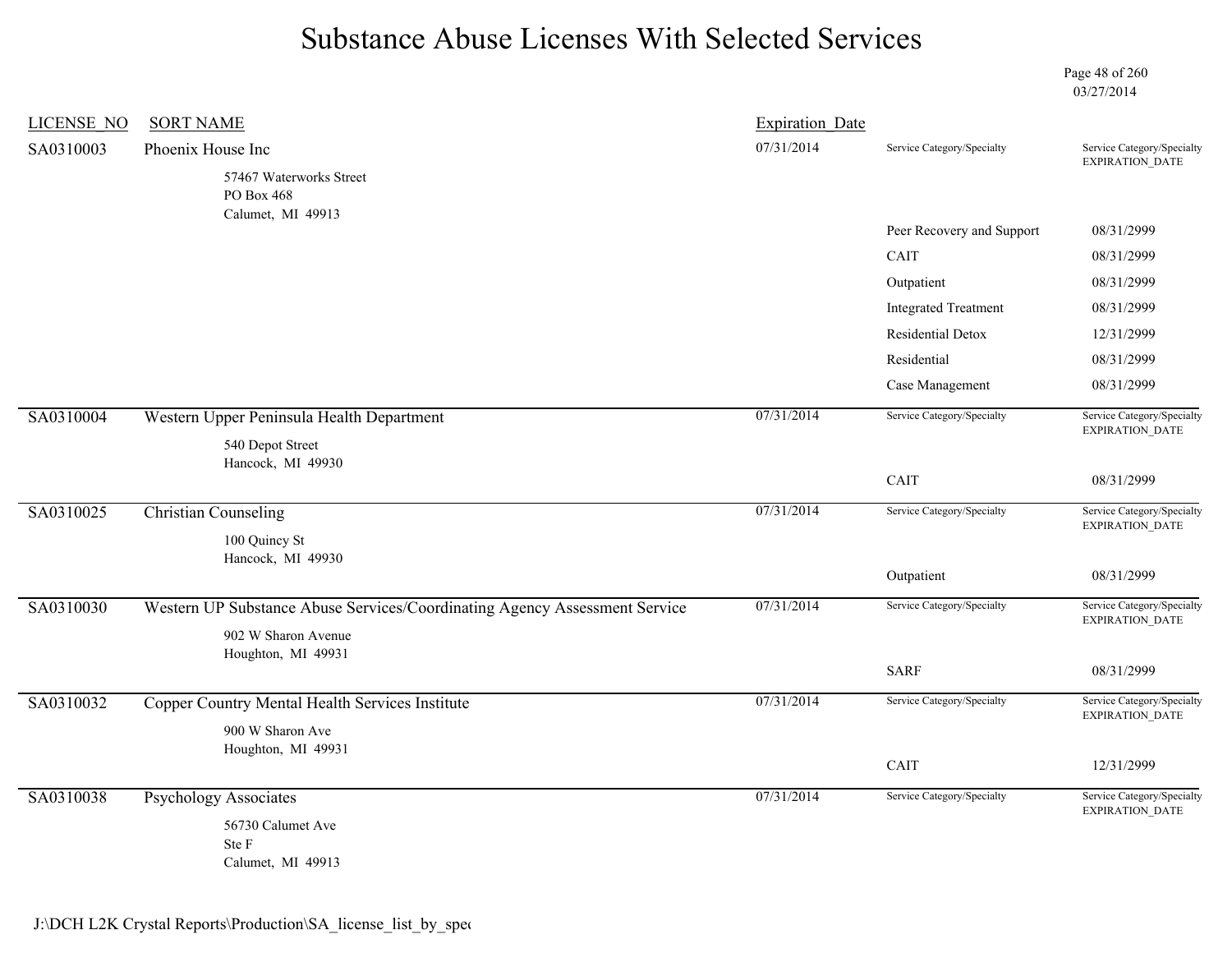# Substance Abuse Licenses With Selected Services

03/27/2014

| LICENSE_NO | SORT NAME | Expiration_Date | Service Category/Specialty | Service Category/Specialty EXPIRATION_DATE |
|---|---|---|---|---|
| SA0310003 | Phoenix House Inc<br>57467 Waterworks Street<br>PO Box 468<br>Calumet, MI 49913 | 07/31/2014 | | |
| | | | Peer Recovery and Support | 08/31/2999 |
| | | | CAIT | 08/31/2999 |
| | | | Outpatient | 08/31/2999 |
| | | | Integrated Treatment | 08/31/2999 |
| | | | Residential Detox | 12/31/2999 |
| | | | Residential | 08/31/2999 |
| | | | Case Management | 08/31/2999 |
| SA0310004 | Western Upper Peninsula Health Department<br>540 Depot Street<br>Hancock, MI 49930 | 07/31/2014 | | |
| | | | CAIT | 08/31/2999 |
| SA0310025 | Christian Counseling<br>100 Quincy St<br>Hancock, MI 49930 | 07/31/2014 | | |
| | | | Outpatient | 08/31/2999 |
| SA0310030 | Western UP Substance Abuse Services/Coordinating Agency Assessment Service<br>902 W Sharon Avenue<br>Houghton, MI 49931 | 07/31/2014 | | |
| | | | SARF | 08/31/2999 |
| SA0310032 | Copper Country Mental Health Services Institute<br>900 W Sharon Ave<br>Houghton, MI 49931 | 07/31/2014 | | |
| | | | CAIT | 12/31/2999 |
| SA0310038 | Psychology Associates<br>56730 Calumet Ave<br>Ste F<br>Calumet, MI 49913 | 07/31/2014 | | |

J:\DCH L2K Crystal Reports\Production\SA_license_list_by_spec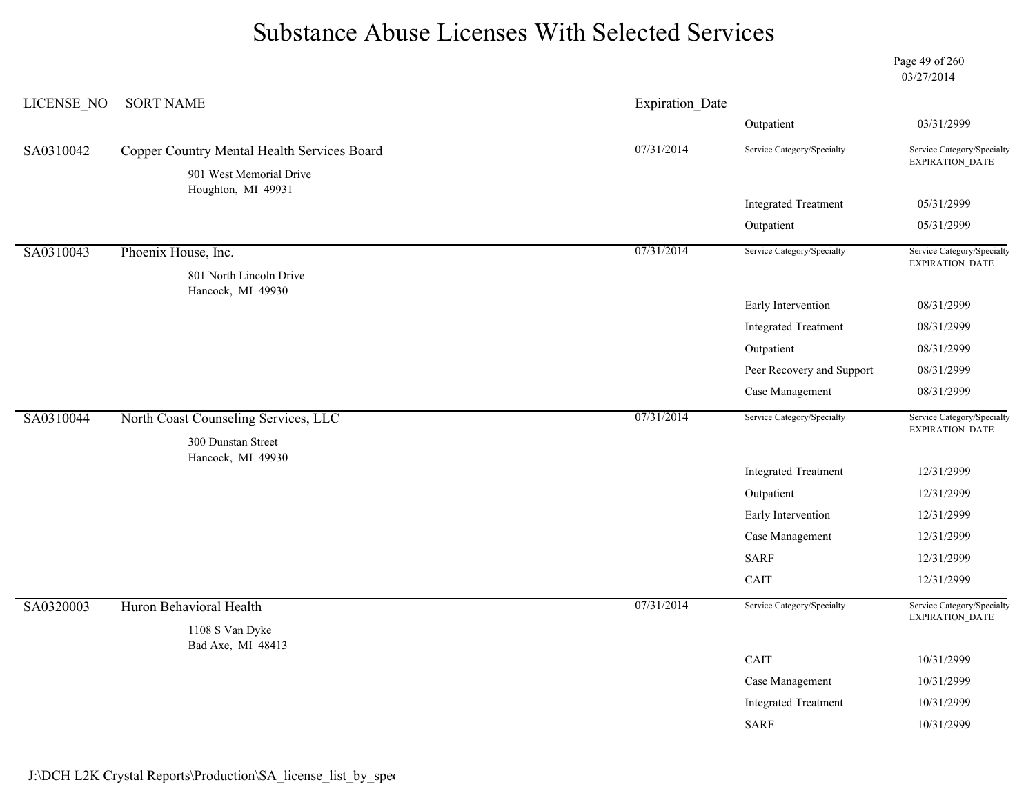# Substance Abuse Licenses With Selected Services

03/27/2014

| LICENSE_NO | SORT NAME | Expiration_Date | Service Category/Specialty | Service Category/Specialty EXPIRATION_DATE |
|---|---|---|---|---|
| | | | Outpatient | 03/31/2999 |
| SA0310042 | Copper Country Mental Health Services Board<br>901 West Memorial Drive<br>Houghton, MI 49931 | 07/31/2014 | Service Category/Specialty | Service Category/Specialty EXPIRATION_DATE |
| | | | Integrated Treatment | 05/31/2999 |
| | | | Outpatient | 05/31/2999 |
| SA0310043 | Phoenix House, Inc.<br>801 North Lincoln Drive<br>Hancock, MI 49930 | 07/31/2014 | Service Category/Specialty | Service Category/Specialty EXPIRATION_DATE |
| | | | Early Intervention | 08/31/2999 |
| | | | Integrated Treatment | 08/31/2999 |
| | | | Outpatient | 08/31/2999 |
| | | | Peer Recovery and Support | 08/31/2999 |
| | | | Case Management | 08/31/2999 |
| SA0310044 | North Coast Counseling Services, LLC<br>300 Dunstan Street<br>Hancock, MI 49930 | 07/31/2014 | Service Category/Specialty | Service Category/Specialty EXPIRATION_DATE |
| | | | Integrated Treatment | 12/31/2999 |
| | | | Outpatient | 12/31/2999 |
| | | | Early Intervention | 12/31/2999 |
| | | | Case Management | 12/31/2999 |
| | | | SARF | 12/31/2999 |
| | | | CAIT | 12/31/2999 |
| SA0320003 | Huron Behavioral Health<br>1108 S Van Dyke<br>Bad Axe, MI 48413 | 07/31/2014 | Service Category/Specialty | Service Category/Specialty EXPIRATION_DATE |
| | | | CAIT | 10/31/2999 |
| | | | Case Management | 10/31/2999 |
| | | | Integrated Treatment | 10/31/2999 |
| | | | SARF | 10/31/2999 |

J:\DCH L2K Crystal Reports\Production\SA_license_list_by_spec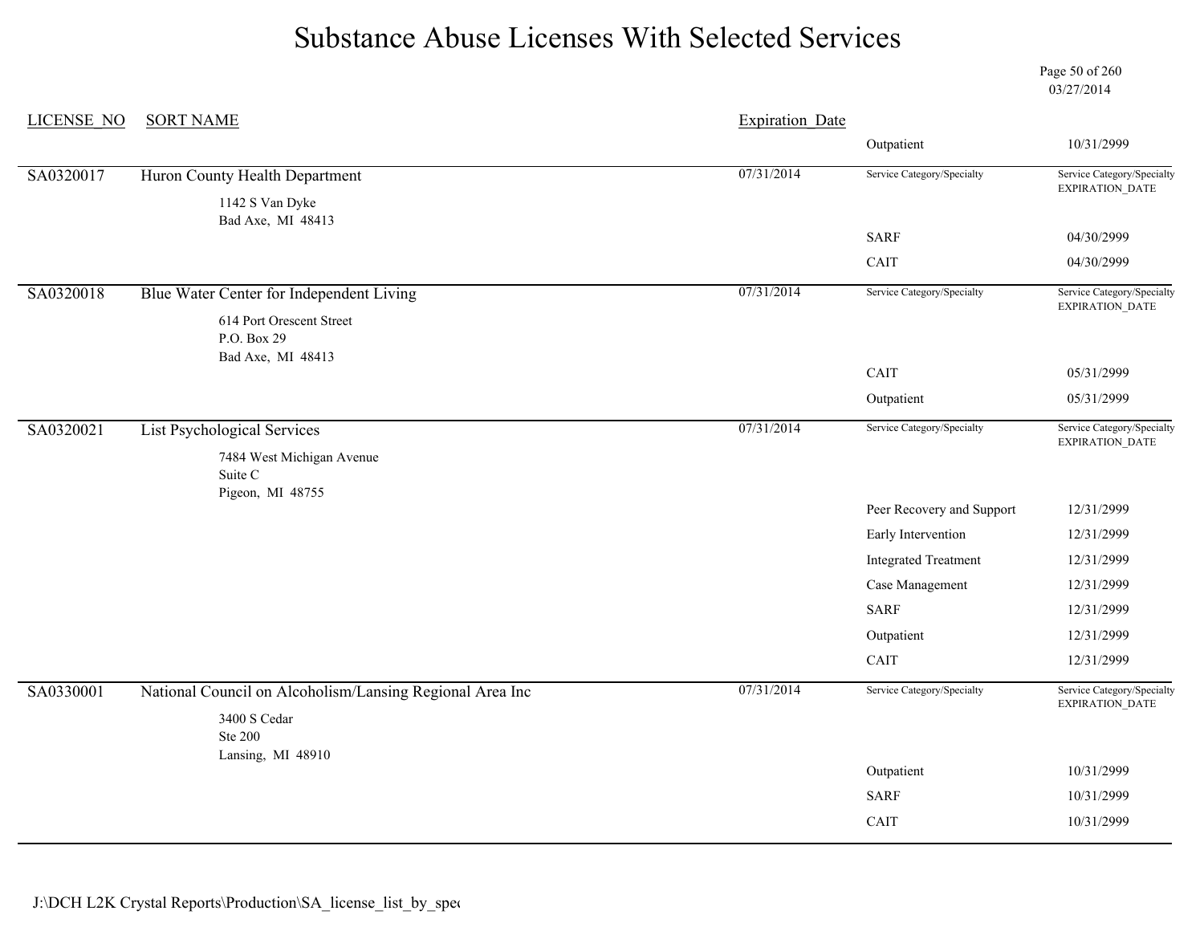# Substance Abuse Licenses With Selected Services

03/27/2014

| LICENSE_NO | SORT NAME | Expiration_Date | Service Category/Specialty | Service Category/Specialty EXPIRATION_DATE |
|---|---|---|---|---|
| | | | Outpatient | 10/31/2999 |
| SA0320017 | Huron County Health Department<br>1142 S Van Dyke<br>Bad Axe, MI 48413 | 07/31/2014 | | |
| | | | SARF | 04/30/2999 |
| | | | CAIT | 04/30/2999 |
| SA0320018 | Blue Water Center for Independent Living<br>614 Port Orescent Street<br>P.O. Box 29<br>Bad Axe, MI 48413 | 07/31/2014 | | |
| | | | CAIT | 05/31/2999 |
| | | | Outpatient | 05/31/2999 |
| SA0320021 | List Psychological Services<br>7484 West Michigan Avenue<br>Suite C<br>Pigeon, MI 48755 | 07/31/2014 | | |
| | | | Peer Recovery and Support | 12/31/2999 |
| | | | Early Intervention | 12/31/2999 |
| | | | Integrated Treatment | 12/31/2999 |
| | | | Case Management | 12/31/2999 |
| | | | SARF | 12/31/2999 |
| | | | Outpatient | 12/31/2999 |
| | | | CAIT | 12/31/2999 |
| SA0330001 | National Council on Alcoholism/Lansing Regional Area Inc<br>3400 S Cedar<br>Ste 200<br>Lansing, MI 48910 | 07/31/2014 | | |
| | | | Outpatient | 10/31/2999 |
| | | | SARF | 10/31/2999 |
| | | | CAIT | 10/31/2999 |

J:\DCH L2K Crystal Reports\Production\SA_license_list_by_spec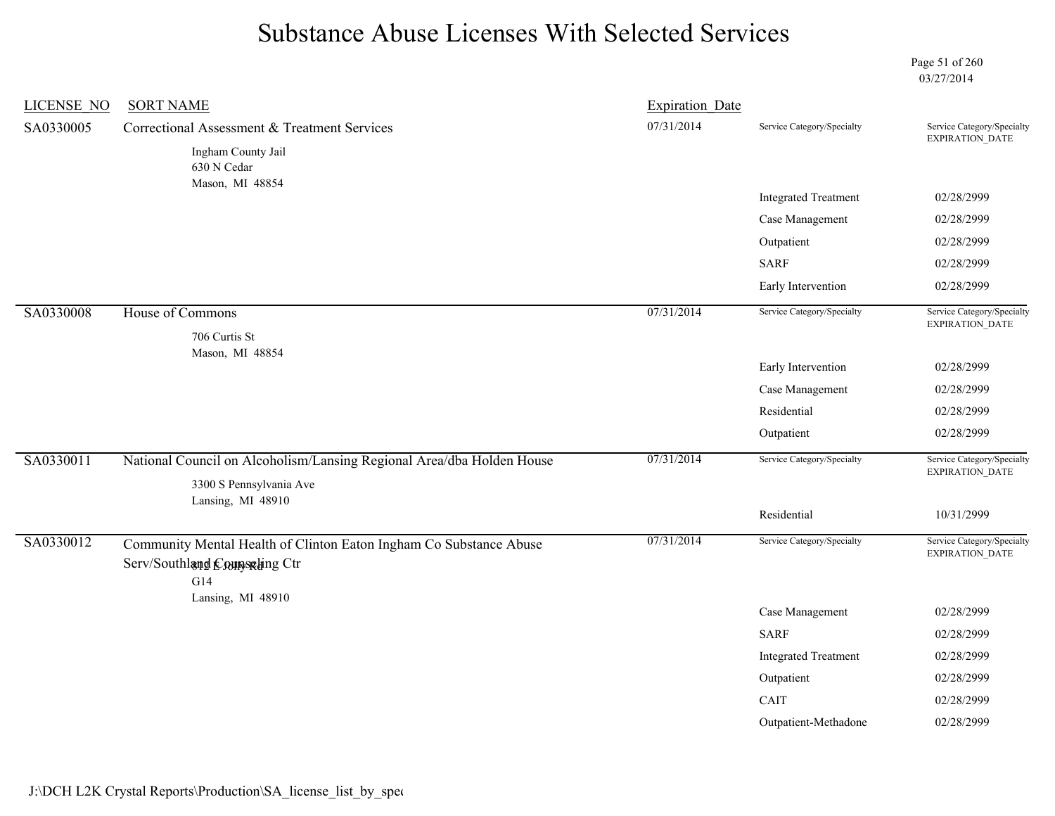# Substance Abuse Licenses With Selected Services

03/27/2014

| LICENSE_NO | SORT NAME | Expiration_Date | Service Category/Specialty | Service Category/Specialty EXPIRATION_DATE |
|---|---|---|---|---|
| SA0330005 | Correctional Assessment & Treatment Services<br>Ingham County Jail<br>630 N Cedar<br>Mason, MI 48854 | 07/31/2014 | | |
| | | | Integrated Treatment | 02/28/2999 |
| | | | Case Management | 02/28/2999 |
| | | | Outpatient | 02/28/2999 |
| | | | SARF | 02/28/2999 |
| | | | Early Intervention | 02/28/2999 |
| SA0330008 | House of Commons<br>706 Curtis St<br>Mason, MI 48854 | 07/31/2014 | | |
| | | | Early Intervention | 02/28/2999 |
| | | | Case Management | 02/28/2999 |
| | | | Residential | 02/28/2999 |
| | | | Outpatient | 02/28/2999 |
| SA0330011 | National Council on Alcoholism/Lansing Regional Area/dba Holden House<br>3300 S Pennsylvania Ave<br>Lansing, MI 48910 | 07/31/2014 | | |
| | | | Residential | 10/31/2999 |
| SA0330012 | Community Mental Health of Clinton Eaton Ingham Co Substance Abuse Serv/Southland Counseling Ctr<br>812 E Jolly Rd<br>G14<br>Lansing, MI 48910 | 07/31/2014 | | |
| | | | Case Management | 02/28/2999 |
| | | | SARF | 02/28/2999 |
| | | | Integrated Treatment | 02/28/2999 |
| | | | Outpatient | 02/28/2999 |
| | | | CAIT | 02/28/2999 |
| | | | Outpatient-Methadone | 02/28/2999 |

J:\DCH L2K Crystal Reports\Production\SA_license_list_by_spec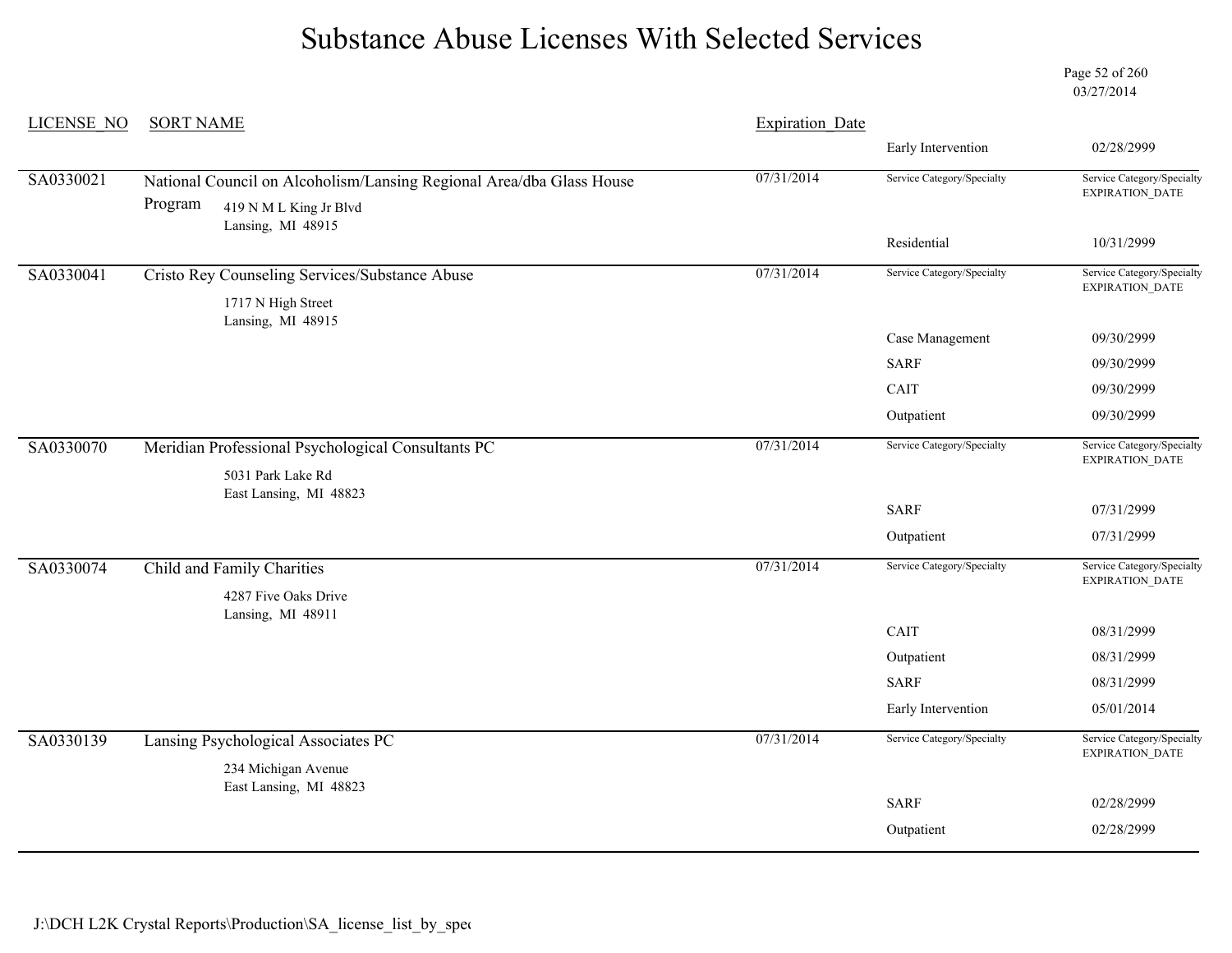# Substance Abuse Licenses With Selected Services

03/27/2014

| LICENSE_NO | SORT NAME | Expiration_Date | Service Category/Specialty | Service Category/Specialty EXPIRATION_DATE |
|---|---|---|---|---|
| | | | Early Intervention | 02/28/2999 |
| SA0330021 | National Council on Alcoholism/Lansing Regional Area/dba Glass House Program<br>419 N M L King Jr Blvd<br>Lansing, MI 48915 | 07/31/2014 | | |
| | | | Residential | 10/31/2999 |
| SA0330041 | Cristo Rey Counseling Services/Substance Abuse<br>1717 N High Street<br>Lansing, MI 48915 | 07/31/2014 | | |
| | | | Case Management | 09/30/2999 |
| | | | SARF | 09/30/2999 |
| | | | CAIT | 09/30/2999 |
| | | | Outpatient | 09/30/2999 |
| SA0330070 | Meridian Professional Psychological Consultants PC<br>5031 Park Lake Rd<br>East Lansing, MI 48823 | 07/31/2014 | | |
| | | | SARF | 07/31/2999 |
| | | | Outpatient | 07/31/2999 |
| SA0330074 | Child and Family Charities<br>4287 Five Oaks Drive<br>Lansing, MI 48911 | 07/31/2014 | | |
| | | | CAIT | 08/31/2999 |
| | | | Outpatient | 08/31/2999 |
| | | | SARF | 08/31/2999 |
| | | | Early Intervention | 05/01/2014 |
| SA0330139 | Lansing Psychological Associates PC<br>234 Michigan Avenue<br>East Lansing, MI 48823 | 07/31/2014 | | |
| | | | SARF | 02/28/2999 |
| | | | Outpatient | 02/28/2999 |

J:\DCH L2K Crystal Reports\Production\SA_license_list_by_spec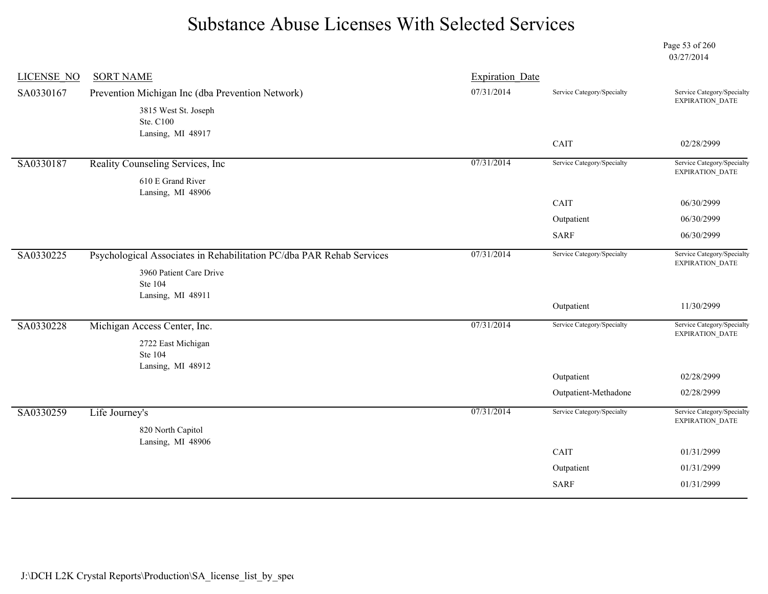# Substance Abuse Licenses With Selected Services

03/27/2014

| LICENSE_NO | SORT NAME | Expiration_Date | Service Category/Specialty | Service Category/Specialty EXPIRATION_DATE |
|---|---|---|---|---|
| SA0330167 | Prevention Michigan Inc (dba Prevention Network)<br>3815 West St. Joseph<br>Ste. C100<br>Lansing, MI 48917 | 07/31/2014 | CAIT | 02/28/2999 |
| SA0330187 | Reality Counseling Services, Inc<br>610 E Grand River<br>Lansing, MI 48906 | 07/31/2014 | CAIT | 06/30/2999 |
| | | | Outpatient | 06/30/2999 |
| | | | SARF | 06/30/2999 |
| SA0330225 | Psychological Associates in Rehabilitation PC/dba PAR Rehab Services<br>3960 Patient Care Drive<br>Ste 104<br>Lansing, MI 48911 | 07/31/2014 | Outpatient | 11/30/2999 |
| SA0330228 | Michigan Access Center, Inc.<br>2722 East Michigan<br>Ste 104<br>Lansing, MI 48912 | 07/31/2014 | Outpatient | 02/28/2999 |
| | | | Outpatient-Methadone | 02/28/2999 |
| SA0330259 | Life Journey's<br>820 North Capitol<br>Lansing, MI 48906 | 07/31/2014 | CAIT | 01/31/2999 |
| | | | Outpatient | 01/31/2999 |
| | | | SARF | 01/31/2999 |

J:\DCH L2K Crystal Reports\Production\SA_license_list_by_spe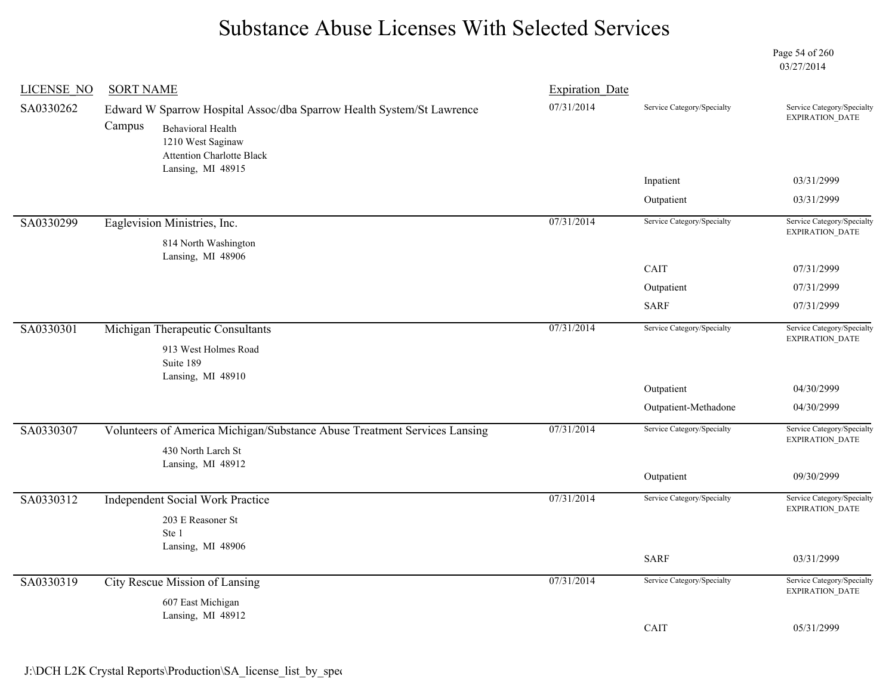# Substance Abuse Licenses With Selected Services

03/27/2014

| LICENSE_NO | SORT NAME | Expiration_Date | Service Category/Specialty | Service Category/Specialty EXPIRATION_DATE |
|---|---|---|---|---|
| SA0330262 | Edward W Sparrow Hospital Assoc/dba Sparrow Health System/St Lawrence Campus<br>Behavioral Health<br>1210 West Saginaw<br>Attention Charlotte Black<br>Lansing, MI 48915 | 07/31/2014 | Inpatient | 03/31/2999 |
| | | | Outpatient | 03/31/2999 |
| SA0330299 | Eaglevision Ministries, Inc.<br>814 North Washington<br>Lansing, MI 48906 | 07/31/2014 | CAIT | 07/31/2999 |
| | | | Outpatient | 07/31/2999 |
| | | | SARF | 07/31/2999 |
| SA0330301 | Michigan Therapeutic Consultants<br>913 West Holmes Road<br>Suite 189<br>Lansing, MI 48910 | 07/31/2014 | Outpatient | 04/30/2999 |
| | | | Outpatient-Methadone | 04/30/2999 |
| SA0330307 | Volunteers of America Michigan/Substance Abuse Treatment Services Lansing<br>430 North Larch St<br>Lansing, MI 48912 | 07/31/2014 | Outpatient | 09/30/2999 |
| SA0330312 | Independent Social Work Practice<br>203 E Reasoner St<br>Ste 1<br>Lansing, MI 48906 | 07/31/2014 | SARF | 03/31/2999 |
| SA0330319 | City Rescue Mission of Lansing<br>607 East Michigan<br>Lansing, MI 48912 | 07/31/2014 | CAIT | 05/31/2999 |

J:\DCH L2K Crystal Reports\Production\SA_license_list_by_spec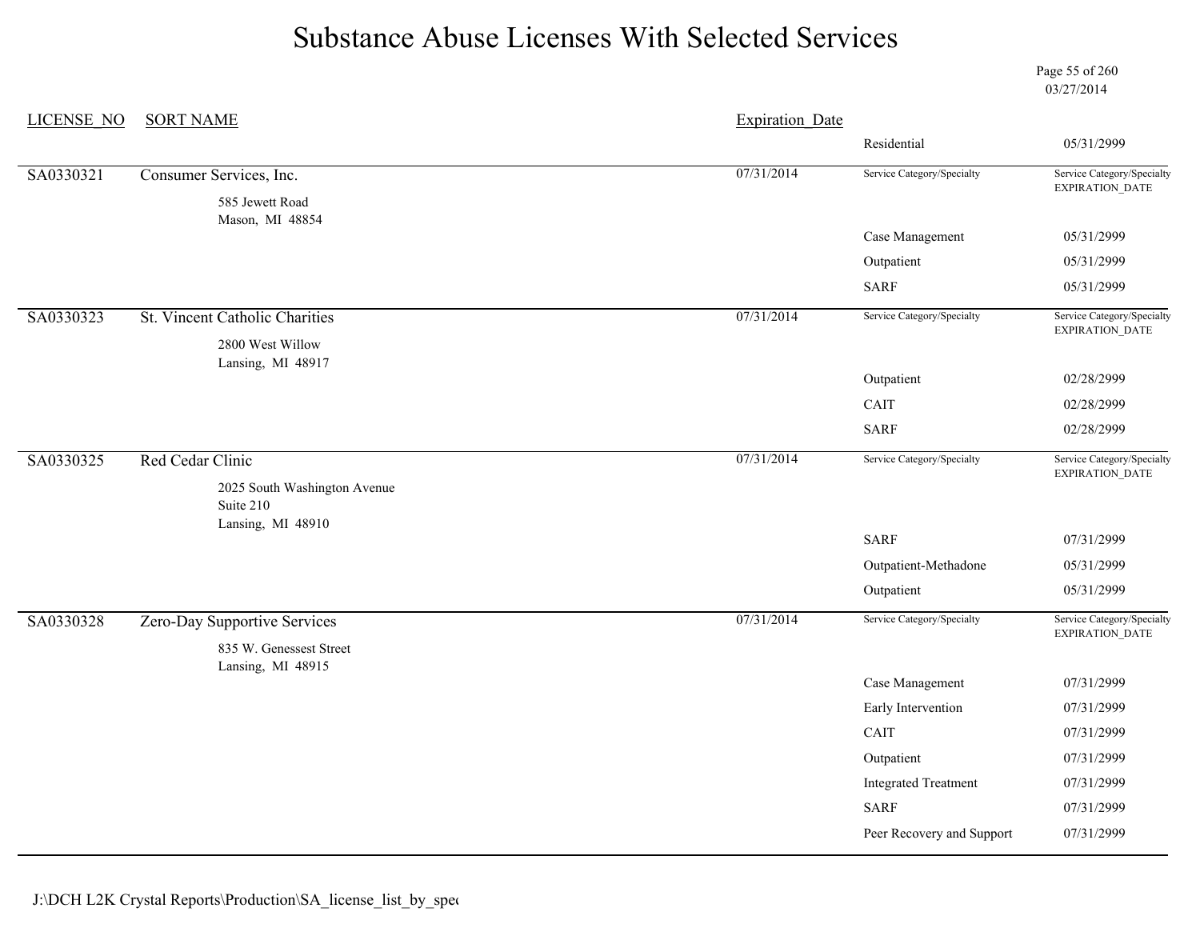# Substance Abuse Licenses With Selected Services

03/27/2014

| LICENSE_NO | SORT NAME | Expiration_Date | Service Category/Specialty | Service Category/Specialty EXPIRATION_DATE |
|---|---|---|---|---|
| | | | Residential | 05/31/2999 |
| SA0330321 | Consumer Services, Inc.<br>585 Jewett Road<br>Mason, MI 48854 | 07/31/2014 | | |
| | | | Case Management | 05/31/2999 |
| | | | Outpatient | 05/31/2999 |
| | | | SARF | 05/31/2999 |
| SA0330323 | St. Vincent Catholic Charities<br>2800 West Willow<br>Lansing, MI 48917 | 07/31/2014 | | |
| | | | Outpatient | 02/28/2999 |
| | | | CAIT | 02/28/2999 |
| | | | SARF | 02/28/2999 |
| SA0330325 | Red Cedar Clinic<br>2025 South Washington Avenue<br>Suite 210<br>Lansing, MI 48910 | 07/31/2014 | | |
| | | | SARF | 07/31/2999 |
| | | | Outpatient-Methadone | 05/31/2999 |
| | | | Outpatient | 05/31/2999 |
| SA0330328 | Zero-Day Supportive Services<br>835 W. Genessest Street<br>Lansing, MI 48915 | 07/31/2014 | | |
| | | | Case Management | 07/31/2999 |
| | | | Early Intervention | 07/31/2999 |
| | | | CAIT | 07/31/2999 |
| | | | Outpatient | 07/31/2999 |
| | | | Integrated Treatment | 07/31/2999 |
| | | | SARF | 07/31/2999 |
| | | | Peer Recovery and Support | 07/31/2999 |

J:\DCH L2K Crystal Reports\Production\SA_license_list_by_spec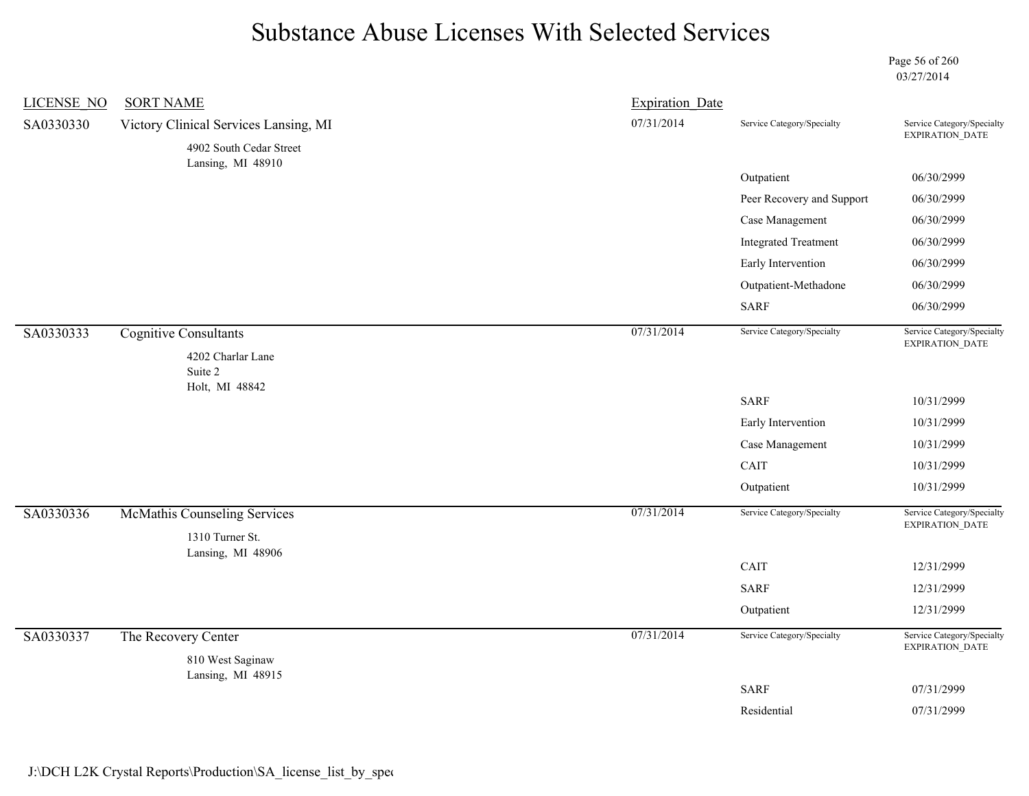# Substance Abuse Licenses With Selected Services

03/27/2014

| LICENSE_NO | SORT NAME | Expiration_Date | Service Category/Specialty | Service Category/Specialty EXPIRATION_DATE |
|---|---|---|---|---|
| SA0330330 | Victory Clinical Services Lansing, MI<br>4902 South Cedar Street<br>Lansing, MI 48910 | 07/31/2014 | | |
| | | | Outpatient | 06/30/2999 |
| | | | Peer Recovery and Support | 06/30/2999 |
| | | | Case Management | 06/30/2999 |
| | | | Integrated Treatment | 06/30/2999 |
| | | | Early Intervention | 06/30/2999 |
| | | | Outpatient-Methadone | 06/30/2999 |
| | | | SARF | 06/30/2999 |
| SA0330333 | Cognitive Consultants<br>4202 Charlar Lane<br>Suite 2<br>Holt, MI 48842 | 07/31/2014 | | |
| | | | SARF | 10/31/2999 |
| | | | Early Intervention | 10/31/2999 |
| | | | Case Management | 10/31/2999 |
| | | | CAIT | 10/31/2999 |
| | | | Outpatient | 10/31/2999 |
| SA0330336 | McMathis Counseling Services<br>1310 Turner St.<br>Lansing, MI 48906 | 07/31/2014 | | |
| | | | CAIT | 12/31/2999 |
| | | | SARF | 12/31/2999 |
| | | | Outpatient | 12/31/2999 |
| SA0330337 | The Recovery Center<br>810 West Saginaw<br>Lansing, MI 48915 | 07/31/2014 | | |
| | | | SARF | 07/31/2999 |
| | | | Residential | 07/31/2999 |

J:\DCH L2K Crystal Reports\Production\SA_license_list_by_spec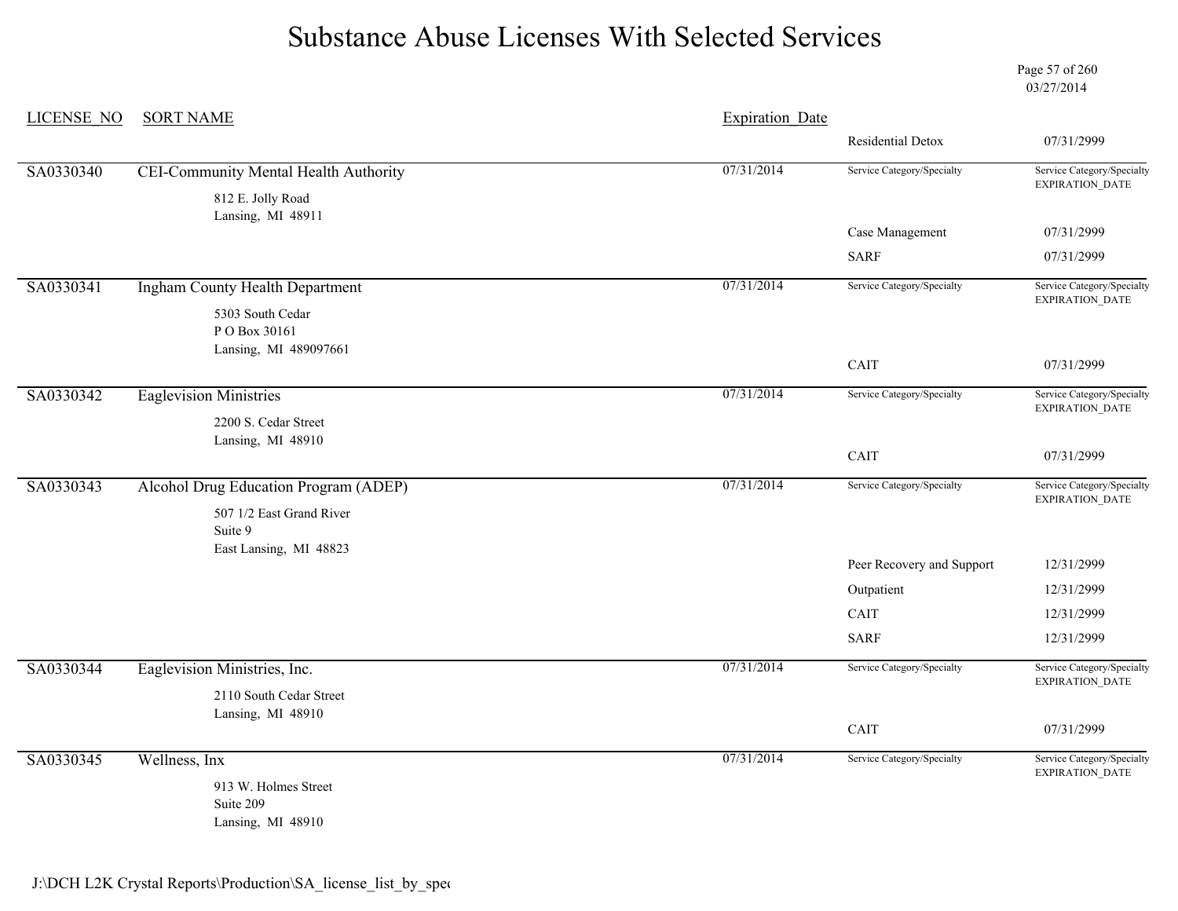# Substance Abuse Licenses With Selected Services

03/27/2014

| LICENSE_NO | SORT NAME | Expiration_Date | Service Category/Specialty | Service Category/Specialty EXPIRATION_DATE |
|---|---|---|---|---|
| | | | Residential Detox | 07/31/2999 |
| SA0330340 | CEI-Community Mental Health Authority<br>812 E. Jolly Road<br>Lansing, MI 48911 | 07/31/2014 | | |
| | | | Case Management | 07/31/2999 |
| | | | SARF | 07/31/2999 |
| SA0330341 | Ingham County Health Department<br>5303 South Cedar<br>P O Box 30161<br>Lansing, MI 489097661 | 07/31/2014 | | |
| | | | CAIT | 07/31/2999 |
| SA0330342 | Eaglevision Ministries<br>2200 S. Cedar Street<br>Lansing, MI 48910 | 07/31/2014 | | |
| | | | CAIT | 07/31/2999 |
| SA0330343 | Alcohol Drug Education Program (ADEP)<br>507 1/2 East Grand River<br>Suite 9<br>East Lansing, MI 48823 | 07/31/2014 | | |
| | | | Peer Recovery and Support | 12/31/2999 |
| | | | Outpatient | 12/31/2999 |
| | | | CAIT | 12/31/2999 |
| | | | SARF | 12/31/2999 |
| SA0330344 | Eaglevision Ministries, Inc.<br>2110 South Cedar Street<br>Lansing, MI 48910 | 07/31/2014 | | |
| | | | CAIT | 07/31/2999 |
| SA0330345 | Wellness, Inx<br>913 W. Holmes Street<br>Suite 209<br>Lansing, MI 48910 | 07/31/2014 | | |

J:\DCH L2K Crystal Reports\Production\SA_license_list_by_spec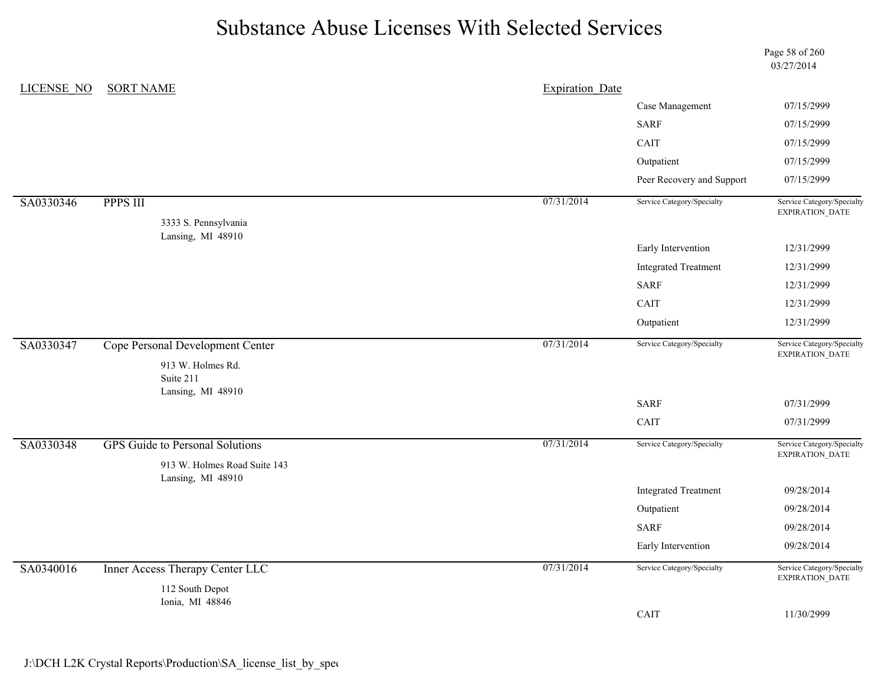# Substance Abuse Licenses With Selected Services

03/27/2014

| LICENSE_NO | SORT NAME | Expiration_Date | | |
|---|---|---|---|---|
| | | | Case Management | 07/15/2999 |
| | | | SARF | 07/15/2999 |
| | | | CAIT | 07/15/2999 |
| | | | Outpatient | 07/15/2999 |
| | | | Peer Recovery and Support | 07/15/2999 |
| SA0330346 | PPPS III<br>3333 S. Pennsylvania<br>Lansing, MI 48910 | 07/31/2014 | Service Category/Specialty | Service Category/Specialty EXPIRATION_DATE |
| | | | Early Intervention | 12/31/2999 |
| | | | Integrated Treatment | 12/31/2999 |
| | | | SARF | 12/31/2999 |
| | | | CAIT | 12/31/2999 |
| | | | Outpatient | 12/31/2999 |
| SA0330347 | Cope Personal Development Center<br>913 W. Holmes Rd.<br>Suite 211<br>Lansing, MI 48910 | 07/31/2014 | Service Category/Specialty | Service Category/Specialty EXPIRATION_DATE |
| | | | SARF | 07/31/2999 |
| | | | CAIT | 07/31/2999 |
| SA0330348 | GPS Guide to Personal Solutions<br>913 W. Holmes Road Suite 143<br>Lansing, MI 48910 | 07/31/2014 | Service Category/Specialty | Service Category/Specialty EXPIRATION_DATE |
| | | | Integrated Treatment | 09/28/2014 |
| | | | Outpatient | 09/28/2014 |
| | | | SARF | 09/28/2014 |
| | | | Early Intervention | 09/28/2014 |
| SA0340016 | Inner Access Therapy Center LLC<br>112 South Depot<br>Ionia, MI 48846 | 07/31/2014 | Service Category/Specialty | Service Category/Specialty EXPIRATION_DATE |
| | | | CAIT | 11/30/2999 |

J:\DCH L2K Crystal Reports\Production\SA_license_list_by_spec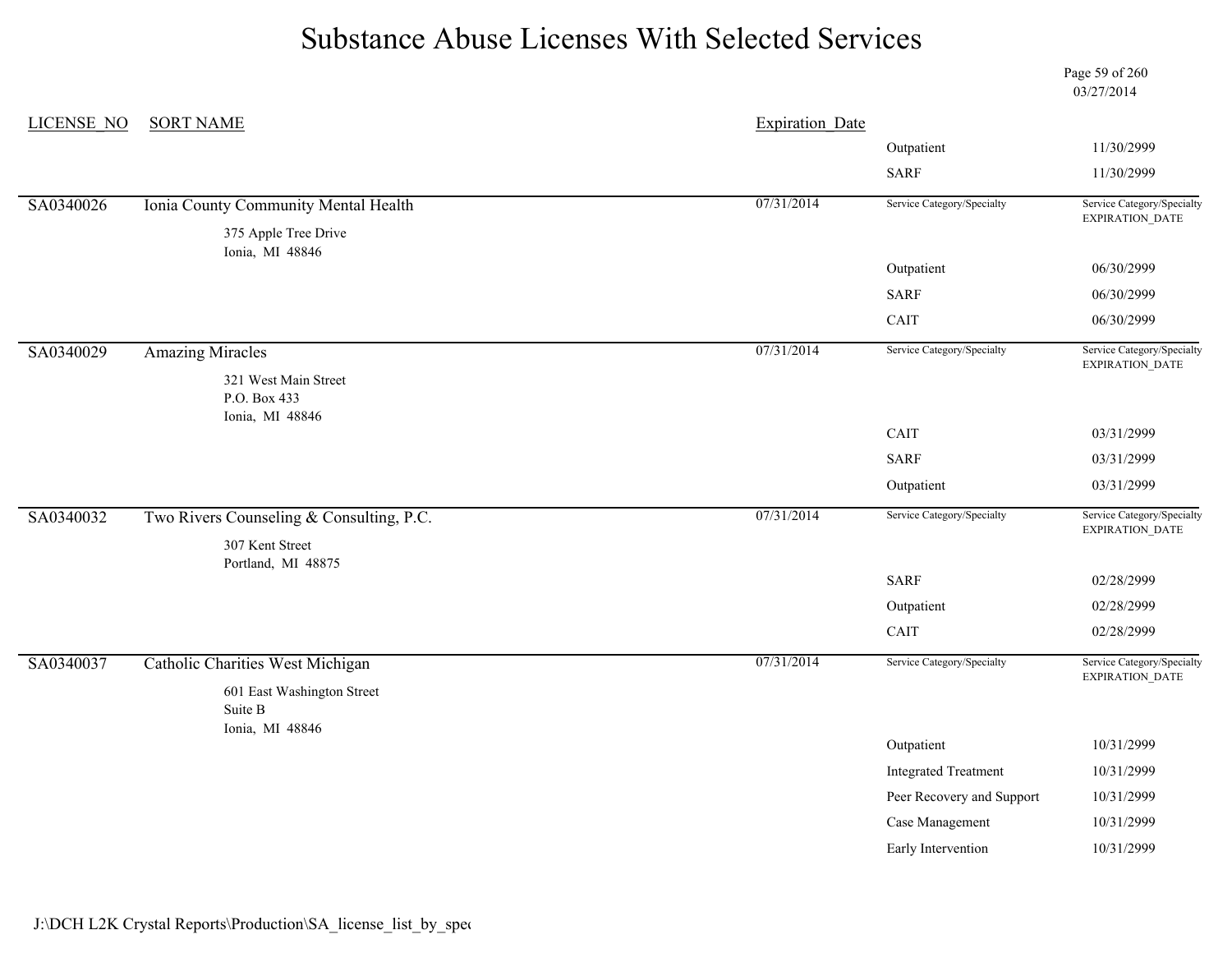# Substance Abuse Licenses With Selected Services

03/27/2014

| LICENSE_NO | SORT NAME | Expiration_Date | Service Category/Specialty | Service Category/Specialty EXPIRATION_DATE |
|---|---|---|---|---|
| | | | Outpatient | 11/30/2999 |
| | | | SARF | 11/30/2999 |
| SA0340026 | Ionia County Community Mental Health<br>375 Apple Tree Drive<br>Ionia, MI 48846 | 07/31/2014 | | |
| | | | Outpatient | 06/30/2999 |
| | | | SARF | 06/30/2999 |
| | | | CAIT | 06/30/2999 |
| SA0340029 | Amazing Miracles<br>321 West Main Street<br>P.O. Box 433<br>Ionia, MI 48846 | 07/31/2014 | | |
| | | | CAIT | 03/31/2999 |
| | | | SARF | 03/31/2999 |
| | | | Outpatient | 03/31/2999 |
| SA0340032 | Two Rivers Counseling & Consulting, P.C.<br>307 Kent Street<br>Portland, MI 48875 | 07/31/2014 | | |
| | | | SARF | 02/28/2999 |
| | | | Outpatient | 02/28/2999 |
| | | | CAIT | 02/28/2999 |
| SA0340037 | Catholic Charities West Michigan<br>601 East Washington Street<br>Suite B<br>Ionia, MI 48846 | 07/31/2014 | | |
| | | | Outpatient | 10/31/2999 |
| | | | Integrated Treatment | 10/31/2999 |
| | | | Peer Recovery and Support | 10/31/2999 |
| | | | Case Management | 10/31/2999 |
| | | | Early Intervention | 10/31/2999 |

J:\DCH L2K Crystal Reports\Production\SA_license_list_by_spec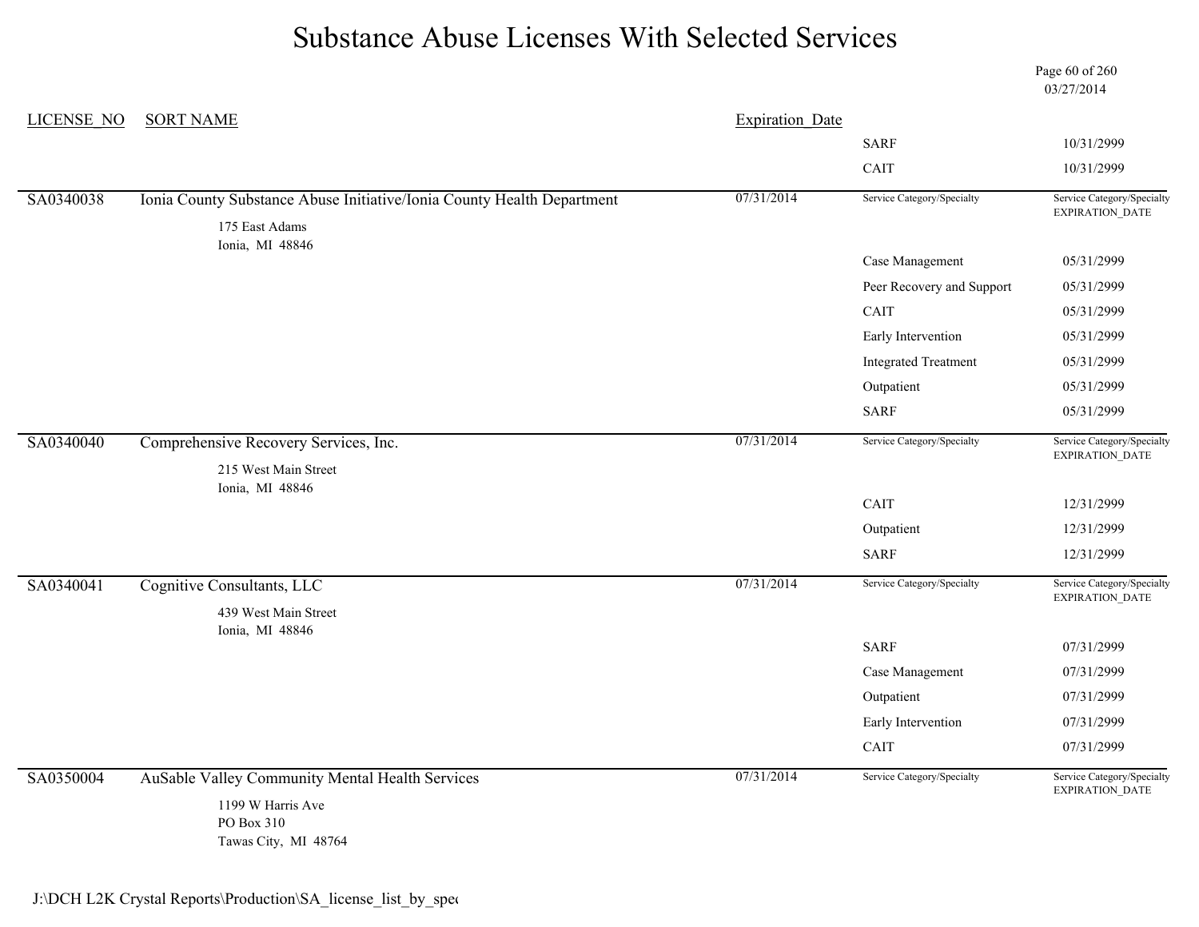# Substance Abuse Licenses With Selected Services

03/27/2014

| LICENSE_NO | SORT NAME | Expiration_Date | | |
|---|---|---|---|---|
| | | | SARF | 10/31/2999 |
| | | | CAIT | 10/31/2999 |
| SA0340038 | Ionia County Substance Abuse Initiative/Ionia County Health Department<br>175 East Adams<br>Ionia, MI 48846 | 07/31/2014 | Service Category/Specialty | Service Category/Specialty EXPIRATION_DATE |
| | | | Case Management | 05/31/2999 |
| | | | Peer Recovery and Support | 05/31/2999 |
| | | | CAIT | 05/31/2999 |
| | | | Early Intervention | 05/31/2999 |
| | | | Integrated Treatment | 05/31/2999 |
| | | | Outpatient | 05/31/2999 |
| | | | SARF | 05/31/2999 |
| SA0340040 | Comprehensive Recovery Services, Inc.<br>215 West Main Street<br>Ionia, MI 48846 | 07/31/2014 | Service Category/Specialty | Service Category/Specialty EXPIRATION_DATE |
| | | | CAIT | 12/31/2999 |
| | | | Outpatient | 12/31/2999 |
| | | | SARF | 12/31/2999 |
| SA0340041 | Cognitive Consultants, LLC<br>439 West Main Street<br>Ionia, MI 48846 | 07/31/2014 | Service Category/Specialty | Service Category/Specialty EXPIRATION_DATE |
| | | | SARF | 07/31/2999 |
| | | | Case Management | 07/31/2999 |
| | | | Outpatient | 07/31/2999 |
| | | | Early Intervention | 07/31/2999 |
| | | | CAIT | 07/31/2999 |
| SA0350004 | AuSable Valley Community Mental Health Services<br>1199 W Harris Ave<br>PO Box 310<br>Tawas City, MI 48764 | 07/31/2014 | Service Category/Specialty | Service Category/Specialty EXPIRATION_DATE |

J:\DCH L2K Crystal Reports\Production\SA_license_list_by_spec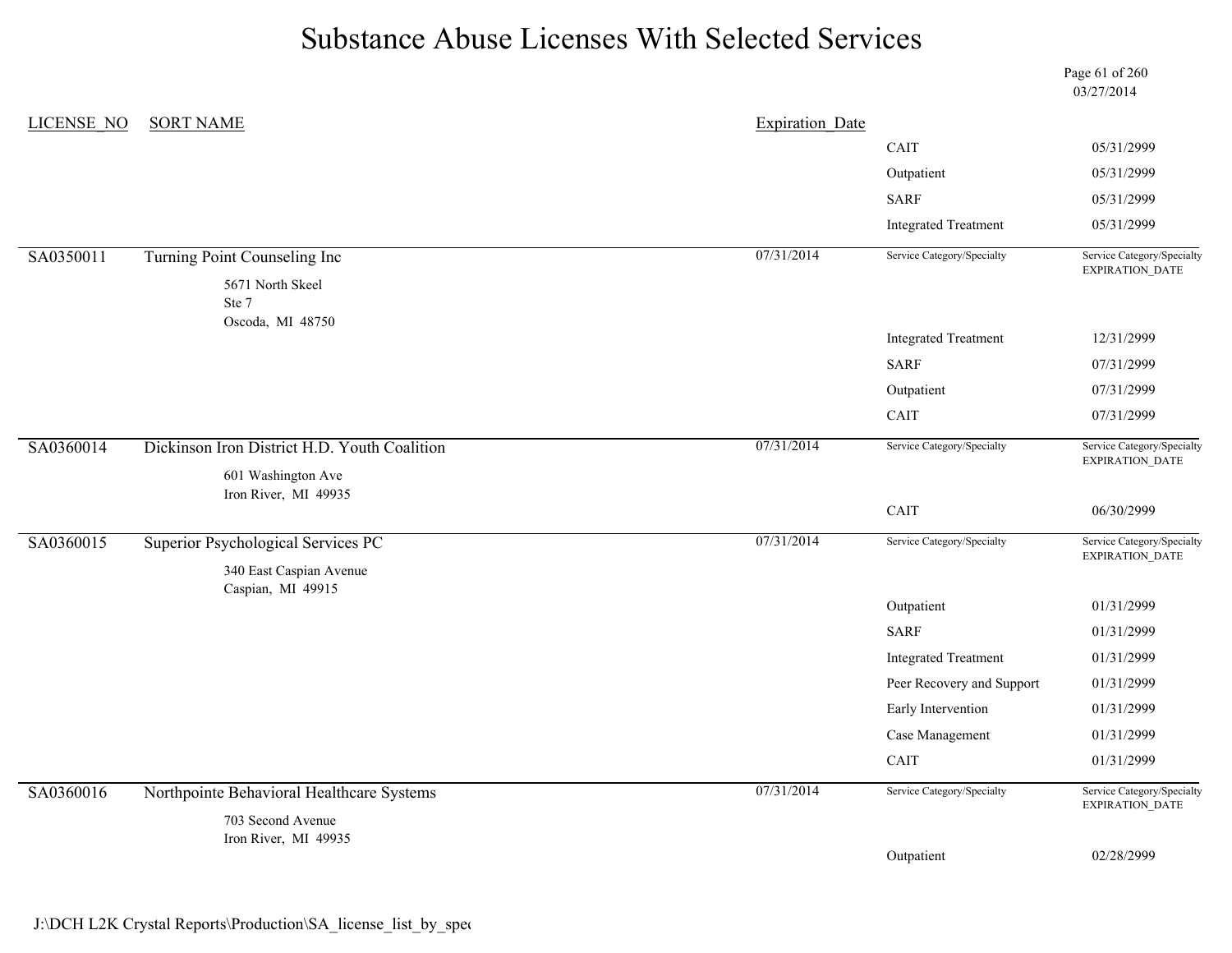# Substance Abuse Licenses With Selected Services

03/27/2014

| LICENSE_NO | SORT NAME | Expiration_Date | | |
|---|---|---|---|---|
| | | | CAIT | 05/31/2999 |
| | | | Outpatient | 05/31/2999 |
| | | | SARF | 05/31/2999 |
| | | | Integrated Treatment | 05/31/2999 |
| SA0350011 | Turning Point Counseling Inc<br>5671 North Skeel<br>Ste 7<br>Oscoda, MI 48750 | 07/31/2014 | Service Category/Specialty | Service Category/Specialty EXPIRATION_DATE |
| | | | Integrated Treatment | 12/31/2999 |
| | | | SARF | 07/31/2999 |
| | | | Outpatient | 07/31/2999 |
| | | | CAIT | 07/31/2999 |
| SA0360014 | Dickinson Iron District H.D. Youth Coalition<br>601 Washington Ave<br>Iron River, MI 49935 | 07/31/2014 | Service Category/Specialty | Service Category/Specialty EXPIRATION_DATE |
| | | | CAIT | 06/30/2999 |
| SA0360015 | Superior Psychological Services PC<br>340 East Caspian Avenue<br>Caspian, MI 49915 | 07/31/2014 | Service Category/Specialty | Service Category/Specialty EXPIRATION_DATE |
| | | | Outpatient | 01/31/2999 |
| | | | SARF | 01/31/2999 |
| | | | Integrated Treatment | 01/31/2999 |
| | | | Peer Recovery and Support | 01/31/2999 |
| | | | Early Intervention | 01/31/2999 |
| | | | Case Management | 01/31/2999 |
| | | | CAIT | 01/31/2999 |
| SA0360016 | Northpointe Behavioral Healthcare Systems<br>703 Second Avenue<br>Iron River, MI 49935 | 07/31/2014 | Service Category/Specialty | Service Category/Specialty EXPIRATION_DATE |
| | | | Outpatient | 02/28/2999 |

J:\DCH L2K Crystal Reports\Production\SA_license_list_by_spec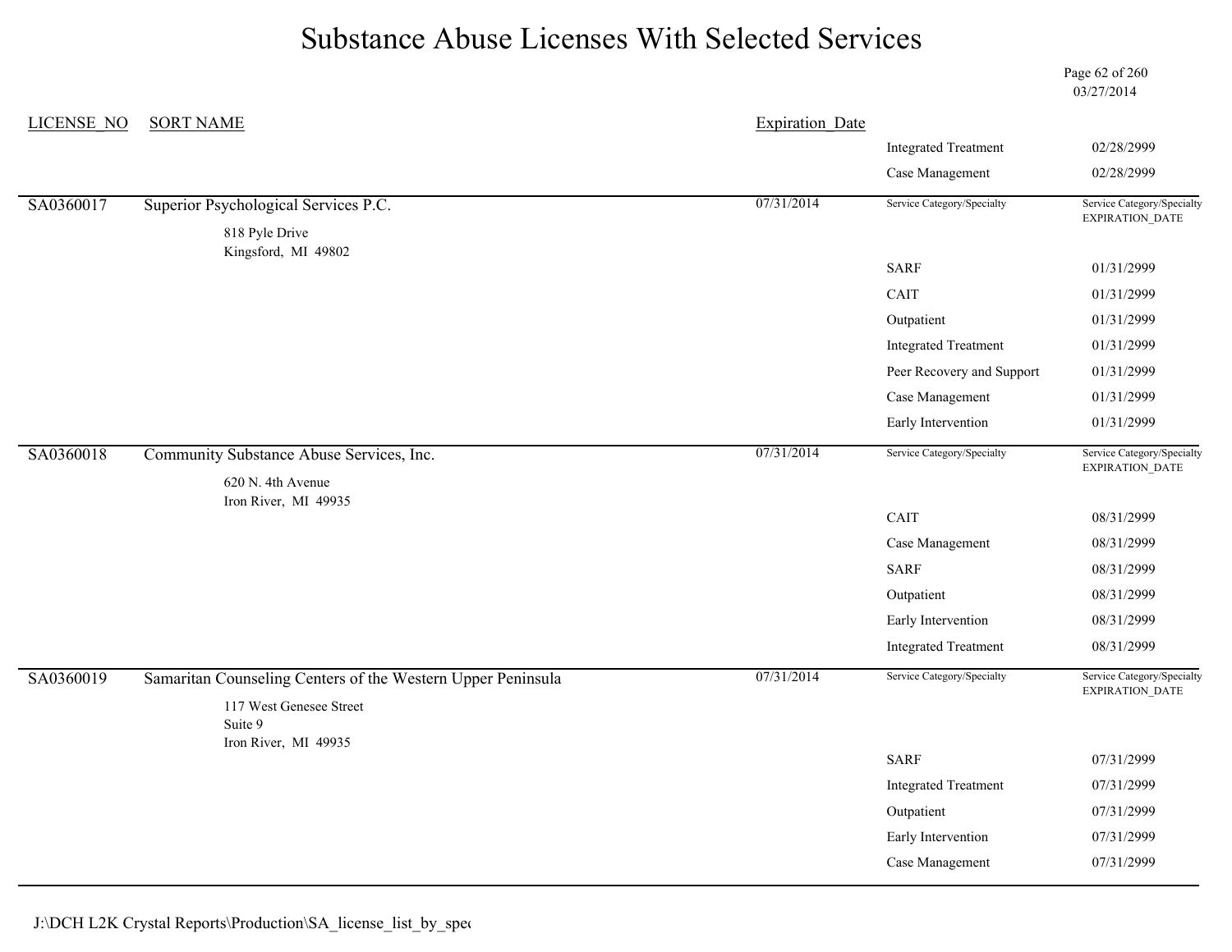# Substance Abuse Licenses With Selected Services

03/27/2014

| LICENSE_NO | SORT NAME | Expiration_Date | Service Category/Specialty | Service Category/Specialty EXPIRATION_DATE |
|---|---|---|---|---|
| | | | Integrated Treatment | 02/28/2999 |
| | | | Case Management | 02/28/2999 |
| SA0360017 | Superior Psychological Services P.C.<br>818 Pyle Drive<br>Kingsford, MI 49802 | 07/31/2014 | SARF | 01/31/2999 |
| | | | CAIT | 01/31/2999 |
| | | | Outpatient | 01/31/2999 |
| | | | Integrated Treatment | 01/31/2999 |
| | | | Peer Recovery and Support | 01/31/2999 |
| | | | Case Management | 01/31/2999 |
| | | | Early Intervention | 01/31/2999 |
| SA0360018 | Community Substance Abuse Services, Inc.<br>620 N. 4th Avenue<br>Iron River, MI 49935 | 07/31/2014 | CAIT | 08/31/2999 |
| | | | Case Management | 08/31/2999 |
| | | | SARF | 08/31/2999 |
| | | | Outpatient | 08/31/2999 |
| | | | Early Intervention | 08/31/2999 |
| | | | Integrated Treatment | 08/31/2999 |
| SA0360019 | Samaritan Counseling Centers of the Western Upper Peninsula<br>117 West Genesee Street<br>Suite 9<br>Iron River, MI 49935 | 07/31/2014 | SARF | 07/31/2999 |
| | | | Integrated Treatment | 07/31/2999 |
| | | | Outpatient | 07/31/2999 |
| | | | Early Intervention | 07/31/2999 |
| | | | Case Management | 07/31/2999 |

J:\DCH L2K Crystal Reports\Production\SA_license_list_by_spec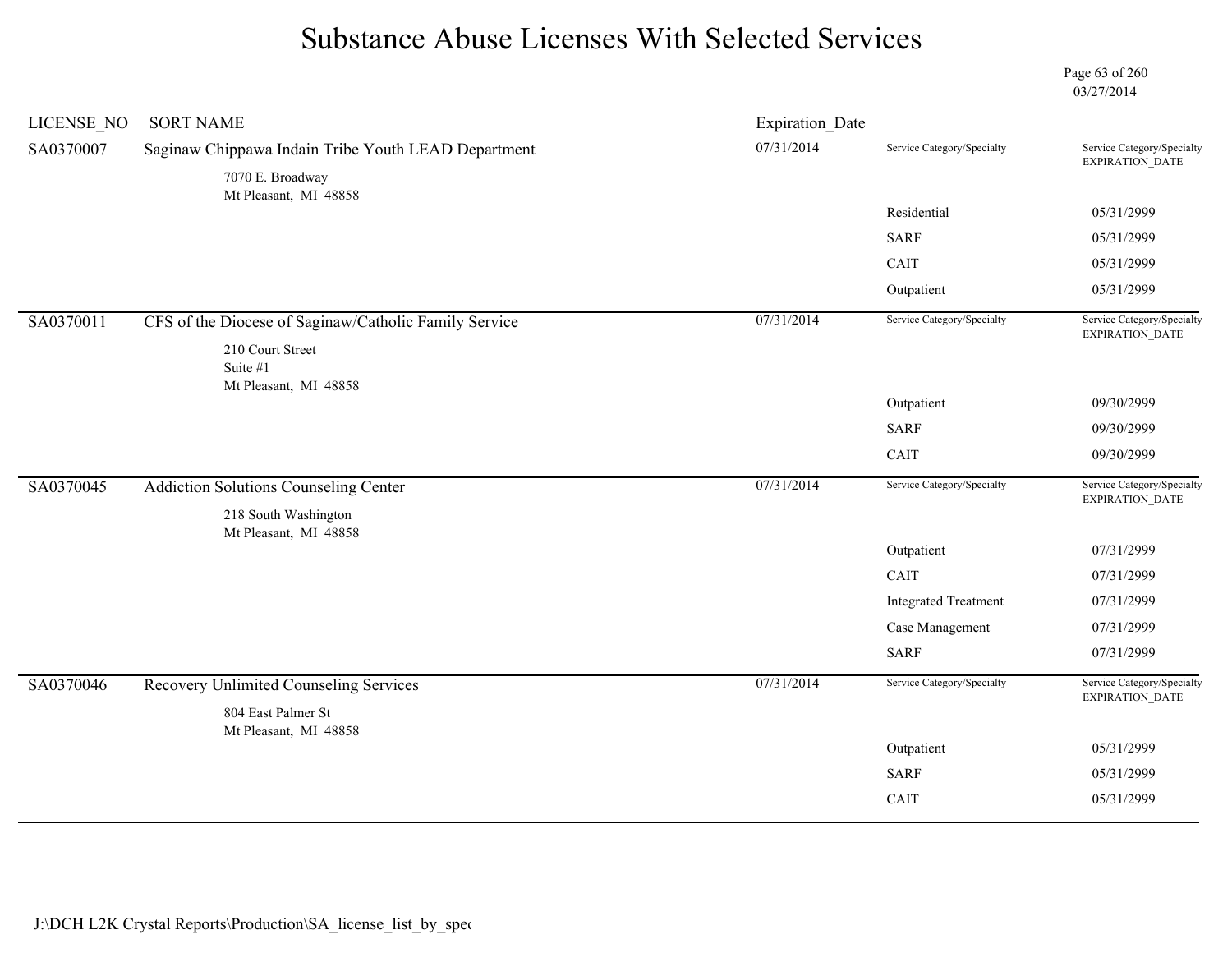# Substance Abuse Licenses With Selected Services

03/27/2014

| LICENSE_NO | SORT NAME | Expiration_Date | Service Category/Specialty | Service Category/Specialty EXPIRATION_DATE |
|---|---|---|---|---|
| SA0370007 | Saginaw Chippawa Indain Tribe Youth LEAD Department<br>7070 E. Broadway<br>Mt Pleasant, MI 48858 | 07/31/2014 | | |
| | | | Residential | 05/31/2999 |
| | | | SARF | 05/31/2999 |
| | | | CAIT | 05/31/2999 |
| | | | Outpatient | 05/31/2999 |
| SA0370011 | CFS of the Diocese of Saginaw/Catholic Family Service<br>210 Court Street<br>Suite #1<br>Mt Pleasant, MI 48858 | 07/31/2014 | | |
| | | | Outpatient | 09/30/2999 |
| | | | SARF | 09/30/2999 |
| | | | CAIT | 09/30/2999 |
| SA0370045 | Addiction Solutions Counseling Center<br>218 South Washington<br>Mt Pleasant, MI 48858 | 07/31/2014 | | |
| | | | Outpatient | 07/31/2999 |
| | | | CAIT | 07/31/2999 |
| | | | Integrated Treatment | 07/31/2999 |
| | | | Case Management | 07/31/2999 |
| | | | SARF | 07/31/2999 |
| SA0370046 | Recovery Unlimited Counseling Services<br>804 East Palmer St<br>Mt Pleasant, MI 48858 | 07/31/2014 | | |
| | | | Outpatient | 05/31/2999 |
| | | | SARF | 05/31/2999 |
| | | | CAIT | 05/31/2999 |

J:\DCH L2K Crystal Reports\Production\SA_license_list_by_spec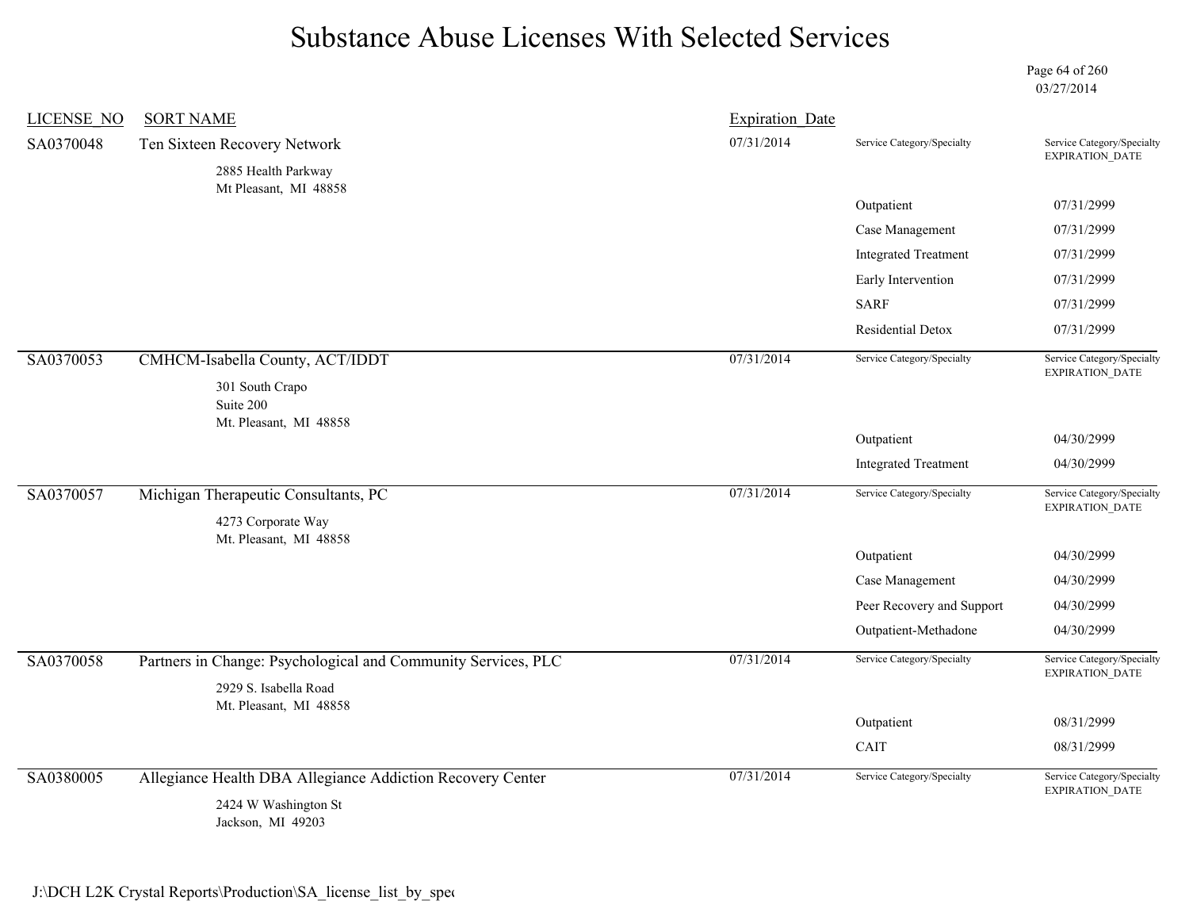# Substance Abuse Licenses With Selected Services

03/27/2014

| LICENSE_NO | SORT NAME | Expiration_Date | Service Category/Specialty | Service Category/Specialty EXPIRATION_DATE |
|---|---|---|---|---|
| SA0370048 | Ten Sixteen Recovery Network<br>2885 Health Parkway<br>Mt Pleasant, MI 48858 | 07/31/2014 | | |
| | | | Outpatient | 07/31/2999 |
| | | | Case Management | 07/31/2999 |
| | | | Integrated Treatment | 07/31/2999 |
| | | | Early Intervention | 07/31/2999 |
| | | | SARF | 07/31/2999 |
| | | | Residential Detox | 07/31/2999 |
| SA0370053 | CMHCM-Isabella County, ACT/IDDT<br>301 South Crapo<br>Suite 200<br>Mt. Pleasant, MI 48858 | 07/31/2014 | | |
| | | | Outpatient | 04/30/2999 |
| | | | Integrated Treatment | 04/30/2999 |
| SA0370057 | Michigan Therapeutic Consultants, PC<br>4273 Corporate Way<br>Mt. Pleasant, MI 48858 | 07/31/2014 | | |
| | | | Outpatient | 04/30/2999 |
| | | | Case Management | 04/30/2999 |
| | | | Peer Recovery and Support | 04/30/2999 |
| | | | Outpatient-Methadone | 04/30/2999 |
| SA0370058 | Partners in Change: Psychological and Community Services, PLC<br>2929 S. Isabella Road<br>Mt. Pleasant, MI 48858 | 07/31/2014 | | |
| | | | Outpatient | 08/31/2999 |
| | | | CAIT | 08/31/2999 |
| SA0380005 | Allegiance Health DBA Allegiance Addiction Recovery Center<br>2424 W Washington St<br>Jackson, MI 49203 | 07/31/2014 | | |

J:\DCH L2K Crystal Reports\Production\SA_license_list_by_spec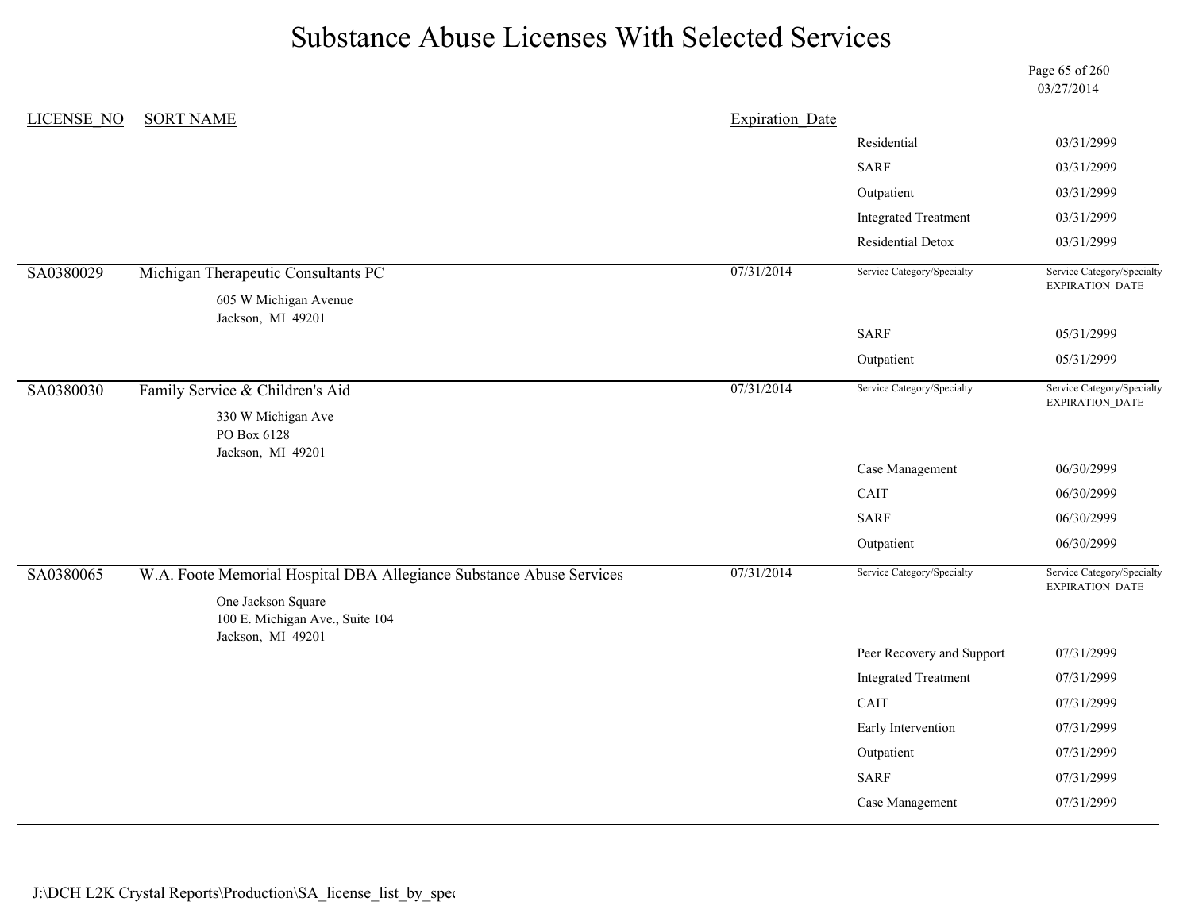# Substance Abuse Licenses With Selected Services

03/27/2014

| LICENSE_NO | SORT NAME | Expiration_Date | Service Category/Specialty | Service Category/Specialty EXPIRATION_DATE |
|---|---|---|---|---|
| | | | Residential | 03/31/2999 |
| | | | SARF | 03/31/2999 |
| | | | Outpatient | 03/31/2999 |
| | | | Integrated Treatment | 03/31/2999 |
| | | | Residential Detox | 03/31/2999 |
| SA0380029 | Michigan Therapeutic Consultants PC<br>605 W Michigan Avenue<br>Jackson, MI 49201 | 07/31/2014 | SARF | 05/31/2999 |
| | | | Outpatient | 05/31/2999 |
| SA0380030 | Family Service & Children's Aid<br>330 W Michigan Ave<br>PO Box 6128<br>Jackson, MI 49201 | 07/31/2014 | Case Management | 06/30/2999 |
| | | | CAIT | 06/30/2999 |
| | | | SARF | 06/30/2999 |
| | | | Outpatient | 06/30/2999 |
| SA0380065 | W.A. Foote Memorial Hospital DBA Allegiance Substance Abuse Services<br>One Jackson Square<br>100 E. Michigan Ave., Suite 104<br>Jackson, MI 49201 | 07/31/2014 | Peer Recovery and Support | 07/31/2999 |
| | | | Integrated Treatment | 07/31/2999 |
| | | | CAIT | 07/31/2999 |
| | | | Early Intervention | 07/31/2999 |
| | | | Outpatient | 07/31/2999 |
| | | | SARF | 07/31/2999 |
| | | | Case Management | 07/31/2999 |

J:\DCH L2K Crystal Reports\Production\SA_license_list_by_spec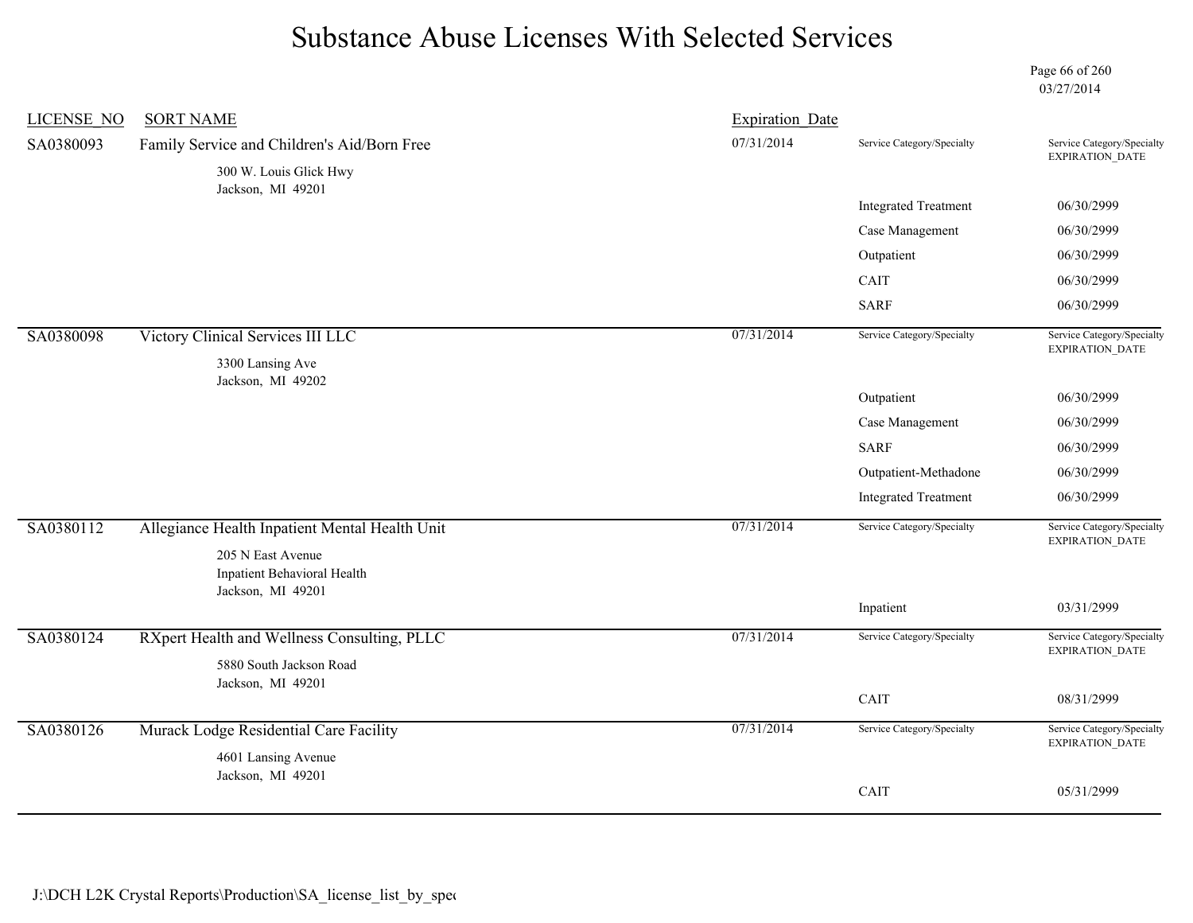# Substance Abuse Licenses With Selected Services

03/27/2014

| LICENSE_NO | SORT NAME | Expiration_Date | Service Category/Specialty | Service Category/Specialty EXPIRATION_DATE |
|---|---|---|---|---|
| SA0380093 | Family Service and Children's Aid/Born Free<br>300 W. Louis Glick Hwy<br>Jackson, MI 49201 | 07/31/2014 | Integrated Treatment | 06/30/2999 |
| | | | Case Management | 06/30/2999 |
| | | | Outpatient | 06/30/2999 |
| | | | CAIT | 06/30/2999 |
| | | | SARF | 06/30/2999 |
| SA0380098 | Victory Clinical Services III LLC<br>3300 Lansing Ave<br>Jackson, MI 49202 | 07/31/2014 | Outpatient | 06/30/2999 |
| | | | Case Management | 06/30/2999 |
| | | | SARF | 06/30/2999 |
| | | | Outpatient-Methadone | 06/30/2999 |
| | | | Integrated Treatment | 06/30/2999 |
| SA0380112 | Allegiance Health Inpatient Mental Health Unit<br>205 N East Avenue<br>Inpatient Behavioral Health<br>Jackson, MI 49201 | 07/31/2014 | Inpatient | 03/31/2999 |
| SA0380124 | RXpert Health and Wellness Consulting, PLLC<br>5880 South Jackson Road<br>Jackson, MI 49201 | 07/31/2014 | CAIT | 08/31/2999 |
| SA0380126 | Murack Lodge Residential Care Facility<br>4601 Lansing Avenue<br>Jackson, MI 49201 | 07/31/2014 | CAIT | 05/31/2999 |

J:\DCH L2K Crystal Reports\Production\SA_license_list_by_spec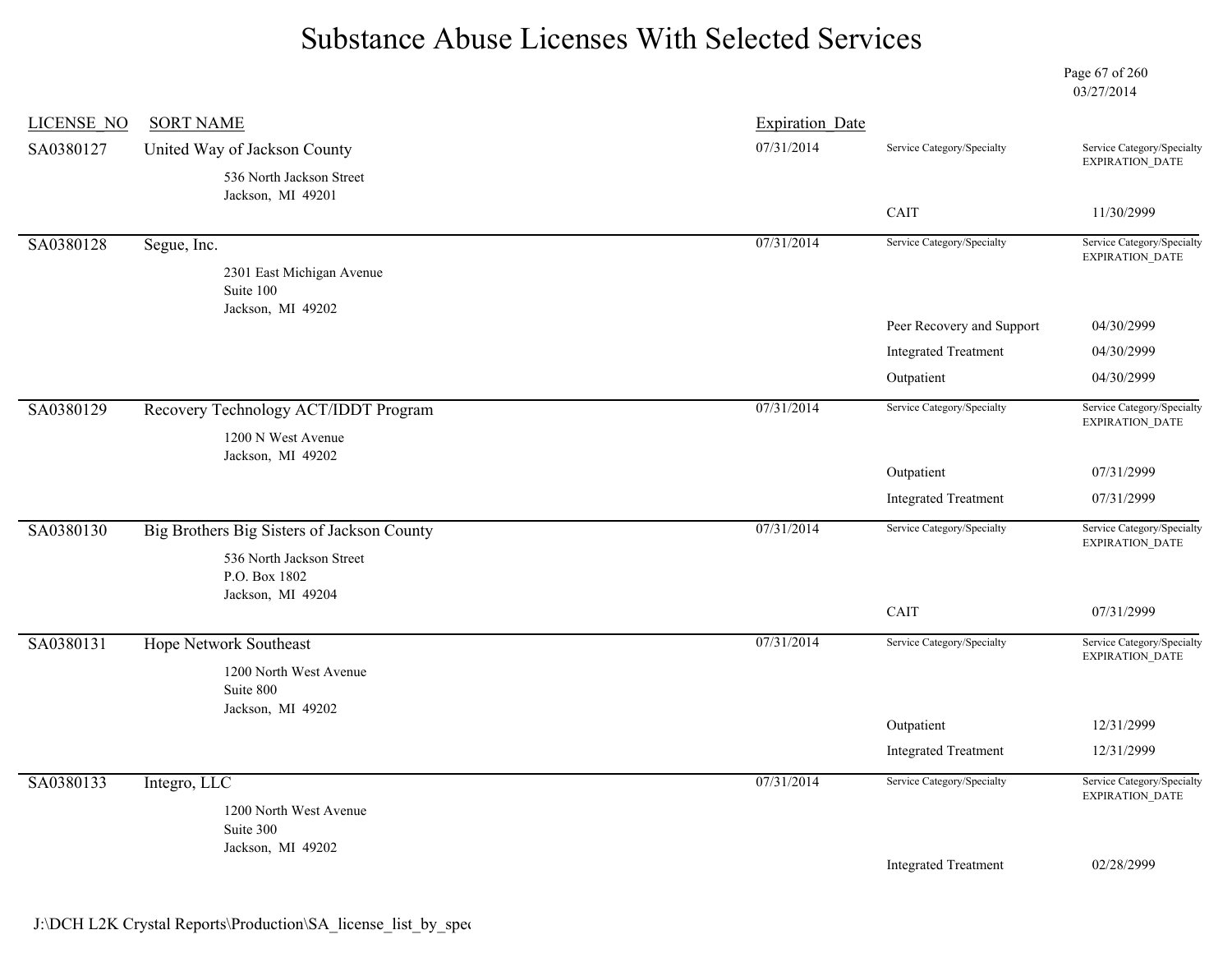# Substance Abuse Licenses With Selected Services

03/27/2014

| LICENSE_NO | SORT NAME | Expiration_Date | Service Category/Specialty | Service Category/Specialty EXPIRATION_DATE |
|---|---|---|---|---|
| SA0380127 | United Way of Jackson County<br>536 North Jackson Street<br>Jackson, MI 49201 | 07/31/2014 | CAIT | 11/30/2999 |
| SA0380128 | Segue, Inc.<br>2301 East Michigan Avenue<br>Suite 100<br>Jackson, MI 49202 | 07/31/2014 | Peer Recovery and Support | 04/30/2999 |
| | | | Integrated Treatment | 04/30/2999 |
| | | | Outpatient | 04/30/2999 |
| SA0380129 | Recovery Technology ACT/IDDT Program<br>1200 N West Avenue<br>Jackson, MI 49202 | 07/31/2014 | Outpatient | 07/31/2999 |
| | | | Integrated Treatment | 07/31/2999 |
| SA0380130 | Big Brothers Big Sisters of Jackson County<br>536 North Jackson Street<br>P.O. Box 1802<br>Jackson, MI 49204 | 07/31/2014 | CAIT | 07/31/2999 |
| SA0380131 | Hope Network Southeast<br>1200 North West Avenue<br>Suite 800<br>Jackson, MI 49202 | 07/31/2014 | Outpatient | 12/31/2999 |
| | | | Integrated Treatment | 12/31/2999 |
| SA0380133 | Integro, LLC<br>1200 North West Avenue<br>Suite 300<br>Jackson, MI 49202 | 07/31/2014 | Integrated Treatment | 02/28/2999 |

J:\DCH L2K Crystal Reports\Production\SA_license_list_by_spec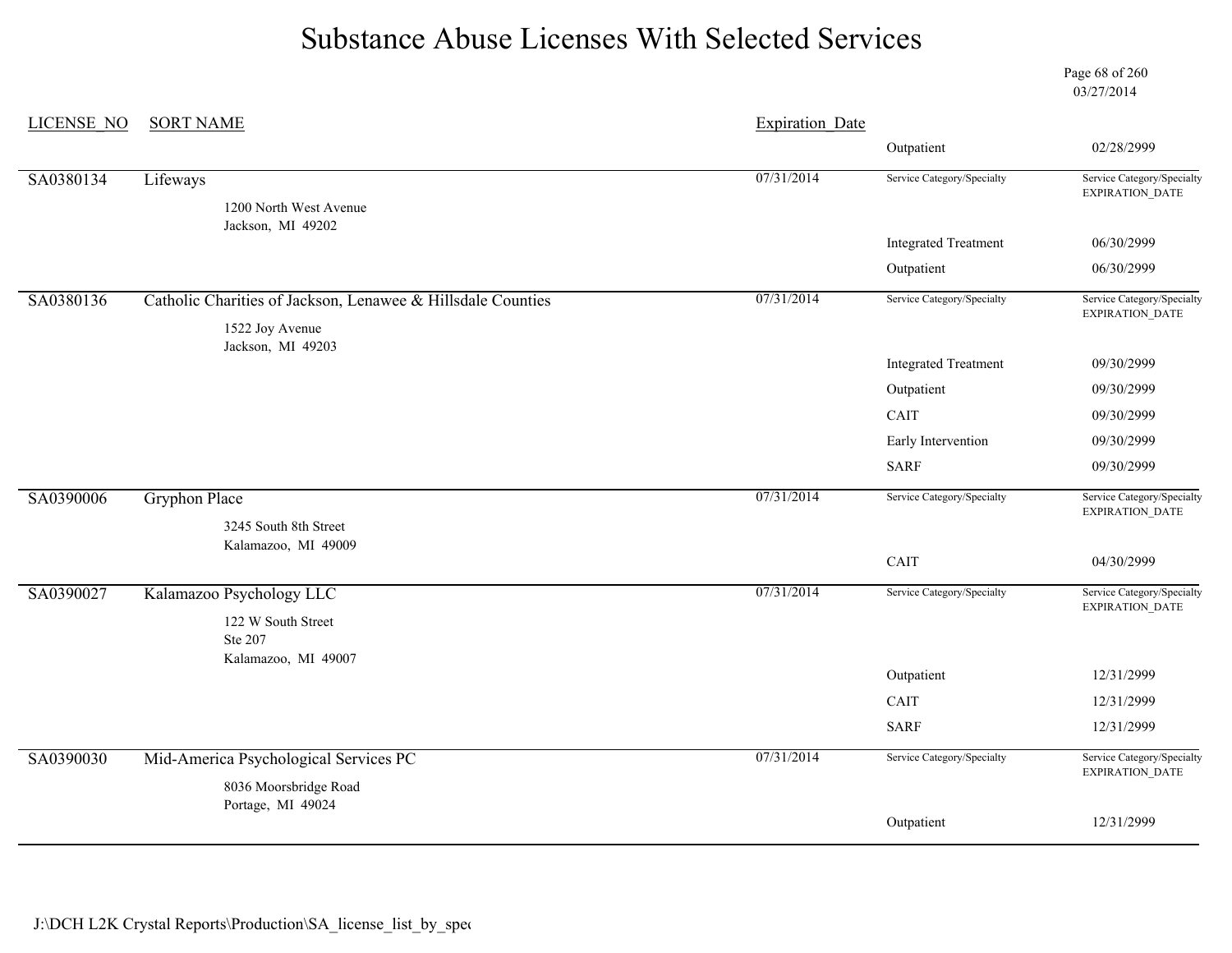# Substance Abuse Licenses With Selected Services

03/27/2014

| LICENSE_NO | SORT NAME | Expiration_Date | Service Category/Specialty | Service Category/Specialty EXPIRATION_DATE |
|---|---|---|---|---|
| | | | Outpatient | 02/28/2999 |
| SA0380134 | Lifeways<br>1200 North West Avenue<br>Jackson, MI 49202 | 07/31/2014 | Integrated Treatment | 06/30/2999 |
| | | | Outpatient | 06/30/2999 |
| SA0380136 | Catholic Charities of Jackson, Lenawee & Hillsdale Counties<br>1522 Joy Avenue<br>Jackson, MI 49203 | 07/31/2014 | Integrated Treatment | 09/30/2999 |
| | | | Outpatient | 09/30/2999 |
| | | | CAIT | 09/30/2999 |
| | | | Early Intervention | 09/30/2999 |
| | | | SARF | 09/30/2999 |
| SA0390006 | Gryphon Place<br>3245 South 8th Street<br>Kalamazoo, MI 49009 | 07/31/2014 | CAIT | 04/30/2999 |
| SA0390027 | Kalamazoo Psychology LLC<br>122 W South Street<br>Ste 207<br>Kalamazoo, MI 49007 | 07/31/2014 | Outpatient | 12/31/2999 |
| | | | CAIT | 12/31/2999 |
| | | | SARF | 12/31/2999 |
| SA0390030 | Mid-America Psychological Services PC<br>8036 Moorsbridge Road<br>Portage, MI 49024 | 07/31/2014 | Outpatient | 12/31/2999 |

J:\DCH L2K Crystal Reports\Production\SA_license_list_by_spec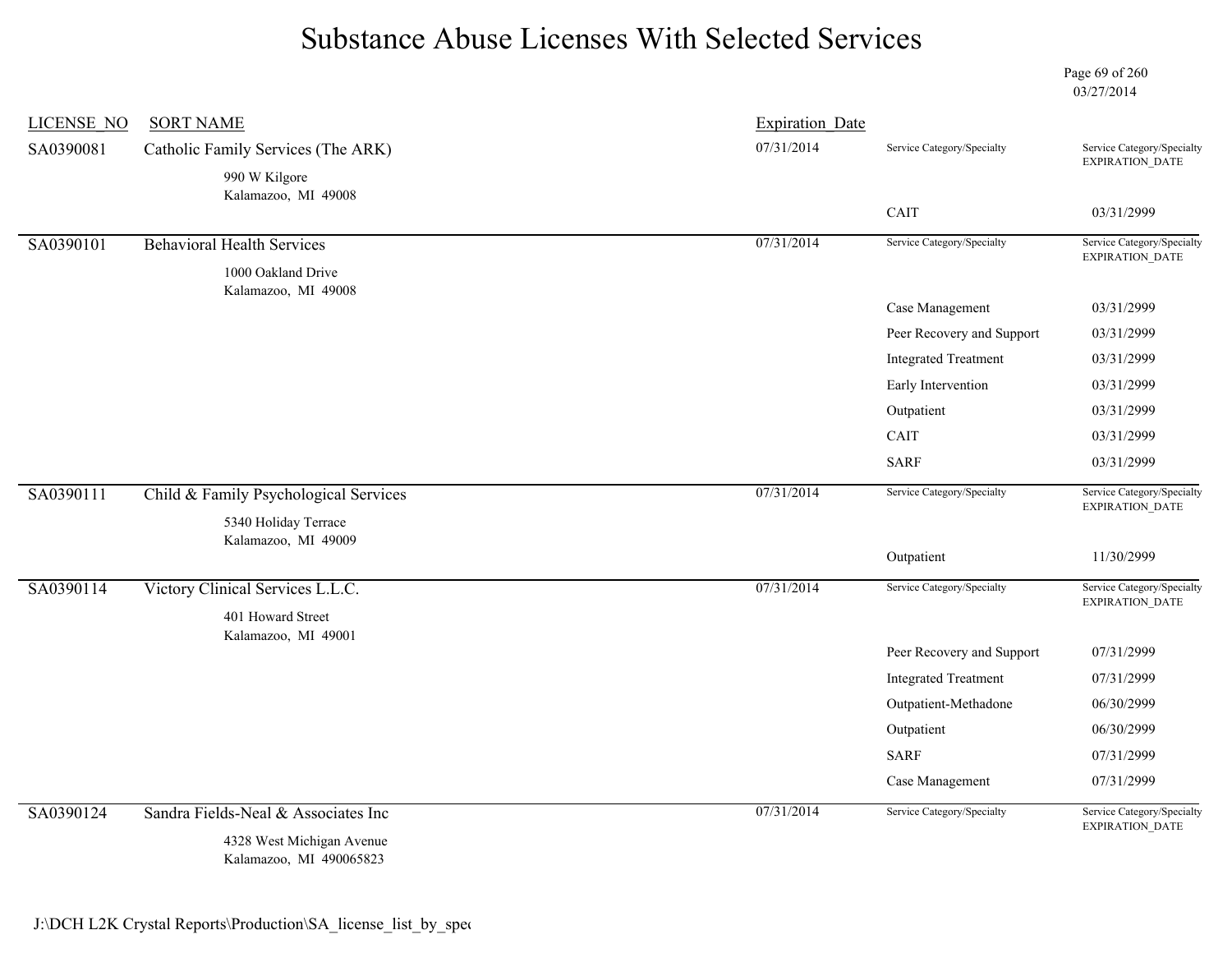# Substance Abuse Licenses With Selected Services

03/27/2014

| LICENSE_NO | SORT NAME | Expiration_Date | Service Category/Specialty | Service Category/Specialty EXPIRATION_DATE |
|---|---|---|---|---|
| SA0390081 | Catholic Family Services (The ARK)<br>990 W Kilgore<br>Kalamazoo, MI 49008 | 07/31/2014 | | |
| | | | CAIT | 03/31/2999 |
| SA0390101 | Behavioral Health Services<br>1000 Oakland Drive<br>Kalamazoo, MI 49008 | 07/31/2014 | | |
| | | | Case Management | 03/31/2999 |
| | | | Peer Recovery and Support | 03/31/2999 |
| | | | Integrated Treatment | 03/31/2999 |
| | | | Early Intervention | 03/31/2999 |
| | | | Outpatient | 03/31/2999 |
| | | | CAIT | 03/31/2999 |
| | | | SARF | 03/31/2999 |
| SA0390111 | Child & Family Psychological Services<br>5340 Holiday Terrace<br>Kalamazoo, MI 49009 | 07/31/2014 | | |
| | | | Outpatient | 11/30/2999 |
| SA0390114 | Victory Clinical Services L.L.C.<br>401 Howard Street<br>Kalamazoo, MI 49001 | 07/31/2014 | | |
| | | | Peer Recovery and Support | 07/31/2999 |
| | | | Integrated Treatment | 07/31/2999 |
| | | | Outpatient-Methadone | 06/30/2999 |
| | | | Outpatient | 06/30/2999 |
| | | | SARF | 07/31/2999 |
| | | | Case Management | 07/31/2999 |
| SA0390124 | Sandra Fields-Neal & Associates Inc<br>4328 West Michigan Avenue<br>Kalamazoo, MI 490065823 | 07/31/2014 | | |

J:\DCH L2K Crystal Reports\Production\SA_license_list_by_spec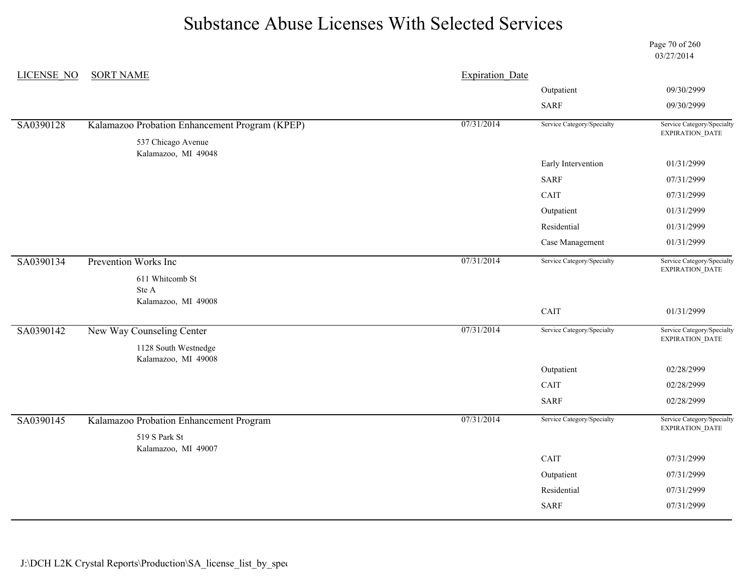# Substance Abuse Licenses With Selected Services

03/27/2014

| LICENSE_NO | SORT NAME | Expiration_Date | Service Category/Specialty | Service Category/Specialty EXPIRATION_DATE |
|---|---|---|---|---|
| | | | Outpatient | 09/30/2999 |
| | | | SARF | 09/30/2999 |
| SA0390128 | Kalamazoo Probation Enhancement Program (KPEP)<br>537 Chicago Avenue<br>Kalamazoo, MI 49048 | 07/31/2014 | Early Intervention | 01/31/2999 |
| | | | SARF | 07/31/2999 |
| | | | CAIT | 07/31/2999 |
| | | | Outpatient | 01/31/2999 |
| | | | Residential | 01/31/2999 |
| | | | Case Management | 01/31/2999 |
| SA0390134 | Prevention Works Inc<br>611 Whitcomb St<br>Ste A<br>Kalamazoo, MI 49008 | 07/31/2014 | CAIT | 01/31/2999 |
| SA0390142 | New Way Counseling Center<br>1128 South Westnedge<br>Kalamazoo, MI 49008 | 07/31/2014 | Outpatient | 02/28/2999 |
| | | | CAIT | 02/28/2999 |
| | | | SARF | 02/28/2999 |
| SA0390145 | Kalamazoo Probation Enhancement Program<br>519 S Park St<br>Kalamazoo, MI 49007 | 07/31/2014 | CAIT | 07/31/2999 |
| | | | Outpatient | 07/31/2999 |
| | | | Residential | 07/31/2999 |
| | | | SARF | 07/31/2999 |

J:\DCH L2K Crystal Reports\Production\SA_license_list_by_spec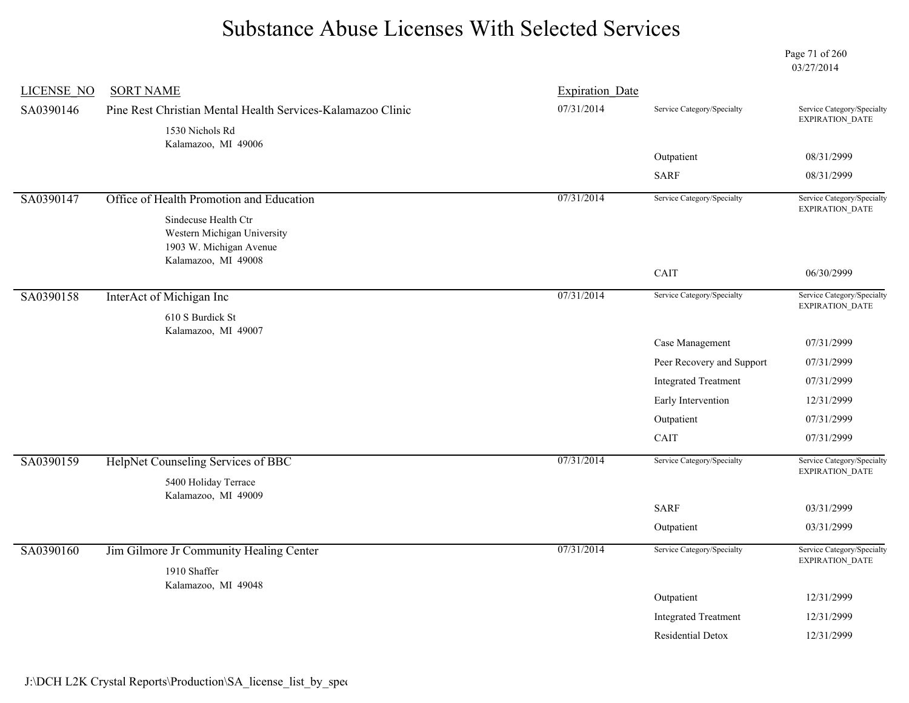# Substance Abuse Licenses With Selected Services

03/27/2014

| LICENSE_NO | SORT NAME | Expiration_Date | Service Category/Specialty | Service Category/Specialty EXPIRATION_DATE |
|---|---|---|---|---|
| SA0390146 | Pine Rest Christian Mental Health Services-Kalamazoo Clinic<br>1530 Nichols Rd<br>Kalamazoo, MI 49006 | 07/31/2014 | Outpatient | 08/31/2999 |
| | | | SARF | 08/31/2999 |
| SA0390147 | Office of Health Promotion and Education<br>Sindecuse Health Ctr<br>Western Michigan University<br>1903 W. Michigan Avenue<br>Kalamazoo, MI 49008 | 07/31/2014 | CAIT | 06/30/2999 |
| SA0390158 | InterAct of Michigan Inc<br>610 S Burdick St<br>Kalamazoo, MI 49007 | 07/31/2014 | Case Management | 07/31/2999 |
| | | | Peer Recovery and Support | 07/31/2999 |
| | | | Integrated Treatment | 07/31/2999 |
| | | | Early Intervention | 12/31/2999 |
| | | | Outpatient | 07/31/2999 |
| | | | CAIT | 07/31/2999 |
| SA0390159 | HelpNet Counseling Services of BBC<br>5400 Holiday Terrace<br>Kalamazoo, MI 49009 | 07/31/2014 | SARF | 03/31/2999 |
| | | | Outpatient | 03/31/2999 |
| SA0390160 | Jim Gilmore Jr Community Healing Center<br>1910 Shaffer<br>Kalamazoo, MI 49048 | 07/31/2014 | Outpatient | 12/31/2999 |
| | | | Integrated Treatment | 12/31/2999 |
| | | | Residential Detox | 12/31/2999 |

J:\DCH L2K Crystal Reports\Production\SA_license_list_by_spec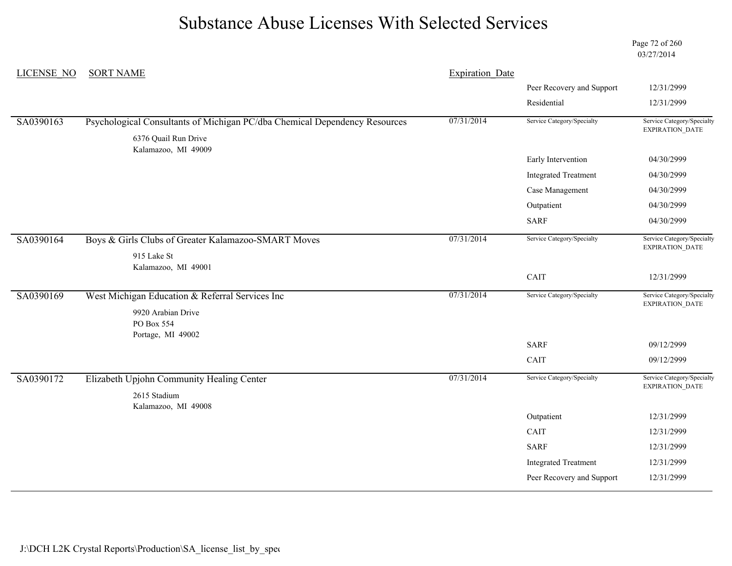# Substance Abuse Licenses With Selected Services

03/27/2014

| LICENSE_NO | SORT NAME | Expiration_Date | Service Category/Specialty | Service Category/Specialty EXPIRATION_DATE |
|---|---|---|---|---|
| | | | Peer Recovery and Support | 12/31/2999 |
| | | | Residential | 12/31/2999 |
| SA0390163 | Psychological Consultants of Michigan PC/dba Chemical Dependency Resources<br>6376 Quail Run Drive<br>Kalamazoo, MI 49009 | 07/31/2014 | | |
| | | | Early Intervention | 04/30/2999 |
| | | | Integrated Treatment | 04/30/2999 |
| | | | Case Management | 04/30/2999 |
| | | | Outpatient | 04/30/2999 |
| | | | SARF | 04/30/2999 |
| SA0390164 | Boys & Girls Clubs of Greater Kalamazoo-SMART Moves<br>915 Lake St<br>Kalamazoo, MI 49001 | 07/31/2014 | | |
| | | | CAIT | 12/31/2999 |
| SA0390169 | West Michigan Education & Referral Services Inc<br>9920 Arabian Drive<br>PO Box 554<br>Portage, MI 49002 | 07/31/2014 | | |
| | | | SARF | 09/12/2999 |
| | | | CAIT | 09/12/2999 |
| SA0390172 | Elizabeth Upjohn Community Healing Center<br>2615 Stadium<br>Kalamazoo, MI 49008 | 07/31/2014 | | |
| | | | Outpatient | 12/31/2999 |
| | | | CAIT | 12/31/2999 |
| | | | SARF | 12/31/2999 |
| | | | Integrated Treatment | 12/31/2999 |
| | | | Peer Recovery and Support | 12/31/2999 |

J:\DCH L2K Crystal Reports\Production\SA_license_list_by_spe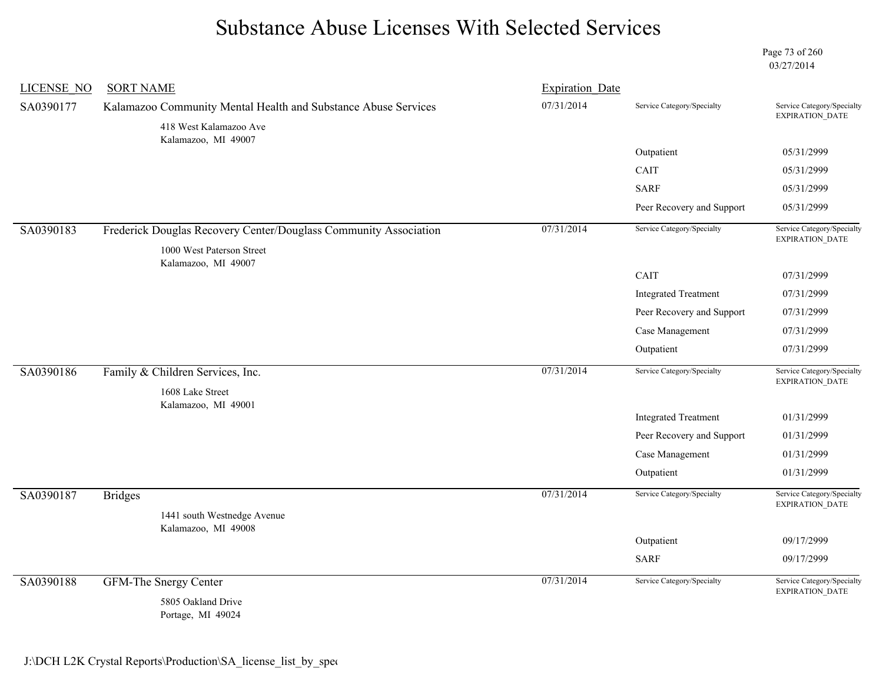# Substance Abuse Licenses With Selected Services

03/27/2014

| LICENSE_NO | SORT NAME | Expiration_Date | Service Category/Specialty | Service Category/Specialty EXPIRATION_DATE |
|---|---|---|---|---|
| SA0390177 | Kalamazoo Community Mental Health and Substance Abuse Services<br>418 West Kalamazoo Ave<br>Kalamazoo, MI 49007 | 07/31/2014 | | |
| | | | Outpatient | 05/31/2999 |
| | | | CAIT | 05/31/2999 |
| | | | SARF | 05/31/2999 |
| | | | Peer Recovery and Support | 05/31/2999 |
| SA0390183 | Frederick Douglas Recovery Center/Douglass Community Association<br>1000 West Paterson Street<br>Kalamazoo, MI 49007 | 07/31/2014 | | |
| | | | CAIT | 07/31/2999 |
| | | | Integrated Treatment | 07/31/2999 |
| | | | Peer Recovery and Support | 07/31/2999 |
| | | | Case Management | 07/31/2999 |
| | | | Outpatient | 07/31/2999 |
| SA0390186 | Family & Children Services, Inc.<br>1608 Lake Street<br>Kalamazoo, MI 49001 | 07/31/2014 | | |
| | | | Integrated Treatment | 01/31/2999 |
| | | | Peer Recovery and Support | 01/31/2999 |
| | | | Case Management | 01/31/2999 |
| | | | Outpatient | 01/31/2999 |
| SA0390187 | Bridges<br>1441 south Westnedge Avenue<br>Kalamazoo, MI 49008 | 07/31/2014 | | |
| | | | Outpatient | 09/17/2999 |
| | | | SARF | 09/17/2999 |
| SA0390188 | GFM-The Snergy Center<br>5805 Oakland Drive<br>Portage, MI 49024 | 07/31/2014 | | |

J:\DCH L2K Crystal Reports\Production\SA_license_list_by_spec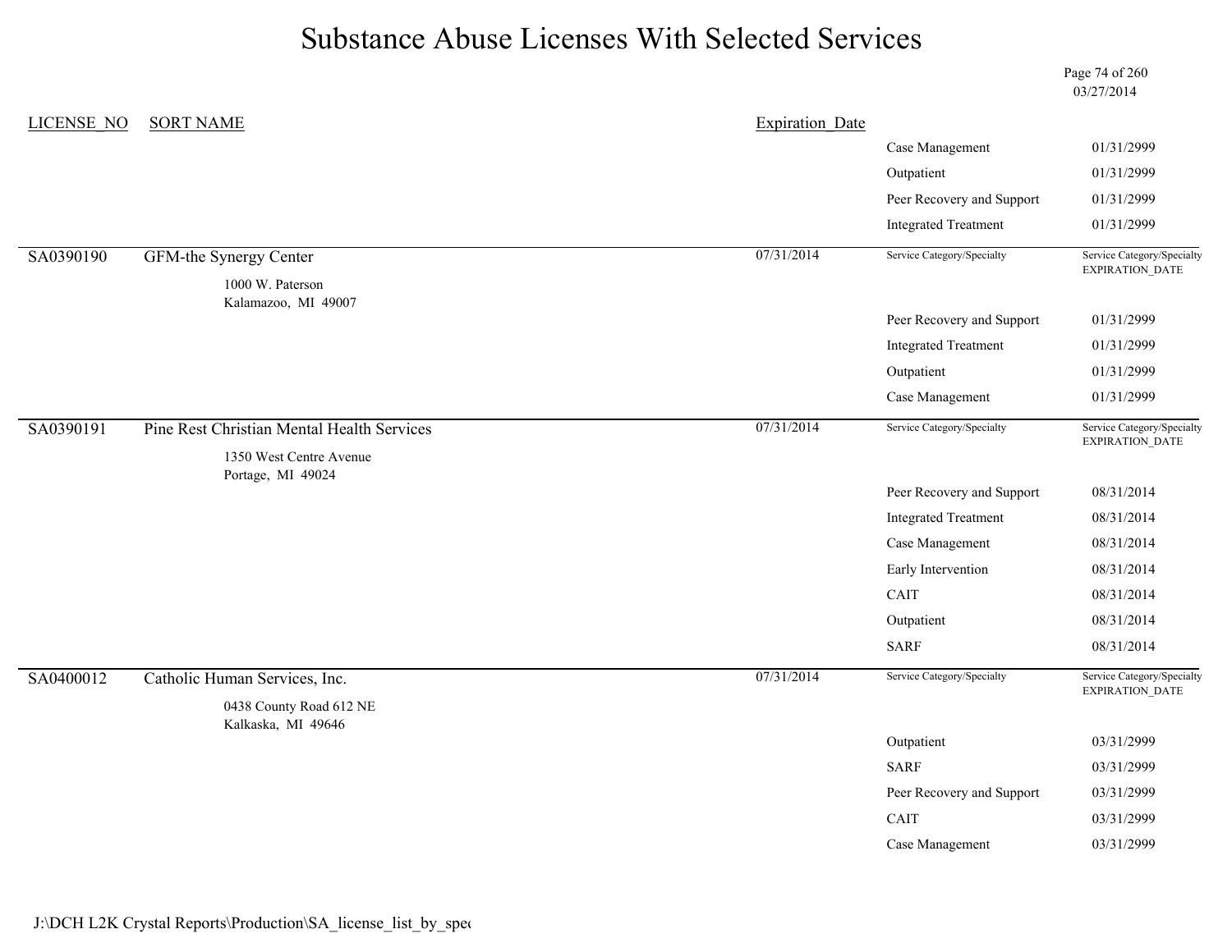# Substance Abuse Licenses With Selected Services

03/27/2014

| LICENSE_NO | SORT NAME | Expiration_Date | Service Category/Specialty | Service Category/Specialty EXPIRATION_DATE |
|---|---|---|---|---|
| | | | Case Management | 01/31/2999 |
| | | | Outpatient | 01/31/2999 |
| | | | Peer Recovery and Support | 01/31/2999 |
| | | | Integrated Treatment | 01/31/2999 |
| SA0390190 | GFM-the Synergy Center<br>1000 W. Paterson<br>Kalamazoo, MI 49007 | 07/31/2014 | | |
| | | | Peer Recovery and Support | 01/31/2999 |
| | | | Integrated Treatment | 01/31/2999 |
| | | | Outpatient | 01/31/2999 |
| | | | Case Management | 01/31/2999 |
| SA0390191 | Pine Rest Christian Mental Health Services<br>1350 West Centre Avenue<br>Portage, MI 49024 | 07/31/2014 | | |
| | | | Peer Recovery and Support | 08/31/2014 |
| | | | Integrated Treatment | 08/31/2014 |
| | | | Case Management | 08/31/2014 |
| | | | Early Intervention | 08/31/2014 |
| | | | CAIT | 08/31/2014 |
| | | | Outpatient | 08/31/2014 |
| | | | SARF | 08/31/2014 |
| SA0400012 | Catholic Human Services, Inc.<br>0438 County Road 612 NE<br>Kalkaska, MI 49646 | 07/31/2014 | | |
| | | | Outpatient | 03/31/2999 |
| | | | SARF | 03/31/2999 |
| | | | Peer Recovery and Support | 03/31/2999 |
| | | | CAIT | 03/31/2999 |
| | | | Case Management | 03/31/2999 |

J:\DCH L2K Crystal Reports\Production\SA_license_list_by_spec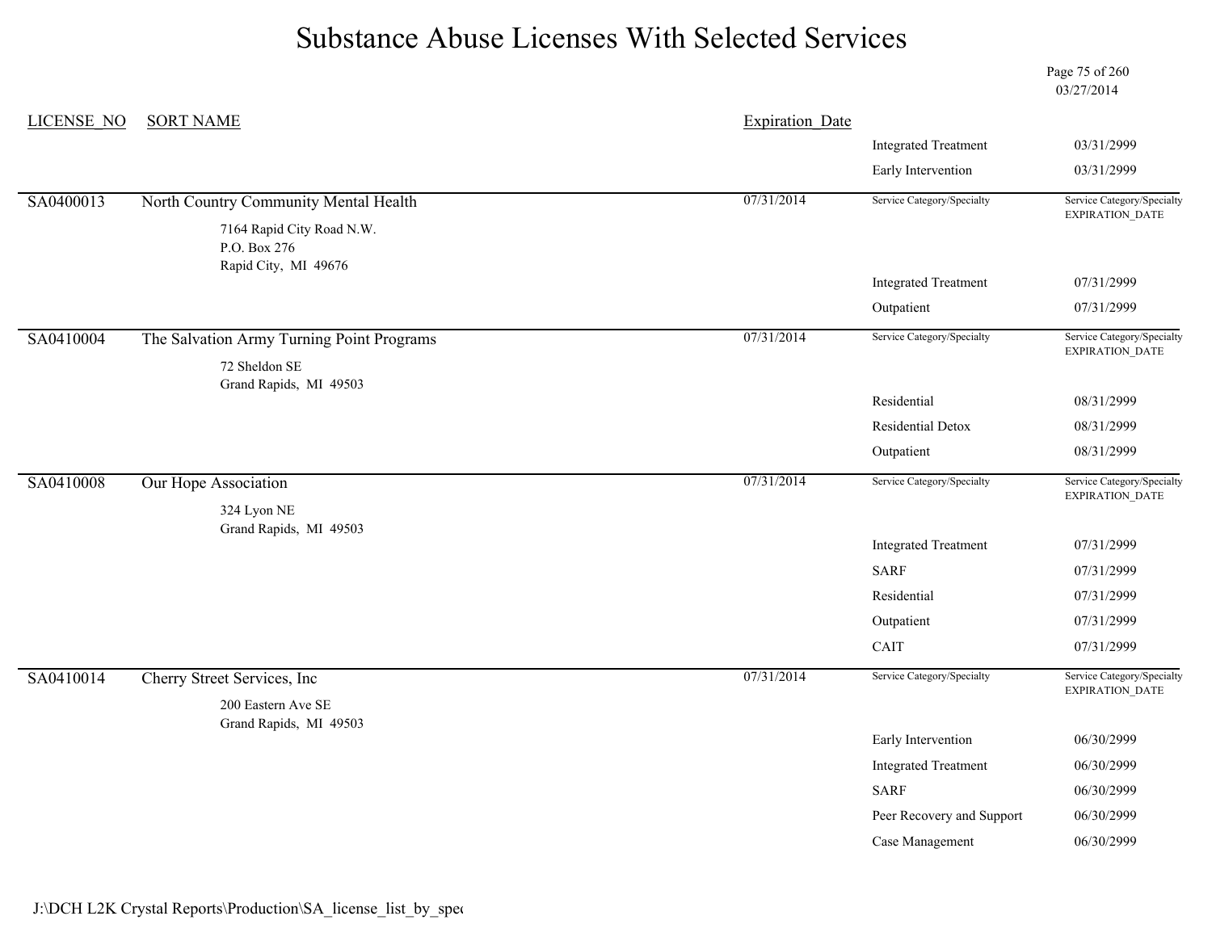# Substance Abuse Licenses With Selected Services

03/27/2014

| LICENSE_NO | SORT NAME | Expiration_Date | Service Category/Specialty | Service Category/Specialty EXPIRATION_DATE |
|---|---|---|---|---|
| | | | Integrated Treatment | 03/31/2999 |
| | | | Early Intervention | 03/31/2999 |
| SA0400013 | North Country Community Mental Health<br>7164 Rapid City Road N.W.<br>P.O. Box 276<br>Rapid City, MI 49676 | 07/31/2014 | Service Category/Specialty | Service Category/Specialty EXPIRATION_DATE |
| | | | Integrated Treatment | 07/31/2999 |
| | | | Outpatient | 07/31/2999 |
| SA0410004 | The Salvation Army Turning Point Programs<br>72 Sheldon SE<br>Grand Rapids, MI 49503 | 07/31/2014 | Service Category/Specialty | Service Category/Specialty EXPIRATION_DATE |
| | | | Residential | 08/31/2999 |
| | | | Residential Detox | 08/31/2999 |
| | | | Outpatient | 08/31/2999 |
| SA0410008 | Our Hope Association<br>324 Lyon NE<br>Grand Rapids, MI 49503 | 07/31/2014 | Service Category/Specialty | Service Category/Specialty EXPIRATION_DATE |
| | | | Integrated Treatment | 07/31/2999 |
| | | | SARF | 07/31/2999 |
| | | | Residential | 07/31/2999 |
| | | | Outpatient | 07/31/2999 |
| | | | CAIT | 07/31/2999 |
| SA0410014 | Cherry Street Services, Inc<br>200 Eastern Ave SE<br>Grand Rapids, MI 49503 | 07/31/2014 | Service Category/Specialty | Service Category/Specialty EXPIRATION_DATE |
| | | | Early Intervention | 06/30/2999 |
| | | | Integrated Treatment | 06/30/2999 |
| | | | SARF | 06/30/2999 |
| | | | Peer Recovery and Support | 06/30/2999 |
| | | | Case Management | 06/30/2999 |

J:\DCH L2K Crystal Reports\Production\SA_license_list_by_spec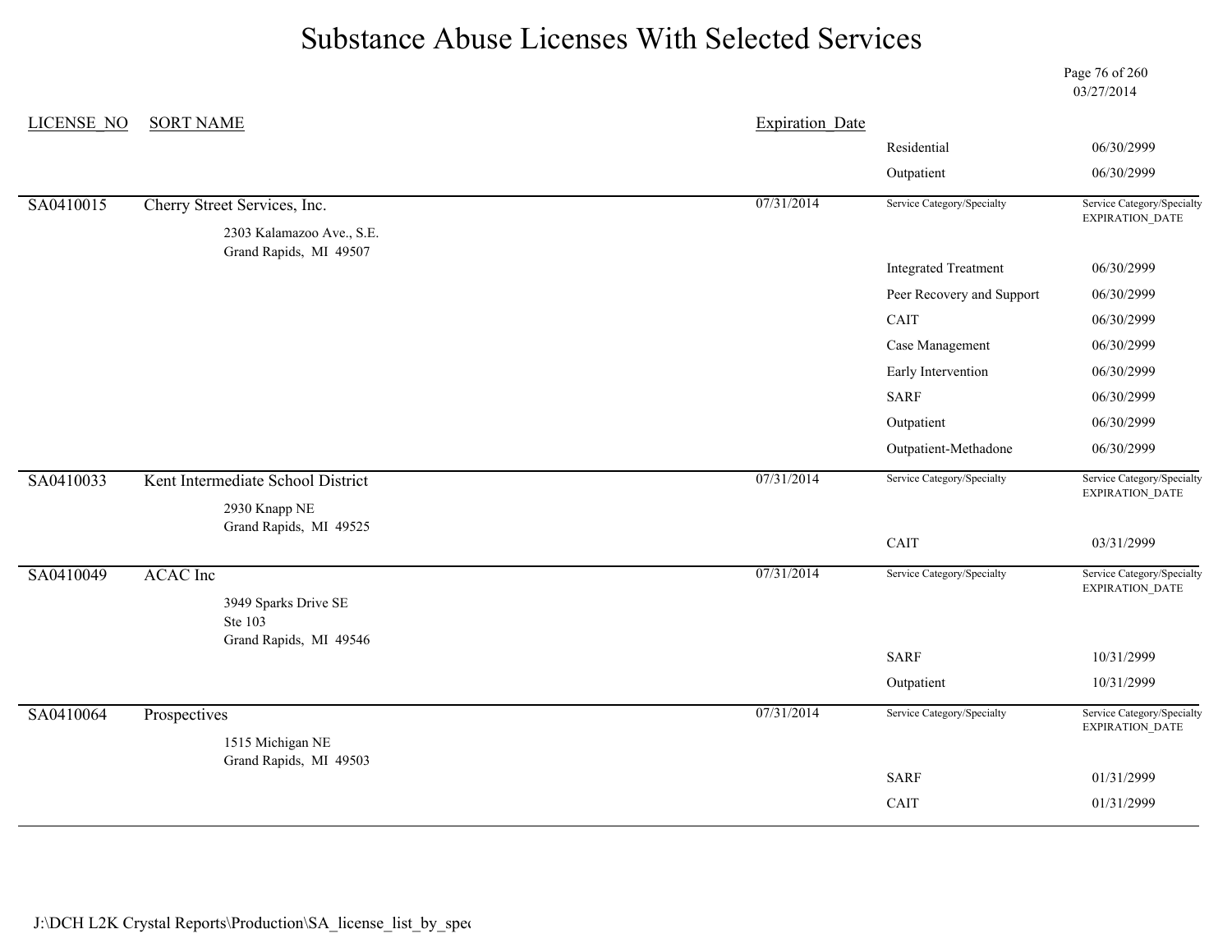# Substance Abuse Licenses With Selected Services

03/27/2014

| LICENSE_NO | SORT NAME | Expiration_Date | Service Category/Specialty | Service Category/Specialty EXPIRATION_DATE |
|---|---|---|---|---|
| | | | Residential | 06/30/2999 |
| | | | Outpatient | 06/30/2999 |
| SA0410015 | Cherry Street Services, Inc.<br>2303 Kalamazoo Ave., S.E.<br>Grand Rapids, MI 49507 | 07/31/2014 | | |
| | | | Integrated Treatment | 06/30/2999 |
| | | | Peer Recovery and Support | 06/30/2999 |
| | | | CAIT | 06/30/2999 |
| | | | Case Management | 06/30/2999 |
| | | | Early Intervention | 06/30/2999 |
| | | | SARF | 06/30/2999 |
| | | | Outpatient | 06/30/2999 |
| | | | Outpatient-Methadone | 06/30/2999 |
| SA0410033 | Kent Intermediate School District<br>2930 Knapp NE<br>Grand Rapids, MI 49525 | 07/31/2014 | | |
| | | | CAIT | 03/31/2999 |
| SA0410049 | ACAC Inc<br>3949 Sparks Drive SE<br>Ste 103<br>Grand Rapids, MI 49546 | 07/31/2014 | | |
| | | | SARF | 10/31/2999 |
| | | | Outpatient | 10/31/2999 |
| SA0410064 | Prospectives<br>1515 Michigan NE<br>Grand Rapids, MI 49503 | 07/31/2014 | | |
| | | | SARF | 01/31/2999 |
| | | | CAIT | 01/31/2999 |

J:\DCH L2K Crystal Reports\Production\SA_license_list_by_spec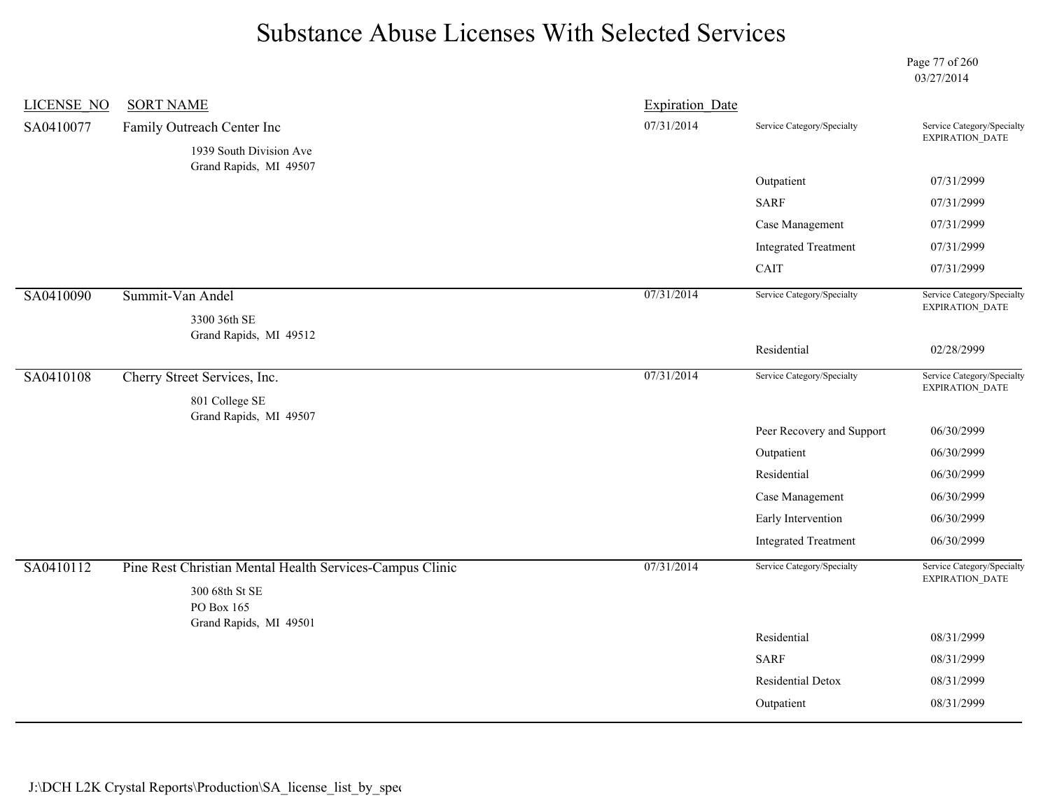# Substance Abuse Licenses With Selected Services

03/27/2014

| LICENSE_NO | SORT NAME | Expiration_Date | Service Category/Specialty | Service Category/Specialty EXPIRATION_DATE |
|---|---|---|---|---|
| SA0410077 | Family Outreach Center Inc<br>1939 South Division Ave<br>Grand Rapids, MI 49507 | 07/31/2014 | | |
| | | | Outpatient | 07/31/2999 |
| | | | SARF | 07/31/2999 |
| | | | Case Management | 07/31/2999 |
| | | | Integrated Treatment | 07/31/2999 |
| | | | CAIT | 07/31/2999 |
| SA0410090 | Summit-Van Andel<br>3300 36th SE<br>Grand Rapids, MI 49512 | 07/31/2014 | | |
| | | | Residential | 02/28/2999 |
| SA0410108 | Cherry Street Services, Inc.<br>801 College SE<br>Grand Rapids, MI 49507 | 07/31/2014 | | |
| | | | Peer Recovery and Support | 06/30/2999 |
| | | | Outpatient | 06/30/2999 |
| | | | Residential | 06/30/2999 |
| | | | Case Management | 06/30/2999 |
| | | | Early Intervention | 06/30/2999 |
| | | | Integrated Treatment | 06/30/2999 |
| SA0410112 | Pine Rest Christian Mental Health Services-Campus Clinic<br>300 68th St SE<br>PO Box 165<br>Grand Rapids, MI 49501 | 07/31/2014 | | |
| | | | Residential | 08/31/2999 |
| | | | SARF | 08/31/2999 |
| | | | Residential Detox | 08/31/2999 |
| | | | Outpatient | 08/31/2999 |

J:\DCH L2K Crystal Reports\Production\SA_license_list_by_spec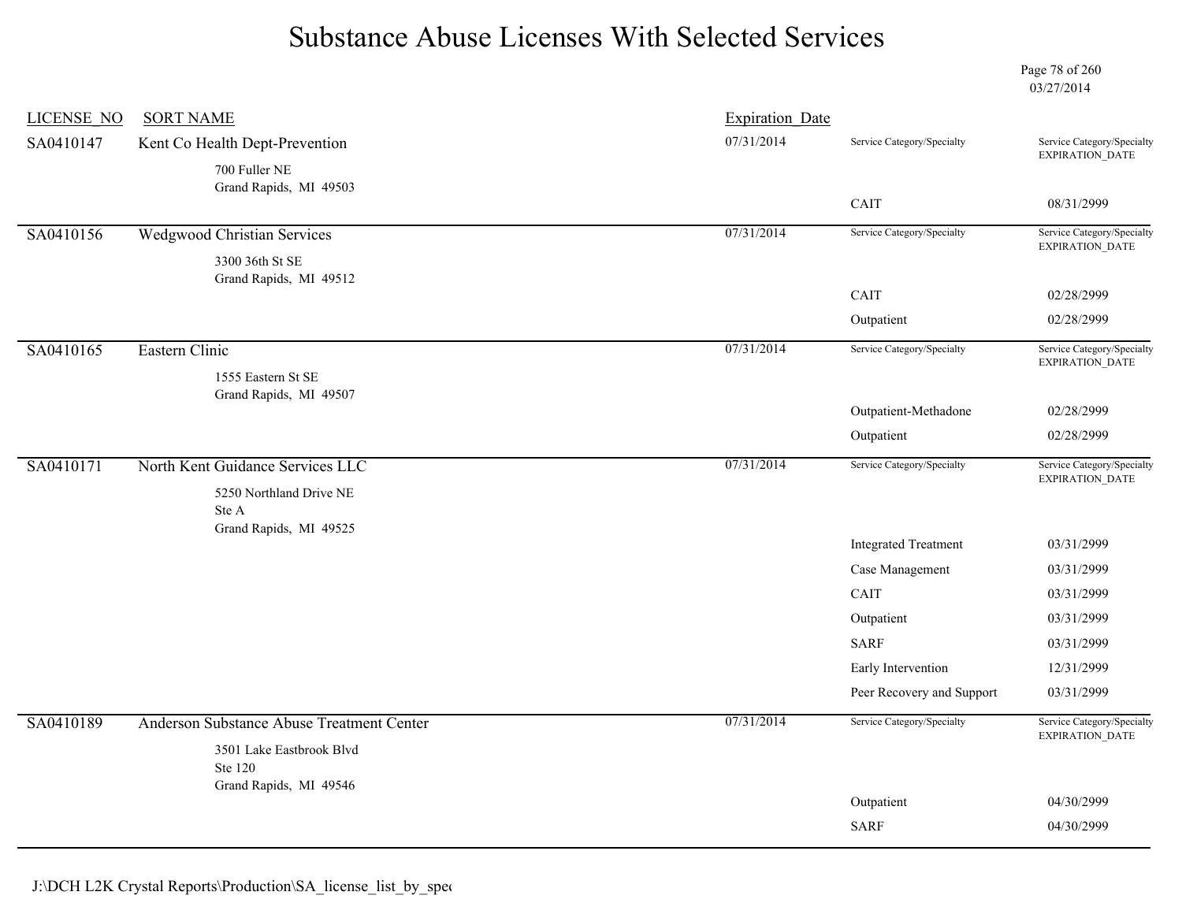# Substance Abuse Licenses With Selected Services

03/27/2014

| LICENSE_NO | SORT NAME | Expiration_Date | Service Category/Specialty | Service Category/Specialty EXPIRATION_DATE |
|---|---|---|---|---|
| SA0410147 | Kent Co Health Dept-Prevention<br>700 Fuller NE<br>Grand Rapids, MI 49503 | 07/31/2014 | CAIT | 08/31/2999 |
| SA0410156 | Wedgwood Christian Services<br>3300 36th St SE<br>Grand Rapids, MI 49512 | 07/31/2014 | CAIT | 02/28/2999 |
| | | | Outpatient | 02/28/2999 |
| SA0410165 | Eastern Clinic<br>1555 Eastern St SE<br>Grand Rapids, MI 49507 | 07/31/2014 | Outpatient-Methadone | 02/28/2999 |
| | | | Outpatient | 02/28/2999 |
| SA0410171 | North Kent Guidance Services LLC<br>5250 Northland Drive NE<br>Ste A<br>Grand Rapids, MI 49525 | 07/31/2014 | Integrated Treatment | 03/31/2999 |
| | | | Case Management | 03/31/2999 |
| | | | CAIT | 03/31/2999 |
| | | | Outpatient | 03/31/2999 |
| | | | SARF | 03/31/2999 |
| | | | Early Intervention | 12/31/2999 |
| | | | Peer Recovery and Support | 03/31/2999 |
| SA0410189 | Anderson Substance Abuse Treatment Center<br>3501 Lake Eastbrook Blvd<br>Ste 120<br>Grand Rapids, MI 49546 | 07/31/2014 | Outpatient | 04/30/2999 |
| | | | SARF | 04/30/2999 |

J:\DCH L2K Crystal Reports\Production\SA_license_list_by_spec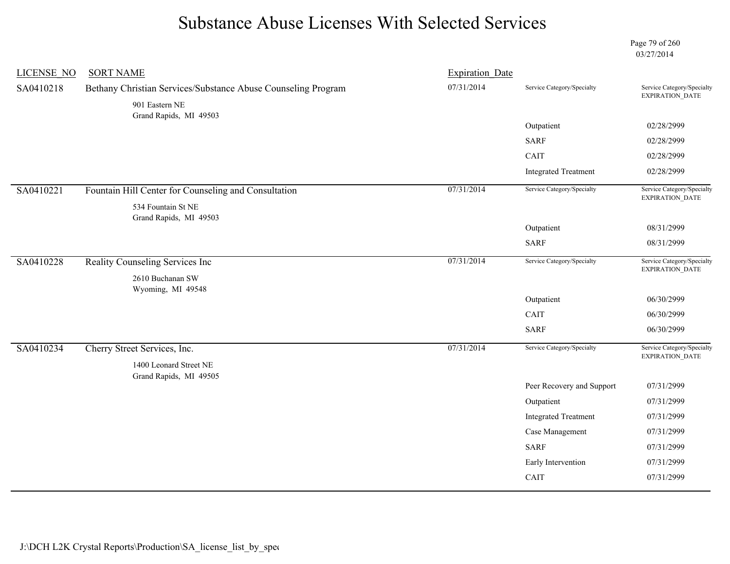# Substance Abuse Licenses With Selected Services

03/27/2014

| LICENSE_NO | SORT NAME | Expiration_Date | Service Category/Specialty | Service Category/Specialty EXPIRATION_DATE |
|---|---|---|---|---|
| SA0410218 | Bethany Christian Services/Substance Abuse Counseling Program<br>901 Eastern NE<br>Grand Rapids, MI 49503 | 07/31/2014 | Outpatient | 02/28/2999 |
| | | | SARF | 02/28/2999 |
| | | | CAIT | 02/28/2999 |
| | | | Integrated Treatment | 02/28/2999 |
| SA0410221 | Fountain Hill Center for Counseling and Consultation<br>534 Fountain St NE<br>Grand Rapids, MI 49503 | 07/31/2014 | Outpatient | 08/31/2999 |
| | | | SARF | 08/31/2999 |
| SA0410228 | Reality Counseling Services Inc<br>2610 Buchanan SW<br>Wyoming, MI 49548 | 07/31/2014 | Outpatient | 06/30/2999 |
| | | | CAIT | 06/30/2999 |
| | | | SARF | 06/30/2999 |
| SA0410234 | Cherry Street Services, Inc.<br>1400 Leonard Street NE<br>Grand Rapids, MI 49505 | 07/31/2014 | Peer Recovery and Support | 07/31/2999 |
| | | | Outpatient | 07/31/2999 |
| | | | Integrated Treatment | 07/31/2999 |
| | | | Case Management | 07/31/2999 |
| | | | SARF | 07/31/2999 |
| | | | Early Intervention | 07/31/2999 |
| | | | CAIT | 07/31/2999 |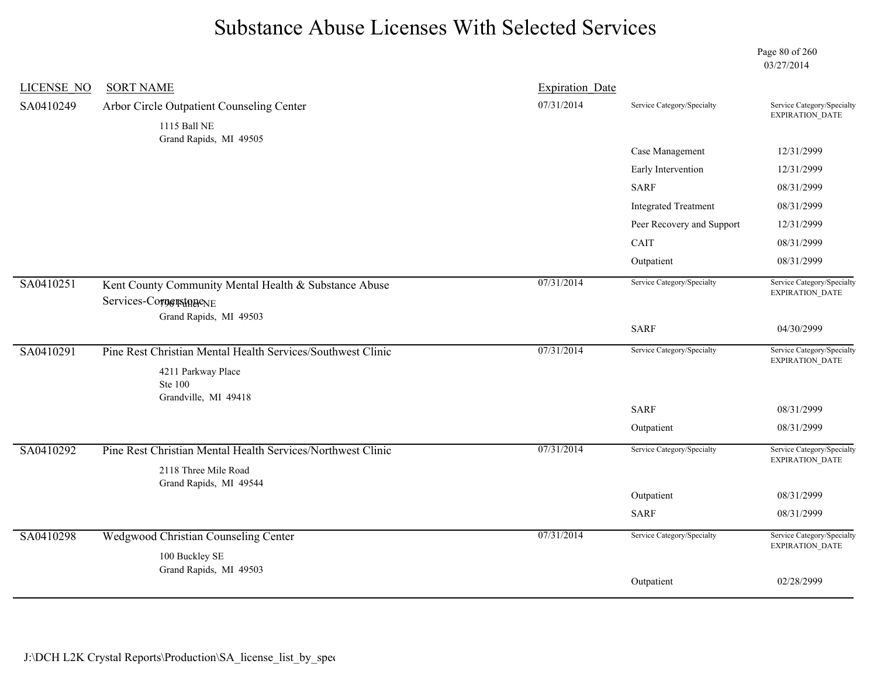# Substance Abuse Licenses With Selected Services

03/27/2014

| LICENSE_NO | SORT NAME | Expiration_Date | Service Category/Specialty | Service Category/Specialty EXPIRATION_DATE |
|---|---|---|---|---|
| SA0410249 | Arbor Circle Outpatient Counseling Center<br>1115 Ball NE<br>Grand Rapids, MI 49505 | 07/31/2014 | Case Management | 12/31/2999 |
| | | | Early Intervention | 12/31/2999 |
| | | | SARF | 08/31/2999 |
| | | | Integrated Treatment | 08/31/2999 |
| | | | Peer Recovery and Support | 12/31/2999 |
| | | | CAIT | 08/31/2999 |
| | | | Outpatient | 08/31/2999 |
| SA0410251 | Kent County Community Mental Health & Substance Abuse Services-Cornerstone<br>790 Fuller NE<br>Grand Rapids, MI 49503 | 07/31/2014 | SARF | 04/30/2999 |
| SA0410291 | Pine Rest Christian Mental Health Services/Southwest Clinic<br>4211 Parkway Place<br>Ste 100<br>Grandville, MI 49418 | 07/31/2014 | SARF | 08/31/2999 |
| | | | Outpatient | 08/31/2999 |
| SA0410292 | Pine Rest Christian Mental Health Services/Northwest Clinic<br>2118 Three Mile Road<br>Grand Rapids, MI 49544 | 07/31/2014 | Outpatient | 08/31/2999 |
| | | | SARF | 08/31/2999 |
| SA0410298 | Wedgwood Christian Counseling Center<br>100 Buckley SE<br>Grand Rapids, MI 49503 | 07/31/2014 | Outpatient | 02/28/2999 |

J:\DCH L2K Crystal Reports\Production\SA_license_list_by_spec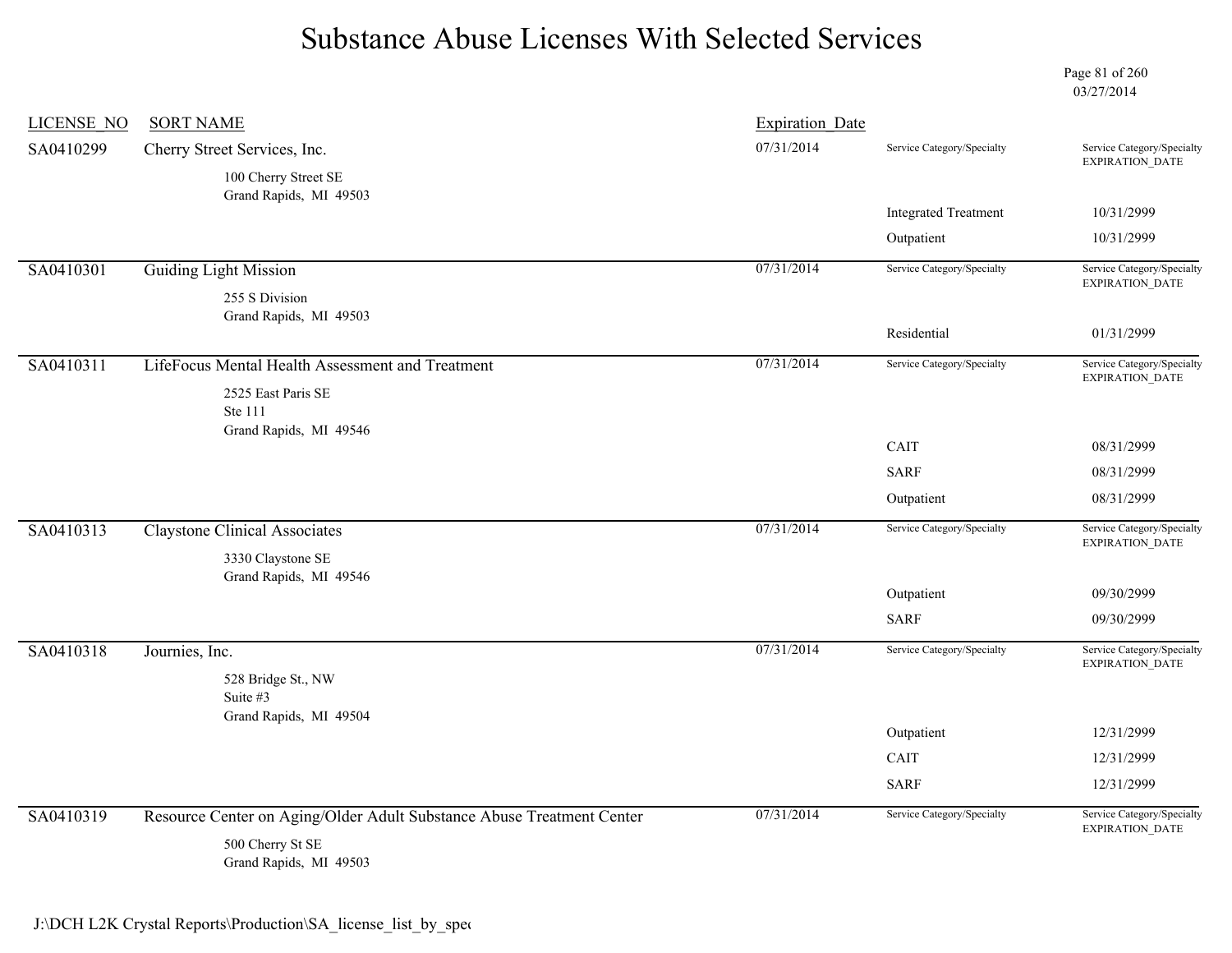# Substance Abuse Licenses With Selected Services

03/27/2014

| LICENSE_NO | SORT NAME | Expiration_Date | Service Category/Specialty | Service Category/Specialty EXPIRATION_DATE |
|---|---|---|---|---|
| SA0410299 | Cherry Street Services, Inc.<br>100 Cherry Street SE<br>Grand Rapids, MI 49503 | 07/31/2014 | | |
| | | | Integrated Treatment | 10/31/2999 |
| | | | Outpatient | 10/31/2999 |
| SA0410301 | Guiding Light Mission<br>255 S Division<br>Grand Rapids, MI 49503 | 07/31/2014 | | |
| | | | Residential | 01/31/2999 |
| SA0410311 | LifeFocus Mental Health Assessment and Treatment<br>2525 East Paris SE<br>Ste 111<br>Grand Rapids, MI 49546 | 07/31/2014 | | |
| | | | CAIT | 08/31/2999 |
| | | | SARF | 08/31/2999 |
| | | | Outpatient | 08/31/2999 |
| SA0410313 | Claystone Clinical Associates<br>3330 Claystone SE<br>Grand Rapids, MI 49546 | 07/31/2014 | | |
| | | | Outpatient | 09/30/2999 |
| | | | SARF | 09/30/2999 |
| SA0410318 | Journies, Inc.<br>528 Bridge St., NW<br>Suite #3<br>Grand Rapids, MI 49504 | 07/31/2014 | | |
| | | | Outpatient | 12/31/2999 |
| | | | CAIT | 12/31/2999 |
| | | | SARF | 12/31/2999 |
| SA0410319 | Resource Center on Aging/Older Adult Substance Abuse Treatment Center<br>500 Cherry St SE<br>Grand Rapids, MI 49503 | 07/31/2014 | | |

J:\DCH L2K Crystal Reports\Production\SA_license_list_by_spec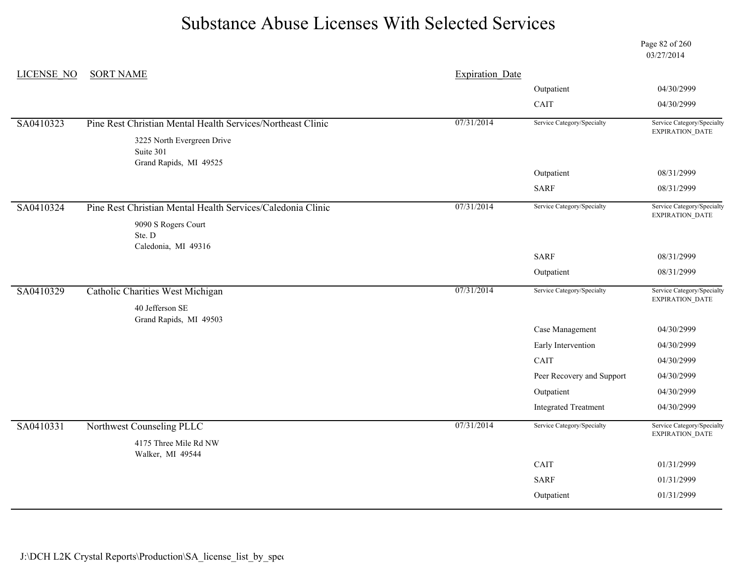# Substance Abuse Licenses With Selected Services

03/27/2014

| LICENSE_NO | SORT NAME | Expiration_Date | Service Category/Specialty | Service Category/Specialty EXPIRATION_DATE |
|---|---|---|---|---|
| | | | Outpatient | 04/30/2999 |
| | | | CAIT | 04/30/2999 |
| SA0410323 | Pine Rest Christian Mental Health Services/Northeast Clinic<br>3225 North Evergreen Drive<br>Suite 301<br>Grand Rapids, MI 49525 | 07/31/2014 | | |
| | | | Outpatient | 08/31/2999 |
| | | | SARF | 08/31/2999 |
| SA0410324 | Pine Rest Christian Mental Health Services/Caledonia Clinic<br>9090 S Rogers Court<br>Ste. D<br>Caledonia, MI 49316 | 07/31/2014 | | |
| | | | SARF | 08/31/2999 |
| | | | Outpatient | 08/31/2999 |
| SA0410329 | Catholic Charities West Michigan<br>40 Jefferson SE<br>Grand Rapids, MI 49503 | 07/31/2014 | | |
| | | | Case Management | 04/30/2999 |
| | | | Early Intervention | 04/30/2999 |
| | | | CAIT | 04/30/2999 |
| | | | Peer Recovery and Support | 04/30/2999 |
| | | | Outpatient | 04/30/2999 |
| | | | Integrated Treatment | 04/30/2999 |
| SA0410331 | Northwest Counseling PLLC<br>4175 Three Mile Rd NW<br>Walker, MI 49544 | 07/31/2014 | | |
| | | | CAIT | 01/31/2999 |
| | | | SARF | 01/31/2999 |
| | | | Outpatient | 01/31/2999 |

J:\DCH L2K Crystal Reports\Production\SA_license_list_by_spec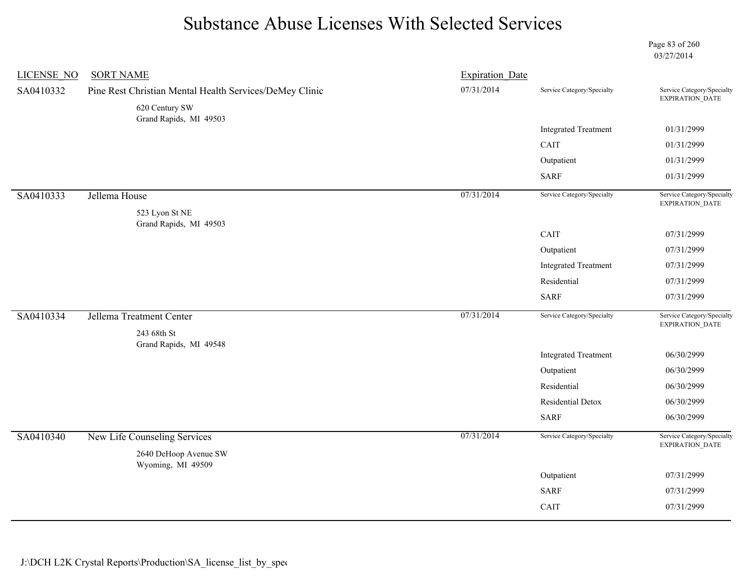# Substance Abuse Licenses With Selected Services

03/27/2014

| LICENSE_NO | SORT NAME | Expiration_Date | Service Category/Specialty | Service Category/Specialty EXPIRATION_DATE |
|---|---|---|---|---|
| SA0410332 | Pine Rest Christian Mental Health Services/DeMey Clinic<br>620 Century SW<br>Grand Rapids, MI 49503 | 07/31/2014 | | |
| | | | Integrated Treatment | 01/31/2999 |
| | | | CAIT | 01/31/2999 |
| | | | Outpatient | 01/31/2999 |
| | | | SARF | 01/31/2999 |
| SA0410333 | Jellema House<br>523 Lyon St NE<br>Grand Rapids, MI 49503 | 07/31/2014 | | |
| | | | CAIT | 07/31/2999 |
| | | | Outpatient | 07/31/2999 |
| | | | Integrated Treatment | 07/31/2999 |
| | | | Residential | 07/31/2999 |
| | | | SARF | 07/31/2999 |
| SA0410334 | Jellema Treatment Center<br>243 68th St<br>Grand Rapids, MI 49548 | 07/31/2014 | | |
| | | | Integrated Treatment | 06/30/2999 |
| | | | Outpatient | 06/30/2999 |
| | | | Residential | 06/30/2999 |
| | | | Residential Detox | 06/30/2999 |
| | | | SARF | 06/30/2999 |
| SA0410340 | New Life Counseling Services<br>2640 DeHoop Avenue SW<br>Wyoming, MI 49509 | 07/31/2014 | | |
| | | | Outpatient | 07/31/2999 |
| | | | SARF | 07/31/2999 |
| | | | CAIT | 07/31/2999 |

J:\DCH L2K Crystal Reports\Production\SA_license_list_by_spec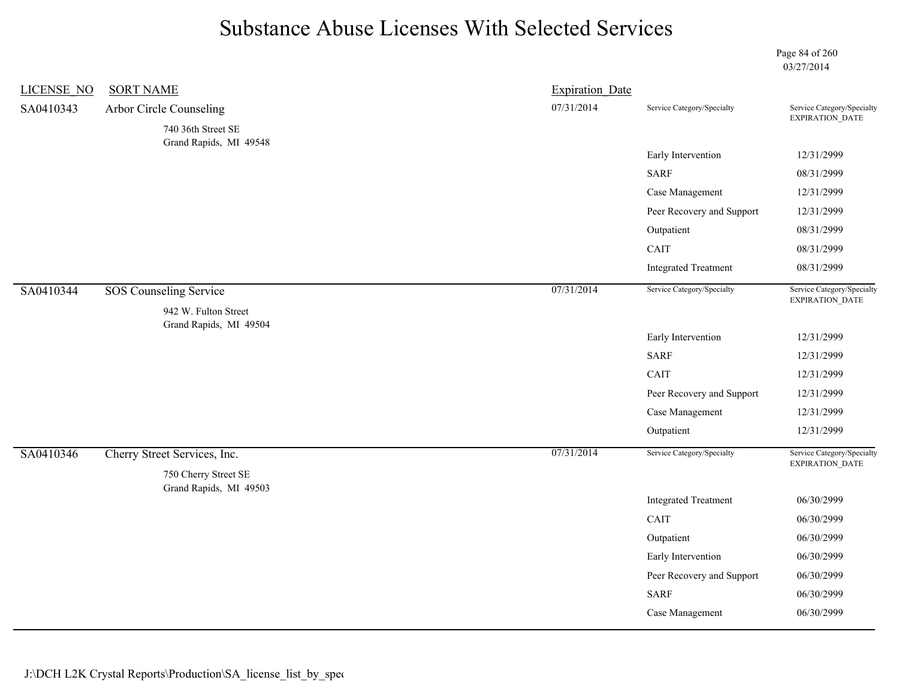# Substance Abuse Licenses With Selected Services

03/27/2014

| LICENSE_NO | SORT NAME | Expiration_Date | Service Category/Specialty | Service Category/Specialty EXPIRATION_DATE |
|---|---|---|---|---|
| SA0410343 | Arbor Circle Counseling<br>740 36th Street SE<br>Grand Rapids, MI 49548 | 07/31/2014 | | |
| | | | Early Intervention | 12/31/2999 |
| | | | SARF | 08/31/2999 |
| | | | Case Management | 12/31/2999 |
| | | | Peer Recovery and Support | 12/31/2999 |
| | | | Outpatient | 08/31/2999 |
| | | | CAIT | 08/31/2999 |
| | | | Integrated Treatment | 08/31/2999 |
| SA0410344 | SOS Counseling Service<br>942 W. Fulton Street<br>Grand Rapids, MI 49504 | 07/31/2014 | | |
| | | | Early Intervention | 12/31/2999 |
| | | | SARF | 12/31/2999 |
| | | | CAIT | 12/31/2999 |
| | | | Peer Recovery and Support | 12/31/2999 |
| | | | Case Management | 12/31/2999 |
| | | | Outpatient | 12/31/2999 |
| SA0410346 | Cherry Street Services, Inc.<br>750 Cherry Street SE<br>Grand Rapids, MI 49503 | 07/31/2014 | | |
| | | | Integrated Treatment | 06/30/2999 |
| | | | CAIT | 06/30/2999 |
| | | | Outpatient | 06/30/2999 |
| | | | Early Intervention | 06/30/2999 |
| | | | Peer Recovery and Support | 06/30/2999 |
| | | | SARF | 06/30/2999 |
| | | | Case Management | 06/30/2999 |

J:\DCH L2K Crystal Reports\Production\SA_license_list_by_spec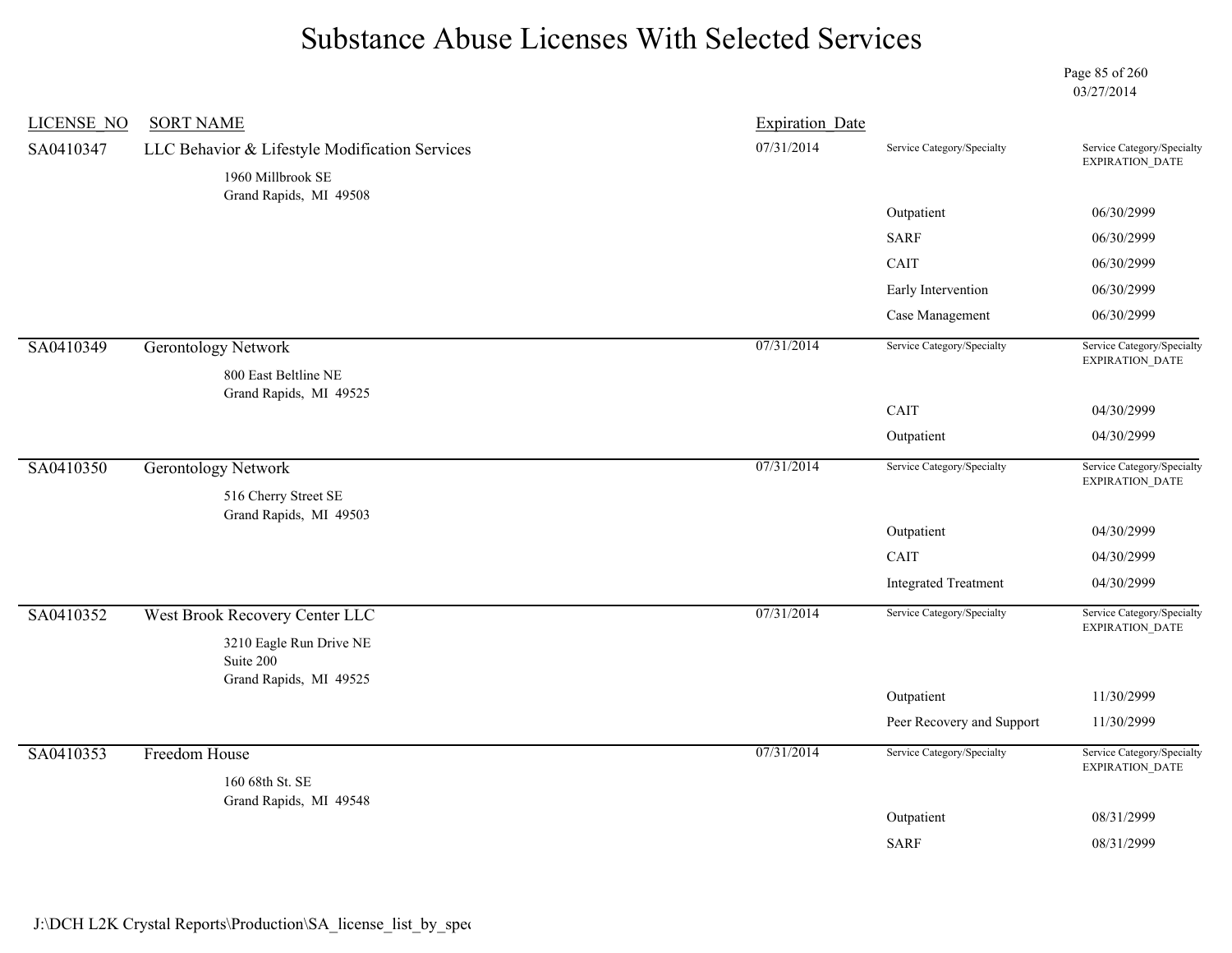# Substance Abuse Licenses With Selected Services

03/27/2014

| LICENSE_NO | SORT NAME | Expiration_Date | Service Category/Specialty | Service Category/Specialty EXPIRATION_DATE |
|---|---|---|---|---|
| SA0410347 | LLC Behavior & Lifestyle Modification Services<br>1960 Millbrook SE<br>Grand Rapids, MI 49508 | 07/31/2014 | | |
| | | | Outpatient | 06/30/2999 |
| | | | SARF | 06/30/2999 |
| | | | CAIT | 06/30/2999 |
| | | | Early Intervention | 06/30/2999 |
| | | | Case Management | 06/30/2999 |
| SA0410349 | Gerontology Network<br>800 East Beltline NE<br>Grand Rapids, MI 49525 | 07/31/2014 | | |
| | | | CAIT | 04/30/2999 |
| | | | Outpatient | 04/30/2999 |
| SA0410350 | Gerontology Network<br>516 Cherry Street SE<br>Grand Rapids, MI 49503 | 07/31/2014 | | |
| | | | Outpatient | 04/30/2999 |
| | | | CAIT | 04/30/2999 |
| | | | Integrated Treatment | 04/30/2999 |
| SA0410352 | West Brook Recovery Center LLC<br>3210 Eagle Run Drive NE<br>Suite 200<br>Grand Rapids, MI 49525 | 07/31/2014 | | |
| | | | Outpatient | 11/30/2999 |
| | | | Peer Recovery and Support | 11/30/2999 |
| SA0410353 | Freedom House<br>160 68th St. SE<br>Grand Rapids, MI 49548 | 07/31/2014 | | |
| | | | Outpatient | 08/31/2999 |
| | | | SARF | 08/31/2999 |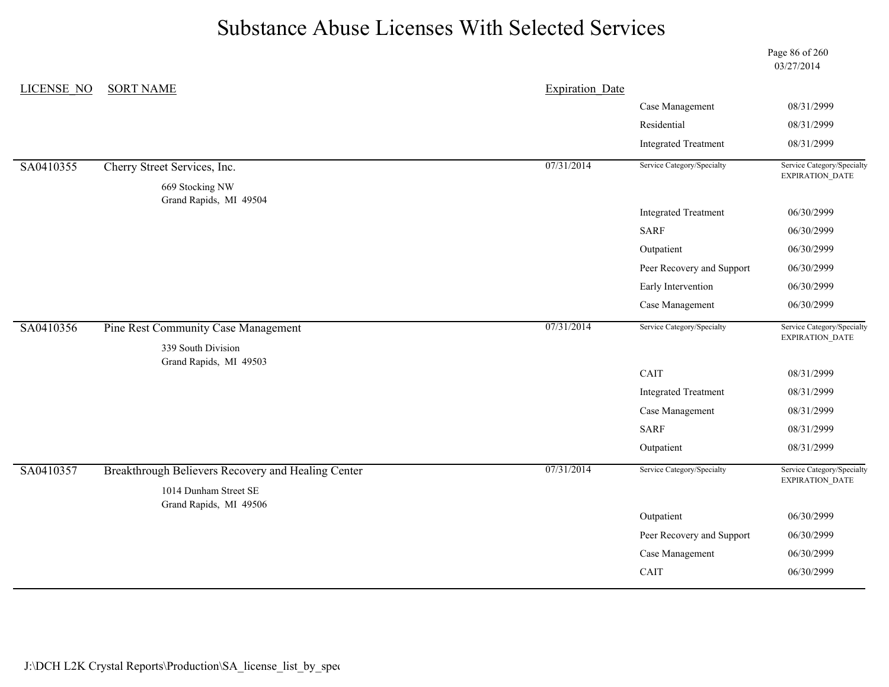# Substance Abuse Licenses With Selected Services

03/27/2014

| LICENSE_NO | SORT NAME | Expiration_Date | Service Category/Specialty | Service Category/Specialty EXPIRATION_DATE |
|---|---|---|---|---|
| | | | Case Management | 08/31/2999 |
| | | | Residential | 08/31/2999 |
| | | | Integrated Treatment | 08/31/2999 |
| SA0410355 | Cherry Street Services, Inc.<br>669 Stocking NW<br>Grand Rapids, MI 49504 | 07/31/2014 | | |
| | | | Integrated Treatment | 06/30/2999 |
| | | | SARF | 06/30/2999 |
| | | | Outpatient | 06/30/2999 |
| | | | Peer Recovery and Support | 06/30/2999 |
| | | | Early Intervention | 06/30/2999 |
| | | | Case Management | 06/30/2999 |
| SA0410356 | Pine Rest Community Case Management<br>339 South Division<br>Grand Rapids, MI 49503 | 07/31/2014 | | |
| | | | CAIT | 08/31/2999 |
| | | | Integrated Treatment | 08/31/2999 |
| | | | Case Management | 08/31/2999 |
| | | | SARF | 08/31/2999 |
| | | | Outpatient | 08/31/2999 |
| SA0410357 | Breakthrough Believers Recovery and Healing Center<br>1014 Dunham Street SE<br>Grand Rapids, MI 49506 | 07/31/2014 | | |
| | | | Outpatient | 06/30/2999 |
| | | | Peer Recovery and Support | 06/30/2999 |
| | | | Case Management | 06/30/2999 |
| | | | CAIT | 06/30/2999 |

J:\DCH L2K Crystal Reports\Production\SA_license_list_by_spec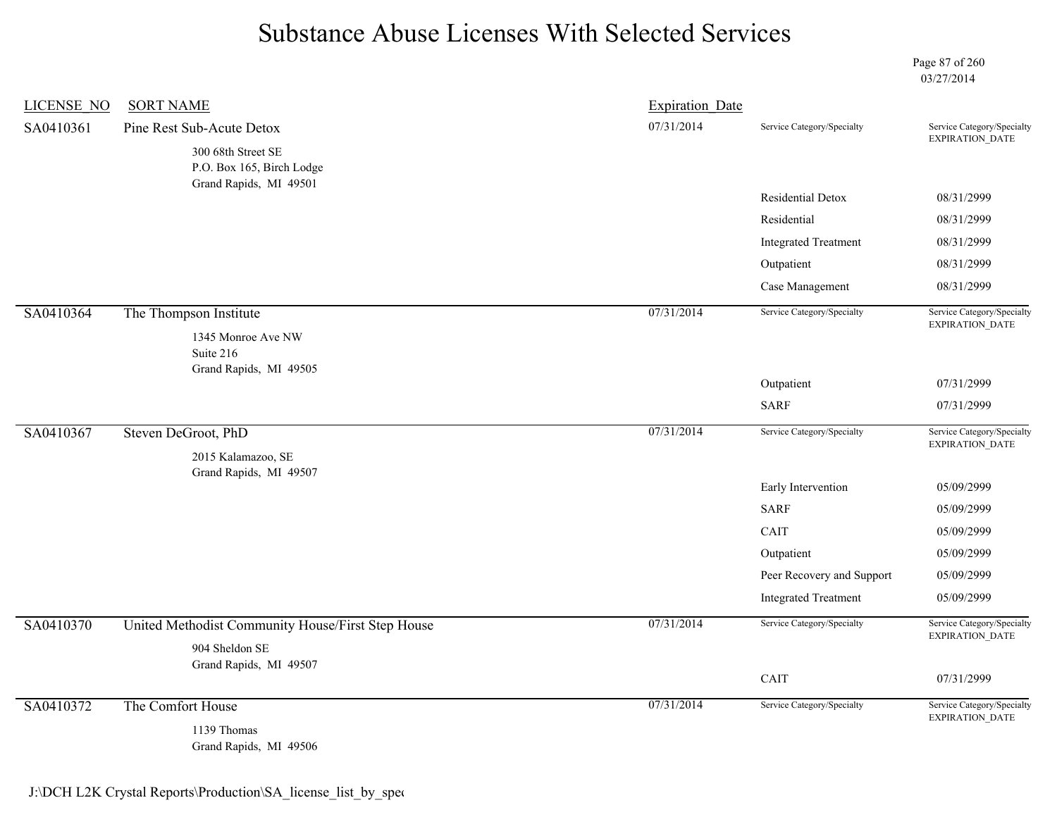# Substance Abuse Licenses With Selected Services

03/27/2014

| LICENSE_NO | SORT NAME | Expiration_Date | Service Category/Specialty | Service Category/Specialty EXPIRATION_DATE |
|---|---|---|---|---|
| SA0410361 | Pine Rest Sub-Acute Detox<br>300 68th Street SE<br>P.O. Box 165, Birch Lodge<br>Grand Rapids, MI 49501 | 07/31/2014 | | |
| | | | Residential Detox | 08/31/2999 |
| | | | Residential | 08/31/2999 |
| | | | Integrated Treatment | 08/31/2999 |
| | | | Outpatient | 08/31/2999 |
| | | | Case Management | 08/31/2999 |
| SA0410364 | The Thompson Institute<br>1345 Monroe Ave NW<br>Suite 216<br>Grand Rapids, MI 49505 | 07/31/2014 | | |
| | | | Outpatient | 07/31/2999 |
| | | | SARF | 07/31/2999 |
| SA0410367 | Steven DeGroot, PhD<br>2015 Kalamazoo, SE<br>Grand Rapids, MI 49507 | 07/31/2014 | | |
| | | | Early Intervention | 05/09/2999 |
| | | | SARF | 05/09/2999 |
| | | | CAIT | 05/09/2999 |
| | | | Outpatient | 05/09/2999 |
| | | | Peer Recovery and Support | 05/09/2999 |
| | | | Integrated Treatment | 05/09/2999 |
| SA0410370 | United Methodist Community House/First Step House<br>904 Sheldon SE<br>Grand Rapids, MI 49507 | 07/31/2014 | | |
| | | | CAIT | 07/31/2999 |
| SA0410372 | The Comfort House<br>1139 Thomas<br>Grand Rapids, MI 49506 | 07/31/2014 | | |

J:\DCH L2K Crystal Reports\Production\SA_license_list_by_spec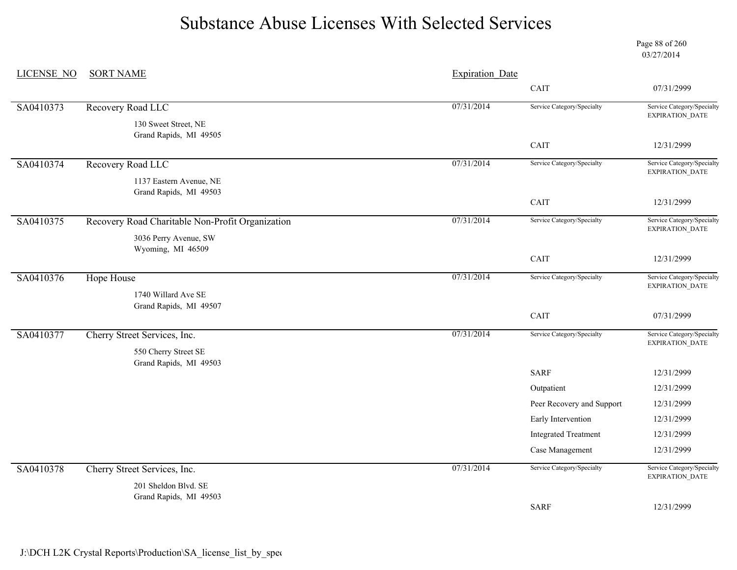# Substance Abuse Licenses With Selected Services

03/27/2014

| LICENSE_NO | SORT NAME | Expiration_Date | Service Category/Specialty | Service Category/Specialty EXPIRATION_DATE |
|---|---|---|---|---|
| | | | CAIT | 07/31/2999 |
| SA0410373 | Recovery Road LLC<br>130 Sweet Street, NE<br>Grand Rapids, MI 49505 | 07/31/2014 | CAIT | 12/31/2999 |
| SA0410374 | Recovery Road LLC<br>1137 Eastern Avenue, NE<br>Grand Rapids, MI 49503 | 07/31/2014 | CAIT | 12/31/2999 |
| SA0410375 | Recovery Road Charitable Non-Profit Organization<br>3036 Perry Avenue, SW<br>Wyoming, MI 46509 | 07/31/2014 | CAIT | 12/31/2999 |
| SA0410376 | Hope House<br>1740 Willard Ave SE<br>Grand Rapids, MI 49507 | 07/31/2014 | CAIT | 07/31/2999 |
| SA0410377 | Cherry Street Services, Inc.<br>550 Cherry Street SE<br>Grand Rapids, MI 49503 | 07/31/2014 | SARF | 12/31/2999 |
| | | | Outpatient | 12/31/2999 |
| | | | Peer Recovery and Support | 12/31/2999 |
| | | | Early Intervention | 12/31/2999 |
| | | | Integrated Treatment | 12/31/2999 |
| | | | Case Management | 12/31/2999 |
| SA0410378 | Cherry Street Services, Inc.<br>201 Sheldon Blvd. SE<br>Grand Rapids, MI 49503 | 07/31/2014 | SARF | 12/31/2999 |

J:\DCH L2K Crystal Reports\Production\SA_license_list_by_spec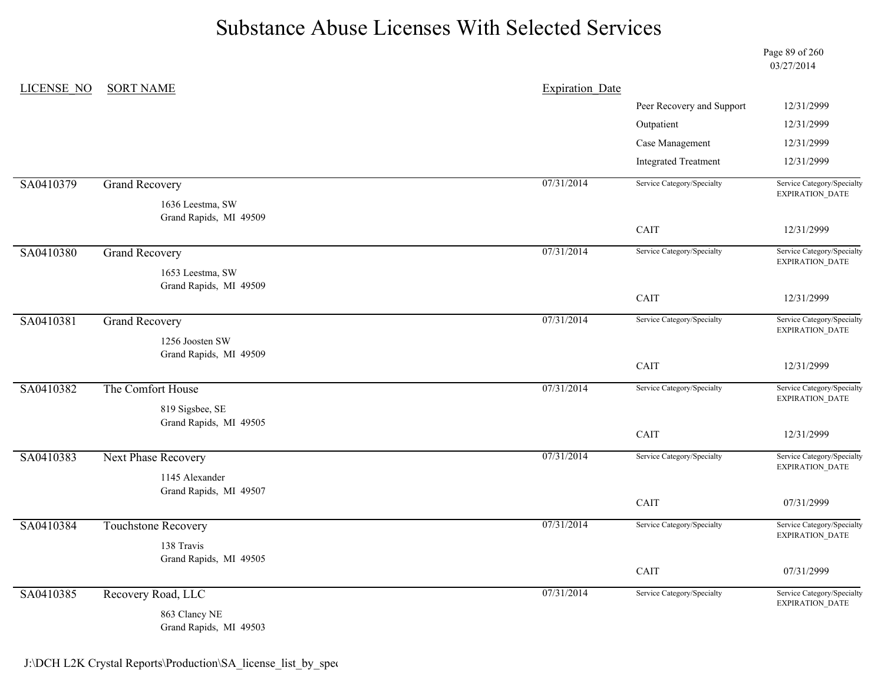# Substance Abuse Licenses With Selected Services

03/27/2014

| LICENSE_NO | SORT NAME | Expiration_Date | | |
|---|---|---|---|---|
| | | | Peer Recovery and Support | 12/31/2999 |
| | | | Outpatient | 12/31/2999 |
| | | | Case Management | 12/31/2999 |
| | | | Integrated Treatment | 12/31/2999 |
| SA0410379 | Grand Recovery<br>1636 Leestma, SW<br>Grand Rapids, MI 49509 | 07/31/2014 | Service Category/Specialty | Service Category/Specialty EXPIRATION_DATE |
| | | | CAIT | 12/31/2999 |
| SA0410380 | Grand Recovery<br>1653 Leestma, SW<br>Grand Rapids, MI 49509 | 07/31/2014 | Service Category/Specialty | Service Category/Specialty EXPIRATION_DATE |
| | | | CAIT | 12/31/2999 |
| SA0410381 | Grand Recovery<br>1256 Joosten SW<br>Grand Rapids, MI 49509 | 07/31/2014 | Service Category/Specialty | Service Category/Specialty EXPIRATION_DATE |
| | | | CAIT | 12/31/2999 |
| SA0410382 | The Comfort House<br>819 Sigsbee, SE<br>Grand Rapids, MI 49505 | 07/31/2014 | Service Category/Specialty | Service Category/Specialty EXPIRATION_DATE |
| | | | CAIT | 12/31/2999 |
| SA0410383 | Next Phase Recovery<br>1145 Alexander<br>Grand Rapids, MI 49507 | 07/31/2014 | Service Category/Specialty | Service Category/Specialty EXPIRATION_DATE |
| | | | CAIT | 07/31/2999 |
| SA0410384 | Touchstone Recovery<br>138 Travis<br>Grand Rapids, MI 49505 | 07/31/2014 | Service Category/Specialty | Service Category/Specialty EXPIRATION_DATE |
| | | | CAIT | 07/31/2999 |
| SA0410385 | Recovery Road, LLC<br>863 Clancy NE<br>Grand Rapids, MI 49503 | 07/31/2014 | Service Category/Specialty | Service Category/Specialty EXPIRATION_DATE |

J:\DCH L2K Crystal Reports\Production\SA_license_list_by_spec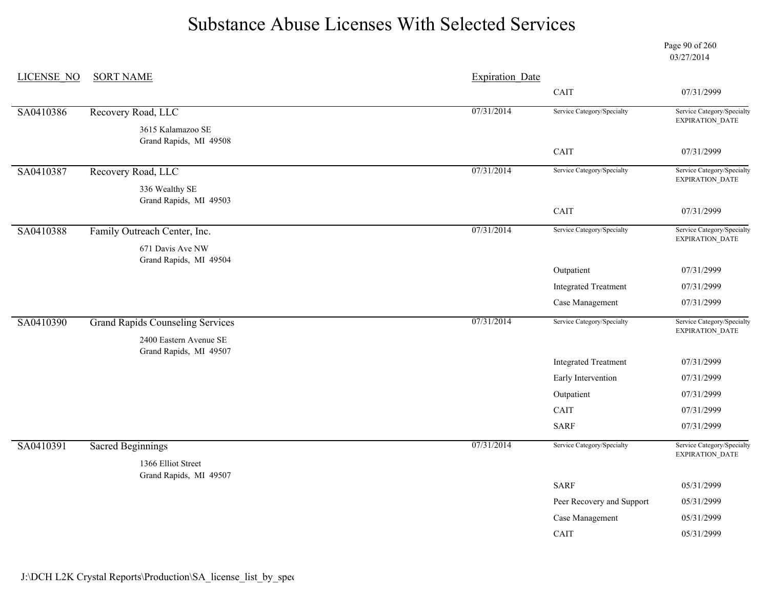# Substance Abuse Licenses With Selected Services

03/27/2014

| LICENSE_NO | SORT NAME | Expiration_Date | Service Category/Specialty | Service Category/Specialty EXPIRATION_DATE |
|---|---|---|---|---|
| | | | CAIT | 07/31/2999 |
| SA0410386 | Recovery Road, LLC<br>3615 Kalamazoo SE<br>Grand Rapids, MI 49508 | 07/31/2014 | | |
| | | | CAIT | 07/31/2999 |
| SA0410387 | Recovery Road, LLC<br>336 Wealthy SE<br>Grand Rapids, MI 49503 | 07/31/2014 | | |
| | | | CAIT | 07/31/2999 |
| SA0410388 | Family Outreach Center, Inc.<br>671 Davis Ave NW<br>Grand Rapids, MI 49504 | 07/31/2014 | | |
| | | | Outpatient | 07/31/2999 |
| | | | Integrated Treatment | 07/31/2999 |
| | | | Case Management | 07/31/2999 |
| SA0410390 | Grand Rapids Counseling Services<br>2400 Eastern Avenue SE<br>Grand Rapids, MI 49507 | 07/31/2014 | | |
| | | | Integrated Treatment | 07/31/2999 |
| | | | Early Intervention | 07/31/2999 |
| | | | Outpatient | 07/31/2999 |
| | | | CAIT | 07/31/2999 |
| | | | SARF | 07/31/2999 |
| SA0410391 | Sacred Beginnings<br>1366 Elliot Street<br>Grand Rapids, MI 49507 | 07/31/2014 | | |
| | | | SARF | 05/31/2999 |
| | | | Peer Recovery and Support | 05/31/2999 |
| | | | Case Management | 05/31/2999 |
| | | | CAIT | 05/31/2999 |

J:\DCH L2K Crystal Reports\Production\SA_license_list_by_spec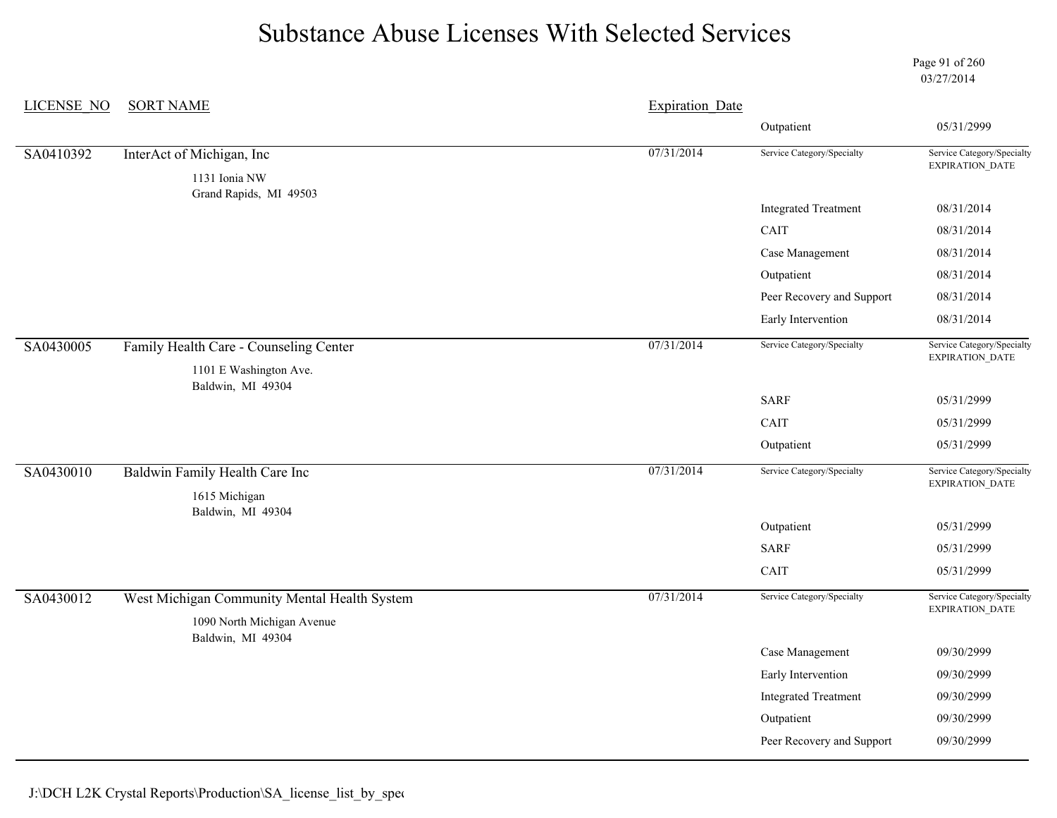# Substance Abuse Licenses With Selected Services

03/27/2014

| LICENSE_NO | SORT NAME | Expiration_Date | Service Category/Specialty | Service Category/Specialty EXPIRATION_DATE |
|---|---|---|---|---|
| | | | Outpatient | 05/31/2999 |
| SA0410392 | InterAct of Michigan, Inc<br>1131 Ionia NW<br>Grand Rapids, MI 49503 | 07/31/2014 | | |
| | | | Integrated Treatment | 08/31/2014 |
| | | | CAIT | 08/31/2014 |
| | | | Case Management | 08/31/2014 |
| | | | Outpatient | 08/31/2014 |
| | | | Peer Recovery and Support | 08/31/2014 |
| | | | Early Intervention | 08/31/2014 |
| SA0430005 | Family Health Care - Counseling Center<br>1101 E Washington Ave.<br>Baldwin, MI 49304 | 07/31/2014 | | |
| | | | SARF | 05/31/2999 |
| | | | CAIT | 05/31/2999 |
| | | | Outpatient | 05/31/2999 |
| SA0430010 | Baldwin Family Health Care Inc<br>1615 Michigan<br>Baldwin, MI 49304 | 07/31/2014 | | |
| | | | Outpatient | 05/31/2999 |
| | | | SARF | 05/31/2999 |
| | | | CAIT | 05/31/2999 |
| SA0430012 | West Michigan Community Mental Health System<br>1090 North Michigan Avenue<br>Baldwin, MI 49304 | 07/31/2014 | | |
| | | | Case Management | 09/30/2999 |
| | | | Early Intervention | 09/30/2999 |
| | | | Integrated Treatment | 09/30/2999 |
| | | | Outpatient | 09/30/2999 |
| | | | Peer Recovery and Support | 09/30/2999 |

J:\DCH L2K Crystal Reports\Production\SA_license_list_by_spe(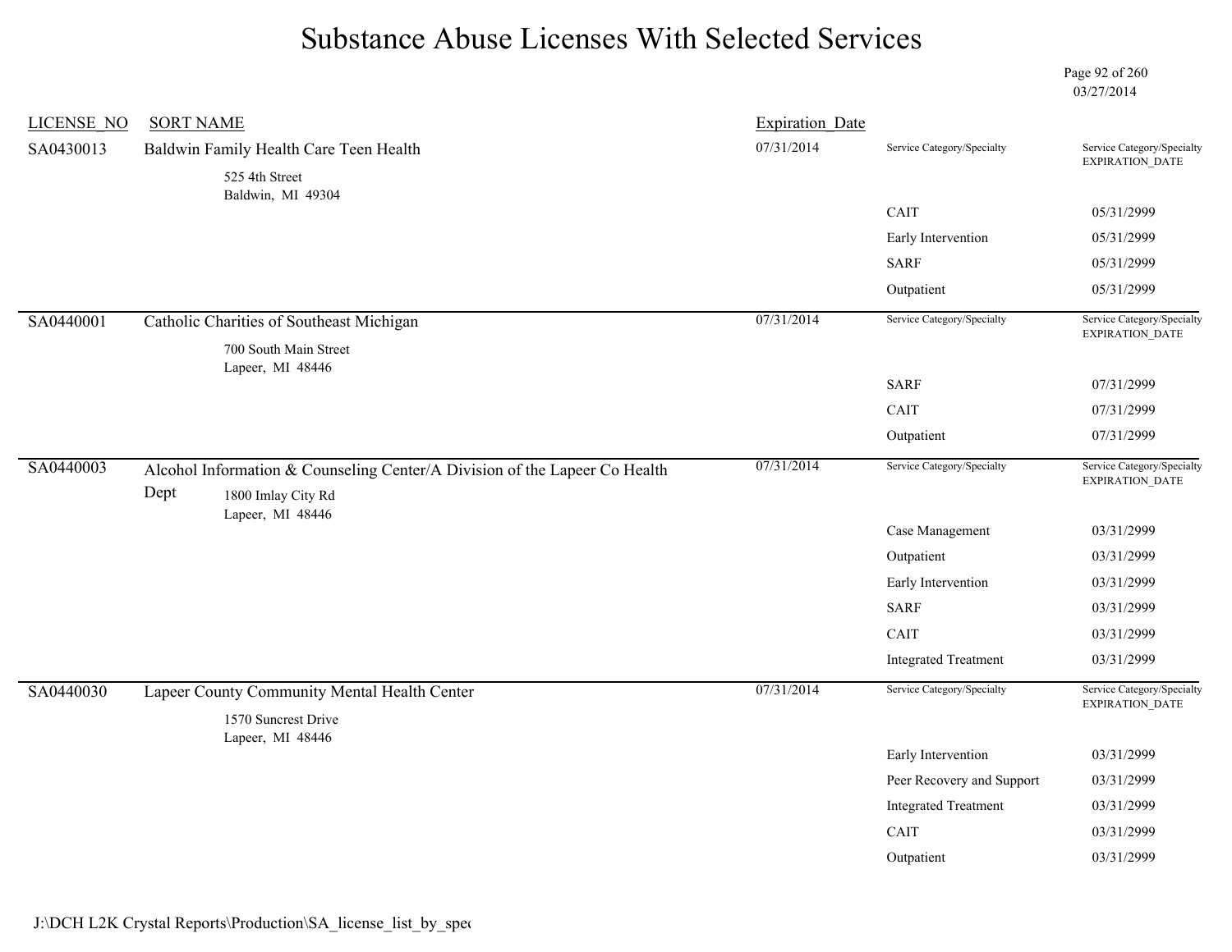# Substance Abuse Licenses With Selected Services

03/27/2014

| LICENSE_NO | SORT NAME | Expiration_Date | Service Category/Specialty | Service Category/Specialty EXPIRATION_DATE |
|---|---|---|---|---|
| SA0430013 | Baldwin Family Health Care Teen Health<br>525 4th Street<br>Baldwin, MI 49304 | 07/31/2014 | | |
| | | | CAIT | 05/31/2999 |
| | | | Early Intervention | 05/31/2999 |
| | | | SARF | 05/31/2999 |
| | | | Outpatient | 05/31/2999 |
| SA0440001 | Catholic Charities of Southeast Michigan<br>700 South Main Street<br>Lapeer, MI 48446 | 07/31/2014 | | |
| | | | SARF | 07/31/2999 |
| | | | CAIT | 07/31/2999 |
| | | | Outpatient | 07/31/2999 |
| SA0440003 | Alcohol Information & Counseling Center/A Division of the Lapeer Co Health Dept<br>1800 Imlay City Rd<br>Lapeer, MI 48446 | 07/31/2014 | | |
| | | | Case Management | 03/31/2999 |
| | | | Outpatient | 03/31/2999 |
| | | | Early Intervention | 03/31/2999 |
| | | | SARF | 03/31/2999 |
| | | | CAIT | 03/31/2999 |
| | | | Integrated Treatment | 03/31/2999 |
| SA0440030 | Lapeer County Community Mental Health Center<br>1570 Suncrest Drive<br>Lapeer, MI 48446 | 07/31/2014 | | |
| | | | Early Intervention | 03/31/2999 |
| | | | Peer Recovery and Support | 03/31/2999 |
| | | | Integrated Treatment | 03/31/2999 |
| | | | CAIT | 03/31/2999 |
| | | | Outpatient | 03/31/2999 |

J:\DCH L2K Crystal Reports\Production\SA_license_list_by_spec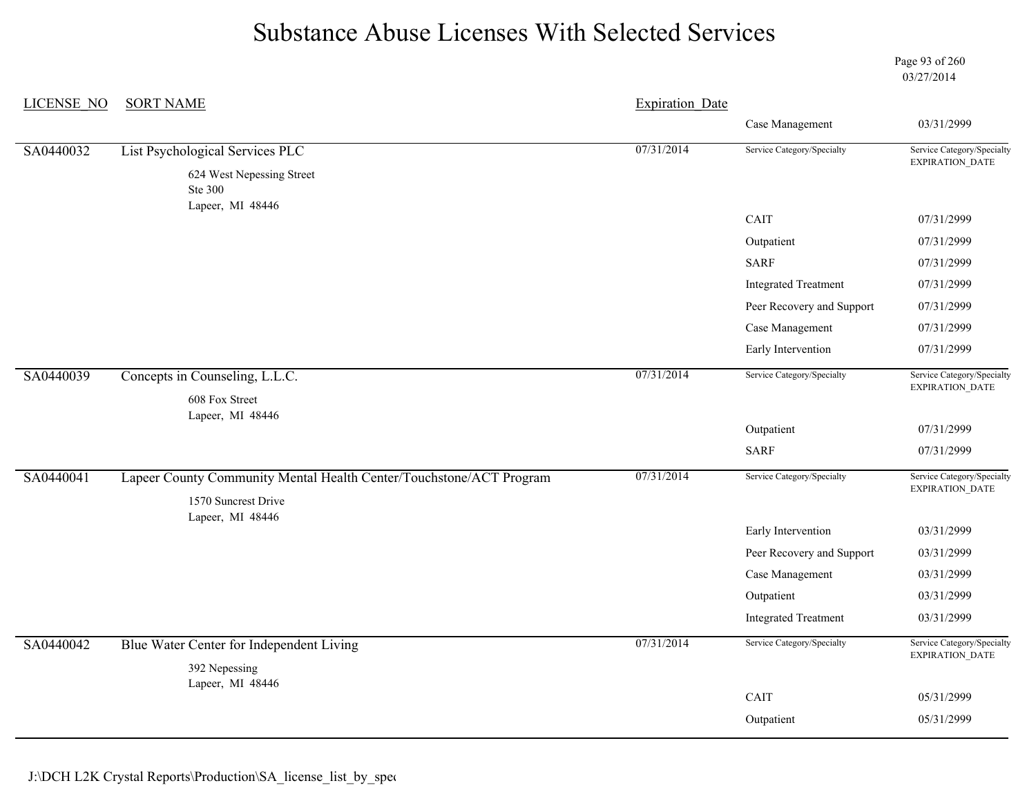# Substance Abuse Licenses With Selected Services

03/27/2014

| LICENSE_NO | SORT NAME | Expiration_Date | Service Category/Specialty | Service Category/Specialty EXPIRATION_DATE |
|---|---|---|---|---|
| | | | Case Management | 03/31/2999 |
| SA0440032 | List Psychological Services PLC<br>624 West Nepessing Street<br>Ste 300<br>Lapeer, MI 48446 | 07/31/2014 | | |
| | | | CAIT | 07/31/2999 |
| | | | Outpatient | 07/31/2999 |
| | | | SARF | 07/31/2999 |
| | | | Integrated Treatment | 07/31/2999 |
| | | | Peer Recovery and Support | 07/31/2999 |
| | | | Case Management | 07/31/2999 |
| | | | Early Intervention | 07/31/2999 |
| SA0440039 | Concepts in Counseling, L.L.C.<br>608 Fox Street<br>Lapeer, MI 48446 | 07/31/2014 | | |
| | | | Outpatient | 07/31/2999 |
| | | | SARF | 07/31/2999 |
| SA0440041 | Lapeer County Community Mental Health Center/Touchstone/ACT Program<br>1570 Suncrest Drive<br>Lapeer, MI 48446 | 07/31/2014 | | |
| | | | Early Intervention | 03/31/2999 |
| | | | Peer Recovery and Support | 03/31/2999 |
| | | | Case Management | 03/31/2999 |
| | | | Outpatient | 03/31/2999 |
| | | | Integrated Treatment | 03/31/2999 |
| SA0440042 | Blue Water Center for Independent Living<br>392 Nepessing<br>Lapeer, MI 48446 | 07/31/2014 | | |
| | | | CAIT | 05/31/2999 |
| | | | Outpatient | 05/31/2999 |

J:\DCH L2K Crystal Reports\Production\SA_license_list_by_spec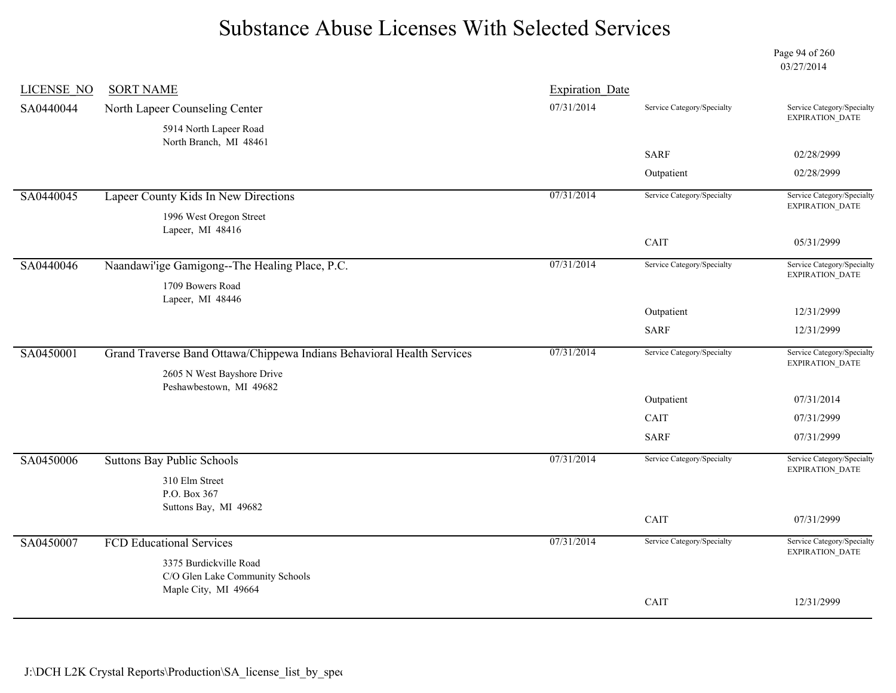# Substance Abuse Licenses With Selected Services

03/27/2014

| LICENSE_NO | SORT NAME | Expiration_Date | Service Category/Specialty | Service Category/Specialty EXPIRATION_DATE |
|---|---|---|---|---|
| SA0440044 | North Lapeer Counseling Center<br>5914 North Lapeer Road<br>North Branch, MI 48461 | 07/31/2014 | SARF | 02/28/2999 |
| | | | Outpatient | 02/28/2999 |
| SA0440045 | Lapeer County Kids In New Directions<br>1996 West Oregon Street<br>Lapeer, MI 48416 | 07/31/2014 | CAIT | 05/31/2999 |
| SA0440046 | Naandawi'ige Gamigong--The Healing Place, P.C.<br>1709 Bowers Road<br>Lapeer, MI 48446 | 07/31/2014 | Outpatient | 12/31/2999 |
| | | | SARF | 12/31/2999 |
| SA0450001 | Grand Traverse Band Ottawa/Chippewa Indians Behavioral Health Services<br>2605 N West Bayshore Drive<br>Peshawbestown, MI 49682 | 07/31/2014 | Outpatient | 07/31/2014 |
| | | | CAIT | 07/31/2999 |
| | | | SARF | 07/31/2999 |
| SA0450006 | Suttons Bay Public Schools<br>310 Elm Street<br>P.O. Box 367<br>Suttons Bay, MI 49682 | 07/31/2014 | CAIT | 07/31/2999 |
| SA0450007 | FCD Educational Services<br>3375 Burdickville Road<br>C/O Glen Lake Community Schools<br>Maple City, MI 49664 | 07/31/2014 | CAIT | 12/31/2999 |

J:\DCH L2K Crystal Reports\Production\SA_license_list_by_spe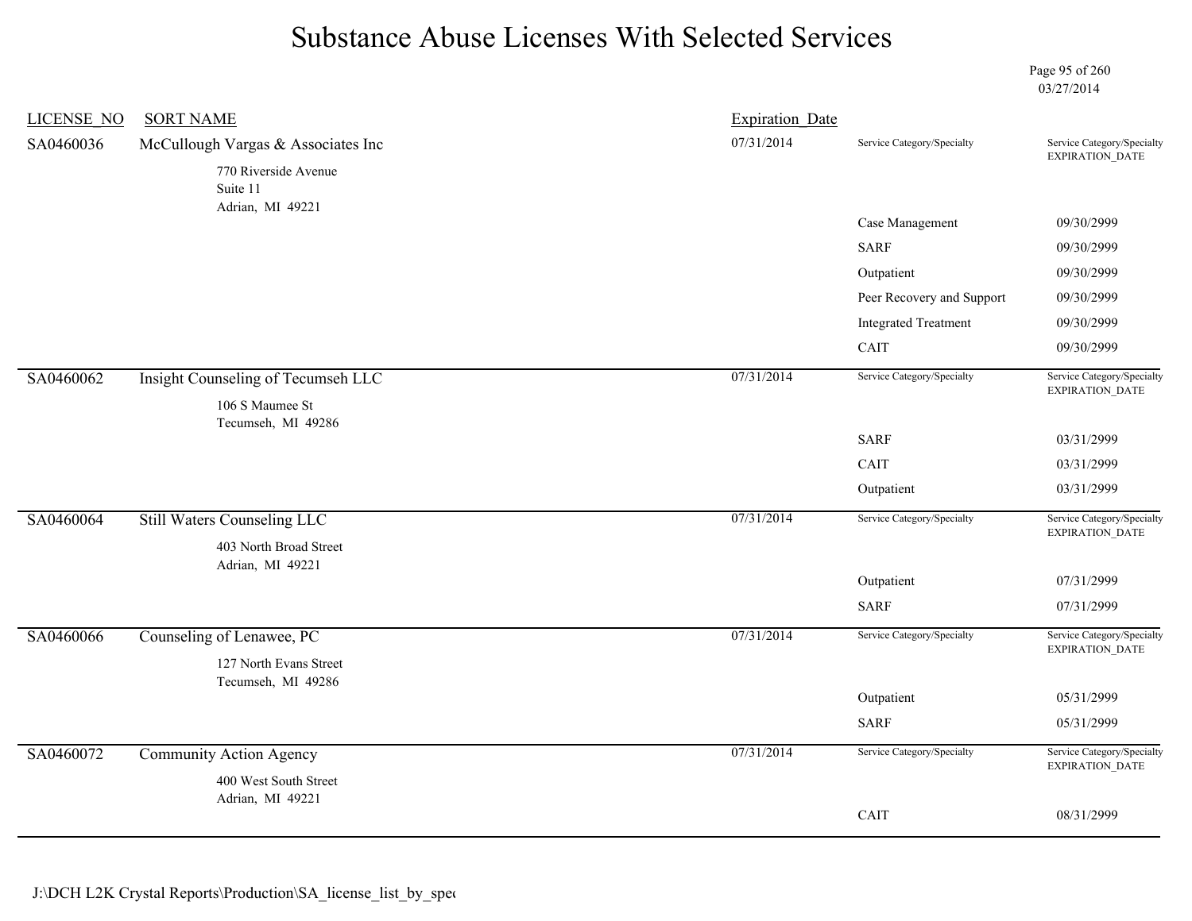# Substance Abuse Licenses With Selected Services

03/27/2014

| LICENSE_NO | SORT NAME | Expiration_Date | Service Category/Specialty | Service Category/Specialty EXPIRATION_DATE |
|---|---|---|---|---|
| SA0460036 | McCullough Vargas & Associates Inc<br>770 Riverside Avenue<br>Suite 11<br>Adrian, MI 49221 | 07/31/2014 | Case Management | 09/30/2999 |
| | | | SARF | 09/30/2999 |
| | | | Outpatient | 09/30/2999 |
| | | | Peer Recovery and Support | 09/30/2999 |
| | | | Integrated Treatment | 09/30/2999 |
| | | | CAIT | 09/30/2999 |
| SA0460062 | Insight Counseling of Tecumseh LLC<br>106 S Maumee St<br>Tecumseh, MI 49286 | 07/31/2014 | SARF | 03/31/2999 |
| | | | CAIT | 03/31/2999 |
| | | | Outpatient | 03/31/2999 |
| SA0460064 | Still Waters Counseling LLC<br>403 North Broad Street<br>Adrian, MI 49221 | 07/31/2014 | Outpatient | 07/31/2999 |
| | | | SARF | 07/31/2999 |
| SA0460066 | Counseling of Lenawee, PC<br>127 North Evans Street<br>Tecumseh, MI 49286 | 07/31/2014 | Outpatient | 05/31/2999 |
| | | | SARF | 05/31/2999 |
| SA0460072 | Community Action Agency<br>400 West South Street<br>Adrian, MI 49221 | 07/31/2014 | CAIT | 08/31/2999 |

J:\DCH L2K Crystal Reports\Production\SA_license_list_by_spec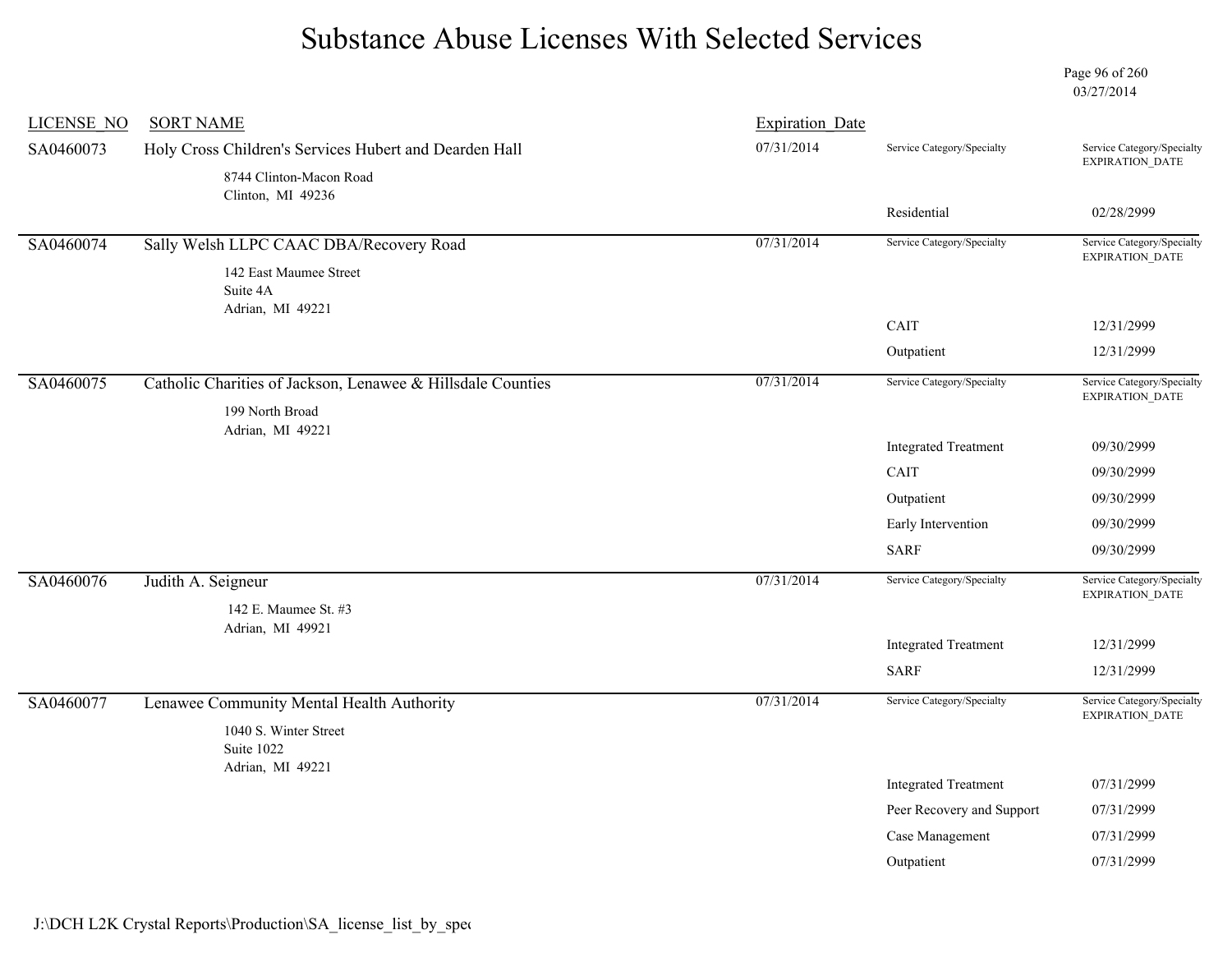# Substance Abuse Licenses With Selected Services

03/27/2014

| LICENSE_NO | SORT NAME | Expiration_Date | Service Category/Specialty | Service Category/Specialty EXPIRATION_DATE |
|---|---|---|---|---|
| SA0460073 | Holy Cross Children's Services Hubert and Dearden Hall<br>8744 Clinton-Macon Road<br>Clinton, MI 49236 | 07/31/2014 | Residential | 02/28/2999 |
| SA0460074 | Sally Welsh LLPC CAAC DBA/Recovery Road<br>142 East Maumee Street<br>Suite 4A<br>Adrian, MI 49221 | 07/31/2014 | CAIT | 12/31/2999 |
| | | | Outpatient | 12/31/2999 |
| SA0460075 | Catholic Charities of Jackson, Lenawee & Hillsdale Counties<br>199 North Broad<br>Adrian, MI 49221 | 07/31/2014 | Integrated Treatment | 09/30/2999 |
| | | | CAIT | 09/30/2999 |
| | | | Outpatient | 09/30/2999 |
| | | | Early Intervention | 09/30/2999 |
| | | | SARF | 09/30/2999 |
| SA0460076 | Judith A. Seigneur<br>142 E. Maumee St. #3<br>Adrian, MI 49921 | 07/31/2014 | Integrated Treatment | 12/31/2999 |
| | | | SARF | 12/31/2999 |
| SA0460077 | Lenawee Community Mental Health Authority<br>1040 S. Winter Street<br>Suite 1022<br>Adrian, MI 49221 | 07/31/2014 | Integrated Treatment | 07/31/2999 |
| | | | Peer Recovery and Support | 07/31/2999 |
| | | | Case Management | 07/31/2999 |
| | | | Outpatient | 07/31/2999 |

J:\DCH L2K Crystal Reports\Production\SA_license_list_by_spec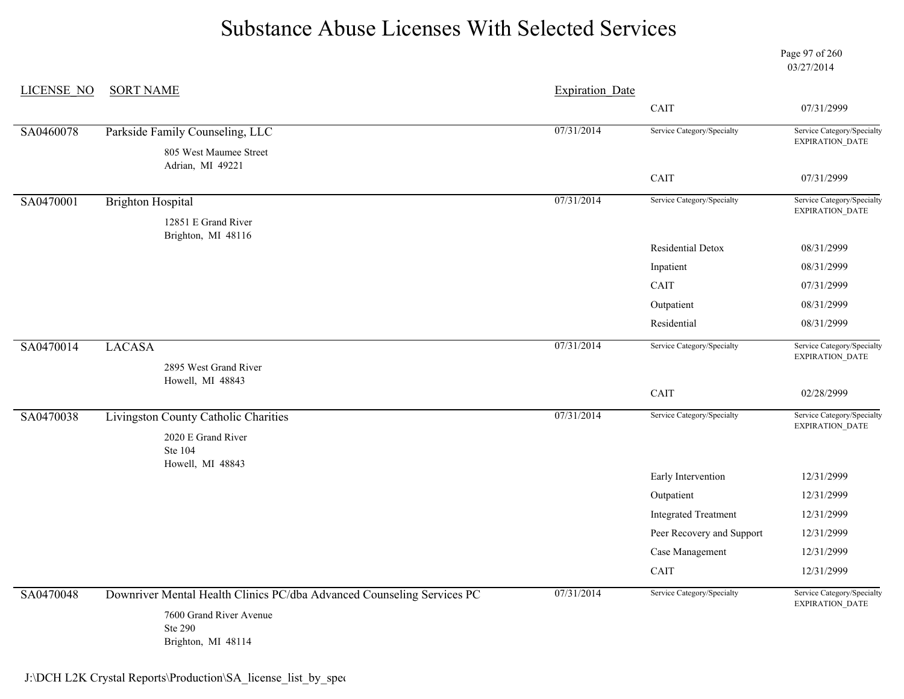# Substance Abuse Licenses With Selected Services

03/27/2014

| LICENSE_NO | SORT NAME | Expiration_Date | Service Category/Specialty | Service Category/Specialty EXPIRATION_DATE |
|---|---|---|---|---|
| | | | CAIT | 07/31/2999 |
| SA0460078 | Parkside Family Counseling, LLC<br>805 West Maumee Street<br>Adrian, MI 49221 | 07/31/2014 | | |
| | | | CAIT | 07/31/2999 |
| SA0470001 | Brighton Hospital<br>12851 E Grand River<br>Brighton, MI 48116 | 07/31/2014 | | |
| | | | Residential Detox | 08/31/2999 |
| | | | Inpatient | 08/31/2999 |
| | | | CAIT | 07/31/2999 |
| | | | Outpatient | 08/31/2999 |
| | | | Residential | 08/31/2999 |
| SA0470014 | LACASA<br>2895 West Grand River<br>Howell, MI 48843 | 07/31/2014 | | |
| | | | CAIT | 02/28/2999 |
| SA0470038 | Livingston County Catholic Charities<br>2020 E Grand River<br>Ste 104<br>Howell, MI 48843 | 07/31/2014 | | |
| | | | Early Intervention | 12/31/2999 |
| | | | Outpatient | 12/31/2999 |
| | | | Integrated Treatment | 12/31/2999 |
| | | | Peer Recovery and Support | 12/31/2999 |
| | | | Case Management | 12/31/2999 |
| | | | CAIT | 12/31/2999 |
| SA0470048 | Downriver Mental Health Clinics PC/dba Advanced Counseling Services PC<br>7600 Grand River Avenue<br>Ste 290<br>Brighton, MI 48114 | 07/31/2014 | | |

J:\DCH L2K Crystal Reports\Production\SA_license_list_by_spec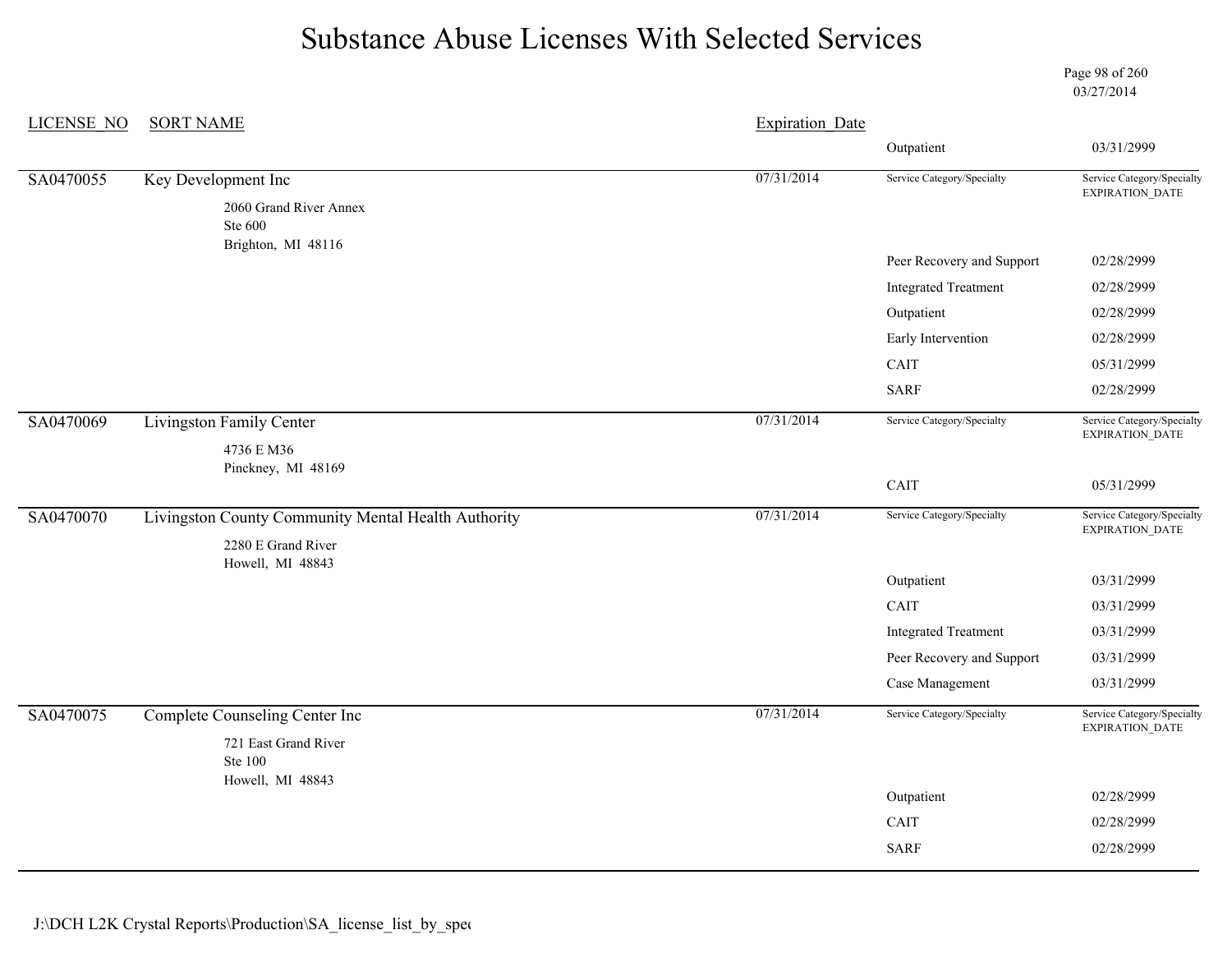# Substance Abuse Licenses With Selected Services

03/27/2014

| LICENSE_NO | SORT NAME | Expiration_Date | Service Category/Specialty | Service Category/Specialty EXPIRATION_DATE |
|---|---|---|---|---|
| | | | Outpatient | 03/31/2999 |
| SA0470055 | Key Development Inc<br>2060 Grand River Annex<br>Ste 600<br>Brighton, MI 48116 | 07/31/2014 | | |
| | | | Peer Recovery and Support | 02/28/2999 |
| | | | Integrated Treatment | 02/28/2999 |
| | | | Outpatient | 02/28/2999 |
| | | | Early Intervention | 02/28/2999 |
| | | | CAIT | 05/31/2999 |
| | | | SARF | 02/28/2999 |
| SA0470069 | Livingston Family Center<br>4736 E M36<br>Pinckney, MI 48169 | 07/31/2014 | | |
| | | | CAIT | 05/31/2999 |
| SA0470070 | Livingston County Community Mental Health Authority<br>2280 E Grand River<br>Howell, MI 48843 | 07/31/2014 | | |
| | | | Outpatient | 03/31/2999 |
| | | | CAIT | 03/31/2999 |
| | | | Integrated Treatment | 03/31/2999 |
| | | | Peer Recovery and Support | 03/31/2999 |
| | | | Case Management | 03/31/2999 |
| SA0470075 | Complete Counseling Center Inc<br>721 East Grand River<br>Ste 100<br>Howell, MI 48843 | 07/31/2014 | | |
| | | | Outpatient | 02/28/2999 |
| | | | CAIT | 02/28/2999 |
| | | | SARF | 02/28/2999 |

J:\DCH L2K Crystal Reports\Production\SA_license_list_by_spec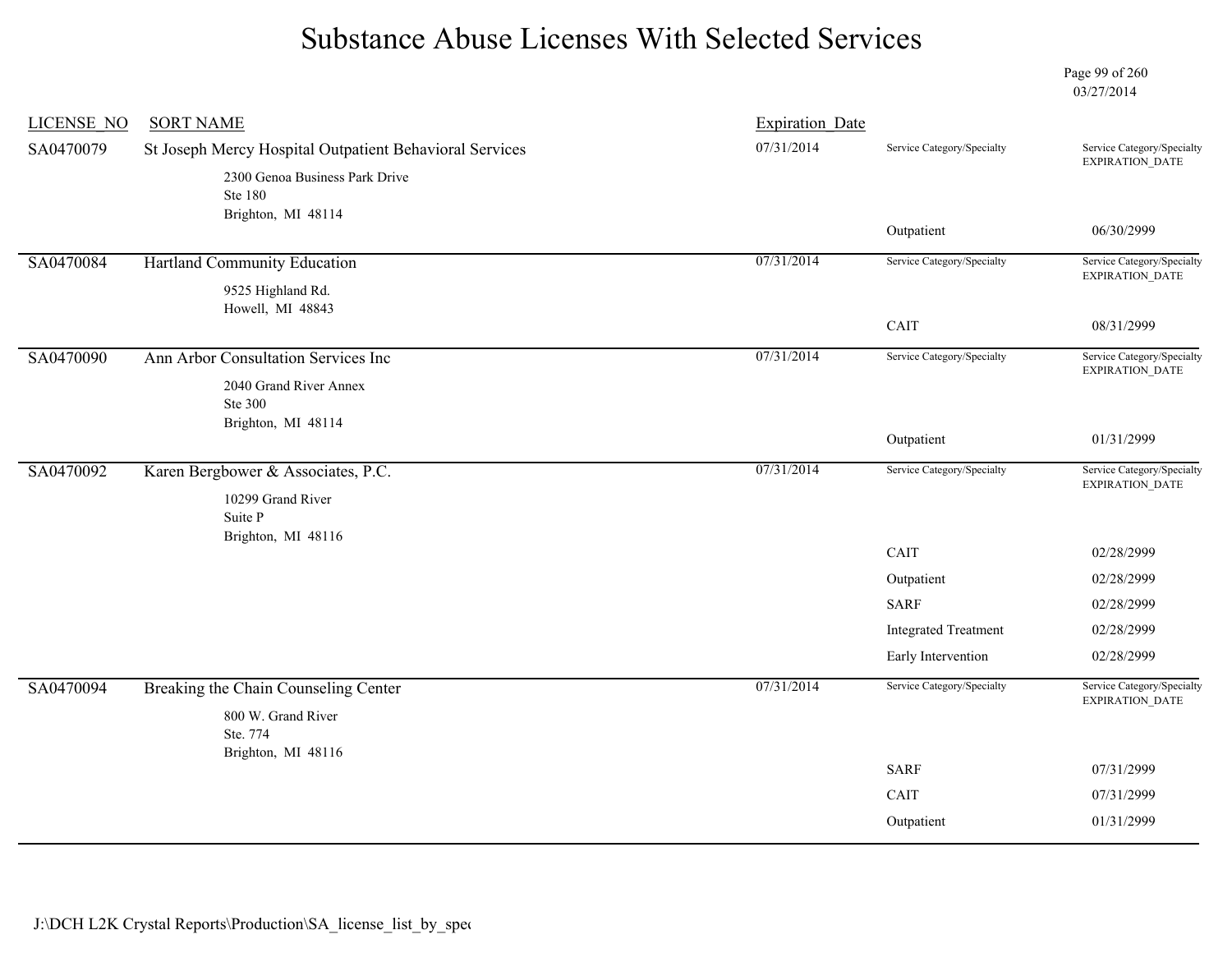# Substance Abuse Licenses With Selected Services

03/27/2014

| LICENSE_NO | SORT NAME | Expiration_Date | Service Category/Specialty | Service Category/Specialty EXPIRATION_DATE |
|---|---|---|---|---|
| SA0470079 | St Joseph Mercy Hospital Outpatient Behavioral Services<br>2300 Genoa Business Park Drive<br>Ste 180<br>Brighton, MI 48114 | 07/31/2014 | Outpatient | 06/30/2999 |
| SA0470084 | Hartland Community Education<br>9525 Highland Rd.<br>Howell, MI 48843 | 07/31/2014 | CAIT | 08/31/2999 |
| SA0470090 | Ann Arbor Consultation Services Inc<br>2040 Grand River Annex<br>Ste 300<br>Brighton, MI 48114 | 07/31/2014 | Outpatient | 01/31/2999 |
| SA0470092 | Karen Bergbower & Associates, P.C.<br>10299 Grand River<br>Suite P<br>Brighton, MI 48116 | 07/31/2014 | CAIT | 02/28/2999 |
| | | | Outpatient | 02/28/2999 |
| | | | SARF | 02/28/2999 |
| | | | Integrated Treatment | 02/28/2999 |
| | | | Early Intervention | 02/28/2999 |
| SA0470094 | Breaking the Chain Counseling Center<br>800 W. Grand River<br>Ste. 774<br>Brighton, MI 48116 | 07/31/2014 | SARF | 07/31/2999 |
| | | | CAIT | 07/31/2999 |
| | | | Outpatient | 01/31/2999 |

J:\DCH L2K Crystal Reports\Production\SA_license_list_by_spec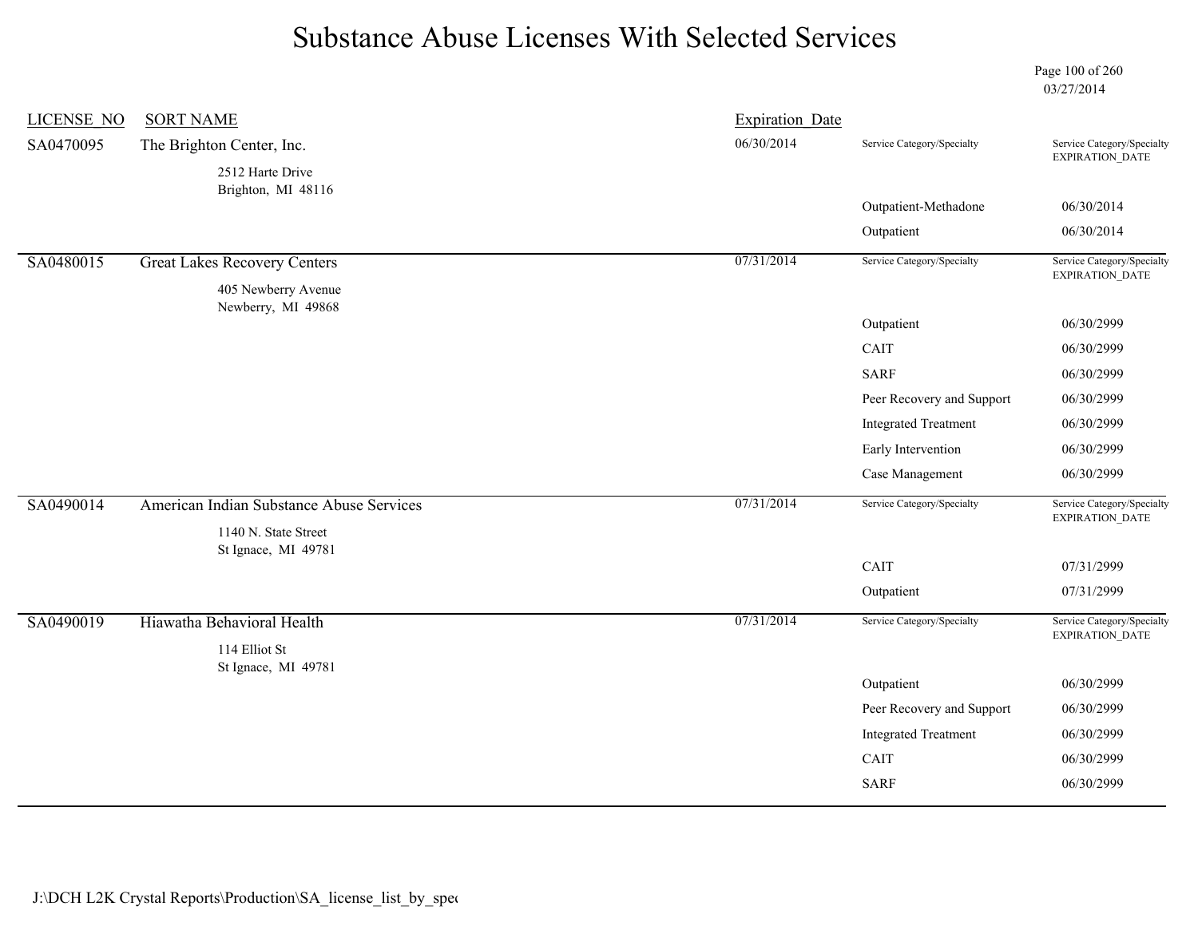# Substance Abuse Licenses With Selected Services

03/27/2014

| LICENSE_NO | SORT NAME | Expiration_Date | Service Category/Specialty | Service Category/Specialty EXPIRATION_DATE |
|---|---|---|---|---|
| SA0470095 | The Brighton Center, Inc.<br>2512 Harte Drive<br>Brighton, MI 48116 | 06/30/2014 | | |
| | | | Outpatient-Methadone | 06/30/2014 |
| | | | Outpatient | 06/30/2014 |
| SA0480015 | Great Lakes Recovery Centers<br>405 Newberry Avenue<br>Newberry, MI 49868 | 07/31/2014 | | |
| | | | Outpatient | 06/30/2999 |
| | | | CAIT | 06/30/2999 |
| | | | SARF | 06/30/2999 |
| | | | Peer Recovery and Support | 06/30/2999 |
| | | | Integrated Treatment | 06/30/2999 |
| | | | Early Intervention | 06/30/2999 |
| | | | Case Management | 06/30/2999 |
| SA0490014 | American Indian Substance Abuse Services<br>1140 N. State Street<br>St Ignace, MI 49781 | 07/31/2014 | | |
| | | | CAIT | 07/31/2999 |
| | | | Outpatient | 07/31/2999 |
| SA0490019 | Hiawatha Behavioral Health<br>114 Elliot St<br>St Ignace, MI 49781 | 07/31/2014 | | |
| | | | Outpatient | 06/30/2999 |
| | | | Peer Recovery and Support | 06/30/2999 |
| | | | Integrated Treatment | 06/30/2999 |
| | | | CAIT | 06/30/2999 |
| | | | SARF | 06/30/2999 |

J:\DCH L2K Crystal Reports\Production\SA_license_list_by_spec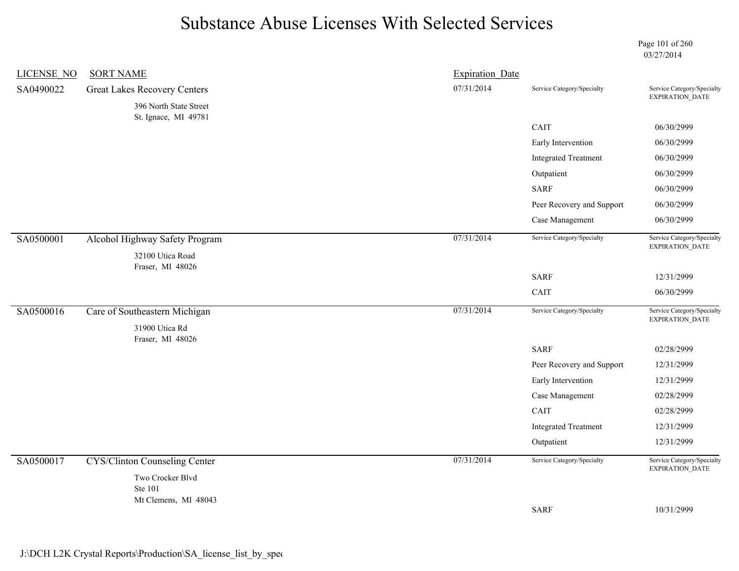# Substance Abuse Licenses With Selected Services

03/27/2014

| LICENSE_NO | SORT NAME | Expiration_Date | Service Category/Specialty | Service Category/Specialty EXPIRATION_DATE |
|---|---|---|---|---|
| SA0490022 | Great Lakes Recovery Centers<br>396 North State Street<br>St. Ignace, MI 49781 | 07/31/2014 | | |
| | | | CAIT | 06/30/2999 |
| | | | Early Intervention | 06/30/2999 |
| | | | Integrated Treatment | 06/30/2999 |
| | | | Outpatient | 06/30/2999 |
| | | | SARF | 06/30/2999 |
| | | | Peer Recovery and Support | 06/30/2999 |
| | | | Case Management | 06/30/2999 |
| SA0500001 | Alcohol Highway Safety Program<br>32100 Utica Road<br>Fraser, MI 48026 | 07/31/2014 | | |
| | | | SARF | 12/31/2999 |
| | | | CAIT | 06/30/2999 |
| SA0500016 | Care of Southeastern Michigan<br>31900 Utica Rd<br>Fraser, MI 48026 | 07/31/2014 | | |
| | | | SARF | 02/28/2999 |
| | | | Peer Recovery and Support | 12/31/2999 |
| | | | Early Intervention | 12/31/2999 |
| | | | Case Management | 02/28/2999 |
| | | | CAIT | 02/28/2999 |
| | | | Integrated Treatment | 12/31/2999 |
| | | | Outpatient | 12/31/2999 |
| SA0500017 | CYS/Clinton Counseling Center<br>Two Crocker Blvd<br>Ste 101<br>Mt Clemens, MI 48043 | 07/31/2014 | | |
| | | | SARF | 10/31/2999 |

J:\DCH L2K Crystal Reports\Production\SA_license_list_by_spec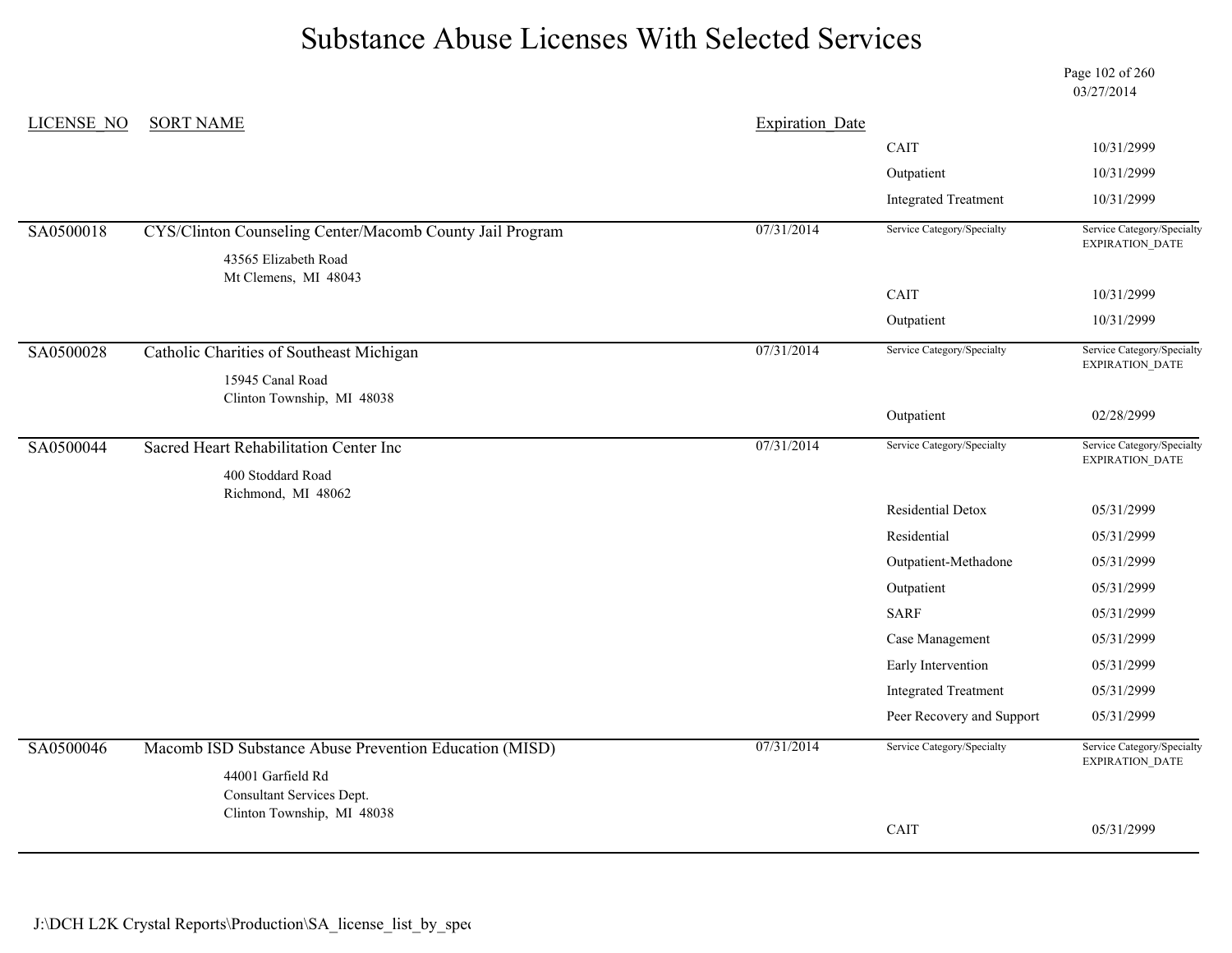# Substance Abuse Licenses With Selected Services

03/27/2014

| LICENSE_NO | SORT NAME | Expiration_Date | Service Category/Specialty | Service Category/Specialty EXPIRATION_DATE |
|---|---|---|---|---|
| | | | CAIT | 10/31/2999 |
| | | | Outpatient | 10/31/2999 |
| | | | Integrated Treatment | 10/31/2999 |
| SA0500018 | CYS/Clinton Counseling Center/Macomb County Jail Program<br>43565 Elizabeth Road<br>Mt Clemens, MI 48043 | 07/31/2014 | Service Category/Specialty | Service Category/Specialty EXPIRATION_DATE |
| | | | CAIT | 10/31/2999 |
| | | | Outpatient | 10/31/2999 |
| SA0500028 | Catholic Charities of Southeast Michigan<br>15945 Canal Road<br>Clinton Township, MI 48038 | 07/31/2014 | Service Category/Specialty | Service Category/Specialty EXPIRATION_DATE |
| | | | Outpatient | 02/28/2999 |
| SA0500044 | Sacred Heart Rehabilitation Center Inc<br>400 Stoddard Road<br>Richmond, MI 48062 | 07/31/2014 | Service Category/Specialty | Service Category/Specialty EXPIRATION_DATE |
| | | | Residential Detox | 05/31/2999 |
| | | | Residential | 05/31/2999 |
| | | | Outpatient-Methadone | 05/31/2999 |
| | | | Outpatient | 05/31/2999 |
| | | | SARF | 05/31/2999 |
| | | | Case Management | 05/31/2999 |
| | | | Early Intervention | 05/31/2999 |
| | | | Integrated Treatment | 05/31/2999 |
| | | | Peer Recovery and Support | 05/31/2999 |
| SA0500046 | Macomb ISD Substance Abuse Prevention Education (MISD)<br>44001 Garfield Rd<br>Consultant Services Dept.<br>Clinton Township, MI 48038 | 07/31/2014 | Service Category/Specialty | Service Category/Specialty EXPIRATION_DATE |
| | | | CAIT | 05/31/2999 |

J:\DCH L2K Crystal Reports\Production\SA_license_list_by_spec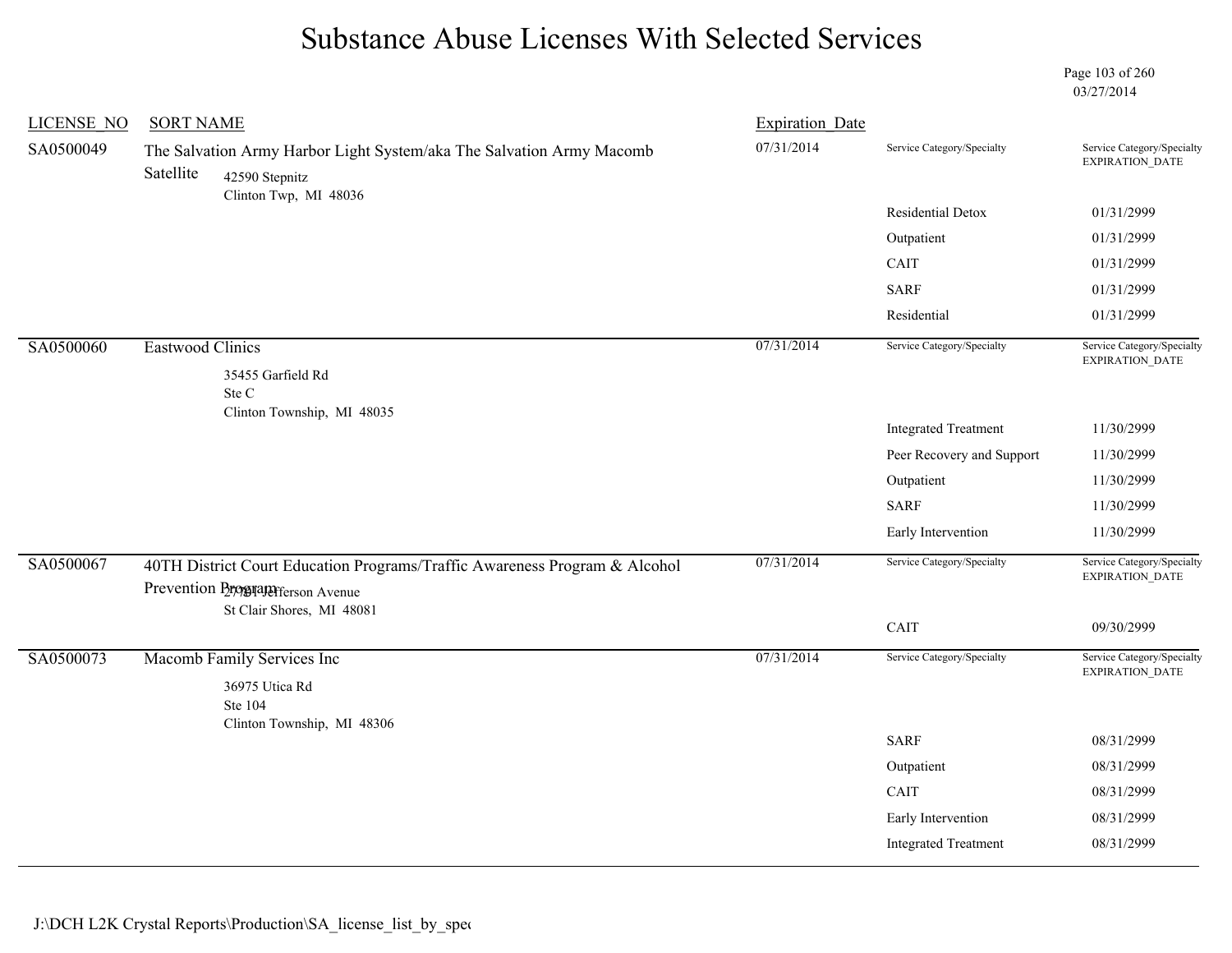# Substance Abuse Licenses With Selected Services

03/27/2014

| LICENSE_NO | SORT NAME | Expiration_Date | Service Category/Specialty | Service Category/Specialty EXPIRATION_DATE |
|---|---|---|---|---|
| SA0500049 | The Salvation Army Harbor Light System/aka The Salvation Army Macomb Satellite<br>42590 Stepnitz<br>Clinton Twp, MI 48036 | 07/31/2014 | Residential Detox | 01/31/2999 |
| | | | Outpatient | 01/31/2999 |
| | | | CAIT | 01/31/2999 |
| | | | SARF | 01/31/2999 |
| | | | Residential | 01/31/2999 |
| SA0500060 | Eastwood Clinics<br>35455 Garfield Rd<br>Ste C<br>Clinton Township, MI 48035 | 07/31/2014 | Integrated Treatment | 11/30/2999 |
| | | | Peer Recovery and Support | 11/30/2999 |
| | | | Outpatient | 11/30/2999 |
| | | | SARF | 11/30/2999 |
| | | | Early Intervention | 11/30/2999 |
| SA0500067 | 40TH District Court Education Programs/Traffic Awareness Program & Alcohol Prevention Program<br>27701 Jefferson Avenue<br>St Clair Shores, MI 48081 | 07/31/2014 | CAIT | 09/30/2999 |
| SA0500073 | Macomb Family Services Inc<br>36975 Utica Rd<br>Ste 104<br>Clinton Township, MI 48306 | 07/31/2014 | SARF | 08/31/2999 |
| | | | Outpatient | 08/31/2999 |
| | | | CAIT | 08/31/2999 |
| | | | Early Intervention | 08/31/2999 |
| | | | Integrated Treatment | 08/31/2999 |

J:\DCH L2K Crystal Reports\Production\SA_license_list_by_spec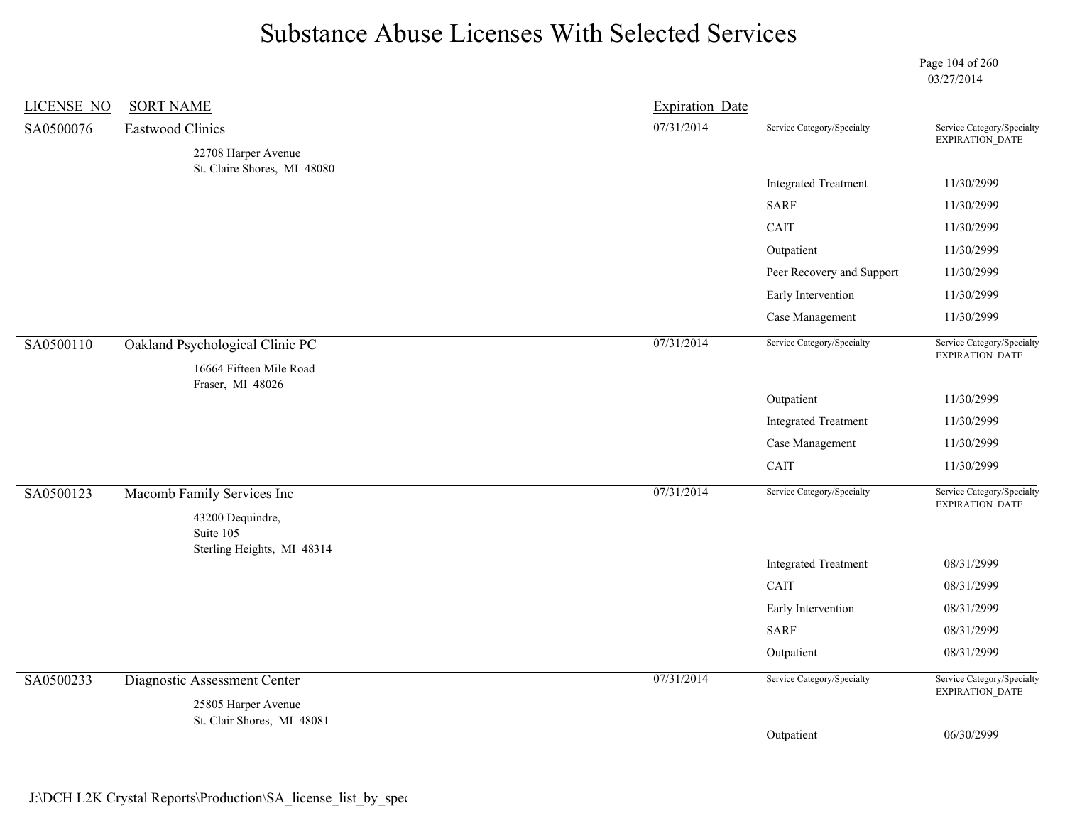# Substance Abuse Licenses With Selected Services

03/27/2014

| LICENSE_NO | SORT NAME | Expiration_Date | Service Category/Specialty | Service Category/Specialty EXPIRATION_DATE |
|---|---|---|---|---|
| SA0500076 | Eastwood Clinics<br>22708 Harper Avenue<br>St. Claire Shores, MI 48080 | 07/31/2014 | | |
| | | | Integrated Treatment | 11/30/2999 |
| | | | SARF | 11/30/2999 |
| | | | CAIT | 11/30/2999 |
| | | | Outpatient | 11/30/2999 |
| | | | Peer Recovery and Support | 11/30/2999 |
| | | | Early Intervention | 11/30/2999 |
| | | | Case Management | 11/30/2999 |
| SA0500110 | Oakland Psychological Clinic PC<br>16664 Fifteen Mile Road<br>Fraser, MI 48026 | 07/31/2014 | | |
| | | | Outpatient | 11/30/2999 |
| | | | Integrated Treatment | 11/30/2999 |
| | | | Case Management | 11/30/2999 |
| | | | CAIT | 11/30/2999 |
| SA0500123 | Macomb Family Services Inc<br>43200 Dequindre,<br>Suite 105<br>Sterling Heights, MI 48314 | 07/31/2014 | | |
| | | | Integrated Treatment | 08/31/2999 |
| | | | CAIT | 08/31/2999 |
| | | | Early Intervention | 08/31/2999 |
| | | | SARF | 08/31/2999 |
| | | | Outpatient | 08/31/2999 |
| SA0500233 | Diagnostic Assessment Center<br>25805 Harper Avenue<br>St. Clair Shores, MI 48081 | 07/31/2014 | | |
| | | | Outpatient | 06/30/2999 |

J:\DCH L2K Crystal Reports\Production\SA_license_list_by_spec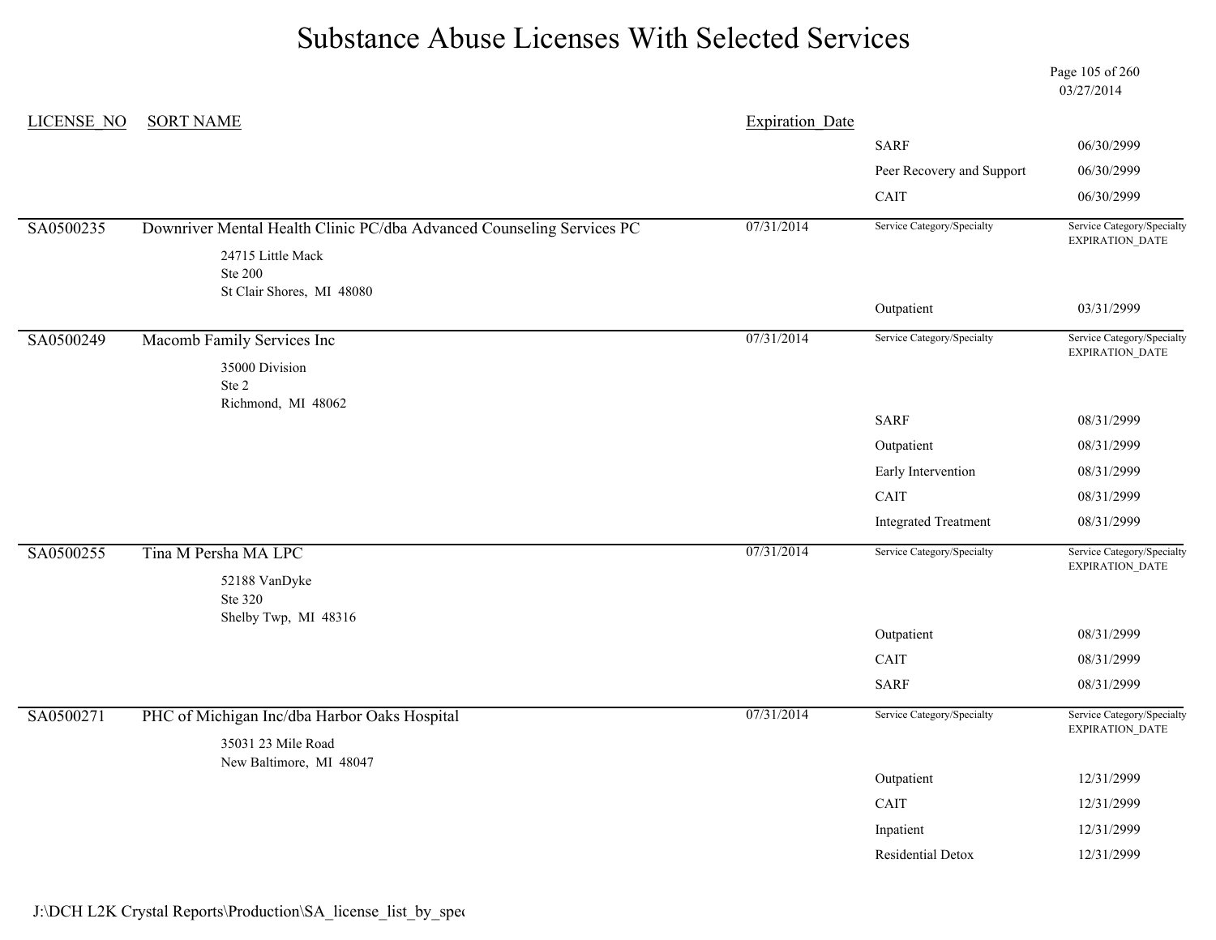# Substance Abuse Licenses With Selected Services

03/27/2014

| LICENSE_NO | SORT NAME | Expiration_Date | Service Category/Specialty | Service Category/Specialty EXPIRATION_DATE |
|---|---|---|---|---|
| | | | SARF | 06/30/2999 |
| | | | Peer Recovery and Support | 06/30/2999 |
| | | | CAIT | 06/30/2999 |
| SA0500235 | Downriver Mental Health Clinic PC/dba Advanced Counseling Services PC<br>24715 Little Mack<br>Ste 200<br>St Clair Shores, MI 48080 | 07/31/2014 | Service Category/Specialty | Service Category/Specialty EXPIRATION_DATE |
| | | | Outpatient | 03/31/2999 |
| SA0500249 | Macomb Family Services Inc<br>35000 Division<br>Ste 2<br>Richmond, MI 48062 | 07/31/2014 | Service Category/Specialty | Service Category/Specialty EXPIRATION_DATE |
| | | | SARF | 08/31/2999 |
| | | | Outpatient | 08/31/2999 |
| | | | Early Intervention | 08/31/2999 |
| | | | CAIT | 08/31/2999 |
| | | | Integrated Treatment | 08/31/2999 |
| SA0500255 | Tina M Persha MA LPC<br>52188 VanDyke<br>Ste 320<br>Shelby Twp, MI 48316 | 07/31/2014 | Service Category/Specialty | Service Category/Specialty EXPIRATION_DATE |
| | | | Outpatient | 08/31/2999 |
| | | | CAIT | 08/31/2999 |
| | | | SARF | 08/31/2999 |
| SA0500271 | PHC of Michigan Inc/dba Harbor Oaks Hospital<br>35031 23 Mile Road<br>New Baltimore, MI 48047 | 07/31/2014 | Service Category/Specialty | Service Category/Specialty EXPIRATION_DATE |
| | | | Outpatient | 12/31/2999 |
| | | | CAIT | 12/31/2999 |
| | | | Inpatient | 12/31/2999 |
| | | | Residential Detox | 12/31/2999 |

J:\DCH L2K Crystal Reports\Production\SA_license_list_by_spe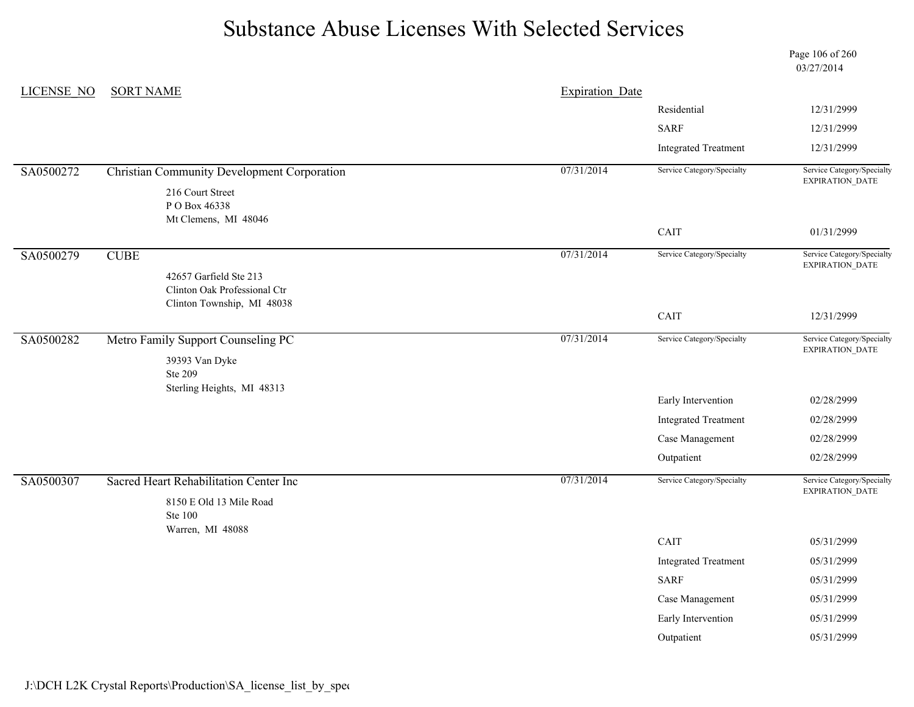# Substance Abuse Licenses With Selected Services

03/27/2014

| LICENSE_NO | SORT NAME | Expiration_Date | Service Category/Specialty | Service Category/Specialty EXPIRATION_DATE |
|---|---|---|---|---|
| | | | Residential | 12/31/2999 |
| | | | SARF | 12/31/2999 |
| | | | Integrated Treatment | 12/31/2999 |
| SA0500272 | Christian Community Development Corporation<br>216 Court Street<br>P O Box 46338<br>Mt Clemens, MI 48046 | 07/31/2014 | | |
| | | | CAIT | 01/31/2999 |
| SA0500279 | CUBE<br>42657 Garfield Ste 213<br>Clinton Oak Professional Ctr<br>Clinton Township, MI 48038 | 07/31/2014 | | |
| | | | CAIT | 12/31/2999 |
| SA0500282 | Metro Family Support Counseling PC<br>39393 Van Dyke<br>Ste 209<br>Sterling Heights, MI 48313 | 07/31/2014 | | |
| | | | Early Intervention | 02/28/2999 |
| | | | Integrated Treatment | 02/28/2999 |
| | | | Case Management | 02/28/2999 |
| | | | Outpatient | 02/28/2999 |
| SA0500307 | Sacred Heart Rehabilitation Center Inc<br>8150 E Old 13 Mile Road<br>Ste 100<br>Warren, MI 48088 | 07/31/2014 | | |
| | | | CAIT | 05/31/2999 |
| | | | Integrated Treatment | 05/31/2999 |
| | | | SARF | 05/31/2999 |
| | | | Case Management | 05/31/2999 |
| | | | Early Intervention | 05/31/2999 |
| | | | Outpatient | 05/31/2999 |

J:\DCH L2K Crystal Reports\Production\SA_license_list_by_spec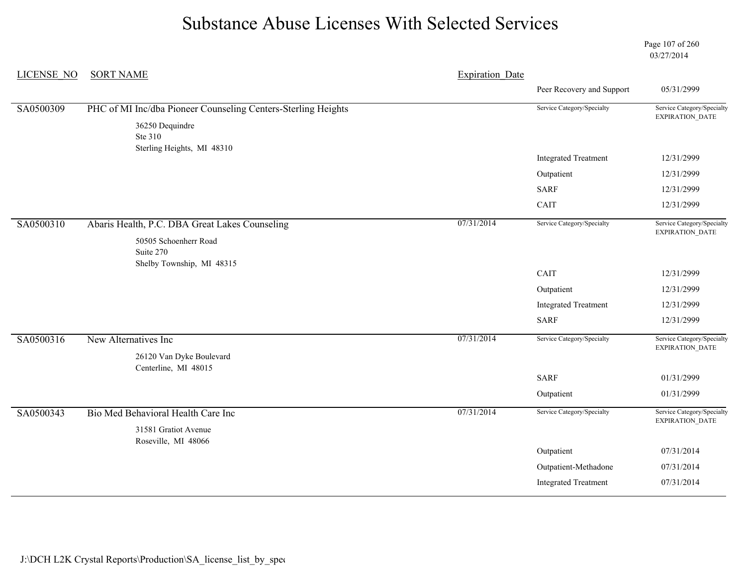# Substance Abuse Licenses With Selected Services

03/27/2014

| LICENSE_NO | SORT NAME | Expiration_Date | Service Category/Specialty | Service Category/Specialty EXPIRATION_DATE |
|---|---|---|---|---|
| | | | Peer Recovery and Support | 05/31/2999 |
| SA0500309 | PHC of MI Inc/dba Pioneer Counseling Centers-Sterling Heights<br>36250 Dequindre<br>Ste 310<br>Sterling Heights, MI 48310 | | Service Category/Specialty | Service Category/Specialty EXPIRATION_DATE |
| | | | Integrated Treatment | 12/31/2999 |
| | | | Outpatient | 12/31/2999 |
| | | | SARF | 12/31/2999 |
| | | | CAIT | 12/31/2999 |
| SA0500310 | Abaris Health, P.C. DBA Great Lakes Counseling<br>50505 Schoenherr Road<br>Suite 270<br>Shelby Township, MI 48315 | 07/31/2014 | Service Category/Specialty | Service Category/Specialty EXPIRATION_DATE |
| | | | CAIT | 12/31/2999 |
| | | | Outpatient | 12/31/2999 |
| | | | Integrated Treatment | 12/31/2999 |
| | | | SARF | 12/31/2999 |
| SA0500316 | New Alternatives Inc<br>26120 Van Dyke Boulevard<br>Centerline, MI 48015 | 07/31/2014 | Service Category/Specialty | Service Category/Specialty EXPIRATION_DATE |
| | | | SARF | 01/31/2999 |
| | | | Outpatient | 01/31/2999 |
| SA0500343 | Bio Med Behavioral Health Care Inc<br>31581 Gratiot Avenue<br>Roseville, MI 48066 | 07/31/2014 | Service Category/Specialty | Service Category/Specialty EXPIRATION_DATE |
| | | | Outpatient | 07/31/2014 |
| | | | Outpatient-Methadone | 07/31/2014 |
| | | | Integrated Treatment | 07/31/2014 |

J:\DCH L2K Crystal Reports\Production\SA_license_list_by_spec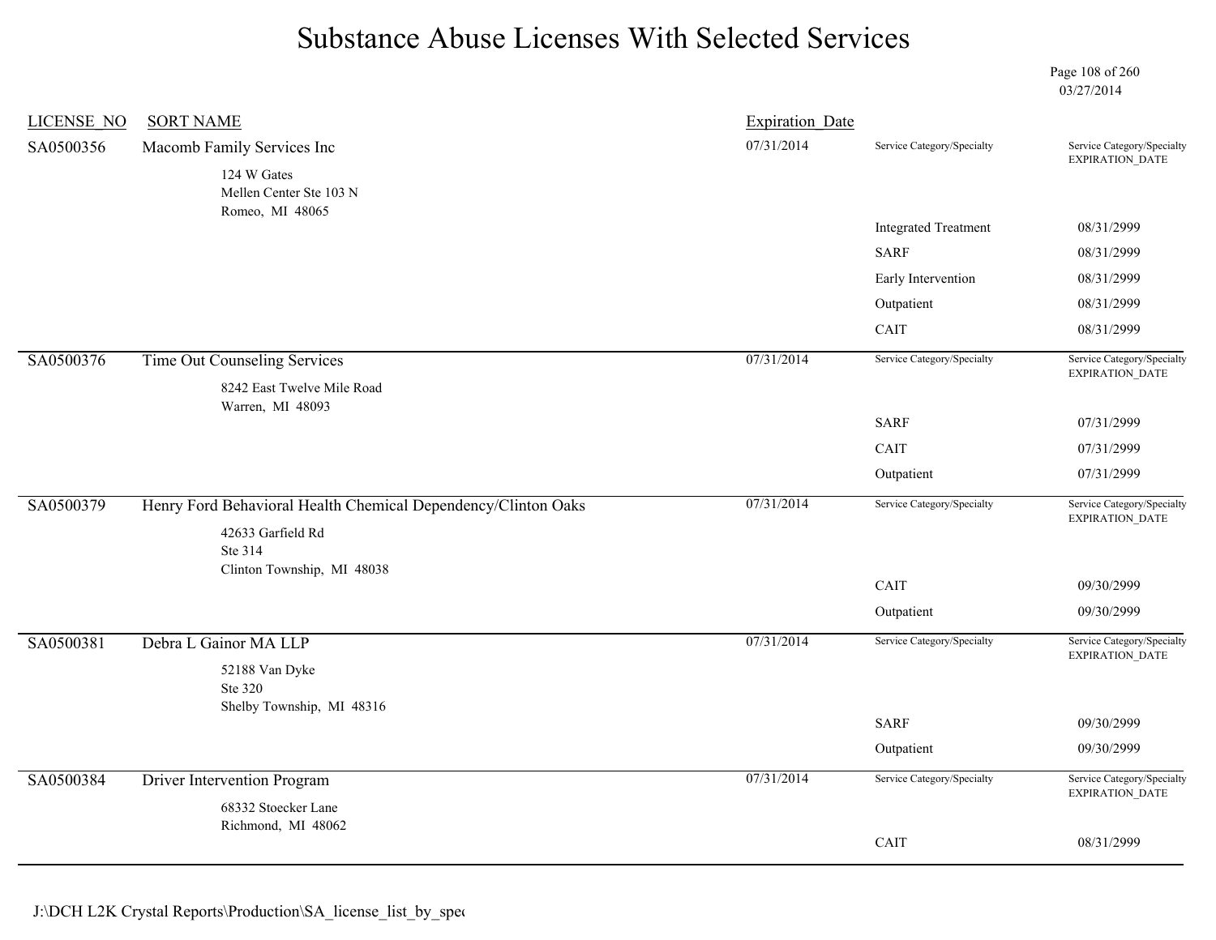# Substance Abuse Licenses With Selected Services

03/27/2014

| LICENSE_NO | SORT NAME | Expiration_Date | Service Category/Specialty | Service Category/Specialty EXPIRATION_DATE |
|---|---|---|---|---|
| SA0500356 | Macomb Family Services Inc<br>124 W Gates<br>Mellen Center Ste 103 N<br>Romeo, MI 48065 | 07/31/2014 | | |
| | | | Integrated Treatment | 08/31/2999 |
| | | | SARF | 08/31/2999 |
| | | | Early Intervention | 08/31/2999 |
| | | | Outpatient | 08/31/2999 |
| | | | CAIT | 08/31/2999 |
| SA0500376 | Time Out Counseling Services<br>8242 East Twelve Mile Road<br>Warren, MI 48093 | 07/31/2014 | | |
| | | | SARF | 07/31/2999 |
| | | | CAIT | 07/31/2999 |
| | | | Outpatient | 07/31/2999 |
| SA0500379 | Henry Ford Behavioral Health Chemical Dependency/Clinton Oaks<br>42633 Garfield Rd<br>Ste 314<br>Clinton Township, MI 48038 | 07/31/2014 | | |
| | | | CAIT | 09/30/2999 |
| | | | Outpatient | 09/30/2999 |
| SA0500381 | Debra L Gainor MA LLP<br>52188 Van Dyke<br>Ste 320<br>Shelby Township, MI 48316 | 07/31/2014 | | |
| | | | SARF | 09/30/2999 |
| | | | Outpatient | 09/30/2999 |
| SA0500384 | Driver Intervention Program<br>68332 Stoecker Lane<br>Richmond, MI 48062 | 07/31/2014 | | |
| | | | CAIT | 08/31/2999 |

J:\DCH L2K Crystal Reports\Production\SA_license_list_by_spec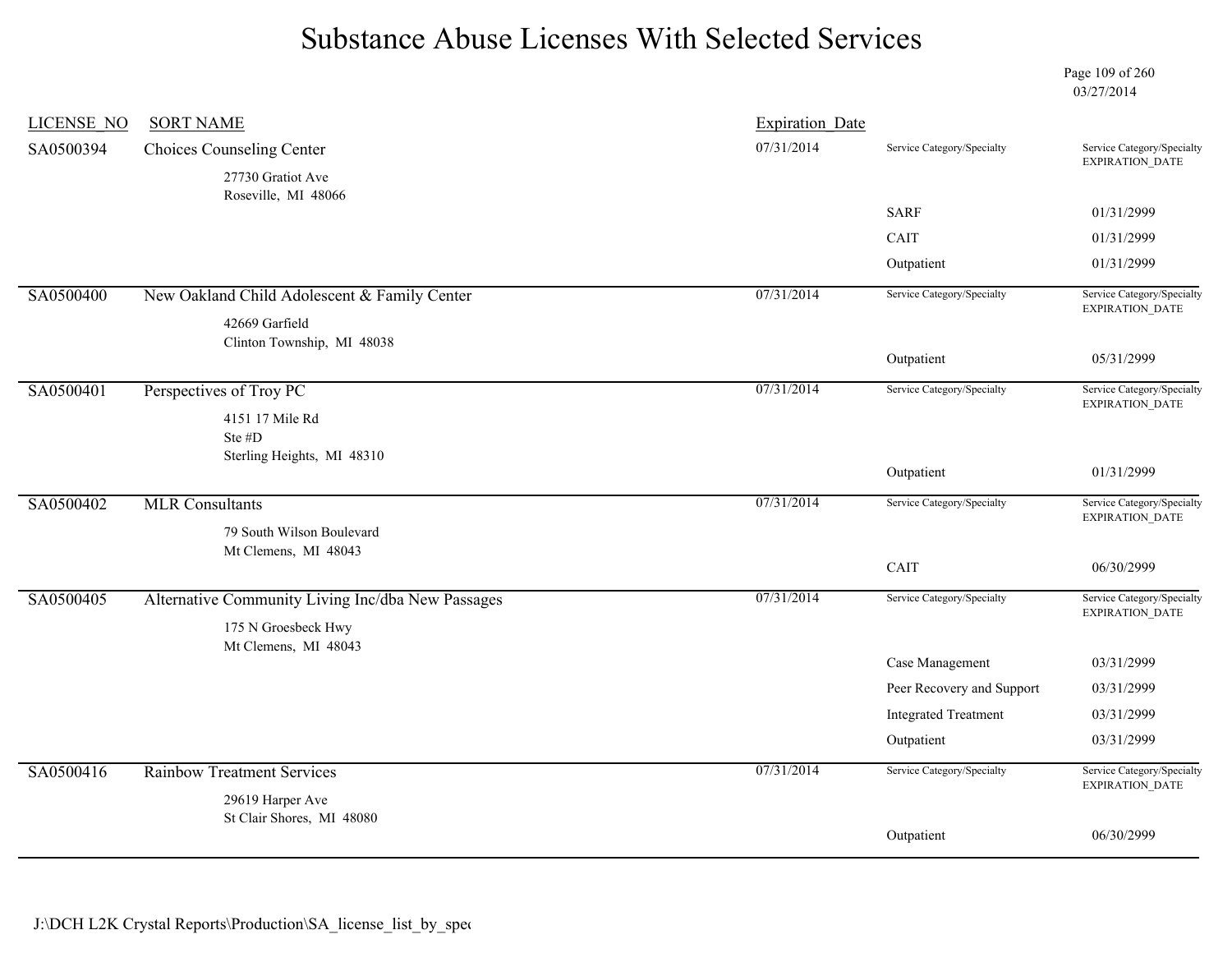# Substance Abuse Licenses With Selected Services

03/27/2014

| LICENSE_NO | SORT NAME | Expiration_Date | Service Category/Specialty | Service Category/Specialty EXPIRATION_DATE |
|---|---|---|---|---|
| SA0500394 | Choices Counseling Center<br>27730 Gratiot Ave<br>Roseville, MI 48066 | 07/31/2014 | SARF | 01/31/2999 |
| | | | CAIT | 01/31/2999 |
| | | | Outpatient | 01/31/2999 |
| SA0500400 | New Oakland Child Adolescent & Family Center<br>42669 Garfield<br>Clinton Township, MI 48038 | 07/31/2014 | Outpatient | 05/31/2999 |
| SA0500401 | Perspectives of Troy PC<br>4151 17 Mile Rd<br>Ste #D<br>Sterling Heights, MI 48310 | 07/31/2014 | Outpatient | 01/31/2999 |
| SA0500402 | MLR Consultants<br>79 South Wilson Boulevard<br>Mt Clemens, MI 48043 | 07/31/2014 | CAIT | 06/30/2999 |
| SA0500405 | Alternative Community Living Inc/dba New Passages<br>175 N Groesbeck Hwy<br>Mt Clemens, MI 48043 | 07/31/2014 | Case Management | 03/31/2999 |
| | | | Peer Recovery and Support | 03/31/2999 |
| | | | Integrated Treatment | 03/31/2999 |
| | | | Outpatient | 03/31/2999 |
| SA0500416 | Rainbow Treatment Services<br>29619 Harper Ave<br>St Clair Shores, MI 48080 | 07/31/2014 | Outpatient | 06/30/2999 |

J:\DCH L2K Crystal Reports\Production\SA_license_list_by_spec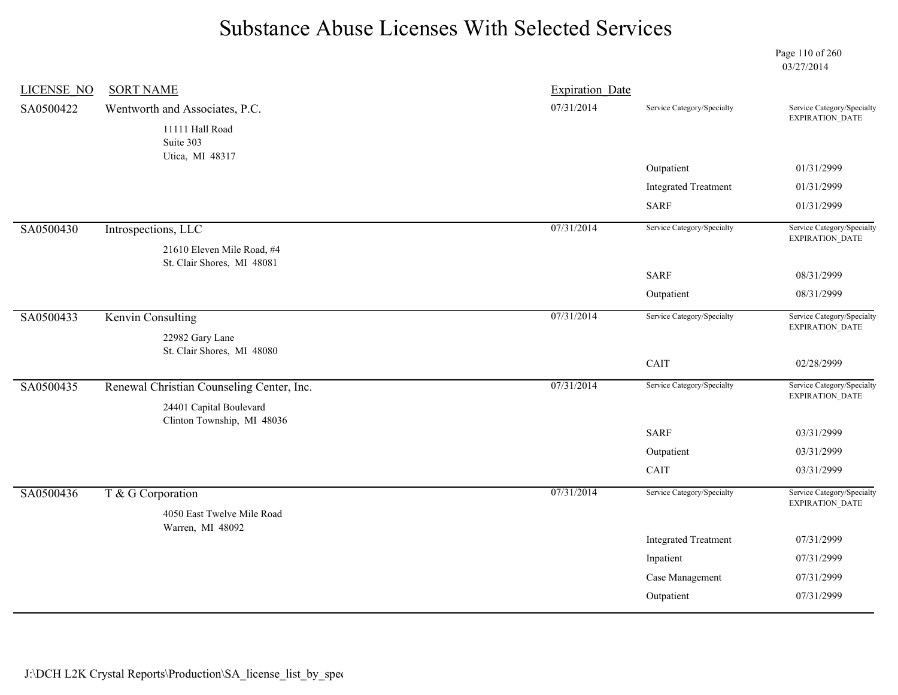# Substance Abuse Licenses With Selected Services

03/27/2014

| LICENSE_NO | SORT NAME | Expiration_Date | Service Category/Specialty | Service Category/Specialty EXPIRATION_DATE |
|---|---|---|---|---|
| SA0500422 | Wentworth and Associates, P.C.<br>11111 Hall Road<br>Suite 303<br>Utica, MI 48317 | 07/31/2014 | | |
| | | | Outpatient | 01/31/2999 |
| | | | Integrated Treatment | 01/31/2999 |
| | | | SARF | 01/31/2999 |
| SA0500430 | Introspections, LLC<br>21610 Eleven Mile Road, #4<br>St. Clair Shores, MI 48081 | 07/31/2014 | | |
| | | | SARF | 08/31/2999 |
| | | | Outpatient | 08/31/2999 |
| SA0500433 | Kenvin Consulting<br>22982 Gary Lane<br>St. Clair Shores, MI 48080 | 07/31/2014 | | |
| | | | CAIT | 02/28/2999 |
| SA0500435 | Renewal Christian Counseling Center, Inc.<br>24401 Capital Boulevard<br>Clinton Township, MI 48036 | 07/31/2014 | | |
| | | | SARF | 03/31/2999 |
| | | | Outpatient | 03/31/2999 |
| | | | CAIT | 03/31/2999 |
| SA0500436 | T & G Corporation<br>4050 East Twelve Mile Road<br>Warren, MI 48092 | 07/31/2014 | | |
| | | | Integrated Treatment | 07/31/2999 |
| | | | Inpatient | 07/31/2999 |
| | | | Case Management | 07/31/2999 |
| | | | Outpatient | 07/31/2999 |

J:\DCH L2K Crystal Reports\Production\SA_license_list_by_spec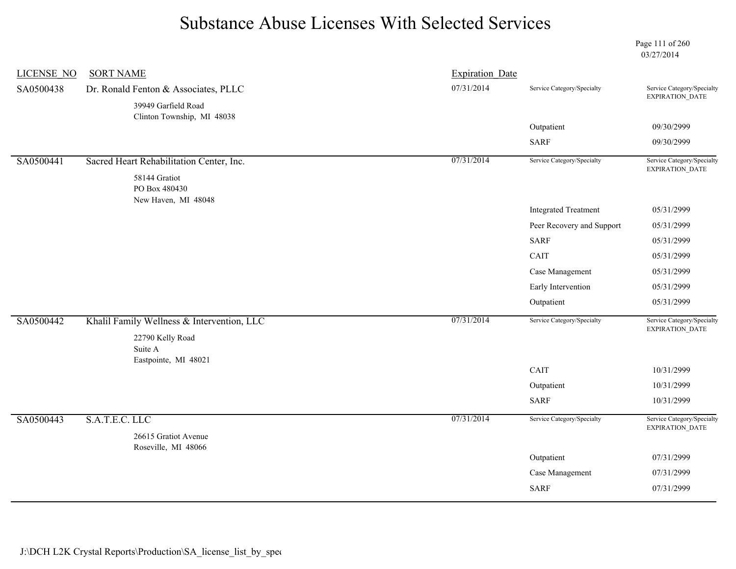# Substance Abuse Licenses With Selected Services

03/27/2014

| LICENSE_NO | SORT NAME | Expiration_Date | Service Category/Specialty | Service Category/Specialty EXPIRATION_DATE |
|---|---|---|---|---|
| SA0500438 | Dr. Ronald Fenton & Associates, PLLC<br>39949 Garfield Road<br>Clinton Township, MI 48038 | 07/31/2014 | | |
| | | | Outpatient | 09/30/2999 |
| | | | SARF | 09/30/2999 |
| SA0500441 | Sacred Heart Rehabilitation Center, Inc.<br>58144 Gratiot<br>PO Box 480430<br>New Haven, MI 48048 | 07/31/2014 | | |
| | | | Integrated Treatment | 05/31/2999 |
| | | | Peer Recovery and Support | 05/31/2999 |
| | | | SARF | 05/31/2999 |
| | | | CAIT | 05/31/2999 |
| | | | Case Management | 05/31/2999 |
| | | | Early Intervention | 05/31/2999 |
| | | | Outpatient | 05/31/2999 |
| SA0500442 | Khalil Family Wellness & Intervention, LLC<br>22790 Kelly Road<br>Suite A<br>Eastpointe, MI 48021 | 07/31/2014 | | |
| | | | CAIT | 10/31/2999 |
| | | | Outpatient | 10/31/2999 |
| | | | SARF | 10/31/2999 |
| SA0500443 | S.A.T.E.C. LLC<br>26615 Gratiot Avenue<br>Roseville, MI 48066 | 07/31/2014 | | |
| | | | Outpatient | 07/31/2999 |
| | | | Case Management | 07/31/2999 |
| | | | SARF | 07/31/2999 |

J:\DCH L2K Crystal Reports\Production\SA_license_list_by_spec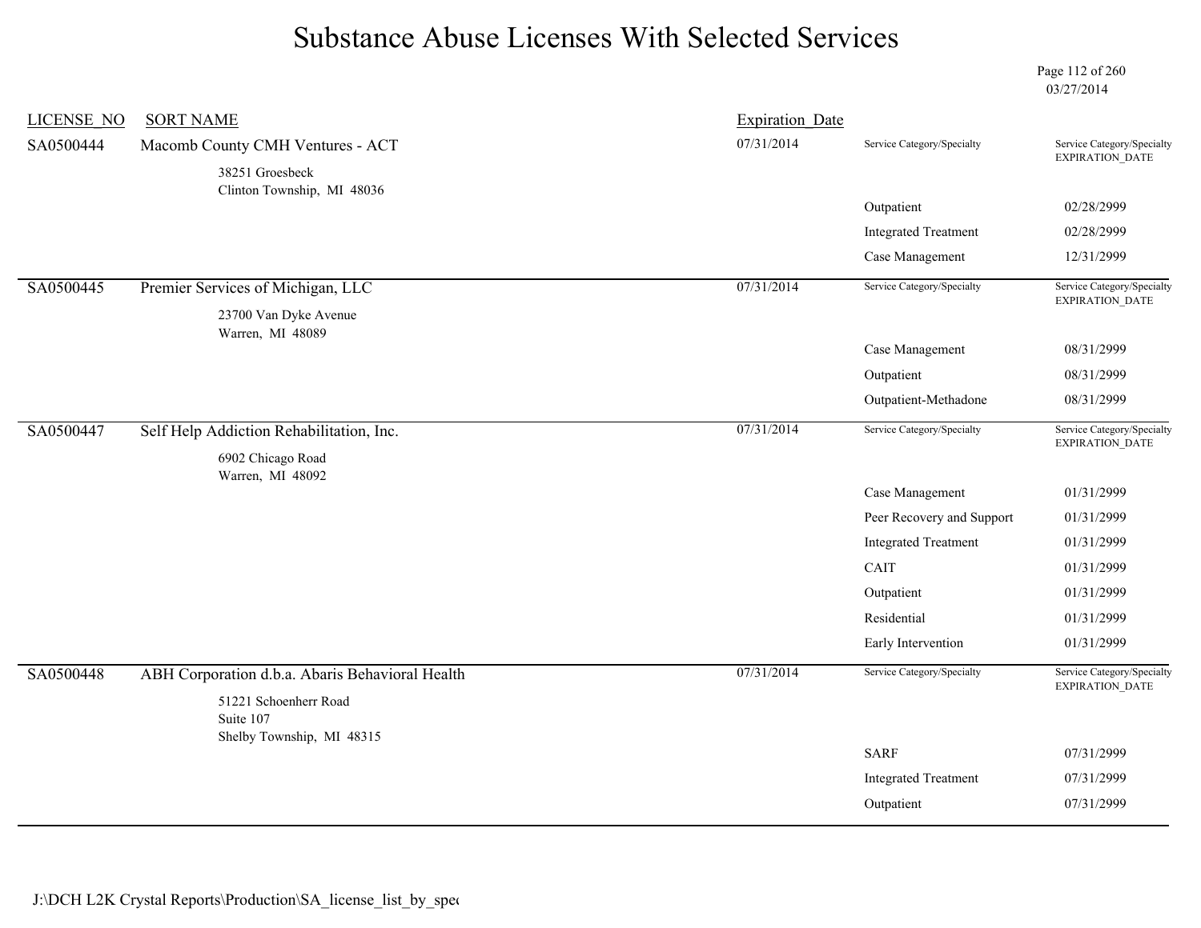# Substance Abuse Licenses With Selected Services

03/27/2014

| LICENSE_NO | SORT NAME | Expiration_Date | Service Category/Specialty | Service Category/Specialty EXPIRATION_DATE |
|---|---|---|---|---|
| SA0500444 | Macomb County CMH Ventures - ACT<br>38251 Groesbeck<br>Clinton Township, MI 48036 | 07/31/2014 | | |
| | | | Outpatient | 02/28/2999 |
| | | | Integrated Treatment | 02/28/2999 |
| | | | Case Management | 12/31/2999 |
| SA0500445 | Premier Services of Michigan, LLC<br>23700 Van Dyke Avenue<br>Warren, MI 48089 | 07/31/2014 | | |
| | | | Case Management | 08/31/2999 |
| | | | Outpatient | 08/31/2999 |
| | | | Outpatient-Methadone | 08/31/2999 |
| SA0500447 | Self Help Addiction Rehabilitation, Inc.<br>6902 Chicago Road<br>Warren, MI 48092 | 07/31/2014 | | |
| | | | Case Management | 01/31/2999 |
| | | | Peer Recovery and Support | 01/31/2999 |
| | | | Integrated Treatment | 01/31/2999 |
| | | | CAIT | 01/31/2999 |
| | | | Outpatient | 01/31/2999 |
| | | | Residential | 01/31/2999 |
| | | | Early Intervention | 01/31/2999 |
| SA0500448 | ABH Corporation d.b.a. Abaris Behavioral Health<br>51221 Schoenherr Road<br>Suite 107<br>Shelby Township, MI 48315 | 07/31/2014 | | |
| | | | SARF | 07/31/2999 |
| | | | Integrated Treatment | 07/31/2999 |
| | | | Outpatient | 07/31/2999 |

J:\DCH L2K Crystal Reports\Production\SA_license_list_by_spec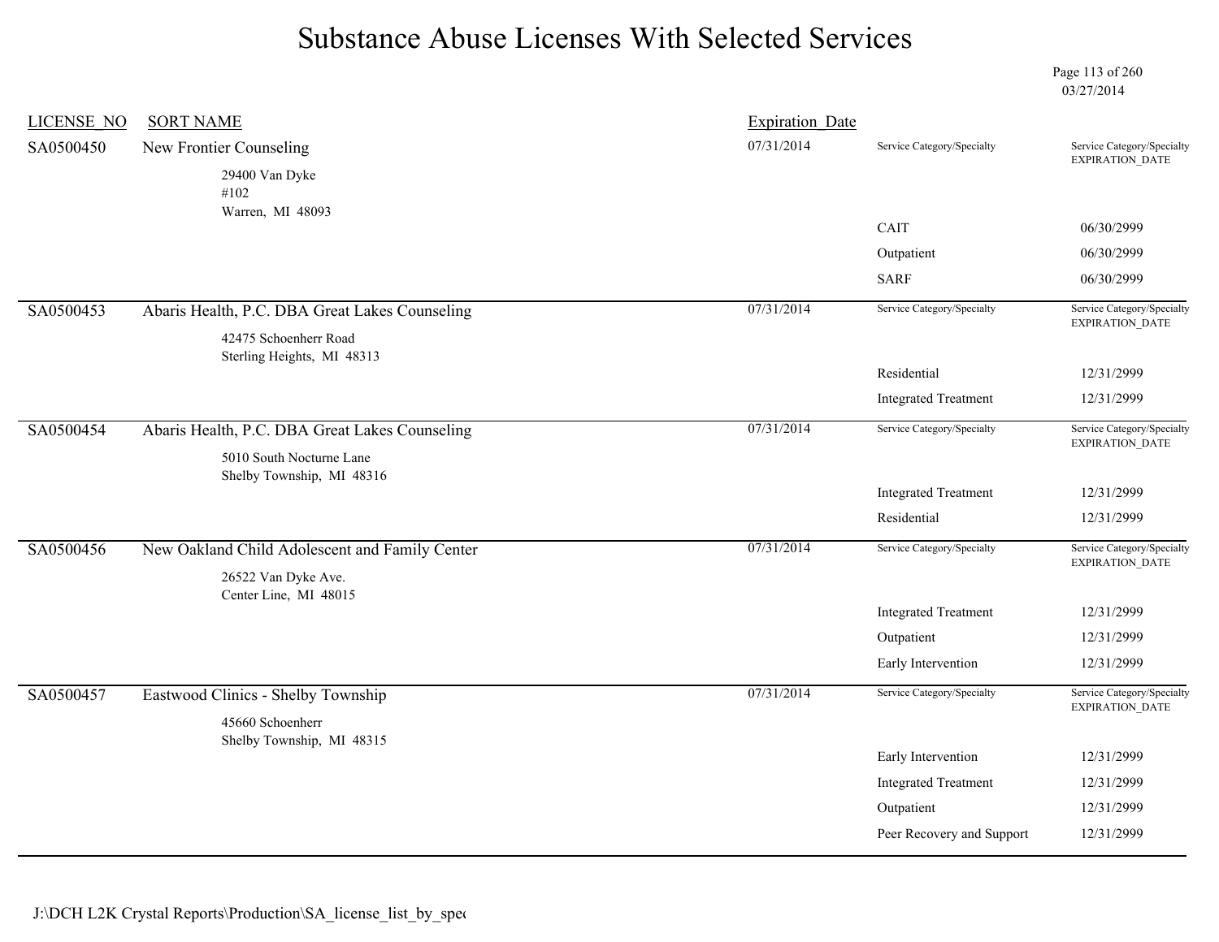# Substance Abuse Licenses With Selected Services

03/27/2014

| LICENSE_NO | SORT NAME | Expiration_Date | Service Category/Specialty | Service Category/Specialty EXPIRATION_DATE |
|---|---|---|---|---|
| SA0500450 | New Frontier Counseling<br>29400 Van Dyke<br>#102<br>Warren, MI 48093 | 07/31/2014 | | |
| | | | CAIT | 06/30/2999 |
| | | | Outpatient | 06/30/2999 |
| | | | SARF | 06/30/2999 |
| SA0500453 | Abaris Health, P.C. DBA Great Lakes Counseling<br>42475 Schoenherr Road<br>Sterling Heights, MI 48313 | 07/31/2014 | | |
| | | | Residential | 12/31/2999 |
| | | | Integrated Treatment | 12/31/2999 |
| SA0500454 | Abaris Health, P.C. DBA Great Lakes Counseling<br>5010 South Nocturne Lane<br>Shelby Township, MI 48316 | 07/31/2014 | | |
| | | | Integrated Treatment | 12/31/2999 |
| | | | Residential | 12/31/2999 |
| SA0500456 | New Oakland Child Adolescent and Family Center<br>26522 Van Dyke Ave.<br>Center Line, MI 48015 | 07/31/2014 | | |
| | | | Integrated Treatment | 12/31/2999 |
| | | | Outpatient | 12/31/2999 |
| | | | Early Intervention | 12/31/2999 |
| SA0500457 | Eastwood Clinics - Shelby Township<br>45660 Schoenherr<br>Shelby Township, MI 48315 | 07/31/2014 | | |
| | | | Early Intervention | 12/31/2999 |
| | | | Integrated Treatment | 12/31/2999 |
| | | | Outpatient | 12/31/2999 |
| | | | Peer Recovery and Support | 12/31/2999 |

J:\DCH L2K Crystal Reports\Production\SA_license_list_by_spec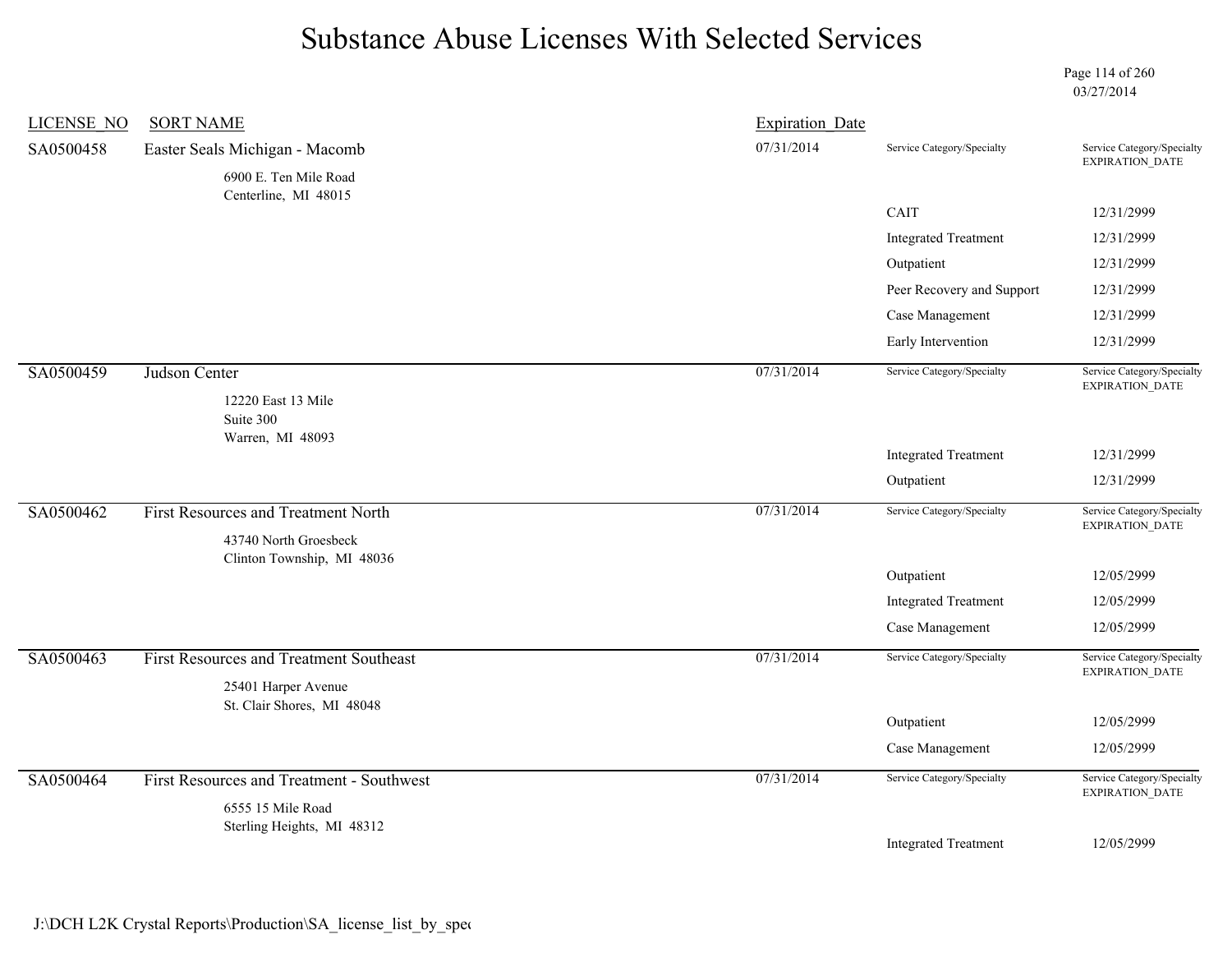# Substance Abuse Licenses With Selected Services

03/27/2014

| LICENSE_NO | SORT NAME | Expiration_Date | Service Category/Specialty | Service Category/Specialty EXPIRATION_DATE |
|---|---|---|---|---|
| SA0500458 | Easter Seals Michigan - Macomb<br>6900 E. Ten Mile Road<br>Centerline, MI 48015 | 07/31/2014 | | |
| | | | CAIT | 12/31/2999 |
| | | | Integrated Treatment | 12/31/2999 |
| | | | Outpatient | 12/31/2999 |
| | | | Peer Recovery and Support | 12/31/2999 |
| | | | Case Management | 12/31/2999 |
| | | | Early Intervention | 12/31/2999 |
| SA0500459 | Judson Center<br>12220 East 13 Mile<br>Suite 300<br>Warren, MI 48093 | 07/31/2014 | | |
| | | | Integrated Treatment | 12/31/2999 |
| | | | Outpatient | 12/31/2999 |
| SA0500462 | First Resources and Treatment North<br>43740 North Groesbeck<br>Clinton Township, MI 48036 | 07/31/2014 | | |
| | | | Outpatient | 12/05/2999 |
| | | | Integrated Treatment | 12/05/2999 |
| | | | Case Management | 12/05/2999 |
| SA0500463 | First Resources and Treatment Southeast<br>25401 Harper Avenue<br>St. Clair Shores, MI 48048 | 07/31/2014 | | |
| | | | Outpatient | 12/05/2999 |
| | | | Case Management | 12/05/2999 |
| SA0500464 | First Resources and Treatment - Southwest<br>6555 15 Mile Road<br>Sterling Heights, MI 48312 | 07/31/2014 | | |
| | | | Integrated Treatment | 12/05/2999 |

J:\DCH L2K Crystal Reports\Production\SA_license_list_by_spec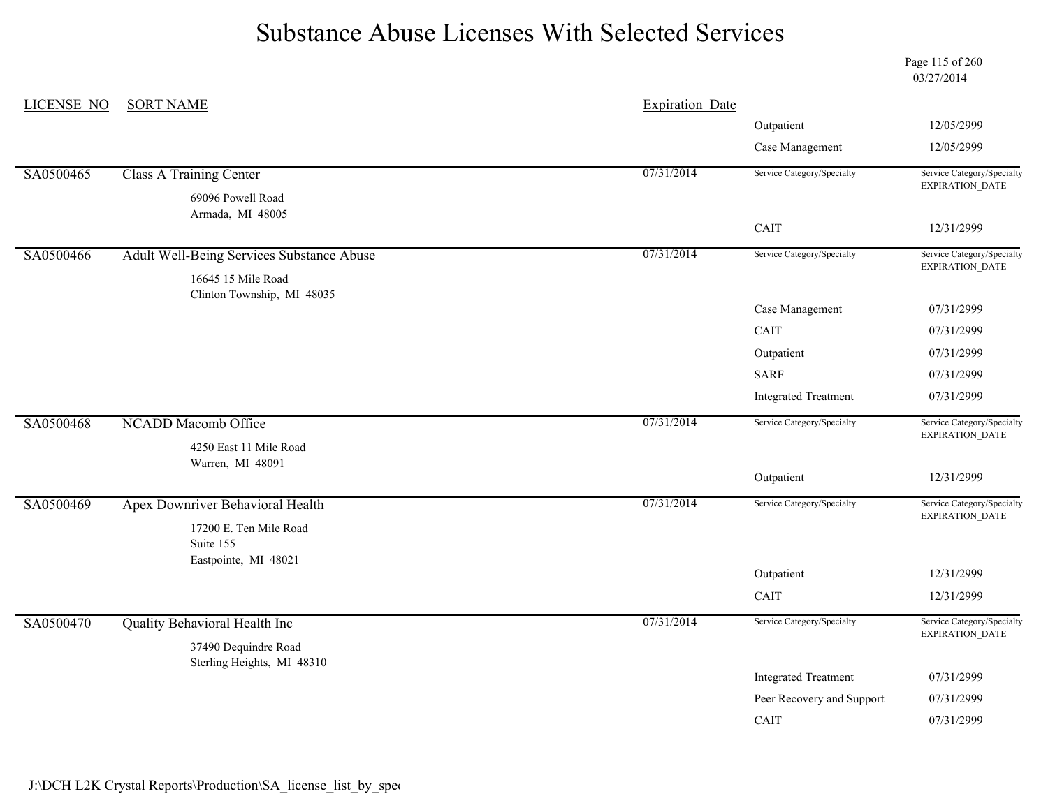# Substance Abuse Licenses With Selected Services

03/27/2014

| LICENSE_NO | SORT NAME | Expiration_Date | Service Category/Specialty | Service Category/Specialty EXPIRATION_DATE |
|---|---|---|---|---|
| | | | Outpatient | 12/05/2999 |
| | | | Case Management | 12/05/2999 |
| SA0500465 | Class A Training Center<br>69096 Powell Road<br>Armada, MI 48005 | 07/31/2014 | Service Category/Specialty | Service Category/Specialty EXPIRATION_DATE |
| | | | CAIT | 12/31/2999 |
| SA0500466 | Adult Well-Being Services Substance Abuse<br>16645 15 Mile Road<br>Clinton Township, MI 48035 | 07/31/2014 | Service Category/Specialty | Service Category/Specialty EXPIRATION_DATE |
| | | | Case Management | 07/31/2999 |
| | | | CAIT | 07/31/2999 |
| | | | Outpatient | 07/31/2999 |
| | | | SARF | 07/31/2999 |
| | | | Integrated Treatment | 07/31/2999 |
| SA0500468 | NCADD Macomb Office<br>4250 East 11 Mile Road<br>Warren, MI 48091 | 07/31/2014 | Service Category/Specialty | Service Category/Specialty EXPIRATION_DATE |
| | | | Outpatient | 12/31/2999 |
| SA0500469 | Apex Downriver Behavioral Health<br>17200 E. Ten Mile Road<br>Suite 155<br>Eastpointe, MI 48021 | 07/31/2014 | Service Category/Specialty | Service Category/Specialty EXPIRATION_DATE |
| | | | Outpatient | 12/31/2999 |
| | | | CAIT | 12/31/2999 |
| SA0500470 | Quality Behavioral Health Inc<br>37490 Dequindre Road<br>Sterling Heights, MI 48310 | 07/31/2014 | Service Category/Specialty | Service Category/Specialty EXPIRATION_DATE |
| | | | Integrated Treatment | 07/31/2999 |
| | | | Peer Recovery and Support | 07/31/2999 |
| | | | CAIT | 07/31/2999 |

J:\DCH L2K Crystal Reports\Production\SA_license_list_by_spec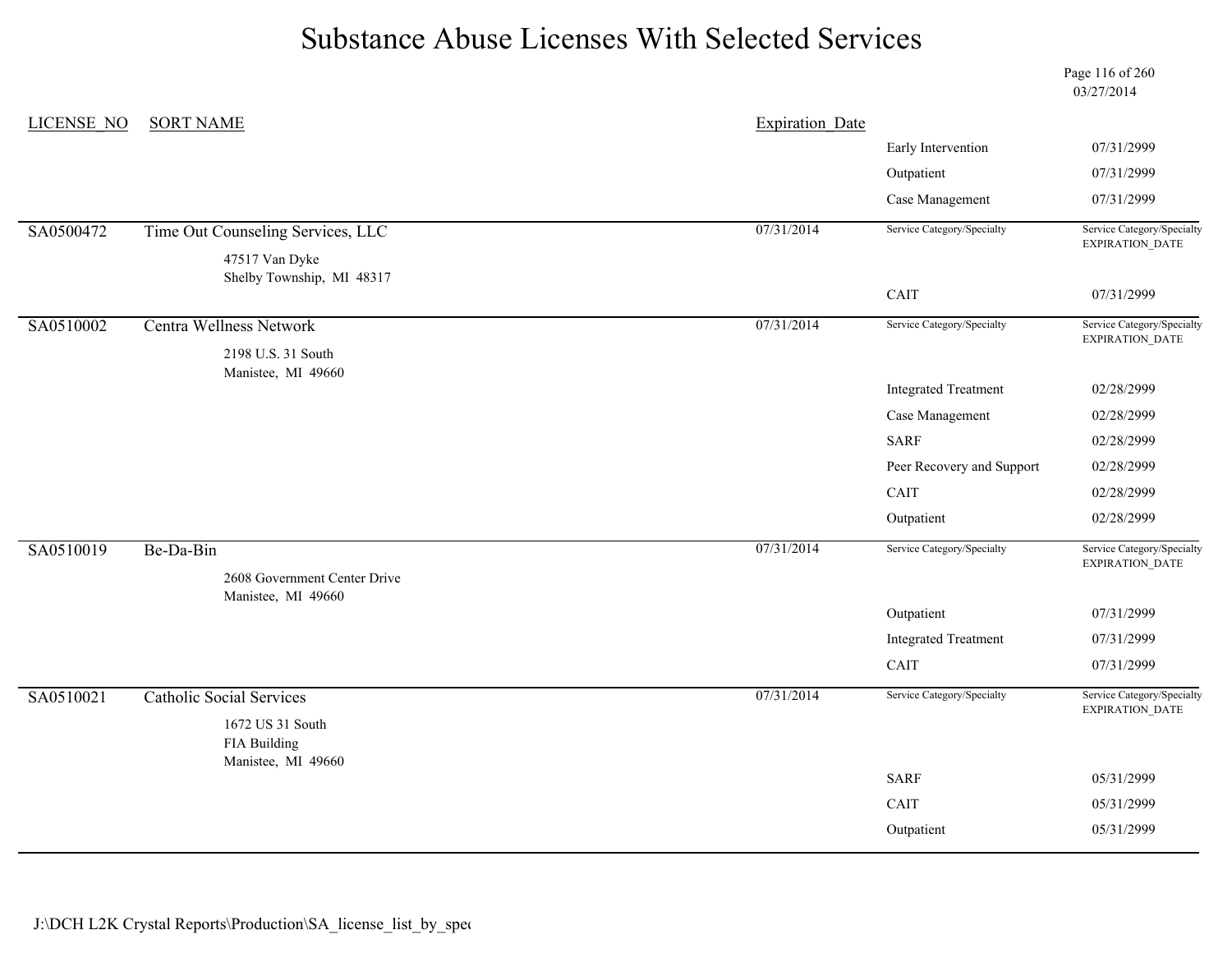# Substance Abuse Licenses With Selected Services

03/27/2014

| LICENSE_NO | SORT NAME | Expiration_Date | Service Category/Specialty | Service Category/Specialty EXPIRATION_DATE |
|---|---|---|---|---|
| | | | Early Intervention | 07/31/2999 |
| | | | Outpatient | 07/31/2999 |
| | | | Case Management | 07/31/2999 |
| SA0500472 | Time Out Counseling Services, LLC<br>47517 Van Dyke<br>Shelby Township, MI 48317 | 07/31/2014 | | |
| | | | CAIT | 07/31/2999 |
| SA0510002 | Centra Wellness Network<br>2198 U.S. 31 South<br>Manistee, MI 49660 | 07/31/2014 | | |
| | | | Integrated Treatment | 02/28/2999 |
| | | | Case Management | 02/28/2999 |
| | | | SARF | 02/28/2999 |
| | | | Peer Recovery and Support | 02/28/2999 |
| | | | CAIT | 02/28/2999 |
| | | | Outpatient | 02/28/2999 |
| SA0510019 | Be-Da-Bin<br>2608 Government Center Drive<br>Manistee, MI 49660 | 07/31/2014 | | |
| | | | Outpatient | 07/31/2999 |
| | | | Integrated Treatment | 07/31/2999 |
| | | | CAIT | 07/31/2999 |
| SA0510021 | Catholic Social Services<br>1672 US 31 South<br>FIA Building<br>Manistee, MI 49660 | 07/31/2014 | | |
| | | | SARF | 05/31/2999 |
| | | | CAIT | 05/31/2999 |
| | | | Outpatient | 05/31/2999 |

J:\DCH L2K Crystal Reports\Production\SA_license_list_by_spec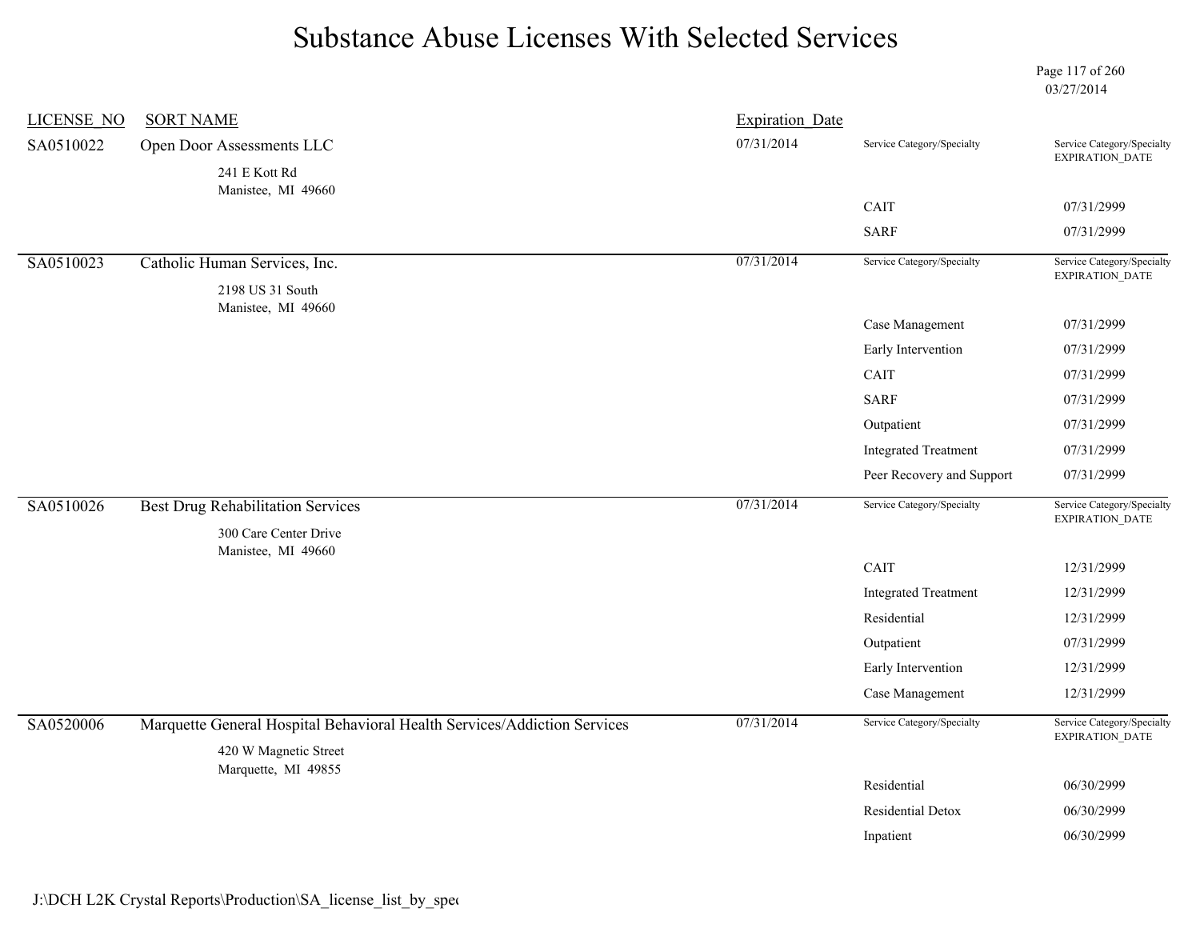# Substance Abuse Licenses With Selected Services

03/27/2014

| LICENSE_NO | SORT NAME | Expiration_Date | Service Category/Specialty | Service Category/Specialty EXPIRATION_DATE |
|---|---|---|---|---|
| SA0510022 | Open Door Assessments LLC<br>241 E Kott Rd<br>Manistee, MI 49660 | 07/31/2014 | | |
| | | | CAIT | 07/31/2999 |
| | | | SARF | 07/31/2999 |
| SA0510023 | Catholic Human Services, Inc.<br>2198 US 31 South<br>Manistee, MI 49660 | 07/31/2014 | | |
| | | | Case Management | 07/31/2999 |
| | | | Early Intervention | 07/31/2999 |
| | | | CAIT | 07/31/2999 |
| | | | SARF | 07/31/2999 |
| | | | Outpatient | 07/31/2999 |
| | | | Integrated Treatment | 07/31/2999 |
| | | | Peer Recovery and Support | 07/31/2999 |
| SA0510026 | Best Drug Rehabilitation Services<br>300 Care Center Drive<br>Manistee, MI 49660 | 07/31/2014 | | |
| | | | CAIT | 12/31/2999 |
| | | | Integrated Treatment | 12/31/2999 |
| | | | Residential | 12/31/2999 |
| | | | Outpatient | 07/31/2999 |
| | | | Early Intervention | 12/31/2999 |
| | | | Case Management | 12/31/2999 |
| SA0520006 | Marquette General Hospital Behavioral Health Services/Addiction Services<br>420 W Magnetic Street<br>Marquette, MI 49855 | 07/31/2014 | | |
| | | | Residential | 06/30/2999 |
| | | | Residential Detox | 06/30/2999 |
| | | | Inpatient | 06/30/2999 |

J:\DCH L2K Crystal Reports\Production\SA_license_list_by_spec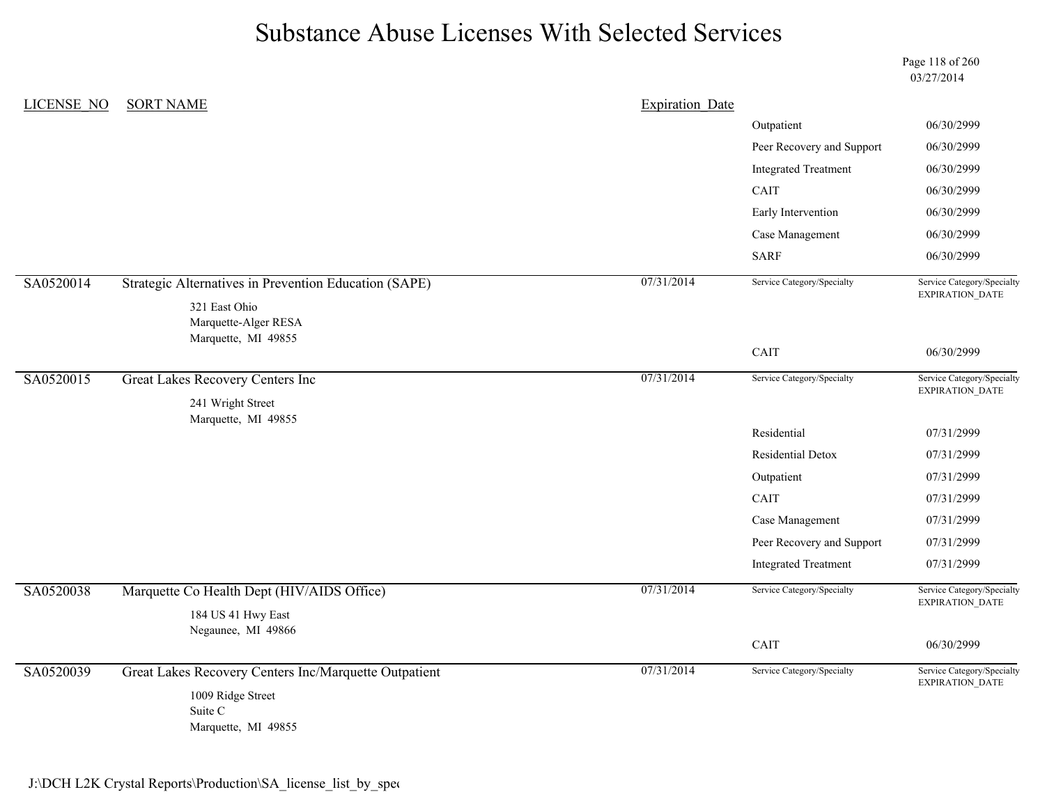# Substance Abuse Licenses With Selected Services

03/27/2014

| LICENSE_NO | SORT NAME | Expiration_Date | Service Category/Specialty | Service Category/Specialty EXPIRATION_DATE |
|---|---|---|---|---|
| | | | Outpatient | 06/30/2999 |
| | | | Peer Recovery and Support | 06/30/2999 |
| | | | Integrated Treatment | 06/30/2999 |
| | | | CAIT | 06/30/2999 |
| | | | Early Intervention | 06/30/2999 |
| | | | Case Management | 06/30/2999 |
| | | | SARF | 06/30/2999 |
| SA0520014 | Strategic Alternatives in Prevention Education (SAPE)<br>321 East Ohio<br>Marquette-Alger RESA<br>Marquette, MI 49855 | 07/31/2014 | | |
| | | | CAIT | 06/30/2999 |
| SA0520015 | Great Lakes Recovery Centers Inc<br>241 Wright Street<br>Marquette, MI 49855 | 07/31/2014 | | |
| | | | Residential | 07/31/2999 |
| | | | Residential Detox | 07/31/2999 |
| | | | Outpatient | 07/31/2999 |
| | | | CAIT | 07/31/2999 |
| | | | Case Management | 07/31/2999 |
| | | | Peer Recovery and Support | 07/31/2999 |
| | | | Integrated Treatment | 07/31/2999 |
| SA0520038 | Marquette Co Health Dept (HIV/AIDS Office)<br>184 US 41 Hwy East<br>Negaunee, MI 49866 | 07/31/2014 | | |
| | | | CAIT | 06/30/2999 |
| SA0520039 | Great Lakes Recovery Centers Inc/Marquette Outpatient<br>1009 Ridge Street<br>Suite C<br>Marquette, MI 49855 | 07/31/2014 | | |

J:\DCH L2K Crystal Reports\Production\SA_license_list_by_spec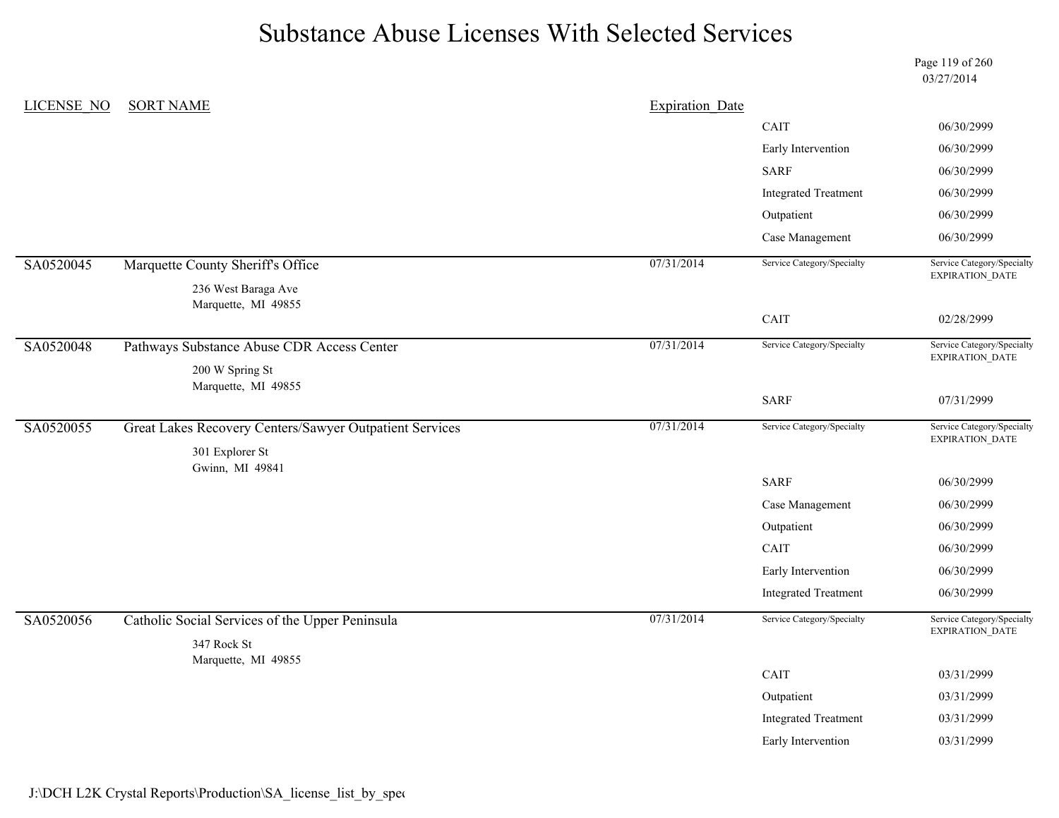# Substance Abuse Licenses With Selected Services

03/27/2014

| LICENSE_NO | SORT NAME | Expiration_Date | Service Category/Specialty | Service Category/Specialty EXPIRATION_DATE |
|---|---|---|---|---|
| | | | CAIT | 06/30/2999 |
| | | | Early Intervention | 06/30/2999 |
| | | | SARF | 06/30/2999 |
| | | | Integrated Treatment | 06/30/2999 |
| | | | Outpatient | 06/30/2999 |
| | | | Case Management | 06/30/2999 |
| SA0520045 | Marquette County Sheriff's Office<br>236 West Baraga Ave<br>Marquette, MI 49855 | 07/31/2014 | | |
| | | | CAIT | 02/28/2999 |
| SA0520048 | Pathways Substance Abuse CDR Access Center<br>200 W Spring St<br>Marquette, MI 49855 | 07/31/2014 | | |
| | | | SARF | 07/31/2999 |
| SA0520055 | Great Lakes Recovery Centers/Sawyer Outpatient Services<br>301 Explorer St<br>Gwinn, MI 49841 | 07/31/2014 | | |
| | | | SARF | 06/30/2999 |
| | | | Case Management | 06/30/2999 |
| | | | Outpatient | 06/30/2999 |
| | | | CAIT | 06/30/2999 |
| | | | Early Intervention | 06/30/2999 |
| | | | Integrated Treatment | 06/30/2999 |
| SA0520056 | Catholic Social Services of the Upper Peninsula<br>347 Rock St<br>Marquette, MI 49855 | 07/31/2014 | | |
| | | | CAIT | 03/31/2999 |
| | | | Outpatient | 03/31/2999 |
| | | | Integrated Treatment | 03/31/2999 |
| | | | Early Intervention | 03/31/2999 |

J:\DCH L2K Crystal Reports\Production\SA_license_list_by_spec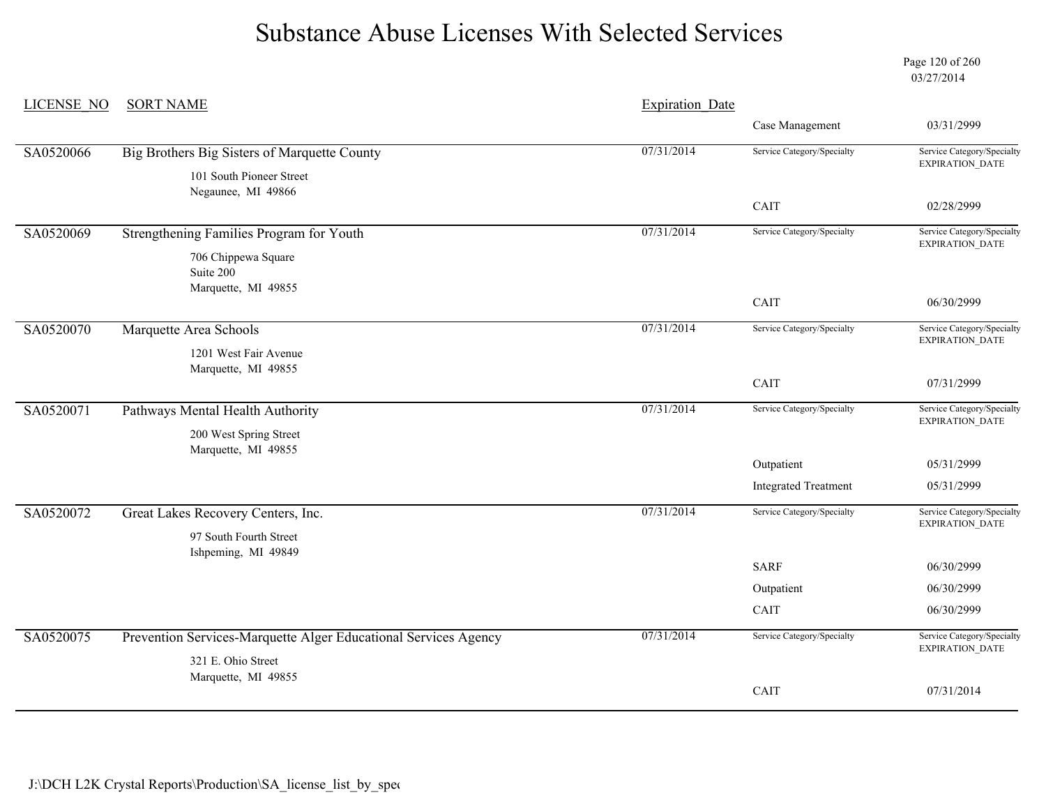# Substance Abuse Licenses With Selected Services

03/27/2014

| LICENSE_NO | SORT NAME | Expiration_Date | Service Category/Specialty | Service Category/Specialty EXPIRATION_DATE |
|---|---|---|---|---|
| | | | Case Management | 03/31/2999 |
| SA0520066 | Big Brothers Big Sisters of Marquette County<br>101 South Pioneer Street<br>Negaunee, MI 49866 | 07/31/2014 | CAIT | 02/28/2999 |
| SA0520069 | Strengthening Families Program for Youth<br>706 Chippewa Square<br>Suite 200<br>Marquette, MI 49855 | 07/31/2014 | CAIT | 06/30/2999 |
| SA0520070 | Marquette Area Schools<br>1201 West Fair Avenue<br>Marquette, MI 49855 | 07/31/2014 | CAIT | 07/31/2999 |
| SA0520071 | Pathways Mental Health Authority<br>200 West Spring Street<br>Marquette, MI 49855 | 07/31/2014 | Outpatient | 05/31/2999 |
| | | | Integrated Treatment | 05/31/2999 |
| SA0520072 | Great Lakes Recovery Centers, Inc.<br>97 South Fourth Street<br>Ishpeming, MI 49849 | 07/31/2014 | SARF | 06/30/2999 |
| | | | Outpatient | 06/30/2999 |
| | | | CAIT | 06/30/2999 |
| SA0520075 | Prevention Services-Marquette Alger Educational Services Agency<br>321 E. Ohio Street<br>Marquette, MI 49855 | 07/31/2014 | CAIT | 07/31/2014 |

J:\DCH L2K Crystal Reports\Production\SA_license_list_by_spe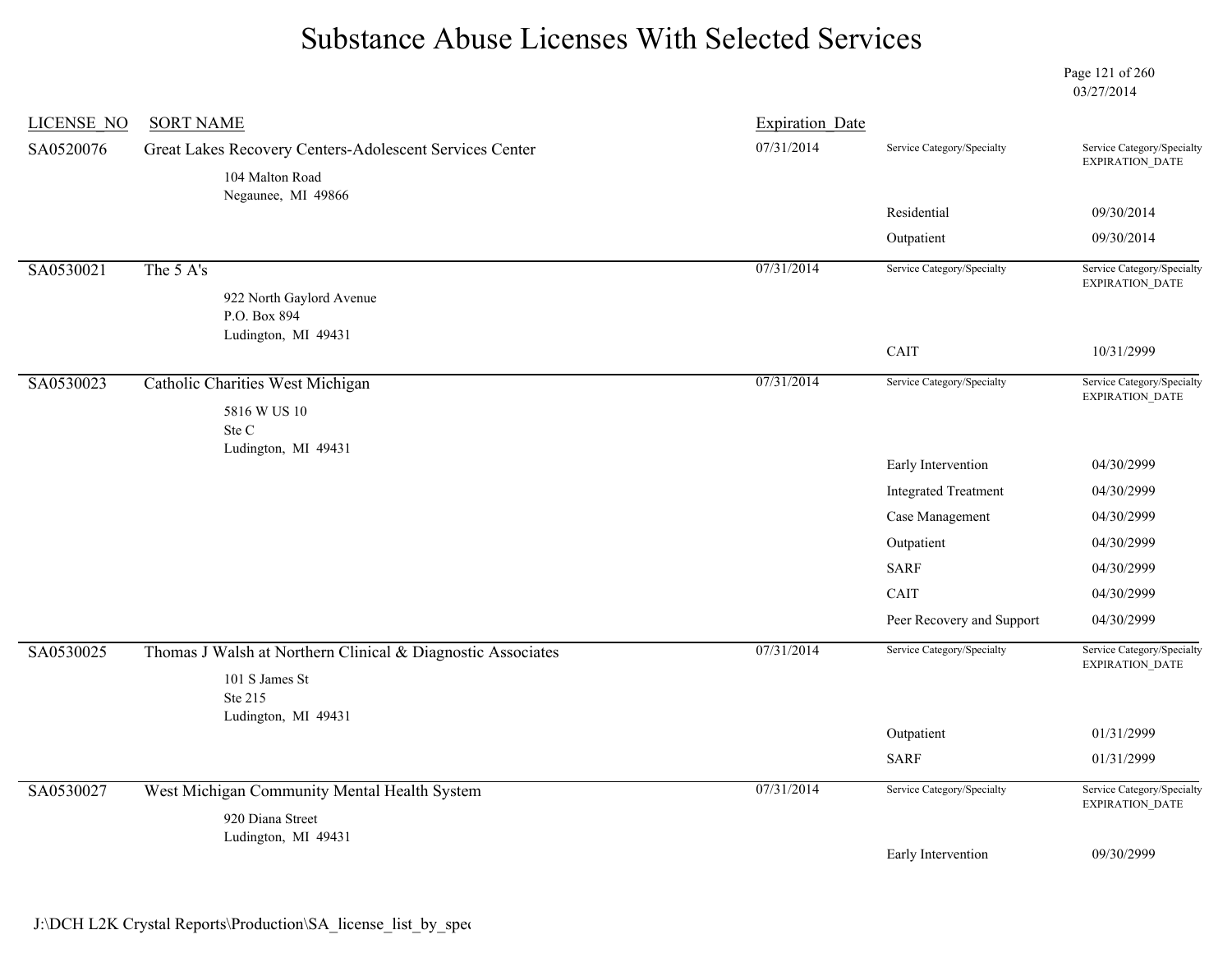# Substance Abuse Licenses With Selected Services

03/27/2014

| LICENSE_NO | SORT NAME | Expiration_Date | Service Category/Specialty | Service Category/Specialty EXPIRATION_DATE |
|---|---|---|---|---|
| SA0520076 | Great Lakes Recovery Centers-Adolescent Services Center<br>104 Malton Road<br>Negaunee, MI 49866 | 07/31/2014 | | |
| | | | Residential | 09/30/2014 |
| | | | Outpatient | 09/30/2014 |
| SA0530021 | The 5 A's<br>922 North Gaylord Avenue<br>P.O. Box 894<br>Ludington, MI 49431 | 07/31/2014 | | |
| | | | CAIT | 10/31/2999 |
| SA0530023 | Catholic Charities West Michigan<br>5816 W US 10<br>Ste C<br>Ludington, MI 49431 | 07/31/2014 | | |
| | | | Early Intervention | 04/30/2999 |
| | | | Integrated Treatment | 04/30/2999 |
| | | | Case Management | 04/30/2999 |
| | | | Outpatient | 04/30/2999 |
| | | | SARF | 04/30/2999 |
| | | | CAIT | 04/30/2999 |
| | | | Peer Recovery and Support | 04/30/2999 |
| SA0530025 | Thomas J Walsh at Northern Clinical & Diagnostic Associates<br>101 S James St<br>Ste 215<br>Ludington, MI 49431 | 07/31/2014 | | |
| | | | Outpatient | 01/31/2999 |
| | | | SARF | 01/31/2999 |
| SA0530027 | West Michigan Community Mental Health System<br>920 Diana Street<br>Ludington, MI 49431 | 07/31/2014 | | |
| | | | Early Intervention | 09/30/2999 |

J:\DCH L2K Crystal Reports\Production\SA_license_list_by_spec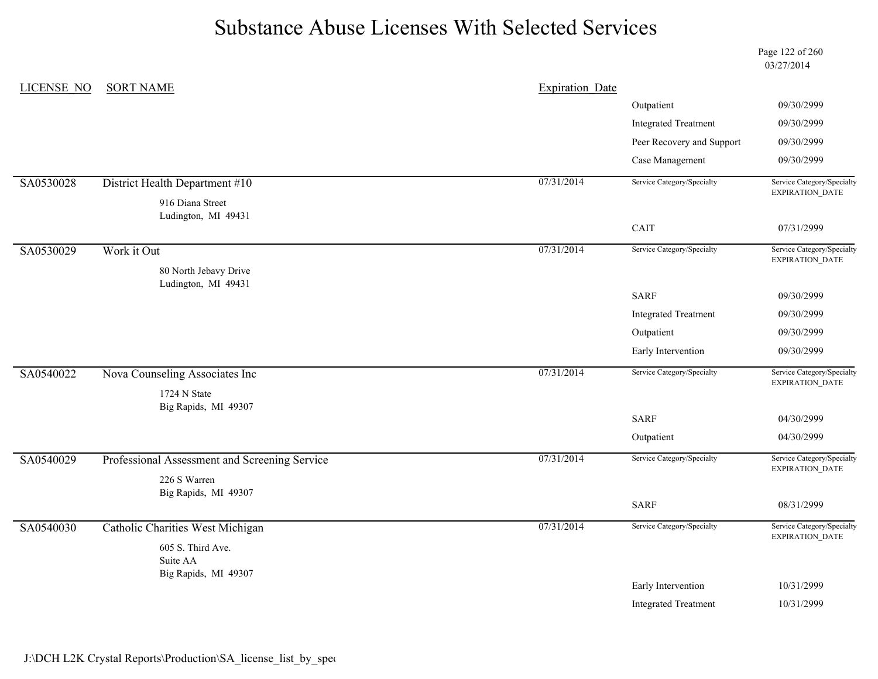# Substance Abuse Licenses With Selected Services

03/27/2014

| LICENSE_NO | SORT NAME | Expiration_Date | Service Category/Specialty | Service Category/Specialty EXPIRATION_DATE |
|---|---|---|---|---|
| | | | Outpatient | 09/30/2999 |
| | | | Integrated Treatment | 09/30/2999 |
| | | | Peer Recovery and Support | 09/30/2999 |
| | | | Case Management | 09/30/2999 |
| SA0530028 | District Health Department #10<br>916 Diana Street<br>Ludington, MI 49431 | 07/31/2014 | Service Category/Specialty | Service Category/Specialty EXPIRATION_DATE |
| | | | CAIT | 07/31/2999 |
| SA0530029 | Work it Out<br>80 North Jebavy Drive<br>Ludington, MI 49431 | 07/31/2014 | Service Category/Specialty | Service Category/Specialty EXPIRATION_DATE |
| | | | SARF | 09/30/2999 |
| | | | Integrated Treatment | 09/30/2999 |
| | | | Outpatient | 09/30/2999 |
| | | | Early Intervention | 09/30/2999 |
| SA0540022 | Nova Counseling Associates Inc<br>1724 N State<br>Big Rapids, MI 49307 | 07/31/2014 | Service Category/Specialty | Service Category/Specialty EXPIRATION_DATE |
| | | | SARF | 04/30/2999 |
| | | | Outpatient | 04/30/2999 |
| SA0540029 | Professional Assessment and Screening Service<br>226 S Warren<br>Big Rapids, MI 49307 | 07/31/2014 | Service Category/Specialty | Service Category/Specialty EXPIRATION_DATE |
| | | | SARF | 08/31/2999 |
| SA0540030 | Catholic Charities West Michigan<br>605 S. Third Ave.<br>Suite AA<br>Big Rapids, MI 49307 | 07/31/2014 | Service Category/Specialty | Service Category/Specialty EXPIRATION_DATE |
| | | | Early Intervention | 10/31/2999 |
| | | | Integrated Treatment | 10/31/2999 |

J:\DCH L2K Crystal Reports\Production\SA_license_list_by_spec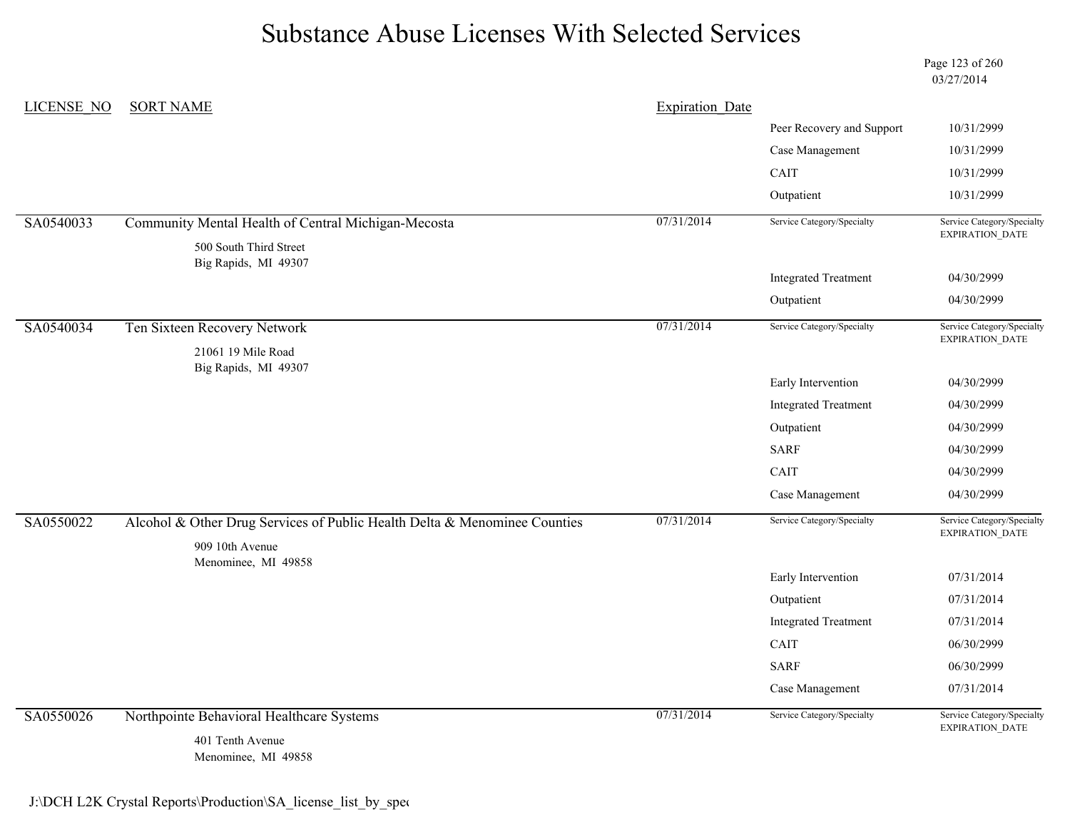# Substance Abuse Licenses With Selected Services

03/27/2014

| LICENSE_NO | SORT NAME | Expiration_Date | Service Category/Specialty | Service Category/Specialty EXPIRATION_DATE |
|---|---|---|---|---|
| | | | Peer Recovery and Support | 10/31/2999 |
| | | | Case Management | 10/31/2999 |
| | | | CAIT | 10/31/2999 |
| | | | Outpatient | 10/31/2999 |
| SA0540033 | Community Mental Health of Central Michigan-Mecosta<br>500 South Third Street<br>Big Rapids, MI 49307 | 07/31/2014 | | |
| | | | Integrated Treatment | 04/30/2999 |
| | | | Outpatient | 04/30/2999 |
| SA0540034 | Ten Sixteen Recovery Network<br>21061 19 Mile Road<br>Big Rapids, MI 49307 | 07/31/2014 | | |
| | | | Early Intervention | 04/30/2999 |
| | | | Integrated Treatment | 04/30/2999 |
| | | | Outpatient | 04/30/2999 |
| | | | SARF | 04/30/2999 |
| | | | CAIT | 04/30/2999 |
| | | | Case Management | 04/30/2999 |
| SA0550022 | Alcohol & Other Drug Services of Public Health Delta & Menominee Counties<br>909 10th Avenue<br>Menominee, MI 49858 | 07/31/2014 | | |
| | | | Early Intervention | 07/31/2014 |
| | | | Outpatient | 07/31/2014 |
| | | | Integrated Treatment | 07/31/2014 |
| | | | CAIT | 06/30/2999 |
| | | | SARF | 06/30/2999 |
| | | | Case Management | 07/31/2014 |
| SA0550026 | Northpointe Behavioral Healthcare Systems<br>401 Tenth Avenue<br>Menominee, MI 49858 | 07/31/2014 | | |

J:\DCH L2K Crystal Reports\Production\SA_license_list_by_spec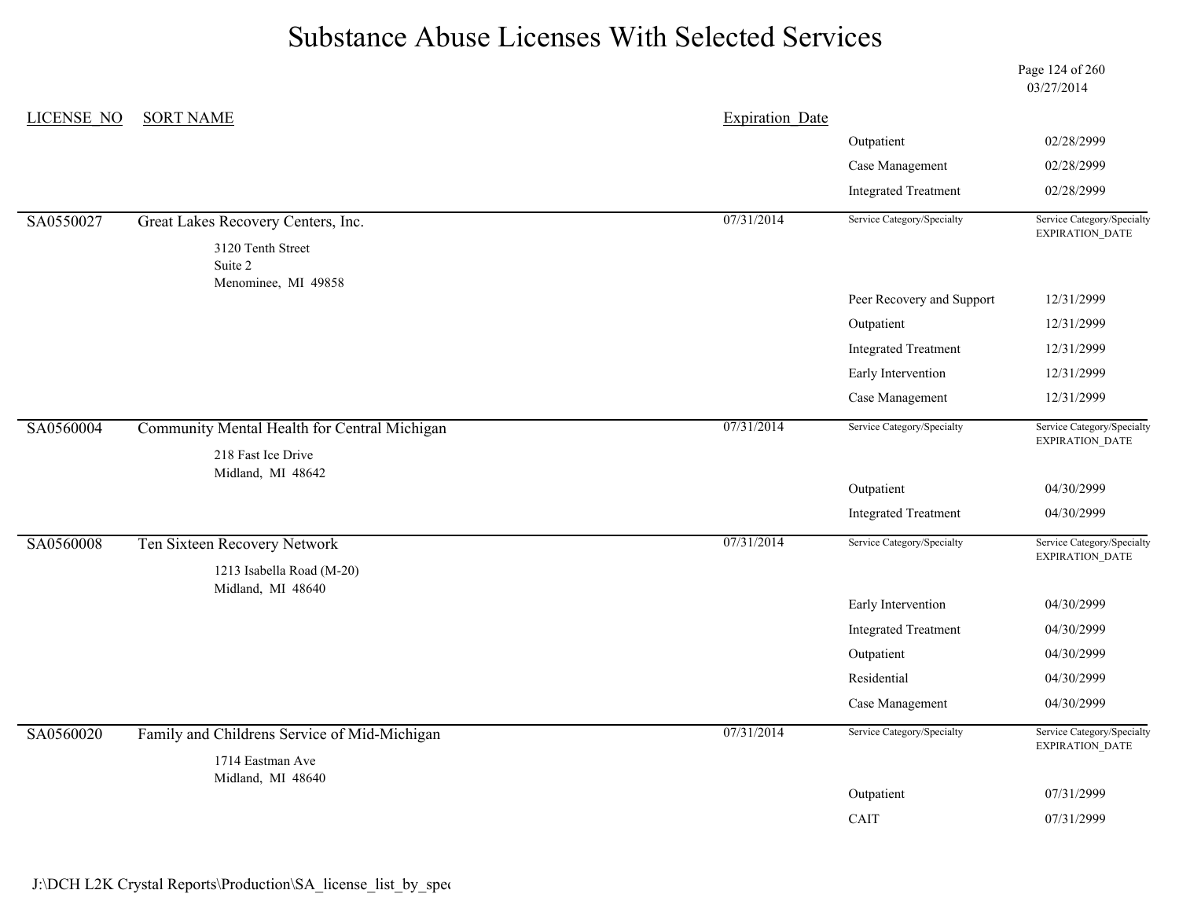# Substance Abuse Licenses With Selected Services

03/27/2014

| LICENSE_NO | SORT NAME | Expiration_Date | Service Category/Specialty | Service Category/Specialty EXPIRATION_DATE |
|---|---|---|---|---|
| | | | Outpatient | 02/28/2999 |
| | | | Case Management | 02/28/2999 |
| | | | Integrated Treatment | 02/28/2999 |
| SA0550027 | Great Lakes Recovery Centers, Inc.<br>3120 Tenth Street<br>Suite 2<br>Menominee, MI 49858 | 07/31/2014 | | |
| | | | Peer Recovery and Support | 12/31/2999 |
| | | | Outpatient | 12/31/2999 |
| | | | Integrated Treatment | 12/31/2999 |
| | | | Early Intervention | 12/31/2999 |
| | | | Case Management | 12/31/2999 |
| SA0560004 | Community Mental Health for Central Michigan<br>218 Fast Ice Drive<br>Midland, MI 48642 | 07/31/2014 | | |
| | | | Outpatient | 04/30/2999 |
| | | | Integrated Treatment | 04/30/2999 |
| SA0560008 | Ten Sixteen Recovery Network<br>1213 Isabella Road (M-20)<br>Midland, MI 48640 | 07/31/2014 | | |
| | | | Early Intervention | 04/30/2999 |
| | | | Integrated Treatment | 04/30/2999 |
| | | | Outpatient | 04/30/2999 |
| | | | Residential | 04/30/2999 |
| | | | Case Management | 04/30/2999 |
| SA0560020 | Family and Childrens Service of Mid-Michigan<br>1714 Eastman Ave<br>Midland, MI 48640 | 07/31/2014 | | |
| | | | Outpatient | 07/31/2999 |
| | | | CAIT | 07/31/2999 |

J:\DCH L2K Crystal Reports\Production\SA_license_list_by_spec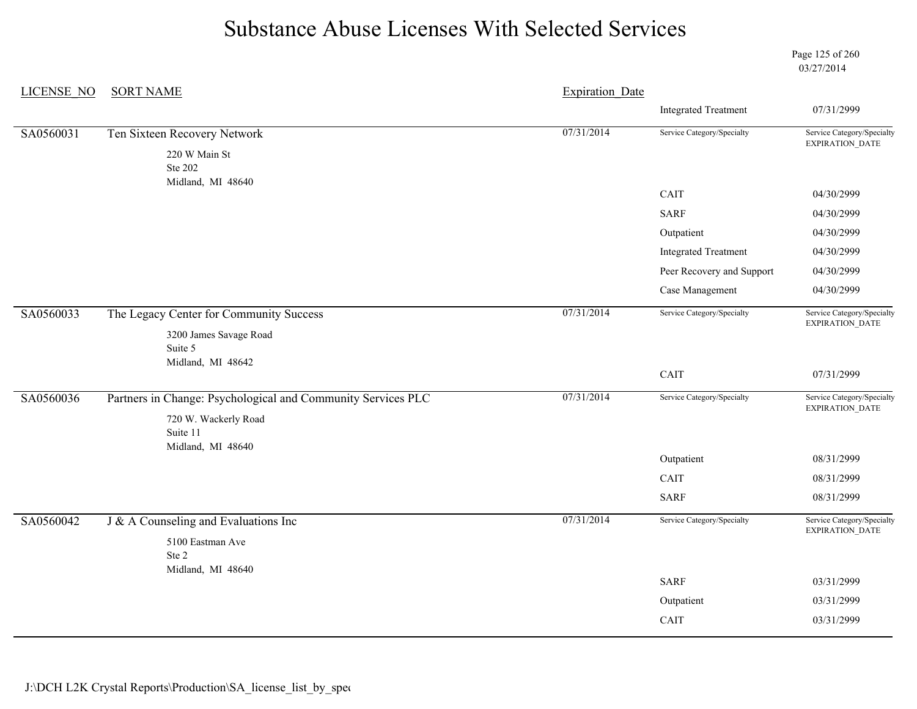# Substance Abuse Licenses With Selected Services

03/27/2014

| LICENSE_NO | SORT NAME | Expiration_Date | Service Category/Specialty | Service Category/Specialty EXPIRATION_DATE |
|---|---|---|---|---|
| | | | Integrated Treatment | 07/31/2999 |
| SA0560031 | Ten Sixteen Recovery Network<br>220 W Main St<br>Ste 202<br>Midland, MI 48640 | 07/31/2014 | | |
| | | | CAIT | 04/30/2999 |
| | | | SARF | 04/30/2999 |
| | | | Outpatient | 04/30/2999 |
| | | | Integrated Treatment | 04/30/2999 |
| | | | Peer Recovery and Support | 04/30/2999 |
| | | | Case Management | 04/30/2999 |
| SA0560033 | The Legacy Center for Community Success<br>3200 James Savage Road<br>Suite 5<br>Midland, MI 48642 | 07/31/2014 | | |
| | | | CAIT | 07/31/2999 |
| SA0560036 | Partners in Change: Psychological and Community Services PLC<br>720 W. Wackerly Road<br>Suite 11<br>Midland, MI 48640 | 07/31/2014 | | |
| | | | Outpatient | 08/31/2999 |
| | | | CAIT | 08/31/2999 |
| | | | SARF | 08/31/2999 |
| SA0560042 | J & A Counseling and Evaluations Inc<br>5100 Eastman Ave<br>Ste 2<br>Midland, MI 48640 | 07/31/2014 | | |
| | | | SARF | 03/31/2999 |
| | | | Outpatient | 03/31/2999 |
| | | | CAIT | 03/31/2999 |

J:\DCH L2K Crystal Reports\Production\SA_license_list_by_spec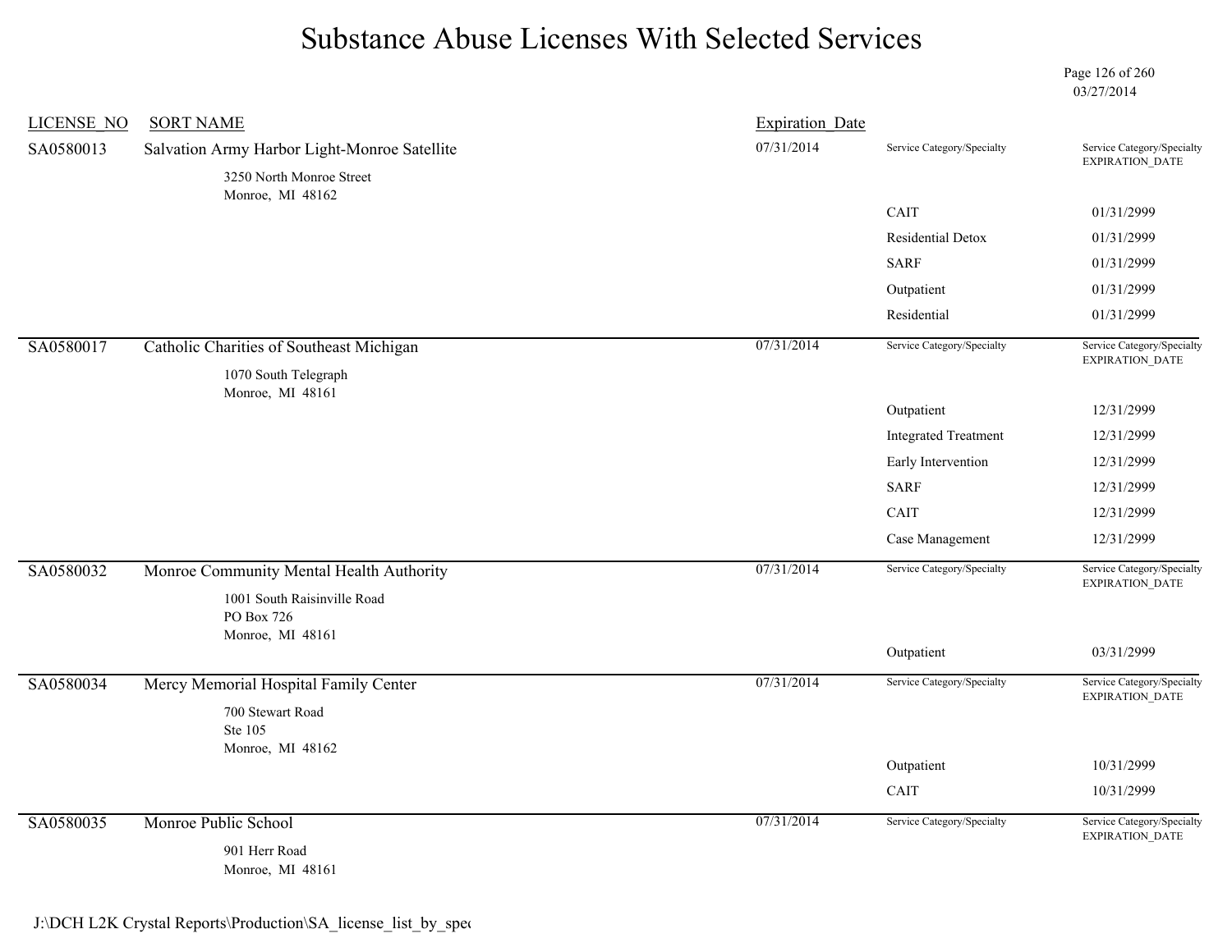# Substance Abuse Licenses With Selected Services

03/27/2014

| LICENSE_NO | SORT NAME | Expiration_Date | Service Category/Specialty | Service Category/Specialty EXPIRATION_DATE |
|---|---|---|---|---|
| SA0580013 | Salvation Army Harbor Light-Monroe Satellite<br>3250 North Monroe Street<br>Monroe, MI 48162 | 07/31/2014 | | |
| | | | CAIT | 01/31/2999 |
| | | | Residential Detox | 01/31/2999 |
| | | | SARF | 01/31/2999 |
| | | | Outpatient | 01/31/2999 |
| | | | Residential | 01/31/2999 |
| SA0580017 | Catholic Charities of Southeast Michigan<br>1070 South Telegraph<br>Monroe, MI 48161 | 07/31/2014 | | |
| | | | Outpatient | 12/31/2999 |
| | | | Integrated Treatment | 12/31/2999 |
| | | | Early Intervention | 12/31/2999 |
| | | | SARF | 12/31/2999 |
| | | | CAIT | 12/31/2999 |
| | | | Case Management | 12/31/2999 |
| SA0580032 | Monroe Community Mental Health Authority<br>1001 South Raisinville Road<br>PO Box 726<br>Monroe, MI 48161 | 07/31/2014 | | |
| | | | Outpatient | 03/31/2999 |
| SA0580034 | Mercy Memorial Hospital Family Center<br>700 Stewart Road<br>Ste 105<br>Monroe, MI 48162 | 07/31/2014 | | |
| | | | Outpatient | 10/31/2999 |
| | | | CAIT | 10/31/2999 |
| SA0580035 | Monroe Public School<br>901 Herr Road<br>Monroe, MI 48161 | 07/31/2014 | | |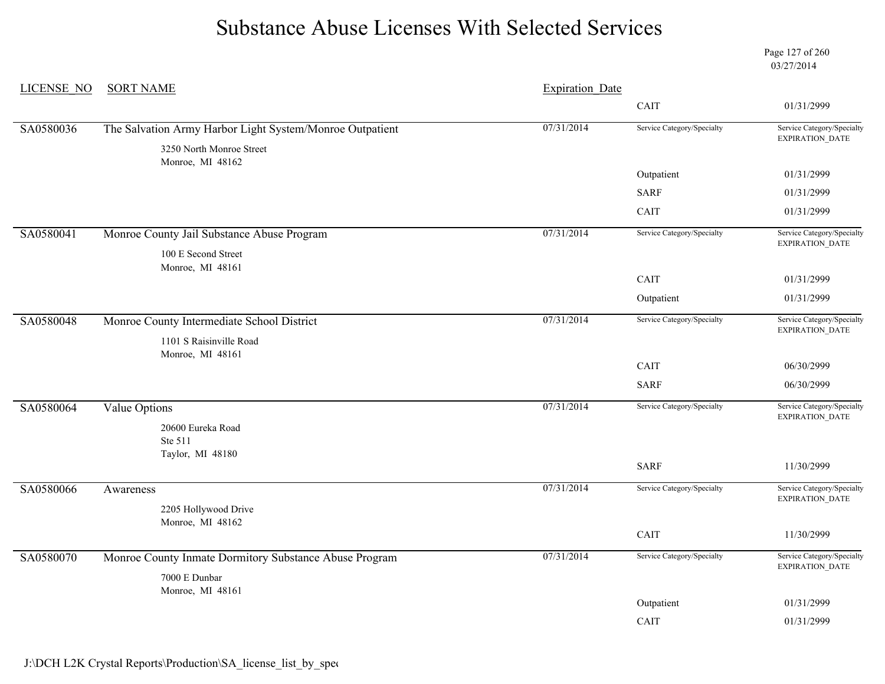# Substance Abuse Licenses With Selected Services

03/27/2014

| LICENSE_NO | SORT NAME | Expiration_Date | | |
|---|---|---|---|---|
| | | | CAIT | 01/31/2999 |
| SA0580036 | The Salvation Army Harbor Light System/Monroe Outpatient<br>3250 North Monroe Street<br>Monroe, MI 48162 | 07/31/2014 | Service Category/Specialty | Service Category/Specialty EXPIRATION_DATE |
| | | | Outpatient | 01/31/2999 |
| | | | SARF | 01/31/2999 |
| | | | CAIT | 01/31/2999 |
| SA0580041 | Monroe County Jail Substance Abuse Program<br>100 E Second Street<br>Monroe, MI 48161 | 07/31/2014 | Service Category/Specialty | Service Category/Specialty EXPIRATION_DATE |
| | | | CAIT | 01/31/2999 |
| | | | Outpatient | 01/31/2999 |
| SA0580048 | Monroe County Intermediate School District<br>1101 S Raisinville Road<br>Monroe, MI 48161 | 07/31/2014 | Service Category/Specialty | Service Category/Specialty EXPIRATION_DATE |
| | | | CAIT | 06/30/2999 |
| | | | SARF | 06/30/2999 |
| SA0580064 | Value Options<br>20600 Eureka Road<br>Ste 511<br>Taylor, MI 48180 | 07/31/2014 | Service Category/Specialty | Service Category/Specialty EXPIRATION_DATE |
| | | | SARF | 11/30/2999 |
| SA0580066 | Awareness<br>2205 Hollywood Drive<br>Monroe, MI 48162 | 07/31/2014 | Service Category/Specialty | Service Category/Specialty EXPIRATION_DATE |
| | | | CAIT | 11/30/2999 |
| SA0580070 | Monroe County Inmate Dormitory Substance Abuse Program<br>7000 E Dunbar<br>Monroe, MI 48161 | 07/31/2014 | Service Category/Specialty | Service Category/Specialty EXPIRATION_DATE |
| | | | Outpatient | 01/31/2999 |
| | | | CAIT | 01/31/2999 |

J:\DCH L2K Crystal Reports\Production\SA_license_list_by_spec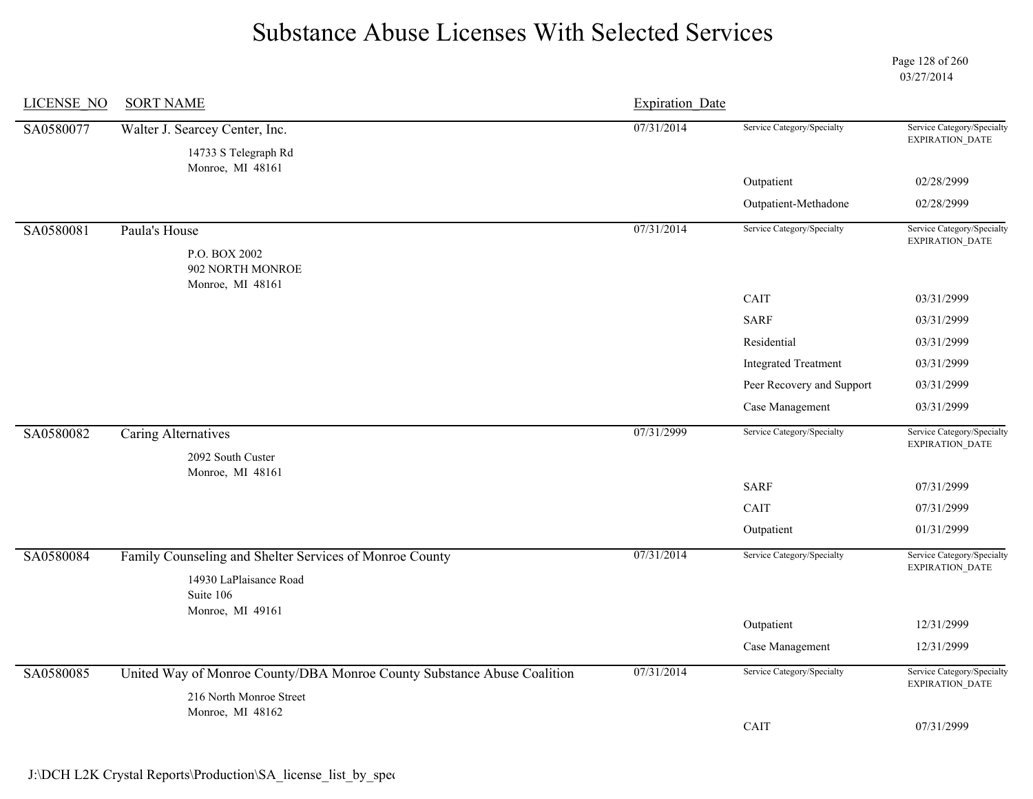# Substance Abuse Licenses With Selected Services

03/27/2014

| LICENSE_NO | SORT NAME | Expiration_Date | Service Category/Specialty | Service Category/Specialty EXPIRATION_DATE |
|---|---|---|---|---|
| SA0580077 | Walter J. Searcey Center, Inc.<br>14733 S Telegraph Rd<br>Monroe, MI 48161 | 07/31/2014 | | |
| | | | Outpatient | 02/28/2999 |
| | | | Outpatient-Methadone | 02/28/2999 |
| SA0580081 | Paula's House<br>P.O. BOX 2002<br>902 NORTH MONROE<br>Monroe, MI 48161 | 07/31/2014 | | |
| | | | CAIT | 03/31/2999 |
| | | | SARF | 03/31/2999 |
| | | | Residential | 03/31/2999 |
| | | | Integrated Treatment | 03/31/2999 |
| | | | Peer Recovery and Support | 03/31/2999 |
| | | | Case Management | 03/31/2999 |
| SA0580082 | Caring Alternatives<br>2092 South Custer<br>Monroe, MI 48161 | 07/31/2999 | | |
| | | | SARF | 07/31/2999 |
| | | | CAIT | 07/31/2999 |
| | | | Outpatient | 01/31/2999 |
| SA0580084 | Family Counseling and Shelter Services of Monroe County<br>14930 LaPlaisance Road<br>Suite 106<br>Monroe, MI 49161 | 07/31/2014 | | |
| | | | Outpatient | 12/31/2999 |
| | | | Case Management | 12/31/2999 |
| SA0580085 | United Way of Monroe County/DBA Monroe County Substance Abuse Coalition<br>216 North Monroe Street<br>Monroe, MI 48162 | 07/31/2014 | | |
| | | | CAIT | 07/31/2999 |

J:\DCH L2K Crystal Reports\Production\SA_license_list_by_spec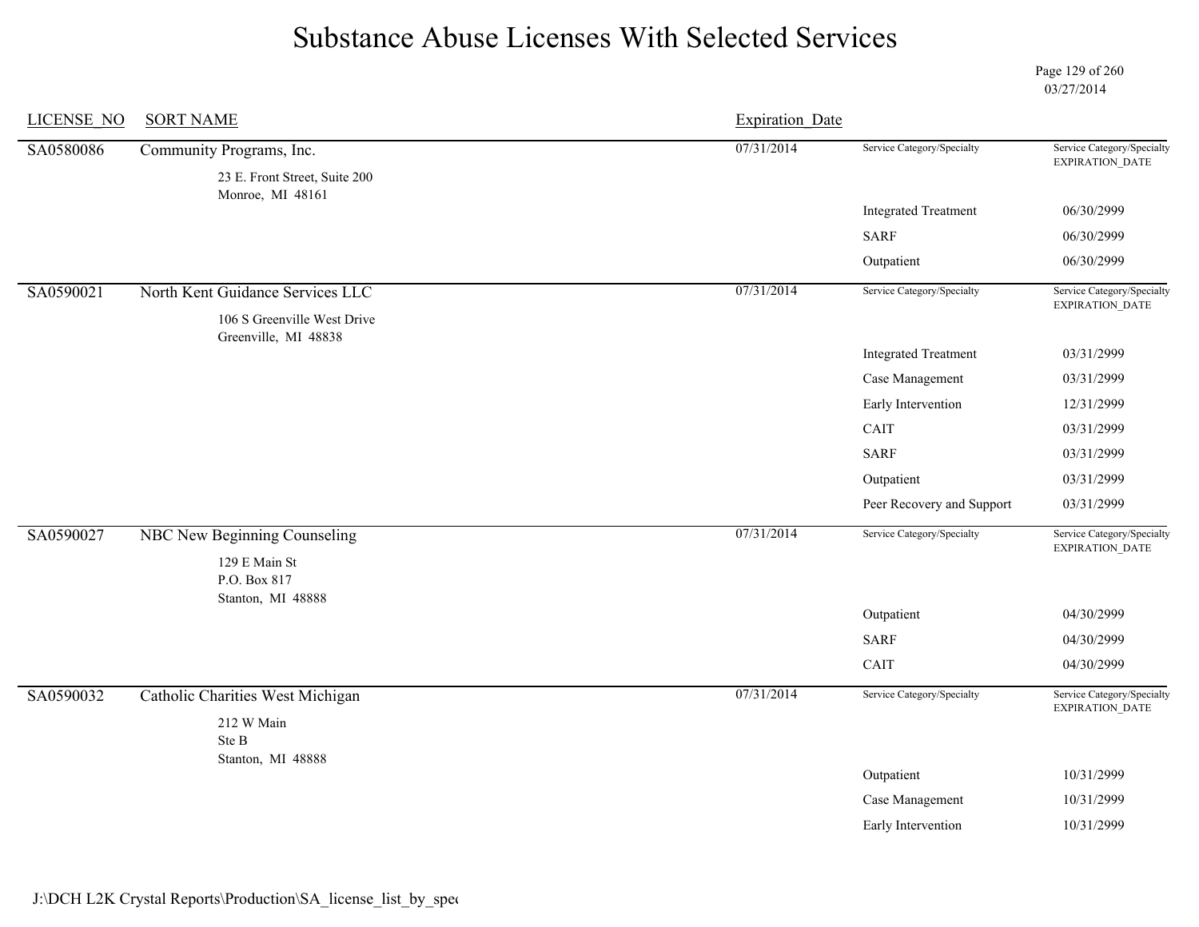# Substance Abuse Licenses With Selected Services

03/27/2014

| LICENSE_NO | SORT NAME | Expiration_Date | Service Category/Specialty | Service Category/Specialty EXPIRATION_DATE |
|---|---|---|---|---|
| SA0580086 | Community Programs, Inc.<br>23 E. Front Street, Suite 200<br>Monroe, MI 48161 | 07/31/2014 | | |
| | | | Integrated Treatment | 06/30/2999 |
| | | | SARF | 06/30/2999 |
| | | | Outpatient | 06/30/2999 |
| SA0590021 | North Kent Guidance Services LLC<br>106 S Greenville West Drive<br>Greenville, MI 48838 | 07/31/2014 | | |
| | | | Integrated Treatment | 03/31/2999 |
| | | | Case Management | 03/31/2999 |
| | | | Early Intervention | 12/31/2999 |
| | | | CAIT | 03/31/2999 |
| | | | SARF | 03/31/2999 |
| | | | Outpatient | 03/31/2999 |
| | | | Peer Recovery and Support | 03/31/2999 |
| SA0590027 | NBC New Beginning Counseling<br>129 E Main St<br>P.O. Box 817<br>Stanton, MI 48888 | 07/31/2014 | | |
| | | | Outpatient | 04/30/2999 |
| | | | SARF | 04/30/2999 |
| | | | CAIT | 04/30/2999 |
| SA0590032 | Catholic Charities West Michigan<br>212 W Main<br>Ste B<br>Stanton, MI 48888 | 07/31/2014 | | |
| | | | Outpatient | 10/31/2999 |
| | | | Case Management | 10/31/2999 |
| | | | Early Intervention | 10/31/2999 |

J:\DCH L2K Crystal Reports\Production\SA_license_list_by_spec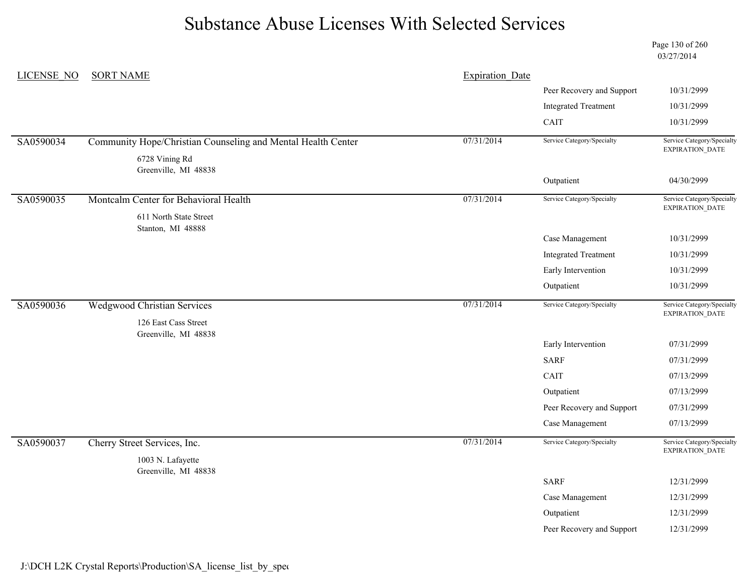# Substance Abuse Licenses With Selected Services

03/27/2014

| LICENSE_NO | SORT NAME | Expiration_Date | Service Category/Specialty | Service Category/Specialty EXPIRATION_DATE |
|---|---|---|---|---|
| | | | Peer Recovery and Support | 10/31/2999 |
| | | | Integrated Treatment | 10/31/2999 |
| | | | CAIT | 10/31/2999 |
| SA0590034 | Community Hope/Christian Counseling and Mental Health Center<br>6728 Vining Rd<br>Greenville, MI 48838 | 07/31/2014 | | |
| | | | Outpatient | 04/30/2999 |
| SA0590035 | Montcalm Center for Behavioral Health<br>611 North State Street<br>Stanton, MI 48888 | 07/31/2014 | | |
| | | | Case Management | 10/31/2999 |
| | | | Integrated Treatment | 10/31/2999 |
| | | | Early Intervention | 10/31/2999 |
| | | | Outpatient | 10/31/2999 |
| SA0590036 | Wedgwood Christian Services<br>126 East Cass Street<br>Greenville, MI 48838 | 07/31/2014 | | |
| | | | Early Intervention | 07/31/2999 |
| | | | SARF | 07/31/2999 |
| | | | CAIT | 07/13/2999 |
| | | | Outpatient | 07/13/2999 |
| | | | Peer Recovery and Support | 07/31/2999 |
| | | | Case Management | 07/13/2999 |
| SA0590037 | Cherry Street Services, Inc.<br>1003 N. Lafayette<br>Greenville, MI 48838 | 07/31/2014 | | |
| | | | SARF | 12/31/2999 |
| | | | Case Management | 12/31/2999 |
| | | | Outpatient | 12/31/2999 |
| | | | Peer Recovery and Support | 12/31/2999 |

J:\DCH L2K Crystal Reports\Production\SA_license_list_by_spec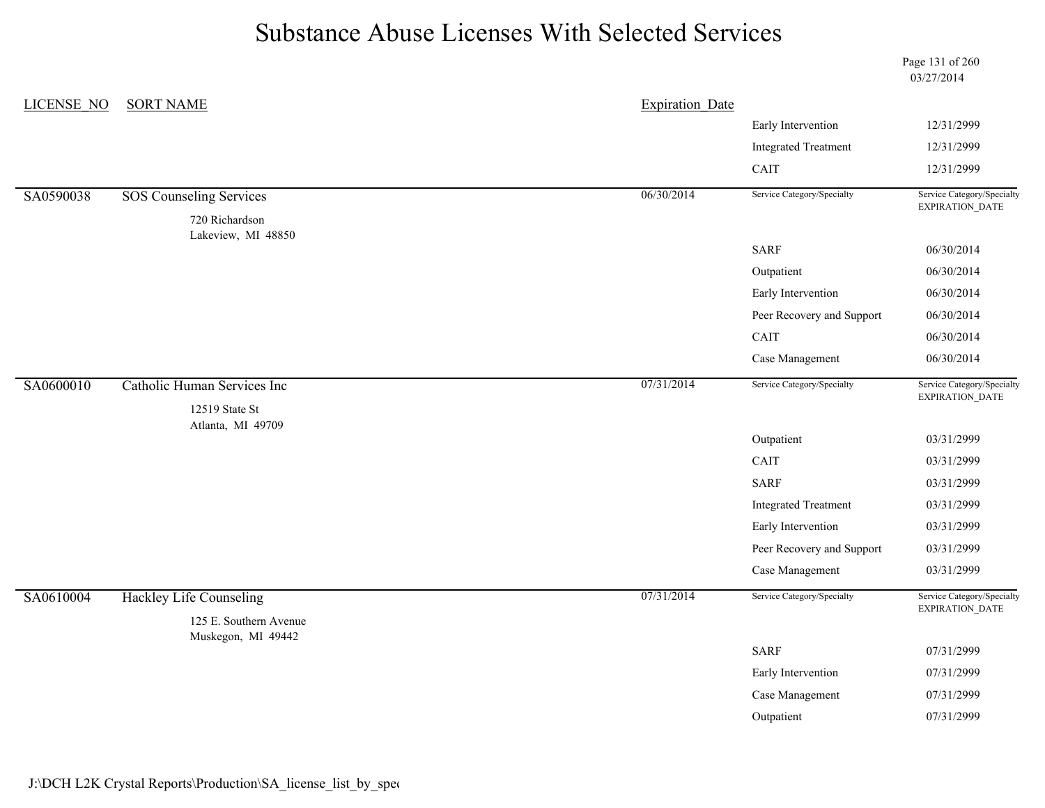# Substance Abuse Licenses With Selected Services

03/27/2014

| LICENSE_NO | SORT NAME | Expiration_Date | Service Category/Specialty | Service Category/Specialty EXPIRATION_DATE |
|---|---|---|---|---|
| | | | Early Intervention | 12/31/2999 |
| | | | Integrated Treatment | 12/31/2999 |
| | | | CAIT | 12/31/2999 |
| SA0590038 | SOS Counseling Services<br>720 Richardson<br>Lakeview, MI 48850 | 06/30/2014 | | |
| | | | SARF | 06/30/2014 |
| | | | Outpatient | 06/30/2014 |
| | | | Early Intervention | 06/30/2014 |
| | | | Peer Recovery and Support | 06/30/2014 |
| | | | CAIT | 06/30/2014 |
| | | | Case Management | 06/30/2014 |
| SA0600010 | Catholic Human Services Inc<br>12519 State St<br>Atlanta, MI 49709 | 07/31/2014 | | |
| | | | Outpatient | 03/31/2999 |
| | | | CAIT | 03/31/2999 |
| | | | SARF | 03/31/2999 |
| | | | Integrated Treatment | 03/31/2999 |
| | | | Early Intervention | 03/31/2999 |
| | | | Peer Recovery and Support | 03/31/2999 |
| | | | Case Management | 03/31/2999 |
| SA0610004 | Hackley Life Counseling<br>125 E. Southern Avenue<br>Muskegon, MI 49442 | 07/31/2014 | | |
| | | | SARF | 07/31/2999 |
| | | | Early Intervention | 07/31/2999 |
| | | | Case Management | 07/31/2999 |
| | | | Outpatient | 07/31/2999 |

J:\DCH L2K Crystal Reports\Production\SA_license_list_by_spec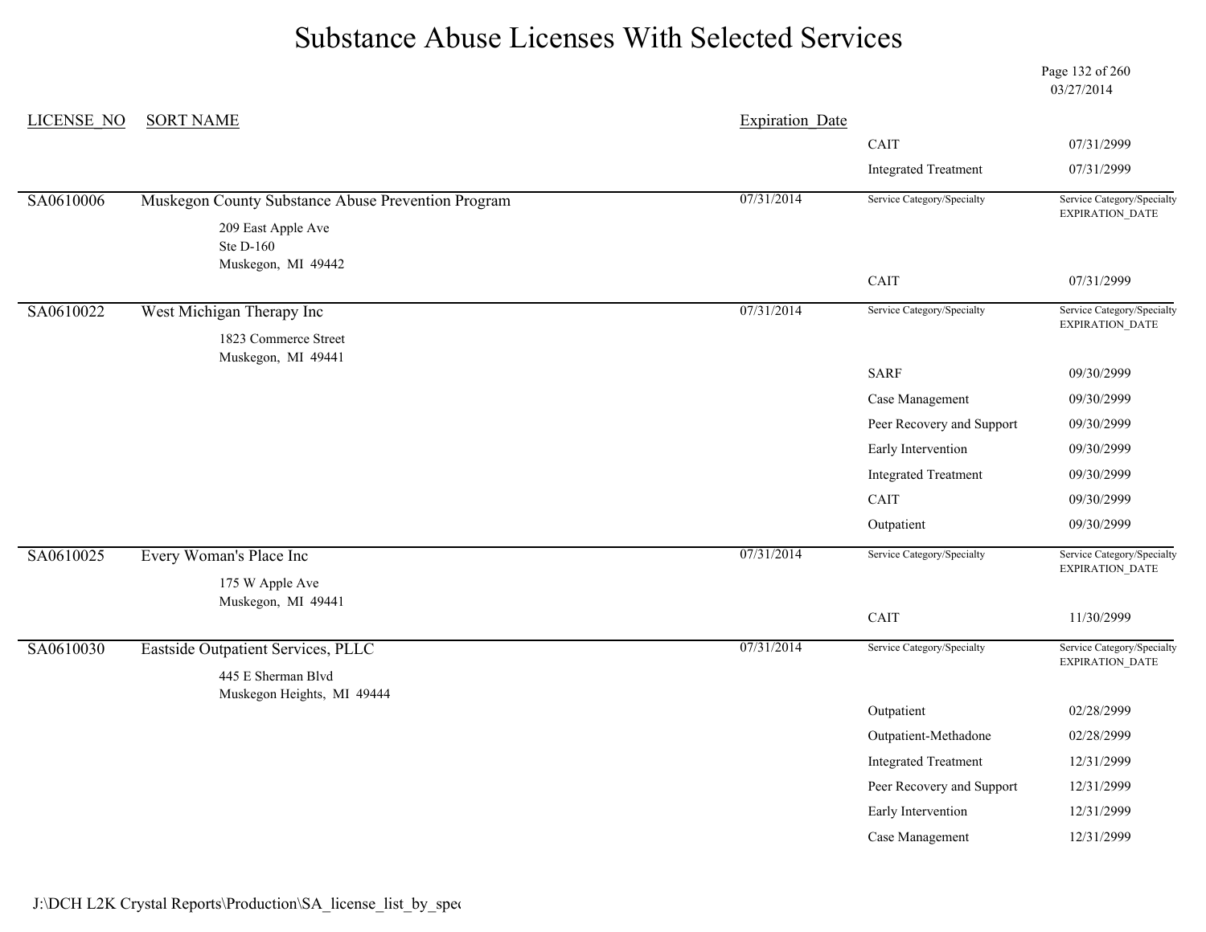# Substance Abuse Licenses With Selected Services

03/27/2014

| LICENSE_NO | SORT NAME | Expiration_Date | Service Category/Specialty | Service Category/Specialty EXPIRATION_DATE |
|---|---|---|---|---|
| | | | CAIT | 07/31/2999 |
| | | | Integrated Treatment | 07/31/2999 |
| SA0610006 | Muskegon County Substance Abuse Prevention Program<br>209 East Apple Ave<br>Ste D-160<br>Muskegon, MI 49442 | 07/31/2014 | Service Category/Specialty | Service Category/Specialty EXPIRATION_DATE |
| | | | CAIT | 07/31/2999 |
| SA0610022 | West Michigan Therapy Inc<br>1823 Commerce Street<br>Muskegon, MI 49441 | 07/31/2014 | Service Category/Specialty | Service Category/Specialty EXPIRATION_DATE |
| | | | SARF | 09/30/2999 |
| | | | Case Management | 09/30/2999 |
| | | | Peer Recovery and Support | 09/30/2999 |
| | | | Early Intervention | 09/30/2999 |
| | | | Integrated Treatment | 09/30/2999 |
| | | | CAIT | 09/30/2999 |
| | | | Outpatient | 09/30/2999 |
| SA0610025 | Every Woman's Place Inc<br>175 W Apple Ave<br>Muskegon, MI 49441 | 07/31/2014 | Service Category/Specialty | Service Category/Specialty EXPIRATION_DATE |
| | | | CAIT | 11/30/2999 |
| SA0610030 | Eastside Outpatient Services, PLLC<br>445 E Sherman Blvd<br>Muskegon Heights, MI 49444 | 07/31/2014 | Service Category/Specialty | Service Category/Specialty EXPIRATION_DATE |
| | | | Outpatient | 02/28/2999 |
| | | | Outpatient-Methadone | 02/28/2999 |
| | | | Integrated Treatment | 12/31/2999 |
| | | | Peer Recovery and Support | 12/31/2999 |
| | | | Early Intervention | 12/31/2999 |
| | | | Case Management | 12/31/2999 |

J:\DCH L2K Crystal Reports\Production\SA_license_list_by_spec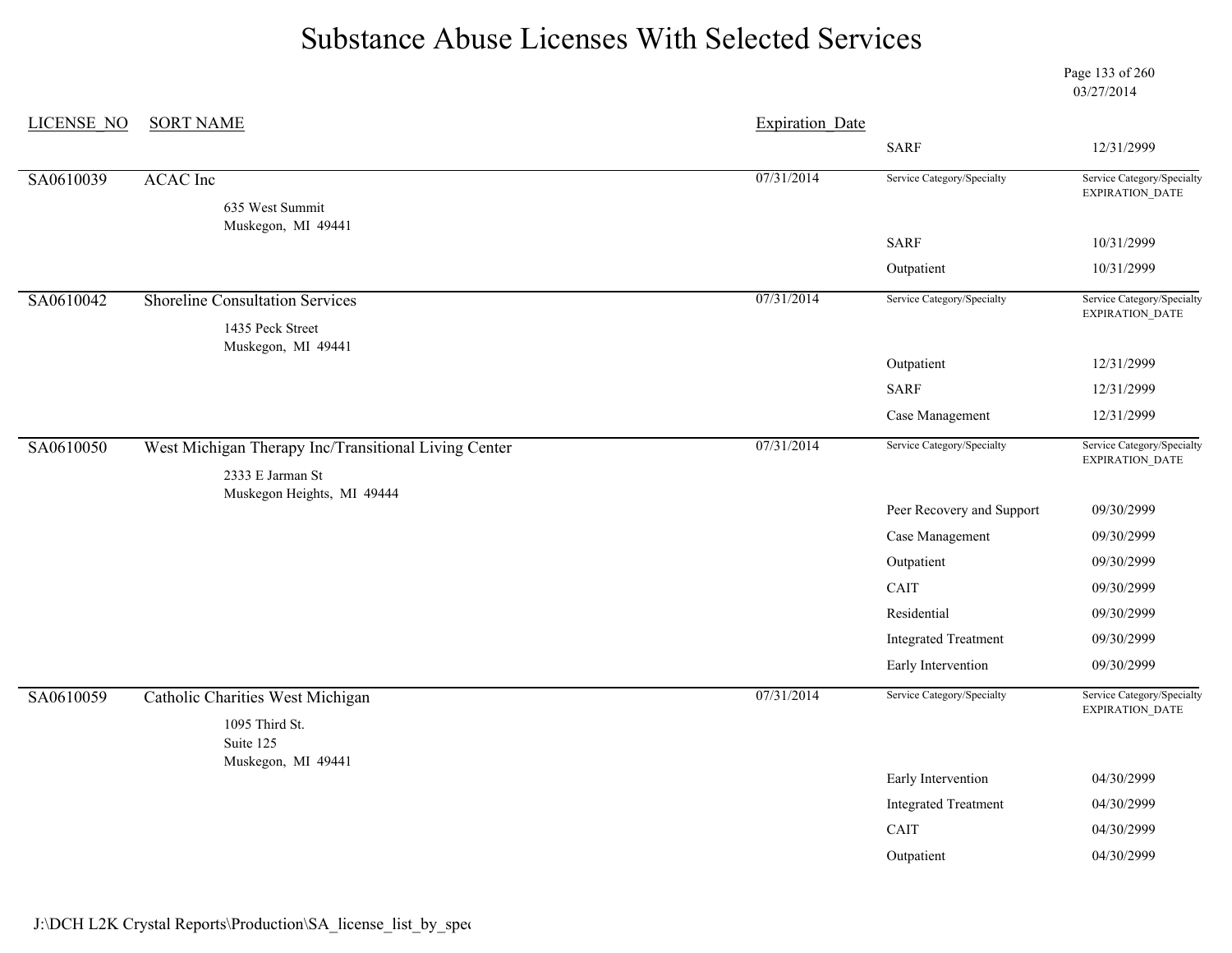# Substance Abuse Licenses With Selected Services

03/27/2014

| LICENSE_NO | SORT NAME | Expiration_Date | Service Category/Specialty | Service Category/Specialty EXPIRATION_DATE |
|---|---|---|---|---|
| | | | SARF | 12/31/2999 |
| SA0610039 | ACAC Inc<br>635 West Summit<br>Muskegon, MI 49441 | 07/31/2014 | | |
| | | | SARF | 10/31/2999 |
| | | | Outpatient | 10/31/2999 |
| SA0610042 | Shoreline Consultation Services<br>1435 Peck Street<br>Muskegon, MI 49441 | 07/31/2014 | | |
| | | | Outpatient | 12/31/2999 |
| | | | SARF | 12/31/2999 |
| | | | Case Management | 12/31/2999 |
| SA0610050 | West Michigan Therapy Inc/Transitional Living Center<br>2333 E Jarman St<br>Muskegon Heights, MI 49444 | 07/31/2014 | | |
| | | | Peer Recovery and Support | 09/30/2999 |
| | | | Case Management | 09/30/2999 |
| | | | Outpatient | 09/30/2999 |
| | | | CAIT | 09/30/2999 |
| | | | Residential | 09/30/2999 |
| | | | Integrated Treatment | 09/30/2999 |
| | | | Early Intervention | 09/30/2999 |
| SA0610059 | Catholic Charities West Michigan<br>1095 Third St.<br>Suite 125<br>Muskegon, MI 49441 | 07/31/2014 | | |
| | | | Early Intervention | 04/30/2999 |
| | | | Integrated Treatment | 04/30/2999 |
| | | | CAIT | 04/30/2999 |
| | | | Outpatient | 04/30/2999 |

J:\DCH L2K Crystal Reports\Production\SA_license_list_by_spec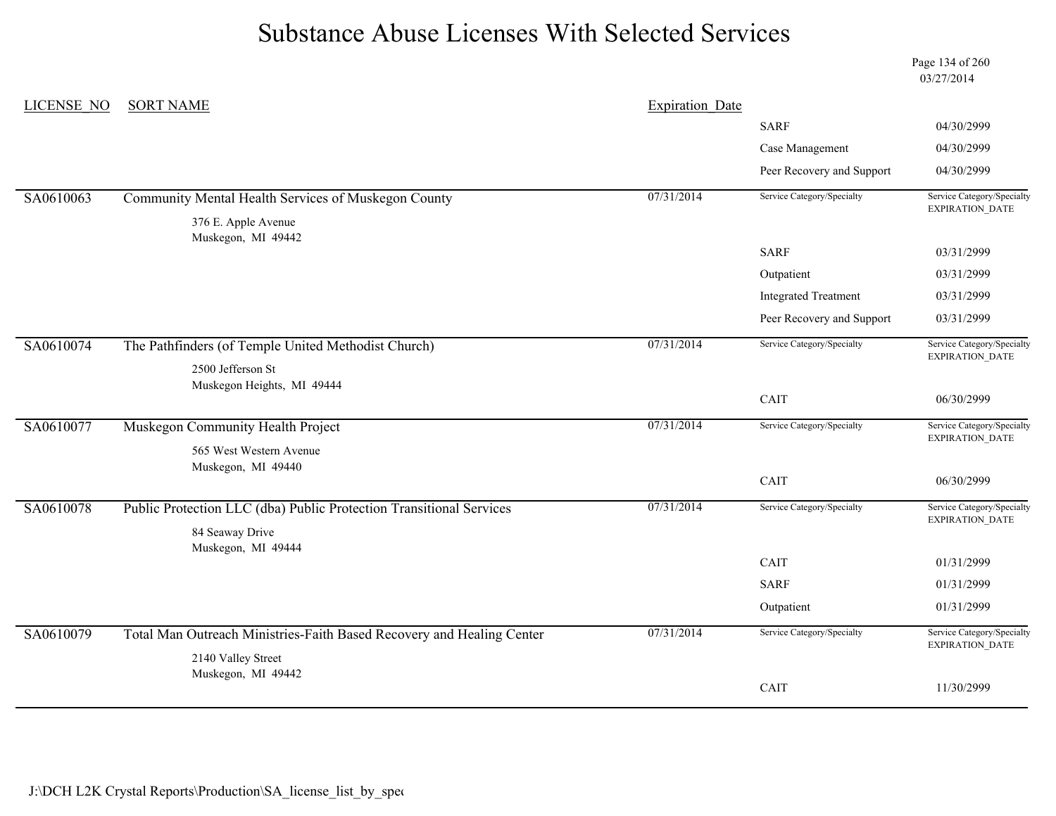# Substance Abuse Licenses With Selected Services

03/27/2014

| LICENSE_NO | SORT NAME | Expiration_Date | Service Category/Specialty | Service Category/Specialty EXPIRATION_DATE |
|---|---|---|---|---|
| | | | SARF | 04/30/2999 |
| | | | Case Management | 04/30/2999 |
| | | | Peer Recovery and Support | 04/30/2999 |
| SA0610063 | Community Mental Health Services of Muskegon County<br>376 E. Apple Avenue<br>Muskegon, MI 49442 | 07/31/2014 | | |
| | | | SARF | 03/31/2999 |
| | | | Outpatient | 03/31/2999 |
| | | | Integrated Treatment | 03/31/2999 |
| | | | Peer Recovery and Support | 03/31/2999 |
| SA0610074 | The Pathfinders (of Temple United Methodist Church)<br>2500 Jefferson St<br>Muskegon Heights, MI 49444 | 07/31/2014 | | |
| | | | CAIT | 06/30/2999 |
| SA0610077 | Muskegon Community Health Project<br>565 West Western Avenue<br>Muskegon, MI 49440 | 07/31/2014 | | |
| | | | CAIT | 06/30/2999 |
| SA0610078 | Public Protection LLC (dba) Public Protection Transitional Services<br>84 Seaway Drive<br>Muskegon, MI 49444 | 07/31/2014 | | |
| | | | CAIT | 01/31/2999 |
| | | | SARF | 01/31/2999 |
| | | | Outpatient | 01/31/2999 |
| SA0610079 | Total Man Outreach Ministries-Faith Based Recovery and Healing Center<br>2140 Valley Street<br>Muskegon, MI 49442 | 07/31/2014 | | |
| | | | CAIT | 11/30/2999 |

J:\DCH L2K Crystal Reports\Production\SA_license_list_by_spec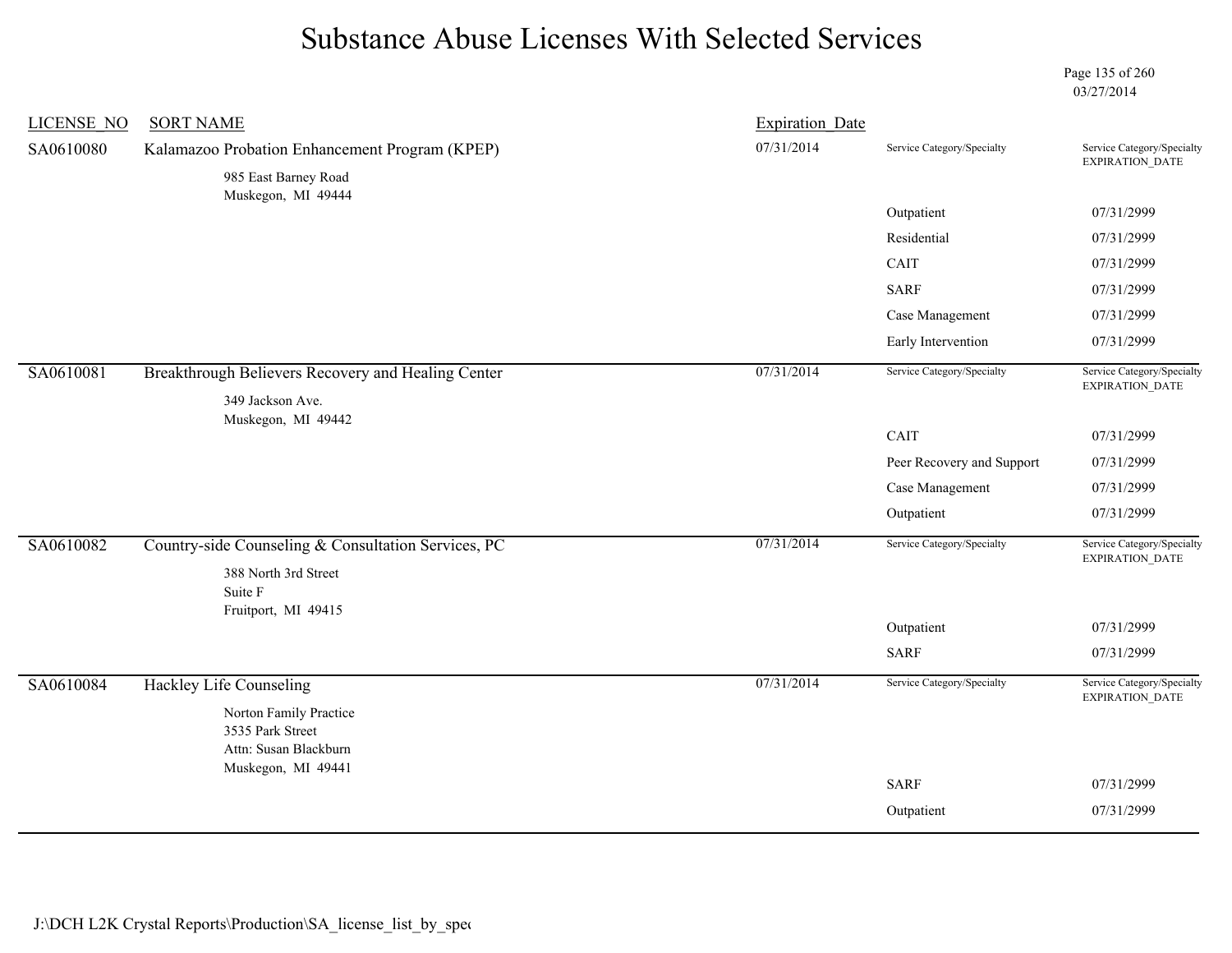# Substance Abuse Licenses With Selected Services

03/27/2014

| LICENSE_NO | SORT NAME | Expiration_Date | Service Category/Specialty | Service Category/Specialty EXPIRATION_DATE |
|---|---|---|---|---|
| SA0610080 | Kalamazoo Probation Enhancement Program (KPEP)<br>985 East Barney Road<br>Muskegon, MI 49444 | 07/31/2014 | Outpatient | 07/31/2999 |
| | | | Residential | 07/31/2999 |
| | | | CAIT | 07/31/2999 |
| | | | SARF | 07/31/2999 |
| | | | Case Management | 07/31/2999 |
| | | | Early Intervention | 07/31/2999 |
| SA0610081 | Breakthrough Believers Recovery and Healing Center<br>349 Jackson Ave.<br>Muskegon, MI 49442 | 07/31/2014 | CAIT | 07/31/2999 |
| | | | Peer Recovery and Support | 07/31/2999 |
| | | | Case Management | 07/31/2999 |
| | | | Outpatient | 07/31/2999 |
| SA0610082 | Country-side Counseling & Consultation Services, PC<br>388 North 3rd Street<br>Suite F<br>Fruitport, MI 49415 | 07/31/2014 | Outpatient | 07/31/2999 |
| | | | SARF | 07/31/2999 |
| SA0610084 | Hackley Life Counseling<br>Norton Family Practice<br>3535 Park Street<br>Attn: Susan Blackburn<br>Muskegon, MI 49441 | 07/31/2014 | SARF | 07/31/2999 |
| | | | Outpatient | 07/31/2999 |

J:\DCH L2K Crystal Reports\Production\SA_license_list_by_spec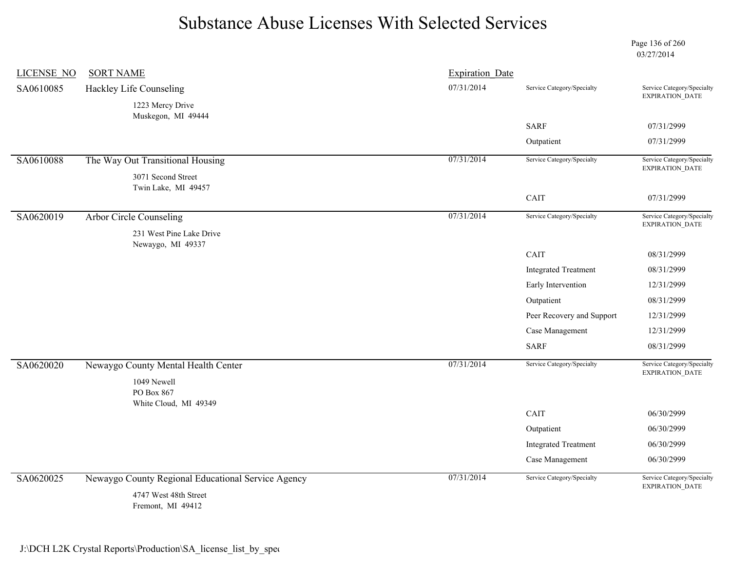# Substance Abuse Licenses With Selected Services

03/27/2014

| LICENSE_NO | SORT NAME | Expiration_Date | Service Category/Specialty | Service Category/Specialty EXPIRATION_DATE |
|---|---|---|---|---|
| SA0610085 | Hackley Life Counseling<br>1223 Mercy Drive<br>Muskegon, MI 49444 | 07/31/2014 | | |
| | | | SARF | 07/31/2999 |
| | | | Outpatient | 07/31/2999 |
| SA0610088 | The Way Out Transitional Housing<br>3071 Second Street<br>Twin Lake, MI 49457 | 07/31/2014 | | |
| | | | CAIT | 07/31/2999 |
| SA0620019 | Arbor Circle Counseling<br>231 West Pine Lake Drive<br>Newaygo, MI 49337 | 07/31/2014 | | |
| | | | CAIT | 08/31/2999 |
| | | | Integrated Treatment | 08/31/2999 |
| | | | Early Intervention | 12/31/2999 |
| | | | Outpatient | 08/31/2999 |
| | | | Peer Recovery and Support | 12/31/2999 |
| | | | Case Management | 12/31/2999 |
| | | | SARF | 08/31/2999 |
| SA0620020 | Newaygo County Mental Health Center<br>1049 Newell<br>PO Box 867<br>White Cloud, MI 49349 | 07/31/2014 | | |
| | | | CAIT | 06/30/2999 |
| | | | Outpatient | 06/30/2999 |
| | | | Integrated Treatment | 06/30/2999 |
| | | | Case Management | 06/30/2999 |
| SA0620025 | Newaygo County Regional Educational Service Agency<br>4747 West 48th Street<br>Fremont, MI 49412 | 07/31/2014 | | |

J:\DCH L2K Crystal Reports\Production\SA_license_list_by_spec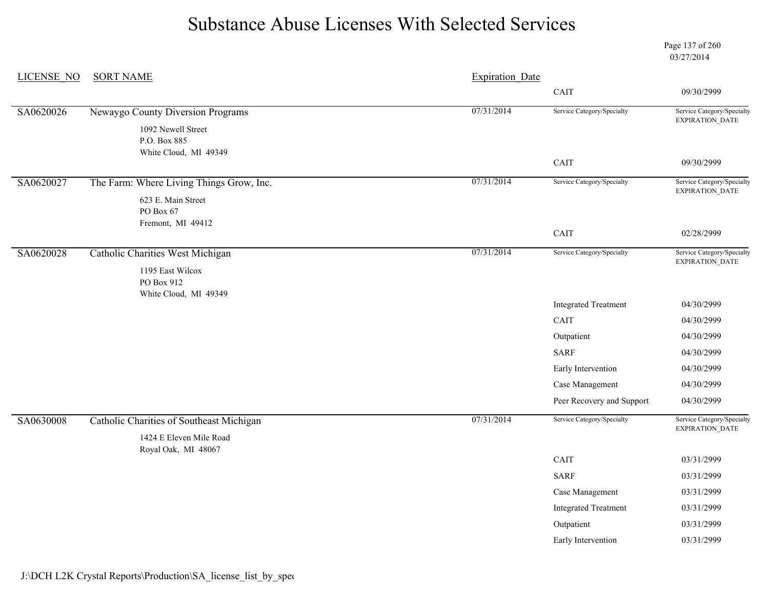# Substance Abuse Licenses With Selected Services

03/27/2014

| LICENSE_NO | SORT NAME | Expiration_Date | Service Category/Specialty | Service Category/Specialty EXPIRATION_DATE |
|---|---|---|---|---|
| | | | CAIT | 09/30/2999 |
| SA0620026 | Newaygo County Diversion Programs<br>1092 Newell Street<br>P.O. Box 885<br>White Cloud, MI 49349 | 07/31/2014 | CAIT | 09/30/2999 |
| SA0620027 | The Farm: Where Living Things Grow, Inc.<br>623 E. Main Street<br>PO Box 67<br>Fremont, MI 49412 | 07/31/2014 | CAIT | 02/28/2999 |
| SA0620028 | Catholic Charities West Michigan<br>1195 East Wilcox<br>PO Box 912<br>White Cloud, MI 49349 | 07/31/2014 | Integrated Treatment | 04/30/2999 |
| | | | CAIT | 04/30/2999 |
| | | | Outpatient | 04/30/2999 |
| | | | SARF | 04/30/2999 |
| | | | Early Intervention | 04/30/2999 |
| | | | Case Management | 04/30/2999 |
| | | | Peer Recovery and Support | 04/30/2999 |
| SA0630008 | Catholic Charities of Southeast Michigan<br>1424 E Eleven Mile Road<br>Royal Oak, MI 48067 | 07/31/2014 | CAIT | 03/31/2999 |
| | | | SARF | 03/31/2999 |
| | | | Case Management | 03/31/2999 |
| | | | Integrated Treatment | 03/31/2999 |
| | | | Outpatient | 03/31/2999 |
| | | | Early Intervention | 03/31/2999 |

J:\DCH L2K Crystal Reports\Production\SA_license_list_by_spec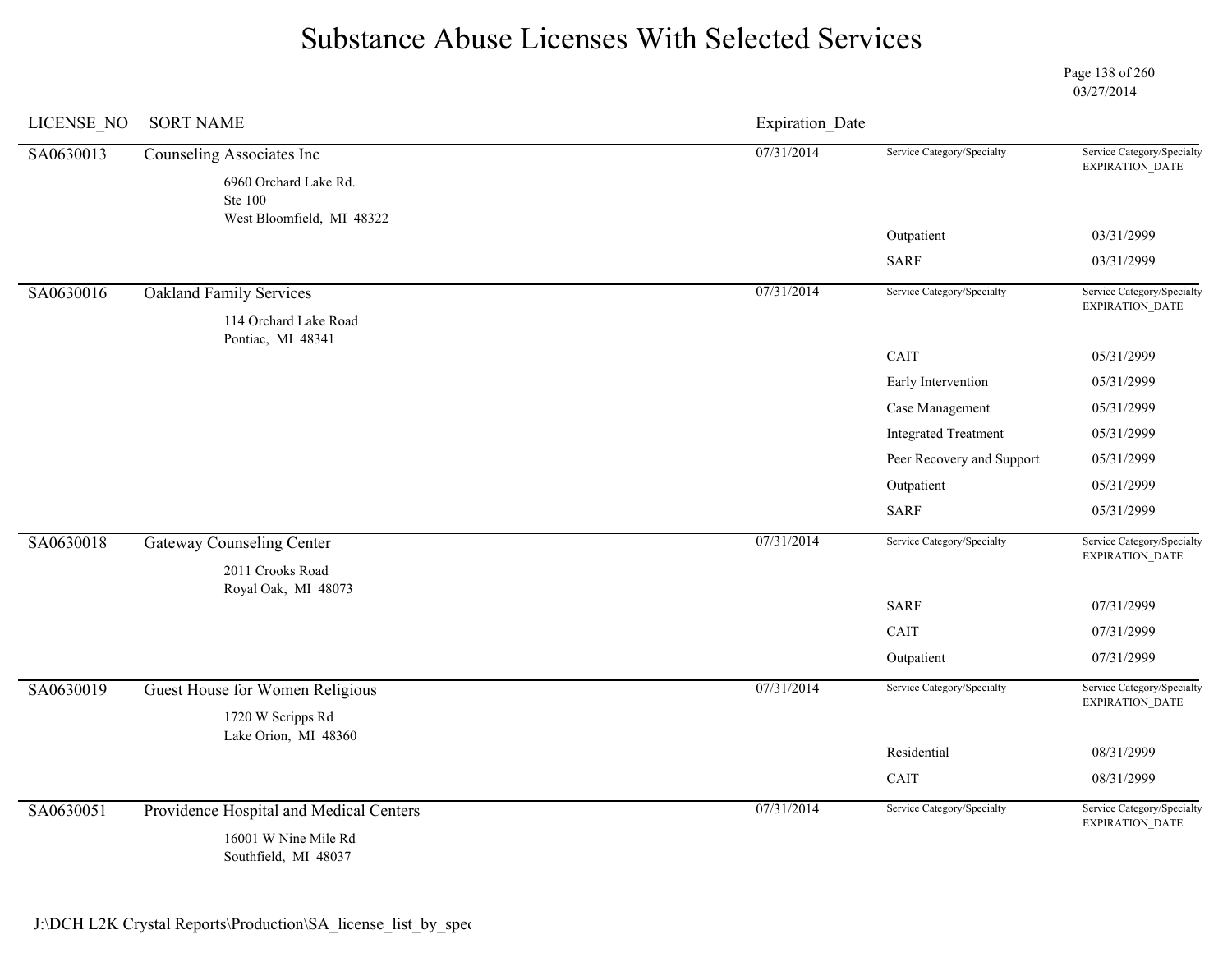# Substance Abuse Licenses With Selected Services

03/27/2014

| LICENSE_NO | SORT NAME | Expiration_Date | Service Category/Specialty | Service Category/Specialty EXPIRATION_DATE |
|---|---|---|---|---|
| SA0630013 | Counseling Associates Inc<br>6960 Orchard Lake Rd.<br>Ste 100<br>West Bloomfield, MI 48322 | 07/31/2014 | | |
| | | | Outpatient | 03/31/2999 |
| | | | SARF | 03/31/2999 |
| SA0630016 | Oakland Family Services<br>114 Orchard Lake Road<br>Pontiac, MI 48341 | 07/31/2014 | | |
| | | | CAIT | 05/31/2999 |
| | | | Early Intervention | 05/31/2999 |
| | | | Case Management | 05/31/2999 |
| | | | Integrated Treatment | 05/31/2999 |
| | | | Peer Recovery and Support | 05/31/2999 |
| | | | Outpatient | 05/31/2999 |
| | | | SARF | 05/31/2999 |
| SA0630018 | Gateway Counseling Center<br>2011 Crooks Road<br>Royal Oak, MI 48073 | 07/31/2014 | | |
| | | | SARF | 07/31/2999 |
| | | | CAIT | 07/31/2999 |
| | | | Outpatient | 07/31/2999 |
| SA0630019 | Guest House for Women Religious<br>1720 W Scripps Rd<br>Lake Orion, MI 48360 | 07/31/2014 | | |
| | | | Residential | 08/31/2999 |
| | | | CAIT | 08/31/2999 |
| SA0630051 | Providence Hospital and Medical Centers<br>16001 W Nine Mile Rd<br>Southfield, MI 48037 | 07/31/2014 | | |

J:\DCH L2K Crystal Reports\Production\SA_license_list_by_spec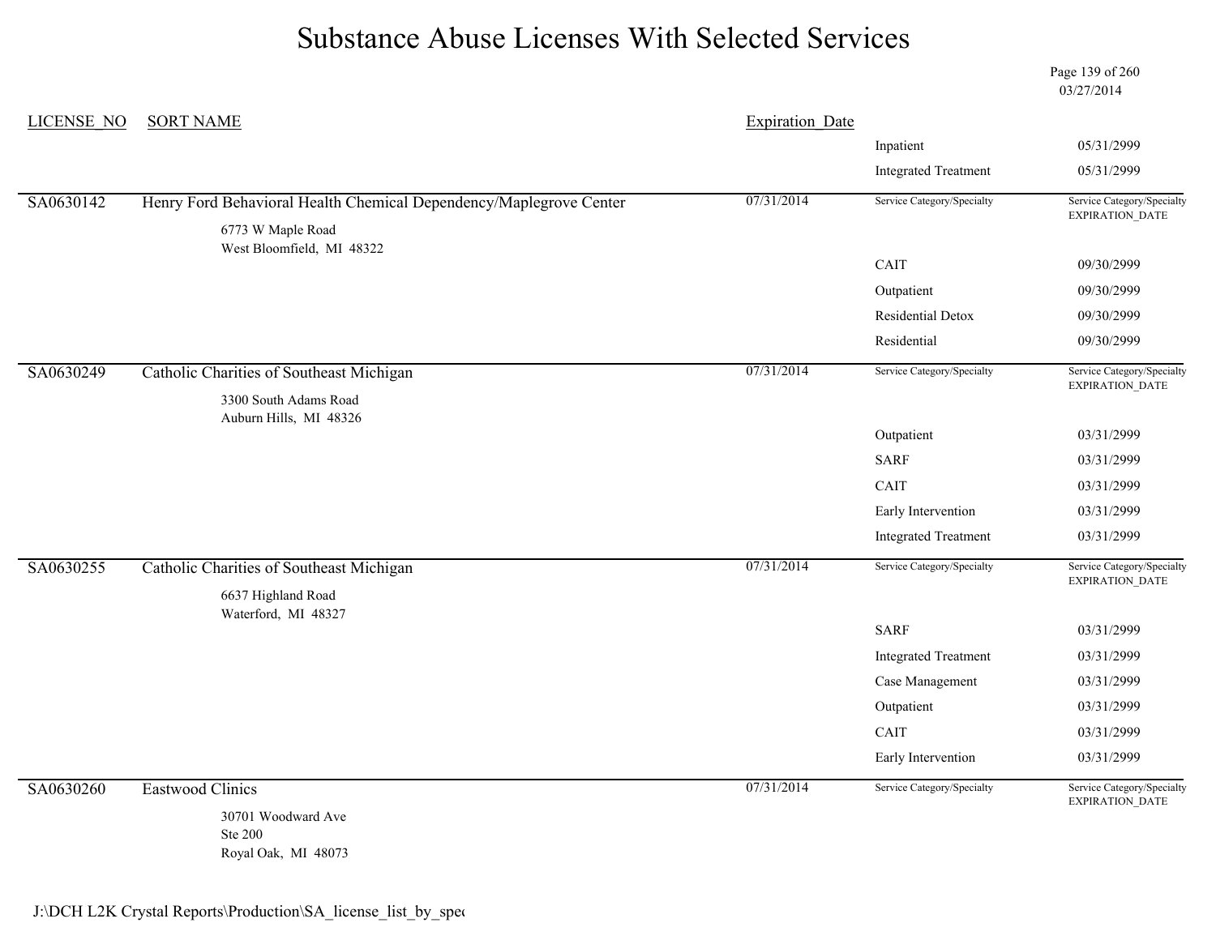# Substance Abuse Licenses With Selected Services

03/27/2014

| LICENSE_NO | SORT NAME | Expiration_Date | Service Category/Specialty | Service Category/Specialty EXPIRATION_DATE |
|---|---|---|---|---|
| | | | Inpatient | 05/31/2999 |
| | | | Integrated Treatment | 05/31/2999 |
| SA0630142 | Henry Ford Behavioral Health Chemical Dependency/Maplegrove Center<br>6773 W Maple Road<br>West Bloomfield, MI 48322 | 07/31/2014 | | |
| | | | CAIT | 09/30/2999 |
| | | | Outpatient | 09/30/2999 |
| | | | Residential Detox | 09/30/2999 |
| | | | Residential | 09/30/2999 |
| SA0630249 | Catholic Charities of Southeast Michigan<br>3300 South Adams Road<br>Auburn Hills, MI 48326 | 07/31/2014 | | |
| | | | Outpatient | 03/31/2999 |
| | | | SARF | 03/31/2999 |
| | | | CAIT | 03/31/2999 |
| | | | Early Intervention | 03/31/2999 |
| | | | Integrated Treatment | 03/31/2999 |
| SA0630255 | Catholic Charities of Southeast Michigan<br>6637 Highland Road<br>Waterford, MI 48327 | 07/31/2014 | | |
| | | | SARF | 03/31/2999 |
| | | | Integrated Treatment | 03/31/2999 |
| | | | Case Management | 03/31/2999 |
| | | | Outpatient | 03/31/2999 |
| | | | CAIT | 03/31/2999 |
| | | | Early Intervention | 03/31/2999 |
| SA0630260 | Eastwood Clinics<br>30701 Woodward Ave<br>Ste 200<br>Royal Oak, MI 48073 | 07/31/2014 | | |

J:\DCH L2K Crystal Reports\Production\SA_license_list_by_spec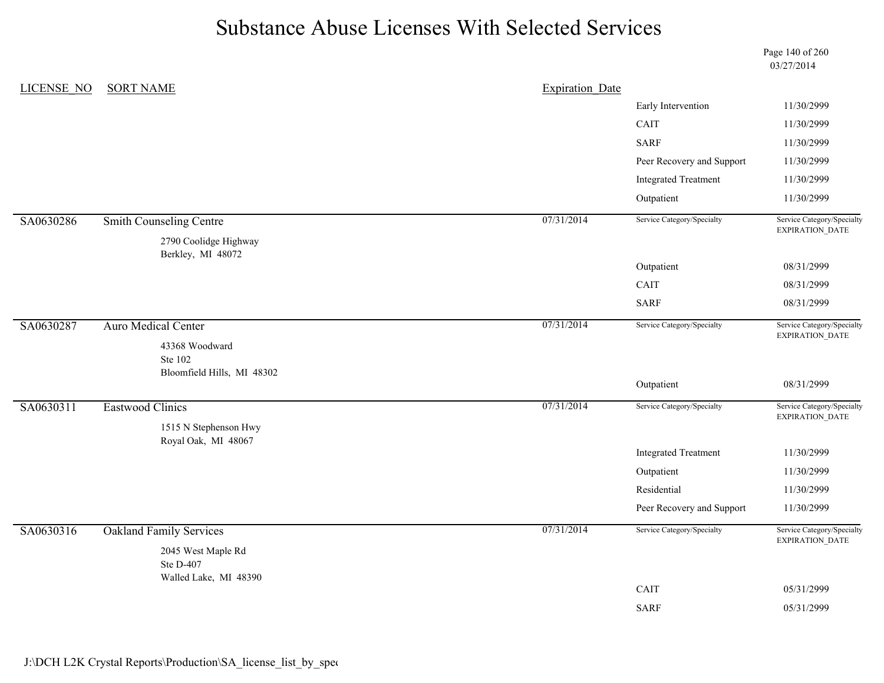# Substance Abuse Licenses With Selected Services

03/27/2014

| LICENSE_NO | SORT NAME | Expiration_Date | | |
|---|---|---|---|---|
| | | | Early Intervention | 11/30/2999 |
| | | | CAIT | 11/30/2999 |
| | | | SARF | 11/30/2999 |
| | | | Peer Recovery and Support | 11/30/2999 |
| | | | Integrated Treatment | 11/30/2999 |
| | | | Outpatient | 11/30/2999 |
| SA0630286 | Smith Counseling Centre<br>2790 Coolidge Highway<br>Berkley, MI 48072 | 07/31/2014 | Service Category/Specialty | Service Category/Specialty EXPIRATION_DATE |
| | | | Outpatient | 08/31/2999 |
| | | | CAIT | 08/31/2999 |
| | | | SARF | 08/31/2999 |
| SA0630287 | Auro Medical Center<br>43368 Woodward<br>Ste 102<br>Bloomfield Hills, MI 48302 | 07/31/2014 | Service Category/Specialty | Service Category/Specialty EXPIRATION_DATE |
| | | | Outpatient | 08/31/2999 |
| SA0630311 | Eastwood Clinics<br>1515 N Stephenson Hwy<br>Royal Oak, MI 48067 | 07/31/2014 | Service Category/Specialty | Service Category/Specialty EXPIRATION_DATE |
| | | | Integrated Treatment | 11/30/2999 |
| | | | Outpatient | 11/30/2999 |
| | | | Residential | 11/30/2999 |
| | | | Peer Recovery and Support | 11/30/2999 |
| SA0630316 | Oakland Family Services<br>2045 West Maple Rd<br>Ste D-407<br>Walled Lake, MI 48390 | 07/31/2014 | Service Category/Specialty | Service Category/Specialty EXPIRATION_DATE |
| | | | CAIT | 05/31/2999 |
| | | | SARF | 05/31/2999 |

J:\DCH L2K Crystal Reports\Production\SA_license_list_by_spec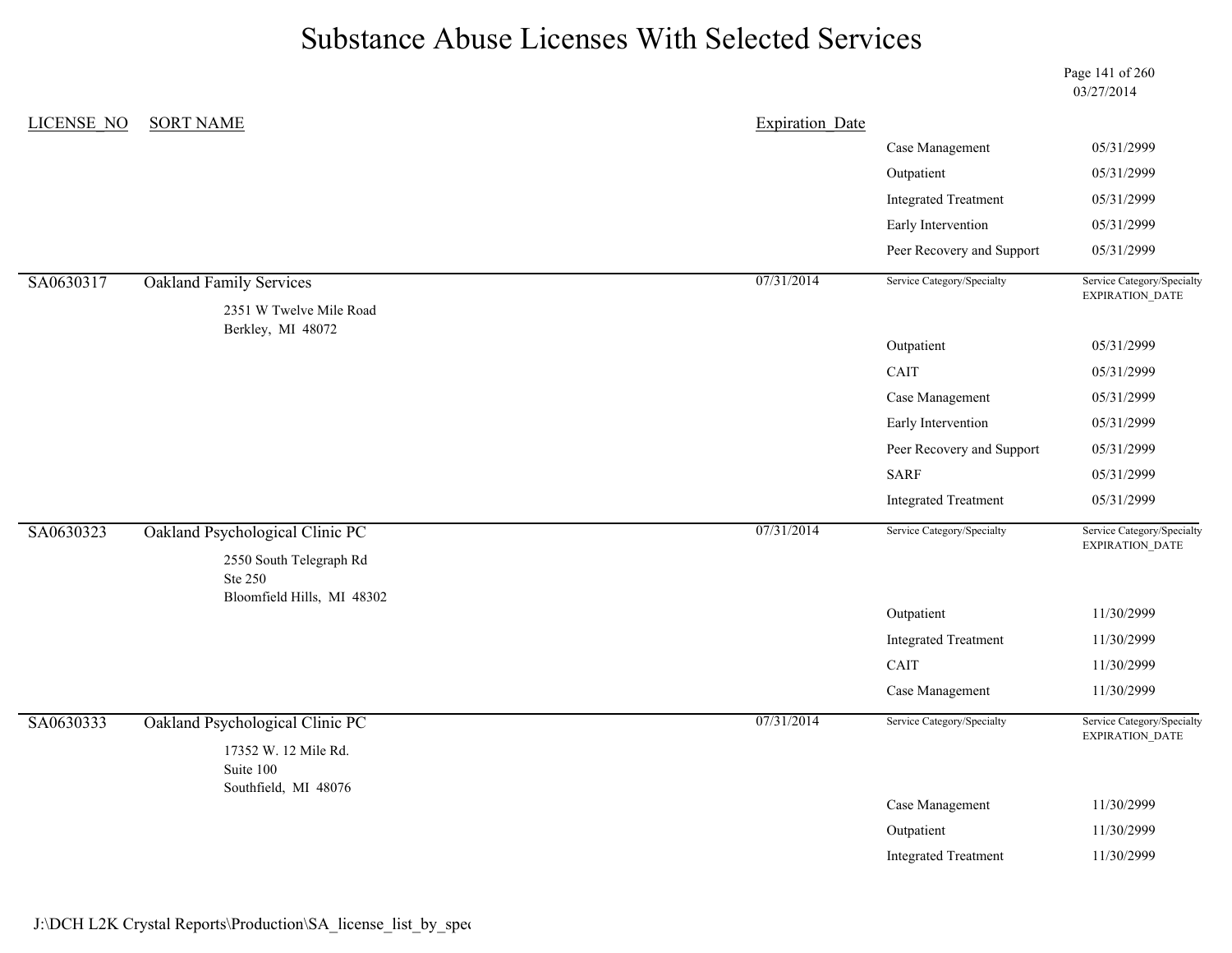# Substance Abuse Licenses With Selected Services

03/27/2014

| LICENSE_NO | SORT NAME | Expiration_Date | Service Category/Specialty | Service Category/Specialty EXPIRATION_DATE |
|---|---|---|---|---|
| | | | Case Management | 05/31/2999 |
| | | | Outpatient | 05/31/2999 |
| | | | Integrated Treatment | 05/31/2999 |
| | | | Early Intervention | 05/31/2999 |
| | | | Peer Recovery and Support | 05/31/2999 |
| SA0630317 | Oakland Family Services<br>2351 W Twelve Mile Road<br>Berkley, MI 48072 | 07/31/2014 | | |
| | | | Outpatient | 05/31/2999 |
| | | | CAIT | 05/31/2999 |
| | | | Case Management | 05/31/2999 |
| | | | Early Intervention | 05/31/2999 |
| | | | Peer Recovery and Support | 05/31/2999 |
| | | | SARF | 05/31/2999 |
| | | | Integrated Treatment | 05/31/2999 |
| SA0630323 | Oakland Psychological Clinic PC<br>2550 South Telegraph Rd<br>Ste 250<br>Bloomfield Hills, MI 48302 | 07/31/2014 | | |
| | | | Outpatient | 11/30/2999 |
| | | | Integrated Treatment | 11/30/2999 |
| | | | CAIT | 11/30/2999 |
| | | | Case Management | 11/30/2999 |
| SA0630333 | Oakland Psychological Clinic PC<br>17352 W. 12 Mile Rd.<br>Suite 100<br>Southfield, MI 48076 | 07/31/2014 | | |
| | | | Case Management | 11/30/2999 |
| | | | Outpatient | 11/30/2999 |
| | | | Integrated Treatment | 11/30/2999 |

J:\DCH L2K Crystal Reports\Production\SA_license_list_by_spec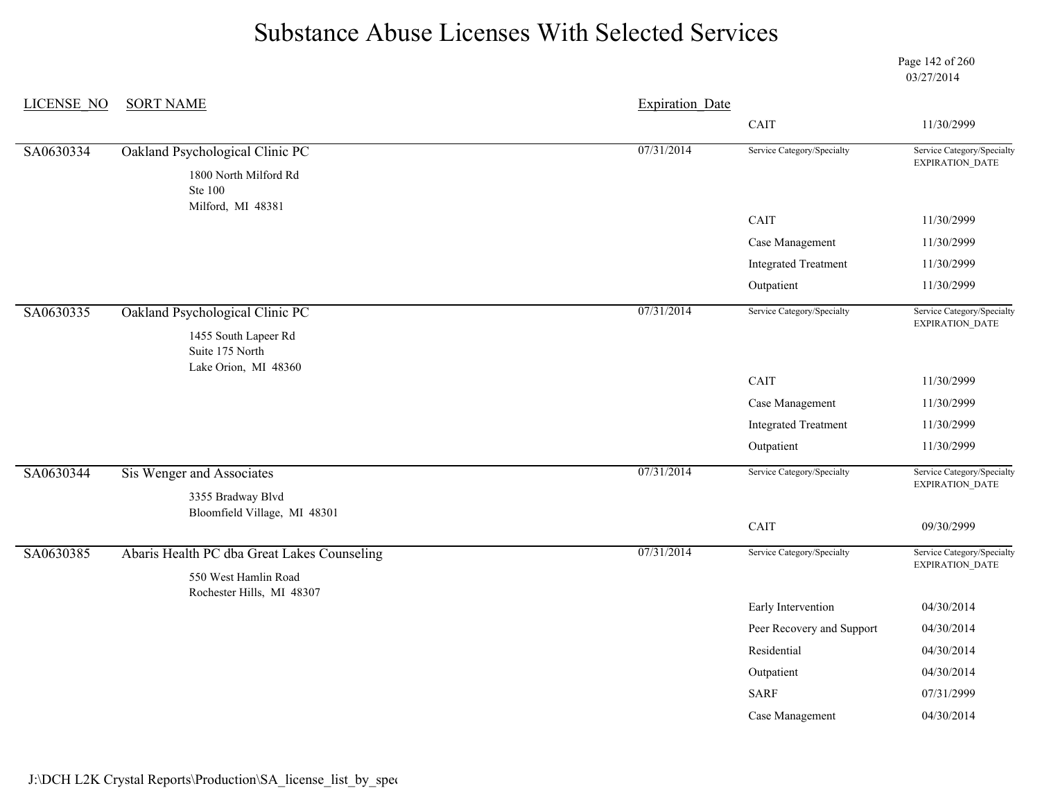# Substance Abuse Licenses With Selected Services

03/27/2014

| LICENSE_NO | SORT NAME | Expiration_Date | Service Category/Specialty | Service Category/Specialty EXPIRATION_DATE |
|---|---|---|---|---|
| | | | CAIT | 11/30/2999 |
| SA0630334 | Oakland Psychological Clinic PC<br>1800 North Milford Rd<br>Ste 100<br>Milford, MI 48381 | 07/31/2014 | | |
| | | | CAIT | 11/30/2999 |
| | | | Case Management | 11/30/2999 |
| | | | Integrated Treatment | 11/30/2999 |
| | | | Outpatient | 11/30/2999 |
| SA0630335 | Oakland Psychological Clinic PC<br>1455 South Lapeer Rd<br>Suite 175 North<br>Lake Orion, MI 48360 | 07/31/2014 | | |
| | | | CAIT | 11/30/2999 |
| | | | Case Management | 11/30/2999 |
| | | | Integrated Treatment | 11/30/2999 |
| | | | Outpatient | 11/30/2999 |
| SA0630344 | Sis Wenger and Associates<br>3355 Bradway Blvd<br>Bloomfield Village, MI 48301 | 07/31/2014 | | |
| | | | CAIT | 09/30/2999 |
| SA0630385 | Abaris Health PC dba Great Lakes Counseling<br>550 West Hamlin Road<br>Rochester Hills, MI 48307 | 07/31/2014 | | |
| | | | Early Intervention | 04/30/2014 |
| | | | Peer Recovery and Support | 04/30/2014 |
| | | | Residential | 04/30/2014 |
| | | | Outpatient | 04/30/2014 |
| | | | SARF | 07/31/2999 |
| | | | Case Management | 04/30/2014 |

J:\DCH L2K Crystal Reports\Production\SA_license_list_by_spec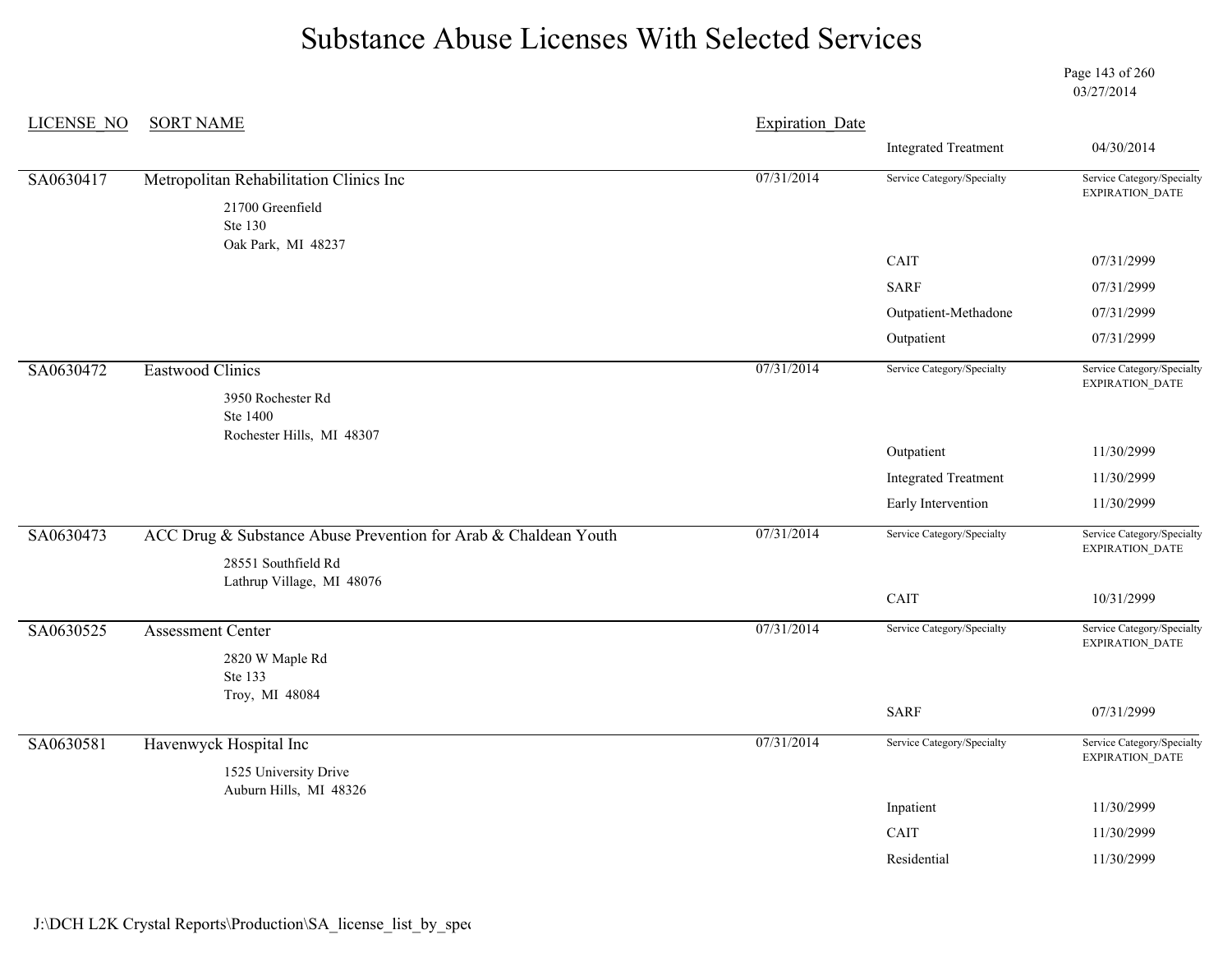# Substance Abuse Licenses With Selected Services

03/27/2014

| LICENSE_NO | SORT NAME | Expiration_Date | Service Category/Specialty | Service Category/Specialty EXPIRATION_DATE |
|---|---|---|---|---|
| | | | Integrated Treatment | 04/30/2014 |
| SA0630417 | Metropolitan Rehabilitation Clinics Inc<br>21700 Greenfield<br>Ste 130<br>Oak Park, MI 48237 | 07/31/2014 | | |
| | | | CAIT | 07/31/2999 |
| | | | SARF | 07/31/2999 |
| | | | Outpatient-Methadone | 07/31/2999 |
| | | | Outpatient | 07/31/2999 |
| SA0630472 | Eastwood Clinics<br>3950 Rochester Rd<br>Ste 1400<br>Rochester Hills, MI 48307 | 07/31/2014 | | |
| | | | Outpatient | 11/30/2999 |
| | | | Integrated Treatment | 11/30/2999 |
| | | | Early Intervention | 11/30/2999 |
| SA0630473 | ACC Drug & Substance Abuse Prevention for Arab & Chaldean Youth<br>28551 Southfield Rd<br>Lathrup Village, MI 48076 | 07/31/2014 | | |
| | | | CAIT | 10/31/2999 |
| SA0630525 | Assessment Center<br>2820 W Maple Rd<br>Ste 133<br>Troy, MI 48084 | 07/31/2014 | | |
| | | | SARF | 07/31/2999 |
| SA0630581 | Havenwyck Hospital Inc<br>1525 University Drive<br>Auburn Hills, MI 48326 | 07/31/2014 | | |
| | | | Inpatient | 11/30/2999 |
| | | | CAIT | 11/30/2999 |
| | | | Residential | 11/30/2999 |

J:\DCH L2K Crystal Reports\Production\SA_license_list_by_spec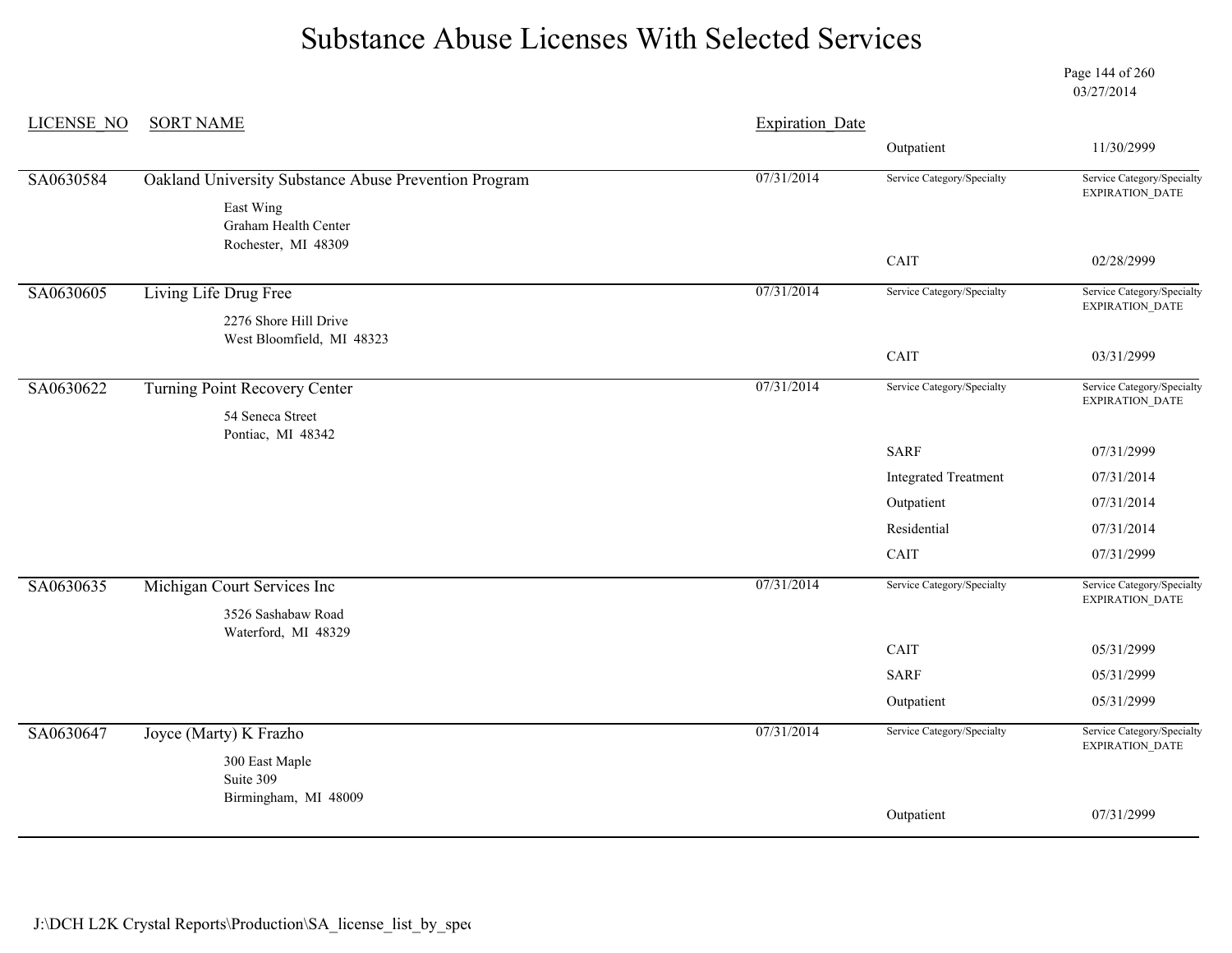# Substance Abuse Licenses With Selected Services

03/27/2014

| LICENSE_NO | SORT NAME | Expiration_Date | Service Category/Specialty | Service Category/Specialty EXPIRATION_DATE |
|---|---|---|---|---|
| | | | Outpatient | 11/30/2999 |
| SA0630584 | Oakland University Substance Abuse Prevention Program<br>East Wing<br>Graham Health Center<br>Rochester, MI 48309 | 07/31/2014 | | |
| | | | CAIT | 02/28/2999 |
| SA0630605 | Living Life Drug Free<br>2276 Shore Hill Drive<br>West Bloomfield, MI 48323 | 07/31/2014 | | |
| | | | CAIT | 03/31/2999 |
| SA0630622 | Turning Point Recovery Center<br>54 Seneca Street<br>Pontiac, MI 48342 | 07/31/2014 | | |
| | | | SARF | 07/31/2999 |
| | | | Integrated Treatment | 07/31/2014 |
| | | | Outpatient | 07/31/2014 |
| | | | Residential | 07/31/2014 |
| | | | CAIT | 07/31/2999 |
| SA0630635 | Michigan Court Services Inc<br>3526 Sashabaw Road<br>Waterford, MI 48329 | 07/31/2014 | | |
| | | | CAIT | 05/31/2999 |
| | | | SARF | 05/31/2999 |
| | | | Outpatient | 05/31/2999 |
| SA0630647 | Joyce (Marty) K Frazho<br>300 East Maple<br>Suite 309<br>Birmingham, MI 48009 | 07/31/2014 | | |
| | | | Outpatient | 07/31/2999 |

J:\DCH L2K Crystal Reports\Production\SA_license_list_by_spec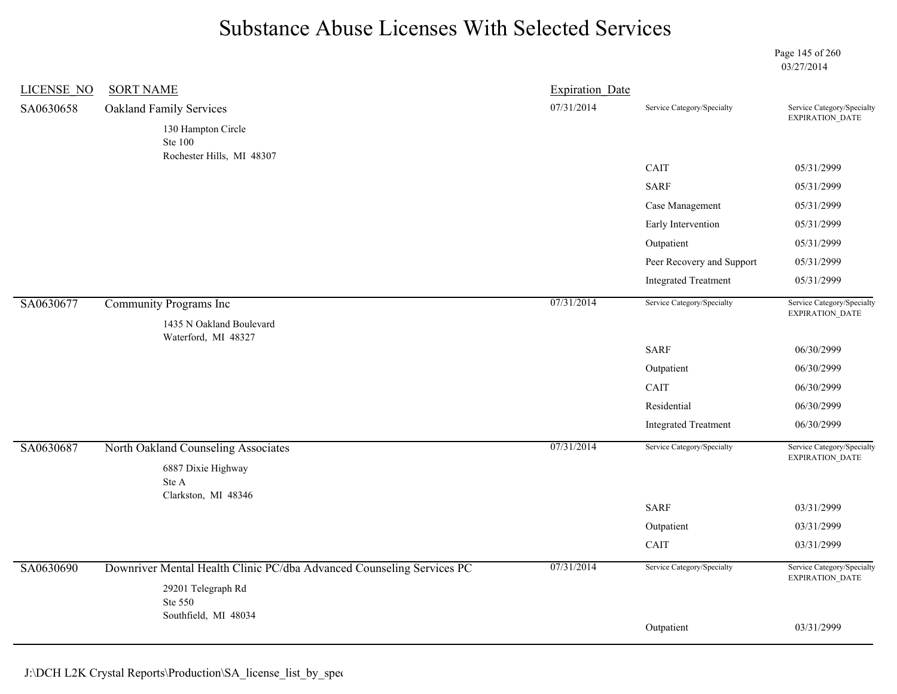# Substance Abuse Licenses With Selected Services

03/27/2014

| LICENSE_NO | SORT NAME | Expiration_Date | Service Category/Specialty | Service Category/Specialty EXPIRATION_DATE |
|---|---|---|---|---|
| SA0630658 | Oakland Family Services<br>130 Hampton Circle<br>Ste 100<br>Rochester Hills, MI 48307 | 07/31/2014 | | |
| | | | CAIT | 05/31/2999 |
| | | | SARF | 05/31/2999 |
| | | | Case Management | 05/31/2999 |
| | | | Early Intervention | 05/31/2999 |
| | | | Outpatient | 05/31/2999 |
| | | | Peer Recovery and Support | 05/31/2999 |
| | | | Integrated Treatment | 05/31/2999 |
| SA0630677 | Community Programs Inc<br>1435 N Oakland Boulevard<br>Waterford, MI 48327 | 07/31/2014 | | |
| | | | SARF | 06/30/2999 |
| | | | Outpatient | 06/30/2999 |
| | | | CAIT | 06/30/2999 |
| | | | Residential | 06/30/2999 |
| | | | Integrated Treatment | 06/30/2999 |
| SA0630687 | North Oakland Counseling Associates<br>6887 Dixie Highway<br>Ste A<br>Clarkston, MI 48346 | 07/31/2014 | | |
| | | | SARF | 03/31/2999 |
| | | | Outpatient | 03/31/2999 |
| | | | CAIT | 03/31/2999 |
| SA0630690 | Downriver Mental Health Clinic PC/dba Advanced Counseling Services PC<br>29201 Telegraph Rd<br>Ste 550<br>Southfield, MI 48034 | 07/31/2014 | | |
| | | | Outpatient | 03/31/2999 |

J:\DCH L2K Crystal Reports\Production\SA_license_list_by_spec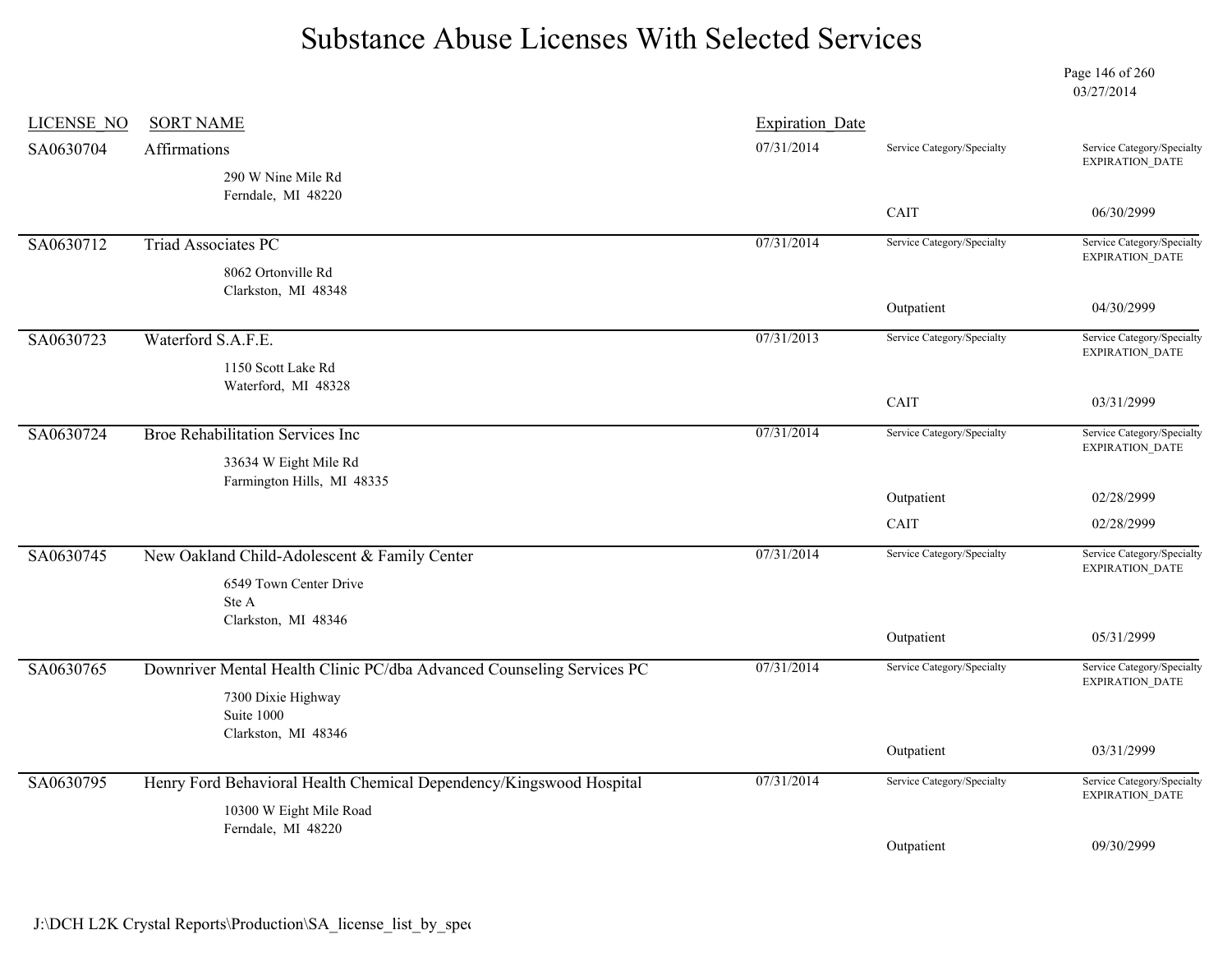# Substance Abuse Licenses With Selected Services

03/27/2014

| LICENSE_NO | SORT NAME | Expiration_Date | Service Category/Specialty | Service Category/Specialty EXPIRATION_DATE |
|---|---|---|---|---|
| SA0630704 | Affirmations<br>290 W Nine Mile Rd<br>Ferndale, MI 48220 | 07/31/2014 | CAIT | 06/30/2999 |
| SA0630712 | Triad Associates PC<br>8062 Ortonville Rd<br>Clarkston, MI 48348 | 07/31/2014 | Outpatient | 04/30/2999 |
| SA0630723 | Waterford S.A.F.E.<br>1150 Scott Lake Rd<br>Waterford, MI 48328 | 07/31/2013 | CAIT | 03/31/2999 |
| SA0630724 | Broe Rehabilitation Services Inc<br>33634 W Eight Mile Rd<br>Farmington Hills, MI 48335 | 07/31/2014 | Outpatient | 02/28/2999 |
| | | | CAIT | 02/28/2999 |
| SA0630745 | New Oakland Child-Adolescent & Family Center<br>6549 Town Center Drive<br>Ste A<br>Clarkston, MI 48346 | 07/31/2014 | Outpatient | 05/31/2999 |
| SA0630765 | Downriver Mental Health Clinic PC/dba Advanced Counseling Services PC<br>7300 Dixie Highway<br>Suite 1000<br>Clarkston, MI 48346 | 07/31/2014 | Outpatient | 03/31/2999 |
| SA0630795 | Henry Ford Behavioral Health Chemical Dependency/Kingswood Hospital<br>10300 W Eight Mile Road<br>Ferndale, MI 48220 | 07/31/2014 | Outpatient | 09/30/2999 |

J:\DCH L2K Crystal Reports\Production\SA_license_list_by_spec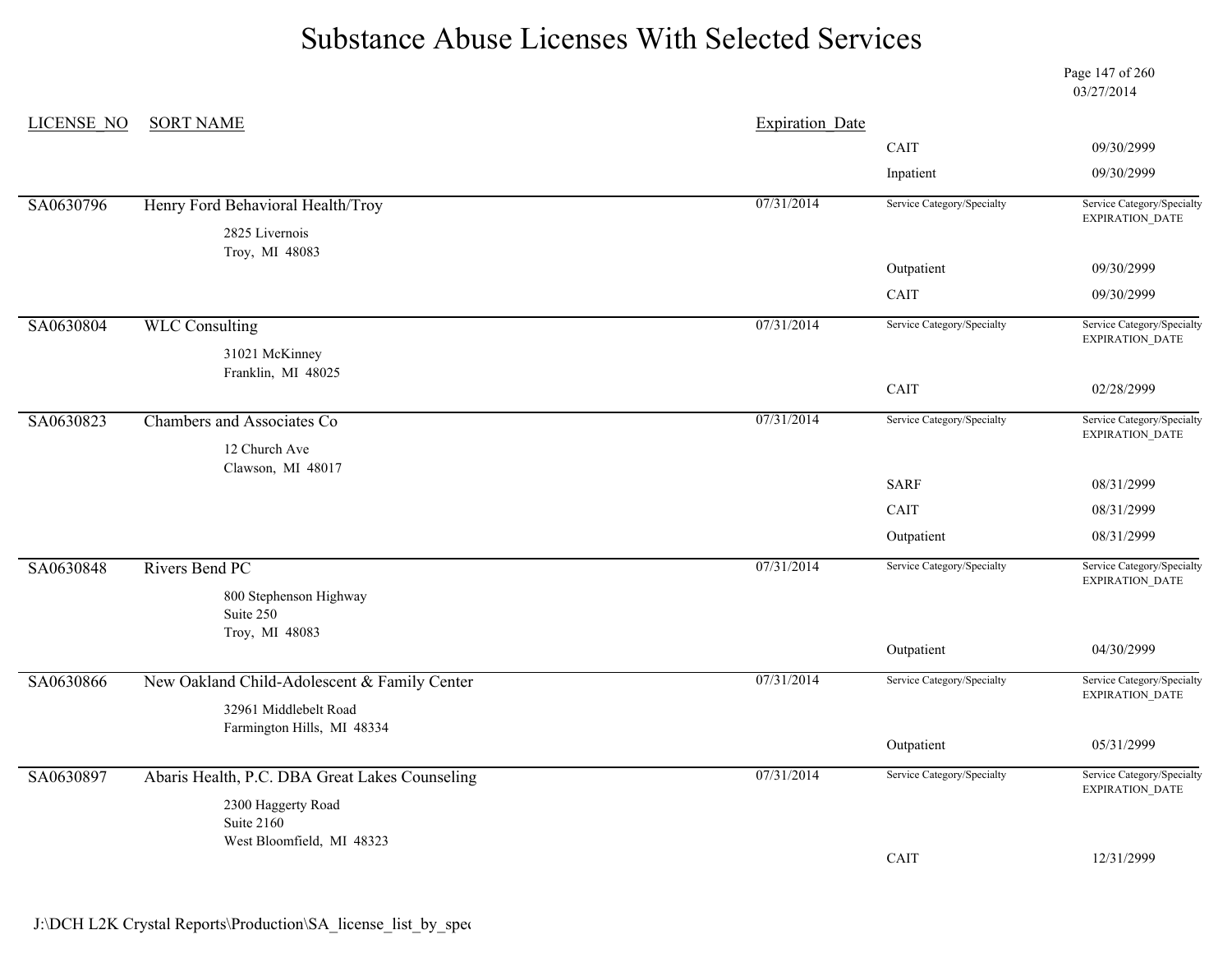# Substance Abuse Licenses With Selected Services

03/27/2014

| LICENSE_NO | SORT NAME | Expiration_Date | Service Category/Specialty | Service Category/Specialty EXPIRATION_DATE |
|---|---|---|---|---|
| | | | CAIT | 09/30/2999 |
| | | | Inpatient | 09/30/2999 |
| SA0630796 | Henry Ford Behavioral Health/Troy<br>2825 Livernois<br>Troy, MI 48083 | 07/31/2014 | Outpatient | 09/30/2999 |
| | | | CAIT | 09/30/2999 |
| SA0630804 | WLC Consulting<br>31021 McKinney<br>Franklin, MI 48025 | 07/31/2014 | CAIT | 02/28/2999 |
| SA0630823 | Chambers and Associates Co<br>12 Church Ave<br>Clawson, MI 48017 | 07/31/2014 | SARF | 08/31/2999 |
| | | | CAIT | 08/31/2999 |
| | | | Outpatient | 08/31/2999 |
| SA0630848 | Rivers Bend PC<br>800 Stephenson Highway<br>Suite 250<br>Troy, MI 48083 | 07/31/2014 | Outpatient | 04/30/2999 |
| SA0630866 | New Oakland Child-Adolescent & Family Center<br>32961 Middlebelt Road<br>Farmington Hills, MI 48334 | 07/31/2014 | Outpatient | 05/31/2999 |
| SA0630897 | Abaris Health, P.C. DBA Great Lakes Counseling<br>2300 Haggerty Road<br>Suite 2160<br>West Bloomfield, MI 48323 | 07/31/2014 | CAIT | 12/31/2999 |

J:\DCH L2K Crystal Reports\Production\SA_license_list_by_spec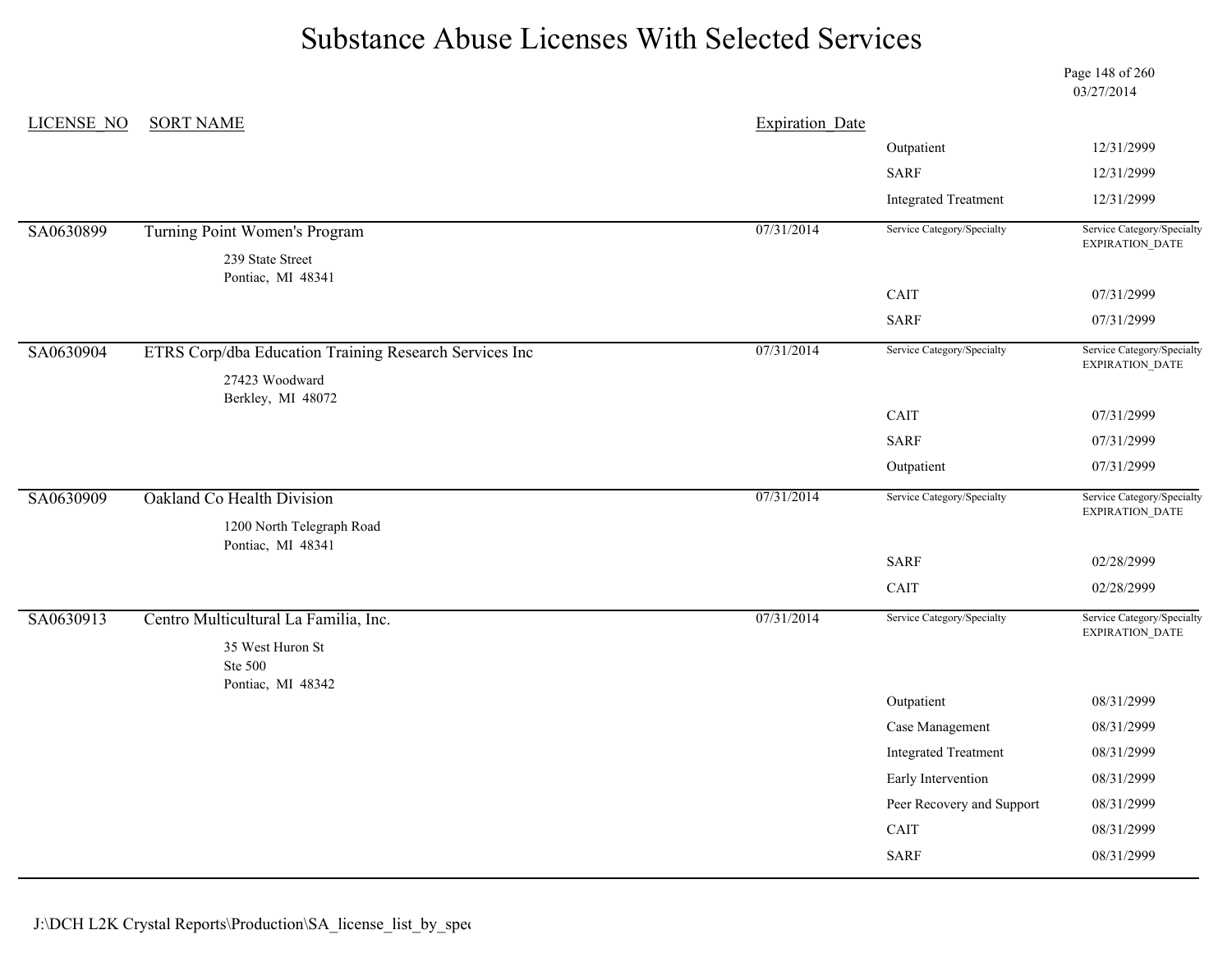# Substance Abuse Licenses With Selected Services

03/27/2014

| LICENSE_NO | SORT NAME | Expiration_Date | Service Category/Specialty | Service Category/Specialty EXPIRATION_DATE |
|---|---|---|---|---|
| | | | Outpatient | 12/31/2999 |
| | | | SARF | 12/31/2999 |
| | | | Integrated Treatment | 12/31/2999 |
| SA0630899 | Turning Point Women's Program<br>239 State Street<br>Pontiac, MI 48341 | 07/31/2014 | | |
| | | | CAIT | 07/31/2999 |
| | | | SARF | 07/31/2999 |
| SA0630904 | ETRS Corp/dba Education Training Research Services Inc<br>27423 Woodward<br>Berkley, MI 48072 | 07/31/2014 | | |
| | | | CAIT | 07/31/2999 |
| | | | SARF | 07/31/2999 |
| | | | Outpatient | 07/31/2999 |
| SA0630909 | Oakland Co Health Division<br>1200 North Telegraph Road<br>Pontiac, MI 48341 | 07/31/2014 | | |
| | | | SARF | 02/28/2999 |
| | | | CAIT | 02/28/2999 |
| SA0630913 | Centro Multicultural La Familia, Inc.<br>35 West Huron St<br>Ste 500<br>Pontiac, MI 48342 | 07/31/2014 | | |
| | | | Outpatient | 08/31/2999 |
| | | | Case Management | 08/31/2999 |
| | | | Integrated Treatment | 08/31/2999 |
| | | | Early Intervention | 08/31/2999 |
| | | | Peer Recovery and Support | 08/31/2999 |
| | | | CAIT | 08/31/2999 |
| | | | SARF | 08/31/2999 |

J:\DCH L2K Crystal Reports\Production\SA_license_list_by_spec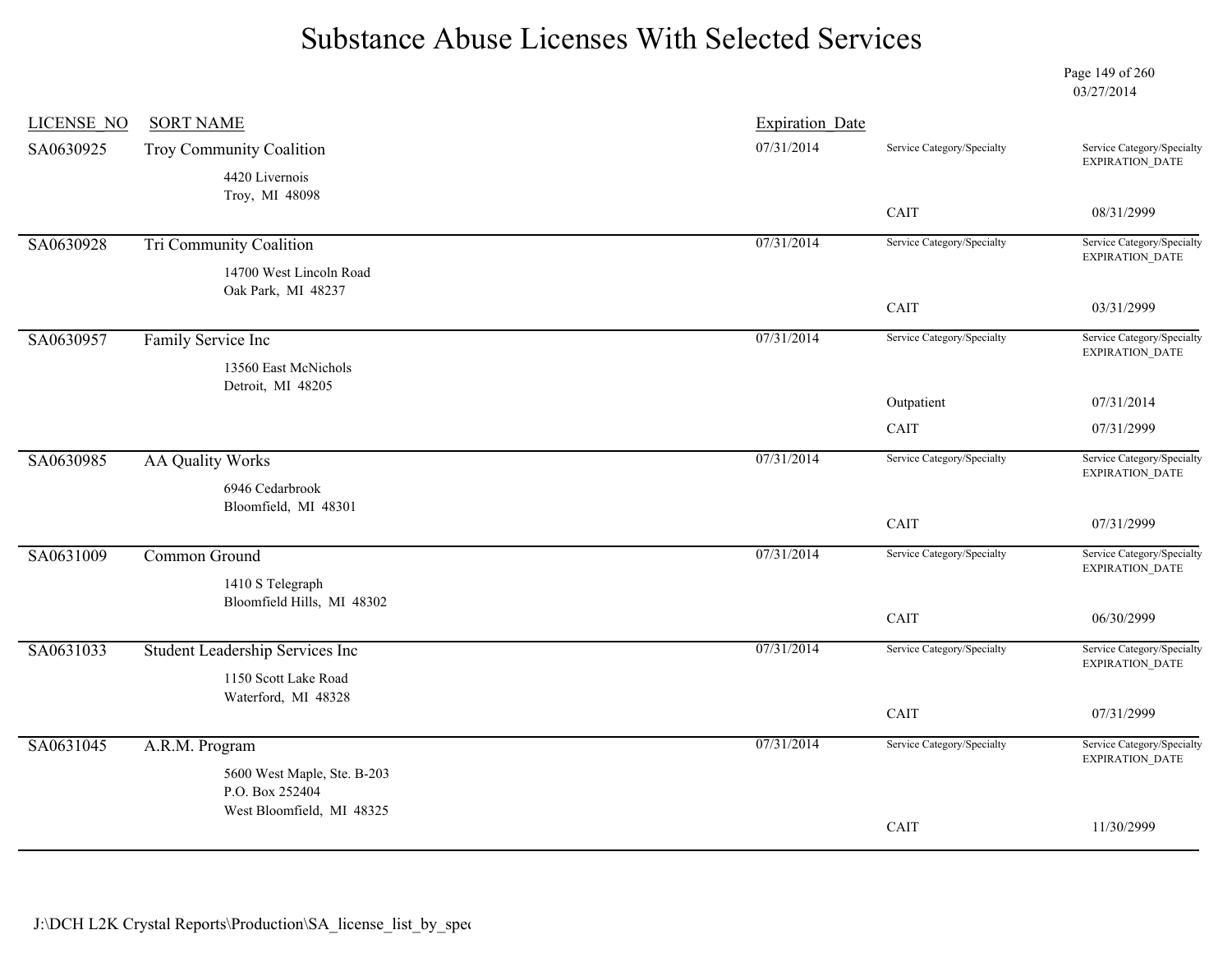# Substance Abuse Licenses With Selected Services

03/27/2014

| LICENSE_NO | SORT NAME | Expiration_Date | Service Category/Specialty | Service Category/Specialty EXPIRATION_DATE |
|---|---|---|---|---|
| SA0630925 | Troy Community Coalition<br>4420 Livernois<br>Troy, MI 48098 | 07/31/2014 | CAIT | 08/31/2999 |
| SA0630928 | Tri Community Coalition<br>14700 West Lincoln Road<br>Oak Park, MI 48237 | 07/31/2014 | CAIT | 03/31/2999 |
| SA0630957 | Family Service Inc<br>13560 East McNichols<br>Detroit, MI 48205 | 07/31/2014 | Outpatient | 07/31/2014 |
| | | | CAIT | 07/31/2999 |
| SA0630985 | AA Quality Works<br>6946 Cedarbrook<br>Bloomfield, MI 48301 | 07/31/2014 | CAIT | 07/31/2999 |
| SA0631009 | Common Ground<br>1410 S Telegraph<br>Bloomfield Hills, MI 48302 | 07/31/2014 | CAIT | 06/30/2999 |
| SA0631033 | Student Leadership Services Inc<br>1150 Scott Lake Road<br>Waterford, MI 48328 | 07/31/2014 | CAIT | 07/31/2999 |
| SA0631045 | A.R.M. Program<br>5600 West Maple, Ste. B-203<br>P.O. Box 252404<br>West Bloomfield, MI 48325 | 07/31/2014 | CAIT | 11/30/2999 |

J:\DCH L2K Crystal Reports\Production\SA_license_list_by_spec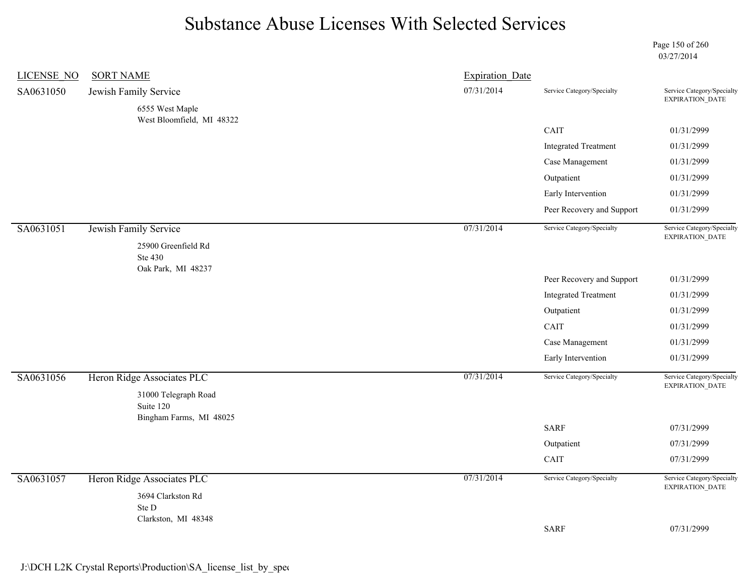# Substance Abuse Licenses With Selected Services

03/27/2014

| LICENSE_NO | SORT NAME | Expiration_Date | Service Category/Specialty | Service Category/Specialty EXPIRATION_DATE |
|---|---|---|---|---|
| SA0631050 | Jewish Family Service<br>6555 West Maple<br>West Bloomfield, MI 48322 | 07/31/2014 | | |
| | | | CAIT | 01/31/2999 |
| | | | Integrated Treatment | 01/31/2999 |
| | | | Case Management | 01/31/2999 |
| | | | Outpatient | 01/31/2999 |
| | | | Early Intervention | 01/31/2999 |
| | | | Peer Recovery and Support | 01/31/2999 |
| SA0631051 | Jewish Family Service<br>25900 Greenfield Rd<br>Ste 430<br>Oak Park, MI 48237 | 07/31/2014 | | |
| | | | Peer Recovery and Support | 01/31/2999 |
| | | | Integrated Treatment | 01/31/2999 |
| | | | Outpatient | 01/31/2999 |
| | | | CAIT | 01/31/2999 |
| | | | Case Management | 01/31/2999 |
| | | | Early Intervention | 01/31/2999 |
| SA0631056 | Heron Ridge Associates PLC<br>31000 Telegraph Road<br>Suite 120<br>Bingham Farms, MI 48025 | 07/31/2014 | | |
| | | | SARF | 07/31/2999 |
| | | | Outpatient | 07/31/2999 |
| | | | CAIT | 07/31/2999 |
| SA0631057 | Heron Ridge Associates PLC<br>3694 Clarkston Rd<br>Ste D<br>Clarkston, MI 48348 | 07/31/2014 | | |
| | | | SARF | 07/31/2999 |

J:\DCH L2K Crystal Reports\Production\SA_license_list_by_spec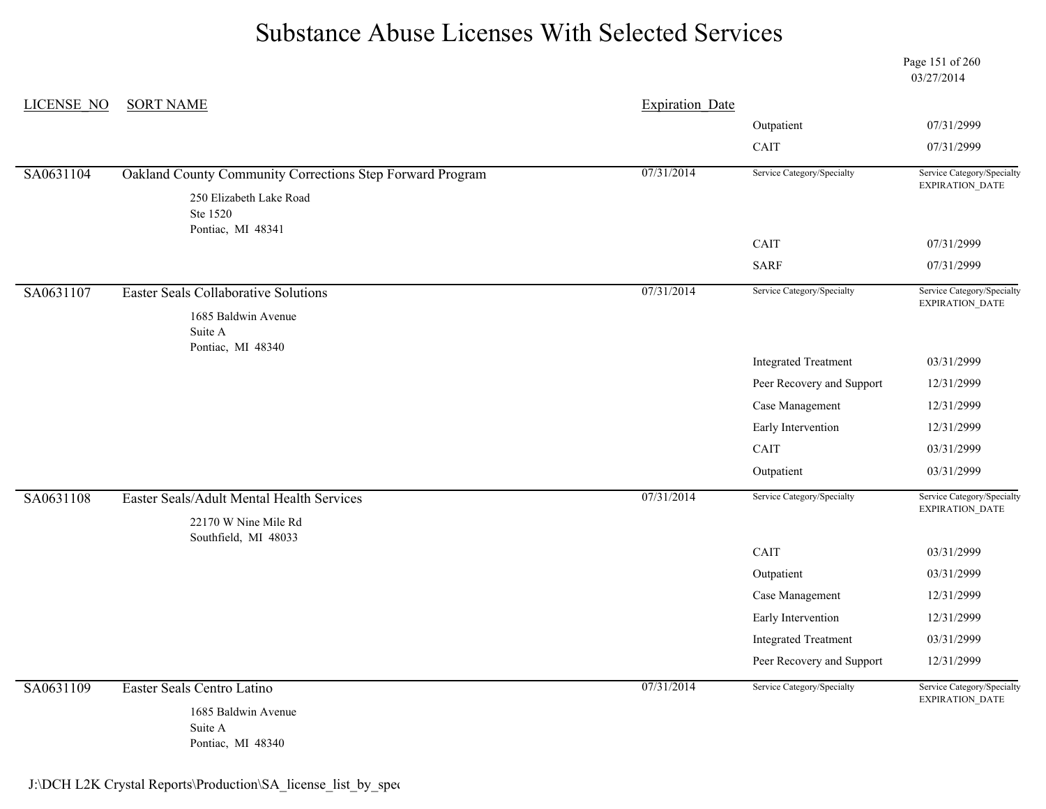# Substance Abuse Licenses With Selected Services

03/27/2014

| LICENSE_NO | SORT NAME | Expiration_Date | Service Category/Specialty | Service Category/Specialty EXPIRATION_DATE |
|---|---|---|---|---|
| | | | Outpatient | 07/31/2999 |
| | | | CAIT | 07/31/2999 |
| SA0631104 | Oakland County Community Corrections Step Forward Program<br>250 Elizabeth Lake Road<br>Ste 1520<br>Pontiac, MI 48341 | 07/31/2014 | | |
| | | | CAIT | 07/31/2999 |
| | | | SARF | 07/31/2999 |
| SA0631107 | Easter Seals Collaborative Solutions<br>1685 Baldwin Avenue<br>Suite A<br>Pontiac, MI 48340 | 07/31/2014 | | |
| | | | Integrated Treatment | 03/31/2999 |
| | | | Peer Recovery and Support | 12/31/2999 |
| | | | Case Management | 12/31/2999 |
| | | | Early Intervention | 12/31/2999 |
| | | | CAIT | 03/31/2999 |
| | | | Outpatient | 03/31/2999 |
| SA0631108 | Easter Seals/Adult Mental Health Services<br>22170 W Nine Mile Rd<br>Southfield, MI 48033 | 07/31/2014 | | |
| | | | CAIT | 03/31/2999 |
| | | | Outpatient | 03/31/2999 |
| | | | Case Management | 12/31/2999 |
| | | | Early Intervention | 12/31/2999 |
| | | | Integrated Treatment | 03/31/2999 |
| | | | Peer Recovery and Support | 12/31/2999 |
| SA0631109 | Easter Seals Centro Latino<br>1685 Baldwin Avenue<br>Suite A<br>Pontiac, MI 48340 | 07/31/2014 | | |

J:\DCH L2K Crystal Reports\Production\SA_license_list_by_spec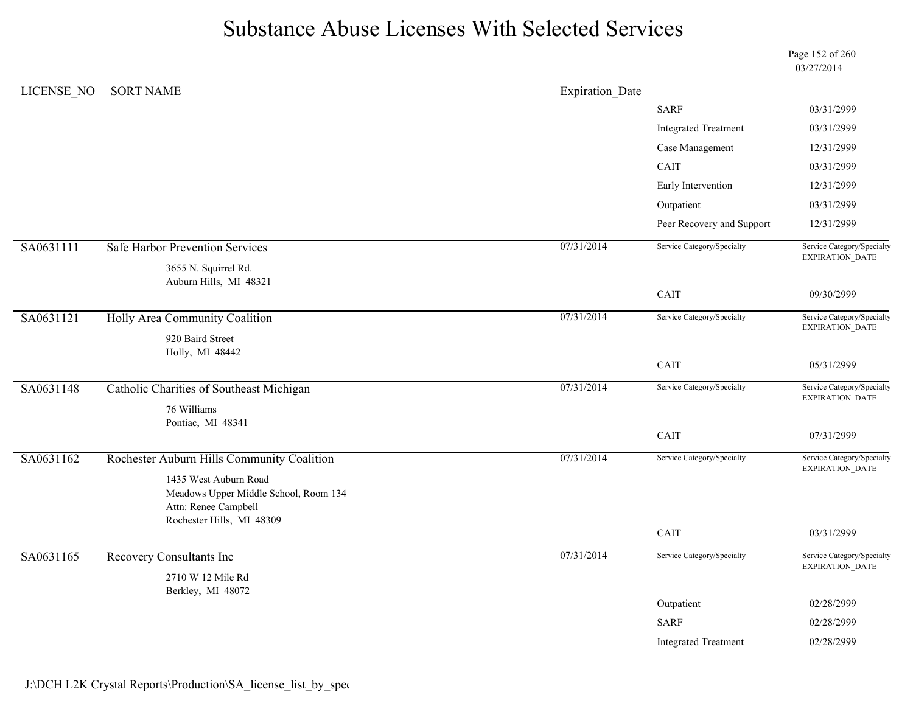# Substance Abuse Licenses With Selected Services

03/27/2014

| LICENSE_NO | SORT NAME | Expiration_Date | Service Category/Specialty | Service Category/Specialty EXPIRATION_DATE |
|---|---|---|---|---|
| | | | SARF | 03/31/2999 |
| | | | Integrated Treatment | 03/31/2999 |
| | | | Case Management | 12/31/2999 |
| | | | CAIT | 03/31/2999 |
| | | | Early Intervention | 12/31/2999 |
| | | | Outpatient | 03/31/2999 |
| | | | Peer Recovery and Support | 12/31/2999 |
| SA0631111 | Safe Harbor Prevention Services<br>3655 N. Squirrel Rd.<br>Auburn Hills, MI 48321 | 07/31/2014 | | |
| | | | CAIT | 09/30/2999 |
| SA0631121 | Holly Area Community Coalition<br>920 Baird Street<br>Holly, MI 48442 | 07/31/2014 | | |
| | | | CAIT | 05/31/2999 |
| SA0631148 | Catholic Charities of Southeast Michigan<br>76 Williams<br>Pontiac, MI 48341 | 07/31/2014 | | |
| | | | CAIT | 07/31/2999 |
| SA0631162 | Rochester Auburn Hills Community Coalition<br>1435 West Auburn Road<br>Meadows Upper Middle School, Room 134<br>Attn: Renee Campbell<br>Rochester Hills, MI 48309 | 07/31/2014 | | |
| | | | CAIT | 03/31/2999 |
| SA0631165 | Recovery Consultants Inc<br>2710 W 12 Mile Rd<br>Berkley, MI 48072 | 07/31/2014 | | |
| | | | Outpatient | 02/28/2999 |
| | | | SARF | 02/28/2999 |
| | | | Integrated Treatment | 02/28/2999 |

J:\DCH L2K Crystal Reports\Production\SA_license_list_by_spe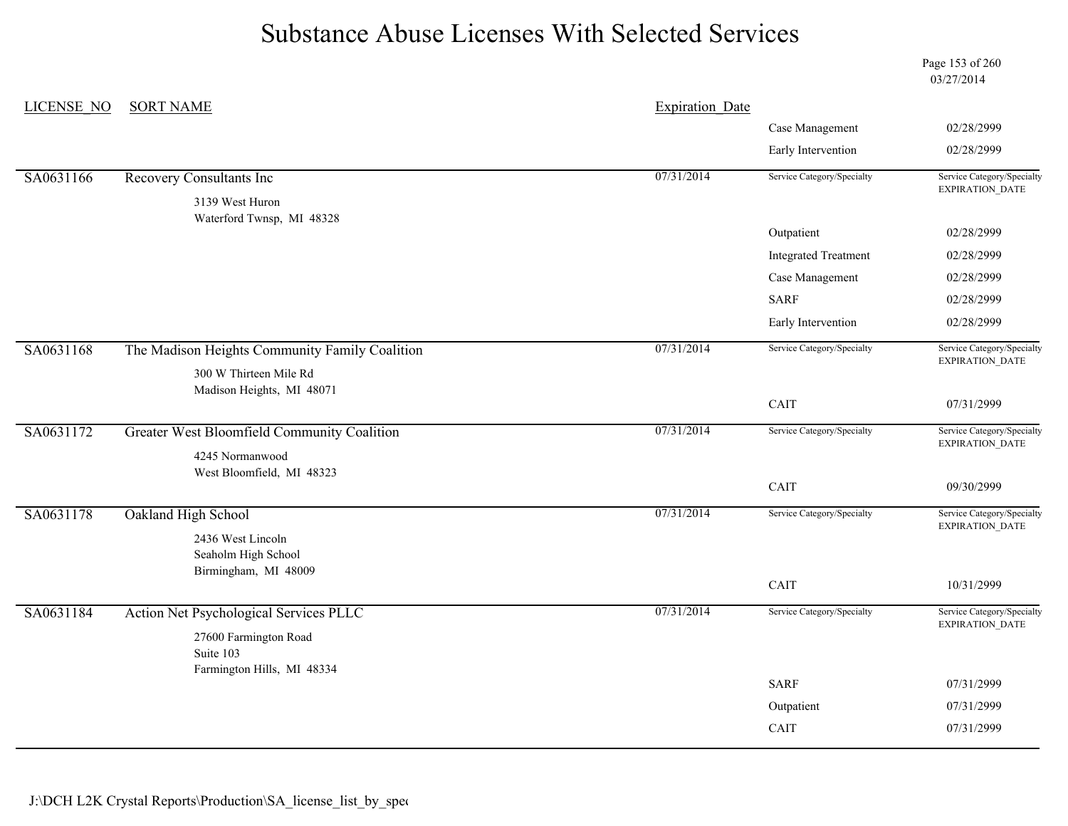# Substance Abuse Licenses With Selected Services

03/27/2014

| LICENSE_NO | SORT NAME | Expiration_Date | Service Category/Specialty | Service Category/Specialty EXPIRATION_DATE |
|---|---|---|---|---|
| | | | Case Management | 02/28/2999 |
| | | | Early Intervention | 02/28/2999 |
| SA0631166 | Recovery Consultants Inc<br>3139 West Huron<br>Waterford Twnsp, MI 48328 | 07/31/2014 | Outpatient | 02/28/2999 |
| | | | Integrated Treatment | 02/28/2999 |
| | | | Case Management | 02/28/2999 |
| | | | SARF | 02/28/2999 |
| | | | Early Intervention | 02/28/2999 |
| SA0631168 | The Madison Heights Community Family Coalition<br>300 W Thirteen Mile Rd<br>Madison Heights, MI 48071 | 07/31/2014 | CAIT | 07/31/2999 |
| SA0631172 | Greater West Bloomfield Community Coalition<br>4245 Normanwood<br>West Bloomfield, MI 48323 | 07/31/2014 | CAIT | 09/30/2999 |
| SA0631178 | Oakland High School<br>2436 West Lincoln<br>Seaholm High School<br>Birmingham, MI 48009 | 07/31/2014 | CAIT | 10/31/2999 |
| SA0631184 | Action Net Psychological Services PLLC<br>27600 Farmington Road<br>Suite 103<br>Farmington Hills, MI 48334 | 07/31/2014 | SARF | 07/31/2999 |
| | | | Outpatient | 07/31/2999 |
| | | | CAIT | 07/31/2999 |

J:\DCH L2K Crystal Reports\Production\SA_license_list_by_spec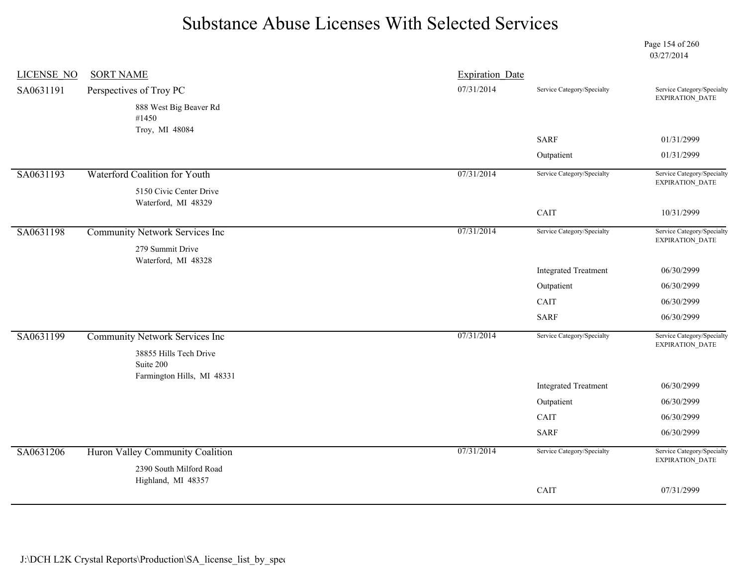# Substance Abuse Licenses With Selected Services

03/27/2014

| LICENSE_NO | SORT NAME | Expiration_Date | Service Category/Specialty | Service Category/Specialty EXPIRATION_DATE |
|---|---|---|---|---|
| SA0631191 | Perspectives of Troy PC<br>888 West Big Beaver Rd<br>#1450<br>Troy, MI 48084 | 07/31/2014 | SARF | 01/31/2999 |
| | | | Outpatient | 01/31/2999 |
| SA0631193 | Waterford Coalition for Youth<br>5150 Civic Center Drive<br>Waterford, MI 48329 | 07/31/2014 | CAIT | 10/31/2999 |
| SA0631198 | Community Network Services Inc<br>279 Summit Drive<br>Waterford, MI 48328 | 07/31/2014 | Integrated Treatment | 06/30/2999 |
| | | | Outpatient | 06/30/2999 |
| | | | CAIT | 06/30/2999 |
| | | | SARF | 06/30/2999 |
| SA0631199 | Community Network Services Inc<br>38855 Hills Tech Drive<br>Suite 200<br>Farmington Hills, MI 48331 | 07/31/2014 | Integrated Treatment | 06/30/2999 |
| | | | Outpatient | 06/30/2999 |
| | | | CAIT | 06/30/2999 |
| | | | SARF | 06/30/2999 |
| SA0631206 | Huron Valley Community Coalition<br>2390 South Milford Road<br>Highland, MI 48357 | 07/31/2014 | CAIT | 07/31/2999 |

J:\DCH L2K Crystal Reports\Production\SA_license_list_by_spec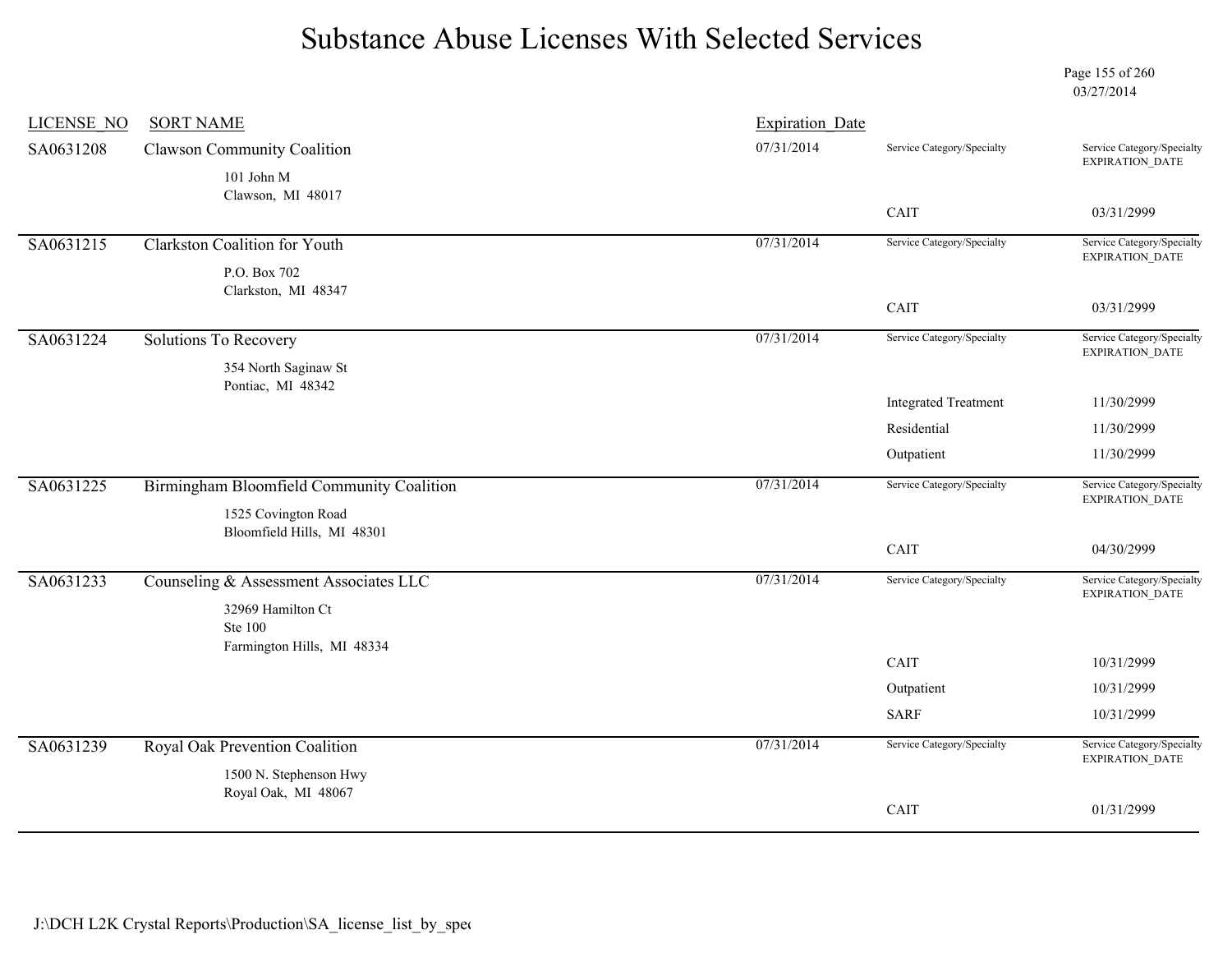# Substance Abuse Licenses With Selected Services

03/27/2014

| LICENSE_NO | SORT NAME | Expiration_Date | Service Category/Specialty | Service Category/Specialty EXPIRATION_DATE |
|---|---|---|---|---|
| SA0631208 | Clawson Community Coalition<br>101 John M<br>Clawson, MI 48017 | 07/31/2014 | CAIT | 03/31/2999 |
| SA0631215 | Clarkston Coalition for Youth<br>P.O. Box 702<br>Clarkston, MI 48347 | 07/31/2014 | CAIT | 03/31/2999 |
| SA0631224 | Solutions To Recovery<br>354 North Saginaw St<br>Pontiac, MI 48342 | 07/31/2014 | Integrated Treatment | 11/30/2999 |
| | | | Residential | 11/30/2999 |
| | | | Outpatient | 11/30/2999 |
| SA0631225 | Birmingham Bloomfield Community Coalition<br>1525 Covington Road<br>Bloomfield Hills, MI 48301 | 07/31/2014 | CAIT | 04/30/2999 |
| SA0631233 | Counseling & Assessment Associates LLC<br>32969 Hamilton Ct<br>Ste 100<br>Farmington Hills, MI 48334 | 07/31/2014 | CAIT | 10/31/2999 |
| | | | Outpatient | 10/31/2999 |
| | | | SARF | 10/31/2999 |
| SA0631239 | Royal Oak Prevention Coalition<br>1500 N. Stephenson Hwy<br>Royal Oak, MI 48067 | 07/31/2014 | CAIT | 01/31/2999 |

J:\DCH L2K Crystal Reports\Production\SA_license_list_by_spe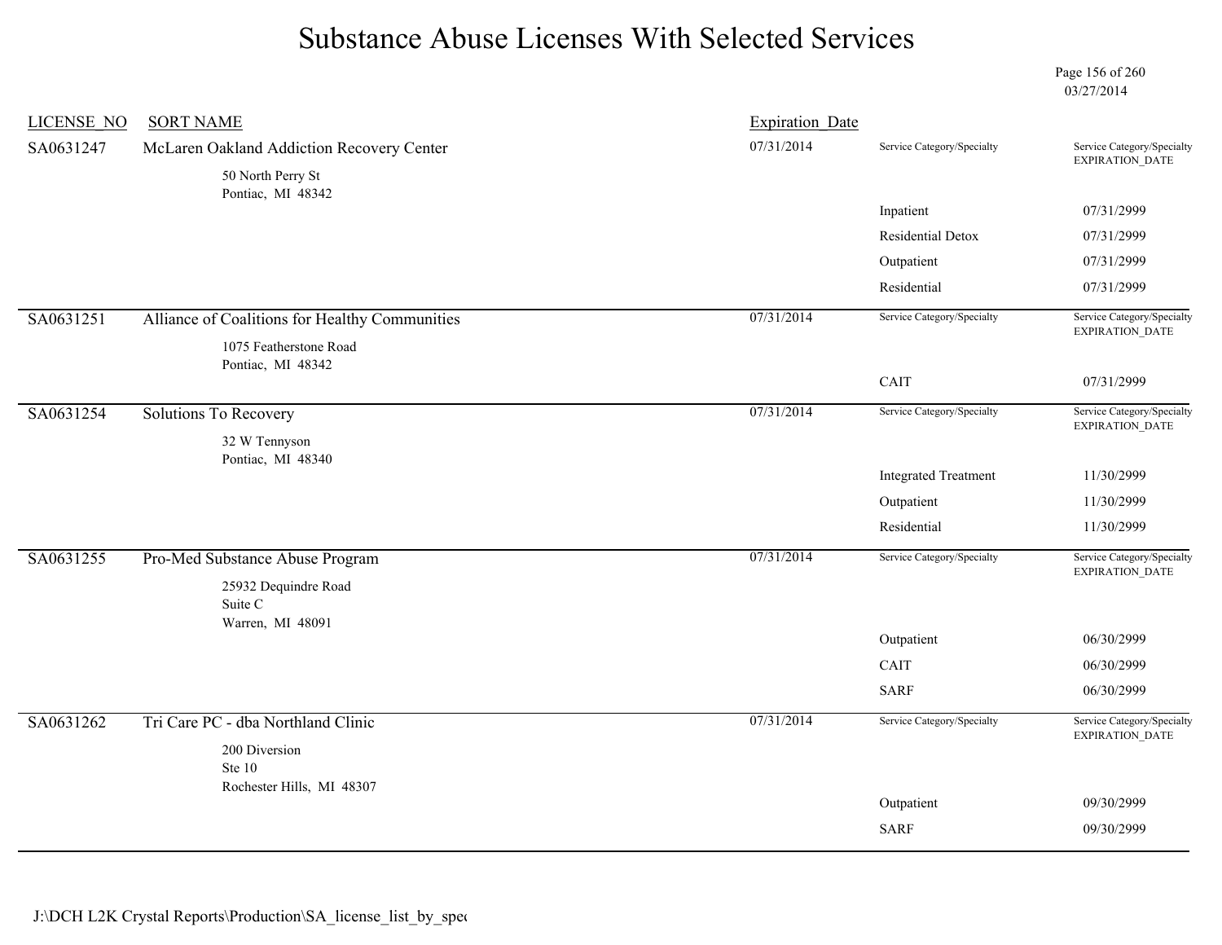# Substance Abuse Licenses With Selected Services

03/27/2014

| LICENSE_NO | SORT NAME | Expiration_Date | Service Category/Specialty | Service Category/Specialty EXPIRATION_DATE |
|---|---|---|---|---|
| SA0631247 | McLaren Oakland Addiction Recovery Center<br>50 North Perry St<br>Pontiac, MI 48342 | 07/31/2014 | | |
| | | | Inpatient | 07/31/2999 |
| | | | Residential Detox | 07/31/2999 |
| | | | Outpatient | 07/31/2999 |
| | | | Residential | 07/31/2999 |
| SA0631251 | Alliance of Coalitions for Healthy Communities<br>1075 Featherstone Road<br>Pontiac, MI 48342 | 07/31/2014 | | |
| | | | CAIT | 07/31/2999 |
| SA0631254 | Solutions To Recovery<br>32 W Tennyson<br>Pontiac, MI 48340 | 07/31/2014 | | |
| | | | Integrated Treatment | 11/30/2999 |
| | | | Outpatient | 11/30/2999 |
| | | | Residential | 11/30/2999 |
| SA0631255 | Pro-Med Substance Abuse Program<br>25932 Dequindre Road<br>Suite C<br>Warren, MI 48091 | 07/31/2014 | | |
| | | | Outpatient | 06/30/2999 |
| | | | CAIT | 06/30/2999 |
| | | | SARF | 06/30/2999 |
| SA0631262 | Tri Care PC - dba Northland Clinic<br>200 Diversion<br>Ste 10<br>Rochester Hills, MI 48307 | 07/31/2014 | | |
| | | | Outpatient | 09/30/2999 |
| | | | SARF | 09/30/2999 |

J:\DCH L2K Crystal Reports\Production\SA_license_list_by_spec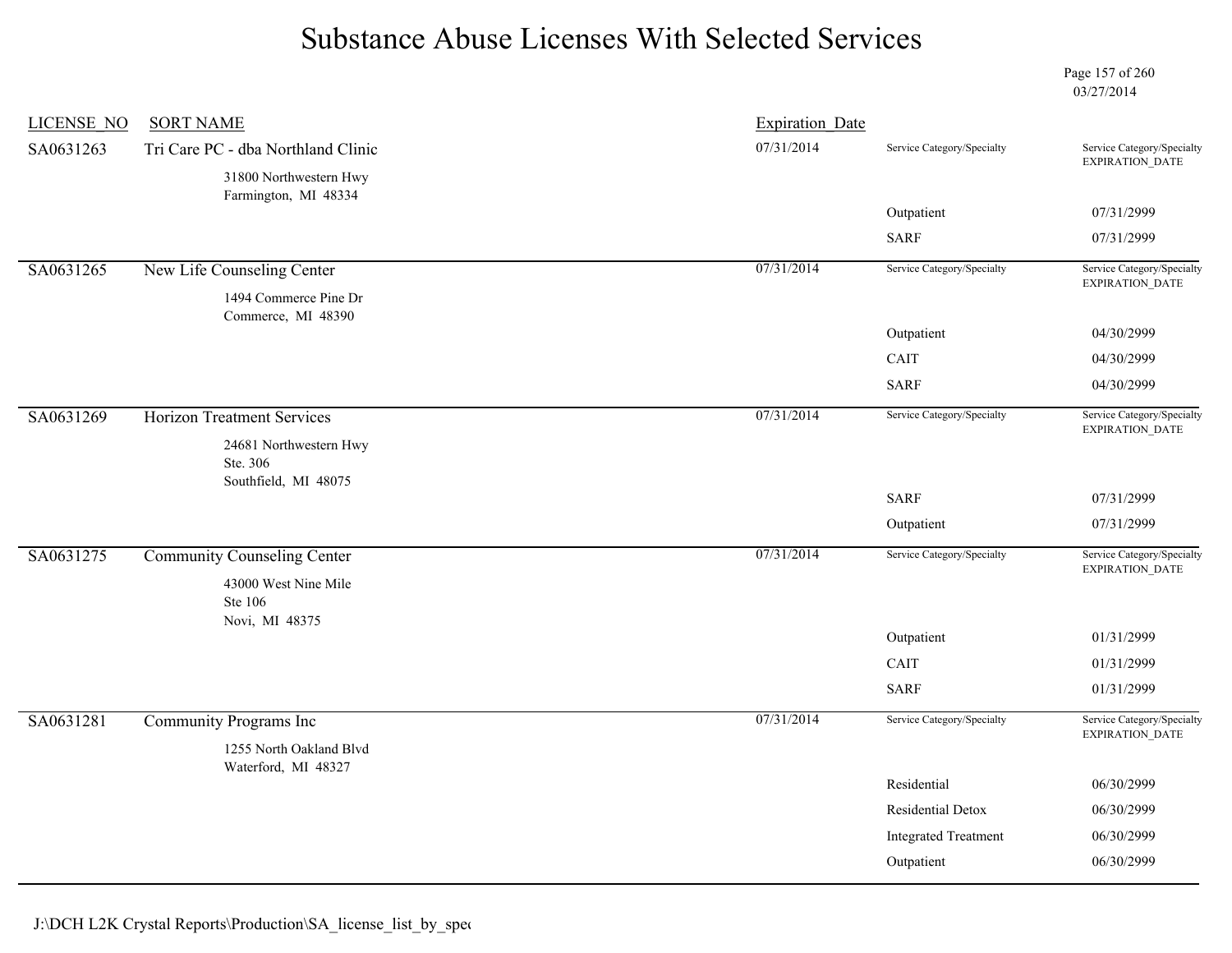# Substance Abuse Licenses With Selected Services

03/27/2014

| LICENSE_NO | SORT NAME | Expiration_Date | Service Category/Specialty | Service Category/Specialty EXPIRATION_DATE |
|---|---|---|---|---|
| SA0631263 | Tri Care PC - dba Northland Clinic<br>31800 Northwestern Hwy<br>Farmington, MI 48334 | 07/31/2014 | | |
| | | | Outpatient | 07/31/2999 |
| | | | SARF | 07/31/2999 |
| SA0631265 | New Life Counseling Center<br>1494 Commerce Pine Dr<br>Commerce, MI 48390 | 07/31/2014 | | |
| | | | Outpatient | 04/30/2999 |
| | | | CAIT | 04/30/2999 |
| | | | SARF | 04/30/2999 |
| SA0631269 | Horizon Treatment Services<br>24681 Northwestern Hwy<br>Ste. 306<br>Southfield, MI 48075 | 07/31/2014 | | |
| | | | SARF | 07/31/2999 |
| | | | Outpatient | 07/31/2999 |
| SA0631275 | Community Counseling Center<br>43000 West Nine Mile<br>Ste 106<br>Novi, MI 48375 | 07/31/2014 | | |
| | | | Outpatient | 01/31/2999 |
| | | | CAIT | 01/31/2999 |
| | | | SARF | 01/31/2999 |
| SA0631281 | Community Programs Inc<br>1255 North Oakland Blvd<br>Waterford, MI 48327 | 07/31/2014 | | |
| | | | Residential | 06/30/2999 |
| | | | Residential Detox | 06/30/2999 |
| | | | Integrated Treatment | 06/30/2999 |
| | | | Outpatient | 06/30/2999 |

J:\DCH L2K Crystal Reports\Production\SA_license_list_by_spec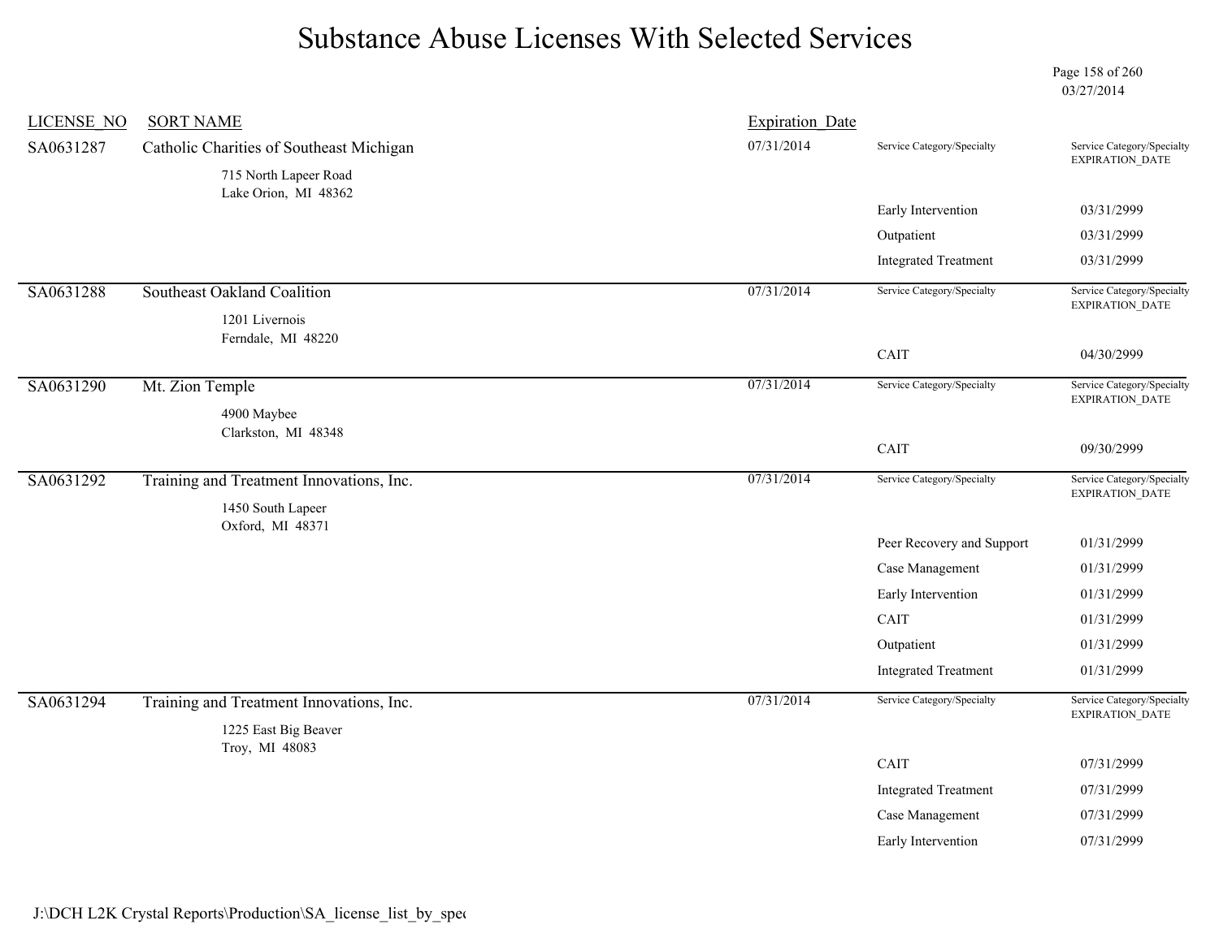# Substance Abuse Licenses With Selected Services

03/27/2014

| LICENSE_NO | SORT NAME | Expiration_Date | Service Category/Specialty | Service Category/Specialty EXPIRATION_DATE |
|---|---|---|---|---|
| SA0631287 | Catholic Charities of Southeast Michigan<br>715 North Lapeer Road<br>Lake Orion, MI 48362 | 07/31/2014 | | |
| | | | Early Intervention | 03/31/2999 |
| | | | Outpatient | 03/31/2999 |
| | | | Integrated Treatment | 03/31/2999 |
| SA0631288 | Southeast Oakland Coalition<br>1201 Livernois<br>Ferndale, MI 48220 | 07/31/2014 | | |
| | | | CAIT | 04/30/2999 |
| SA0631290 | Mt. Zion Temple<br>4900 Maybee<br>Clarkston, MI 48348 | 07/31/2014 | | |
| | | | CAIT | 09/30/2999 |
| SA0631292 | Training and Treatment Innovations, Inc.<br>1450 South Lapeer<br>Oxford, MI 48371 | 07/31/2014 | | |
| | | | Peer Recovery and Support | 01/31/2999 |
| | | | Case Management | 01/31/2999 |
| | | | Early Intervention | 01/31/2999 |
| | | | CAIT | 01/31/2999 |
| | | | Outpatient | 01/31/2999 |
| | | | Integrated Treatment | 01/31/2999 |
| SA0631294 | Training and Treatment Innovations, Inc.<br>1225 East Big Beaver<br>Troy, MI 48083 | 07/31/2014 | | |
| | | | CAIT | 07/31/2999 |
| | | | Integrated Treatment | 07/31/2999 |
| | | | Case Management | 07/31/2999 |
| | | | Early Intervention | 07/31/2999 |

J:\DCH L2K Crystal Reports\Production\SA_license_list_by_spec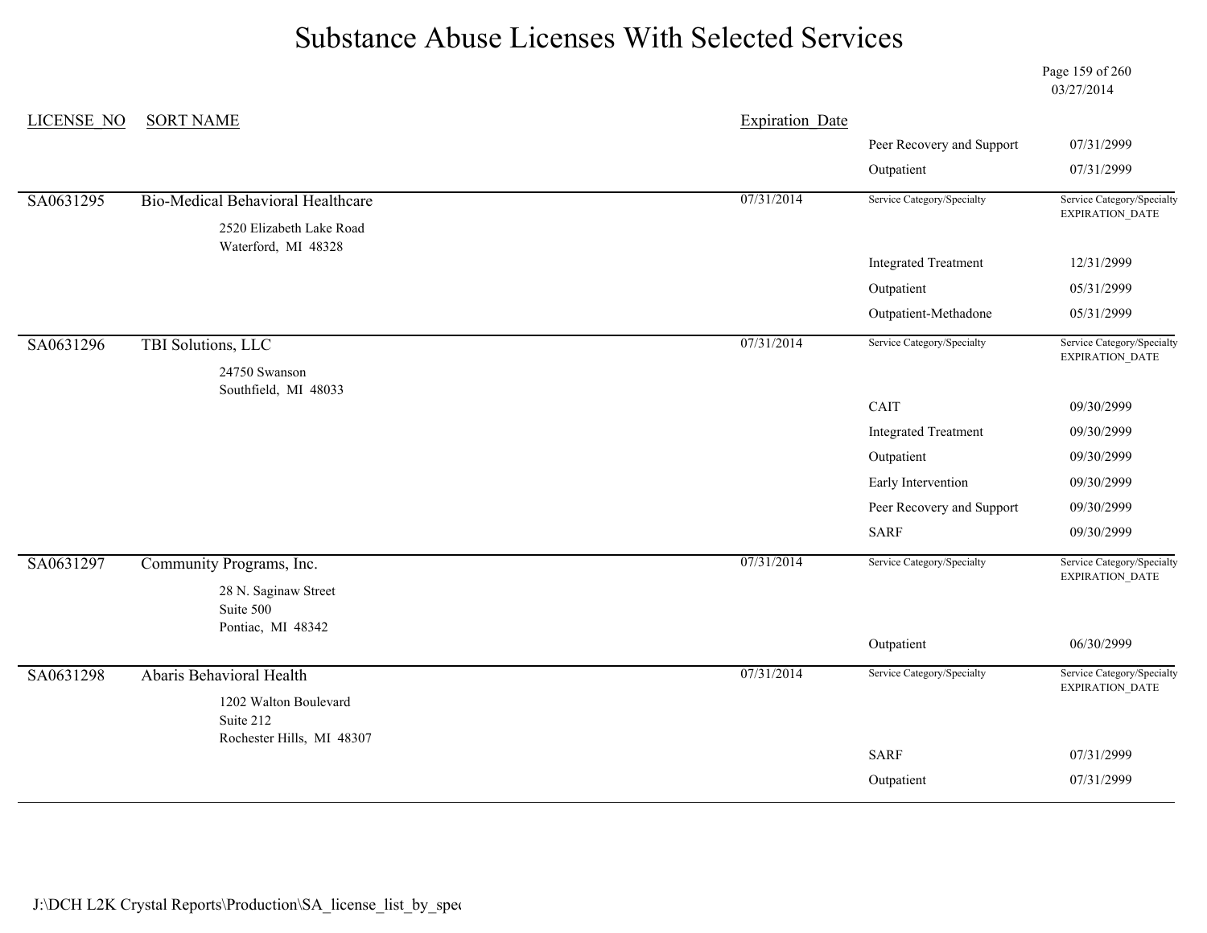# Substance Abuse Licenses With Selected Services

03/27/2014

| LICENSE_NO | SORT NAME | Expiration_Date | Service Category/Specialty | Service Category/Specialty EXPIRATION_DATE |
|---|---|---|---|---|
| | | | Peer Recovery and Support | 07/31/2999 |
| | | | Outpatient | 07/31/2999 |
| SA0631295 | Bio-Medical Behavioral Healthcare<br>2520 Elizabeth Lake Road<br>Waterford, MI 48328 | 07/31/2014 | | |
| | | | Integrated Treatment | 12/31/2999 |
| | | | Outpatient | 05/31/2999 |
| | | | Outpatient-Methadone | 05/31/2999 |
| SA0631296 | TBI Solutions, LLC<br>24750 Swanson<br>Southfield, MI 48033 | 07/31/2014 | | |
| | | | CAIT | 09/30/2999 |
| | | | Integrated Treatment | 09/30/2999 |
| | | | Outpatient | 09/30/2999 |
| | | | Early Intervention | 09/30/2999 |
| | | | Peer Recovery and Support | 09/30/2999 |
| | | | SARF | 09/30/2999 |
| SA0631297 | Community Programs, Inc.<br>28 N. Saginaw Street<br>Suite 500<br>Pontiac, MI 48342 | 07/31/2014 | | |
| | | | Outpatient | 06/30/2999 |
| SA0631298 | Abaris Behavioral Health<br>1202 Walton Boulevard<br>Suite 212<br>Rochester Hills, MI 48307 | 07/31/2014 | | |
| | | | SARF | 07/31/2999 |
| | | | Outpatient | 07/31/2999 |

J:\DCH L2K Crystal Reports\Production\SA_license_list_by_spec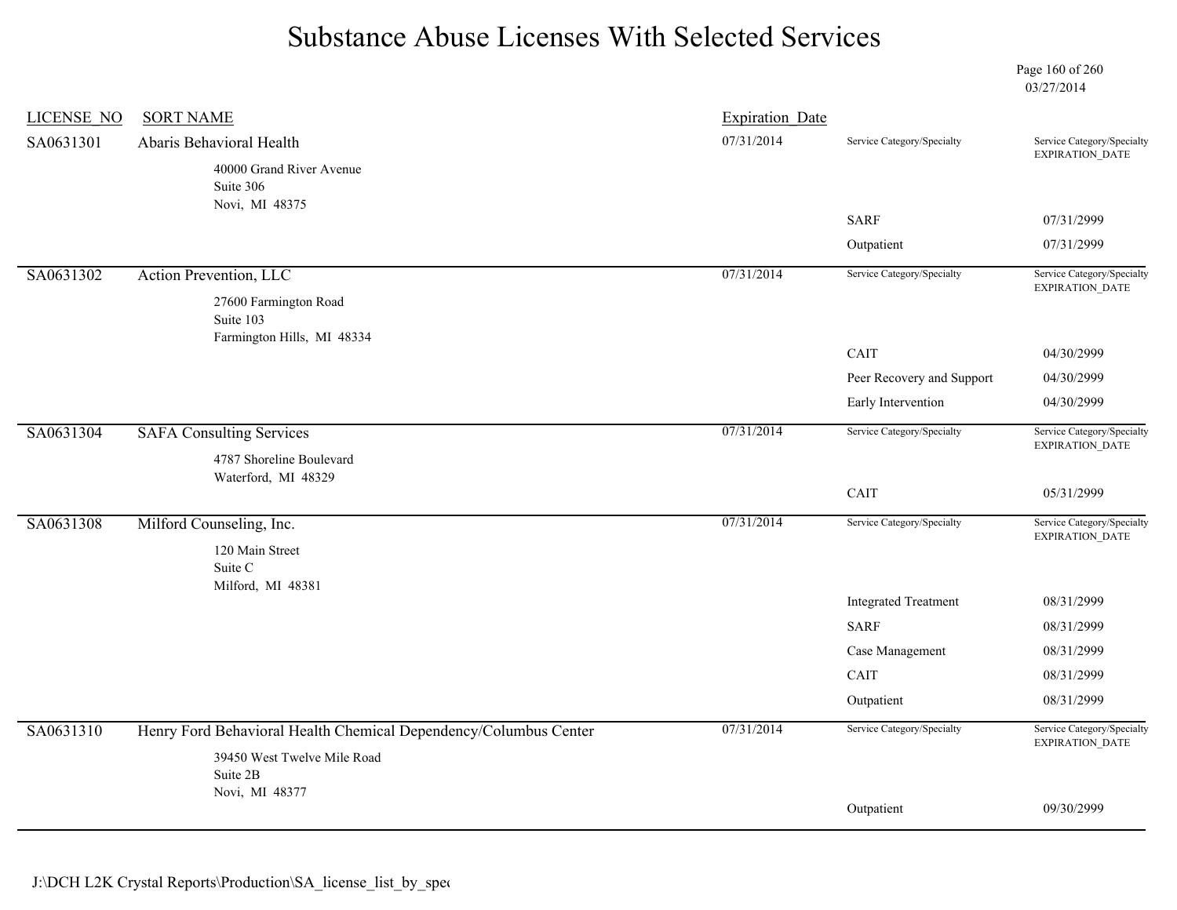# Substance Abuse Licenses With Selected Services

03/27/2014

| LICENSE_NO | SORT NAME | Expiration_Date | Service Category/Specialty | Service Category/Specialty EXPIRATION_DATE |
|---|---|---|---|---|
| SA0631301 | Abaris Behavioral Health<br>40000 Grand River Avenue<br>Suite 306<br>Novi, MI 48375 | 07/31/2014 | | |
| | | | SARF | 07/31/2999 |
| | | | Outpatient | 07/31/2999 |
| SA0631302 | Action Prevention, LLC<br>27600 Farmington Road<br>Suite 103<br>Farmington Hills, MI 48334 | 07/31/2014 | | |
| | | | CAIT | 04/30/2999 |
| | | | Peer Recovery and Support | 04/30/2999 |
| | | | Early Intervention | 04/30/2999 |
| SA0631304 | SAFA Consulting Services<br>4787 Shoreline Boulevard<br>Waterford, MI 48329 | 07/31/2014 | | |
| | | | CAIT | 05/31/2999 |
| SA0631308 | Milford Counseling, Inc.<br>120 Main Street<br>Suite C<br>Milford, MI 48381 | 07/31/2014 | | |
| | | | Integrated Treatment | 08/31/2999 |
| | | | SARF | 08/31/2999 |
| | | | Case Management | 08/31/2999 |
| | | | CAIT | 08/31/2999 |
| | | | Outpatient | 08/31/2999 |
| SA0631310 | Henry Ford Behavioral Health Chemical Dependency/Columbus Center<br>39450 West Twelve Mile Road<br>Suite 2B<br>Novi, MI 48377 | 07/31/2014 | | |
| | | | Outpatient | 09/30/2999 |

J:\DCH L2K Crystal Reports\Production\SA_license_list_by_spec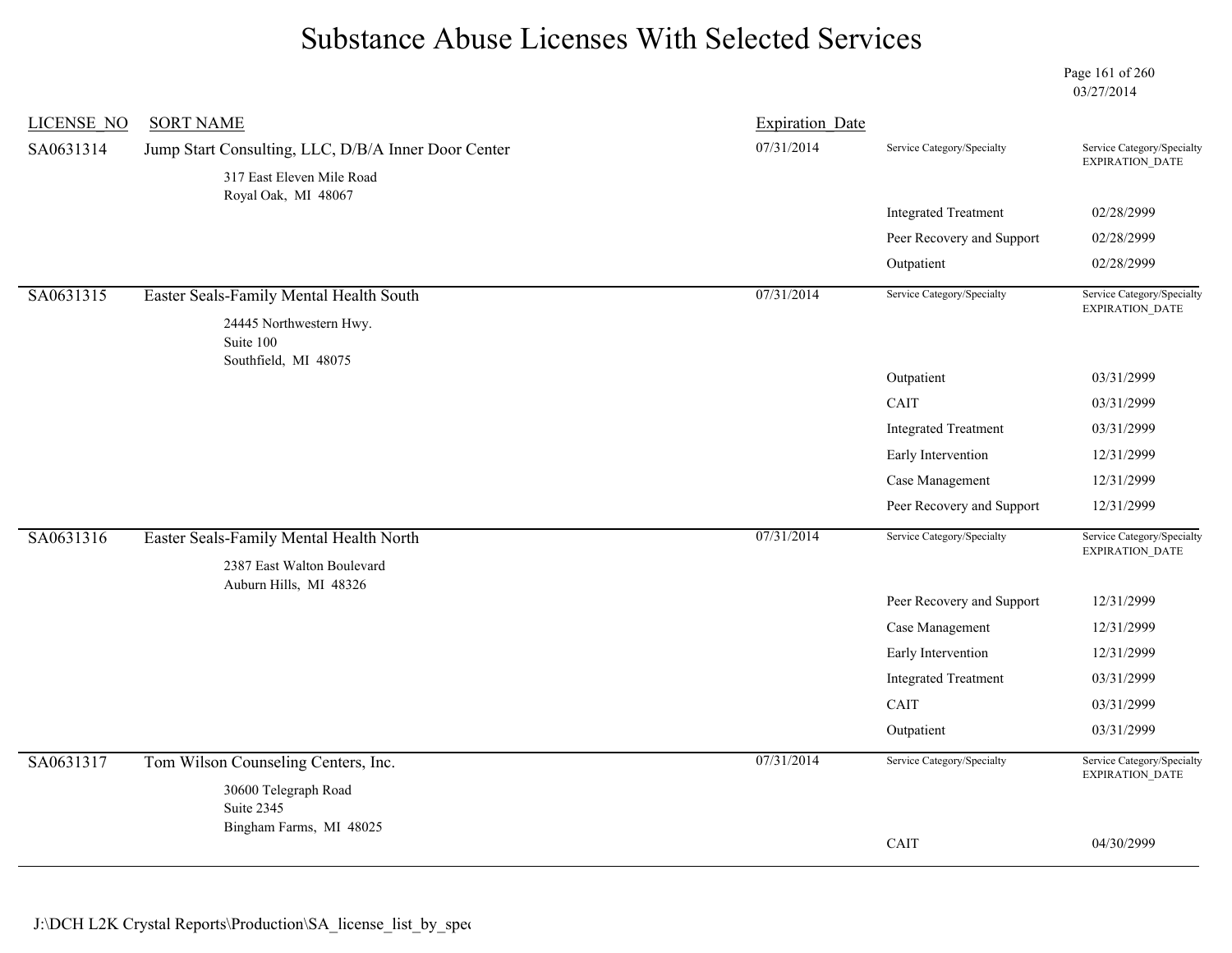# Substance Abuse Licenses With Selected Services

03/27/2014

| LICENSE_NO | SORT NAME | Expiration_Date | Service Category/Specialty | Service Category/Specialty EXPIRATION_DATE |
|---|---|---|---|---|
| SA0631314 | Jump Start Consulting, LLC, D/B/A Inner Door Center<br>317 East Eleven Mile Road<br>Royal Oak, MI 48067 | 07/31/2014 | | |
| | | | Integrated Treatment | 02/28/2999 |
| | | | Peer Recovery and Support | 02/28/2999 |
| | | | Outpatient | 02/28/2999 |
| SA0631315 | Easter Seals-Family Mental Health South<br>24445 Northwestern Hwy.<br>Suite 100<br>Southfield, MI 48075 | 07/31/2014 | | |
| | | | Outpatient | 03/31/2999 |
| | | | CAIT | 03/31/2999 |
| | | | Integrated Treatment | 03/31/2999 |
| | | | Early Intervention | 12/31/2999 |
| | | | Case Management | 12/31/2999 |
| | | | Peer Recovery and Support | 12/31/2999 |
| SA0631316 | Easter Seals-Family Mental Health North<br>2387 East Walton Boulevard<br>Auburn Hills, MI 48326 | 07/31/2014 | | |
| | | | Peer Recovery and Support | 12/31/2999 |
| | | | Case Management | 12/31/2999 |
| | | | Early Intervention | 12/31/2999 |
| | | | Integrated Treatment | 03/31/2999 |
| | | | CAIT | 03/31/2999 |
| | | | Outpatient | 03/31/2999 |
| SA0631317 | Tom Wilson Counseling Centers, Inc.<br>30600 Telegraph Road<br>Suite 2345<br>Bingham Farms, MI 48025 | 07/31/2014 | | |
| | | | CAIT | 04/30/2999 |

J:\DCH L2K Crystal Reports\Production\SA_license_list_by_spec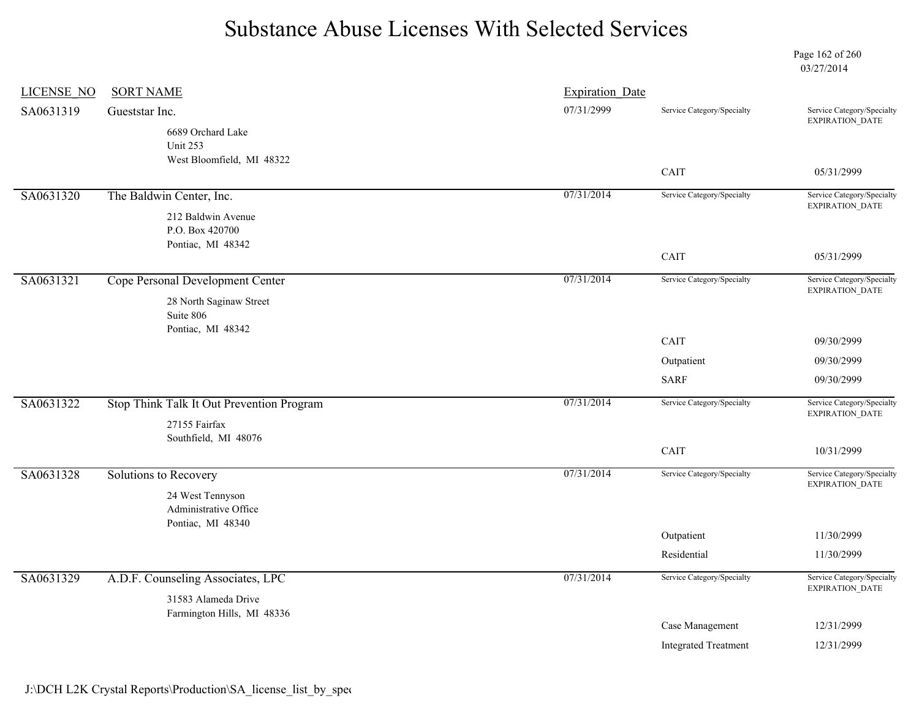# Substance Abuse Licenses With Selected Services

03/27/2014

| LICENSE_NO | SORT NAME | Expiration_Date | Service Category/Specialty | Service Category/Specialty EXPIRATION_DATE |
|---|---|---|---|---|
| SA0631319 | Gueststar Inc.<br>6689 Orchard Lake<br>Unit 253<br>West Bloomfield, MI 48322 | 07/31/2999 | CAIT | 05/31/2999 |
| SA0631320 | The Baldwin Center, Inc.<br>212 Baldwin Avenue<br>P.O. Box 420700<br>Pontiac, MI 48342 | 07/31/2014 | CAIT | 05/31/2999 |
| SA0631321 | Cope Personal Development Center<br>28 North Saginaw Street<br>Suite 806<br>Pontiac, MI 48342 | 07/31/2014 | CAIT | 09/30/2999 |
| | | | Outpatient | 09/30/2999 |
| | | | SARF | 09/30/2999 |
| SA0631322 | Stop Think Talk It Out Prevention Program<br>27155 Fairfax<br>Southfield, MI 48076 | 07/31/2014 | CAIT | 10/31/2999 |
| SA0631328 | Solutions to Recovery<br>24 West Tennyson<br>Administrative Office<br>Pontiac, MI 48340 | 07/31/2014 | Outpatient | 11/30/2999 |
| | | | Residential | 11/30/2999 |
| SA0631329 | A.D.F. Counseling Associates, LPC<br>31583 Alameda Drive<br>Farmington Hills, MI 48336 | 07/31/2014 | Case Management | 12/31/2999 |
| | | | Integrated Treatment | 12/31/2999 |

J:\DCH L2K Crystal Reports\Production\SA_license_list_by_spec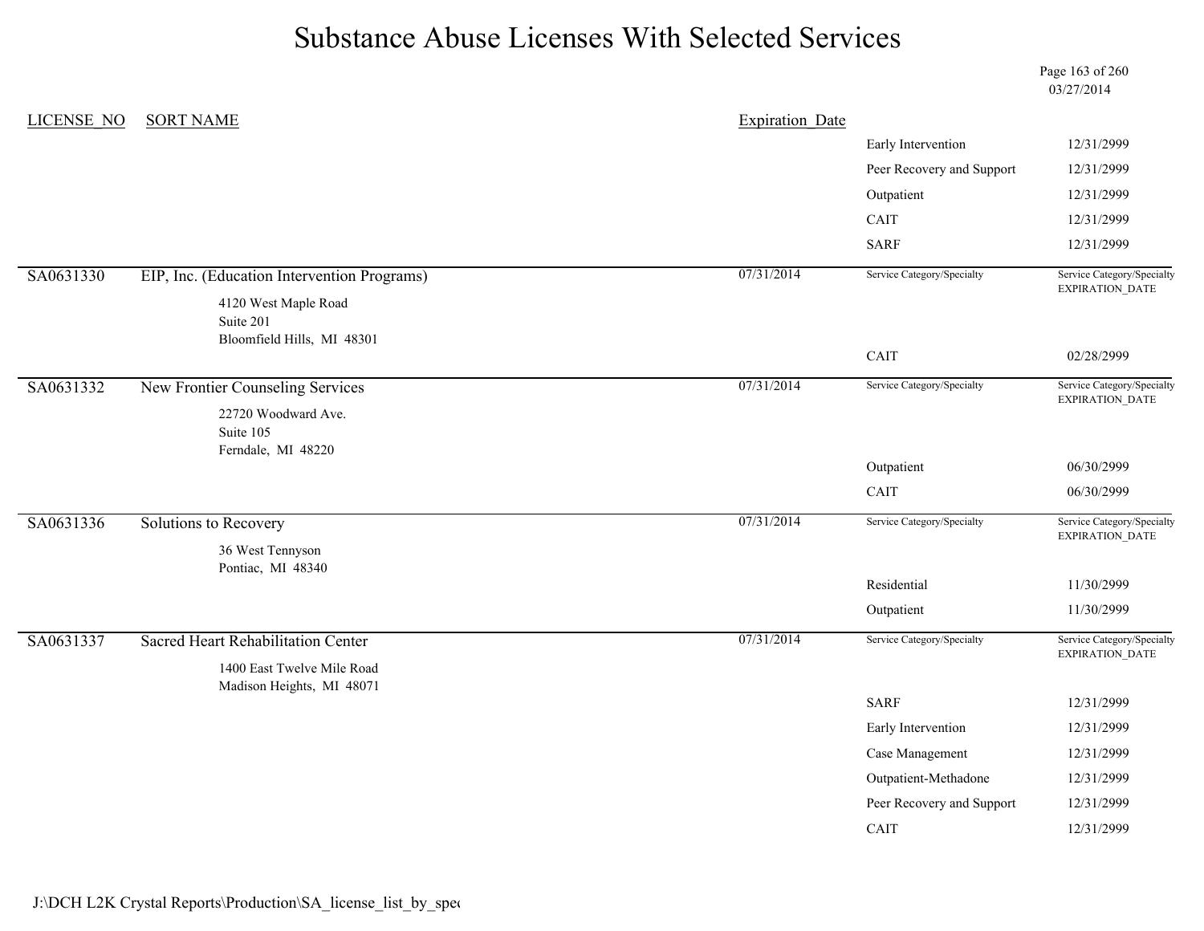# Substance Abuse Licenses With Selected Services

03/27/2014

| LICENSE_NO | SORT NAME | Expiration_Date | Service Category/Specialty | Service Category/Specialty EXPIRATION_DATE |
|---|---|---|---|---|
| | | | Early Intervention | 12/31/2999 |
| | | | Peer Recovery and Support | 12/31/2999 |
| | | | Outpatient | 12/31/2999 |
| | | | CAIT | 12/31/2999 |
| | | | SARF | 12/31/2999 |
| SA0631330 | EIP, Inc. (Education Intervention Programs)<br>4120 West Maple Road<br>Suite 201<br>Bloomfield Hills, MI 48301 | 07/31/2014 | | |
| | | | CAIT | 02/28/2999 |
| SA0631332 | New Frontier Counseling Services<br>22720 Woodward Ave.<br>Suite 105<br>Ferndale, MI 48220 | 07/31/2014 | | |
| | | | Outpatient | 06/30/2999 |
| | | | CAIT | 06/30/2999 |
| SA0631336 | Solutions to Recovery<br>36 West Tennyson<br>Pontiac, MI 48340 | 07/31/2014 | | |
| | | | Residential | 11/30/2999 |
| | | | Outpatient | 11/30/2999 |
| SA0631337 | Sacred Heart Rehabilitation Center<br>1400 East Twelve Mile Road<br>Madison Heights, MI 48071 | 07/31/2014 | | |
| | | | SARF | 12/31/2999 |
| | | | Early Intervention | 12/31/2999 |
| | | | Case Management | 12/31/2999 |
| | | | Outpatient-Methadone | 12/31/2999 |
| | | | Peer Recovery and Support | 12/31/2999 |
| | | | CAIT | 12/31/2999 |

J:\DCH L2K Crystal Reports\Production\SA_license_list_by_spec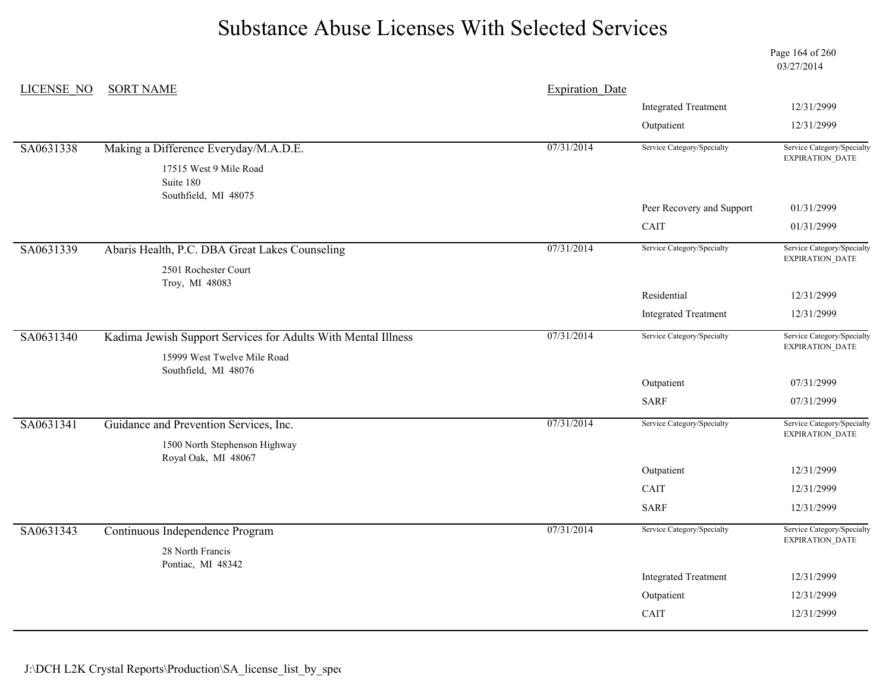# Substance Abuse Licenses With Selected Services

03/27/2014

| LICENSE_NO | SORT NAME | Expiration_Date | Service Category/Specialty | Service Category/Specialty EXPIRATION_DATE |
|---|---|---|---|---|
| | | | Integrated Treatment | 12/31/2999 |
| | | | Outpatient | 12/31/2999 |
| SA0631338 | Making a Difference Everyday/M.A.D.E.<br>17515 West 9 Mile Road<br>Suite 180<br>Southfield, MI 48075 | 07/31/2014 | | |
| | | | Peer Recovery and Support | 01/31/2999 |
| | | | CAIT | 01/31/2999 |
| SA0631339 | Abaris Health, P.C. DBA Great Lakes Counseling<br>2501 Rochester Court<br>Troy, MI 48083 | 07/31/2014 | | |
| | | | Residential | 12/31/2999 |
| | | | Integrated Treatment | 12/31/2999 |
| SA0631340 | Kadima Jewish Support Services for Adults With Mental Illness<br>15999 West Twelve Mile Road<br>Southfield, MI 48076 | 07/31/2014 | | |
| | | | Outpatient | 07/31/2999 |
| | | | SARF | 07/31/2999 |
| SA0631341 | Guidance and Prevention Services, Inc.<br>1500 North Stephenson Highway<br>Royal Oak, MI 48067 | 07/31/2014 | | |
| | | | Outpatient | 12/31/2999 |
| | | | CAIT | 12/31/2999 |
| | | | SARF | 12/31/2999 |
| SA0631343 | Continuous Independence Program<br>28 North Francis<br>Pontiac, MI 48342 | 07/31/2014 | | |
| | | | Integrated Treatment | 12/31/2999 |
| | | | Outpatient | 12/31/2999 |
| | | | CAIT | 12/31/2999 |

J:\DCH L2K Crystal Reports\Production\SA_license_list_by_spec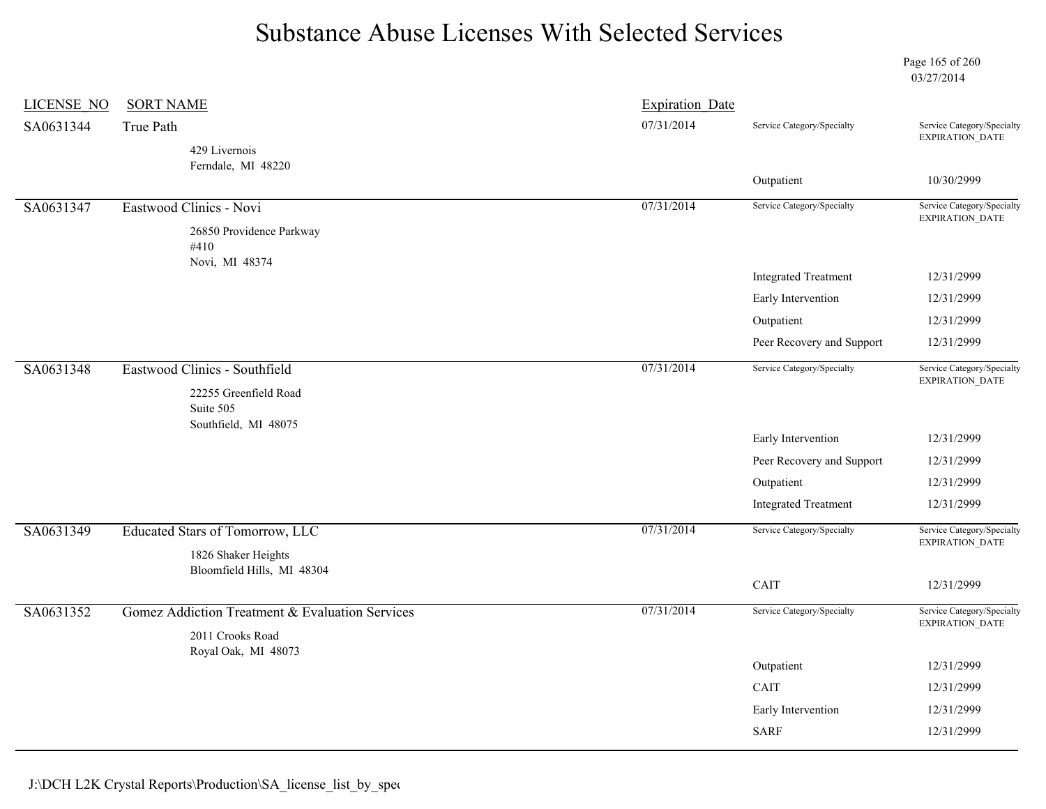# Substance Abuse Licenses With Selected Services

03/27/2014

| LICENSE_NO | SORT NAME | Expiration_Date | Service Category/Specialty | Service Category/Specialty EXPIRATION_DATE |
|---|---|---|---|---|
| SA0631344 | True Path<br>429 Livernois<br>Ferndale, MI 48220 | 07/31/2014 | Outpatient | 10/30/2999 |
| SA0631347 | Eastwood Clinics - Novi<br>26850 Providence Parkway<br>#410<br>Novi, MI 48374 | 07/31/2014 | Integrated Treatment | 12/31/2999 |
| | | | Early Intervention | 12/31/2999 |
| | | | Outpatient | 12/31/2999 |
| | | | Peer Recovery and Support | 12/31/2999 |
| SA0631348 | Eastwood Clinics - Southfield<br>22255 Greenfield Road<br>Suite 505<br>Southfield, MI 48075 | 07/31/2014 | Early Intervention | 12/31/2999 |
| | | | Peer Recovery and Support | 12/31/2999 |
| | | | Outpatient | 12/31/2999 |
| | | | Integrated Treatment | 12/31/2999 |
| SA0631349 | Educated Stars of Tomorrow, LLC<br>1826 Shaker Heights<br>Bloomfield Hills, MI 48304 | 07/31/2014 | CAIT | 12/31/2999 |
| SA0631352 | Gomez Addiction Treatment & Evaluation Services<br>2011 Crooks Road<br>Royal Oak, MI 48073 | 07/31/2014 | Outpatient | 12/31/2999 |
| | | | CAIT | 12/31/2999 |
| | | | Early Intervention | 12/31/2999 |
| | | | SARF | 12/31/2999 |

J:\DCH L2K Crystal Reports\Production\SA_license_list_by_spec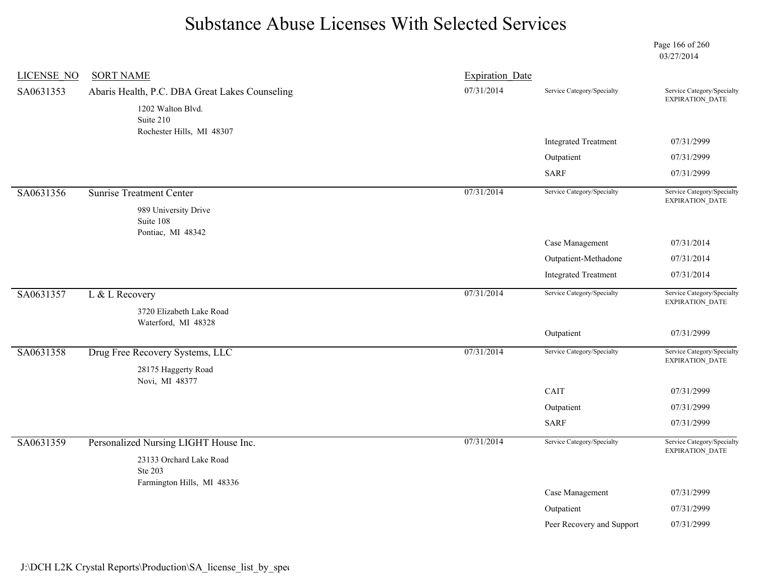# Substance Abuse Licenses With Selected Services

03/27/2014

| LICENSE_NO | SORT NAME | Expiration_Date | Service Category/Specialty | Service Category/Specialty EXPIRATION_DATE |
|---|---|---|---|---|
| SA0631353 | Abaris Health, P.C. DBA Great Lakes Counseling<br>1202 Walton Blvd.<br>Suite 210<br>Rochester Hills, MI 48307 | 07/31/2014 | | |
| | | | Integrated Treatment | 07/31/2999 |
| | | | Outpatient | 07/31/2999 |
| | | | SARF | 07/31/2999 |
| SA0631356 | Sunrise Treatment Center<br>989 University Drive<br>Suite 108<br>Pontiac, MI 48342 | 07/31/2014 | | |
| | | | Case Management | 07/31/2014 |
| | | | Outpatient-Methadone | 07/31/2014 |
| | | | Integrated Treatment | 07/31/2014 |
| SA0631357 | L & L Recovery<br>3720 Elizabeth Lake Road<br>Waterford, MI 48328 | 07/31/2014 | | |
| | | | Outpatient | 07/31/2999 |
| SA0631358 | Drug Free Recovery Systems, LLC<br>28175 Haggerty Road<br>Novi, MI 48377 | 07/31/2014 | | |
| | | | CAIT | 07/31/2999 |
| | | | Outpatient | 07/31/2999 |
| | | | SARF | 07/31/2999 |
| SA0631359 | Personalized Nursing LIGHT House Inc.<br>23133 Orchard Lake Road<br>Ste 203<br>Farmington Hills, MI 48336 | 07/31/2014 | | |
| | | | Case Management | 07/31/2999 |
| | | | Outpatient | 07/31/2999 |
| | | | Peer Recovery and Support | 07/31/2999 |

J:\DCH L2K Crystal Reports\Production\SA_license_list_by_spe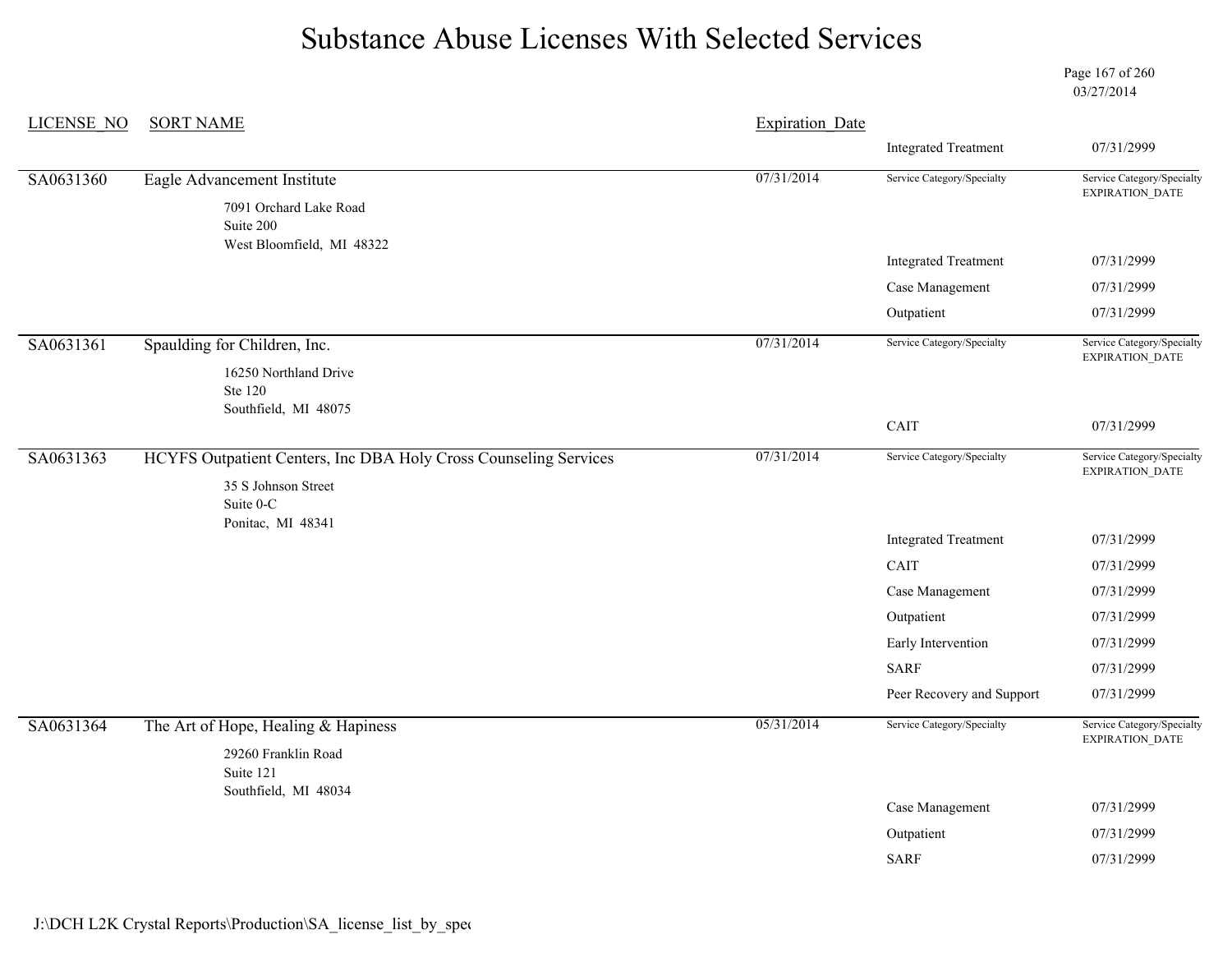# Substance Abuse Licenses With Selected Services

03/27/2014

| LICENSE_NO | SORT NAME | Expiration_Date | Service Category/Specialty | Service Category/Specialty EXPIRATION_DATE |
|---|---|---|---|---|
| | | | Integrated Treatment | 07/31/2999 |
| SA0631360 | Eagle Advancement Institute<br>7091 Orchard Lake Road<br>Suite 200<br>West Bloomfield, MI 48322 | 07/31/2014 | Service Category/Specialty | Service Category/Specialty EXPIRATION_DATE |
| | | | Integrated Treatment | 07/31/2999 |
| | | | Case Management | 07/31/2999 |
| | | | Outpatient | 07/31/2999 |
| SA0631361 | Spaulding for Children, Inc.<br>16250 Northland Drive<br>Ste 120<br>Southfield, MI 48075 | 07/31/2014 | Service Category/Specialty | Service Category/Specialty EXPIRATION_DATE |
| | | | CAIT | 07/31/2999 |
| SA0631363 | HCYFS Outpatient Centers, Inc DBA Holy Cross Counseling Services<br>35 S Johnson Street<br>Suite 0-C<br>Ponitac, MI 48341 | 07/31/2014 | Service Category/Specialty | Service Category/Specialty EXPIRATION_DATE |
| | | | Integrated Treatment | 07/31/2999 |
| | | | CAIT | 07/31/2999 |
| | | | Case Management | 07/31/2999 |
| | | | Outpatient | 07/31/2999 |
| | | | Early Intervention | 07/31/2999 |
| | | | SARF | 07/31/2999 |
| | | | Peer Recovery and Support | 07/31/2999 |
| SA0631364 | The Art of Hope, Healing & Hapiness<br>29260 Franklin Road<br>Suite 121<br>Southfield, MI 48034 | 05/31/2014 | Service Category/Specialty | Service Category/Specialty EXPIRATION_DATE |
| | | | Case Management | 07/31/2999 |
| | | | Outpatient | 07/31/2999 |
| | | | SARF | 07/31/2999 |

J:\DCH L2K Crystal Reports\Production\SA_license_list_by_spec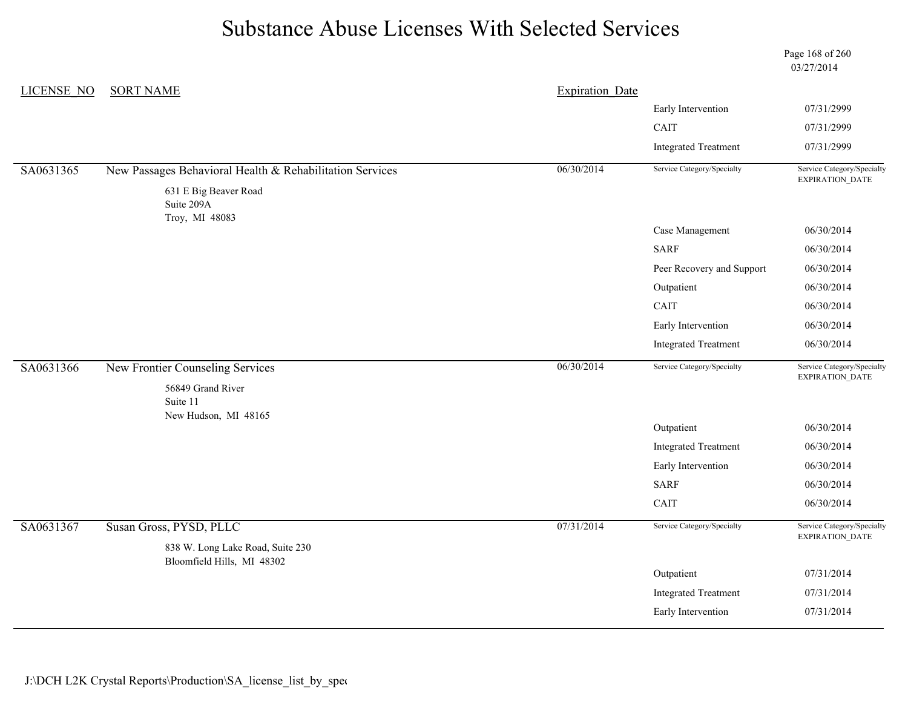# Substance Abuse Licenses With Selected Services

03/27/2014

| LICENSE_NO | SORT NAME | Expiration_Date | Service Category/Specialty | Service Category/Specialty EXPIRATION_DATE |
|---|---|---|---|---|
| | | | Early Intervention | 07/31/2999 |
| | | | CAIT | 07/31/2999 |
| | | | Integrated Treatment | 07/31/2999 |
| SA0631365 | New Passages Behavioral Health & Rehabilitation Services<br>631 E Big Beaver Road<br>Suite 209A<br>Troy, MI 48083 | 06/30/2014 | | |
| | | | Case Management | 06/30/2014 |
| | | | SARF | 06/30/2014 |
| | | | Peer Recovery and Support | 06/30/2014 |
| | | | Outpatient | 06/30/2014 |
| | | | CAIT | 06/30/2014 |
| | | | Early Intervention | 06/30/2014 |
| | | | Integrated Treatment | 06/30/2014 |
| SA0631366 | New Frontier Counseling Services<br>56849 Grand River<br>Suite 11<br>New Hudson, MI 48165 | 06/30/2014 | | |
| | | | Outpatient | 06/30/2014 |
| | | | Integrated Treatment | 06/30/2014 |
| | | | Early Intervention | 06/30/2014 |
| | | | SARF | 06/30/2014 |
| | | | CAIT | 06/30/2014 |
| SA0631367 | Susan Gross, PYSD, PLLC<br>838 W. Long Lake Road, Suite 230<br>Bloomfield Hills, MI 48302 | 07/31/2014 | | |
| | | | Outpatient | 07/31/2014 |
| | | | Integrated Treatment | 07/31/2014 |
| | | | Early Intervention | 07/31/2014 |

J:\DCH L2K Crystal Reports\Production\SA_license_list_by_spec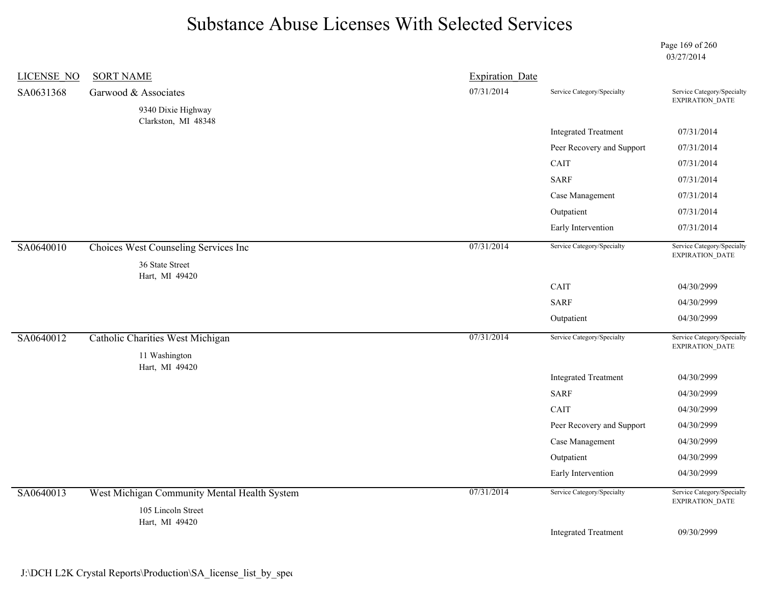# Substance Abuse Licenses With Selected Services

03/27/2014

| LICENSE_NO | SORT NAME | Expiration_Date | Service Category/Specialty | Service Category/Specialty EXPIRATION_DATE |
|---|---|---|---|---|
| SA0631368 | Garwood & Associates<br>9340 Dixie Highway<br>Clarkston, MI 48348 | 07/31/2014 | | |
| | | | Integrated Treatment | 07/31/2014 |
| | | | Peer Recovery and Support | 07/31/2014 |
| | | | CAIT | 07/31/2014 |
| | | | SARF | 07/31/2014 |
| | | | Case Management | 07/31/2014 |
| | | | Outpatient | 07/31/2014 |
| | | | Early Intervention | 07/31/2014 |
| SA0640010 | Choices West Counseling Services Inc<br>36 State Street<br>Hart, MI 49420 | 07/31/2014 | | |
| | | | CAIT | 04/30/2999 |
| | | | SARF | 04/30/2999 |
| | | | Outpatient | 04/30/2999 |
| SA0640012 | Catholic Charities West Michigan<br>11 Washington<br>Hart, MI 49420 | 07/31/2014 | | |
| | | | Integrated Treatment | 04/30/2999 |
| | | | SARF | 04/30/2999 |
| | | | CAIT | 04/30/2999 |
| | | | Peer Recovery and Support | 04/30/2999 |
| | | | Case Management | 04/30/2999 |
| | | | Outpatient | 04/30/2999 |
| | | | Early Intervention | 04/30/2999 |
| SA0640013 | West Michigan Community Mental Health System<br>105 Lincoln Street<br>Hart, MI 49420 | 07/31/2014 | | |
| | | | Integrated Treatment | 09/30/2999 |

J:\DCH L2K Crystal Reports\Production\SA_license_list_by_spec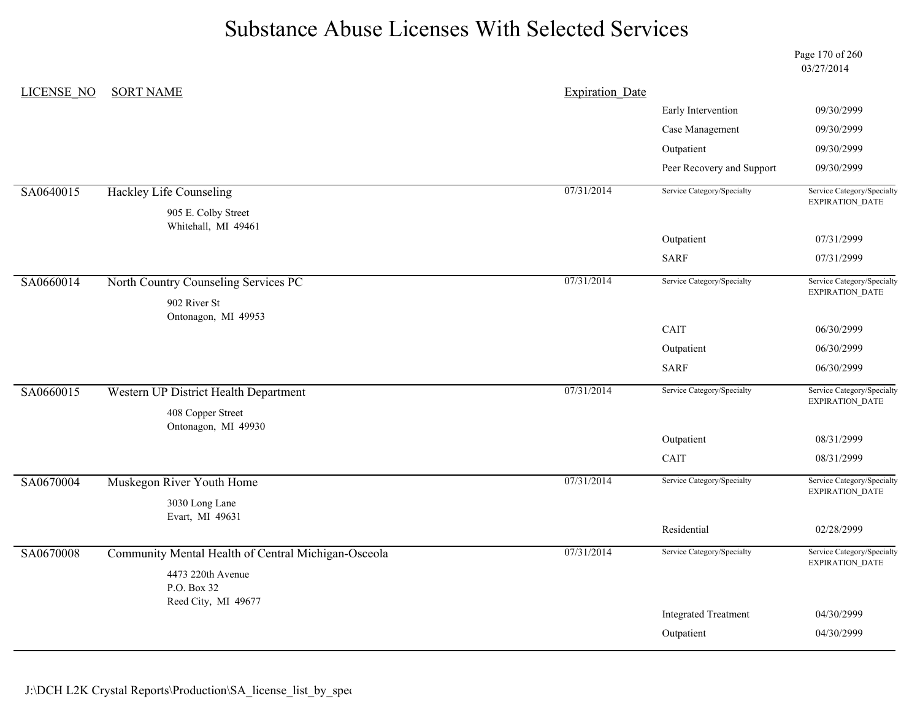# Substance Abuse Licenses With Selected Services

03/27/2014

| LICENSE_NO | SORT NAME | Expiration_Date | Service Category/Specialty | Service Category/Specialty EXPIRATION_DATE |
|---|---|---|---|---|
| | | | Early Intervention | 09/30/2999 |
| | | | Case Management | 09/30/2999 |
| | | | Outpatient | 09/30/2999 |
| | | | Peer Recovery and Support | 09/30/2999 |
| SA0640015 | Hackley Life Counseling<br>905 E. Colby Street<br>Whitehall, MI 49461 | 07/31/2014 | | |
| | | | Outpatient | 07/31/2999 |
| | | | SARF | 07/31/2999 |
| SA0660014 | North Country Counseling Services PC<br>902 River St<br>Ontonagon, MI 49953 | 07/31/2014 | | |
| | | | CAIT | 06/30/2999 |
| | | | Outpatient | 06/30/2999 |
| | | | SARF | 06/30/2999 |
| SA0660015 | Western UP District Health Department<br>408 Copper Street<br>Ontonagon, MI 49930 | 07/31/2014 | | |
| | | | Outpatient | 08/31/2999 |
| | | | CAIT | 08/31/2999 |
| SA0670004 | Muskegon River Youth Home<br>3030 Long Lane<br>Evart, MI 49631 | 07/31/2014 | | |
| | | | Residential | 02/28/2999 |
| SA0670008 | Community Mental Health of Central Michigan-Osceola<br>4473 220th Avenue<br>P.O. Box 32<br>Reed City, MI 49677 | 07/31/2014 | | |
| | | | Integrated Treatment | 04/30/2999 |
| | | | Outpatient | 04/30/2999 |

J:\DCH L2K Crystal Reports\Production\SA_license_list_by_spec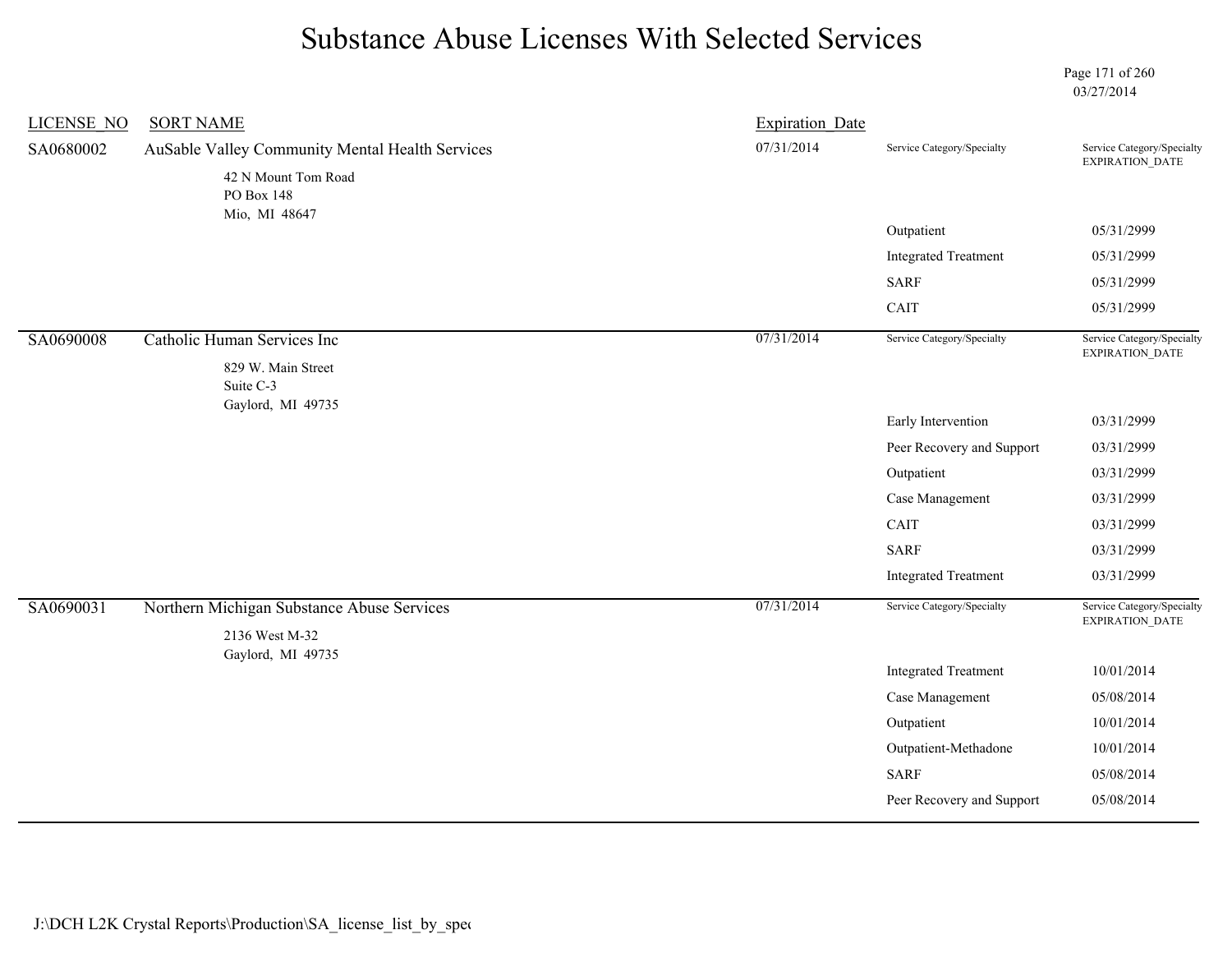# Substance Abuse Licenses With Selected Services

03/27/2014

| LICENSE_NO | SORT NAME | Expiration_Date | Service Category/Specialty | Service Category/Specialty EXPIRATION_DATE |
|---|---|---|---|---|
| SA0680002 | AuSable Valley Community Mental Health Services<br>42 N Mount Tom Road<br>PO Box 148<br>Mio, MI 48647 | 07/31/2014 | | |
| | | | Outpatient | 05/31/2999 |
| | | | Integrated Treatment | 05/31/2999 |
| | | | SARF | 05/31/2999 |
| | | | CAIT | 05/31/2999 |
| SA0690008 | Catholic Human Services Inc<br>829 W. Main Street<br>Suite C-3<br>Gaylord, MI 49735 | 07/31/2014 | | |
| | | | Early Intervention | 03/31/2999 |
| | | | Peer Recovery and Support | 03/31/2999 |
| | | | Outpatient | 03/31/2999 |
| | | | Case Management | 03/31/2999 |
| | | | CAIT | 03/31/2999 |
| | | | SARF | 03/31/2999 |
| | | | Integrated Treatment | 03/31/2999 |
| SA0690031 | Northern Michigan Substance Abuse Services<br>2136 West M-32<br>Gaylord, MI 49735 | 07/31/2014 | | |
| | | | Integrated Treatment | 10/01/2014 |
| | | | Case Management | 05/08/2014 |
| | | | Outpatient | 10/01/2014 |
| | | | Outpatient-Methadone | 10/01/2014 |
| | | | SARF | 05/08/2014 |
| | | | Peer Recovery and Support | 05/08/2014 |

J:\DCH L2K Crystal Reports\Production\SA_license_list_by_spec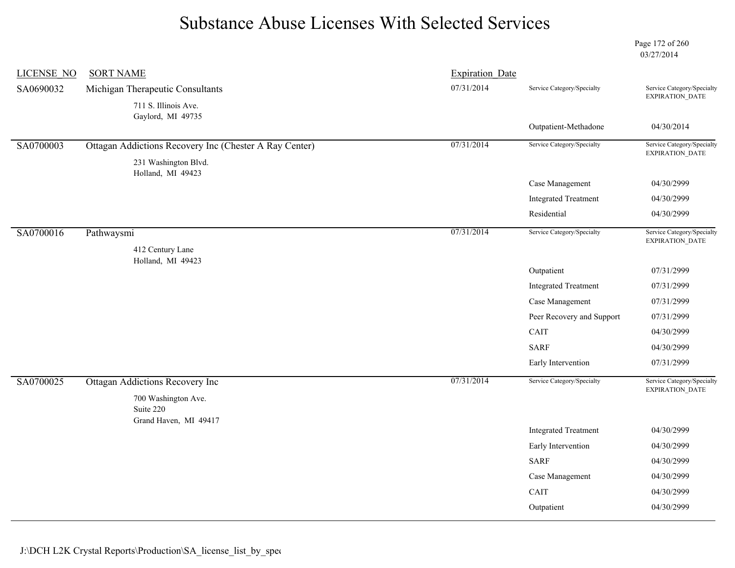# Substance Abuse Licenses With Selected Services

03/27/2014

| LICENSE_NO | SORT NAME | Expiration_Date | Service Category/Specialty | Service Category/Specialty EXPIRATION_DATE |
|---|---|---|---|---|
| SA0690032 | Michigan Therapeutic Consultants<br>711 S. Illinois Ave.<br>Gaylord, MI 49735 | 07/31/2014 | | |
| | | | Outpatient-Methadone | 04/30/2014 |
| SA0700003 | Ottagan Addictions Recovery Inc (Chester A Ray Center)<br>231 Washington Blvd.<br>Holland, MI 49423 | 07/31/2014 | | |
| | | | Case Management | 04/30/2999 |
| | | | Integrated Treatment | 04/30/2999 |
| | | | Residential | 04/30/2999 |
| SA0700016 | Pathwaysmi<br>412 Century Lane<br>Holland, MI 49423 | 07/31/2014 | | |
| | | | Outpatient | 07/31/2999 |
| | | | Integrated Treatment | 07/31/2999 |
| | | | Case Management | 07/31/2999 |
| | | | Peer Recovery and Support | 07/31/2999 |
| | | | CAIT | 04/30/2999 |
| | | | SARF | 04/30/2999 |
| | | | Early Intervention | 07/31/2999 |
| SA0700025 | Ottagan Addictions Recovery Inc<br>700 Washington Ave.<br>Suite 220<br>Grand Haven, MI 49417 | 07/31/2014 | | |
| | | | Integrated Treatment | 04/30/2999 |
| | | | Early Intervention | 04/30/2999 |
| | | | SARF | 04/30/2999 |
| | | | Case Management | 04/30/2999 |
| | | | CAIT | 04/30/2999 |
| | | | Outpatient | 04/30/2999 |

J:\DCH L2K Crystal Reports\Production\SA_license_list_by_spec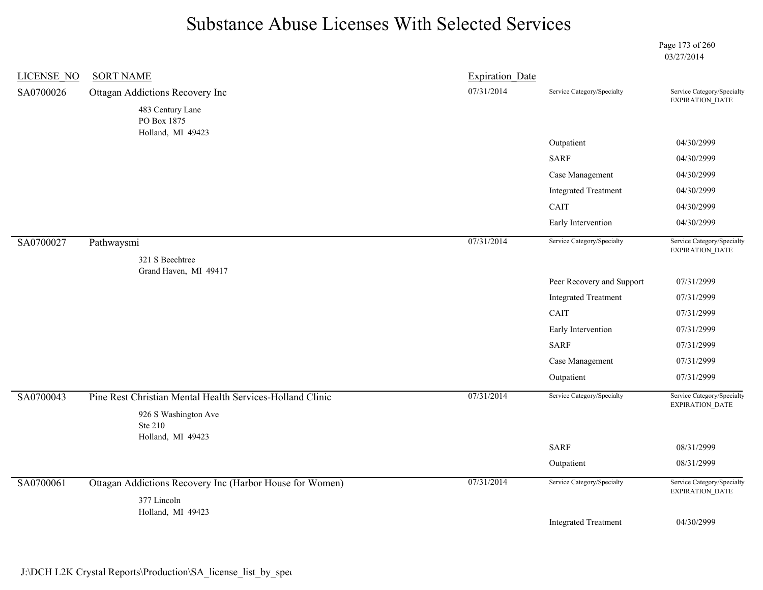# Substance Abuse Licenses With Selected Services

03/27/2014

| LICENSE_NO | SORT NAME | Expiration_Date | Service Category/Specialty | Service Category/Specialty EXPIRATION_DATE |
|---|---|---|---|---|
| SA0700026 | Ottagan Addictions Recovery Inc<br>483 Century Lane<br>PO Box 1875<br>Holland, MI 49423 | 07/31/2014 | | |
| | | | Outpatient | 04/30/2999 |
| | | | SARF | 04/30/2999 |
| | | | Case Management | 04/30/2999 |
| | | | Integrated Treatment | 04/30/2999 |
| | | | CAIT | 04/30/2999 |
| | | | Early Intervention | 04/30/2999 |
| SA0700027 | Pathwaysmi<br>321 S Beechtree<br>Grand Haven, MI 49417 | 07/31/2014 | | |
| | | | Peer Recovery and Support | 07/31/2999 |
| | | | Integrated Treatment | 07/31/2999 |
| | | | CAIT | 07/31/2999 |
| | | | Early Intervention | 07/31/2999 |
| | | | SARF | 07/31/2999 |
| | | | Case Management | 07/31/2999 |
| | | | Outpatient | 07/31/2999 |
| SA0700043 | Pine Rest Christian Mental Health Services-Holland Clinic<br>926 S Washington Ave<br>Ste 210<br>Holland, MI 49423 | 07/31/2014 | | |
| | | | SARF | 08/31/2999 |
| | | | Outpatient | 08/31/2999 |
| SA0700061 | Ottagan Addictions Recovery Inc (Harbor House for Women)<br>377 Lincoln<br>Holland, MI 49423 | 07/31/2014 | | |
| | | | Integrated Treatment | 04/30/2999 |

J:\DCH L2K Crystal Reports\Production\SA_license_list_by_spec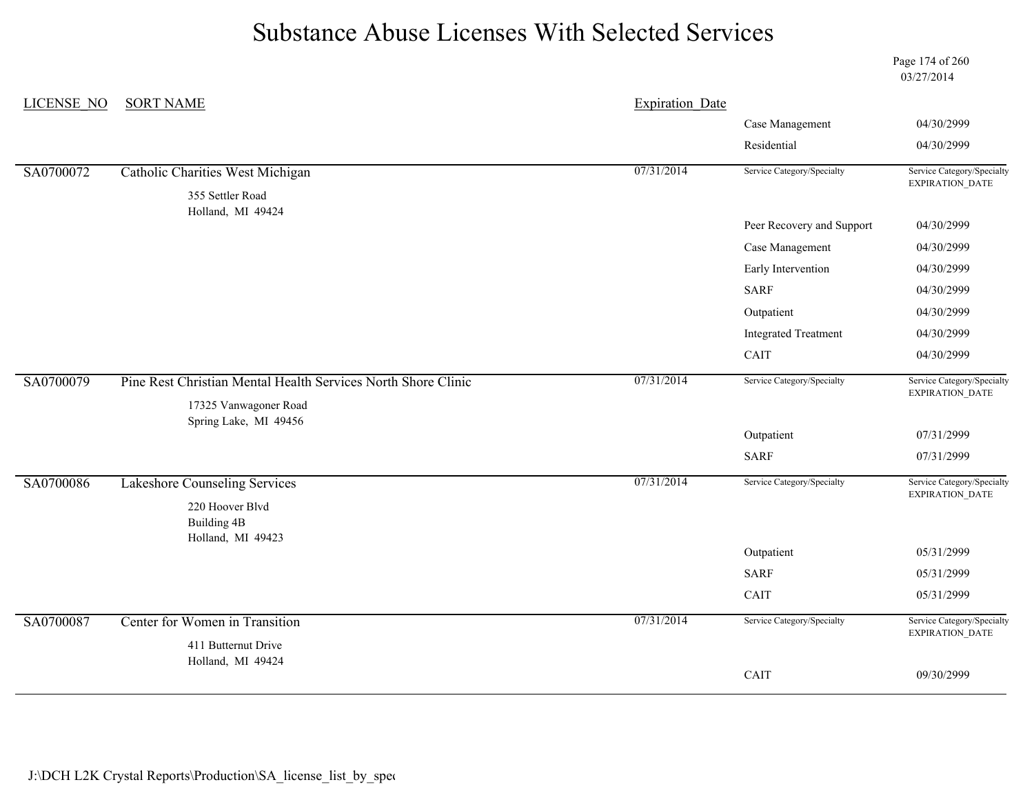# Substance Abuse Licenses With Selected Services

03/27/2014

| LICENSE_NO | SORT NAME | Expiration_Date | Service Category/Specialty | Service Category/Specialty EXPIRATION_DATE |
|---|---|---|---|---|
| | | | Case Management | 04/30/2999 |
| | | | Residential | 04/30/2999 |
| SA0700072 | Catholic Charities West Michigan<br>355 Settler Road<br>Holland, MI 49424 | 07/31/2014 | | |
| | | | Peer Recovery and Support | 04/30/2999 |
| | | | Case Management | 04/30/2999 |
| | | | Early Intervention | 04/30/2999 |
| | | | SARF | 04/30/2999 |
| | | | Outpatient | 04/30/2999 |
| | | | Integrated Treatment | 04/30/2999 |
| | | | CAIT | 04/30/2999 |
| SA0700079 | Pine Rest Christian Mental Health Services North Shore Clinic<br>17325 Vanwagoner Road<br>Spring Lake, MI 49456 | 07/31/2014 | | |
| | | | Outpatient | 07/31/2999 |
| | | | SARF | 07/31/2999 |
| SA0700086 | Lakeshore Counseling Services<br>220 Hoover Blvd<br>Building 4B<br>Holland, MI 49423 | 07/31/2014 | | |
| | | | Outpatient | 05/31/2999 |
| | | | SARF | 05/31/2999 |
| | | | CAIT | 05/31/2999 |
| SA0700087 | Center for Women in Transition<br>411 Butternut Drive<br>Holland, MI 49424 | 07/31/2014 | | |
| | | | CAIT | 09/30/2999 |

J:\DCH L2K Crystal Reports\Production\SA_license_list_by_spec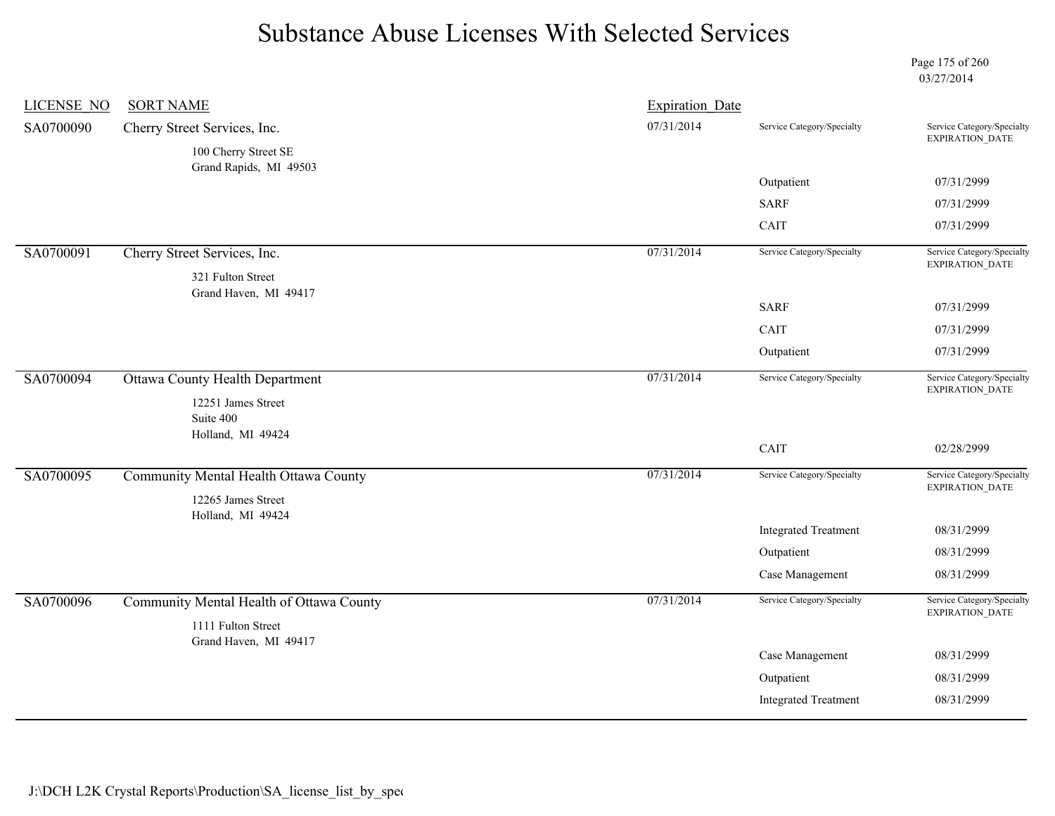# Substance Abuse Licenses With Selected Services

03/27/2014

| LICENSE_NO | SORT NAME | Expiration_Date | Service Category/Specialty | Service Category/Specialty EXPIRATION_DATE |
|---|---|---|---|---|
| SA0700090 | Cherry Street Services, Inc.<br>100 Cherry Street SE<br>Grand Rapids, MI 49503 | 07/31/2014 | | |
| | | | Outpatient | 07/31/2999 |
| | | | SARF | 07/31/2999 |
| | | | CAIT | 07/31/2999 |
| SA0700091 | Cherry Street Services, Inc.<br>321 Fulton Street<br>Grand Haven, MI 49417 | 07/31/2014 | | |
| | | | SARF | 07/31/2999 |
| | | | CAIT | 07/31/2999 |
| | | | Outpatient | 07/31/2999 |
| SA0700094 | Ottawa County Health Department<br>12251 James Street<br>Suite 400<br>Holland, MI 49424 | 07/31/2014 | | |
| | | | CAIT | 02/28/2999 |
| SA0700095 | Community Mental Health Ottawa County<br>12265 James Street<br>Holland, MI 49424 | 07/31/2014 | | |
| | | | Integrated Treatment | 08/31/2999 |
| | | | Outpatient | 08/31/2999 |
| | | | Case Management | 08/31/2999 |
| SA0700096 | Community Mental Health of Ottawa County<br>1111 Fulton Street<br>Grand Haven, MI 49417 | 07/31/2014 | | |
| | | | Case Management | 08/31/2999 |
| | | | Outpatient | 08/31/2999 |
| | | | Integrated Treatment | 08/31/2999 |

J:\DCH L2K Crystal Reports\Production\SA_license_list_by_spec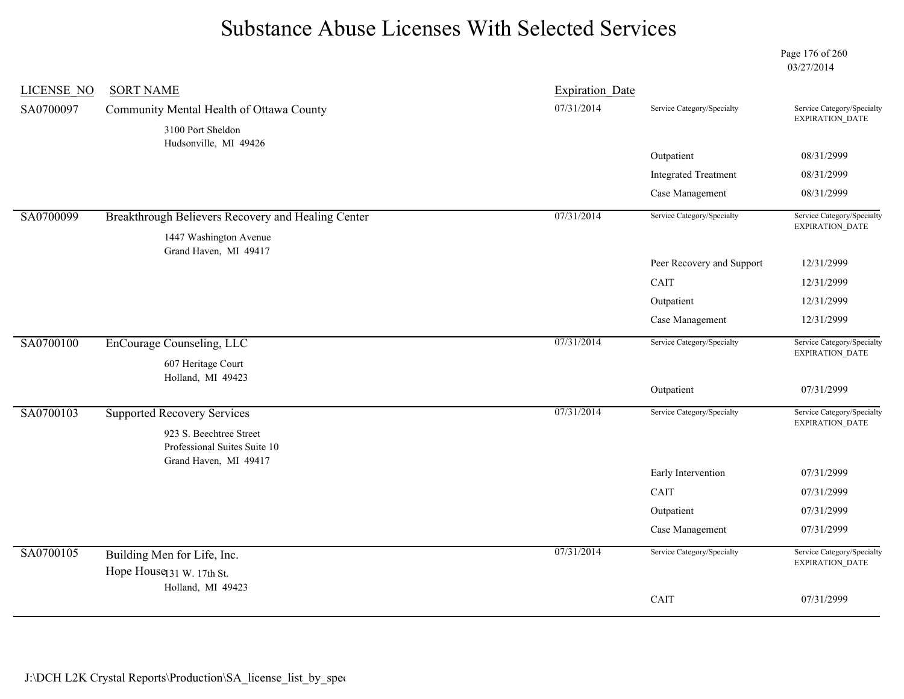# Substance Abuse Licenses With Selected Services

03/27/2014

| LICENSE_NO | SORT NAME | Expiration_Date | Service Category/Specialty | Service Category/Specialty EXPIRATION_DATE |
|---|---|---|---|---|
| SA0700097 | Community Mental Health of Ottawa County<br>3100 Port Sheldon<br>Hudsonville, MI 49426 | 07/31/2014 | Outpatient | 08/31/2999 |
| | | | Integrated Treatment | 08/31/2999 |
| | | | Case Management | 08/31/2999 |
| SA0700099 | Breakthrough Believers Recovery and Healing Center<br>1447 Washington Avenue<br>Grand Haven, MI 49417 | 07/31/2014 | Peer Recovery and Support | 12/31/2999 |
| | | | CAIT | 12/31/2999 |
| | | | Outpatient | 12/31/2999 |
| | | | Case Management | 12/31/2999 |
| SA0700100 | EnCourage Counseling, LLC<br>607 Heritage Court<br>Holland, MI 49423 | 07/31/2014 | Outpatient | 07/31/2999 |
| SA0700103 | Supported Recovery Services<br>923 S. Beechtree Street<br>Professional Suites Suite 10<br>Grand Haven, MI 49417 | 07/31/2014 | Early Intervention | 07/31/2999 |
| | | | CAIT | 07/31/2999 |
| | | | Outpatient | 07/31/2999 |
| | | | Case Management | 07/31/2999 |
| SA0700105 | Building Men for Life, Inc.<br>Hope House<br>131 W. 17th St.<br>Holland, MI 49423 | 07/31/2014 | CAIT | 07/31/2999 |

J:\DCH L2K Crystal Reports\Production\SA_license_list_by_spec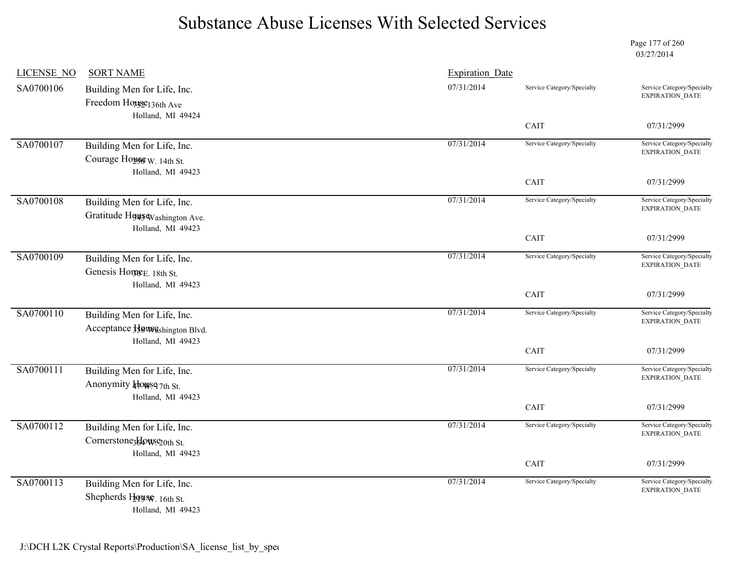# Substance Abuse Licenses With Selected Services

| LICENSE_NO | SORT NAME | Expiration_Date | Service Category/Specialty | Service Category/Specialty EXPIRATION_DATE |
|---|---|---|---|---|
| SA0700106 | Building Men for Life, Inc.<br>Freedom House<br>732 136th Ave<br>Holland, MI 49424 | 07/31/2014 | CAIT | 07/31/2999 |
| SA0700107 | Building Men for Life, Inc.<br>Courage House<br>256 W. 14th St.<br>Holland, MI 49423 | 07/31/2014 | CAIT | 07/31/2999 |
| SA0700108 | Building Men for Life, Inc.<br>Gratitude House<br>943 Washington Ave.<br>Holland, MI 49423 | 07/31/2014 | CAIT | 07/31/2999 |
| SA0700109 | Building Men for Life, Inc.<br>Genesis Home<br>30 E. 18th St.<br>Holland, MI 49423 | 07/31/2014 | CAIT | 07/31/2999 |
| SA0700110 | Building Men for Life, Inc.<br>Acceptance House<br>338 Washington Blvd.<br>Holland, MI 49423 | 07/31/2014 | CAIT | 07/31/2999 |
| SA0700111 | Building Men for Life, Inc.<br>Anonymity House<br>47 W. 17th St.<br>Holland, MI 49423 | 07/31/2014 | CAIT | 07/31/2999 |
| SA0700112 | Building Men for Life, Inc.<br>Cornerstone House<br>364 W. 20th St.<br>Holland, MI 49423 | 07/31/2014 | CAIT | 07/31/2999 |
| SA0700113 | Building Men for Life, Inc.<br>Shepherds House<br>215 W. 16th St.<br>Holland, MI 49423 | 07/31/2014 | | |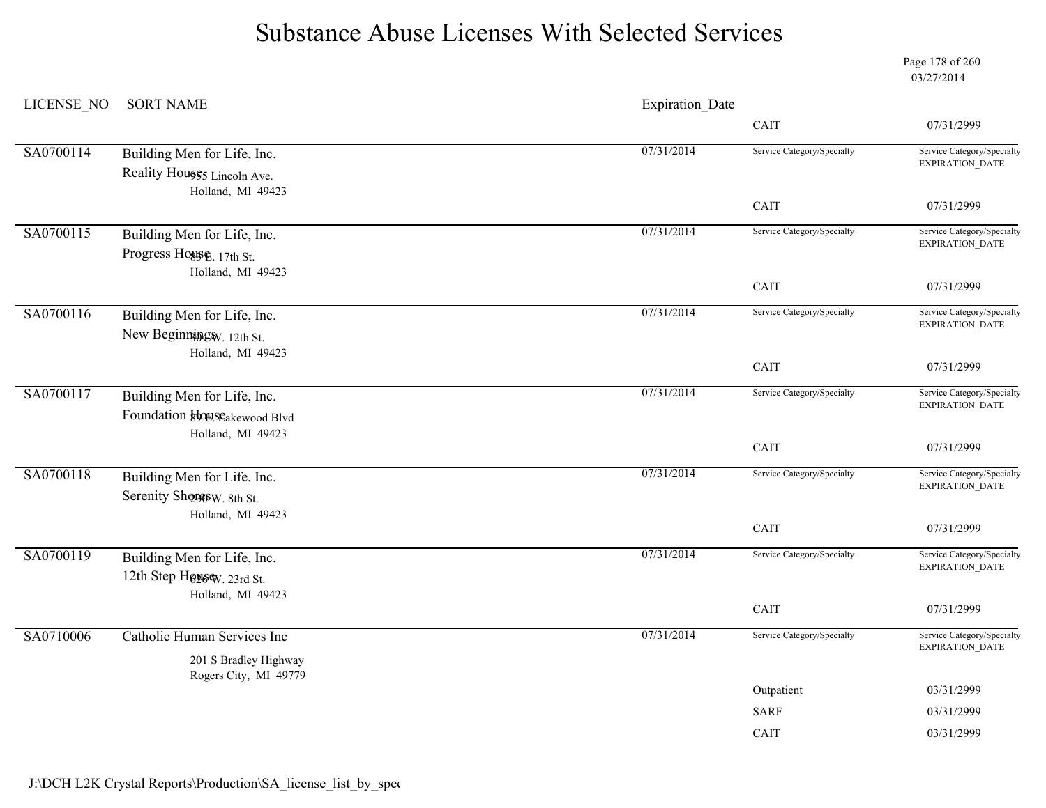# Substance Abuse Licenses With Selected Services

03/27/2014

| LICENSE_NO | SORT NAME | Expiration_Date | Service Category/Specialty | Service Category/Specialty EXPIRATION_DATE |
|---|---|---|---|---|
| | | | CAIT | 07/31/2999 |
| SA0700114 | Building Men for Life, Inc.<br>Reality House<br>955 Lincoln Ave.<br>Holland, MI 49423 | 07/31/2014 | CAIT | 07/31/2999 |
| SA0700115 | Building Men for Life, Inc.<br>Progress House<br>85 E. 17th St.<br>Holland, MI 49423 | 07/31/2014 | CAIT | 07/31/2999 |
| SA0700116 | Building Men for Life, Inc.<br>New Beginnings<br>304 W. 12th St.<br>Holland, MI 49423 | 07/31/2014 | CAIT | 07/31/2999 |
| SA0700117 | Building Men for Life, Inc.<br>Foundation House<br>89 E. Lakewood Blvd<br>Holland, MI 49423 | 07/31/2014 | CAIT | 07/31/2999 |
| SA0700118 | Building Men for Life, Inc.<br>Serenity Shores<br>230 W. 8th St.<br>Holland, MI 49423 | 07/31/2014 | CAIT | 07/31/2999 |
| SA0700119 | Building Men for Life, Inc.<br>12th Step House<br>626 W. 23rd St.<br>Holland, MI 49423 | 07/31/2014 | CAIT | 07/31/2999 |
| SA0710006 | Catholic Human Services Inc<br>201 S Bradley Highway<br>Rogers City, MI 49779 | 07/31/2014 | Outpatient | 03/31/2999 |
| | | | SARF | 03/31/2999 |
| | | | CAIT | 03/31/2999 |

J:\DCH L2K Crystal Reports\Production\SA_license_list_by_spec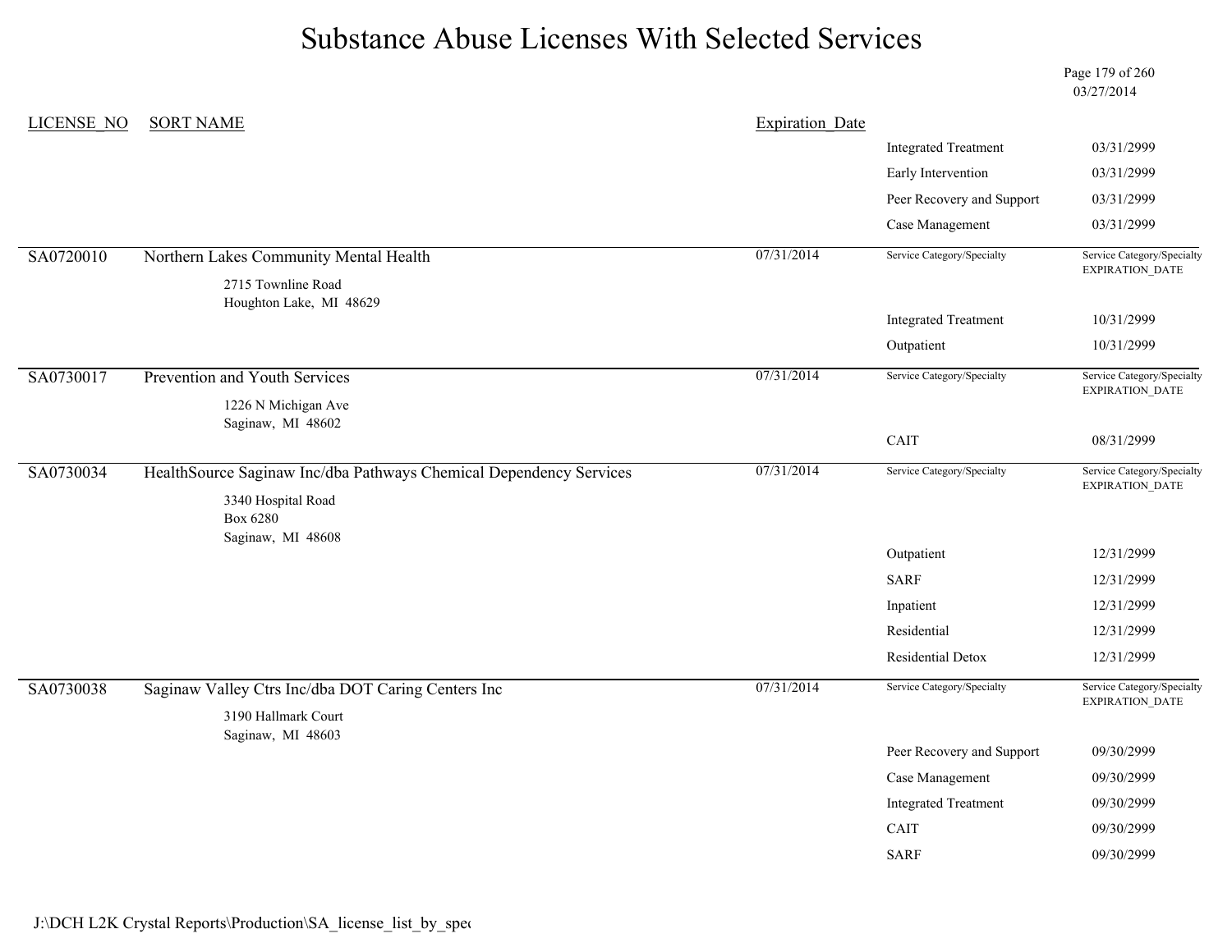# Substance Abuse Licenses With Selected Services

03/27/2014

| LICENSE_NO | SORT NAME | Expiration_Date | Service Category/Specialty | Service Category/Specialty EXPIRATION_DATE |
|---|---|---|---|---|
| | | | Integrated Treatment | 03/31/2999 |
| | | | Early Intervention | 03/31/2999 |
| | | | Peer Recovery and Support | 03/31/2999 |
| | | | Case Management | 03/31/2999 |
| SA0720010 | Northern Lakes Community Mental Health<br>2715 Townline Road<br>Houghton Lake, MI 48629 | 07/31/2014 | | |
| | | | Integrated Treatment | 10/31/2999 |
| | | | Outpatient | 10/31/2999 |
| SA0730017 | Prevention and Youth Services<br>1226 N Michigan Ave<br>Saginaw, MI 48602 | 07/31/2014 | | |
| | | | CAIT | 08/31/2999 |
| SA0730034 | HealthSource Saginaw Inc/dba Pathways Chemical Dependency Services<br>3340 Hospital Road<br>Box 6280<br>Saginaw, MI 48608 | 07/31/2014 | | |
| | | | Outpatient | 12/31/2999 |
| | | | SARF | 12/31/2999 |
| | | | Inpatient | 12/31/2999 |
| | | | Residential | 12/31/2999 |
| | | | Residential Detox | 12/31/2999 |
| SA0730038 | Saginaw Valley Ctrs Inc/dba DOT Caring Centers Inc<br>3190 Hallmark Court<br>Saginaw, MI 48603 | 07/31/2014 | | |
| | | | Peer Recovery and Support | 09/30/2999 |
| | | | Case Management | 09/30/2999 |
| | | | Integrated Treatment | 09/30/2999 |
| | | | CAIT | 09/30/2999 |
| | | | SARF | 09/30/2999 |

J:\DCH L2K Crystal Reports\Production\SA_license_list_by_spec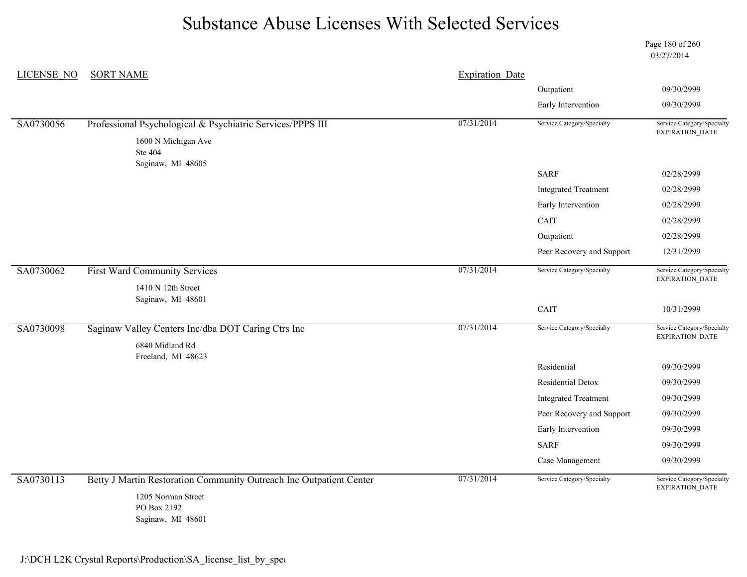# Substance Abuse Licenses With Selected Services

03/27/2014

| LICENSE_NO | SORT NAME | Expiration_Date | | |
|---|---|---|---|---|
| | | | Outpatient | 09/30/2999 |
| | | | Early Intervention | 09/30/2999 |
| SA0730056 | Professional Psychological & Psychiatric Services/PPPS III<br>1600 N Michigan Ave<br>Ste 404<br>Saginaw, MI 48605 | 07/31/2014 | Service Category/Specialty | Service Category/Specialty EXPIRATION_DATE |
| | | | SARF | 02/28/2999 |
| | | | Integrated Treatment | 02/28/2999 |
| | | | Early Intervention | 02/28/2999 |
| | | | CAIT | 02/28/2999 |
| | | | Outpatient | 02/28/2999 |
| | | | Peer Recovery and Support | 12/31/2999 |
| SA0730062 | First Ward Community Services<br>1410 N 12th Street<br>Saginaw, MI 48601 | 07/31/2014 | Service Category/Specialty | Service Category/Specialty EXPIRATION_DATE |
| | | | CAIT | 10/31/2999 |
| SA0730098 | Saginaw Valley Centers Inc/dba DOT Caring Ctrs Inc<br>6840 Midland Rd<br>Freeland, MI 48623 | 07/31/2014 | Service Category/Specialty | Service Category/Specialty EXPIRATION_DATE |
| | | | Residential | 09/30/2999 |
| | | | Residential Detox | 09/30/2999 |
| | | | Integrated Treatment | 09/30/2999 |
| | | | Peer Recovery and Support | 09/30/2999 |
| | | | Early Intervention | 09/30/2999 |
| | | | SARF | 09/30/2999 |
| | | | Case Management | 09/30/2999 |
| SA0730113 | Betty J Martin Restoration Community Outreach Inc Outpatient Center<br>1205 Norman Street<br>PO Box 2192<br>Saginaw, MI 48601 | 07/31/2014 | Service Category/Specialty | Service Category/Specialty EXPIRATION_DATE |

J:\DCH L2K Crystal Reports\Production\SA_license_list_by_spec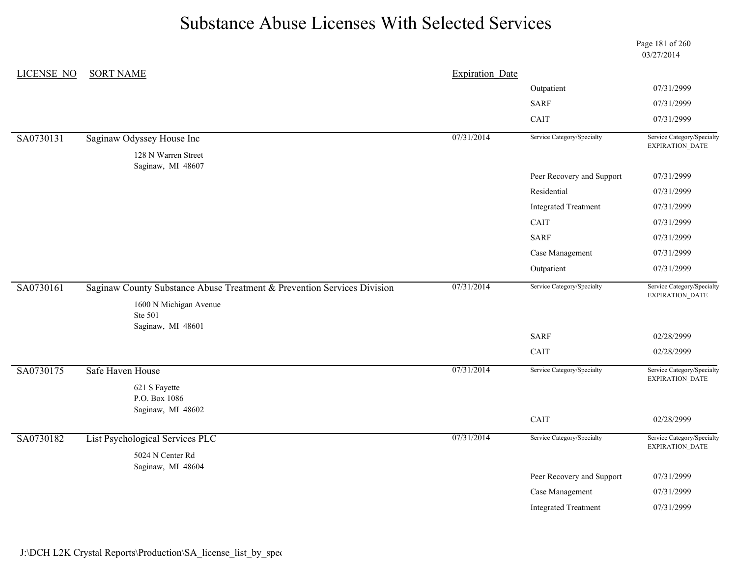# Substance Abuse Licenses With Selected Services

03/27/2014

| LICENSE_NO | SORT NAME | Expiration_Date | Service Category/Specialty | Service Category/Specialty EXPIRATION_DATE |
|---|---|---|---|---|
| | | | Outpatient | 07/31/2999 |
| | | | SARF | 07/31/2999 |
| | | | CAIT | 07/31/2999 |
| SA0730131 | Saginaw Odyssey House Inc<br>128 N Warren Street<br>Saginaw, MI 48607 | 07/31/2014 | Service Category/Specialty | Service Category/Specialty EXPIRATION_DATE |
| | | | Peer Recovery and Support | 07/31/2999 |
| | | | Residential | 07/31/2999 |
| | | | Integrated Treatment | 07/31/2999 |
| | | | CAIT | 07/31/2999 |
| | | | SARF | 07/31/2999 |
| | | | Case Management | 07/31/2999 |
| | | | Outpatient | 07/31/2999 |
| SA0730161 | Saginaw County Substance Abuse Treatment & Prevention Services Division<br>1600 N Michigan Avenue<br>Ste 501<br>Saginaw, MI 48601 | 07/31/2014 | Service Category/Specialty | Service Category/Specialty EXPIRATION_DATE |
| | | | SARF | 02/28/2999 |
| | | | CAIT | 02/28/2999 |
| SA0730175 | Safe Haven House<br>621 S Fayette<br>P.O. Box 1086<br>Saginaw, MI 48602 | 07/31/2014 | Service Category/Specialty | Service Category/Specialty EXPIRATION_DATE |
| | | | CAIT | 02/28/2999 |
| SA0730182 | List Psychological Services PLC<br>5024 N Center Rd<br>Saginaw, MI 48604 | 07/31/2014 | Service Category/Specialty | Service Category/Specialty EXPIRATION_DATE |
| | | | Peer Recovery and Support | 07/31/2999 |
| | | | Case Management | 07/31/2999 |
| | | | Integrated Treatment | 07/31/2999 |

J:\DCH L2K Crystal Reports\Production\SA_license_list_by_spec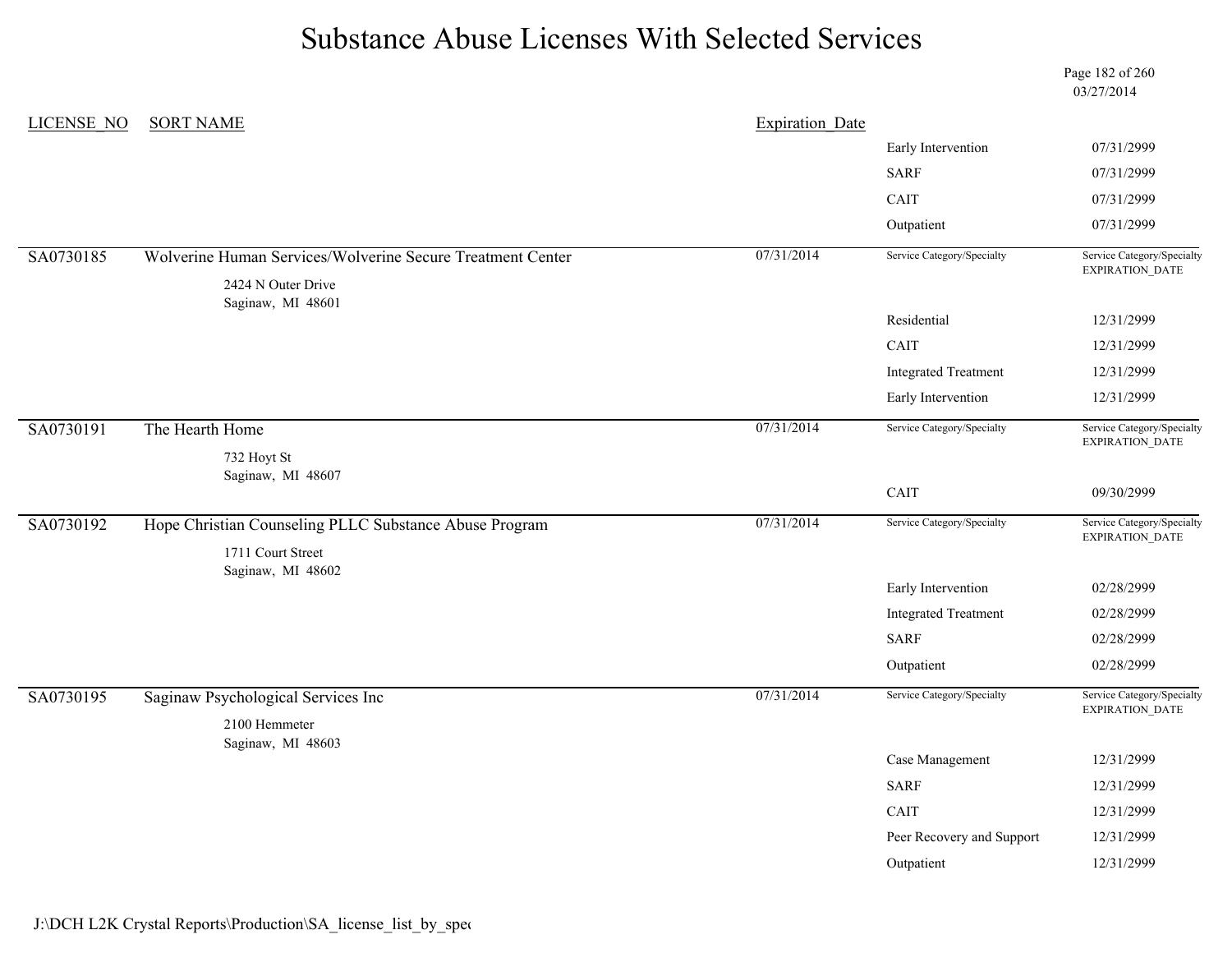# Substance Abuse Licenses With Selected Services

03/27/2014

| LICENSE_NO | SORT NAME | Expiration_Date | Service Category/Specialty | Service Category/Specialty EXPIRATION_DATE |
|---|---|---|---|---|
| | | | Early Intervention | 07/31/2999 |
| | | | SARF | 07/31/2999 |
| | | | CAIT | 07/31/2999 |
| | | | Outpatient | 07/31/2999 |
| SA0730185 | Wolverine Human Services/Wolverine Secure Treatment Center<br>2424 N Outer Drive<br>Saginaw, MI 48601 | 07/31/2014 | | |
| | | | Residential | 12/31/2999 |
| | | | CAIT | 12/31/2999 |
| | | | Integrated Treatment | 12/31/2999 |
| | | | Early Intervention | 12/31/2999 |
| SA0730191 | The Hearth Home<br>732 Hoyt St<br>Saginaw, MI 48607 | 07/31/2014 | | |
| | | | CAIT | 09/30/2999 |
| SA0730192 | Hope Christian Counseling PLLC Substance Abuse Program<br>1711 Court Street<br>Saginaw, MI 48602 | 07/31/2014 | | |
| | | | Early Intervention | 02/28/2999 |
| | | | Integrated Treatment | 02/28/2999 |
| | | | SARF | 02/28/2999 |
| | | | Outpatient | 02/28/2999 |
| SA0730195 | Saginaw Psychological Services Inc<br>2100 Hemmeter<br>Saginaw, MI 48603 | 07/31/2014 | | |
| | | | Case Management | 12/31/2999 |
| | | | SARF | 12/31/2999 |
| | | | CAIT | 12/31/2999 |
| | | | Peer Recovery and Support | 12/31/2999 |
| | | | Outpatient | 12/31/2999 |

J:\DCH L2K Crystal Reports\Production\SA_license_list_by_spec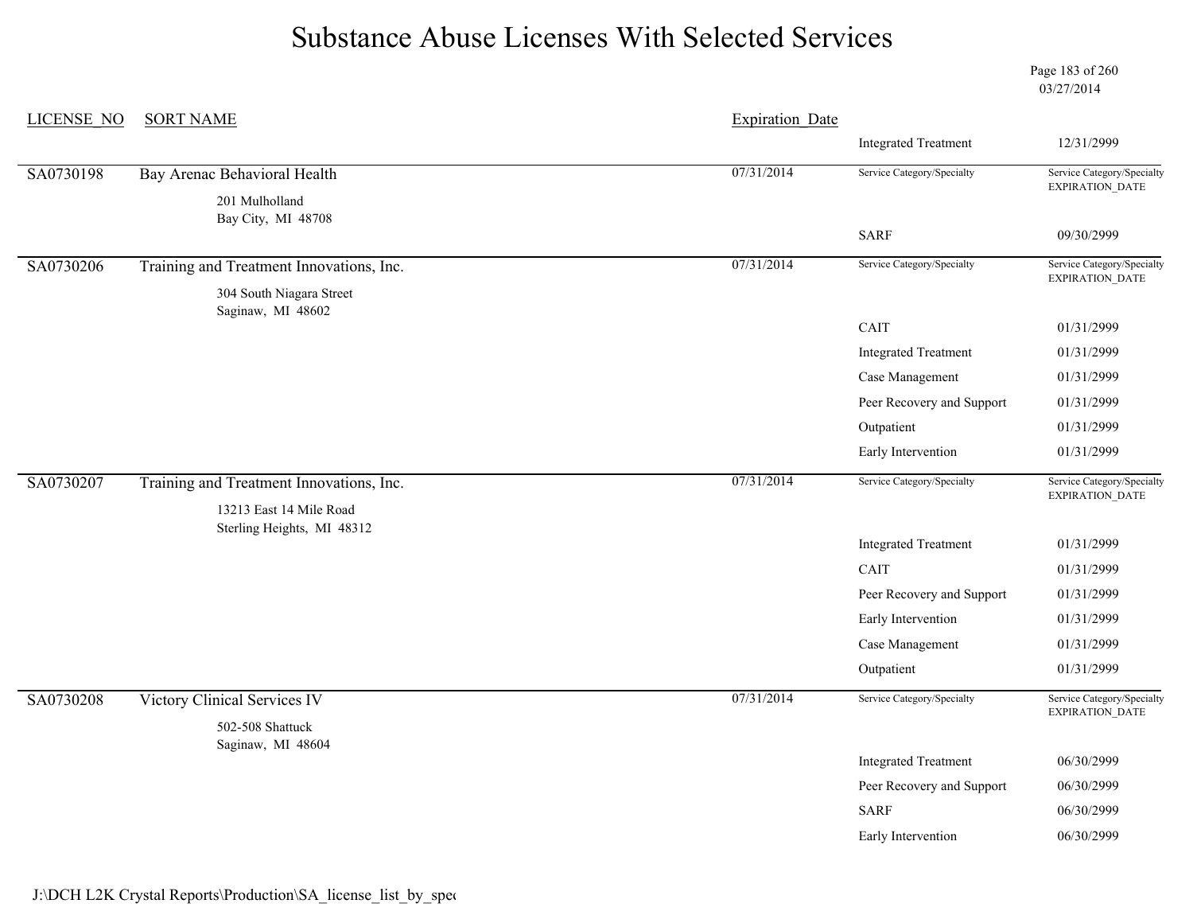# Substance Abuse Licenses With Selected Services

03/27/2014

| LICENSE_NO | SORT NAME | Expiration_Date | Service Category/Specialty | Service Category/Specialty EXPIRATION_DATE |
|---|---|---|---|---|
| | | | Integrated Treatment | 12/31/2999 |
| SA0730198 | Bay Arenac Behavioral Health<br>201 Mulholland<br>Bay City, MI 48708 | 07/31/2014 | | |
| | | | SARF | 09/30/2999 |
| SA0730206 | Training and Treatment Innovations, Inc.<br>304 South Niagara Street<br>Saginaw, MI 48602 | 07/31/2014 | | |
| | | | CAIT | 01/31/2999 |
| | | | Integrated Treatment | 01/31/2999 |
| | | | Case Management | 01/31/2999 |
| | | | Peer Recovery and Support | 01/31/2999 |
| | | | Outpatient | 01/31/2999 |
| | | | Early Intervention | 01/31/2999 |
| SA0730207 | Training and Treatment Innovations, Inc.<br>13213 East 14 Mile Road<br>Sterling Heights, MI 48312 | 07/31/2014 | | |
| | | | Integrated Treatment | 01/31/2999 |
| | | | CAIT | 01/31/2999 |
| | | | Peer Recovery and Support | 01/31/2999 |
| | | | Early Intervention | 01/31/2999 |
| | | | Case Management | 01/31/2999 |
| | | | Outpatient | 01/31/2999 |
| SA0730208 | Victory Clinical Services IV<br>502-508 Shattuck<br>Saginaw, MI 48604 | 07/31/2014 | | |
| | | | Integrated Treatment | 06/30/2999 |
| | | | Peer Recovery and Support | 06/30/2999 |
| | | | SARF | 06/30/2999 |
| | | | Early Intervention | 06/30/2999 |

J:\DCH L2K Crystal Reports\Production\SA_license_list_by_spec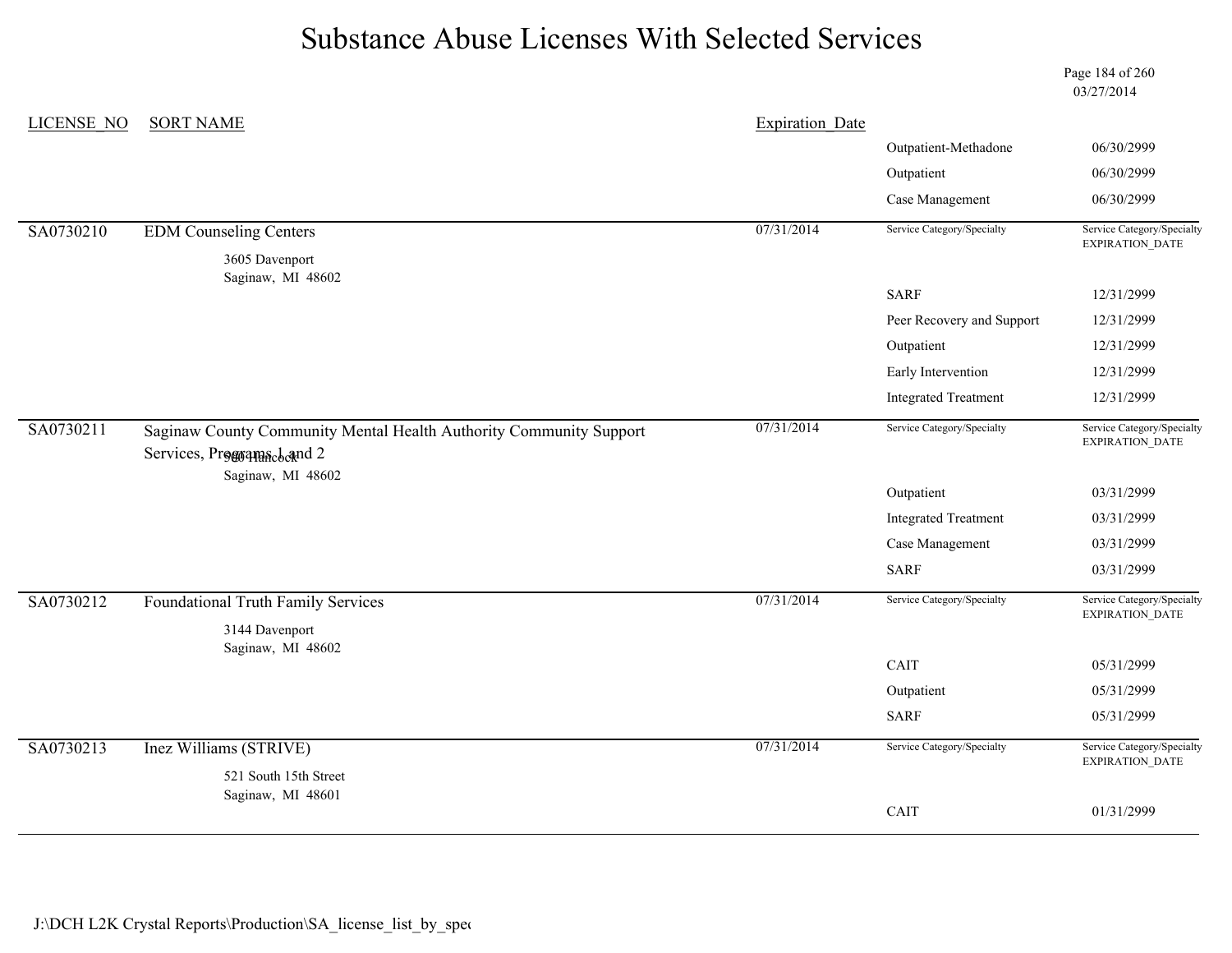# Substance Abuse Licenses With Selected Services

03/27/2014

| LICENSE_NO | SORT NAME | Expiration_Date | Service Category/Specialty | Service Category/Specialty EXPIRATION_DATE |
|---|---|---|---|---|
| | | | Outpatient-Methadone | 06/30/2999 |
| | | | Outpatient | 06/30/2999 |
| | | | Case Management | 06/30/2999 |
| SA0730210 | EDM Counseling Centers<br>3605 Davenport<br>Saginaw, MI 48602 | 07/31/2014 | | |
| | | | SARF | 12/31/2999 |
| | | | Peer Recovery and Support | 12/31/2999 |
| | | | Outpatient | 12/31/2999 |
| | | | Early Intervention | 12/31/2999 |
| | | | Integrated Treatment | 12/31/2999 |
| SA0730211 | Saginaw County Community Mental Health Authority Community Support Services, Programs 1 and 2<br>900 Hancock<br>Saginaw, MI 48602 | 07/31/2014 | | |
| | | | Outpatient | 03/31/2999 |
| | | | Integrated Treatment | 03/31/2999 |
| | | | Case Management | 03/31/2999 |
| | | | SARF | 03/31/2999 |
| SA0730212 | Foundational Truth Family Services<br>3144 Davenport<br>Saginaw, MI 48602 | 07/31/2014 | | |
| | | | CAIT | 05/31/2999 |
| | | | Outpatient | 05/31/2999 |
| | | | SARF | 05/31/2999 |
| SA0730213 | Inez Williams (STRIVE)<br>521 South 15th Street<br>Saginaw, MI 48601 | 07/31/2014 | | |
| | | | CAIT | 01/31/2999 |

J:\DCH L2K Crystal Reports\Production\SA_license_list_by_spec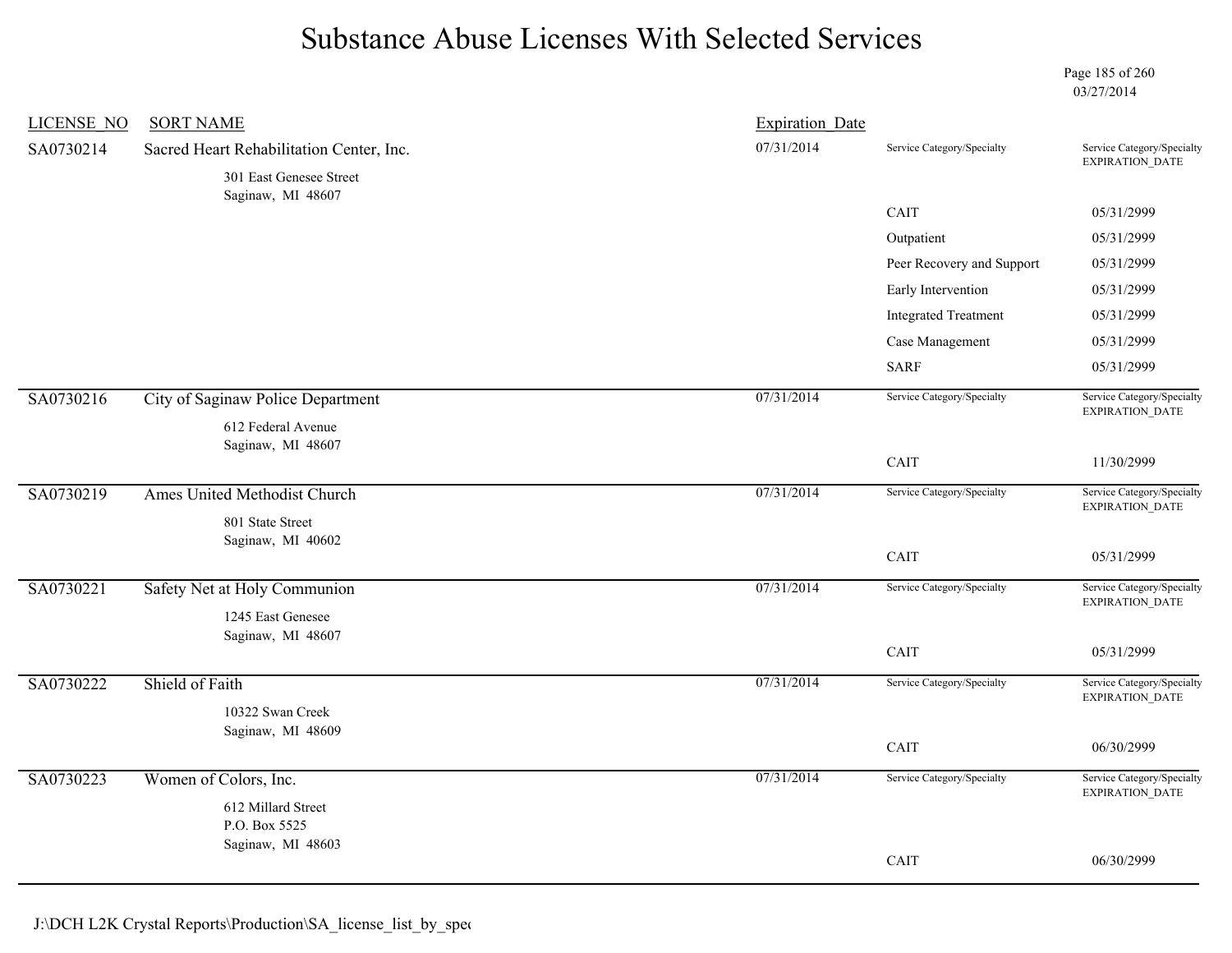# Substance Abuse Licenses With Selected Services

03/27/2014

| LICENSE_NO | SORT NAME | Expiration_Date | Service Category/Specialty | Service Category/Specialty EXPIRATION_DATE |
|---|---|---|---|---|
| SA0730214 | Sacred Heart Rehabilitation Center, Inc.<br>301 East Genesee Street<br>Saginaw, MI 48607 | 07/31/2014 | CAIT | 05/31/2999 |
| | | | Outpatient | 05/31/2999 |
| | | | Peer Recovery and Support | 05/31/2999 |
| | | | Early Intervention | 05/31/2999 |
| | | | Integrated Treatment | 05/31/2999 |
| | | | Case Management | 05/31/2999 |
| | | | SARF | 05/31/2999 |
| SA0730216 | City of Saginaw Police Department<br>612 Federal Avenue<br>Saginaw, MI 48607 | 07/31/2014 | CAIT | 11/30/2999 |
| SA0730219 | Ames United Methodist Church<br>801 State Street<br>Saginaw, MI 40602 | 07/31/2014 | CAIT | 05/31/2999 |
| SA0730221 | Safety Net at Holy Communion<br>1245 East Genesee<br>Saginaw, MI 48607 | 07/31/2014 | CAIT | 05/31/2999 |
| SA0730222 | Shield of Faith<br>10322 Swan Creek<br>Saginaw, MI 48609 | 07/31/2014 | CAIT | 06/30/2999 |
| SA0730223 | Women of Colors, Inc.<br>612 Millard Street<br>P.O. Box 5525<br>Saginaw, MI 48603 | 07/31/2014 | CAIT | 06/30/2999 |

J:\DCH L2K Crystal Reports\Production\SA_license_list_by_spec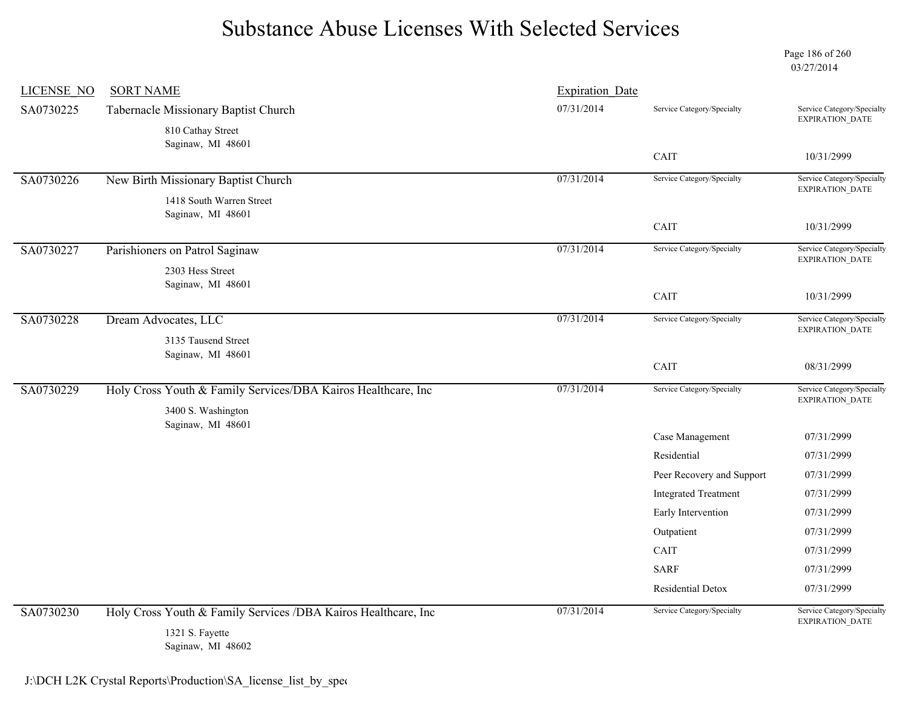# Substance Abuse Licenses With Selected Services

03/27/2014

| LICENSE_NO | SORT NAME | Expiration_Date | Service Category/Specialty | Service Category/Specialty EXPIRATION_DATE |
|---|---|---|---|---|
| SA0730225 | Tabernacle Missionary Baptist Church<br>810 Cathay Street<br>Saginaw, MI 48601 | 07/31/2014 | CAIT | 10/31/2999 |
| SA0730226 | New Birth Missionary Baptist Church<br>1418 South Warren Street<br>Saginaw, MI 48601 | 07/31/2014 | CAIT | 10/31/2999 |
| SA0730227 | Parishioners on Patrol Saginaw<br>2303 Hess Street<br>Saginaw, MI 48601 | 07/31/2014 | CAIT | 10/31/2999 |
| SA0730228 | Dream Advocates, LLC<br>3135 Tausend Street<br>Saginaw, MI 48601 | 07/31/2014 | CAIT | 08/31/2999 |
| SA0730229 | Holy Cross Youth & Family Services/DBA Kairos Healthcare, Inc<br>3400 S. Washington<br>Saginaw, MI 48601 | 07/31/2014 | Case Management | 07/31/2999 |
| | | | Residential | 07/31/2999 |
| | | | Peer Recovery and Support | 07/31/2999 |
| | | | Integrated Treatment | 07/31/2999 |
| | | | Early Intervention | 07/31/2999 |
| | | | Outpatient | 07/31/2999 |
| | | | CAIT | 07/31/2999 |
| | | | SARF | 07/31/2999 |
| | | | Residential Detox | 07/31/2999 |
| SA0730230 | Holy Cross Youth & Family Services /DBA Kairos Healthcare, Inc<br>1321 S. Fayette<br>Saginaw, MI 48602 | 07/31/2014 | | |

J:\DCH L2K Crystal Reports\Production\SA_license_list_by_spec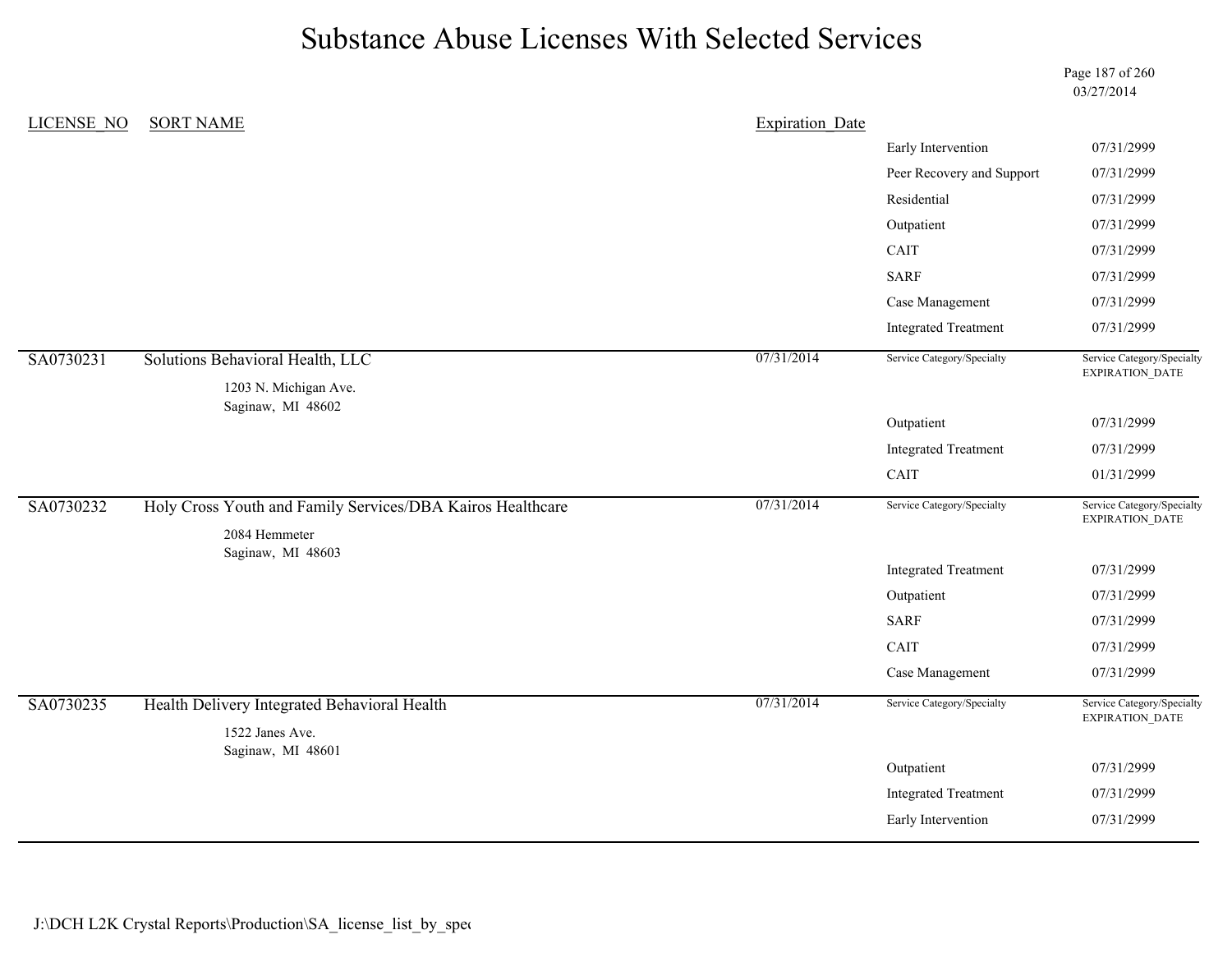# Substance Abuse Licenses With Selected Services

03/27/2014

| LICENSE_NO | SORT NAME | Expiration_Date | | |
|---|---|---|---|---|
| | | | Early Intervention | 07/31/2999 |
| | | | Peer Recovery and Support | 07/31/2999 |
| | | | Residential | 07/31/2999 |
| | | | Outpatient | 07/31/2999 |
| | | | CAIT | 07/31/2999 |
| | | | SARF | 07/31/2999 |
| | | | Case Management | 07/31/2999 |
| | | | Integrated Treatment | 07/31/2999 |
| SA0730231 | Solutions Behavioral Health, LLC<br>1203 N. Michigan Ave.<br>Saginaw, MI 48602 | 07/31/2014 | Service Category/Specialty | Service Category/Specialty EXPIRATION_DATE |
| | | | Outpatient | 07/31/2999 |
| | | | Integrated Treatment | 07/31/2999 |
| | | | CAIT | 01/31/2999 |
| SA0730232 | Holy Cross Youth and Family Services/DBA Kairos Healthcare<br>2084 Hemmeter<br>Saginaw, MI 48603 | 07/31/2014 | Service Category/Specialty | Service Category/Specialty EXPIRATION_DATE |
| | | | Integrated Treatment | 07/31/2999 |
| | | | Outpatient | 07/31/2999 |
| | | | SARF | 07/31/2999 |
| | | | CAIT | 07/31/2999 |
| | | | Case Management | 07/31/2999 |
| SA0730235 | Health Delivery Integrated Behavioral Health<br>1522 Janes Ave.<br>Saginaw, MI 48601 | 07/31/2014 | Service Category/Specialty | Service Category/Specialty EXPIRATION_DATE |
| | | | Outpatient | 07/31/2999 |
| | | | Integrated Treatment | 07/31/2999 |
| | | | Early Intervention | 07/31/2999 |

J:\DCH L2K Crystal Reports\Production\SA_license_list_by_spec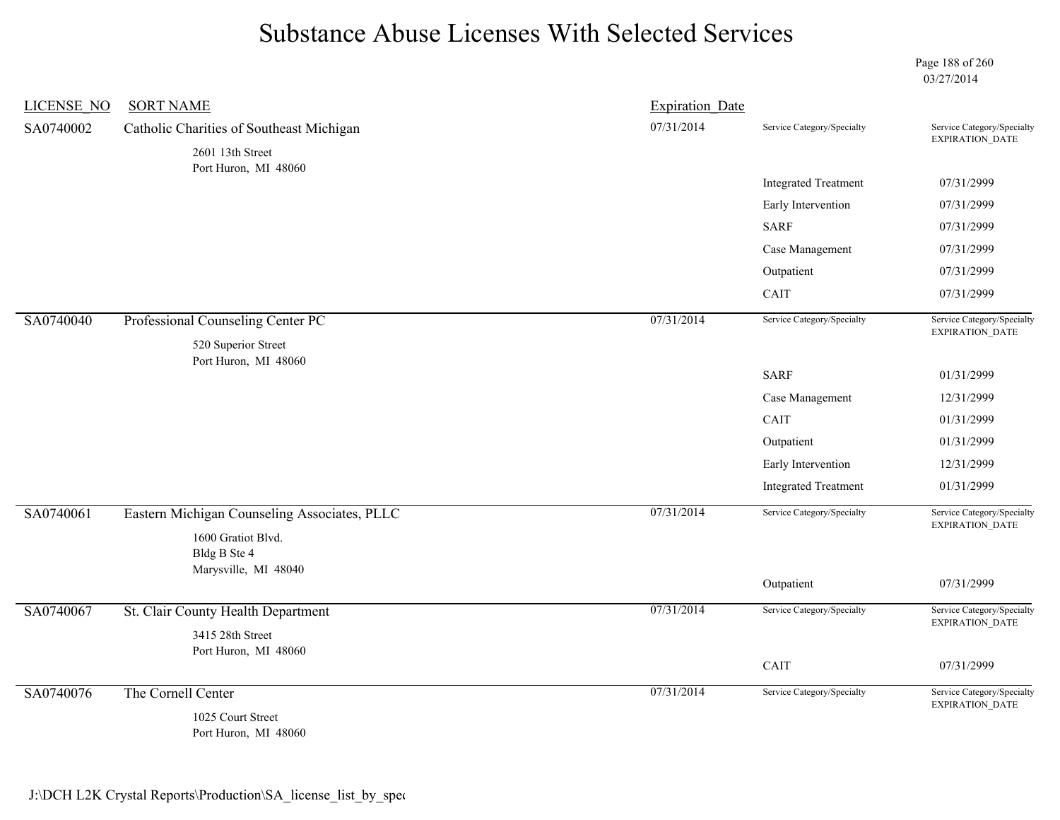# Substance Abuse Licenses With Selected Services

03/27/2014

| LICENSE_NO | SORT NAME | Expiration_Date | Service Category/Specialty | Service Category/Specialty EXPIRATION_DATE |
|---|---|---|---|---|
| SA0740002 | Catholic Charities of Southeast Michigan<br>2601 13th Street<br>Port Huron, MI 48060 | 07/31/2014 | | |
| | | | Integrated Treatment | 07/31/2999 |
| | | | Early Intervention | 07/31/2999 |
| | | | SARF | 07/31/2999 |
| | | | Case Management | 07/31/2999 |
| | | | Outpatient | 07/31/2999 |
| | | | CAIT | 07/31/2999 |
| SA0740040 | Professional Counseling Center PC<br>520 Superior Street<br>Port Huron, MI 48060 | 07/31/2014 | | |
| | | | SARF | 01/31/2999 |
| | | | Case Management | 12/31/2999 |
| | | | CAIT | 01/31/2999 |
| | | | Outpatient | 01/31/2999 |
| | | | Early Intervention | 12/31/2999 |
| | | | Integrated Treatment | 01/31/2999 |
| SA0740061 | Eastern Michigan Counseling Associates, PLLC<br>1600 Gratiot Blvd.<br>Bldg B Ste 4<br>Marysville, MI 48040 | 07/31/2014 | | |
| | | | Outpatient | 07/31/2999 |
| SA0740067 | St. Clair County Health Department<br>3415 28th Street<br>Port Huron, MI 48060 | 07/31/2014 | | |
| | | | CAIT | 07/31/2999 |
| SA0740076 | The Cornell Center<br>1025 Court Street<br>Port Huron, MI 48060 | 07/31/2014 | | |

J:\DCH L2K Crystal Reports\Production\SA_license_list_by_spec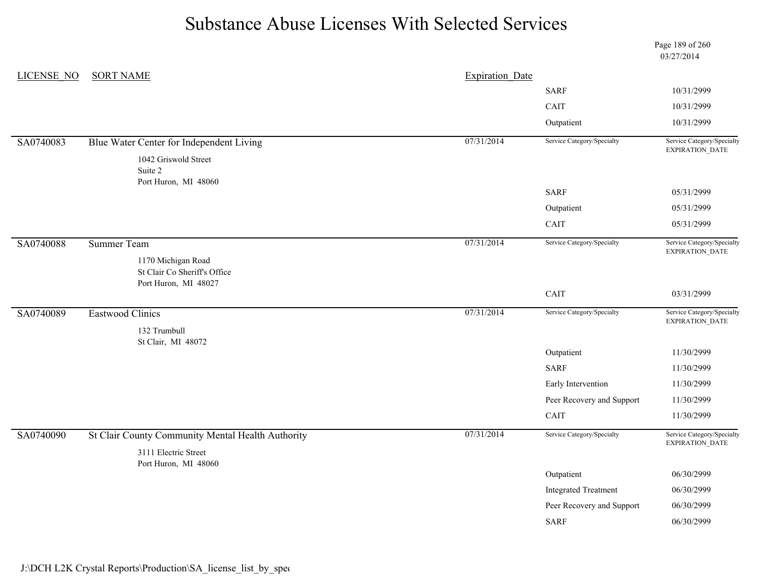# Substance Abuse Licenses With Selected Services

03/27/2014

| LICENSE_NO | SORT NAME | Expiration_Date | Service Category/Specialty | Service Category/Specialty EXPIRATION_DATE |
|---|---|---|---|---|
| | | | SARF | 10/31/2999 |
| | | | CAIT | 10/31/2999 |
| | | | Outpatient | 10/31/2999 |
| SA0740083 | Blue Water Center for Independent Living<br>1042 Griswold Street<br>Suite 2<br>Port Huron, MI 48060 | 07/31/2014 | | |
| | | | SARF | 05/31/2999 |
| | | | Outpatient | 05/31/2999 |
| | | | CAIT | 05/31/2999 |
| SA0740088 | Summer Team<br>1170 Michigan Road<br>St Clair Co Sheriff's Office<br>Port Huron, MI 48027 | 07/31/2014 | | |
| | | | CAIT | 03/31/2999 |
| SA0740089 | Eastwood Clinics<br>132 Trumbull<br>St Clair, MI 48072 | 07/31/2014 | | |
| | | | Outpatient | 11/30/2999 |
| | | | SARF | 11/30/2999 |
| | | | Early Intervention | 11/30/2999 |
| | | | Peer Recovery and Support | 11/30/2999 |
| | | | CAIT | 11/30/2999 |
| SA0740090 | St Clair County Community Mental Health Authority<br>3111 Electric Street<br>Port Huron, MI 48060 | 07/31/2014 | | |
| | | | Outpatient | 06/30/2999 |
| | | | Integrated Treatment | 06/30/2999 |
| | | | Peer Recovery and Support | 06/30/2999 |
| | | | SARF | 06/30/2999 |

J:\DCH L2K Crystal Reports\Production\SA_license_list_by_spec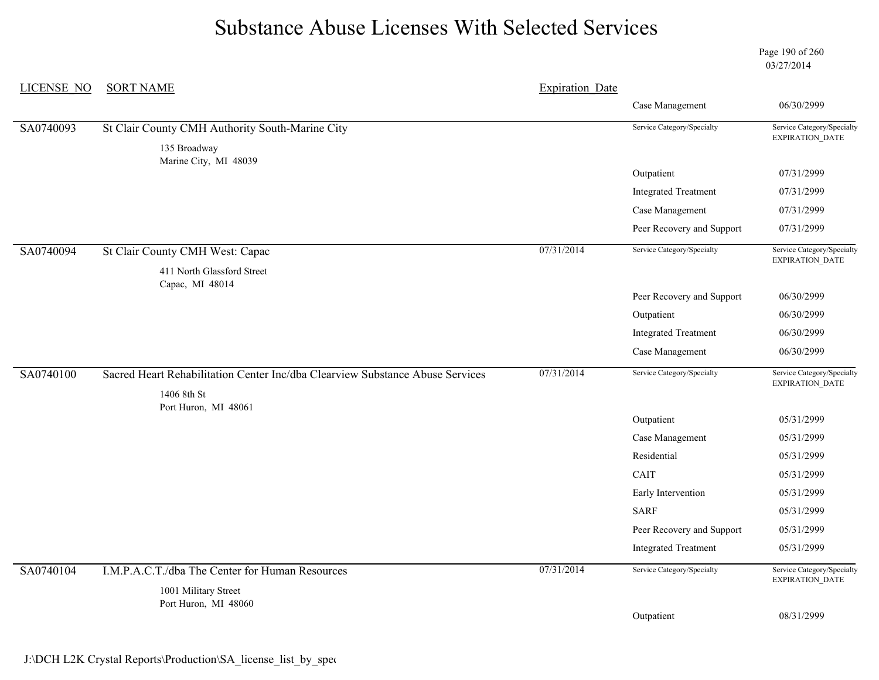# Substance Abuse Licenses With Selected Services

03/27/2014

| LICENSE_NO | SORT NAME | Expiration_Date | Service Category/Specialty | Service Category/Specialty EXPIRATION_DATE |
|---|---|---|---|---|
| | | | Case Management | 06/30/2999 |
| SA0740093 | St Clair County CMH Authority South-Marine City<br>135 Broadway<br>Marine City, MI 48039 | | | |
| | | | Outpatient | 07/31/2999 |
| | | | Integrated Treatment | 07/31/2999 |
| | | | Case Management | 07/31/2999 |
| | | | Peer Recovery and Support | 07/31/2999 |
| SA0740094 | St Clair County CMH West: Capac<br>411 North Glassford Street<br>Capac, MI 48014 | 07/31/2014 | | |
| | | | Peer Recovery and Support | 06/30/2999 |
| | | | Outpatient | 06/30/2999 |
| | | | Integrated Treatment | 06/30/2999 |
| | | | Case Management | 06/30/2999 |
| SA0740100 | Sacred Heart Rehabilitation Center Inc/dba Clearview Substance Abuse Services<br>1406 8th St<br>Port Huron, MI 48061 | 07/31/2014 | | |
| | | | Outpatient | 05/31/2999 |
| | | | Case Management | 05/31/2999 |
| | | | Residential | 05/31/2999 |
| | | | CAIT | 05/31/2999 |
| | | | Early Intervention | 05/31/2999 |
| | | | SARF | 05/31/2999 |
| | | | Peer Recovery and Support | 05/31/2999 |
| | | | Integrated Treatment | 05/31/2999 |
| SA0740104 | I.M.P.A.C.T./dba The Center for Human Resources<br>1001 Military Street<br>Port Huron, MI 48060 | 07/31/2014 | | |
| | | | Outpatient | 08/31/2999 |

J:\DCH L2K Crystal Reports\Production\SA_license_list_by_spec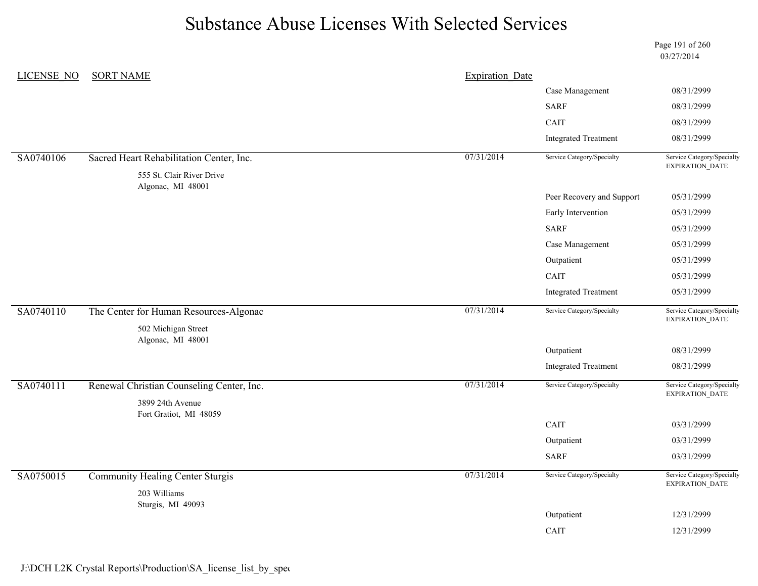# Substance Abuse Licenses With Selected Services

03/27/2014

| LICENSE_NO | SORT NAME | Expiration_Date | Service Category/Specialty | Service Category/Specialty EXPIRATION_DATE |
|---|---|---|---|---|
| | | | Case Management | 08/31/2999 |
| | | | SARF | 08/31/2999 |
| | | | CAIT | 08/31/2999 |
| | | | Integrated Treatment | 08/31/2999 |
| SA0740106 | Sacred Heart Rehabilitation Center, Inc.<br>555 St. Clair River Drive<br>Algonac, MI 48001 | 07/31/2014 | | |
| | | | Peer Recovery and Support | 05/31/2999 |
| | | | Early Intervention | 05/31/2999 |
| | | | SARF | 05/31/2999 |
| | | | Case Management | 05/31/2999 |
| | | | Outpatient | 05/31/2999 |
| | | | CAIT | 05/31/2999 |
| | | | Integrated Treatment | 05/31/2999 |
| SA0740110 | The Center for Human Resources-Algonac<br>502 Michigan Street<br>Algonac, MI 48001 | 07/31/2014 | | |
| | | | Outpatient | 08/31/2999 |
| | | | Integrated Treatment | 08/31/2999 |
| SA0740111 | Renewal Christian Counseling Center, Inc.<br>3899 24th Avenue<br>Fort Gratiot, MI 48059 | 07/31/2014 | | |
| | | | CAIT | 03/31/2999 |
| | | | Outpatient | 03/31/2999 |
| | | | SARF | 03/31/2999 |
| SA0750015 | Community Healing Center Sturgis<br>203 Williams<br>Sturgis, MI 49093 | 07/31/2014 | | |
| | | | Outpatient | 12/31/2999 |
| | | | CAIT | 12/31/2999 |

J:\DCH L2K Crystal Reports\Production\SA_license_list_by_spec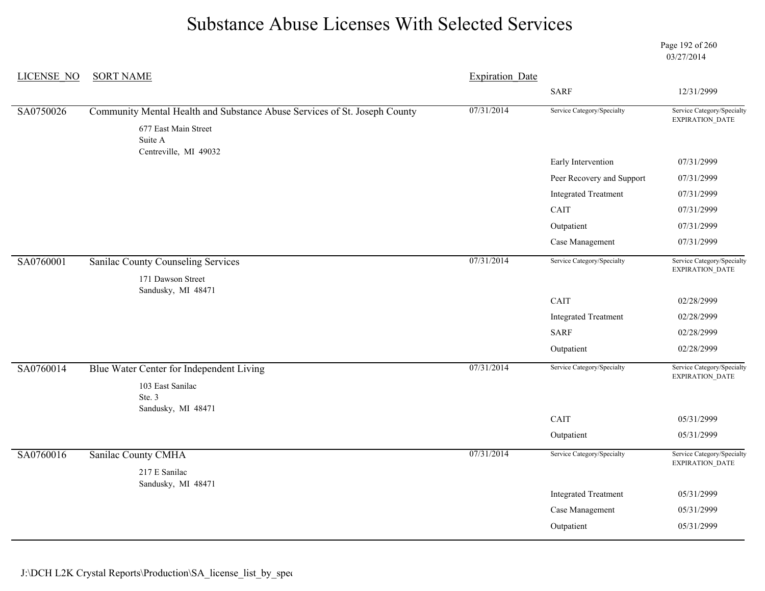# Substance Abuse Licenses With Selected Services

03/27/2014

| LICENSE_NO | SORT NAME | Expiration_Date | Service Category/Specialty | Service Category/Specialty EXPIRATION_DATE |
|---|---|---|---|---|
| | | | SARF | 12/31/2999 |
| SA0750026 | Community Mental Health and Substance Abuse Services of St. Joseph County<br>677 East Main Street<br>Suite A<br>Centreville, MI 49032 | 07/31/2014 | | |
| | | | Early Intervention | 07/31/2999 |
| | | | Peer Recovery and Support | 07/31/2999 |
| | | | Integrated Treatment | 07/31/2999 |
| | | | CAIT | 07/31/2999 |
| | | | Outpatient | 07/31/2999 |
| | | | Case Management | 07/31/2999 |
| SA0760001 | Sanilac County Counseling Services<br>171 Dawson Street<br>Sandusky, MI 48471 | 07/31/2014 | | |
| | | | CAIT | 02/28/2999 |
| | | | Integrated Treatment | 02/28/2999 |
| | | | SARF | 02/28/2999 |
| | | | Outpatient | 02/28/2999 |
| SA0760014 | Blue Water Center for Independent Living<br>103 East Sanilac<br>Ste. 3<br>Sandusky, MI 48471 | 07/31/2014 | | |
| | | | CAIT | 05/31/2999 |
| | | | Outpatient | 05/31/2999 |
| SA0760016 | Sanilac County CMHA<br>217 E Sanilac<br>Sandusky, MI 48471 | 07/31/2014 | | |
| | | | Integrated Treatment | 05/31/2999 |
| | | | Case Management | 05/31/2999 |
| | | | Outpatient | 05/31/2999 |

J:\DCH L2K Crystal Reports\Production\SA_license_list_by_spec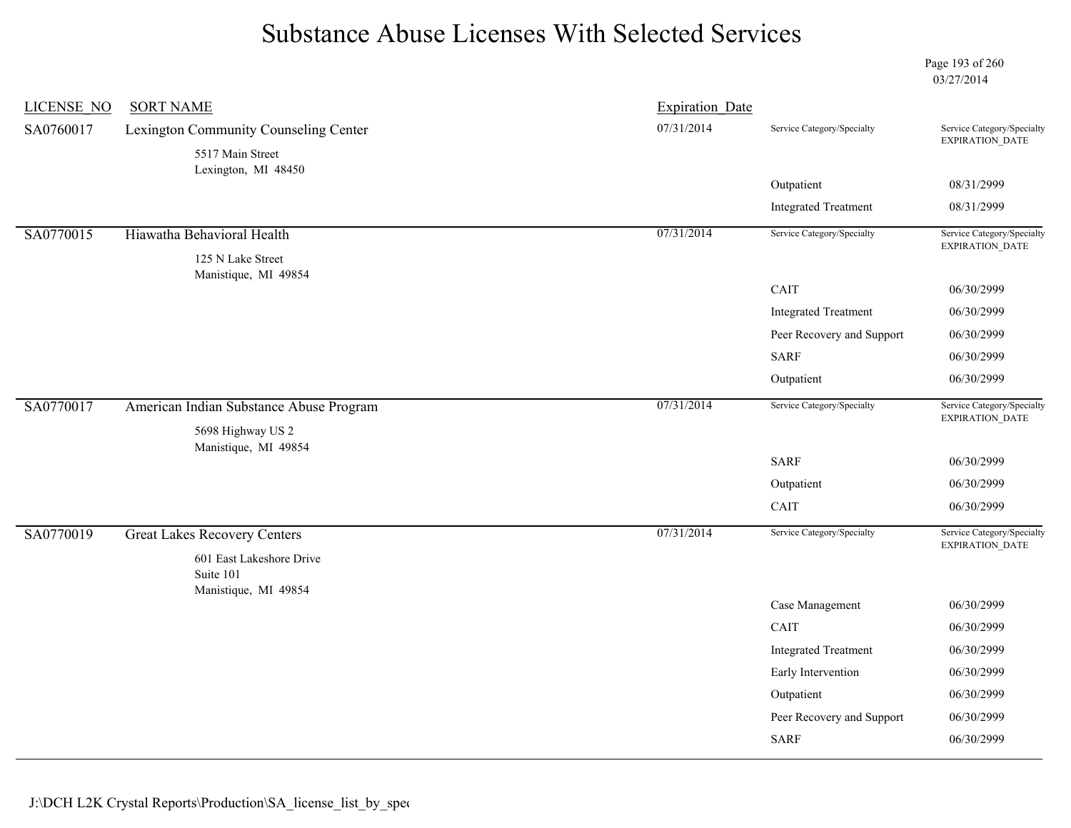# Substance Abuse Licenses With Selected Services

03/27/2014

| LICENSE_NO | SORT NAME | Expiration_Date | Service Category/Specialty | Service Category/Specialty EXPIRATION_DATE |
|---|---|---|---|---|
| SA0760017 | Lexington Community Counseling Center<br>5517 Main Street<br>Lexington, MI 48450 | 07/31/2014 | Outpatient | 08/31/2999 |
| | | | Integrated Treatment | 08/31/2999 |
| SA0770015 | Hiawatha Behavioral Health<br>125 N Lake Street<br>Manistique, MI 49854 | 07/31/2014 | CAIT | 06/30/2999 |
| | | | Integrated Treatment | 06/30/2999 |
| | | | Peer Recovery and Support | 06/30/2999 |
| | | | SARF | 06/30/2999 |
| | | | Outpatient | 06/30/2999 |
| SA0770017 | American Indian Substance Abuse Program<br>5698 Highway US 2<br>Manistique, MI 49854 | 07/31/2014 | SARF | 06/30/2999 |
| | | | Outpatient | 06/30/2999 |
| | | | CAIT | 06/30/2999 |
| SA0770019 | Great Lakes Recovery Centers<br>601 East Lakeshore Drive<br>Suite 101<br>Manistique, MI 49854 | 07/31/2014 | Case Management | 06/30/2999 |
| | | | CAIT | 06/30/2999 |
| | | | Integrated Treatment | 06/30/2999 |
| | | | Early Intervention | 06/30/2999 |
| | | | Outpatient | 06/30/2999 |
| | | | Peer Recovery and Support | 06/30/2999 |
| | | | SARF | 06/30/2999 |

J:\DCH L2K Crystal Reports\Production\SA_license_list_by_spec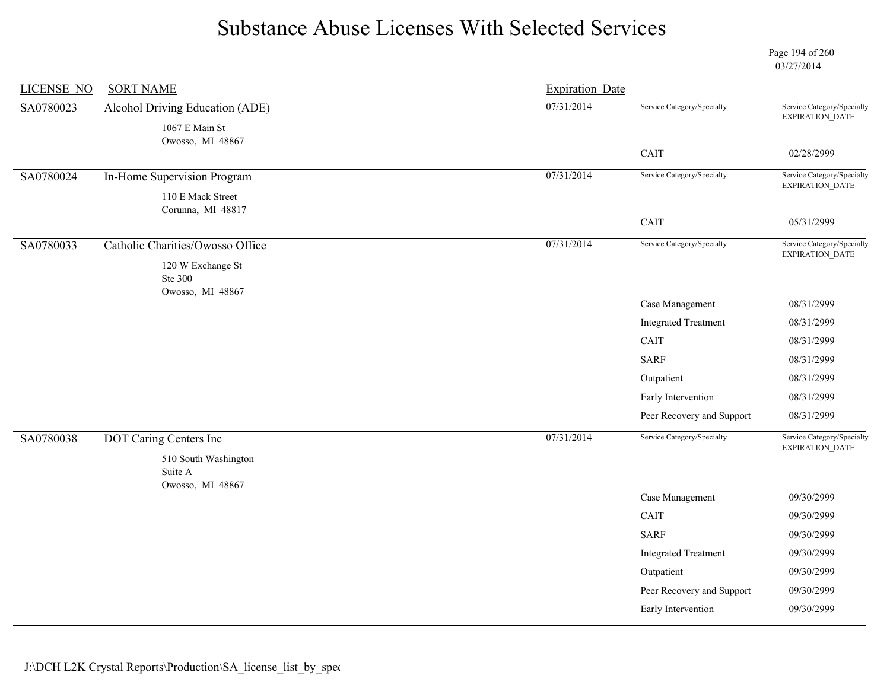# Substance Abuse Licenses With Selected Services

03/27/2014

| LICENSE_NO | SORT NAME | Expiration_Date | Service Category/Specialty | Service Category/Specialty EXPIRATION_DATE |
|---|---|---|---|---|
| SA0780023 | Alcohol Driving Education (ADE)<br>1067 E Main St<br>Owosso, MI 48867 | 07/31/2014 | CAIT | 02/28/2999 |
| SA0780024 | In-Home Supervision Program<br>110 E Mack Street<br>Corunna, MI 48817 | 07/31/2014 | CAIT | 05/31/2999 |
| SA0780033 | Catholic Charities/Owosso Office<br>120 W Exchange St<br>Ste 300<br>Owosso, MI 48867 | 07/31/2014 | Case Management | 08/31/2999 |
| | | | Integrated Treatment | 08/31/2999 |
| | | | CAIT | 08/31/2999 |
| | | | SARF | 08/31/2999 |
| | | | Outpatient | 08/31/2999 |
| | | | Early Intervention | 08/31/2999 |
| | | | Peer Recovery and Support | 08/31/2999 |
| SA0780038 | DOT Caring Centers Inc<br>510 South Washington<br>Suite A<br>Owosso, MI 48867 | 07/31/2014 | Case Management | 09/30/2999 |
| | | | CAIT | 09/30/2999 |
| | | | SARF | 09/30/2999 |
| | | | Integrated Treatment | 09/30/2999 |
| | | | Outpatient | 09/30/2999 |
| | | | Peer Recovery and Support | 09/30/2999 |
| | | | Early Intervention | 09/30/2999 |

J:\DCH L2K Crystal Reports\Production\SA_license_list_by_spec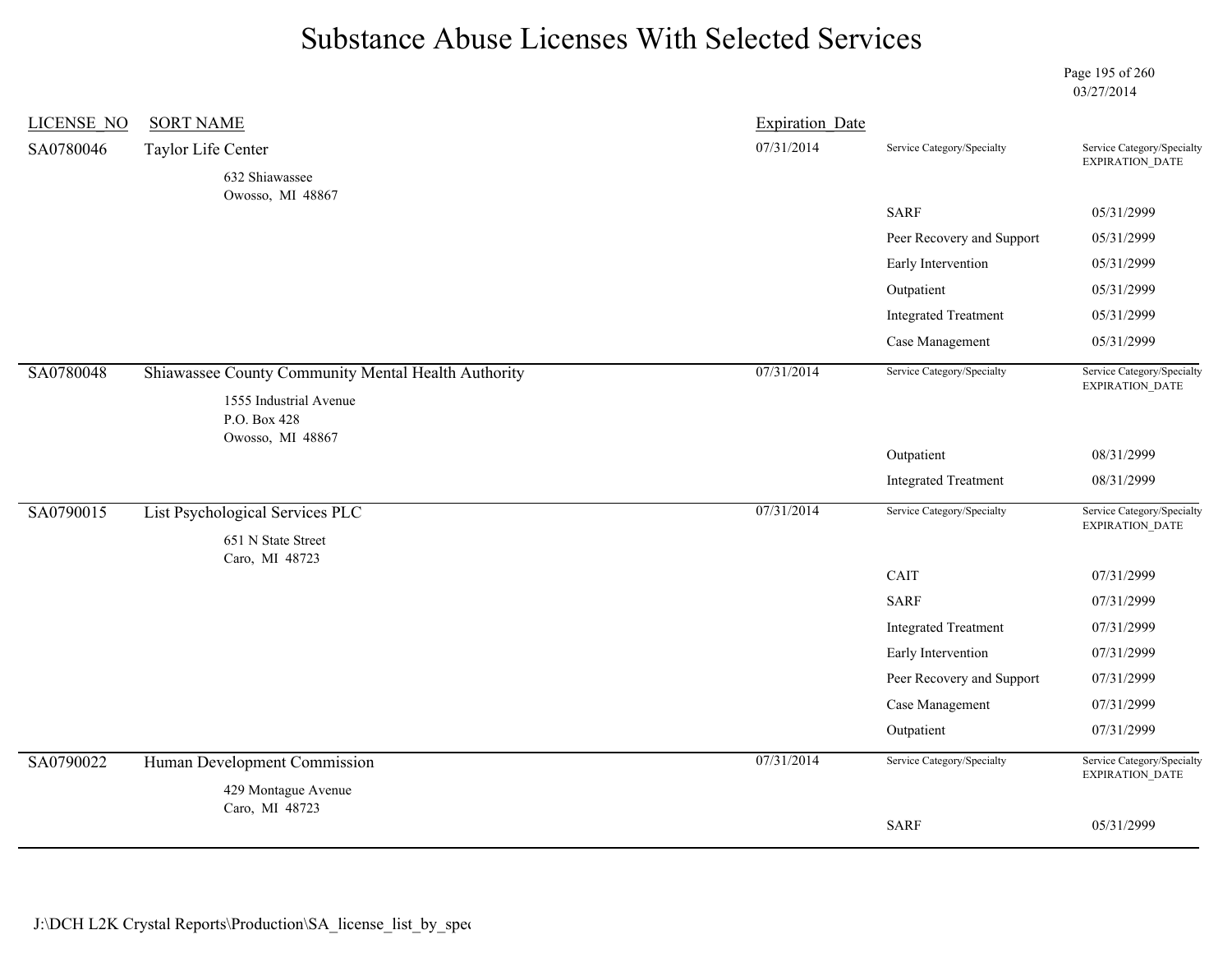# Substance Abuse Licenses With Selected Services

03/27/2014

| LICENSE_NO | SORT NAME | Expiration_Date | Service Category/Specialty | Service Category/Specialty EXPIRATION_DATE |
|---|---|---|---|---|
| SA0780046 | Taylor Life Center<br>632 Shiawassee<br>Owosso, MI 48867 | 07/31/2014 | | |
| | | | SARF | 05/31/2999 |
| | | | Peer Recovery and Support | 05/31/2999 |
| | | | Early Intervention | 05/31/2999 |
| | | | Outpatient | 05/31/2999 |
| | | | Integrated Treatment | 05/31/2999 |
| | | | Case Management | 05/31/2999 |
| SA0780048 | Shiawassee County Community Mental Health Authority<br>1555 Industrial Avenue<br>P.O. Box 428<br>Owosso, MI 48867 | 07/31/2014 | | |
| | | | Outpatient | 08/31/2999 |
| | | | Integrated Treatment | 08/31/2999 |
| SA0790015 | List Psychological Services PLC<br>651 N State Street<br>Caro, MI 48723 | 07/31/2014 | | |
| | | | CAIT | 07/31/2999 |
| | | | SARF | 07/31/2999 |
| | | | Integrated Treatment | 07/31/2999 |
| | | | Early Intervention | 07/31/2999 |
| | | | Peer Recovery and Support | 07/31/2999 |
| | | | Case Management | 07/31/2999 |
| | | | Outpatient | 07/31/2999 |
| SA0790022 | Human Development Commission<br>429 Montague Avenue<br>Caro, MI 48723 | 07/31/2014 | | |
| | | | SARF | 05/31/2999 |

J:\DCH L2K Crystal Reports\Production\SA_license_list_by_spec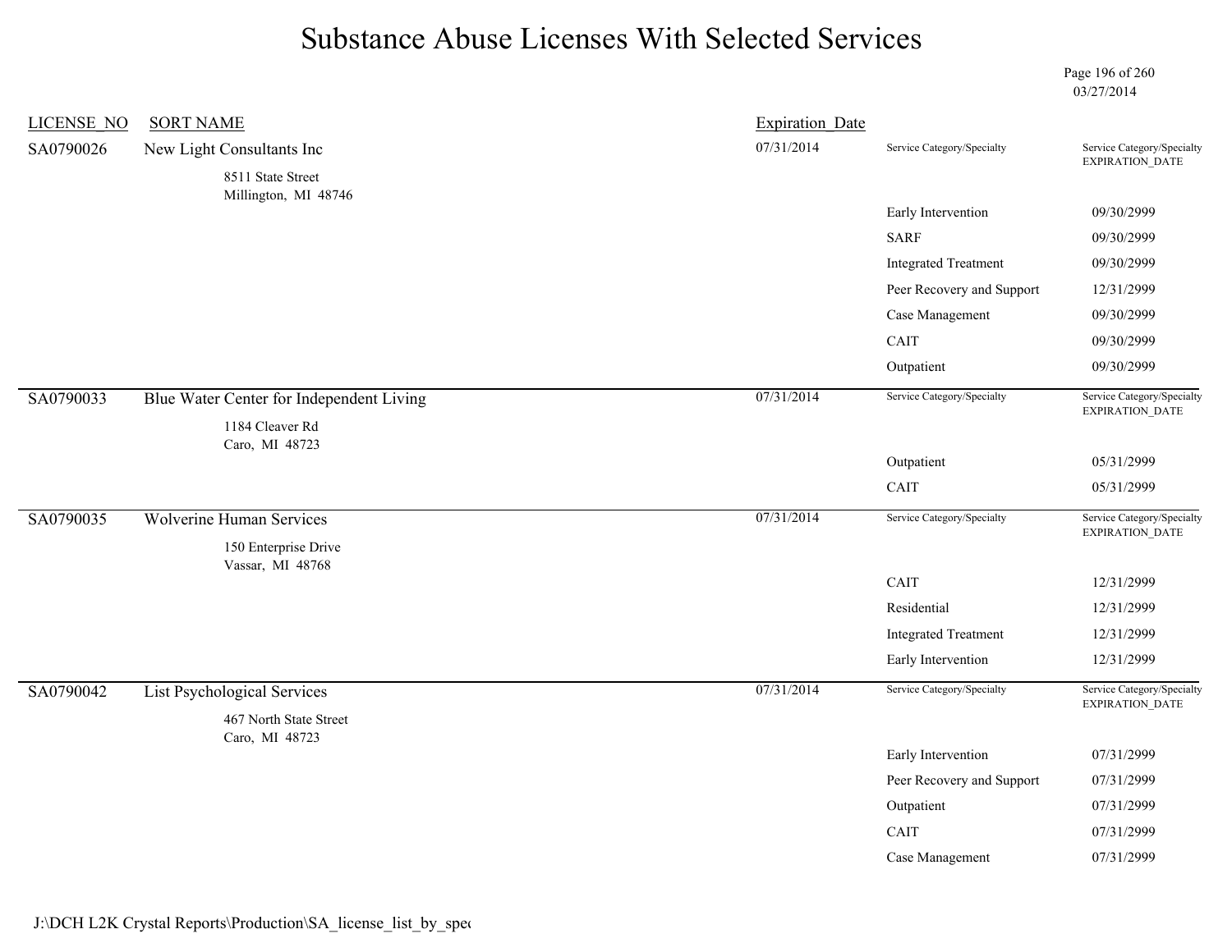# Substance Abuse Licenses With Selected Services

03/27/2014

| LICENSE_NO | SORT NAME | Expiration_Date | Service Category/Specialty | Service Category/Specialty EXPIRATION_DATE |
|---|---|---|---|---|
| SA0790026 | New Light Consultants Inc<br>8511 State Street<br>Millington, MI 48746 | 07/31/2014 | | |
| | | | Early Intervention | 09/30/2999 |
| | | | SARF | 09/30/2999 |
| | | | Integrated Treatment | 09/30/2999 |
| | | | Peer Recovery and Support | 12/31/2999 |
| | | | Case Management | 09/30/2999 |
| | | | CAIT | 09/30/2999 |
| | | | Outpatient | 09/30/2999 |
| SA0790033 | Blue Water Center for Independent Living<br>1184 Cleaver Rd<br>Caro, MI 48723 | 07/31/2014 | | |
| | | | Outpatient | 05/31/2999 |
| | | | CAIT | 05/31/2999 |
| SA0790035 | Wolverine Human Services<br>150 Enterprise Drive<br>Vassar, MI 48768 | 07/31/2014 | | |
| | | | CAIT | 12/31/2999 |
| | | | Residential | 12/31/2999 |
| | | | Integrated Treatment | 12/31/2999 |
| | | | Early Intervention | 12/31/2999 |
| SA0790042 | List Psychological Services<br>467 North State Street<br>Caro, MI 48723 | 07/31/2014 | | |
| | | | Early Intervention | 07/31/2999 |
| | | | Peer Recovery and Support | 07/31/2999 |
| | | | Outpatient | 07/31/2999 |
| | | | CAIT | 07/31/2999 |
| | | | Case Management | 07/31/2999 |

J:\DCH L2K Crystal Reports\Production\SA_license_list_by_spec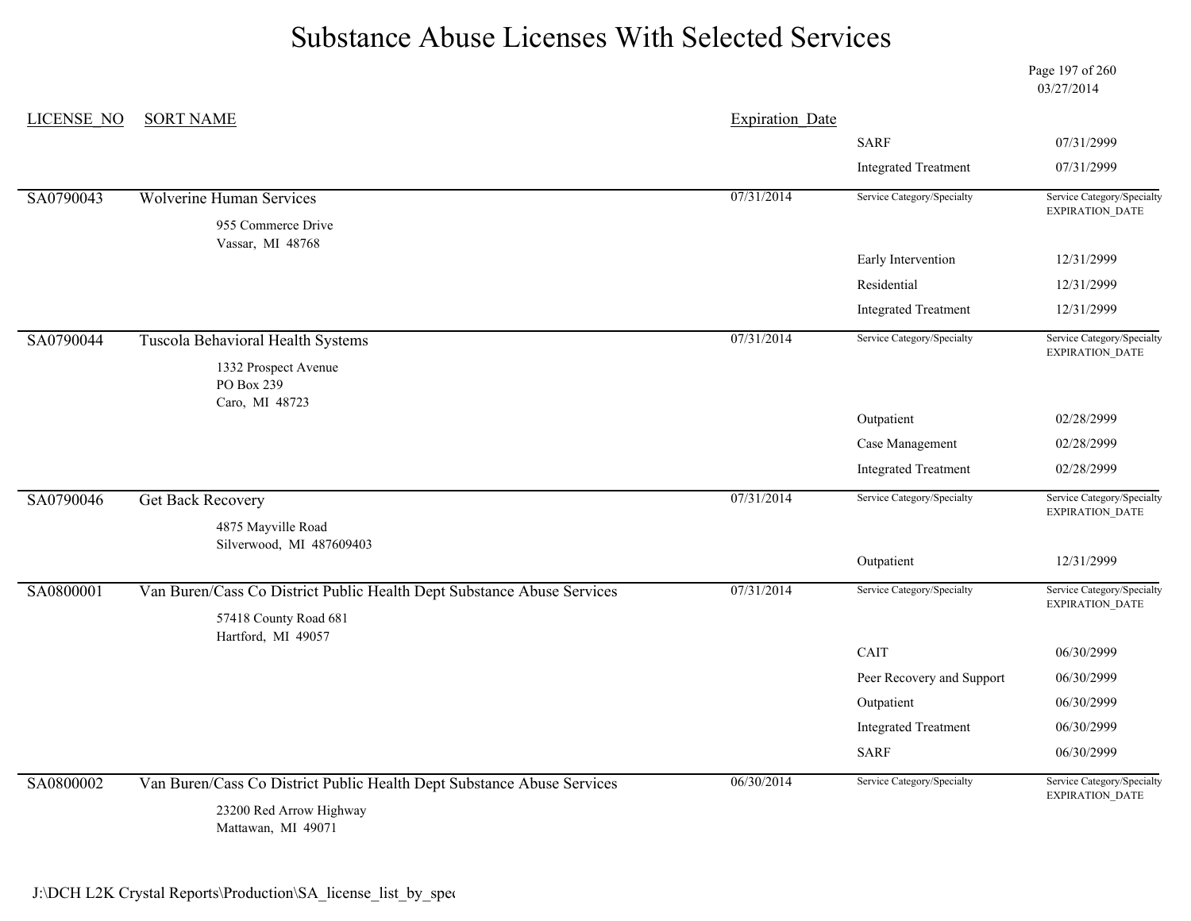# Substance Abuse Licenses With Selected Services

03/27/2014

| LICENSE_NO | SORT NAME | Expiration_Date | Service Category/Specialty | Service Category/Specialty EXPIRATION_DATE |
|---|---|---|---|---|
| | | | SARF | 07/31/2999 |
| | | | Integrated Treatment | 07/31/2999 |
| SA0790043 | Wolverine Human Services<br>955 Commerce Drive<br>Vassar, MI 48768 | 07/31/2014 | | |
| | | | Early Intervention | 12/31/2999 |
| | | | Residential | 12/31/2999 |
| | | | Integrated Treatment | 12/31/2999 |
| SA0790044 | Tuscola Behavioral Health Systems<br>1332 Prospect Avenue<br>PO Box 239<br>Caro, MI 48723 | 07/31/2014 | | |
| | | | Outpatient | 02/28/2999 |
| | | | Case Management | 02/28/2999 |
| | | | Integrated Treatment | 02/28/2999 |
| SA0790046 | Get Back Recovery<br>4875 Mayville Road<br>Silverwood, MI 487609403 | 07/31/2014 | | |
| | | | Outpatient | 12/31/2999 |
| SA0800001 | Van Buren/Cass Co District Public Health Dept Substance Abuse Services<br>57418 County Road 681<br>Hartford, MI 49057 | 07/31/2014 | | |
| | | | CAIT | 06/30/2999 |
| | | | Peer Recovery and Support | 06/30/2999 |
| | | | Outpatient | 06/30/2999 |
| | | | Integrated Treatment | 06/30/2999 |
| | | | SARF | 06/30/2999 |
| SA0800002 | Van Buren/Cass Co District Public Health Dept Substance Abuse Services<br>23200 Red Arrow Highway<br>Mattawan, MI 49071 | 06/30/2014 | | |

J:\DCH L2K Crystal Reports\Production\SA_license_list_by_spe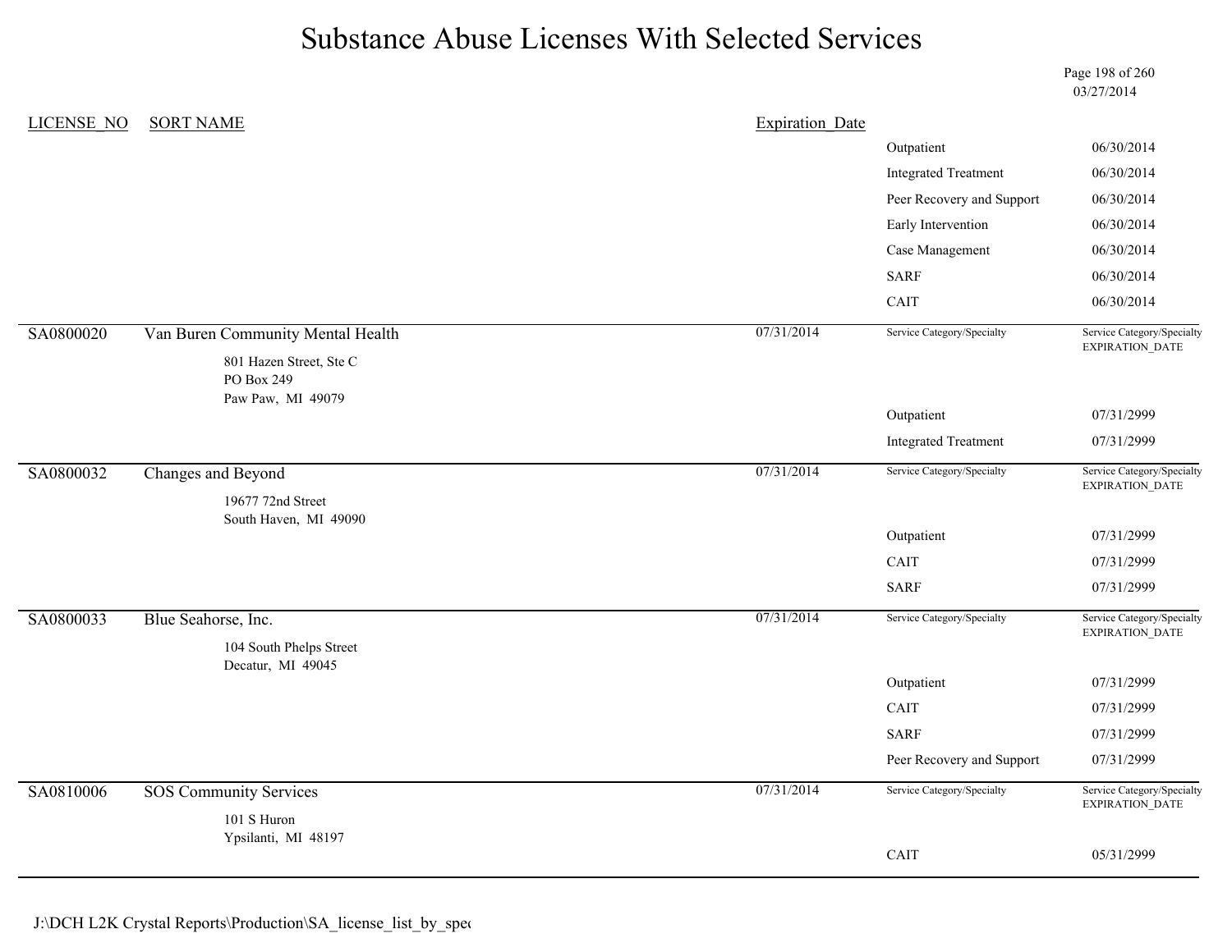# Substance Abuse Licenses With Selected Services

03/27/2014

| LICENSE_NO | SORT NAME | Expiration_Date | | |
|---|---|---|---|---|
| | | | Outpatient | 06/30/2014 |
| | | | Integrated Treatment | 06/30/2014 |
| | | | Peer Recovery and Support | 06/30/2014 |
| | | | Early Intervention | 06/30/2014 |
| | | | Case Management | 06/30/2014 |
| | | | SARF | 06/30/2014 |
| | | | CAIT | 06/30/2014 |
| SA0800020 | Van Buren Community Mental Health<br>801 Hazen Street, Ste C<br>PO Box 249<br>Paw Paw, MI 49079 | 07/31/2014 | Service Category/Specialty | Service Category/Specialty EXPIRATION_DATE |
| | | | Outpatient | 07/31/2999 |
| | | | Integrated Treatment | 07/31/2999 |
| SA0800032 | Changes and Beyond<br>19677 72nd Street<br>South Haven, MI 49090 | 07/31/2014 | Service Category/Specialty | Service Category/Specialty EXPIRATION_DATE |
| | | | Outpatient | 07/31/2999 |
| | | | CAIT | 07/31/2999 |
| | | | SARF | 07/31/2999 |
| SA0800033 | Blue Seahorse, Inc.<br>104 South Phelps Street<br>Decatur, MI 49045 | 07/31/2014 | Service Category/Specialty | Service Category/Specialty EXPIRATION_DATE |
| | | | Outpatient | 07/31/2999 |
| | | | CAIT | 07/31/2999 |
| | | | SARF | 07/31/2999 |
| | | | Peer Recovery and Support | 07/31/2999 |
| SA0810006 | SOS Community Services<br>101 S Huron<br>Ypsilanti, MI 48197 | 07/31/2014 | Service Category/Specialty | Service Category/Specialty EXPIRATION_DATE |
| | | | CAIT | 05/31/2999 |

J:\DCH L2K Crystal Reports\Production\SA_license_list_by_spec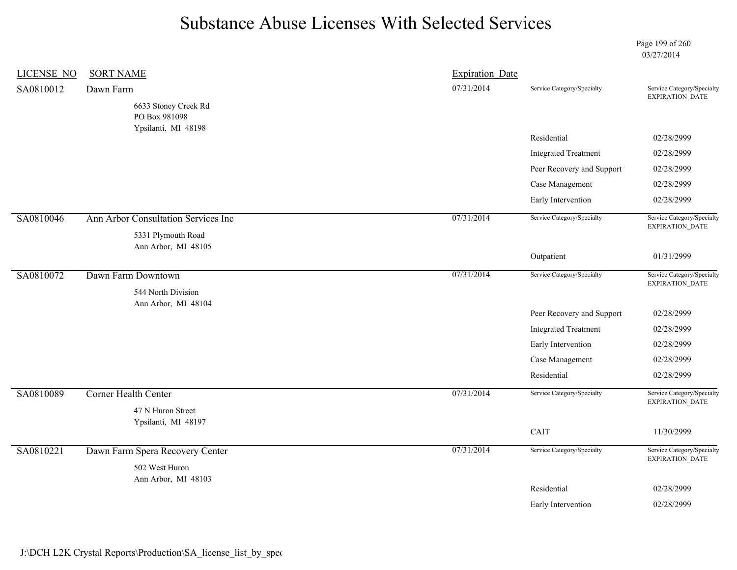# Substance Abuse Licenses With Selected Services

03/27/2014

| LICENSE_NO | SORT NAME | Expiration_Date | Service Category/Specialty | Service Category/Specialty EXPIRATION_DATE |
|---|---|---|---|---|
| SA0810012 | Dawn Farm<br>6633 Stoney Creek Rd<br>PO Box 981098<br>Ypsilanti, MI 48198 | 07/31/2014 | | |
| | | | Residential | 02/28/2999 |
| | | | Integrated Treatment | 02/28/2999 |
| | | | Peer Recovery and Support | 02/28/2999 |
| | | | Case Management | 02/28/2999 |
| | | | Early Intervention | 02/28/2999 |
| SA0810046 | Ann Arbor Consultation Services Inc<br>5331 Plymouth Road<br>Ann Arbor, MI 48105 | 07/31/2014 | | |
| | | | Outpatient | 01/31/2999 |
| SA0810072 | Dawn Farm Downtown<br>544 North Division<br>Ann Arbor, MI 48104 | 07/31/2014 | | |
| | | | Peer Recovery and Support | 02/28/2999 |
| | | | Integrated Treatment | 02/28/2999 |
| | | | Early Intervention | 02/28/2999 |
| | | | Case Management | 02/28/2999 |
| | | | Residential | 02/28/2999 |
| SA0810089 | Corner Health Center<br>47 N Huron Street<br>Ypsilanti, MI 48197 | 07/31/2014 | | |
| | | | CAIT | 11/30/2999 |
| SA0810221 | Dawn Farm Spera Recovery Center<br>502 West Huron<br>Ann Arbor, MI 48103 | 07/31/2014 | | |
| | | | Residential | 02/28/2999 |
| | | | Early Intervention | 02/28/2999 |

J:\DCH L2K Crystal Reports\Production\SA_license_list_by_spec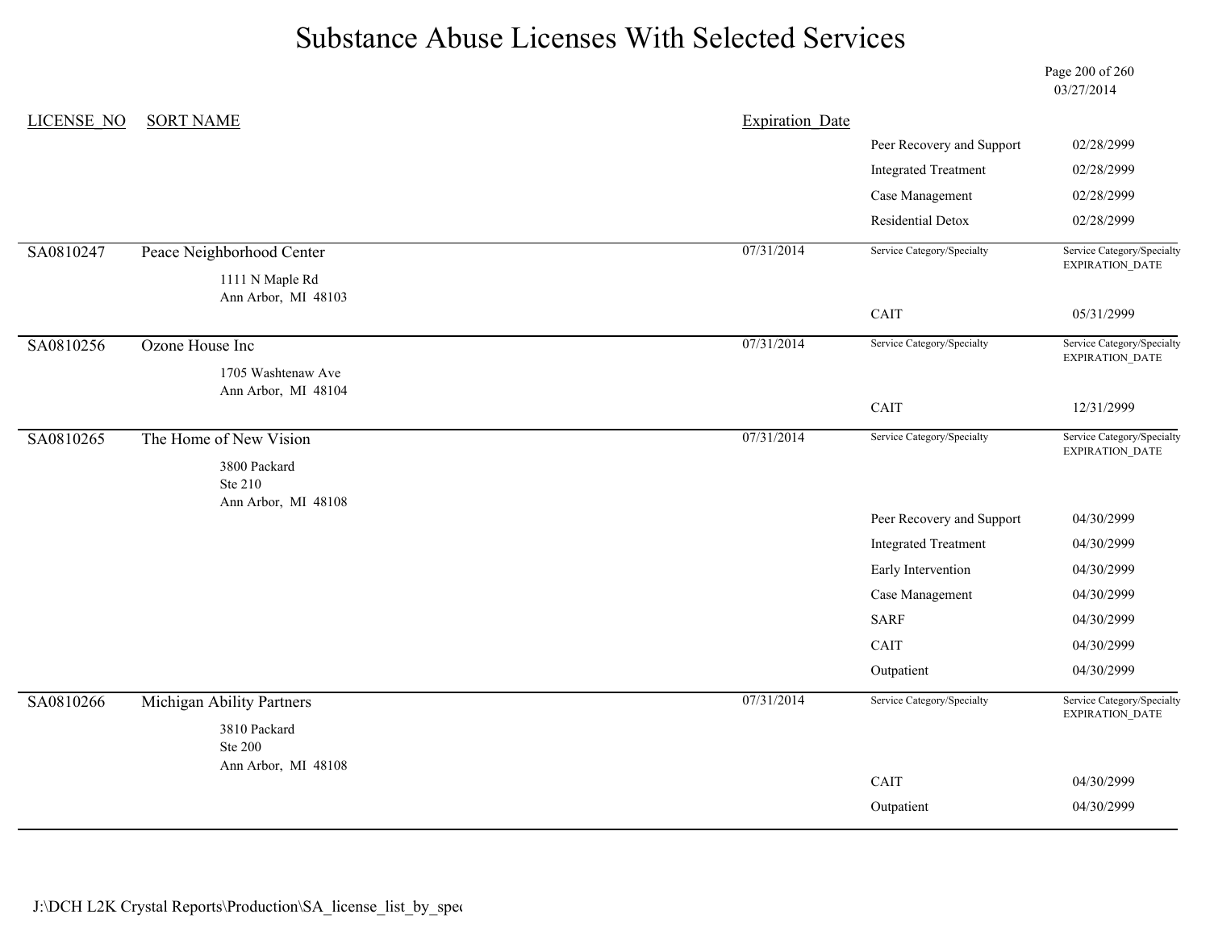# Substance Abuse Licenses With Selected Services

03/27/2014

| LICENSE_NO | SORT NAME | Expiration_Date | Service Category/Specialty | Service Category/Specialty EXPIRATION_DATE |
|---|---|---|---|---|
| | | | Peer Recovery and Support | 02/28/2999 |
| | | | Integrated Treatment | 02/28/2999 |
| | | | Case Management | 02/28/2999 |
| | | | Residential Detox | 02/28/2999 |
| SA0810247 | Peace Neighborhood Center<br>1111 N Maple Rd<br>Ann Arbor, MI 48103 | 07/31/2014 | | |
| | | | CAIT | 05/31/2999 |
| SA0810256 | Ozone House Inc<br>1705 Washtenaw Ave<br>Ann Arbor, MI 48104 | 07/31/2014 | | |
| | | | CAIT | 12/31/2999 |
| SA0810265 | The Home of New Vision<br>3800 Packard<br>Ste 210<br>Ann Arbor, MI 48108 | 07/31/2014 | | |
| | | | Peer Recovery and Support | 04/30/2999 |
| | | | Integrated Treatment | 04/30/2999 |
| | | | Early Intervention | 04/30/2999 |
| | | | Case Management | 04/30/2999 |
| | | | SARF | 04/30/2999 |
| | | | CAIT | 04/30/2999 |
| | | | Outpatient | 04/30/2999 |
| SA0810266 | Michigan Ability Partners<br>3810 Packard<br>Ste 200<br>Ann Arbor, MI 48108 | 07/31/2014 | | |
| | | | CAIT | 04/30/2999 |
| | | | Outpatient | 04/30/2999 |

J:\DCH L2K Crystal Reports\Production\SA_license_list_by_spec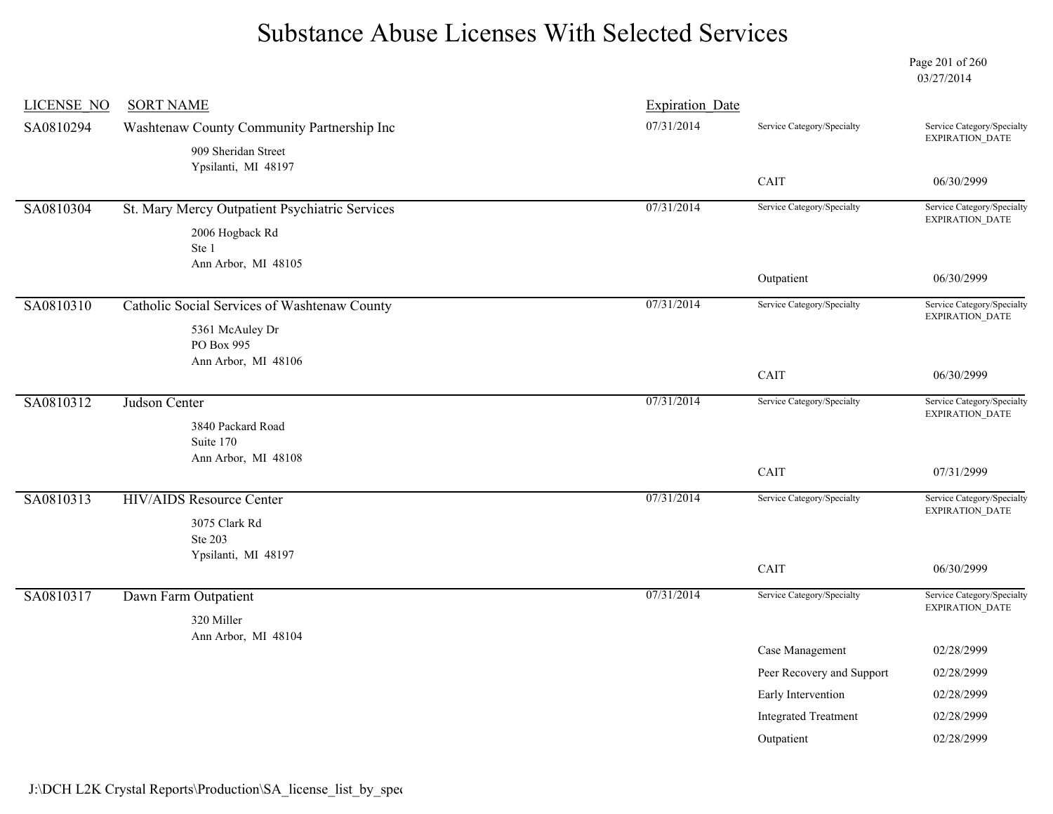# Substance Abuse Licenses With Selected Services

03/27/2014

| LICENSE_NO | SORT NAME | Expiration_Date | Service Category/Specialty | Service Category/Specialty EXPIRATION_DATE |
|---|---|---|---|---|
| SA0810294 | Washtenaw County Community Partnership Inc<br>909 Sheridan Street<br>Ypsilanti, MI 48197 | 07/31/2014 | CAIT | 06/30/2999 |
| SA0810304 | St. Mary Mercy Outpatient Psychiatric Services<br>2006 Hogback Rd<br>Ste 1<br>Ann Arbor, MI 48105 | 07/31/2014 | Outpatient | 06/30/2999 |
| SA0810310 | Catholic Social Services of Washtenaw County<br>5361 McAuley Dr<br>PO Box 995<br>Ann Arbor, MI 48106 | 07/31/2014 | CAIT | 06/30/2999 |
| SA0810312 | Judson Center<br>3840 Packard Road<br>Suite 170<br>Ann Arbor, MI 48108 | 07/31/2014 | CAIT | 07/31/2999 |
| SA0810313 | HIV/AIDS Resource Center<br>3075 Clark Rd<br>Ste 203<br>Ypsilanti, MI 48197 | 07/31/2014 | CAIT | 06/30/2999 |
| SA0810317 | Dawn Farm Outpatient<br>320 Miller<br>Ann Arbor, MI 48104 | 07/31/2014 | Case Management | 02/28/2999 |
| | | | Peer Recovery and Support | 02/28/2999 |
| | | | Early Intervention | 02/28/2999 |
| | | | Integrated Treatment | 02/28/2999 |
| | | | Outpatient | 02/28/2999 |

J:\DCH L2K Crystal Reports\Production\SA_license_list_by_spec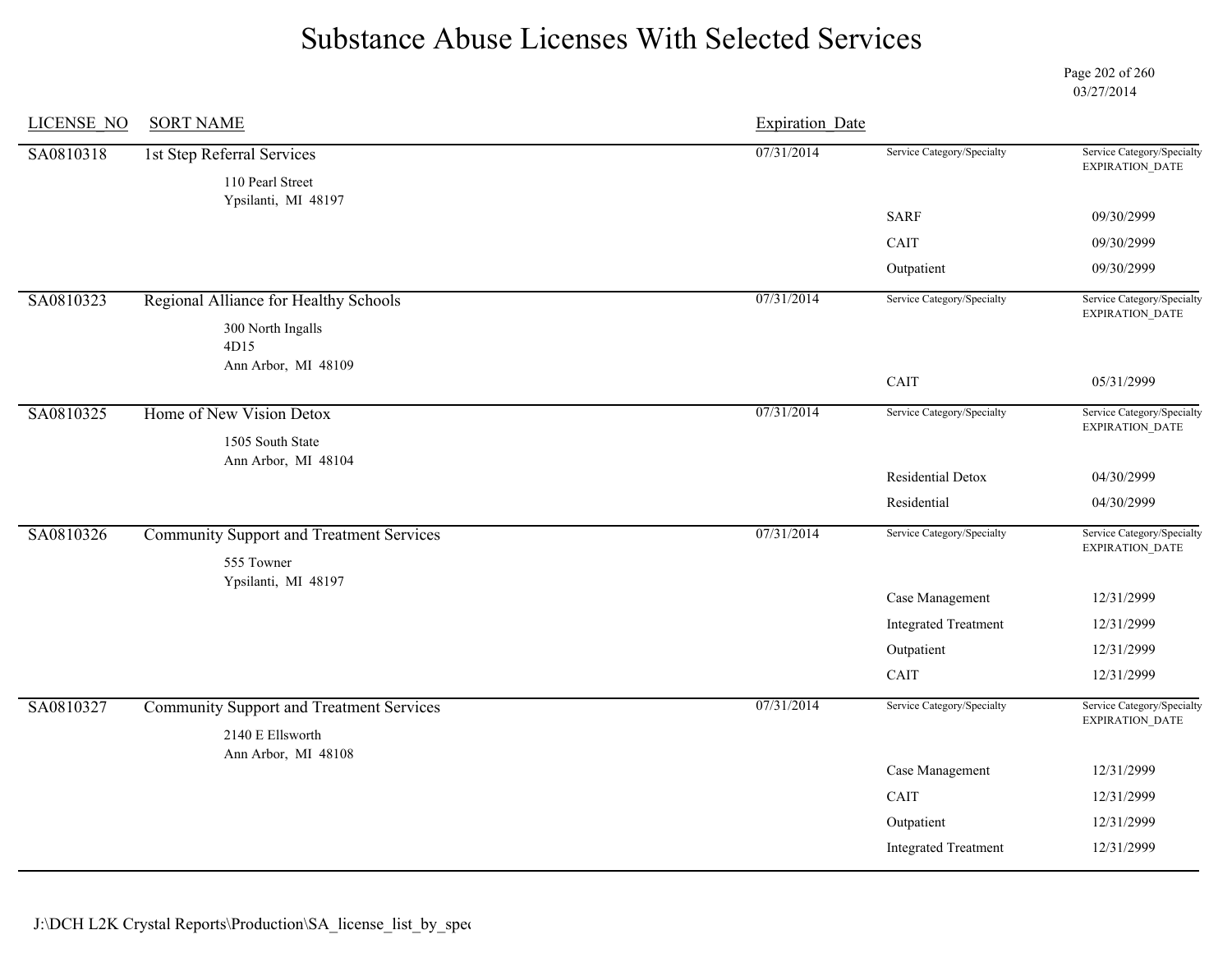# Substance Abuse Licenses With Selected Services

03/27/2014

| LICENSE_NO | SORT NAME | Expiration_Date | Service Category/Specialty | Service Category/Specialty EXPIRATION_DATE |
|---|---|---|---|---|
| SA0810318 | 1st Step Referral Services<br>110 Pearl Street<br>Ypsilanti, MI 48197 | 07/31/2014 | | |
| | | | SARF | 09/30/2999 |
| | | | CAIT | 09/30/2999 |
| | | | Outpatient | 09/30/2999 |
| SA0810323 | Regional Alliance for Healthy Schools<br>300 North Ingalls<br>4D15<br>Ann Arbor, MI 48109 | 07/31/2014 | | |
| | | | CAIT | 05/31/2999 |
| SA0810325 | Home of New Vision Detox<br>1505 South State<br>Ann Arbor, MI 48104 | 07/31/2014 | | |
| | | | Residential Detox | 04/30/2999 |
| | | | Residential | 04/30/2999 |
| SA0810326 | Community Support and Treatment Services<br>555 Towner<br>Ypsilanti, MI 48197 | 07/31/2014 | | |
| | | | Case Management | 12/31/2999 |
| | | | Integrated Treatment | 12/31/2999 |
| | | | Outpatient | 12/31/2999 |
| | | | CAIT | 12/31/2999 |
| SA0810327 | Community Support and Treatment Services<br>2140 E Ellsworth<br>Ann Arbor, MI 48108 | 07/31/2014 | | |
| | | | Case Management | 12/31/2999 |
| | | | CAIT | 12/31/2999 |
| | | | Outpatient | 12/31/2999 |
| | | | Integrated Treatment | 12/31/2999 |

J:\DCH L2K Crystal Reports\Production\SA_license_list_by_spec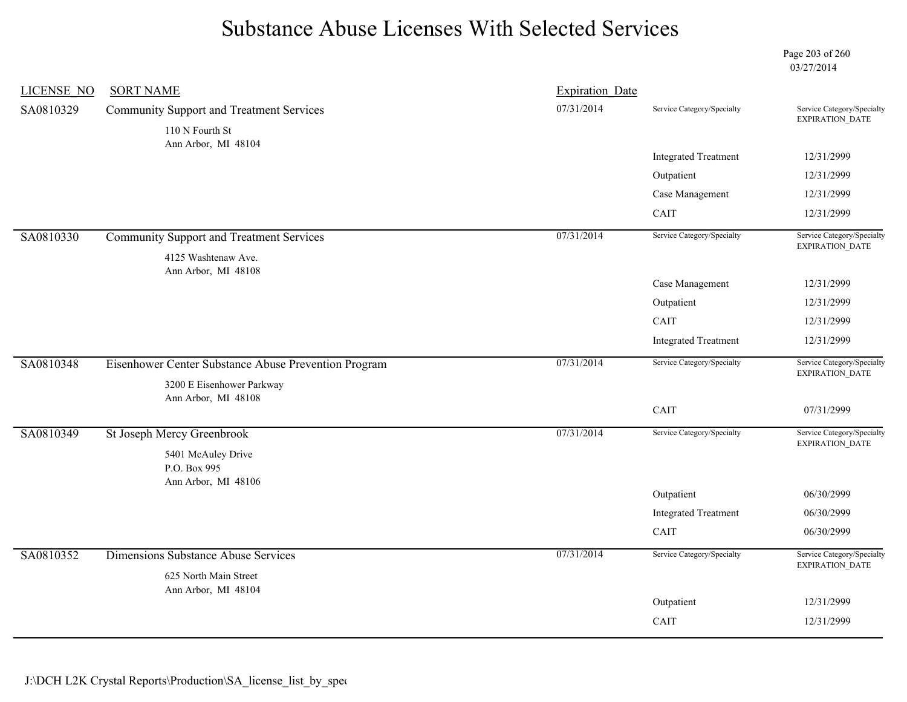# Substance Abuse Licenses With Selected Services

03/27/2014

| LICENSE_NO | SORT NAME | Expiration_Date | Service Category/Specialty | Service Category/Specialty EXPIRATION_DATE |
|---|---|---|---|---|
| SA0810329 | Community Support and Treatment Services<br>110 N Fourth St<br>Ann Arbor, MI 48104 | 07/31/2014 | | |
| | | | Integrated Treatment | 12/31/2999 |
| | | | Outpatient | 12/31/2999 |
| | | | Case Management | 12/31/2999 |
| | | | CAIT | 12/31/2999 |
| SA0810330 | Community Support and Treatment Services<br>4125 Washtenaw Ave.<br>Ann Arbor, MI 48108 | 07/31/2014 | | |
| | | | Case Management | 12/31/2999 |
| | | | Outpatient | 12/31/2999 |
| | | | CAIT | 12/31/2999 |
| | | | Integrated Treatment | 12/31/2999 |
| SA0810348 | Eisenhower Center Substance Abuse Prevention Program<br>3200 E Eisenhower Parkway<br>Ann Arbor, MI 48108 | 07/31/2014 | | |
| | | | CAIT | 07/31/2999 |
| SA0810349 | St Joseph Mercy Greenbrook<br>5401 McAuley Drive<br>P.O. Box 995<br>Ann Arbor, MI 48106 | 07/31/2014 | | |
| | | | Outpatient | 06/30/2999 |
| | | | Integrated Treatment | 06/30/2999 |
| | | | CAIT | 06/30/2999 |
| SA0810352 | Dimensions Substance Abuse Services<br>625 North Main Street<br>Ann Arbor, MI 48104 | 07/31/2014 | | |
| | | | Outpatient | 12/31/2999 |
| | | | CAIT | 12/31/2999 |

J:\DCH L2K Crystal Reports\Production\SA_license_list_by_spec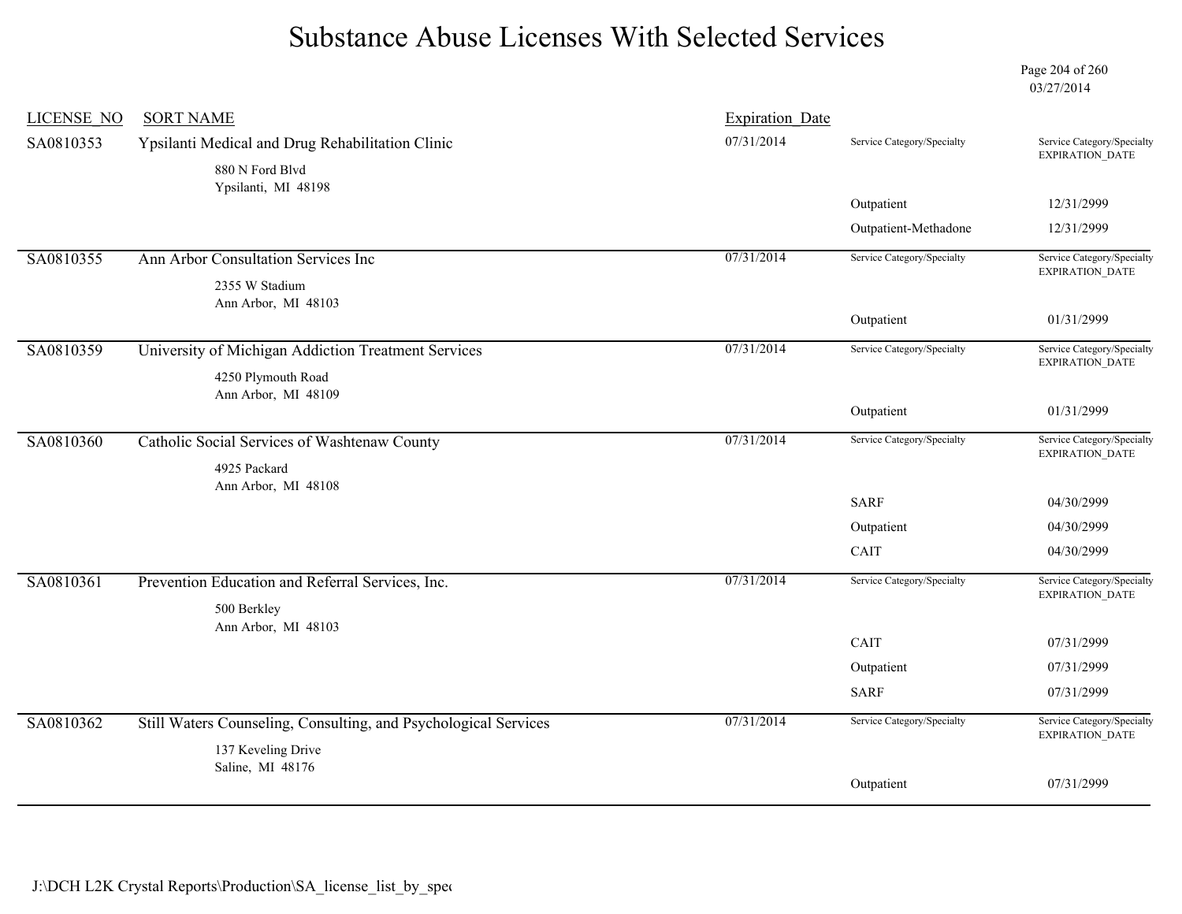# Substance Abuse Licenses With Selected Services

03/27/2014

| LICENSE_NO | SORT NAME | Expiration_Date | Service Category/Specialty | Service Category/Specialty EXPIRATION_DATE |
|---|---|---|---|---|
| SA0810353 | Ypsilanti Medical and Drug Rehabilitation Clinic<br>880 N Ford Blvd<br>Ypsilanti, MI 48198 | 07/31/2014 | | |
| | | | Outpatient | 12/31/2999 |
| | | | Outpatient-Methadone | 12/31/2999 |
| SA0810355 | Ann Arbor Consultation Services Inc<br>2355 W Stadium<br>Ann Arbor, MI 48103 | 07/31/2014 | | |
| | | | Outpatient | 01/31/2999 |
| SA0810359 | University of Michigan Addiction Treatment Services<br>4250 Plymouth Road<br>Ann Arbor, MI 48109 | 07/31/2014 | | |
| | | | Outpatient | 01/31/2999 |
| SA0810360 | Catholic Social Services of Washtenaw County<br>4925 Packard<br>Ann Arbor, MI 48108 | 07/31/2014 | | |
| | | | SARF | 04/30/2999 |
| | | | Outpatient | 04/30/2999 |
| | | | CAIT | 04/30/2999 |
| SA0810361 | Prevention Education and Referral Services, Inc.<br>500 Berkley<br>Ann Arbor, MI 48103 | 07/31/2014 | | |
| | | | CAIT | 07/31/2999 |
| | | | Outpatient | 07/31/2999 |
| | | | SARF | 07/31/2999 |
| SA0810362 | Still Waters Counseling, Consulting, and Psychological Services<br>137 Keveling Drive<br>Saline, MI 48176 | 07/31/2014 | | |
| | | | Outpatient | 07/31/2999 |

J:\DCH L2K Crystal Reports\Production\SA_license_list_by_spec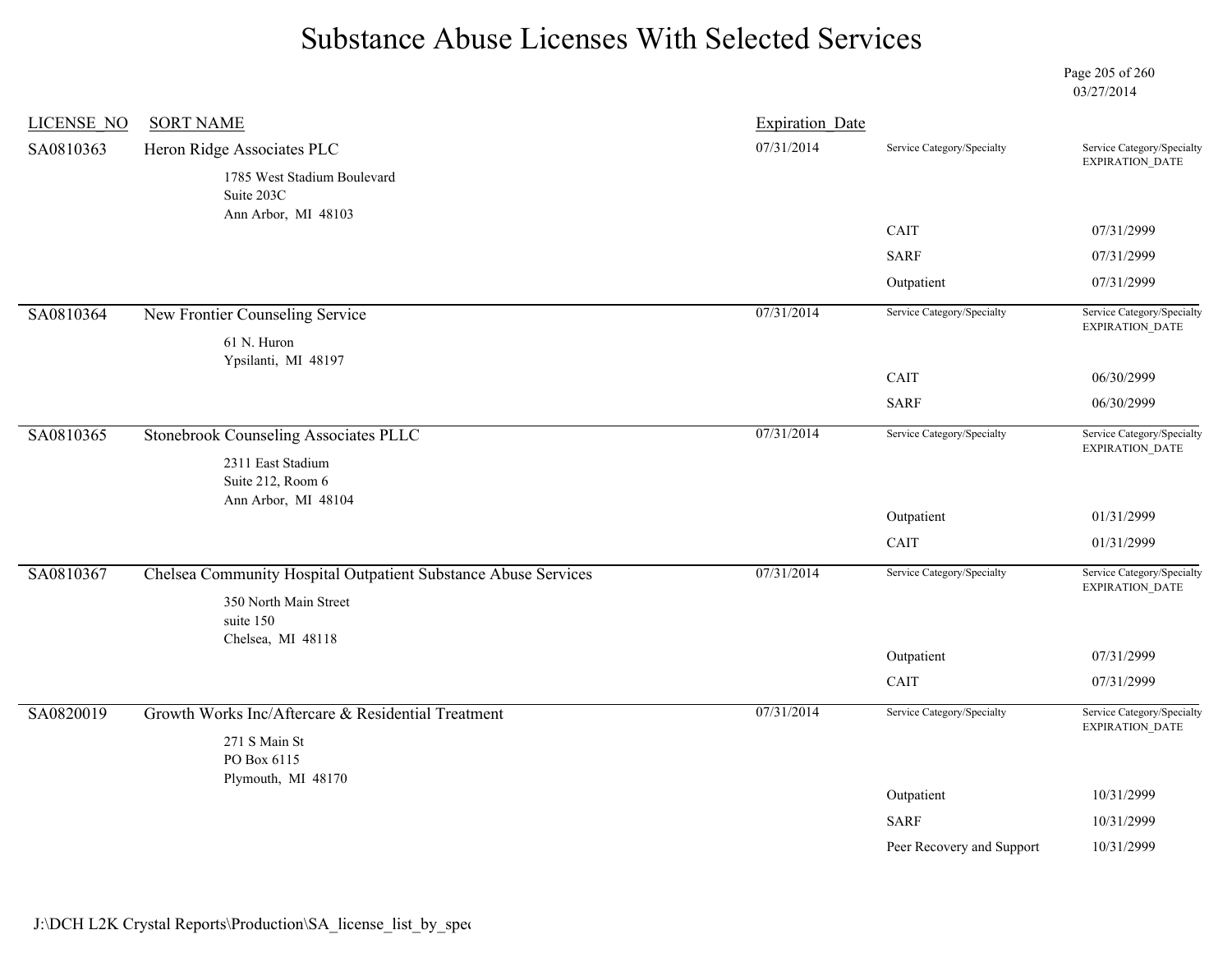# Substance Abuse Licenses With Selected Services

03/27/2014

| LICENSE_NO | SORT NAME | Expiration_Date | Service Category/Specialty | Service Category/Specialty EXPIRATION_DATE |
|---|---|---|---|---|
| SA0810363 | Heron Ridge Associates PLC<br>1785 West Stadium Boulevard<br>Suite 203C<br>Ann Arbor, MI 48103 | 07/31/2014 | | |
| | | | CAIT | 07/31/2999 |
| | | | SARF | 07/31/2999 |
| | | | Outpatient | 07/31/2999 |
| SA0810364 | New Frontier Counseling Service<br>61 N. Huron<br>Ypsilanti, MI 48197 | 07/31/2014 | | |
| | | | CAIT | 06/30/2999 |
| | | | SARF | 06/30/2999 |
| SA0810365 | Stonebrook Counseling Associates PLLC<br>2311 East Stadium<br>Suite 212, Room 6<br>Ann Arbor, MI 48104 | 07/31/2014 | | |
| | | | Outpatient | 01/31/2999 |
| | | | CAIT | 01/31/2999 |
| SA0810367 | Chelsea Community Hospital Outpatient Substance Abuse Services<br>350 North Main Street<br>suite 150<br>Chelsea, MI 48118 | 07/31/2014 | | |
| | | | Outpatient | 07/31/2999 |
| | | | CAIT | 07/31/2999 |
| SA0820019 | Growth Works Inc/Aftercare & Residential Treatment<br>271 S Main St<br>PO Box 6115<br>Plymouth, MI 48170 | 07/31/2014 | | |
| | | | Outpatient | 10/31/2999 |
| | | | SARF | 10/31/2999 |
| | | | Peer Recovery and Support | 10/31/2999 |

J:\DCH L2K Crystal Reports\Production\SA_license_list_by_spec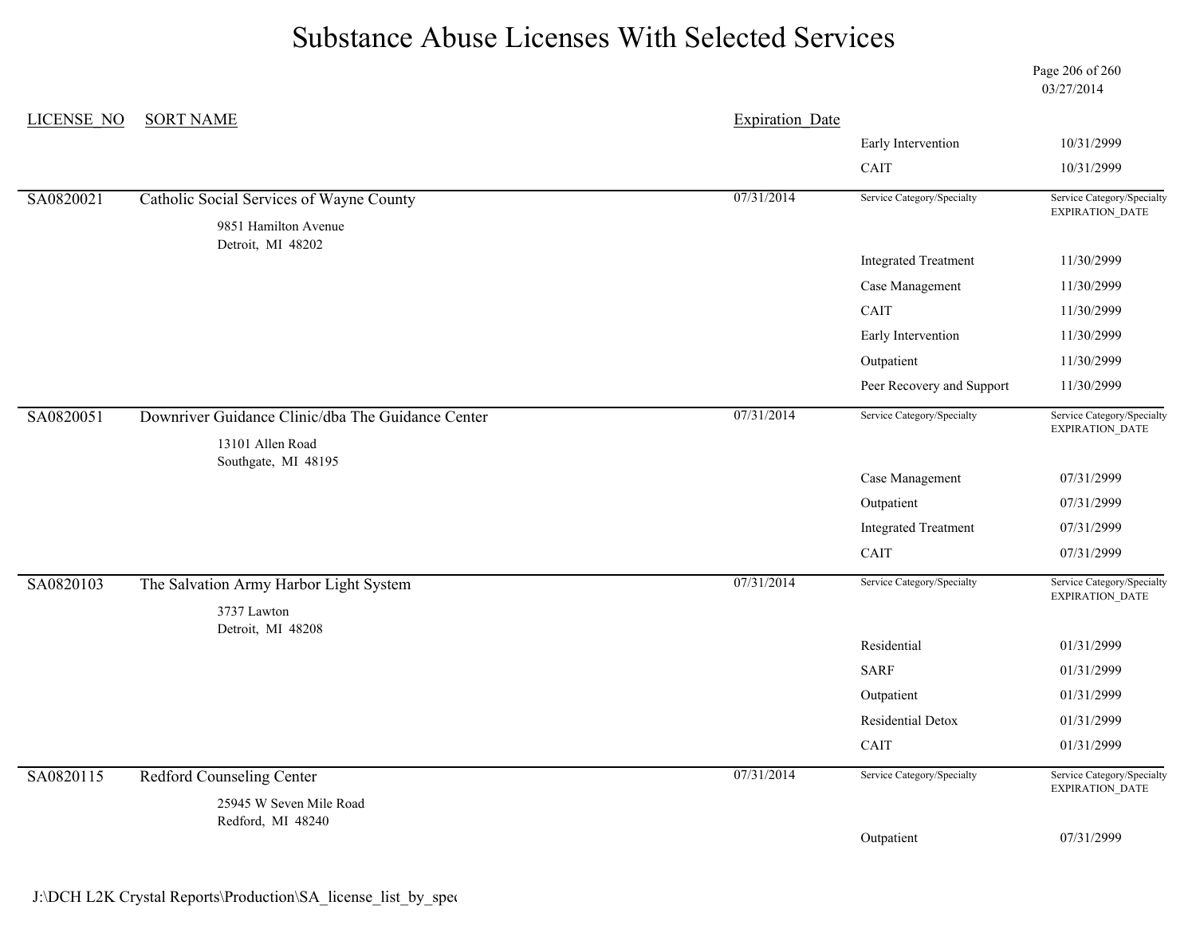# Substance Abuse Licenses With Selected Services

03/27/2014

| LICENSE_NO | SORT NAME | Expiration_Date | Service Category/Specialty | Service Category/Specialty EXPIRATION_DATE |
|---|---|---|---|---|
| | | | Early Intervention | 10/31/2999 |
| | | | CAIT | 10/31/2999 |
| SA0820021 | Catholic Social Services of Wayne County<br>9851 Hamilton Avenue<br>Detroit, MI 48202 | 07/31/2014 | Service Category/Specialty | Service Category/Specialty EXPIRATION_DATE |
| | | | Integrated Treatment | 11/30/2999 |
| | | | Case Management | 11/30/2999 |
| | | | CAIT | 11/30/2999 |
| | | | Early Intervention | 11/30/2999 |
| | | | Outpatient | 11/30/2999 |
| | | | Peer Recovery and Support | 11/30/2999 |
| SA0820051 | Downriver Guidance Clinic/dba The Guidance Center<br>13101 Allen Road<br>Southgate, MI 48195 | 07/31/2014 | Service Category/Specialty | Service Category/Specialty EXPIRATION_DATE |
| | | | Case Management | 07/31/2999 |
| | | | Outpatient | 07/31/2999 |
| | | | Integrated Treatment | 07/31/2999 |
| | | | CAIT | 07/31/2999 |
| SA0820103 | The Salvation Army Harbor Light System<br>3737 Lawton<br>Detroit, MI 48208 | 07/31/2014 | Service Category/Specialty | Service Category/Specialty EXPIRATION_DATE |
| | | | Residential | 01/31/2999 |
| | | | SARF | 01/31/2999 |
| | | | Outpatient | 01/31/2999 |
| | | | Residential Detox | 01/31/2999 |
| | | | CAIT | 01/31/2999 |
| SA0820115 | Redford Counseling Center<br>25945 W Seven Mile Road<br>Redford, MI 48240 | 07/31/2014 | Service Category/Specialty | Service Category/Specialty EXPIRATION_DATE |
| | | | Outpatient | 07/31/2999 |

J:\DCH L2K Crystal Reports\Production\SA_license_list_by_spec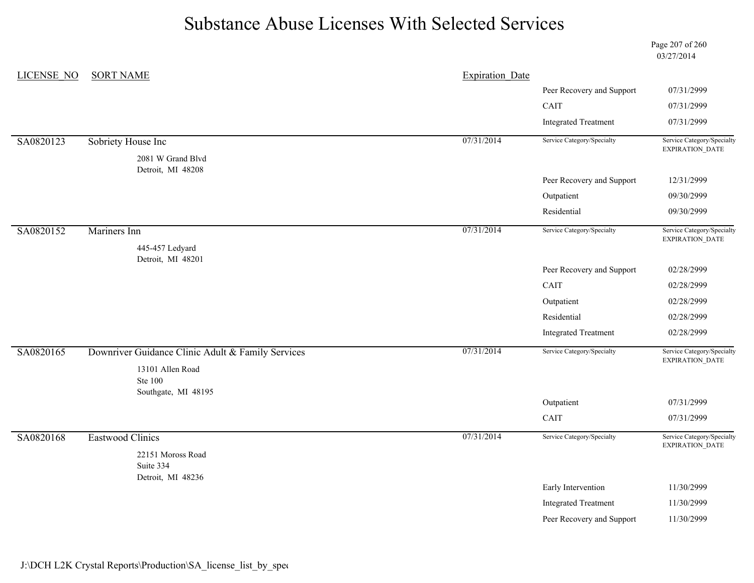# Substance Abuse Licenses With Selected Services

03/27/2014

| LICENSE_NO | SORT NAME | Expiration_Date | Service Category/Specialty | Service Category/Specialty EXPIRATION_DATE |
|---|---|---|---|---|
| | | | Peer Recovery and Support | 07/31/2999 |
| | | | CAIT | 07/31/2999 |
| | | | Integrated Treatment | 07/31/2999 |
| SA0820123 | Sobriety House Inc<br>2081 W Grand Blvd<br>Detroit, MI 48208 | 07/31/2014 | Service Category/Specialty | Service Category/Specialty EXPIRATION_DATE |
| | | | Peer Recovery and Support | 12/31/2999 |
| | | | Outpatient | 09/30/2999 |
| | | | Residential | 09/30/2999 |
| SA0820152 | Mariners Inn<br>445-457 Ledyard<br>Detroit, MI 48201 | 07/31/2014 | Service Category/Specialty | Service Category/Specialty EXPIRATION_DATE |
| | | | Peer Recovery and Support | 02/28/2999 |
| | | | CAIT | 02/28/2999 |
| | | | Outpatient | 02/28/2999 |
| | | | Residential | 02/28/2999 |
| | | | Integrated Treatment | 02/28/2999 |
| SA0820165 | Downriver Guidance Clinic Adult & Family Services<br>13101 Allen Road<br>Ste 100<br>Southgate, MI 48195 | 07/31/2014 | Service Category/Specialty | Service Category/Specialty EXPIRATION_DATE |
| | | | Outpatient | 07/31/2999 |
| | | | CAIT | 07/31/2999 |
| SA0820168 | Eastwood Clinics<br>22151 Moross Road<br>Suite 334<br>Detroit, MI 48236 | 07/31/2014 | Service Category/Specialty | Service Category/Specialty EXPIRATION_DATE |
| | | | Early Intervention | 11/30/2999 |
| | | | Integrated Treatment | 11/30/2999 |
| | | | Peer Recovery and Support | 11/30/2999 |

J:\DCH L2K Crystal Reports\Production\SA_license_list_by_spec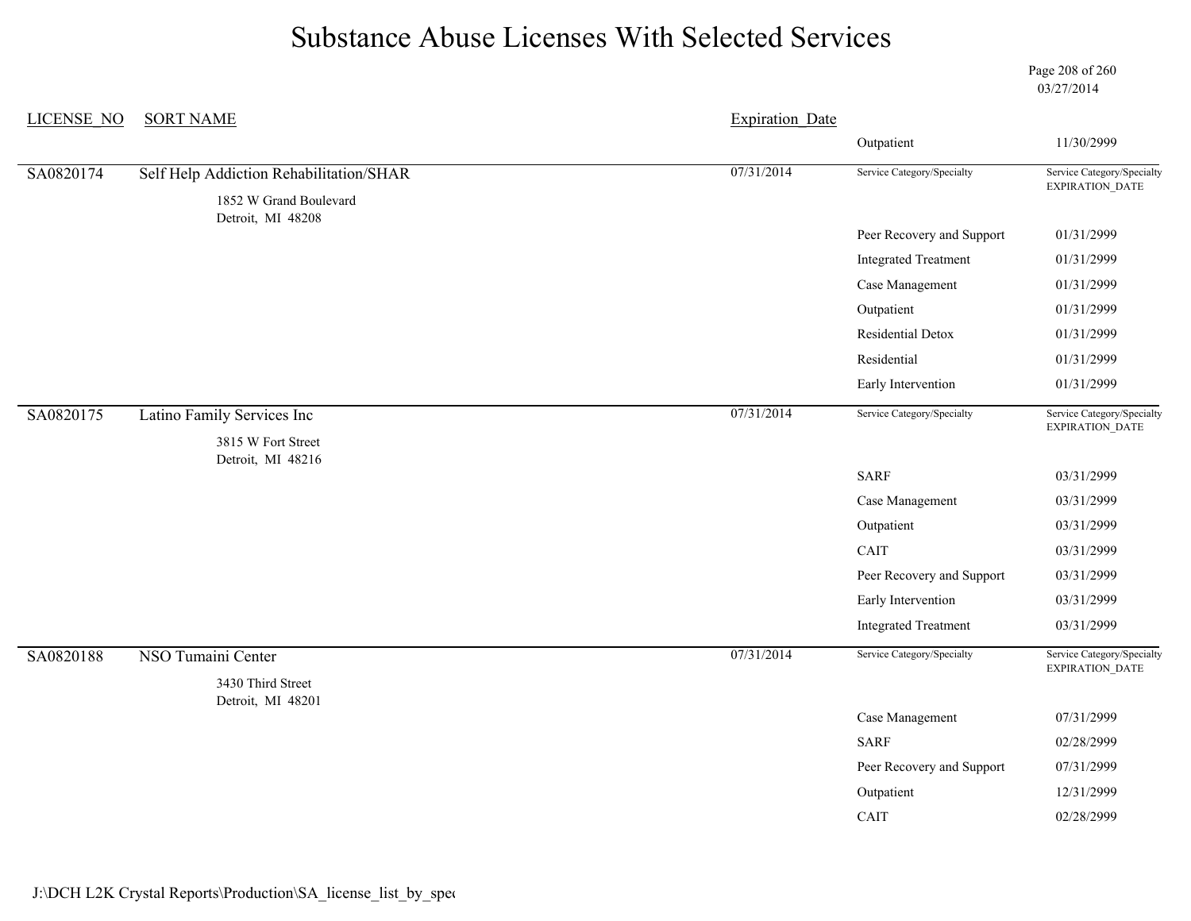# Substance Abuse Licenses With Selected Services

03/27/2014

| LICENSE_NO | SORT NAME | Expiration_Date | Service Category/Specialty | Service Category/Specialty EXPIRATION_DATE |
|---|---|---|---|---|
| | | | Outpatient | 11/30/2999 |
| SA0820174 | Self Help Addiction Rehabilitation/SHAR<br>1852 W Grand Boulevard<br>Detroit, MI 48208 | 07/31/2014 | | |
| | | | Peer Recovery and Support | 01/31/2999 |
| | | | Integrated Treatment | 01/31/2999 |
| | | | Case Management | 01/31/2999 |
| | | | Outpatient | 01/31/2999 |
| | | | Residential Detox | 01/31/2999 |
| | | | Residential | 01/31/2999 |
| | | | Early Intervention | 01/31/2999 |
| SA0820175 | Latino Family Services Inc<br>3815 W Fort Street<br>Detroit, MI 48216 | 07/31/2014 | | |
| | | | SARF | 03/31/2999 |
| | | | Case Management | 03/31/2999 |
| | | | Outpatient | 03/31/2999 |
| | | | CAIT | 03/31/2999 |
| | | | Peer Recovery and Support | 03/31/2999 |
| | | | Early Intervention | 03/31/2999 |
| | | | Integrated Treatment | 03/31/2999 |
| SA0820188 | NSO Tumaini Center<br>3430 Third Street<br>Detroit, MI 48201 | 07/31/2014 | | |
| | | | Case Management | 07/31/2999 |
| | | | SARF | 02/28/2999 |
| | | | Peer Recovery and Support | 07/31/2999 |
| | | | Outpatient | 12/31/2999 |
| | | | CAIT | 02/28/2999 |

J:\DCH L2K Crystal Reports\Production\SA_license_list_by_spec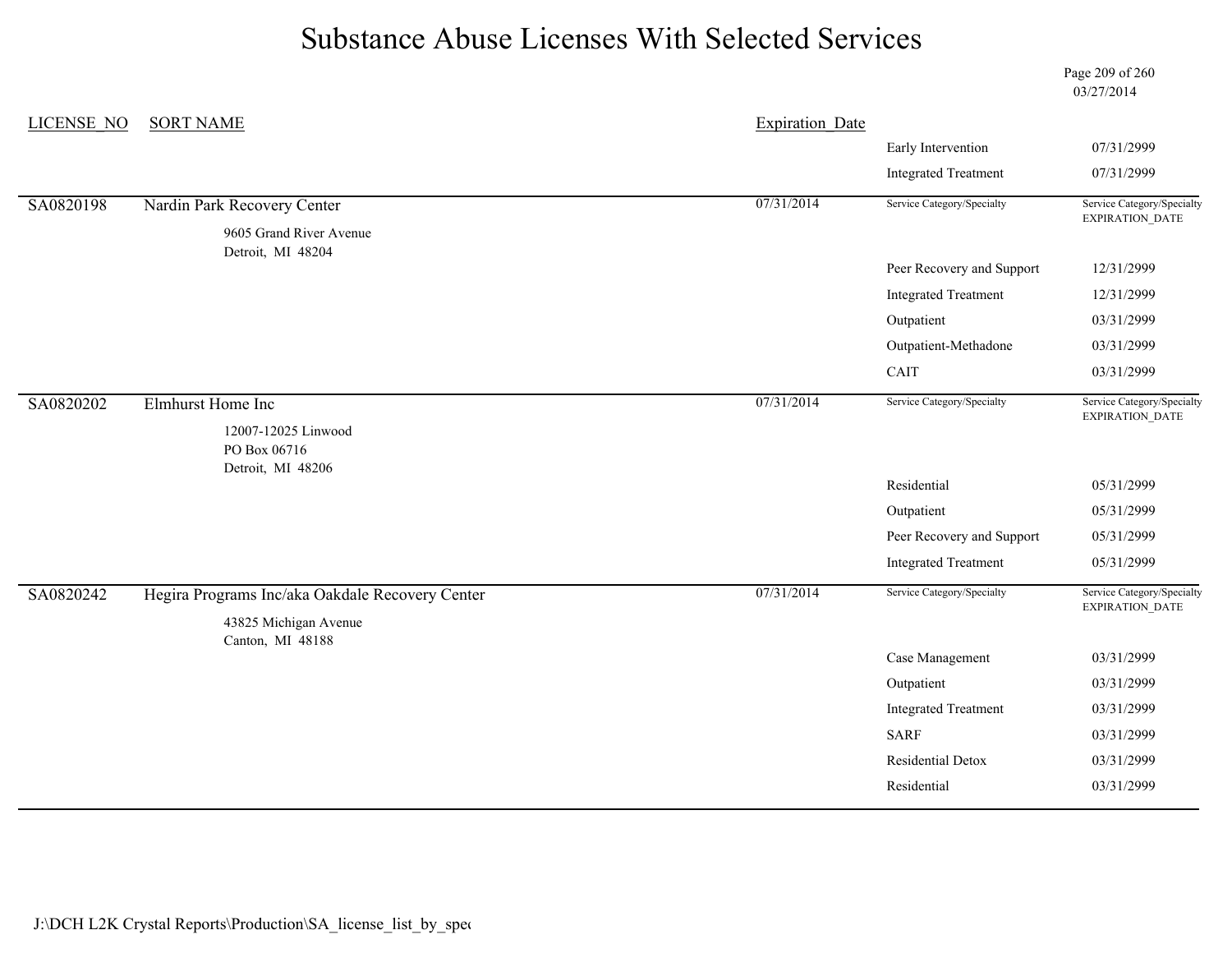# Substance Abuse Licenses With Selected Services

03/27/2014

| LICENSE_NO | SORT NAME | Expiration_Date | Service Category/Specialty | Service Category/Specialty EXPIRATION_DATE |
|---|---|---|---|---|
| | | | Early Intervention | 07/31/2999 |
| | | | Integrated Treatment | 07/31/2999 |
| SA0820198 | Nardin Park Recovery Center<br>9605 Grand River Avenue<br>Detroit, MI 48204 | 07/31/2014 | Service Category/Specialty | Service Category/Specialty EXPIRATION_DATE |
| | | | Peer Recovery and Support | 12/31/2999 |
| | | | Integrated Treatment | 12/31/2999 |
| | | | Outpatient | 03/31/2999 |
| | | | Outpatient-Methadone | 03/31/2999 |
| | | | CAIT | 03/31/2999 |
| SA0820202 | Elmhurst Home Inc<br>12007-12025 Linwood<br>PO Box 06716<br>Detroit, MI 48206 | 07/31/2014 | Service Category/Specialty | Service Category/Specialty EXPIRATION_DATE |
| | | | Residential | 05/31/2999 |
| | | | Outpatient | 05/31/2999 |
| | | | Peer Recovery and Support | 05/31/2999 |
| | | | Integrated Treatment | 05/31/2999 |
| SA0820242 | Hegira Programs Inc/aka Oakdale Recovery Center<br>43825 Michigan Avenue<br>Canton, MI 48188 | 07/31/2014 | Service Category/Specialty | Service Category/Specialty EXPIRATION_DATE |
| | | | Case Management | 03/31/2999 |
| | | | Outpatient | 03/31/2999 |
| | | | Integrated Treatment | 03/31/2999 |
| | | | SARF | 03/31/2999 |
| | | | Residential Detox | 03/31/2999 |
| | | | Residential | 03/31/2999 |

J:\DCH L2K Crystal Reports\Production\SA_license_list_by_spec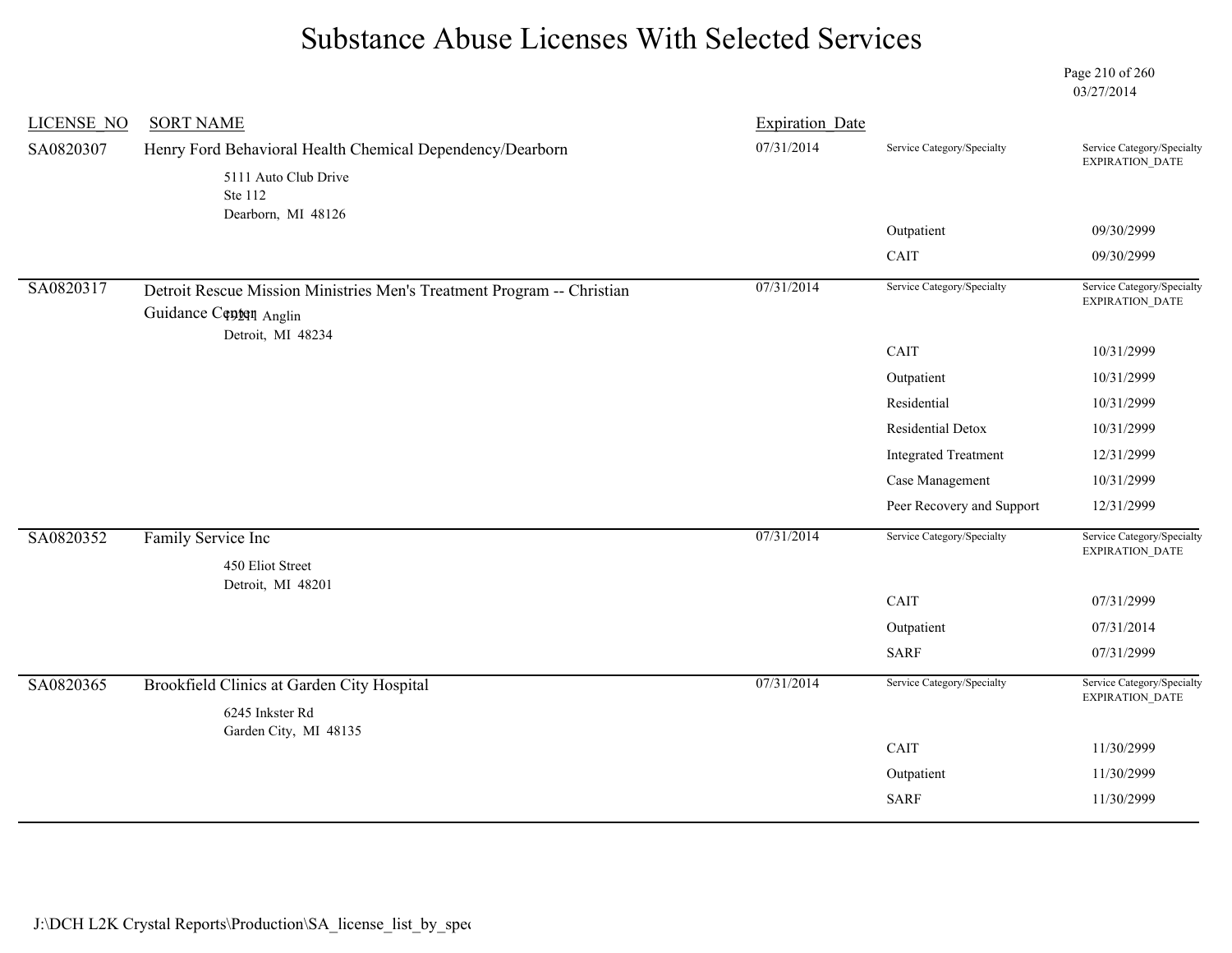# Substance Abuse Licenses With Selected Services

03/27/2014

| LICENSE_NO | SORT NAME | Expiration_Date | Service Category/Specialty | Service Category/Specialty EXPIRATION_DATE |
|---|---|---|---|---|
| SA0820307 | Henry Ford Behavioral Health Chemical Dependency/Dearborn<br>5111 Auto Club Drive<br>Ste 112<br>Dearborn, MI 48126 | 07/31/2014 | | |
| | | | Outpatient | 09/30/2999 |
| | | | CAIT | 09/30/2999 |
| SA0820317 | Detroit Rescue Mission Ministries Men's Treatment Program -- Christian Guidance Center<br>13211 Anglin<br>Detroit, MI 48234 | 07/31/2014 | | |
| | | | CAIT | 10/31/2999 |
| | | | Outpatient | 10/31/2999 |
| | | | Residential | 10/31/2999 |
| | | | Residential Detox | 10/31/2999 |
| | | | Integrated Treatment | 12/31/2999 |
| | | | Case Management | 10/31/2999 |
| | | | Peer Recovery and Support | 12/31/2999 |
| SA0820352 | Family Service Inc<br>450 Eliot Street<br>Detroit, MI 48201 | 07/31/2014 | | |
| | | | CAIT | 07/31/2999 |
| | | | Outpatient | 07/31/2014 |
| | | | SARF | 07/31/2999 |
| SA0820365 | Brookfield Clinics at Garden City Hospital<br>6245 Inkster Rd<br>Garden City, MI 48135 | 07/31/2014 | | |
| | | | CAIT | 11/30/2999 |
| | | | Outpatient | 11/30/2999 |
| | | | SARF | 11/30/2999 |

J:\DCH L2K Crystal Reports\Production\SA_license_list_by_spec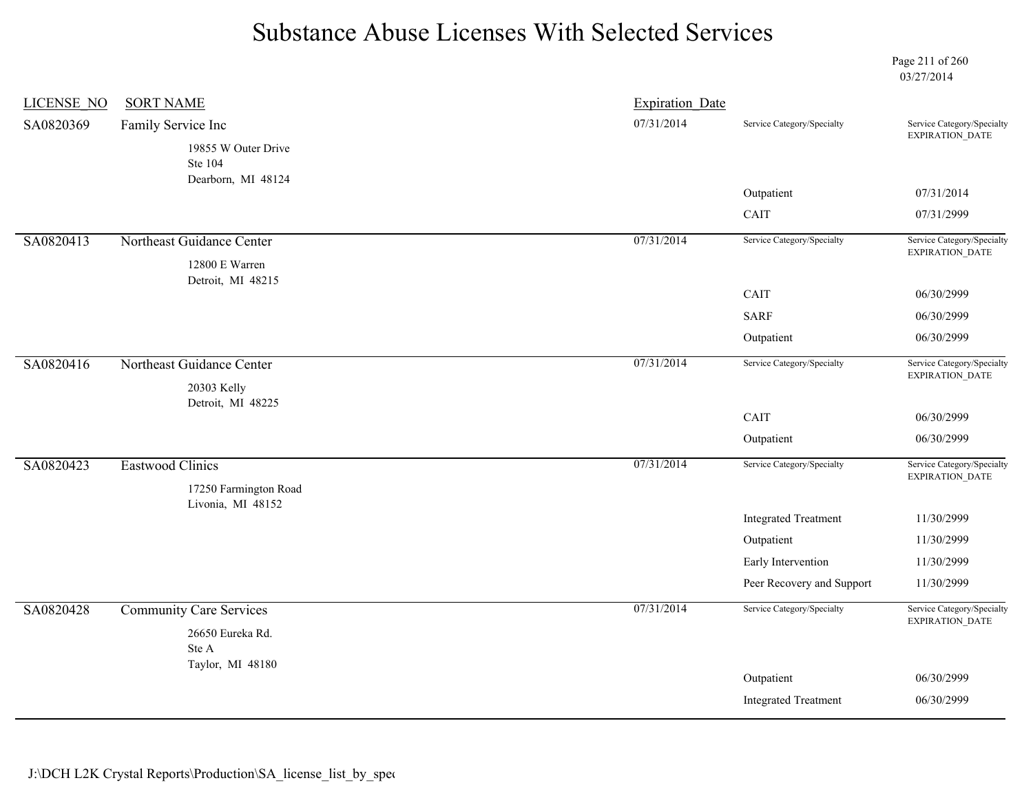# Substance Abuse Licenses With Selected Services

03/27/2014

| LICENSE_NO | SORT NAME | Expiration_Date | Service Category/Specialty | Service Category/Specialty EXPIRATION_DATE |
|---|---|---|---|---|
| SA0820369 | Family Service Inc<br>19855 W Outer Drive<br>Ste 104<br>Dearborn, MI 48124 | 07/31/2014 | | |
| | | | Outpatient | 07/31/2014 |
| | | | CAIT | 07/31/2999 |
| SA0820413 | Northeast Guidance Center<br>12800 E Warren<br>Detroit, MI 48215 | 07/31/2014 | | |
| | | | CAIT | 06/30/2999 |
| | | | SARF | 06/30/2999 |
| | | | Outpatient | 06/30/2999 |
| SA0820416 | Northeast Guidance Center<br>20303 Kelly<br>Detroit, MI 48225 | 07/31/2014 | | |
| | | | CAIT | 06/30/2999 |
| | | | Outpatient | 06/30/2999 |
| SA0820423 | Eastwood Clinics<br>17250 Farmington Road<br>Livonia, MI 48152 | 07/31/2014 | | |
| | | | Integrated Treatment | 11/30/2999 |
| | | | Outpatient | 11/30/2999 |
| | | | Early Intervention | 11/30/2999 |
| | | | Peer Recovery and Support | 11/30/2999 |
| SA0820428 | Community Care Services<br>26650 Eureka Rd.<br>Ste A<br>Taylor, MI 48180 | 07/31/2014 | | |
| | | | Outpatient | 06/30/2999 |
| | | | Integrated Treatment | 06/30/2999 |

J:\DCH L2K Crystal Reports\Production\SA_license_list_by_spec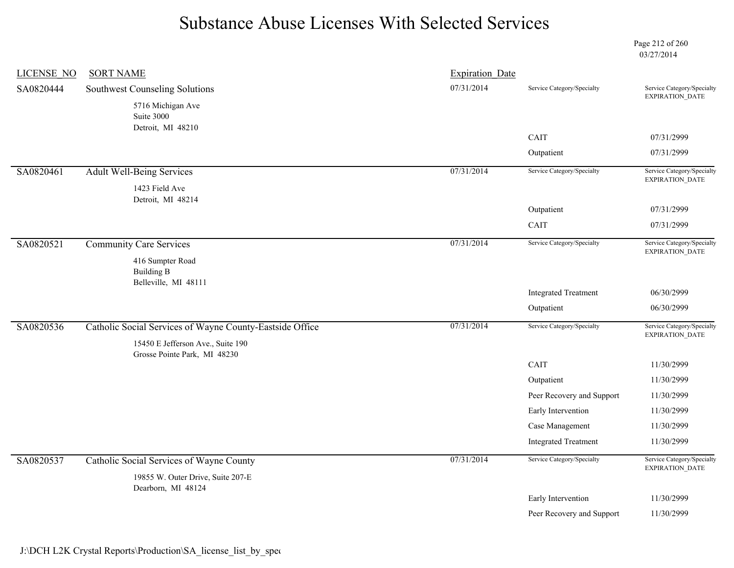# Substance Abuse Licenses With Selected Services

03/27/2014

| LICENSE_NO | SORT NAME | Expiration_Date | Service Category/Specialty | Service Category/Specialty EXPIRATION_DATE |
|---|---|---|---|---|
| SA0820444 | Southwest Counseling Solutions<br>5716 Michigan Ave<br>Suite 3000<br>Detroit, MI 48210 | 07/31/2014 | | |
| | | | CAIT | 07/31/2999 |
| | | | Outpatient | 07/31/2999 |
| SA0820461 | Adult Well-Being Services<br>1423 Field Ave<br>Detroit, MI 48214 | 07/31/2014 | | |
| | | | Outpatient | 07/31/2999 |
| | | | CAIT | 07/31/2999 |
| SA0820521 | Community Care Services<br>416 Sumpter Road<br>Building B<br>Belleville, MI 48111 | 07/31/2014 | | |
| | | | Integrated Treatment | 06/30/2999 |
| | | | Outpatient | 06/30/2999 |
| SA0820536 | Catholic Social Services of Wayne County-Eastside Office<br>15450 E Jefferson Ave., Suite 190<br>Grosse Pointe Park, MI 48230 | 07/31/2014 | | |
| | | | CAIT | 11/30/2999 |
| | | | Outpatient | 11/30/2999 |
| | | | Peer Recovery and Support | 11/30/2999 |
| | | | Early Intervention | 11/30/2999 |
| | | | Case Management | 11/30/2999 |
| | | | Integrated Treatment | 11/30/2999 |
| SA0820537 | Catholic Social Services of Wayne County<br>19855 W. Outer Drive, Suite 207-E<br>Dearborn, MI 48124 | 07/31/2014 | | |
| | | | Early Intervention | 11/30/2999 |
| | | | Peer Recovery and Support | 11/30/2999 |

J:\DCH L2K Crystal Reports\Production\SA_license_list_by_spec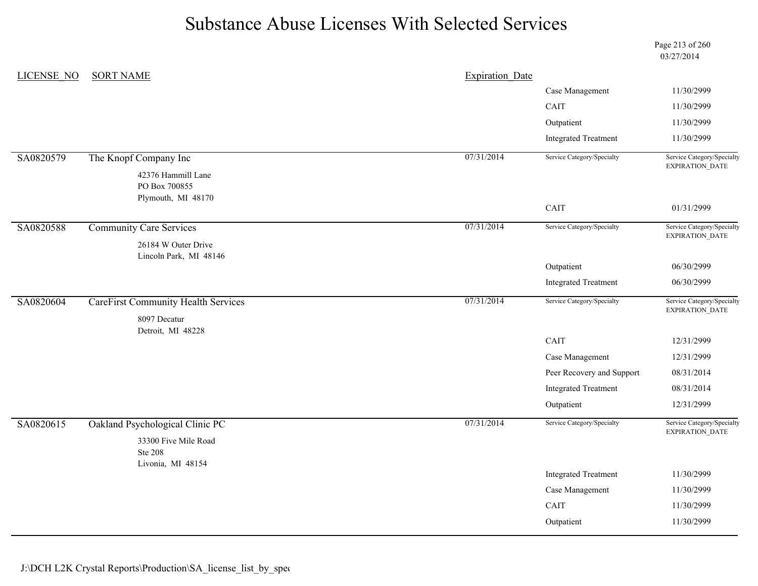# Substance Abuse Licenses With Selected Services

03/27/2014

| LICENSE_NO | SORT NAME | Expiration_Date | Service Category/Specialty | Service Category/Specialty EXPIRATION_DATE |
|---|---|---|---|---|
| | | | Case Management | 11/30/2999 |
| | | | CAIT | 11/30/2999 |
| | | | Outpatient | 11/30/2999 |
| | | | Integrated Treatment | 11/30/2999 |
| SA0820579 | The Knopf Company Inc<br>42376 Hammill Lane<br>PO Box 700855<br>Plymouth, MI 48170 | 07/31/2014 | | |
| | | | CAIT | 01/31/2999 |
| SA0820588 | Community Care Services<br>26184 W Outer Drive<br>Lincoln Park, MI 48146 | 07/31/2014 | | |
| | | | Outpatient | 06/30/2999 |
| | | | Integrated Treatment | 06/30/2999 |
| SA0820604 | CareFirst Community Health Services<br>8097 Decatur<br>Detroit, MI 48228 | 07/31/2014 | | |
| | | | CAIT | 12/31/2999 |
| | | | Case Management | 12/31/2999 |
| | | | Peer Recovery and Support | 08/31/2014 |
| | | | Integrated Treatment | 08/31/2014 |
| | | | Outpatient | 12/31/2999 |
| SA0820615 | Oakland Psychological Clinic PC<br>33300 Five Mile Road<br>Ste 208<br>Livonia, MI 48154 | 07/31/2014 | | |
| | | | Integrated Treatment | 11/30/2999 |
| | | | Case Management | 11/30/2999 |
| | | | CAIT | 11/30/2999 |
| | | | Outpatient | 11/30/2999 |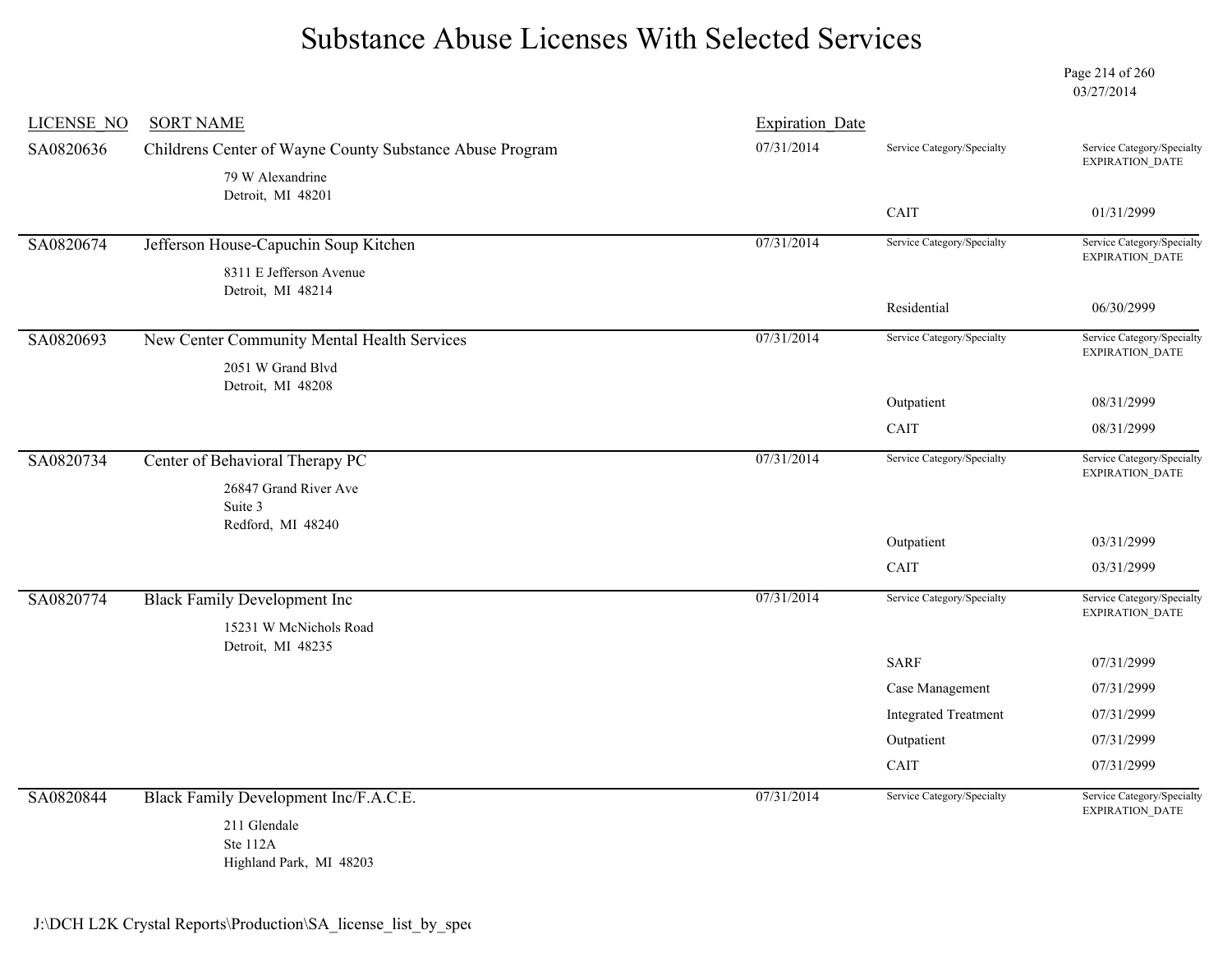# Substance Abuse Licenses With Selected Services

03/27/2014

| LICENSE_NO | SORT NAME | Expiration_Date | Service Category/Specialty | Service Category/Specialty EXPIRATION_DATE |
|---|---|---|---|---|
| SA0820636 | Childrens Center of Wayne County Substance Abuse Program<br>79 W Alexandrine<br>Detroit, MI 48201 | 07/31/2014 | CAIT | 01/31/2999 |
| SA0820674 | Jefferson House-Capuchin Soup Kitchen<br>8311 E Jefferson Avenue<br>Detroit, MI 48214 | 07/31/2014 | Residential | 06/30/2999 |
| SA0820693 | New Center Community Mental Health Services<br>2051 W Grand Blvd<br>Detroit, MI 48208 | 07/31/2014 | Outpatient | 08/31/2999 |
| | | | CAIT | 08/31/2999 |
| SA0820734 | Center of Behavioral Therapy PC<br>26847 Grand River Ave<br>Suite 3<br>Redford, MI 48240 | 07/31/2014 | Outpatient | 03/31/2999 |
| | | | CAIT | 03/31/2999 |
| SA0820774 | Black Family Development Inc<br>15231 W McNichols Road<br>Detroit, MI 48235 | 07/31/2014 | SARF | 07/31/2999 |
| | | | Case Management | 07/31/2999 |
| | | | Integrated Treatment | 07/31/2999 |
| | | | Outpatient | 07/31/2999 |
| | | | CAIT | 07/31/2999 |
| SA0820844 | Black Family Development Inc/F.A.C.E.<br>211 Glendale<br>Ste 112A<br>Highland Park, MI 48203 | 07/31/2014 | | |

J:\DCH L2K Crystal Reports\Production\SA_license_list_by_spec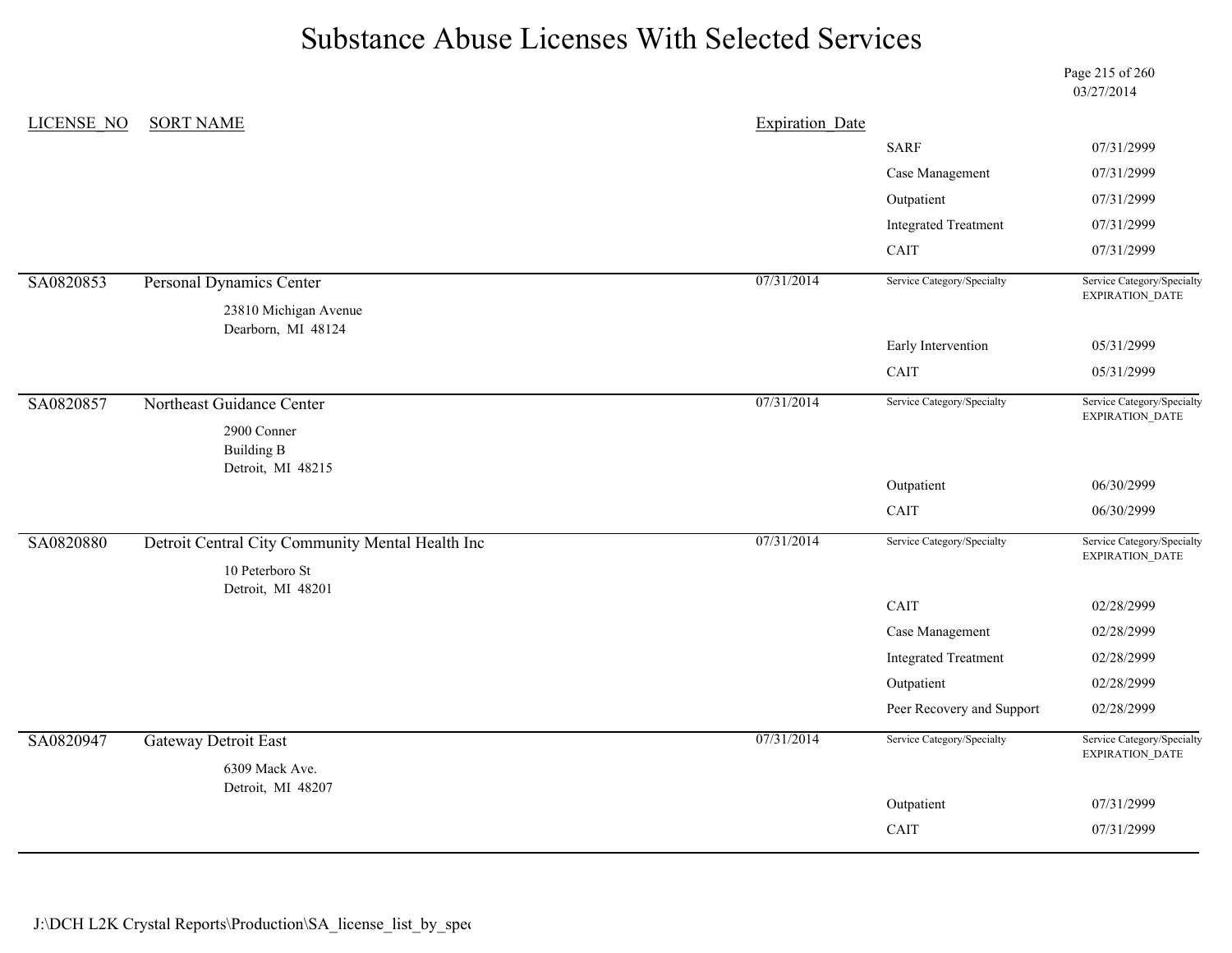# Substance Abuse Licenses With Selected Services

03/27/2014

| LICENSE_NO | SORT NAME | Expiration_Date | | |
|---|---|---|---|---|
| | | | SARF | 07/31/2999 |
| | | | Case Management | 07/31/2999 |
| | | | Outpatient | 07/31/2999 |
| | | | Integrated Treatment | 07/31/2999 |
| | | | CAIT | 07/31/2999 |
| SA0820853 | Personal Dynamics Center<br>23810 Michigan Avenue<br>Dearborn, MI 48124 | 07/31/2014 | Service Category/Specialty | Service Category/Specialty EXPIRATION_DATE |
| | | | Early Intervention | 05/31/2999 |
| | | | CAIT | 05/31/2999 |
| SA0820857 | Northeast Guidance Center<br>2900 Conner<br>Building B<br>Detroit, MI 48215 | 07/31/2014 | Service Category/Specialty | Service Category/Specialty EXPIRATION_DATE |
| | | | Outpatient | 06/30/2999 |
| | | | CAIT | 06/30/2999 |
| SA0820880 | Detroit Central City Community Mental Health Inc<br>10 Peterboro St<br>Detroit, MI 48201 | 07/31/2014 | Service Category/Specialty | Service Category/Specialty EXPIRATION_DATE |
| | | | CAIT | 02/28/2999 |
| | | | Case Management | 02/28/2999 |
| | | | Integrated Treatment | 02/28/2999 |
| | | | Outpatient | 02/28/2999 |
| | | | Peer Recovery and Support | 02/28/2999 |
| SA0820947 | Gateway Detroit East<br>6309 Mack Ave.<br>Detroit, MI 48207 | 07/31/2014 | Service Category/Specialty | Service Category/Specialty EXPIRATION_DATE |
| | | | Outpatient | 07/31/2999 |
| | | | CAIT | 07/31/2999 |

J:\DCH L2K Crystal Reports\Production\SA_license_list_by_spec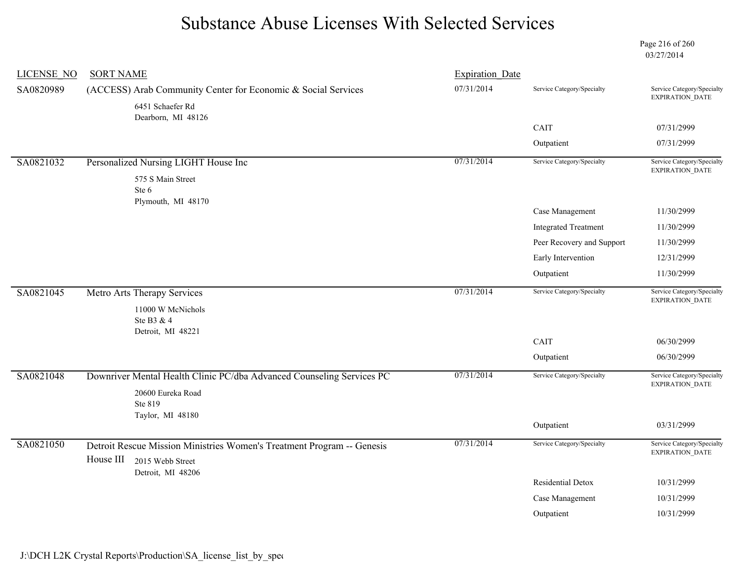# Substance Abuse Licenses With Selected Services

03/27/2014

| LICENSE_NO | SORT NAME | Expiration_Date | Service Category/Specialty | Service Category/Specialty EXPIRATION_DATE |
|---|---|---|---|---|
| SA0820989 | (ACCESS) Arab Community Center for Economic & Social Services<br>6451 Schaefer Rd<br>Dearborn, MI 48126 | 07/31/2014 | | |
| | | | CAIT | 07/31/2999 |
| | | | Outpatient | 07/31/2999 |
| SA0821032 | Personalized Nursing LIGHT House Inc<br>575 S Main Street<br>Ste 6<br>Plymouth, MI 48170 | 07/31/2014 | | |
| | | | Case Management | 11/30/2999 |
| | | | Integrated Treatment | 11/30/2999 |
| | | | Peer Recovery and Support | 11/30/2999 |
| | | | Early Intervention | 12/31/2999 |
| | | | Outpatient | 11/30/2999 |
| SA0821045 | Metro Arts Therapy Services<br>11000 W McNichols<br>Ste B3 & 4<br>Detroit, MI 48221 | 07/31/2014 | | |
| | | | CAIT | 06/30/2999 |
| | | | Outpatient | 06/30/2999 |
| SA0821048 | Downriver Mental Health Clinic PC/dba Advanced Counseling Services PC<br>20600 Eureka Road<br>Ste 819<br>Taylor, MI 48180 | 07/31/2014 | | |
| | | | Outpatient | 03/31/2999 |
| SA0821050 | Detroit Rescue Mission Ministries Women's Treatment Program -- Genesis House III<br>2015 Webb Street<br>Detroit, MI 48206 | 07/31/2014 | | |
| | | | Residential Detox | 10/31/2999 |
| | | | Case Management | 10/31/2999 |
| | | | Outpatient | 10/31/2999 |

J:\DCH L2K Crystal Reports\Production\SA_license_list_by_spec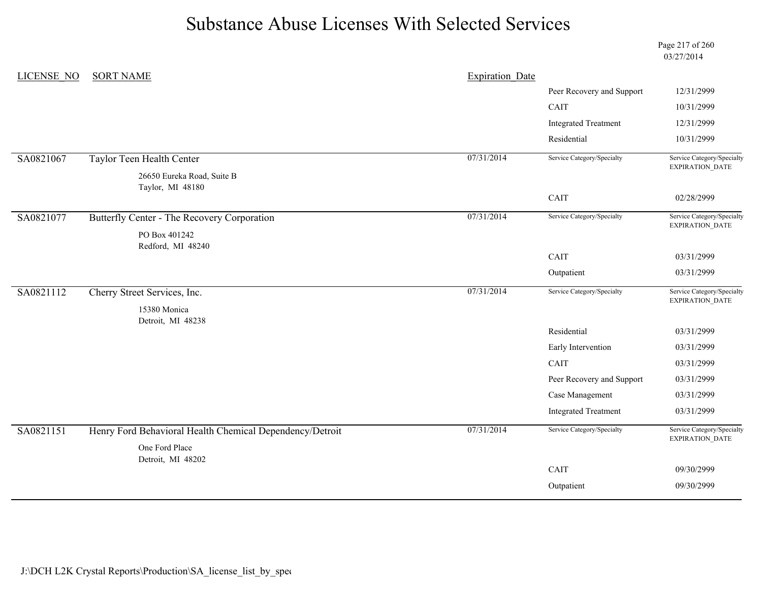# Substance Abuse Licenses With Selected Services

03/27/2014

| LICENSE_NO | SORT NAME | Expiration_Date | Service Category/Specialty | Service Category/Specialty EXPIRATION_DATE |
|---|---|---|---|---|
| | | | Peer Recovery and Support | 12/31/2999 |
| | | | CAIT | 10/31/2999 |
| | | | Integrated Treatment | 12/31/2999 |
| | | | Residential | 10/31/2999 |
| SA0821067 | Taylor Teen Health Center<br>26650 Eureka Road, Suite B<br>Taylor, MI 48180 | 07/31/2014 | | |
| | | | CAIT | 02/28/2999 |
| SA0821077 | Butterfly Center - The Recovery Corporation<br>PO Box 401242<br>Redford, MI 48240 | 07/31/2014 | | |
| | | | CAIT | 03/31/2999 |
| | | | Outpatient | 03/31/2999 |
| SA0821112 | Cherry Street Services, Inc.<br>15380 Monica<br>Detroit, MI 48238 | 07/31/2014 | | |
| | | | Residential | 03/31/2999 |
| | | | Early Intervention | 03/31/2999 |
| | | | CAIT | 03/31/2999 |
| | | | Peer Recovery and Support | 03/31/2999 |
| | | | Case Management | 03/31/2999 |
| | | | Integrated Treatment | 03/31/2999 |
| SA0821151 | Henry Ford Behavioral Health Chemical Dependency/Detroit<br>One Ford Place<br>Detroit, MI 48202 | 07/31/2014 | | |
| | | | CAIT | 09/30/2999 |
| | | | Outpatient | 09/30/2999 |

J:\DCH L2K Crystal Reports\Production\SA_license_list_by_spec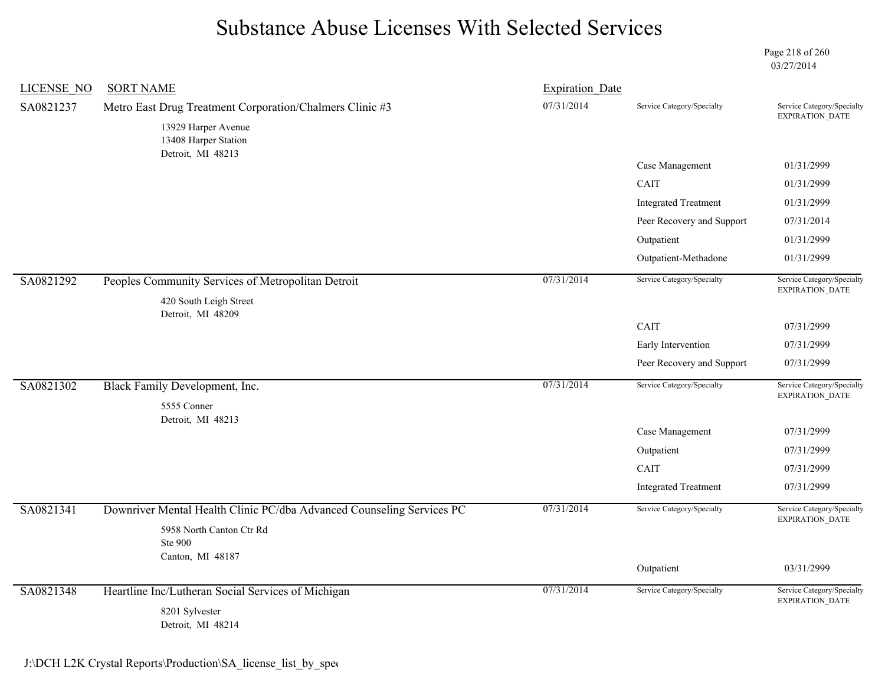# Substance Abuse Licenses With Selected Services

03/27/2014

| LICENSE_NO | SORT NAME | Expiration_Date | Service Category/Specialty | Service Category/Specialty EXPIRATION_DATE |
|---|---|---|---|---|
| SA0821237 | Metro East Drug Treatment Corporation/Chalmers Clinic #3<br>13929 Harper Avenue<br>13408 Harper Station<br>Detroit, MI 48213 | 07/31/2014 | | |
| | | | Case Management | 01/31/2999 |
| | | | CAIT | 01/31/2999 |
| | | | Integrated Treatment | 01/31/2999 |
| | | | Peer Recovery and Support | 07/31/2014 |
| | | | Outpatient | 01/31/2999 |
| | | | Outpatient-Methadone | 01/31/2999 |
| SA0821292 | Peoples Community Services of Metropolitan Detroit<br>420 South Leigh Street<br>Detroit, MI 48209 | 07/31/2014 | | |
| | | | CAIT | 07/31/2999 |
| | | | Early Intervention | 07/31/2999 |
| | | | Peer Recovery and Support | 07/31/2999 |
| SA0821302 | Black Family Development, Inc.<br>5555 Conner<br>Detroit, MI 48213 | 07/31/2014 | | |
| | | | Case Management | 07/31/2999 |
| | | | Outpatient | 07/31/2999 |
| | | | CAIT | 07/31/2999 |
| | | | Integrated Treatment | 07/31/2999 |
| SA0821341 | Downriver Mental Health Clinic PC/dba Advanced Counseling Services PC<br>5958 North Canton Ctr Rd<br>Ste 900<br>Canton, MI 48187 | 07/31/2014 | | |
| | | | Outpatient | 03/31/2999 |
| SA0821348 | Heartline Inc/Lutheran Social Services of Michigan<br>8201 Sylvester<br>Detroit, MI 48214 | 07/31/2014 | | |

J:\DCH L2K Crystal Reports\Production\SA_license_list_by_spec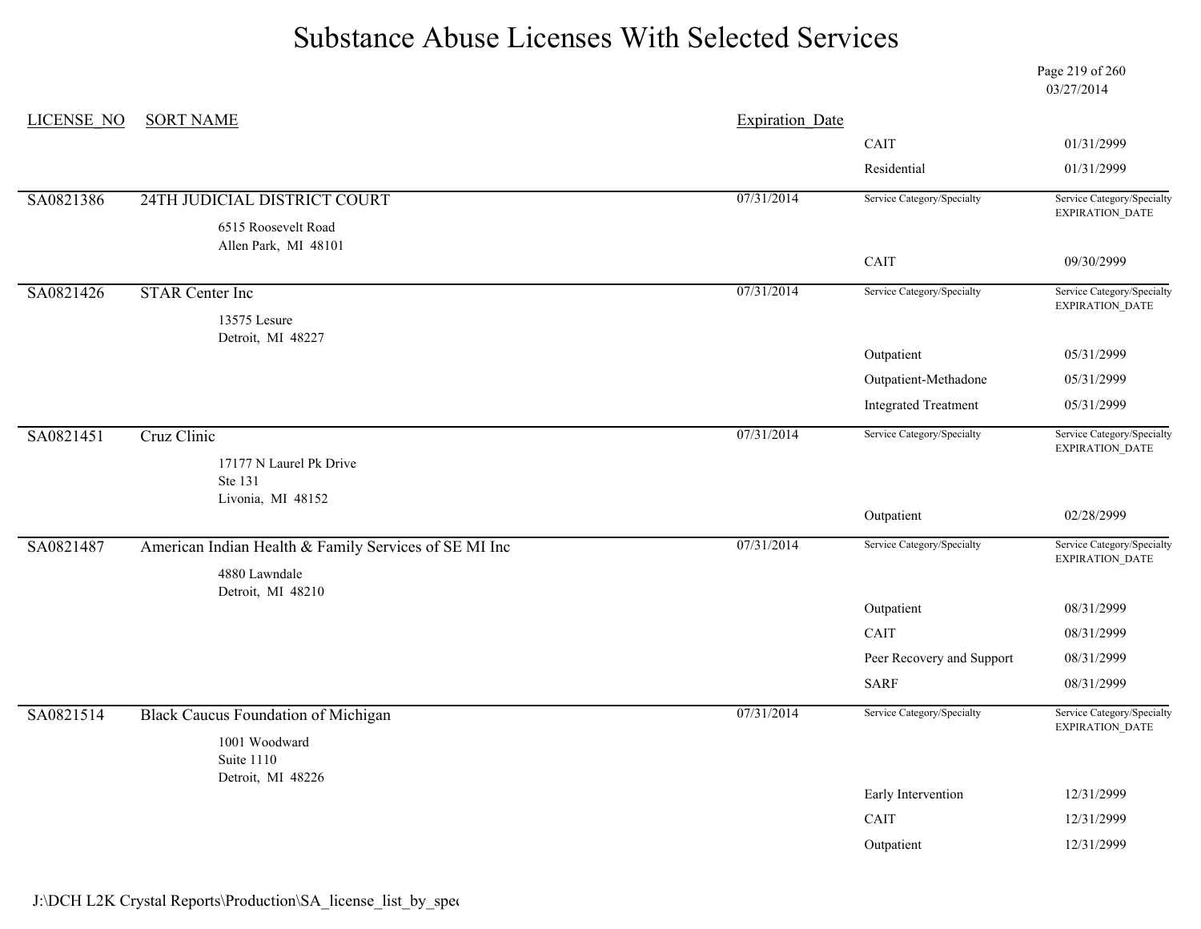# Substance Abuse Licenses With Selected Services

03/27/2014

| LICENSE_NO | SORT NAME | Expiration_Date | Service Category/Specialty | Service Category/Specialty EXPIRATION_DATE |
|---|---|---|---|---|
| | | | CAIT | 01/31/2999 |
| | | | Residential | 01/31/2999 |
| SA0821386 | 24TH JUDICIAL DISTRICT COURT<br>6515 Roosevelt Road<br>Allen Park, MI 48101 | 07/31/2014 | | |
| | | | CAIT | 09/30/2999 |
| SA0821426 | STAR Center Inc<br>13575 Lesure<br>Detroit, MI 48227 | 07/31/2014 | | |
| | | | Outpatient | 05/31/2999 |
| | | | Outpatient-Methadone | 05/31/2999 |
| | | | Integrated Treatment | 05/31/2999 |
| SA0821451 | Cruz Clinic<br>17177 N Laurel Pk Drive<br>Ste 131<br>Livonia, MI 48152 | 07/31/2014 | | |
| | | | Outpatient | 02/28/2999 |
| SA0821487 | American Indian Health & Family Services of SE MI Inc<br>4880 Lawndale<br>Detroit, MI 48210 | 07/31/2014 | | |
| | | | Outpatient | 08/31/2999 |
| | | | CAIT | 08/31/2999 |
| | | | Peer Recovery and Support | 08/31/2999 |
| | | | SARF | 08/31/2999 |
| SA0821514 | Black Caucus Foundation of Michigan<br>1001 Woodward<br>Suite 1110<br>Detroit, MI 48226 | 07/31/2014 | | |
| | | | Early Intervention | 12/31/2999 |
| | | | CAIT | 12/31/2999 |
| | | | Outpatient | 12/31/2999 |

J:\DCH L2K Crystal Reports\Production\SA_license_list_by_spec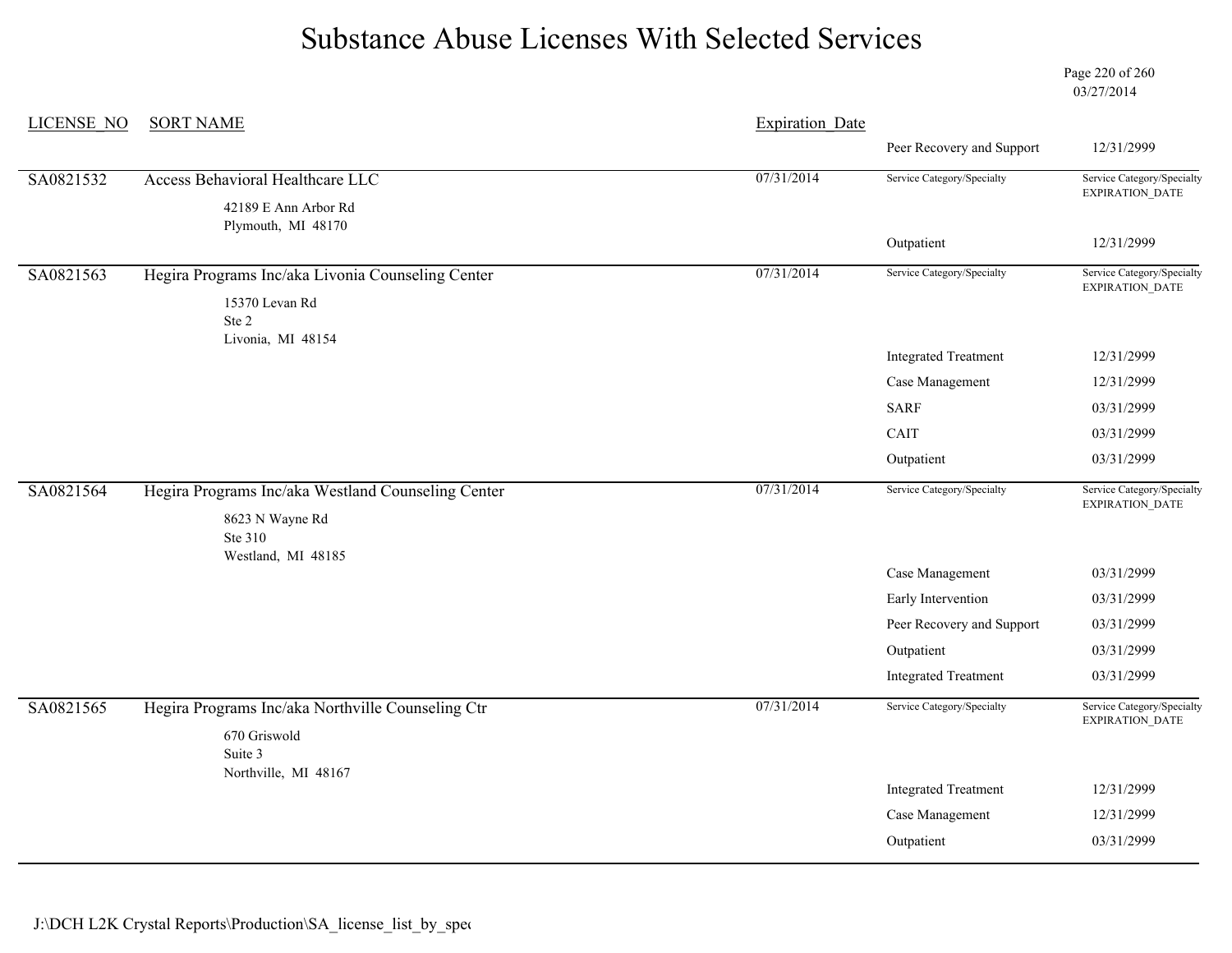# Substance Abuse Licenses With Selected Services

03/27/2014

| LICENSE_NO | SORT NAME | Expiration_Date | Service Category/Specialty | Service Category/Specialty EXPIRATION_DATE |
|---|---|---|---|---|
| | | | Peer Recovery and Support | 12/31/2999 |
| SA0821532 | Access Behavioral Healthcare LLC<br>42189 E Ann Arbor Rd<br>Plymouth, MI 48170 | 07/31/2014 | | |
| | | | Outpatient | 12/31/2999 |
| SA0821563 | Hegira Programs Inc/aka Livonia Counseling Center<br>15370 Levan Rd<br>Ste 2<br>Livonia, MI 48154 | 07/31/2014 | | |
| | | | Integrated Treatment | 12/31/2999 |
| | | | Case Management | 12/31/2999 |
| | | | SARF | 03/31/2999 |
| | | | CAIT | 03/31/2999 |
| | | | Outpatient | 03/31/2999 |
| SA0821564 | Hegira Programs Inc/aka Westland Counseling Center<br>8623 N Wayne Rd<br>Ste 310<br>Westland, MI 48185 | 07/31/2014 | | |
| | | | Case Management | 03/31/2999 |
| | | | Early Intervention | 03/31/2999 |
| | | | Peer Recovery and Support | 03/31/2999 |
| | | | Outpatient | 03/31/2999 |
| | | | Integrated Treatment | 03/31/2999 |
| SA0821565 | Hegira Programs Inc/aka Northville Counseling Ctr<br>670 Griswold<br>Suite 3<br>Northville, MI 48167 | 07/31/2014 | | |
| | | | Integrated Treatment | 12/31/2999 |
| | | | Case Management | 12/31/2999 |
| | | | Outpatient | 03/31/2999 |

J:\DCH L2K Crystal Reports\Production\SA_license_list_by_spec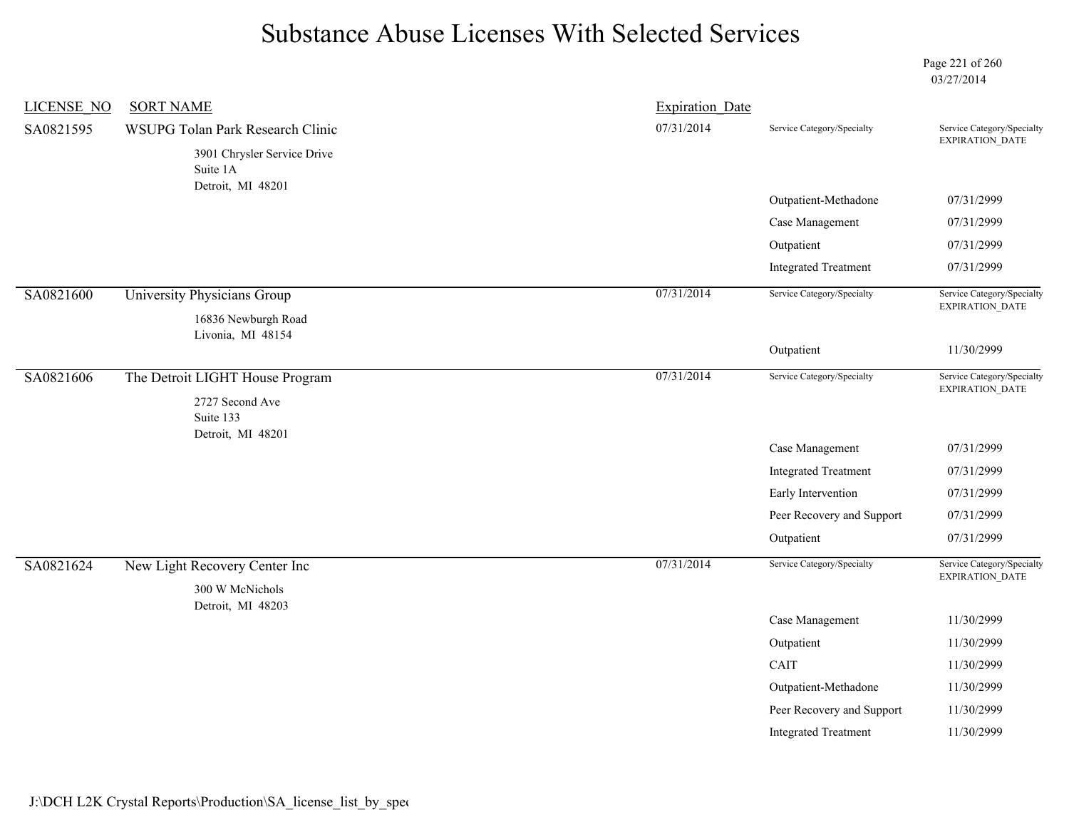# Substance Abuse Licenses With Selected Services

03/27/2014

| LICENSE_NO | SORT NAME | Expiration_Date | Service Category/Specialty | Service Category/Specialty EXPIRATION_DATE |
|---|---|---|---|---|
| SA0821595 | WSUPG Tolan Park Research Clinic<br>3901 Chrysler Service Drive<br>Suite 1A<br>Detroit, MI 48201 | 07/31/2014 | Outpatient-Methadone | 07/31/2999 |
| | | | Case Management | 07/31/2999 |
| | | | Outpatient | 07/31/2999 |
| | | | Integrated Treatment | 07/31/2999 |
| SA0821600 | University Physicians Group<br>16836 Newburgh Road<br>Livonia, MI 48154 | 07/31/2014 | Outpatient | 11/30/2999 |
| SA0821606 | The Detroit LIGHT House Program<br>2727 Second Ave<br>Suite 133<br>Detroit, MI 48201 | 07/31/2014 | Case Management | 07/31/2999 |
| | | | Integrated Treatment | 07/31/2999 |
| | | | Early Intervention | 07/31/2999 |
| | | | Peer Recovery and Support | 07/31/2999 |
| | | | Outpatient | 07/31/2999 |
| SA0821624 | New Light Recovery Center Inc<br>300 W McNichols<br>Detroit, MI 48203 | 07/31/2014 | Case Management | 11/30/2999 |
| | | | Outpatient | 11/30/2999 |
| | | | CAIT | 11/30/2999 |
| | | | Outpatient-Methadone | 11/30/2999 |
| | | | Peer Recovery and Support | 11/30/2999 |
| | | | Integrated Treatment | 11/30/2999 |

J:\DCH L2K Crystal Reports\Production\SA_license_list_by_spec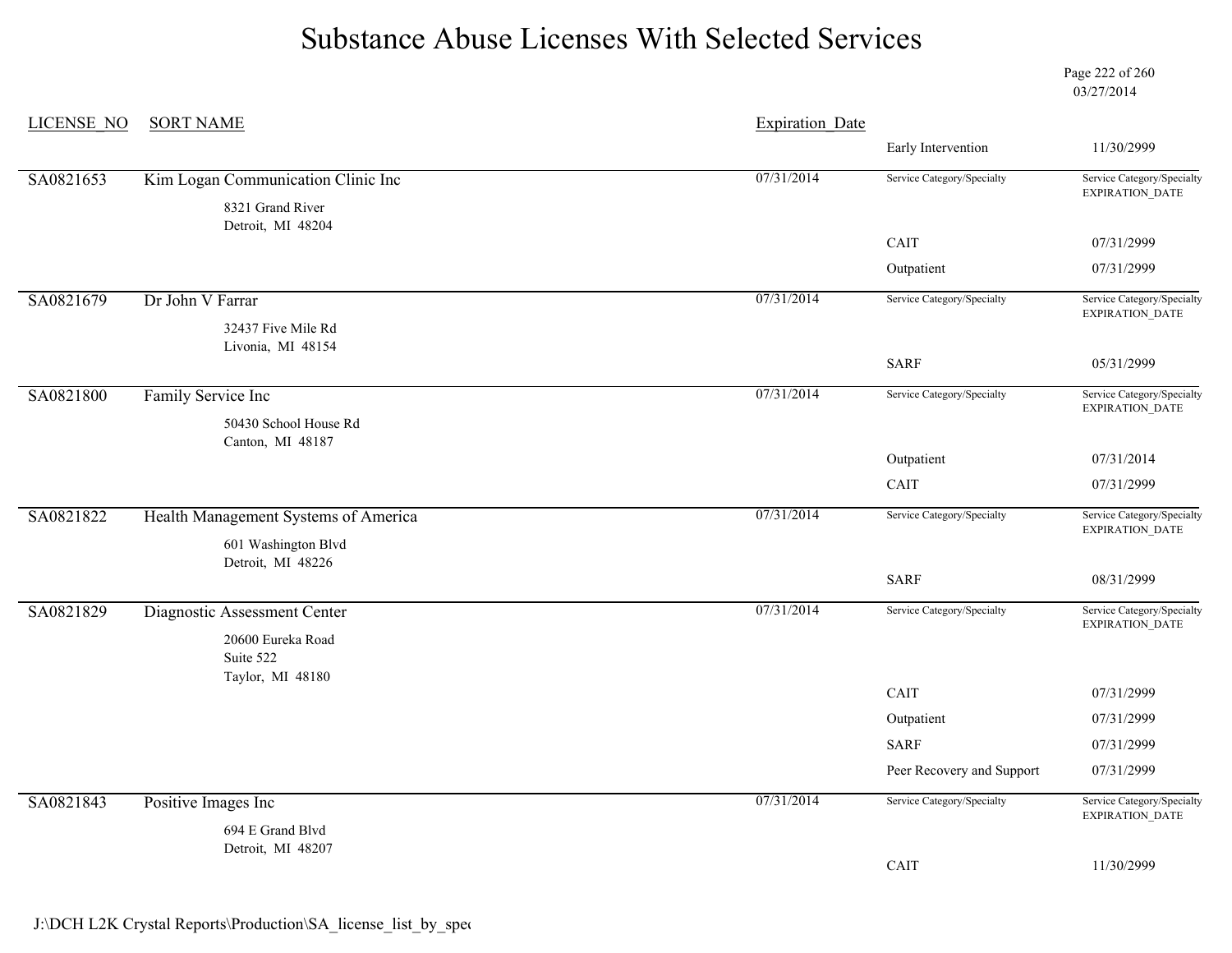# Substance Abuse Licenses With Selected Services

03/27/2014

| LICENSE_NO | SORT NAME | Expiration_Date | Service Category/Specialty | Service Category/Specialty EXPIRATION_DATE |
|---|---|---|---|---|
| | | | Early Intervention | 11/30/2999 |
| SA0821653 | Kim Logan Communication Clinic Inc<br>8321 Grand River<br>Detroit, MI 48204 | 07/31/2014 | CAIT | 07/31/2999 |
| | | | Outpatient | 07/31/2999 |
| SA0821679 | Dr John V Farrar<br>32437 Five Mile Rd<br>Livonia, MI 48154 | 07/31/2014 | SARF | 05/31/2999 |
| SA0821800 | Family Service Inc<br>50430 School House Rd<br>Canton, MI 48187 | 07/31/2014 | Outpatient | 07/31/2014 |
| | | | CAIT | 07/31/2999 |
| SA0821822 | Health Management Systems of America<br>601 Washington Blvd<br>Detroit, MI 48226 | 07/31/2014 | SARF | 08/31/2999 |
| SA0821829 | Diagnostic Assessment Center<br>20600 Eureka Road<br>Suite 522<br>Taylor, MI 48180 | 07/31/2014 | CAIT | 07/31/2999 |
| | | | Outpatient | 07/31/2999 |
| | | | SARF | 07/31/2999 |
| | | | Peer Recovery and Support | 07/31/2999 |
| SA0821843 | Positive Images Inc<br>694 E Grand Blvd<br>Detroit, MI 48207 | 07/31/2014 | CAIT | 11/30/2999 |

J:\DCH L2K Crystal Reports\Production\SA_license_list_by_spec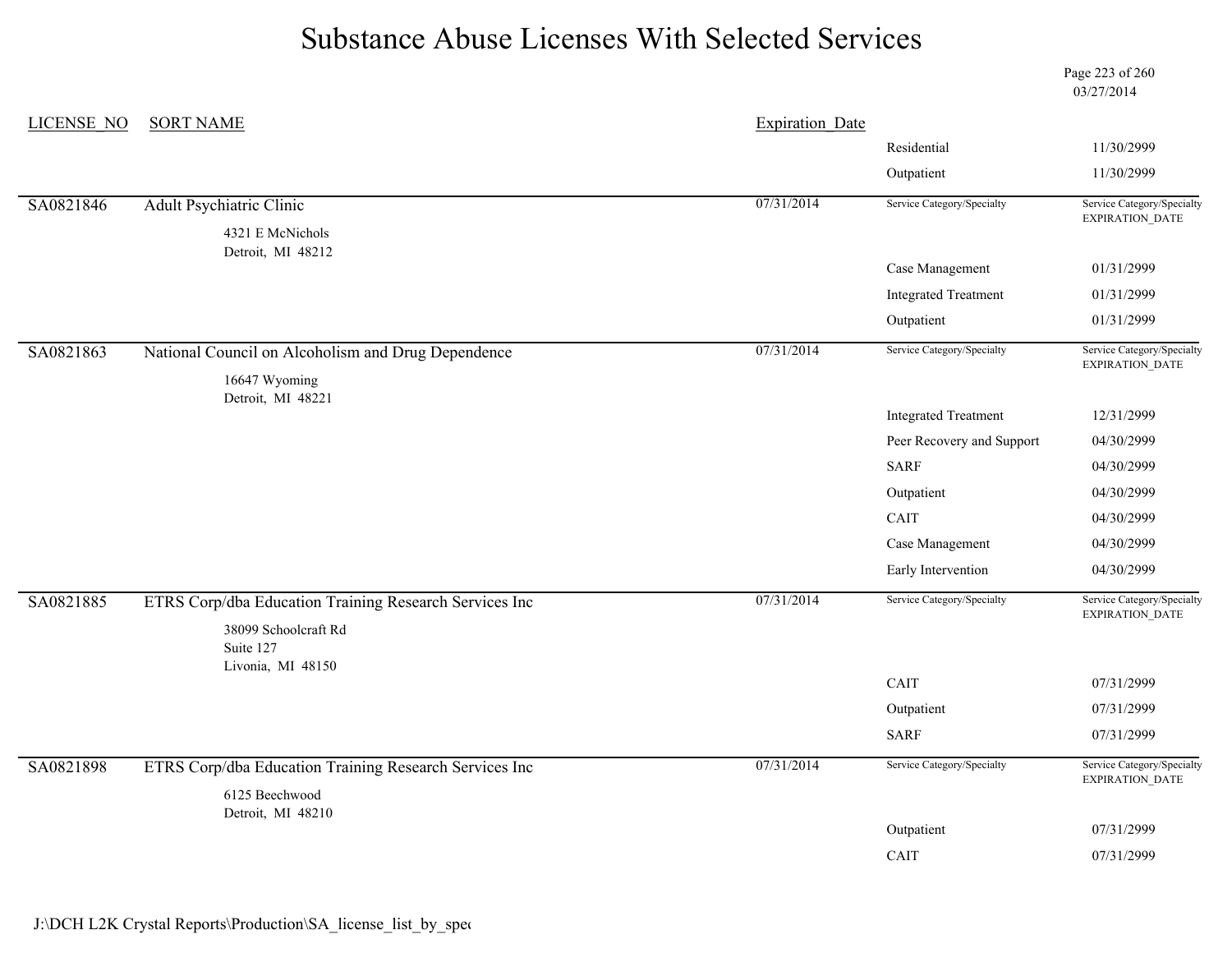# Substance Abuse Licenses With Selected Services

03/27/2014

| LICENSE_NO | SORT NAME | Expiration_Date | | |
|---|---|---|---|---|
| | | | Residential | 11/30/2999 |
| | | | Outpatient | 11/30/2999 |
| SA0821846 | Adult Psychiatric Clinic<br>4321 E McNichols<br>Detroit, MI 48212 | 07/31/2014 | Service Category/Specialty | Service Category/Specialty EXPIRATION_DATE |
| | | | Case Management | 01/31/2999 |
| | | | Integrated Treatment | 01/31/2999 |
| | | | Outpatient | 01/31/2999 |
| SA0821863 | National Council on Alcoholism and Drug Dependence<br>16647 Wyoming<br>Detroit, MI 48221 | 07/31/2014 | Service Category/Specialty | Service Category/Specialty EXPIRATION_DATE |
| | | | Integrated Treatment | 12/31/2999 |
| | | | Peer Recovery and Support | 04/30/2999 |
| | | | SARF | 04/30/2999 |
| | | | Outpatient | 04/30/2999 |
| | | | CAIT | 04/30/2999 |
| | | | Case Management | 04/30/2999 |
| | | | Early Intervention | 04/30/2999 |
| SA0821885 | ETRS Corp/dba Education Training Research Services Inc<br>38099 Schoolcraft Rd<br>Suite 127<br>Livonia, MI 48150 | 07/31/2014 | Service Category/Specialty | Service Category/Specialty EXPIRATION_DATE |
| | | | CAIT | 07/31/2999 |
| | | | Outpatient | 07/31/2999 |
| | | | SARF | 07/31/2999 |
| SA0821898 | ETRS Corp/dba Education Training Research Services Inc<br>6125 Beechwood<br>Detroit, MI 48210 | 07/31/2014 | Service Category/Specialty | Service Category/Specialty EXPIRATION_DATE |
| | | | Outpatient | 07/31/2999 |
| | | | CAIT | 07/31/2999 |

J:\DCH L2K Crystal Reports\Production\SA_license_list_by_spec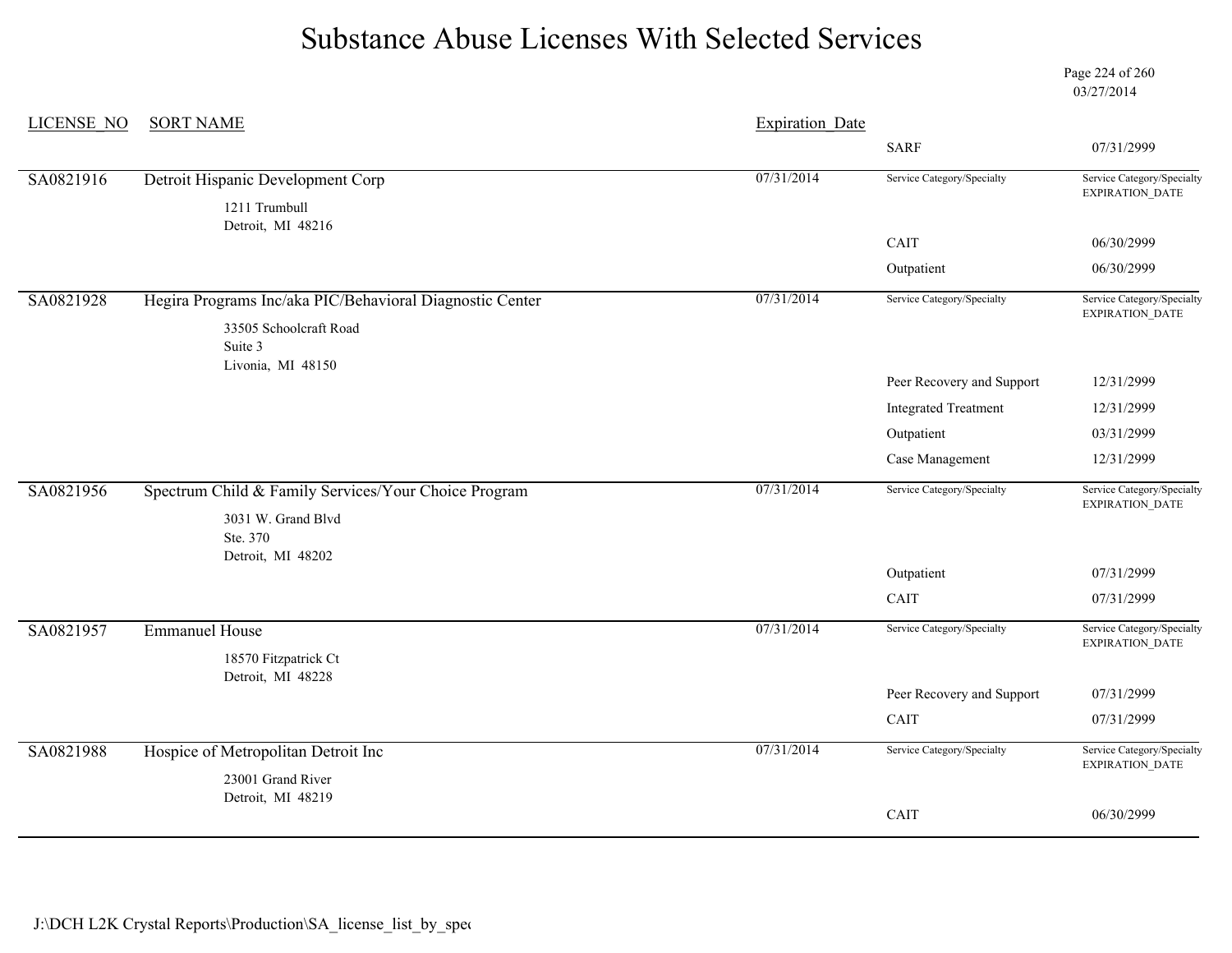# Substance Abuse Licenses With Selected Services

03/27/2014

| LICENSE_NO | SORT NAME | Expiration_Date | Service Category/Specialty | Service Category/Specialty EXPIRATION_DATE |
|---|---|---|---|---|
| | | | SARF | 07/31/2999 |
| SA0821916 | Detroit Hispanic Development Corp<br>1211 Trumbull<br>Detroit, MI 48216 | 07/31/2014 | | |
| | | | CAIT | 06/30/2999 |
| | | | Outpatient | 06/30/2999 |
| SA0821928 | Hegira Programs Inc/aka PIC/Behavioral Diagnostic Center<br>33505 Schoolcraft Road<br>Suite 3<br>Livonia, MI 48150 | 07/31/2014 | | |
| | | | Peer Recovery and Support | 12/31/2999 |
| | | | Integrated Treatment | 12/31/2999 |
| | | | Outpatient | 03/31/2999 |
| | | | Case Management | 12/31/2999 |
| SA0821956 | Spectrum Child & Family Services/Your Choice Program<br>3031 W. Grand Blvd<br>Ste. 370<br>Detroit, MI 48202 | 07/31/2014 | | |
| | | | Outpatient | 07/31/2999 |
| | | | CAIT | 07/31/2999 |
| SA0821957 | Emmanuel House<br>18570 Fitzpatrick Ct<br>Detroit, MI 48228 | 07/31/2014 | | |
| | | | Peer Recovery and Support | 07/31/2999 |
| | | | CAIT | 07/31/2999 |
| SA0821988 | Hospice of Metropolitan Detroit Inc<br>23001 Grand River<br>Detroit, MI 48219 | 07/31/2014 | | |
| | | | CAIT | 06/30/2999 |

J:\DCH L2K Crystal Reports\Production\SA_license_list_by_spec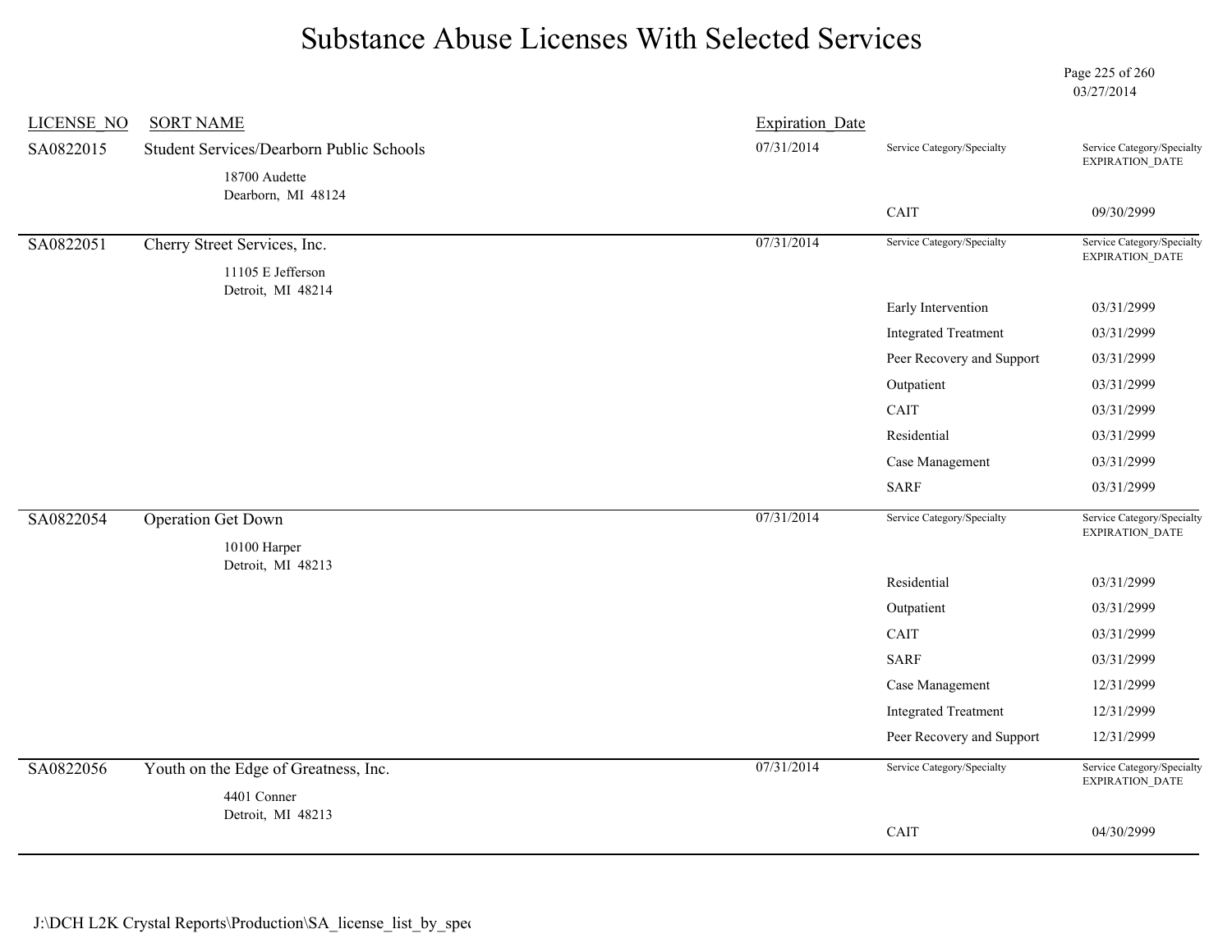# Substance Abuse Licenses With Selected Services

03/27/2014

| LICENSE_NO | SORT NAME | Expiration_Date | Service Category/Specialty | Service Category/Specialty EXPIRATION_DATE |
|---|---|---|---|---|
| SA0822015 | Student Services/Dearborn Public Schools<br>18700 Audette<br>Dearborn, MI 48124 | 07/31/2014 | CAIT | 09/30/2999 |
| SA0822051 | Cherry Street Services, Inc.<br>11105 E Jefferson<br>Detroit, MI 48214 | 07/31/2014 | Early Intervention | 03/31/2999 |
| | | | Integrated Treatment | 03/31/2999 |
| | | | Peer Recovery and Support | 03/31/2999 |
| | | | Outpatient | 03/31/2999 |
| | | | CAIT | 03/31/2999 |
| | | | Residential | 03/31/2999 |
| | | | Case Management | 03/31/2999 |
| | | | SARF | 03/31/2999 |
| SA0822054 | Operation Get Down<br>10100 Harper<br>Detroit, MI 48213 | 07/31/2014 | Residential | 03/31/2999 |
| | | | Outpatient | 03/31/2999 |
| | | | CAIT | 03/31/2999 |
| | | | SARF | 03/31/2999 |
| | | | Case Management | 12/31/2999 |
| | | | Integrated Treatment | 12/31/2999 |
| | | | Peer Recovery and Support | 12/31/2999 |
| SA0822056 | Youth on the Edge of Greatness, Inc.<br>4401 Conner<br>Detroit, MI 48213 | 07/31/2014 | CAIT | 04/30/2999 |

J:\DCH L2K Crystal Reports\Production\SA_license_list_by_spec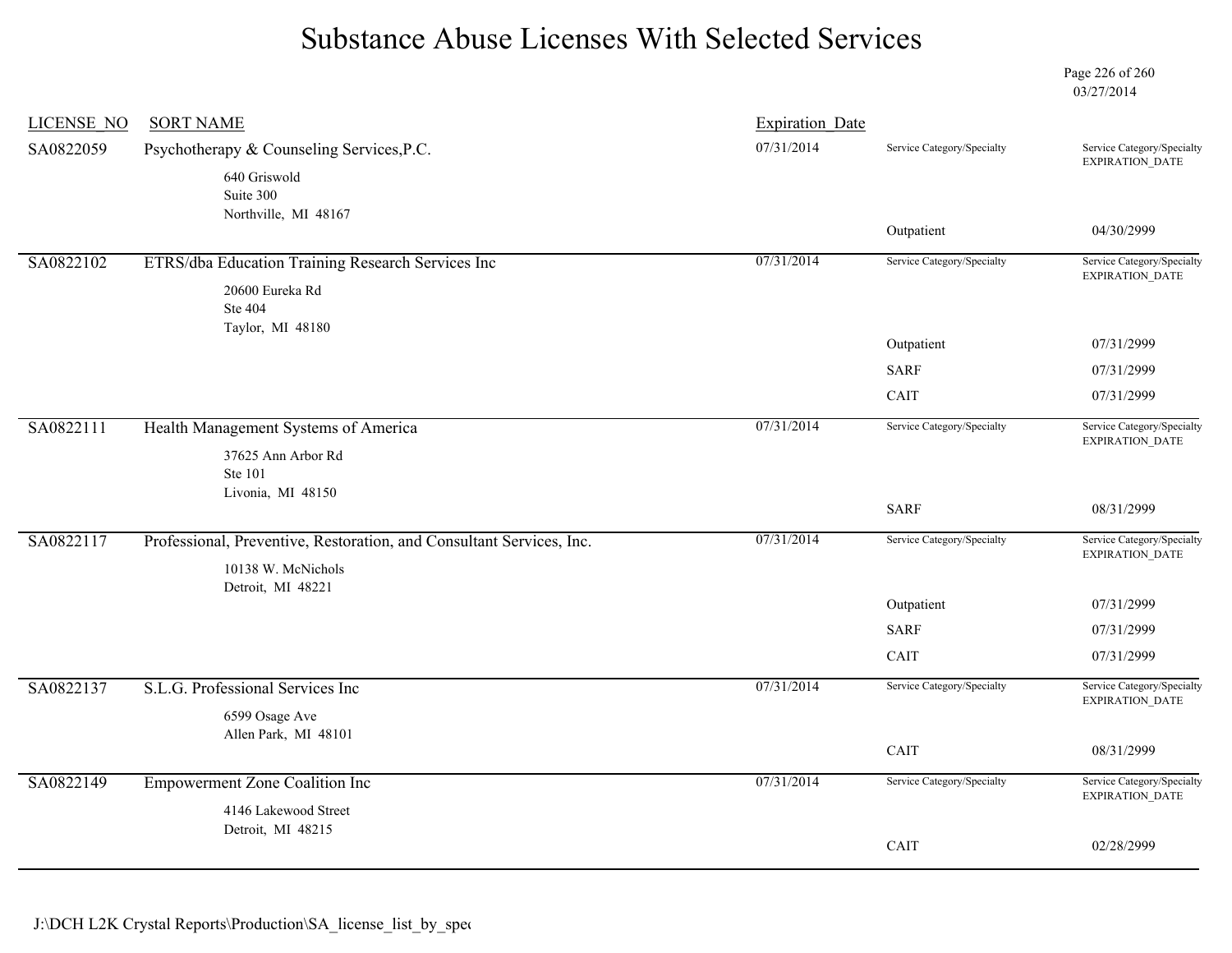# Substance Abuse Licenses With Selected Services

03/27/2014

| LICENSE_NO | SORT NAME | Expiration_Date | Service Category/Specialty | Service Category/Specialty EXPIRATION_DATE |
|---|---|---|---|---|
| SA0822059 | Psychotherapy & Counseling Services,P.C.<br>640 Griswold<br>Suite 300<br>Northville, MI 48167 | 07/31/2014 | Outpatient | 04/30/2999 |
| SA0822102 | ETRS/dba Education Training Research Services Inc<br>20600 Eureka Rd<br>Ste 404<br>Taylor, MI 48180 | 07/31/2014 | Outpatient | 07/31/2999 |
| | | | SARF | 07/31/2999 |
| | | | CAIT | 07/31/2999 |
| SA0822111 | Health Management Systems of America<br>37625 Ann Arbor Rd<br>Ste 101<br>Livonia, MI 48150 | 07/31/2014 | SARF | 08/31/2999 |
| SA0822117 | Professional, Preventive, Restoration, and Consultant Services, Inc.<br>10138 W. McNichols<br>Detroit, MI 48221 | 07/31/2014 | Outpatient | 07/31/2999 |
| | | | SARF | 07/31/2999 |
| | | | CAIT | 07/31/2999 |
| SA0822137 | S.L.G. Professional Services Inc<br>6599 Osage Ave<br>Allen Park, MI 48101 | 07/31/2014 | CAIT | 08/31/2999 |
| SA0822149 | Empowerment Zone Coalition Inc<br>4146 Lakewood Street<br>Detroit, MI 48215 | 07/31/2014 | CAIT | 02/28/2999 |

J:\DCH L2K Crystal Reports\Production\SA_license_list_by_spec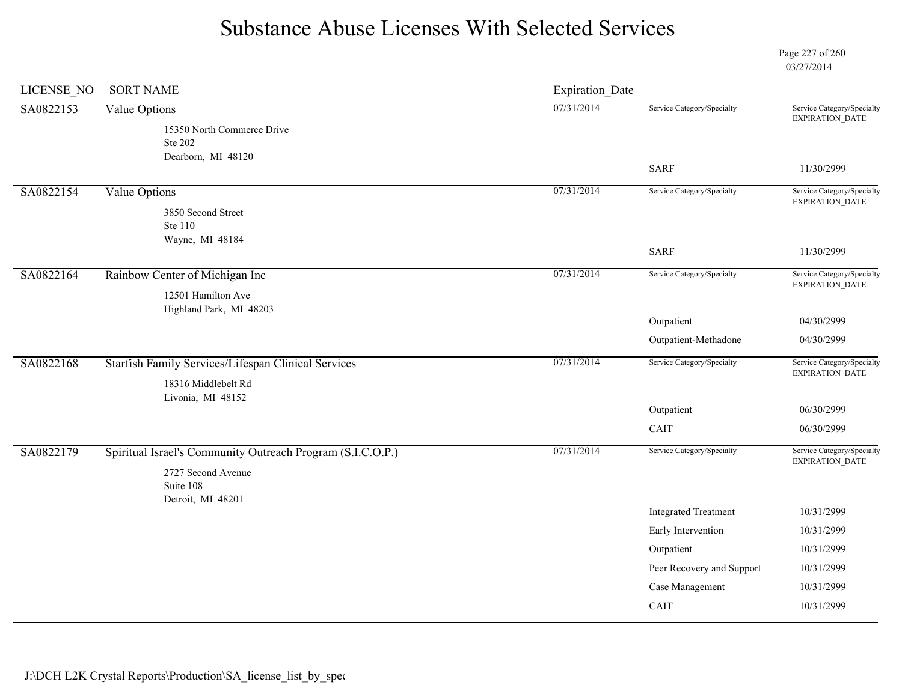# Substance Abuse Licenses With Selected Services

03/27/2014

| LICENSE_NO | SORT NAME | Expiration_Date | Service Category/Specialty | Service Category/Specialty EXPIRATION_DATE |
|---|---|---|---|---|
| SA0822153 | Value Options<br>15350 North Commerce Drive<br>Ste 202<br>Dearborn, MI 48120 | 07/31/2014 | SARF | 11/30/2999 |
| SA0822154 | Value Options<br>3850 Second Street<br>Ste 110<br>Wayne, MI 48184 | 07/31/2014 | SARF | 11/30/2999 |
| SA0822164 | Rainbow Center of Michigan Inc<br>12501 Hamilton Ave<br>Highland Park, MI 48203 | 07/31/2014 | Outpatient | 04/30/2999 |
| | | | Outpatient-Methadone | 04/30/2999 |
| SA0822168 | Starfish Family Services/Lifespan Clinical Services<br>18316 Middlebelt Rd<br>Livonia, MI 48152 | 07/31/2014 | Outpatient | 06/30/2999 |
| | | | CAIT | 06/30/2999 |
| SA0822179 | Spiritual Israel's Community Outreach Program (S.I.C.O.P.)<br>2727 Second Avenue<br>Suite 108<br>Detroit, MI 48201 | 07/31/2014 | Integrated Treatment | 10/31/2999 |
| | | | Early Intervention | 10/31/2999 |
| | | | Outpatient | 10/31/2999 |
| | | | Peer Recovery and Support | 10/31/2999 |
| | | | Case Management | 10/31/2999 |
| | | | CAIT | 10/31/2999 |

J:\DCH L2K Crystal Reports\Production\SA_license_list_by_spec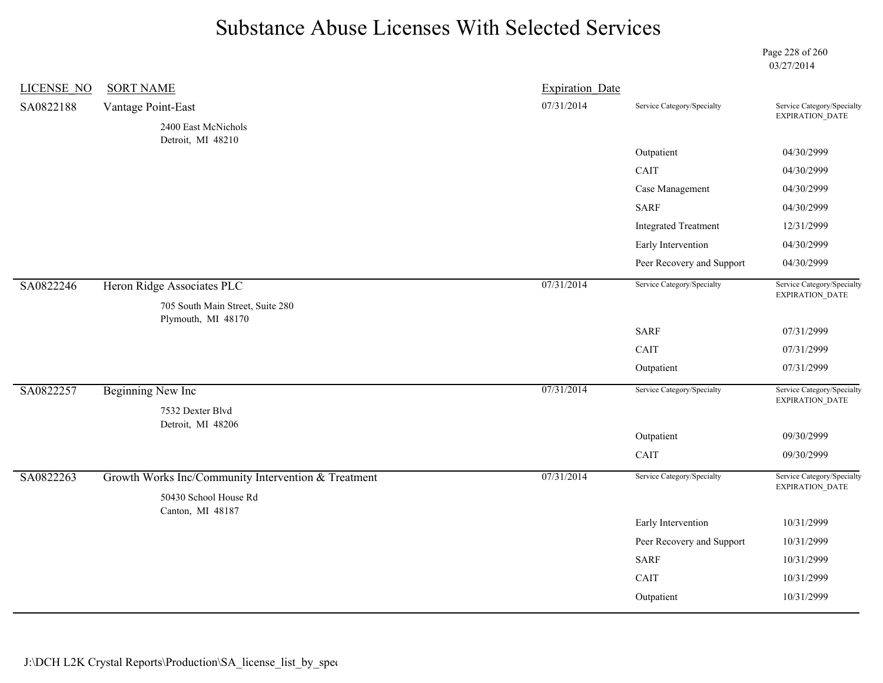# Substance Abuse Licenses With Selected Services

03/27/2014

| LICENSE_NO | SORT NAME | Expiration_Date | Service Category/Specialty | Service Category/Specialty EXPIRATION_DATE |
|---|---|---|---|---|
| SA0822188 | Vantage Point-East<br>2400 East McNichols<br>Detroit, MI 48210 | 07/31/2014 | | |
| | | | Outpatient | 04/30/2999 |
| | | | CAIT | 04/30/2999 |
| | | | Case Management | 04/30/2999 |
| | | | SARF | 04/30/2999 |
| | | | Integrated Treatment | 12/31/2999 |
| | | | Early Intervention | 04/30/2999 |
| | | | Peer Recovery and Support | 04/30/2999 |
| SA0822246 | Heron Ridge Associates PLC<br>705 South Main Street, Suite 280<br>Plymouth, MI 48170 | 07/31/2014 | | |
| | | | SARF | 07/31/2999 |
| | | | CAIT | 07/31/2999 |
| | | | Outpatient | 07/31/2999 |
| SA0822257 | Beginning New Inc<br>7532 Dexter Blvd<br>Detroit, MI 48206 | 07/31/2014 | | |
| | | | Outpatient | 09/30/2999 |
| | | | CAIT | 09/30/2999 |
| SA0822263 | Growth Works Inc/Community Intervention & Treatment<br>50430 School House Rd<br>Canton, MI 48187 | 07/31/2014 | | |
| | | | Early Intervention | 10/31/2999 |
| | | | Peer Recovery and Support | 10/31/2999 |
| | | | SARF | 10/31/2999 |
| | | | CAIT | 10/31/2999 |
| | | | Outpatient | 10/31/2999 |

J:\DCH L2K Crystal Reports\Production\SA_license_list_by_spec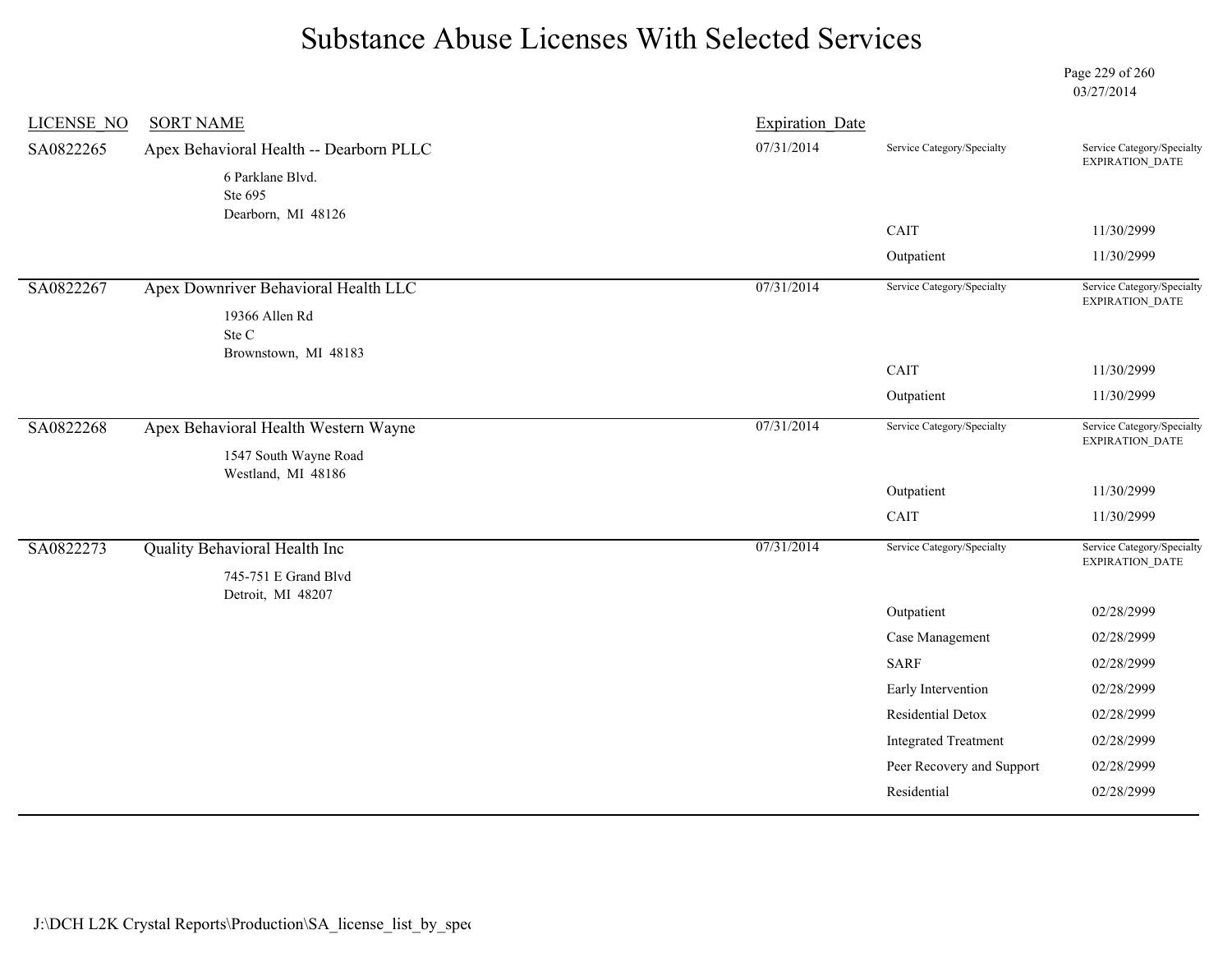# Substance Abuse Licenses With Selected Services

03/27/2014

| LICENSE_NO | SORT NAME | Expiration_Date | Service Category/Specialty | Service Category/Specialty EXPIRATION_DATE |
|---|---|---|---|---|
| SA0822265 | Apex Behavioral Health -- Dearborn PLLC<br>6 Parklane Blvd.<br>Ste 695<br>Dearborn, MI 48126 | 07/31/2014 | | |
| | | | CAIT | 11/30/2999 |
| | | | Outpatient | 11/30/2999 |
| SA0822267 | Apex Downriver Behavioral Health LLC<br>19366 Allen Rd<br>Ste C<br>Brownstown, MI 48183 | 07/31/2014 | | |
| | | | CAIT | 11/30/2999 |
| | | | Outpatient | 11/30/2999 |
| SA0822268 | Apex Behavioral Health Western Wayne<br>1547 South Wayne Road<br>Westland, MI 48186 | 07/31/2014 | | |
| | | | Outpatient | 11/30/2999 |
| | | | CAIT | 11/30/2999 |
| SA0822273 | Quality Behavioral Health Inc<br>745-751 E Grand Blvd<br>Detroit, MI 48207 | 07/31/2014 | | |
| | | | Outpatient | 02/28/2999 |
| | | | Case Management | 02/28/2999 |
| | | | SARF | 02/28/2999 |
| | | | Early Intervention | 02/28/2999 |
| | | | Residential Detox | 02/28/2999 |
| | | | Integrated Treatment | 02/28/2999 |
| | | | Peer Recovery and Support | 02/28/2999 |
| | | | Residential | 02/28/2999 |

J:\DCH L2K Crystal Reports\Production\SA_license_list_by_spe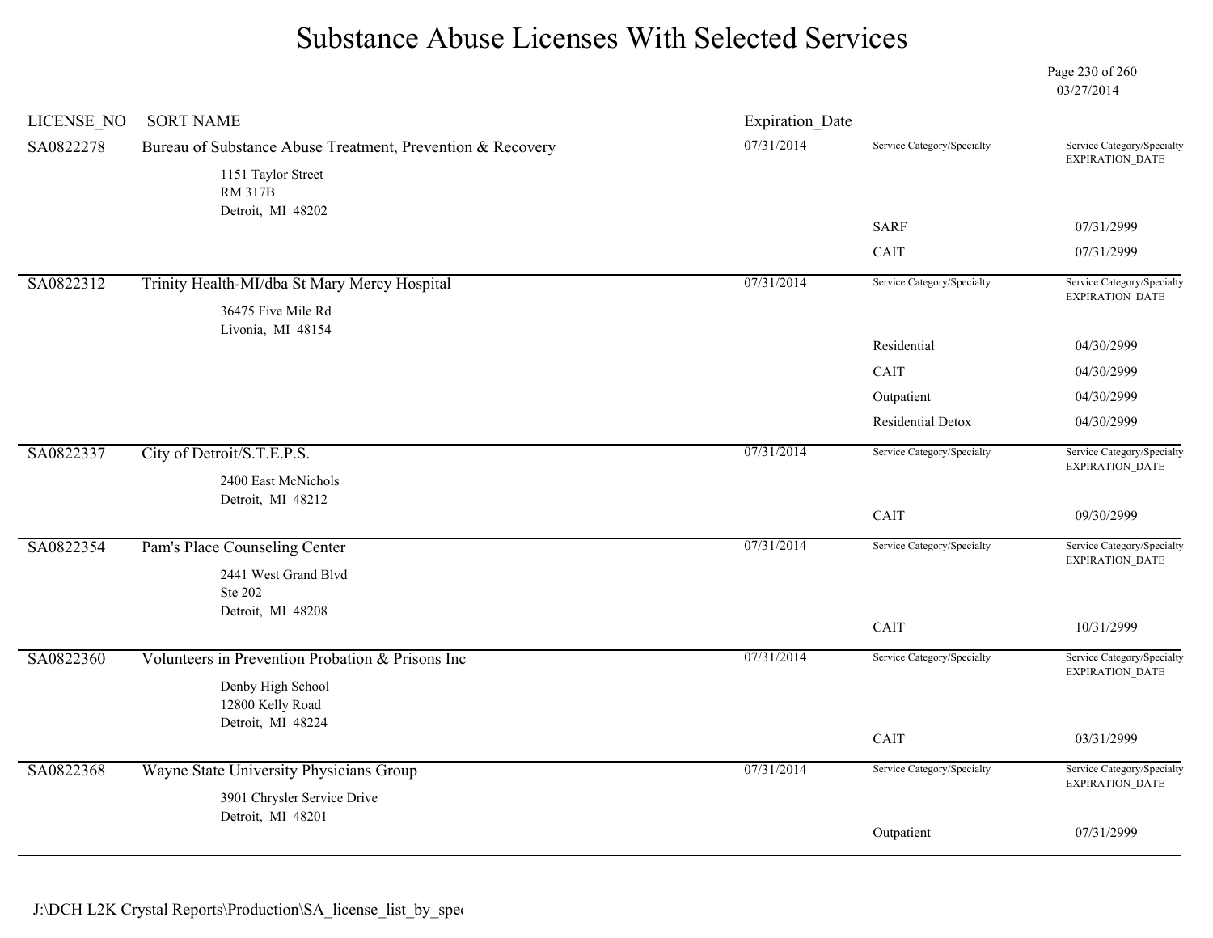# Substance Abuse Licenses With Selected Services

03/27/2014

| LICENSE_NO | SORT NAME | Expiration_Date | Service Category/Specialty | Service Category/Specialty EXPIRATION_DATE |
|---|---|---|---|---|
| SA0822278 | Bureau of Substance Abuse Treatment, Prevention & Recovery<br>1151 Taylor Street<br>RM 317B<br>Detroit, MI 48202 | 07/31/2014 | | |
| | | | SARF | 07/31/2999 |
| | | | CAIT | 07/31/2999 |
| SA0822312 | Trinity Health-MI/dba St Mary Mercy Hospital<br>36475 Five Mile Rd<br>Livonia, MI 48154 | 07/31/2014 | | |
| | | | Residential | 04/30/2999 |
| | | | CAIT | 04/30/2999 |
| | | | Outpatient | 04/30/2999 |
| | | | Residential Detox | 04/30/2999 |
| SA0822337 | City of Detroit/S.T.E.P.S.<br>2400 East McNichols<br>Detroit, MI 48212 | 07/31/2014 | | |
| | | | CAIT | 09/30/2999 |
| SA0822354 | Pam's Place Counseling Center<br>2441 West Grand Blvd<br>Ste 202<br>Detroit, MI 48208 | 07/31/2014 | | |
| | | | CAIT | 10/31/2999 |
| SA0822360 | Volunteers in Prevention Probation & Prisons Inc<br>Denby High School<br>12800 Kelly Road<br>Detroit, MI 48224 | 07/31/2014 | | |
| | | | CAIT | 03/31/2999 |
| SA0822368 | Wayne State University Physicians Group<br>3901 Chrysler Service Drive<br>Detroit, MI 48201 | 07/31/2014 | | |
| | | | Outpatient | 07/31/2999 |

J:\DCH L2K Crystal Reports\Production\SA_license_list_by_spec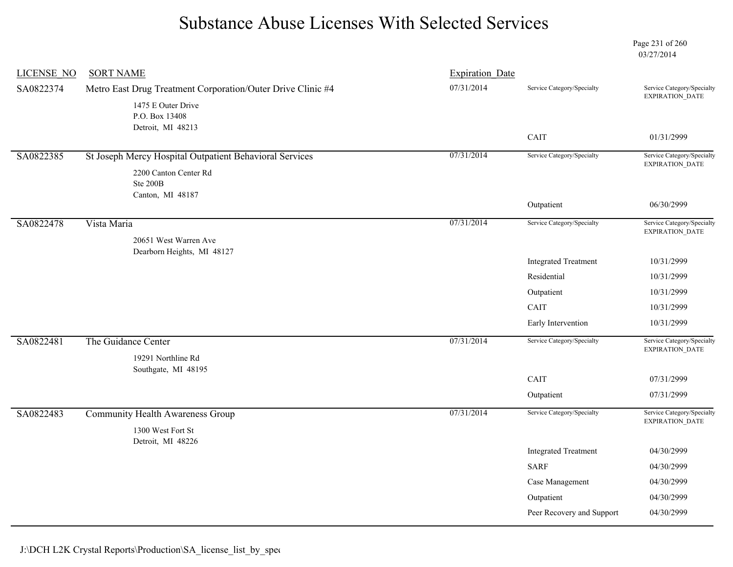# Substance Abuse Licenses With Selected Services

03/27/2014

| LICENSE_NO | SORT NAME | Expiration_Date | Service Category/Specialty | Service Category/Specialty EXPIRATION_DATE |
|---|---|---|---|---|
| SA0822374 | Metro East Drug Treatment Corporation/Outer Drive Clinic #4<br>1475 E Outer Drive<br>P.O. Box 13408<br>Detroit, MI 48213 | 07/31/2014 | CAIT | 01/31/2999 |
| SA0822385 | St Joseph Mercy Hospital Outpatient Behavioral Services<br>2200 Canton Center Rd<br>Ste 200B<br>Canton, MI 48187 | 07/31/2014 | Outpatient | 06/30/2999 |
| SA0822478 | Vista Maria<br>20651 West Warren Ave<br>Dearborn Heights, MI 48127 | 07/31/2014 | Integrated Treatment | 10/31/2999 |
| | | | Residential | 10/31/2999 |
| | | | Outpatient | 10/31/2999 |
| | | | CAIT | 10/31/2999 |
| | | | Early Intervention | 10/31/2999 |
| SA0822481 | The Guidance Center<br>19291 Northline Rd<br>Southgate, MI 48195 | 07/31/2014 | CAIT | 07/31/2999 |
| | | | Outpatient | 07/31/2999 |
| SA0822483 | Community Health Awareness Group<br>1300 West Fort St<br>Detroit, MI 48226 | 07/31/2014 | Integrated Treatment | 04/30/2999 |
| | | | SARF | 04/30/2999 |
| | | | Case Management | 04/30/2999 |
| | | | Outpatient | 04/30/2999 |
| | | | Peer Recovery and Support | 04/30/2999 |

J:\DCH L2K Crystal Reports\Production\SA_license_list_by_spec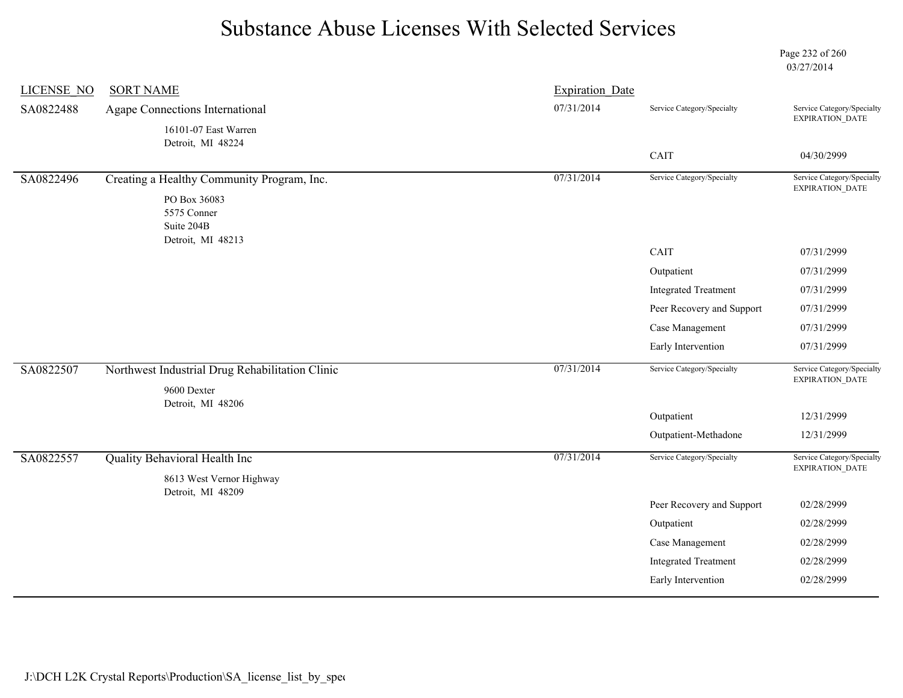# Substance Abuse Licenses With Selected Services

03/27/2014

| LICENSE_NO | SORT NAME | Expiration_Date | Service Category/Specialty | Service Category/Specialty EXPIRATION_DATE |
|---|---|---|---|---|
| SA0822488 | Agape Connections International<br>16101-07 East Warren<br>Detroit, MI 48224 | 07/31/2014 | CAIT | 04/30/2999 |
| SA0822496 | Creating a Healthy Community Program, Inc.<br>PO Box 36083<br>5575 Conner<br>Suite 204B<br>Detroit, MI 48213 | 07/31/2014 | CAIT | 07/31/2999 |
| | | | Outpatient | 07/31/2999 |
| | | | Integrated Treatment | 07/31/2999 |
| | | | Peer Recovery and Support | 07/31/2999 |
| | | | Case Management | 07/31/2999 |
| | | | Early Intervention | 07/31/2999 |
| SA0822507 | Northwest Industrial Drug Rehabilitation Clinic<br>9600 Dexter<br>Detroit, MI 48206 | 07/31/2014 | Outpatient | 12/31/2999 |
| | | | Outpatient-Methadone | 12/31/2999 |
| SA0822557 | Quality Behavioral Health Inc<br>8613 West Vernor Highway<br>Detroit, MI 48209 | 07/31/2014 | Peer Recovery and Support | 02/28/2999 |
| | | | Outpatient | 02/28/2999 |
| | | | Case Management | 02/28/2999 |
| | | | Integrated Treatment | 02/28/2999 |
| | | | Early Intervention | 02/28/2999 |

J:\DCH L2K Crystal Reports\Production\SA_license_list_by_spec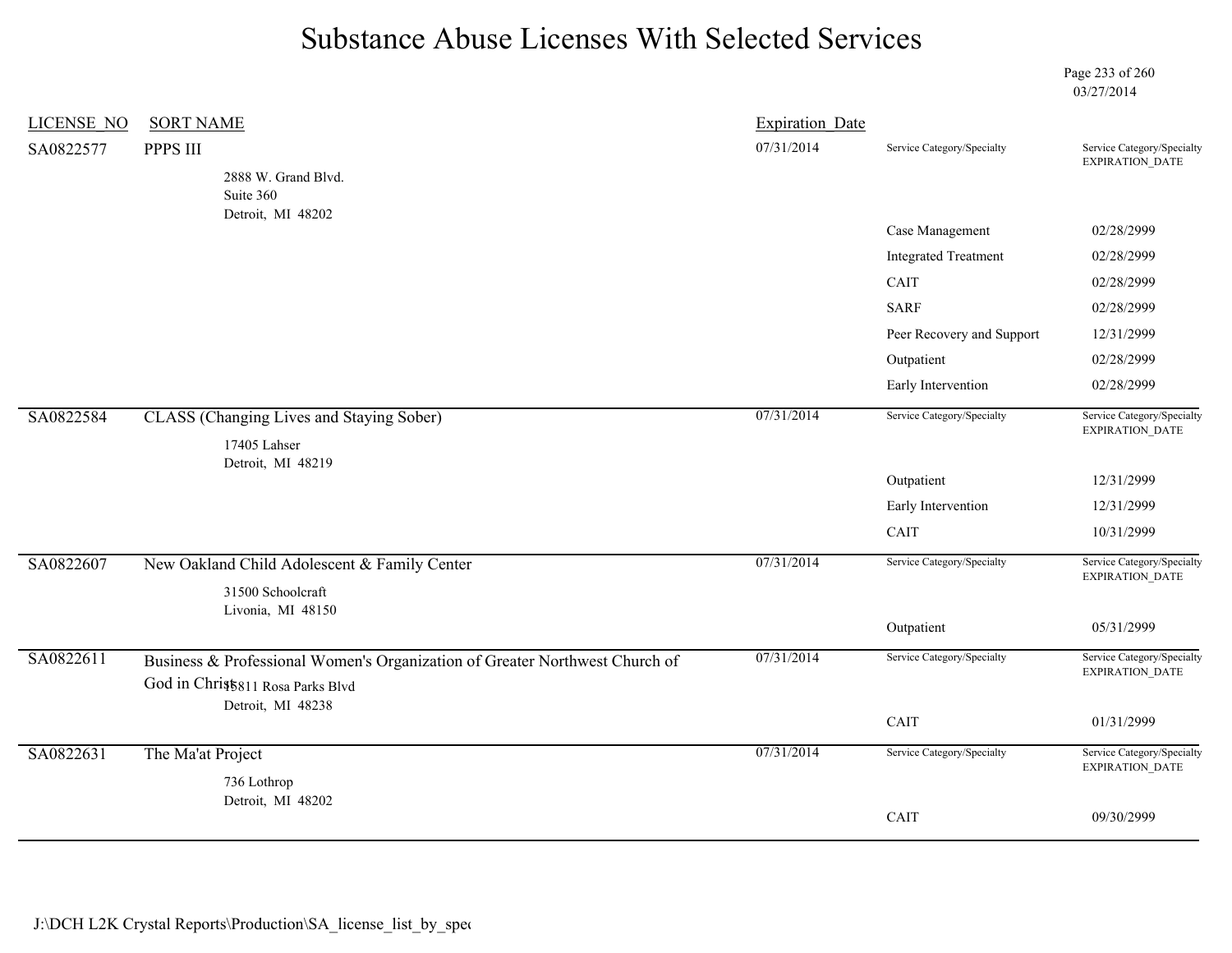# Substance Abuse Licenses With Selected Services

03/27/2014

| LICENSE_NO | SORT NAME | Expiration_Date | Service Category/Specialty | Service Category/Specialty EXPIRATION_DATE |
|---|---|---|---|---|
| SA0822577 | PPPS III<br>2888 W. Grand Blvd.<br>Suite 360<br>Detroit, MI 48202 | 07/31/2014 | | |
| | | | Case Management | 02/28/2999 |
| | | | Integrated Treatment | 02/28/2999 |
| | | | CAIT | 02/28/2999 |
| | | | SARF | 02/28/2999 |
| | | | Peer Recovery and Support | 12/31/2999 |
| | | | Outpatient | 02/28/2999 |
| | | | Early Intervention | 02/28/2999 |
| SA0822584 | CLASS (Changing Lives and Staying Sober)<br>17405 Lahser<br>Detroit, MI 48219 | 07/31/2014 | | |
| | | | Outpatient | 12/31/2999 |
| | | | Early Intervention | 12/31/2999 |
| | | | CAIT | 10/31/2999 |
| SA0822607 | New Oakland Child Adolescent & Family Center<br>31500 Schoolcraft<br>Livonia, MI 48150 | 07/31/2014 | | |
| | | | Outpatient | 05/31/2999 |
| SA0822611 | Business & Professional Women's Organization of Greater Northwest Church of God in Christ<br>15811 Rosa Parks Blvd<br>Detroit, MI 48238 | 07/31/2014 | | |
| | | | CAIT | 01/31/2999 |
| SA0822631 | The Ma'at Project<br>736 Lothrop<br>Detroit, MI 48202 | 07/31/2014 | | |
| | | | CAIT | 09/30/2999 |

J:\DCH L2K Crystal Reports\Production\SA_license_list_by_spec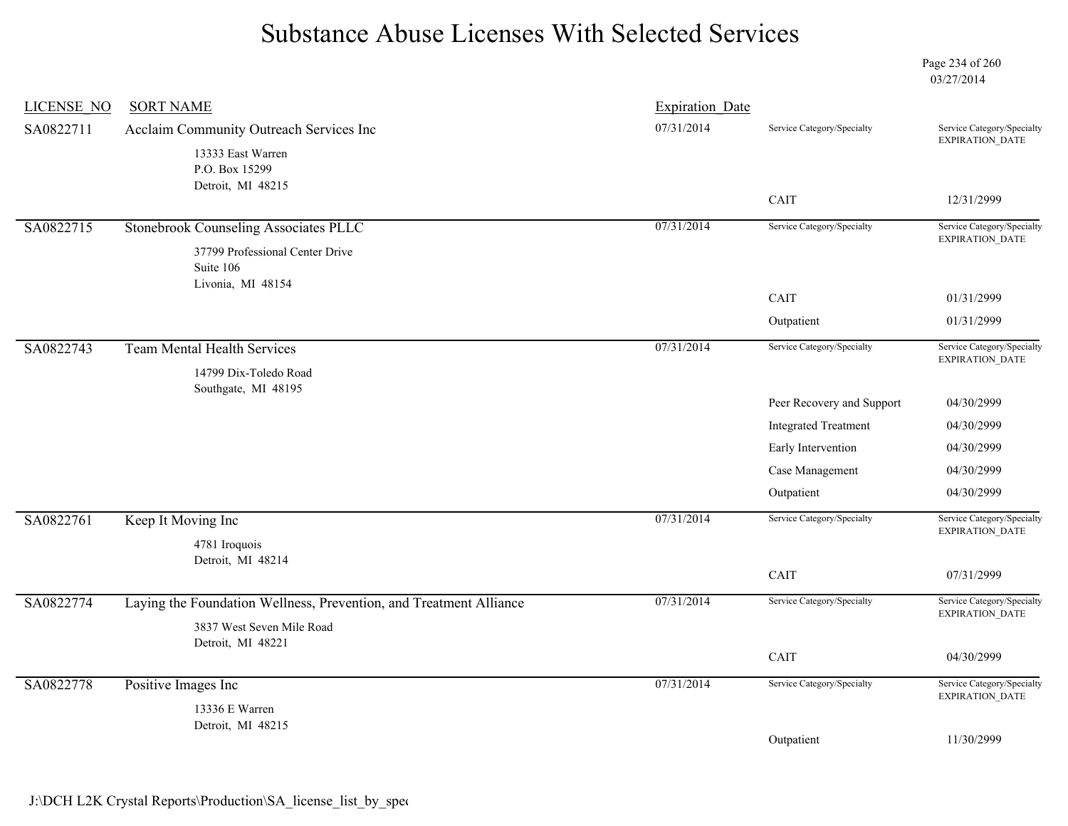# Substance Abuse Licenses With Selected Services

03/27/2014

| LICENSE_NO | SORT NAME | Expiration_Date | Service Category/Specialty | Service Category/Specialty EXPIRATION_DATE |
|---|---|---|---|---|
| SA0822711 | Acclaim Community Outreach Services Inc<br>13333 East Warren<br>P.O. Box 15299<br>Detroit, MI 48215 | 07/31/2014 | CAIT | 12/31/2999 |
| SA0822715 | Stonebrook Counseling Associates PLLC<br>37799 Professional Center Drive<br>Suite 106<br>Livonia, MI 48154 | 07/31/2014 | CAIT | 01/31/2999 |
| | | | Outpatient | 01/31/2999 |
| SA0822743 | Team Mental Health Services<br>14799 Dix-Toledo Road<br>Southgate, MI 48195 | 07/31/2014 | Peer Recovery and Support | 04/30/2999 |
| | | | Integrated Treatment | 04/30/2999 |
| | | | Early Intervention | 04/30/2999 |
| | | | Case Management | 04/30/2999 |
| | | | Outpatient | 04/30/2999 |
| SA0822761 | Keep It Moving Inc<br>4781 Iroquois<br>Detroit, MI 48214 | 07/31/2014 | CAIT | 07/31/2999 |
| SA0822774 | Laying the Foundation Wellness, Prevention, and Treatment Alliance<br>3837 West Seven Mile Road<br>Detroit, MI 48221 | 07/31/2014 | CAIT | 04/30/2999 |
| SA0822778 | Positive Images Inc<br>13336 E Warren<br>Detroit, MI 48215 | 07/31/2014 | Outpatient | 11/30/2999 |

J:\DCH L2K Crystal Reports\Production\SA_license_list_by_spec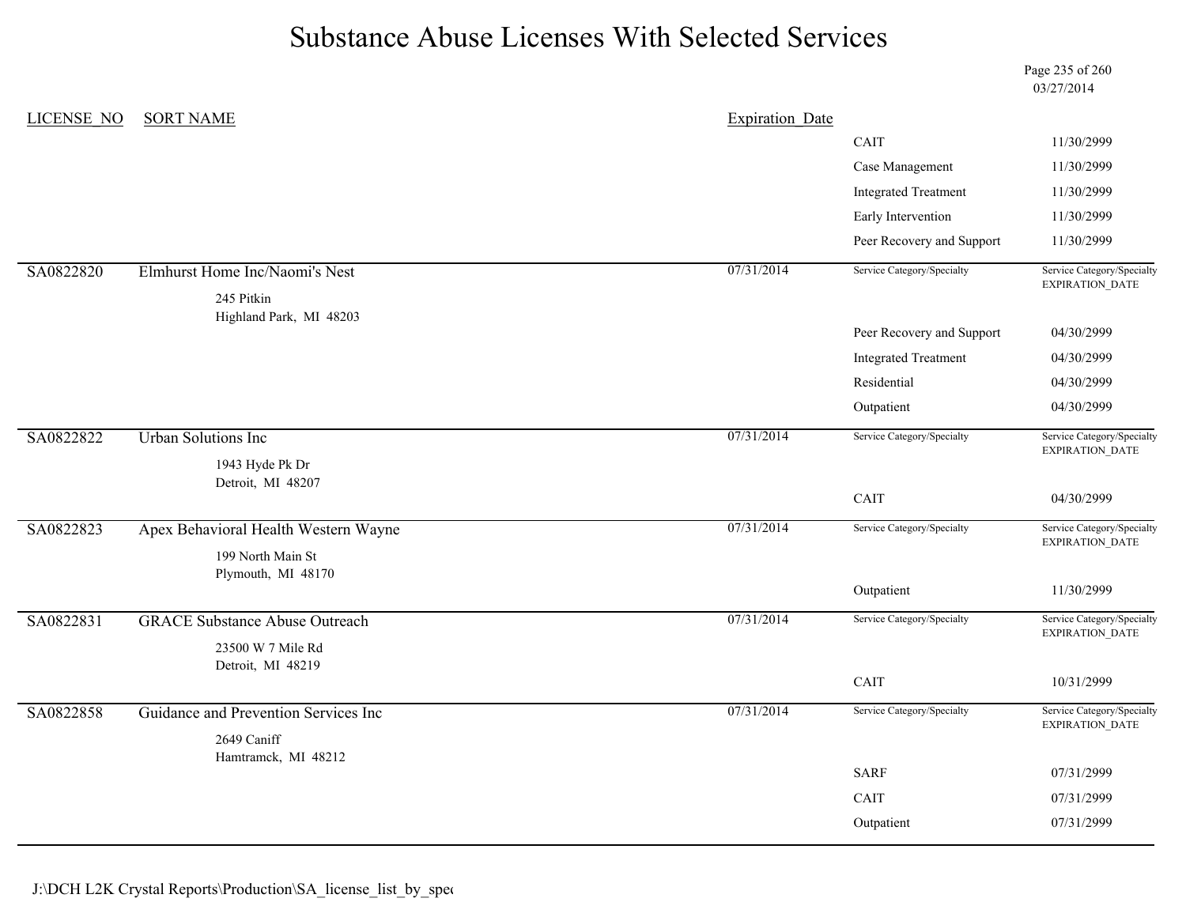# Substance Abuse Licenses With Selected Services

03/27/2014

| LICENSE_NO | SORT NAME | Expiration_Date | | |
|---|---|---|---|---|
| | | | CAIT | 11/30/2999 |
| | | | Case Management | 11/30/2999 |
| | | | Integrated Treatment | 11/30/2999 |
| | | | Early Intervention | 11/30/2999 |
| | | | Peer Recovery and Support | 11/30/2999 |
| SA0822820 | Elmhurst Home Inc/Naomi's Nest<br>245 Pitkin<br>Highland Park, MI 48203 | 07/31/2014 | Service Category/Specialty | Service Category/Specialty EXPIRATION_DATE |
| | | | Peer Recovery and Support | 04/30/2999 |
| | | | Integrated Treatment | 04/30/2999 |
| | | | Residential | 04/30/2999 |
| | | | Outpatient | 04/30/2999 |
| SA0822822 | Urban Solutions Inc<br>1943 Hyde Pk Dr<br>Detroit, MI 48207 | 07/31/2014 | Service Category/Specialty | Service Category/Specialty EXPIRATION_DATE |
| | | | CAIT | 04/30/2999 |
| SA0822823 | Apex Behavioral Health Western Wayne<br>199 North Main St<br>Plymouth, MI 48170 | 07/31/2014 | Service Category/Specialty | Service Category/Specialty EXPIRATION_DATE |
| | | | Outpatient | 11/30/2999 |
| SA0822831 | GRACE Substance Abuse Outreach<br>23500 W 7 Mile Rd<br>Detroit, MI 48219 | 07/31/2014 | Service Category/Specialty | Service Category/Specialty EXPIRATION_DATE |
| | | | CAIT | 10/31/2999 |
| SA0822858 | Guidance and Prevention Services Inc<br>2649 Caniff<br>Hamtramck, MI 48212 | 07/31/2014 | Service Category/Specialty | Service Category/Specialty EXPIRATION_DATE |
| | | | SARF | 07/31/2999 |
| | | | CAIT | 07/31/2999 |
| | | | Outpatient | 07/31/2999 |

J:\DCH L2K Crystal Reports\Production\SA_license_list_by_spec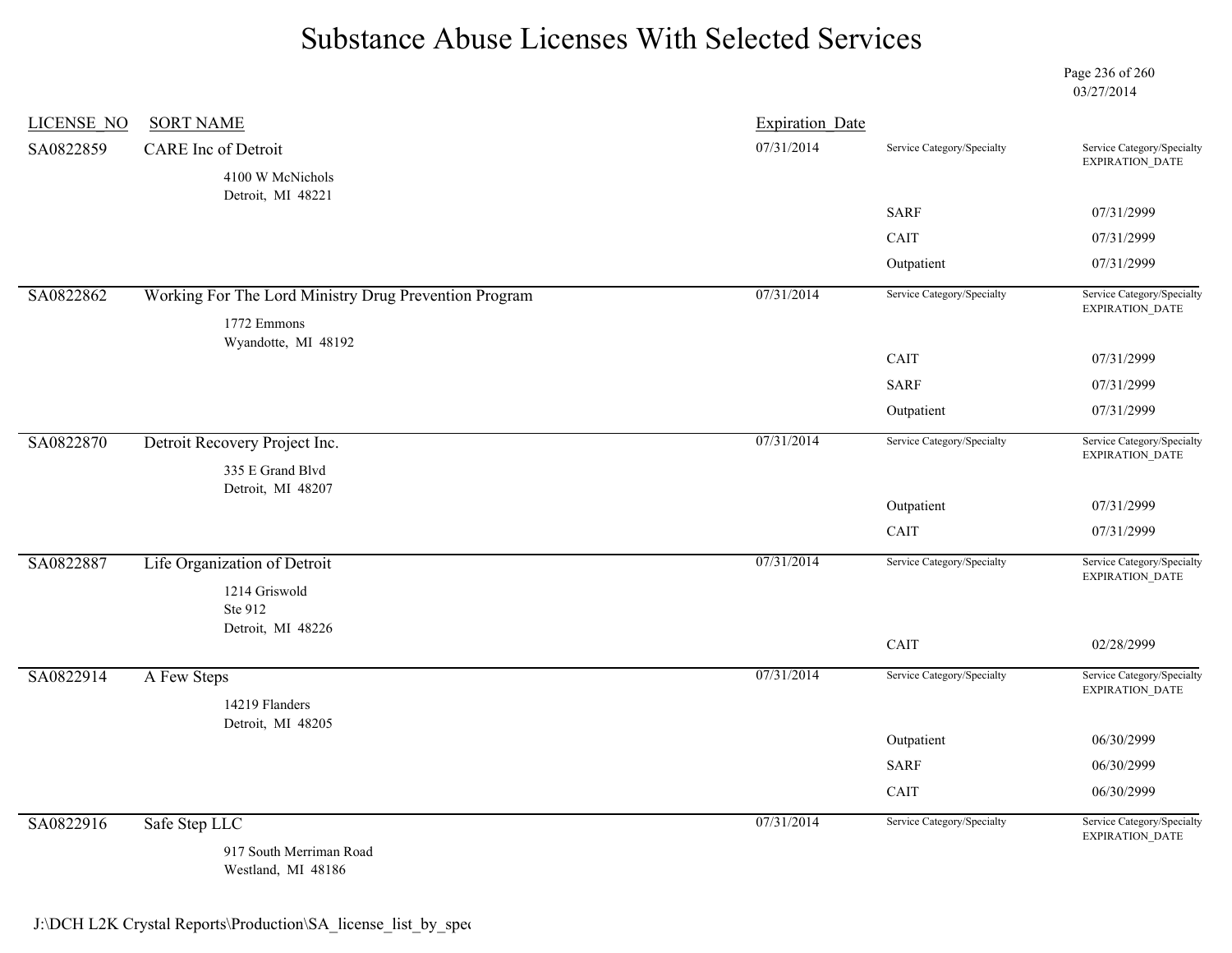# Substance Abuse Licenses With Selected Services

03/27/2014

| LICENSE_NO | SORT NAME | Expiration_Date | Service Category/Specialty | Service Category/Specialty EXPIRATION_DATE |
|---|---|---|---|---|
| SA0822859 | CARE Inc of Detroit<br>4100 W McNichols<br>Detroit, MI 48221 | 07/31/2014 | | |
| | | | SARF | 07/31/2999 |
| | | | CAIT | 07/31/2999 |
| | | | Outpatient | 07/31/2999 |
| SA0822862 | Working For The Lord Ministry Drug Prevention Program<br>1772 Emmons<br>Wyandotte, MI 48192 | 07/31/2014 | | |
| | | | CAIT | 07/31/2999 |
| | | | SARF | 07/31/2999 |
| | | | Outpatient | 07/31/2999 |
| SA0822870 | Detroit Recovery Project Inc.<br>335 E Grand Blvd<br>Detroit, MI 48207 | 07/31/2014 | | |
| | | | Outpatient | 07/31/2999 |
| | | | CAIT | 07/31/2999 |
| SA0822887 | Life Organization of Detroit<br>1214 Griswold<br>Ste 912<br>Detroit, MI 48226 | 07/31/2014 | | |
| | | | CAIT | 02/28/2999 |
| SA0822914 | A Few Steps<br>14219 Flanders<br>Detroit, MI 48205 | 07/31/2014 | | |
| | | | Outpatient | 06/30/2999 |
| | | | SARF | 06/30/2999 |
| | | | CAIT | 06/30/2999 |
| SA0822916 | Safe Step LLC<br>917 South Merriman Road<br>Westland, MI 48186 | 07/31/2014 | | |

J:\DCH L2K Crystal Reports\Production\SA_license_list_by_spec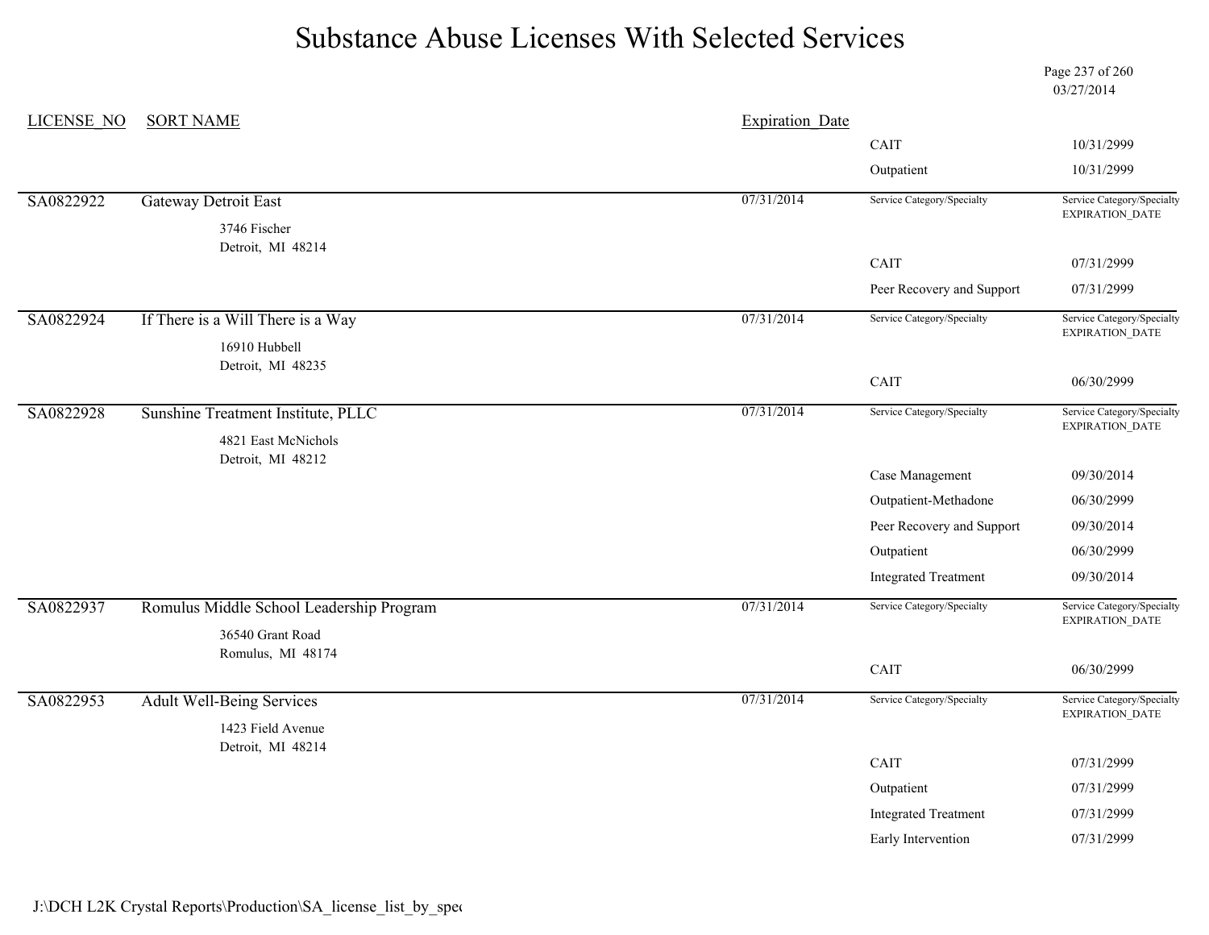# Substance Abuse Licenses With Selected Services

03/27/2014

| LICENSE_NO | SORT NAME | Expiration_Date | Service Category/Specialty | Service Category/Specialty EXPIRATION_DATE |
|---|---|---|---|---|
| | | | CAIT | 10/31/2999 |
| | | | Outpatient | 10/31/2999 |
| SA0822922 | Gateway Detroit East<br>3746 Fischer<br>Detroit, MI 48214 | 07/31/2014 | | |
| | | | CAIT | 07/31/2999 |
| | | | Peer Recovery and Support | 07/31/2999 |
| SA0822924 | If There is a Will There is a Way<br>16910 Hubbell<br>Detroit, MI 48235 | 07/31/2014 | | |
| | | | CAIT | 06/30/2999 |
| SA0822928 | Sunshine Treatment Institute, PLLC<br>4821 East McNichols<br>Detroit, MI 48212 | 07/31/2014 | | |
| | | | Case Management | 09/30/2014 |
| | | | Outpatient-Methadone | 06/30/2999 |
| | | | Peer Recovery and Support | 09/30/2014 |
| | | | Outpatient | 06/30/2999 |
| | | | Integrated Treatment | 09/30/2014 |
| SA0822937 | Romulus Middle School Leadership Program<br>36540 Grant Road<br>Romulus, MI 48174 | 07/31/2014 | | |
| | | | CAIT | 06/30/2999 |
| SA0822953 | Adult Well-Being Services<br>1423 Field Avenue<br>Detroit, MI 48214 | 07/31/2014 | | |
| | | | CAIT | 07/31/2999 |
| | | | Outpatient | 07/31/2999 |
| | | | Integrated Treatment | 07/31/2999 |
| | | | Early Intervention | 07/31/2999 |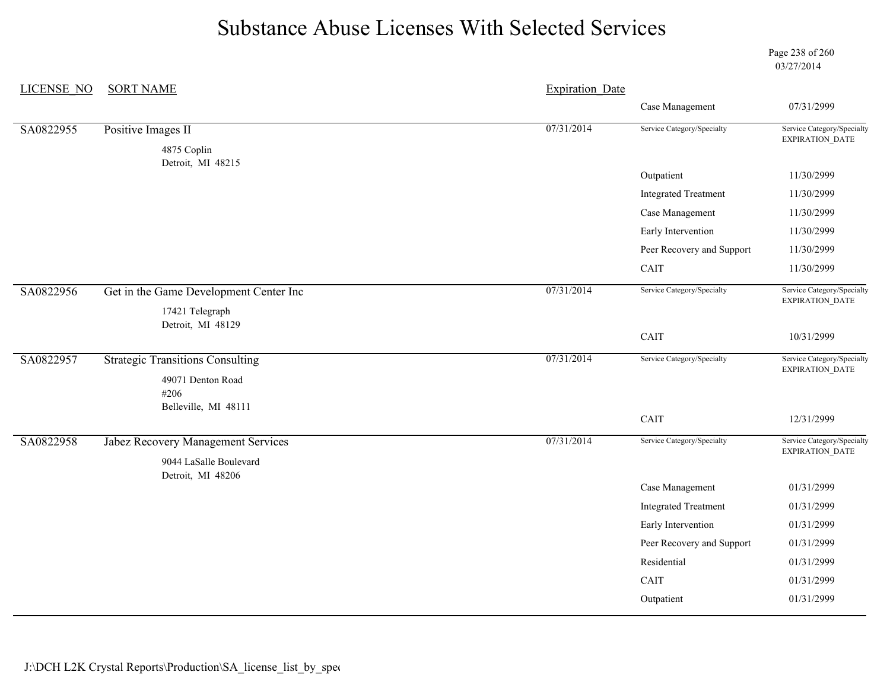# Substance Abuse Licenses With Selected Services

03/27/2014

| LICENSE_NO | SORT NAME | Expiration_Date | Service Category/Specialty | Service Category/Specialty EXPIRATION_DATE |
|---|---|---|---|---|
| | | | Case Management | 07/31/2999 |
| SA0822955 | Positive Images II<br>4875 Coplin<br>Detroit, MI 48215 | 07/31/2014 | Outpatient | 11/30/2999 |
| | | | Integrated Treatment | 11/30/2999 |
| | | | Case Management | 11/30/2999 |
| | | | Early Intervention | 11/30/2999 |
| | | | Peer Recovery and Support | 11/30/2999 |
| | | | CAIT | 11/30/2999 |
| SA0822956 | Get in the Game Development Center Inc<br>17421 Telegraph<br>Detroit, MI 48129 | 07/31/2014 | CAIT | 10/31/2999 |
| SA0822957 | Strategic Transitions Consulting<br>49071 Denton Road<br>#206<br>Belleville, MI 48111 | 07/31/2014 | CAIT | 12/31/2999 |
| SA0822958 | Jabez Recovery Management Services<br>9044 LaSalle Boulevard<br>Detroit, MI 48206 | 07/31/2014 | Case Management | 01/31/2999 |
| | | | Integrated Treatment | 01/31/2999 |
| | | | Early Intervention | 01/31/2999 |
| | | | Peer Recovery and Support | 01/31/2999 |
| | | | Residential | 01/31/2999 |
| | | | CAIT | 01/31/2999 |
| | | | Outpatient | 01/31/2999 |

J:\DCH L2K Crystal Reports\Production\SA_license_list_by_spec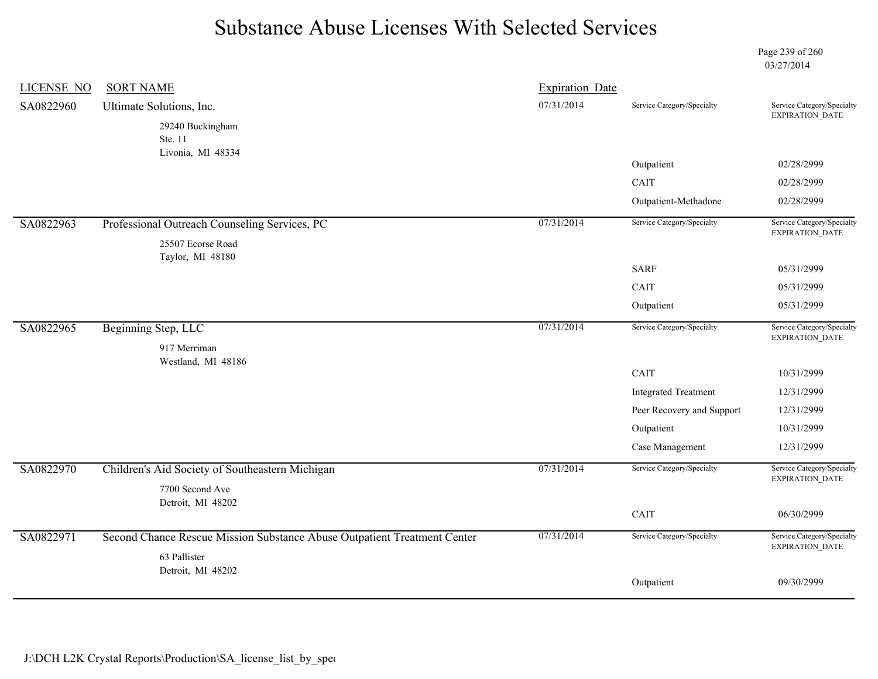# Substance Abuse Licenses With Selected Services

03/27/2014

| LICENSE_NO | SORT NAME | Expiration_Date | Service Category/Specialty | Service Category/Specialty EXPIRATION_DATE |
|---|---|---|---|---|
| SA0822960 | Ultimate Solutions, Inc.<br>29240 Buckingham<br>Ste. 11<br>Livonia, MI 48334 | 07/31/2014 | | |
| | | | Outpatient | 02/28/2999 |
| | | | CAIT | 02/28/2999 |
| | | | Outpatient-Methadone | 02/28/2999 |
| SA0822963 | Professional Outreach Counseling Services, PC<br>25507 Ecorse Road<br>Taylor, MI 48180 | 07/31/2014 | | |
| | | | SARF | 05/31/2999 |
| | | | CAIT | 05/31/2999 |
| | | | Outpatient | 05/31/2999 |
| SA0822965 | Beginning Step, LLC<br>917 Merriman<br>Westland, MI 48186 | 07/31/2014 | | |
| | | | CAIT | 10/31/2999 |
| | | | Integrated Treatment | 12/31/2999 |
| | | | Peer Recovery and Support | 12/31/2999 |
| | | | Outpatient | 10/31/2999 |
| | | | Case Management | 12/31/2999 |
| SA0822970 | Children's Aid Society of Southeastern Michigan<br>7700 Second Ave<br>Detroit, MI 48202 | 07/31/2014 | | |
| | | | CAIT | 06/30/2999 |
| SA0822971 | Second Chance Rescue Mission Substance Abuse Outpatient Treatment Center<br>63 Pallister<br>Detroit, MI 48202 | 07/31/2014 | | |
| | | | Outpatient | 09/30/2999 |

J:\DCH L2K Crystal Reports\Production\SA_license_list_by_spec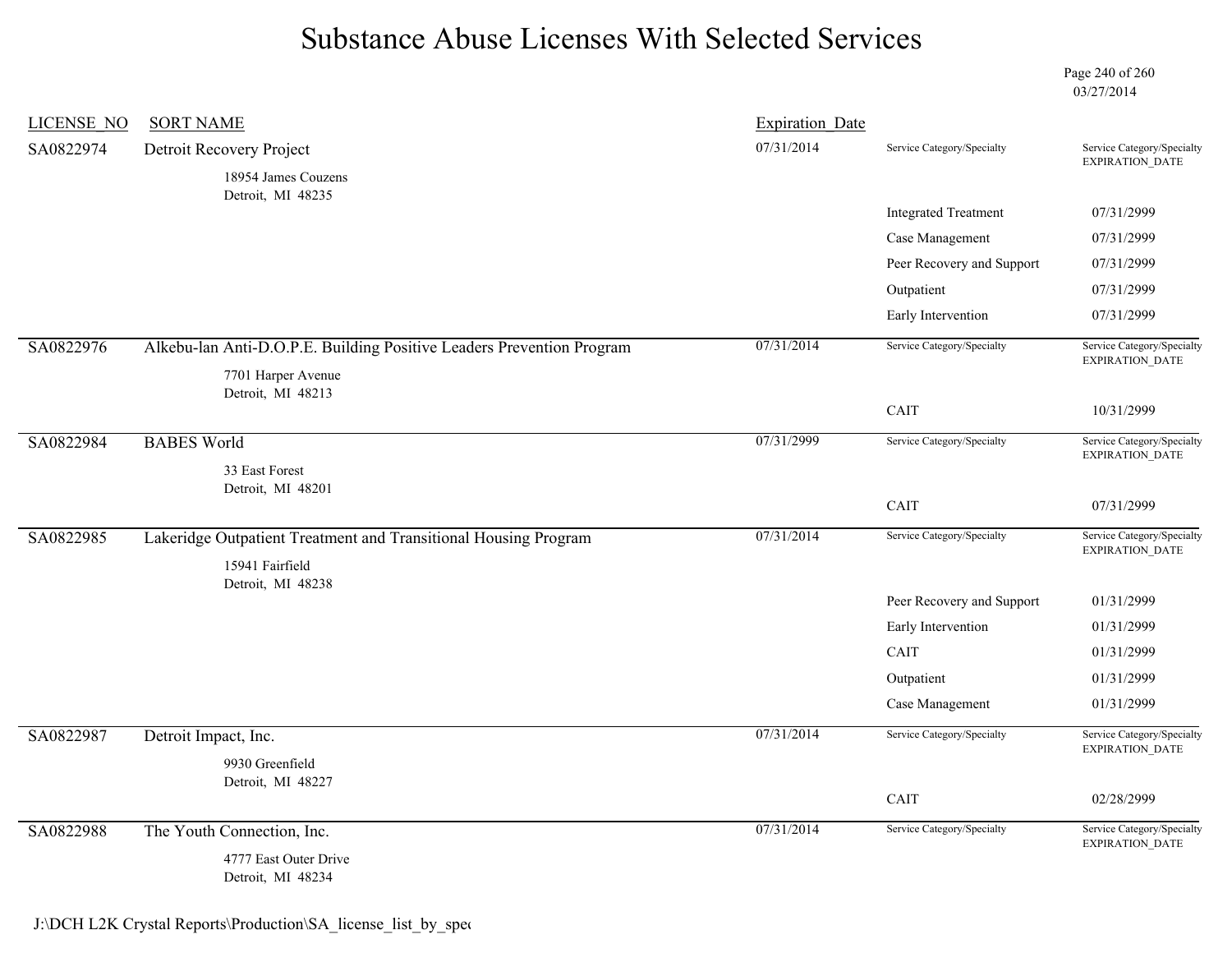# Substance Abuse Licenses With Selected Services

03/27/2014

| LICENSE_NO | SORT NAME | Expiration_Date | Service Category/Specialty | Service Category/Specialty EXPIRATION_DATE |
|---|---|---|---|---|
| SA0822974 | Detroit Recovery Project<br>18954 James Couzens<br>Detroit, MI 48235 | 07/31/2014 | | |
| | | | Integrated Treatment | 07/31/2999 |
| | | | Case Management | 07/31/2999 |
| | | | Peer Recovery and Support | 07/31/2999 |
| | | | Outpatient | 07/31/2999 |
| | | | Early Intervention | 07/31/2999 |
| SA0822976 | Alkebu-lan Anti-D.O.P.E. Building Positive Leaders Prevention Program<br>7701 Harper Avenue<br>Detroit, MI 48213 | 07/31/2014 | | |
| | | | CAIT | 10/31/2999 |
| SA0822984 | BABES World<br>33 East Forest<br>Detroit, MI 48201 | 07/31/2999 | | |
| | | | CAIT | 07/31/2999 |
| SA0822985 | Lakeridge Outpatient Treatment and Transitional Housing Program<br>15941 Fairfield<br>Detroit, MI 48238 | 07/31/2014 | | |
| | | | Peer Recovery and Support | 01/31/2999 |
| | | | Early Intervention | 01/31/2999 |
| | | | CAIT | 01/31/2999 |
| | | | Outpatient | 01/31/2999 |
| | | | Case Management | 01/31/2999 |
| SA0822987 | Detroit Impact, Inc.<br>9930 Greenfield<br>Detroit, MI 48227 | 07/31/2014 | | |
| | | | CAIT | 02/28/2999 |
| SA0822988 | The Youth Connection, Inc.<br>4777 East Outer Drive<br>Detroit, MI 48234 | 07/31/2014 | | |

J:\DCH L2K Crystal Reports\Production\SA_license_list_by_spec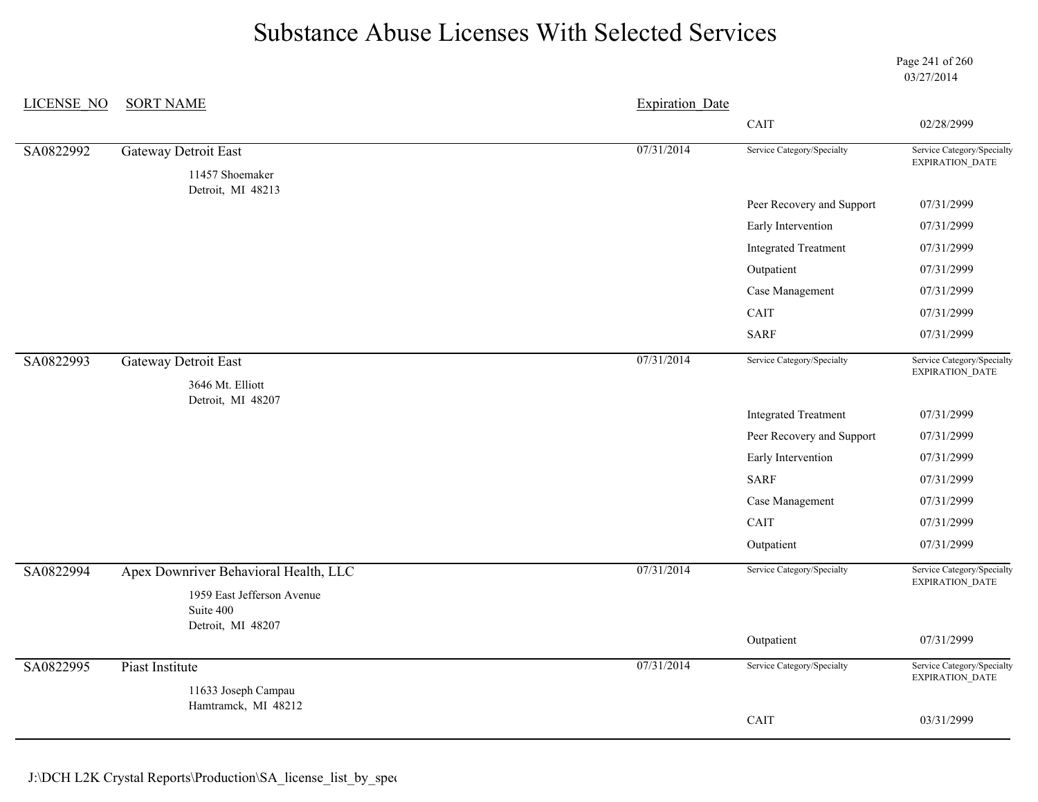# Substance Abuse Licenses With Selected Services

03/27/2014

| LICENSE_NO | SORT NAME | Expiration_Date | Service Category/Specialty | Service Category/Specialty EXPIRATION_DATE |
|---|---|---|---|---|
| | | | CAIT | 02/28/2999 |
| SA0822992 | Gateway Detroit East<br>11457 Shoemaker<br>Detroit, MI 48213 | 07/31/2014 | Service Category/Specialty | Service Category/Specialty EXPIRATION_DATE |
| | | | Peer Recovery and Support | 07/31/2999 |
| | | | Early Intervention | 07/31/2999 |
| | | | Integrated Treatment | 07/31/2999 |
| | | | Outpatient | 07/31/2999 |
| | | | Case Management | 07/31/2999 |
| | | | CAIT | 07/31/2999 |
| | | | SARF | 07/31/2999 |
| SA0822993 | Gateway Detroit East<br>3646 Mt. Elliott<br>Detroit, MI 48207 | 07/31/2014 | Service Category/Specialty | Service Category/Specialty EXPIRATION_DATE |
| | | | Integrated Treatment | 07/31/2999 |
| | | | Peer Recovery and Support | 07/31/2999 |
| | | | Early Intervention | 07/31/2999 |
| | | | SARF | 07/31/2999 |
| | | | Case Management | 07/31/2999 |
| | | | CAIT | 07/31/2999 |
| | | | Outpatient | 07/31/2999 |
| SA0822994 | Apex Downriver Behavioral Health, LLC<br>1959 East Jefferson Avenue<br>Suite 400<br>Detroit, MI 48207 | 07/31/2014 | Service Category/Specialty | Service Category/Specialty EXPIRATION_DATE |
| | | | Outpatient | 07/31/2999 |
| SA0822995 | Piast Institute<br>11633 Joseph Campau<br>Hamtramck, MI 48212 | 07/31/2014 | Service Category/Specialty | Service Category/Specialty EXPIRATION_DATE |
| | | | CAIT | 03/31/2999 |

J:\DCH L2K Crystal Reports\Production\SA_license_list_by_spec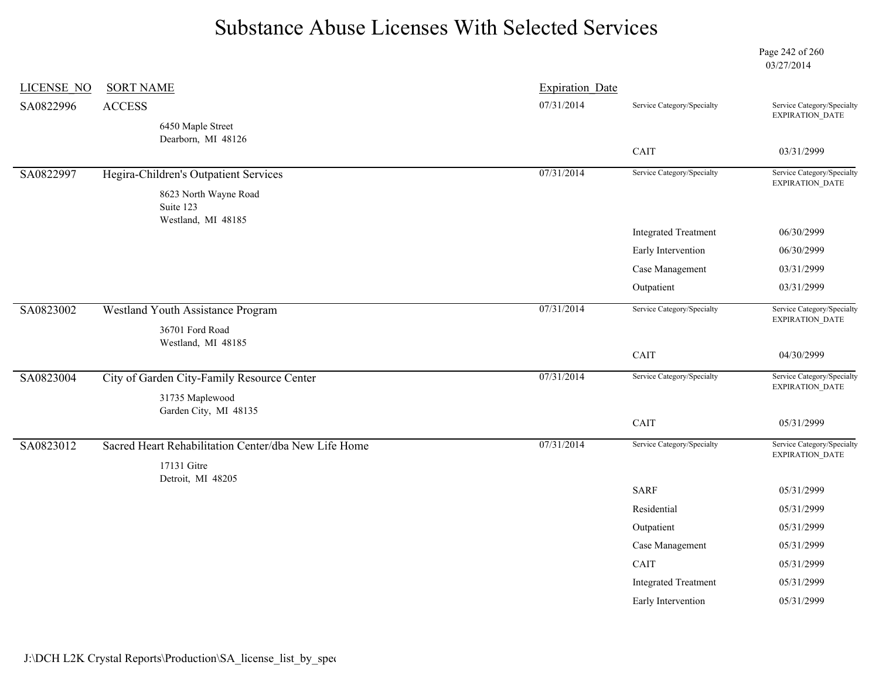# Substance Abuse Licenses With Selected Services

03/27/2014

| LICENSE_NO | SORT NAME | Expiration_Date | Service Category/Specialty | Service Category/Specialty EXPIRATION_DATE |
|---|---|---|---|---|
| SA0822996 | ACCESS<br>6450 Maple Street<br>Dearborn, MI 48126 | 07/31/2014 | CAIT | 03/31/2999 |
| SA0822997 | Hegira-Children's Outpatient Services<br>8623 North Wayne Road<br>Suite 123<br>Westland, MI 48185 | 07/31/2014 | Integrated Treatment | 06/30/2999 |
| | | | Early Intervention | 06/30/2999 |
| | | | Case Management | 03/31/2999 |
| | | | Outpatient | 03/31/2999 |
| SA0823002 | Westland Youth Assistance Program<br>36701 Ford Road<br>Westland, MI 48185 | 07/31/2014 | CAIT | 04/30/2999 |
| SA0823004 | City of Garden City-Family Resource Center<br>31735 Maplewood<br>Garden City, MI 48135 | 07/31/2014 | CAIT | 05/31/2999 |
| SA0823012 | Sacred Heart Rehabilitation Center/dba New Life Home<br>17131 Gitre<br>Detroit, MI 48205 | 07/31/2014 | SARF | 05/31/2999 |
| | | | Residential | 05/31/2999 |
| | | | Outpatient | 05/31/2999 |
| | | | Case Management | 05/31/2999 |
| | | | CAIT | 05/31/2999 |
| | | | Integrated Treatment | 05/31/2999 |
| | | | Early Intervention | 05/31/2999 |

J:\DCH L2K Crystal Reports\Production\SA_license_list_by_spec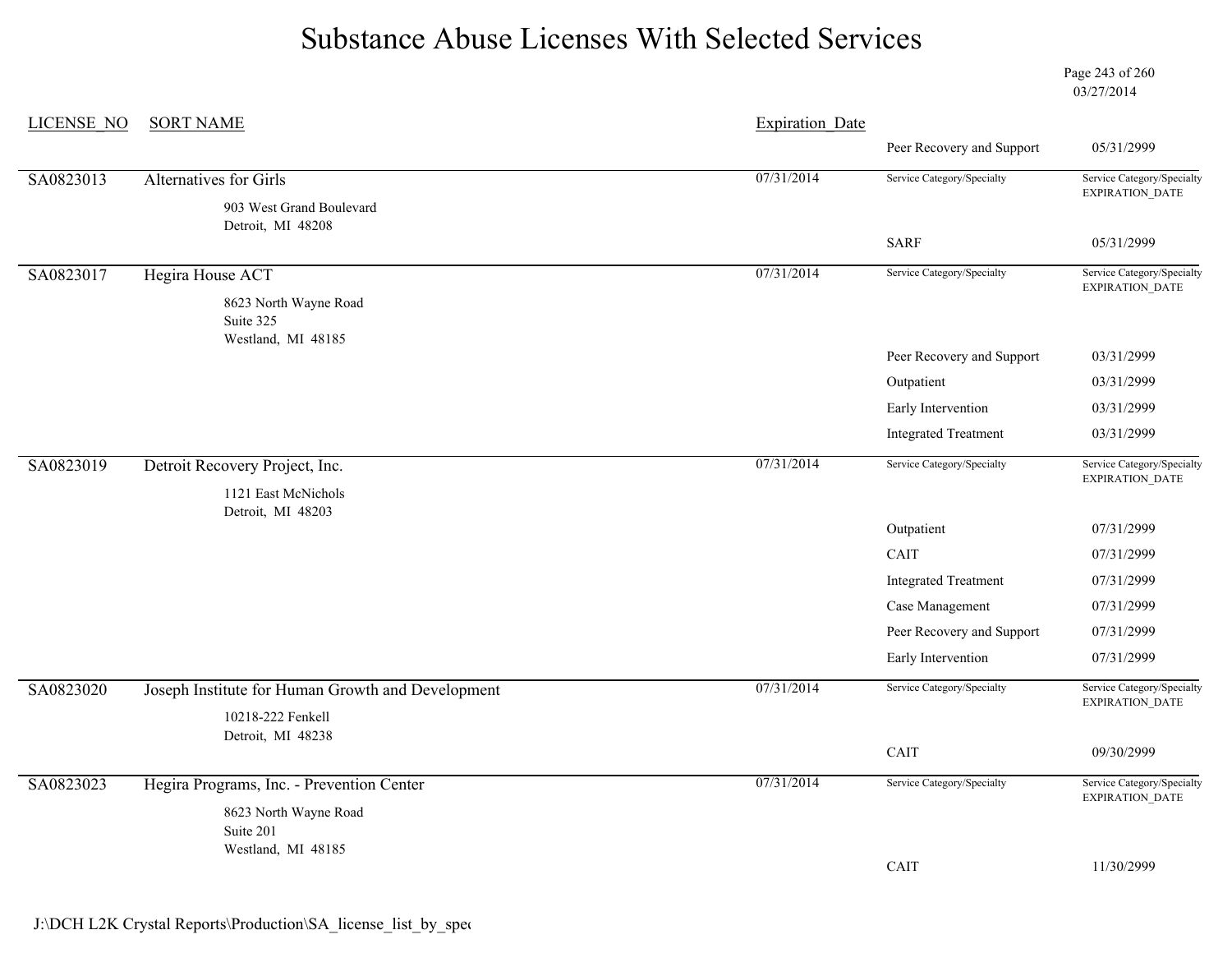# Substance Abuse Licenses With Selected Services

03/27/2014

| LICENSE_NO | SORT NAME | Expiration_Date | Service Category/Specialty | Service Category/Specialty EXPIRATION_DATE |
|---|---|---|---|---|
| | | | Peer Recovery and Support | 05/31/2999 |
| SA0823013 | Alternatives for Girls<br>903 West Grand Boulevard<br>Detroit, MI 48208 | 07/31/2014 | SARF | 05/31/2999 |
| SA0823017 | Hegira House ACT<br>8623 North Wayne Road<br>Suite 325<br>Westland, MI 48185 | 07/31/2014 | Peer Recovery and Support | 03/31/2999 |
| | | | Outpatient | 03/31/2999 |
| | | | Early Intervention | 03/31/2999 |
| | | | Integrated Treatment | 03/31/2999 |
| SA0823019 | Detroit Recovery Project, Inc.<br>1121 East McNichols<br>Detroit, MI 48203 | 07/31/2014 | Outpatient | 07/31/2999 |
| | | | CAIT | 07/31/2999 |
| | | | Integrated Treatment | 07/31/2999 |
| | | | Case Management | 07/31/2999 |
| | | | Peer Recovery and Support | 07/31/2999 |
| | | | Early Intervention | 07/31/2999 |
| SA0823020 | Joseph Institute for Human Growth and Development<br>10218-222 Fenkell<br>Detroit, MI 48238 | 07/31/2014 | CAIT | 09/30/2999 |
| SA0823023 | Hegira Programs, Inc. - Prevention Center<br>8623 North Wayne Road<br>Suite 201<br>Westland, MI 48185 | 07/31/2014 | CAIT | 11/30/2999 |

J:\DCH L2K Crystal Reports\Production\SA_license_list_by_spec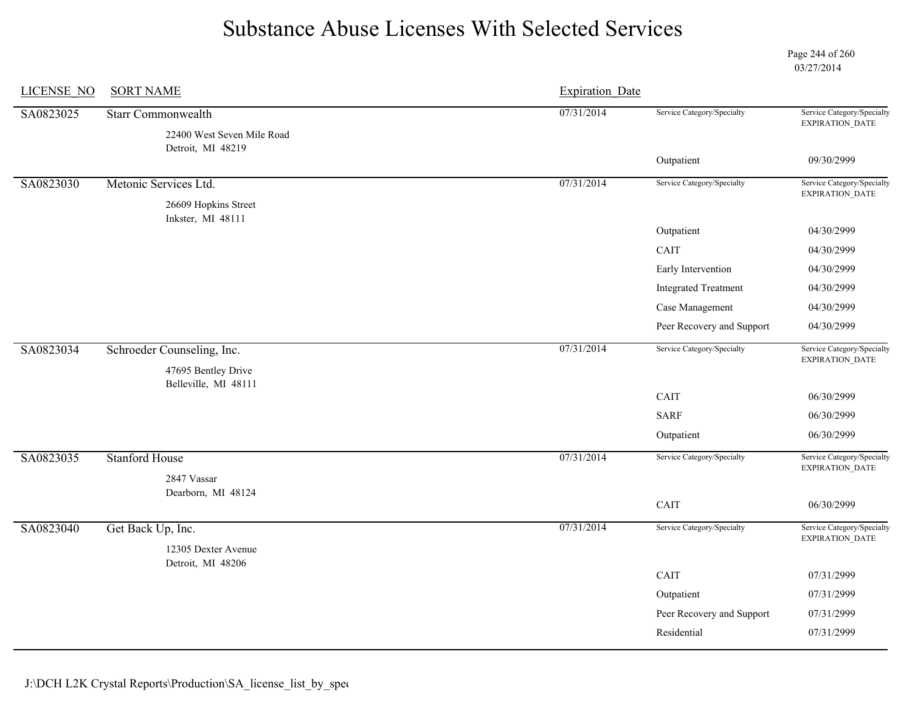# Substance Abuse Licenses With Selected Services

03/27/2014

| LICENSE_NO | SORT NAME | Expiration_Date | Service Category/Specialty | Service Category/Specialty EXPIRATION_DATE |
|---|---|---|---|---|
| SA0823025 | Starr Commonwealth<br>22400 West Seven Mile Road<br>Detroit, MI 48219 | 07/31/2014 | Outpatient | 09/30/2999 |
| SA0823030 | Metonic Services Ltd.<br>26609 Hopkins Street<br>Inkster, MI 48111 | 07/31/2014 | Outpatient | 04/30/2999 |
| | | | CAIT | 04/30/2999 |
| | | | Early Intervention | 04/30/2999 |
| | | | Integrated Treatment | 04/30/2999 |
| | | | Case Management | 04/30/2999 |
| | | | Peer Recovery and Support | 04/30/2999 |
| SA0823034 | Schroeder Counseling, Inc.<br>47695 Bentley Drive<br>Belleville, MI 48111 | 07/31/2014 | CAIT | 06/30/2999 |
| | | | SARF | 06/30/2999 |
| | | | Outpatient | 06/30/2999 |
| SA0823035 | Stanford House<br>2847 Vassar<br>Dearborn, MI 48124 | 07/31/2014 | CAIT | 06/30/2999 |
| SA0823040 | Get Back Up, Inc.<br>12305 Dexter Avenue<br>Detroit, MI 48206 | 07/31/2014 | CAIT | 07/31/2999 |
| | | | Outpatient | 07/31/2999 |
| | | | Peer Recovery and Support | 07/31/2999 |
| | | | Residential | 07/31/2999 |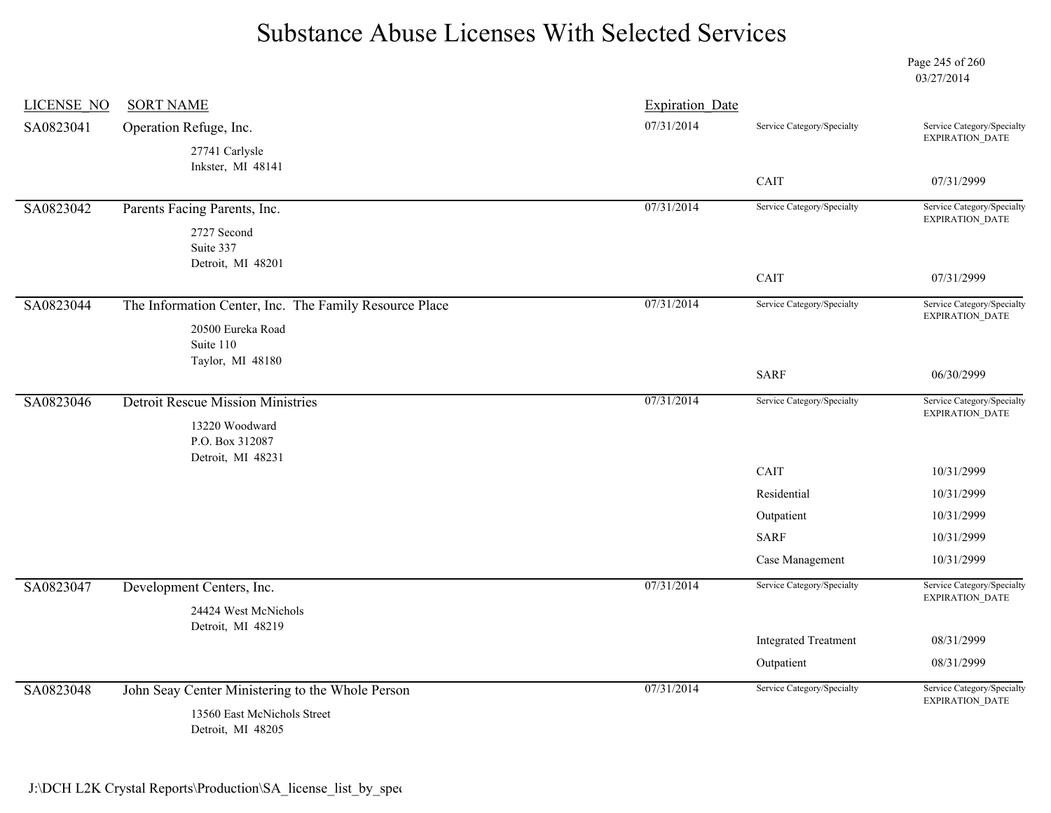# Substance Abuse Licenses With Selected Services

03/27/2014

| LICENSE_NO | SORT NAME | Expiration_Date | Service Category/Specialty | Service Category/Specialty EXPIRATION_DATE |
|---|---|---|---|---|
| SA0823041 | Operation Refuge, Inc.<br>27741 Carlysle<br>Inkster, MI 48141 | 07/31/2014 | CAIT | 07/31/2999 |
| SA0823042 | Parents Facing Parents, Inc.<br>2727 Second<br>Suite 337<br>Detroit, MI 48201 | 07/31/2014 | CAIT | 07/31/2999 |
| SA0823044 | The Information Center, Inc. The Family Resource Place<br>20500 Eureka Road<br>Suite 110<br>Taylor, MI 48180 | 07/31/2014 | SARF | 06/30/2999 |
| SA0823046 | Detroit Rescue Mission Ministries<br>13220 Woodward<br>P.O. Box 312087<br>Detroit, MI 48231 | 07/31/2014 | CAIT | 10/31/2999 |
| | | | Residential | 10/31/2999 |
| | | | Outpatient | 10/31/2999 |
| | | | SARF | 10/31/2999 |
| | | | Case Management | 10/31/2999 |
| SA0823047 | Development Centers, Inc.<br>24424 West McNichols<br>Detroit, MI 48219 | 07/31/2014 | Integrated Treatment | 08/31/2999 |
| | | | Outpatient | 08/31/2999 |
| SA0823048 | John Seay Center Ministering to the Whole Person<br>13560 East McNichols Street<br>Detroit, MI 48205 | 07/31/2014 | | |

J:\DCH L2K Crystal Reports\Production\SA_license_list_by_spec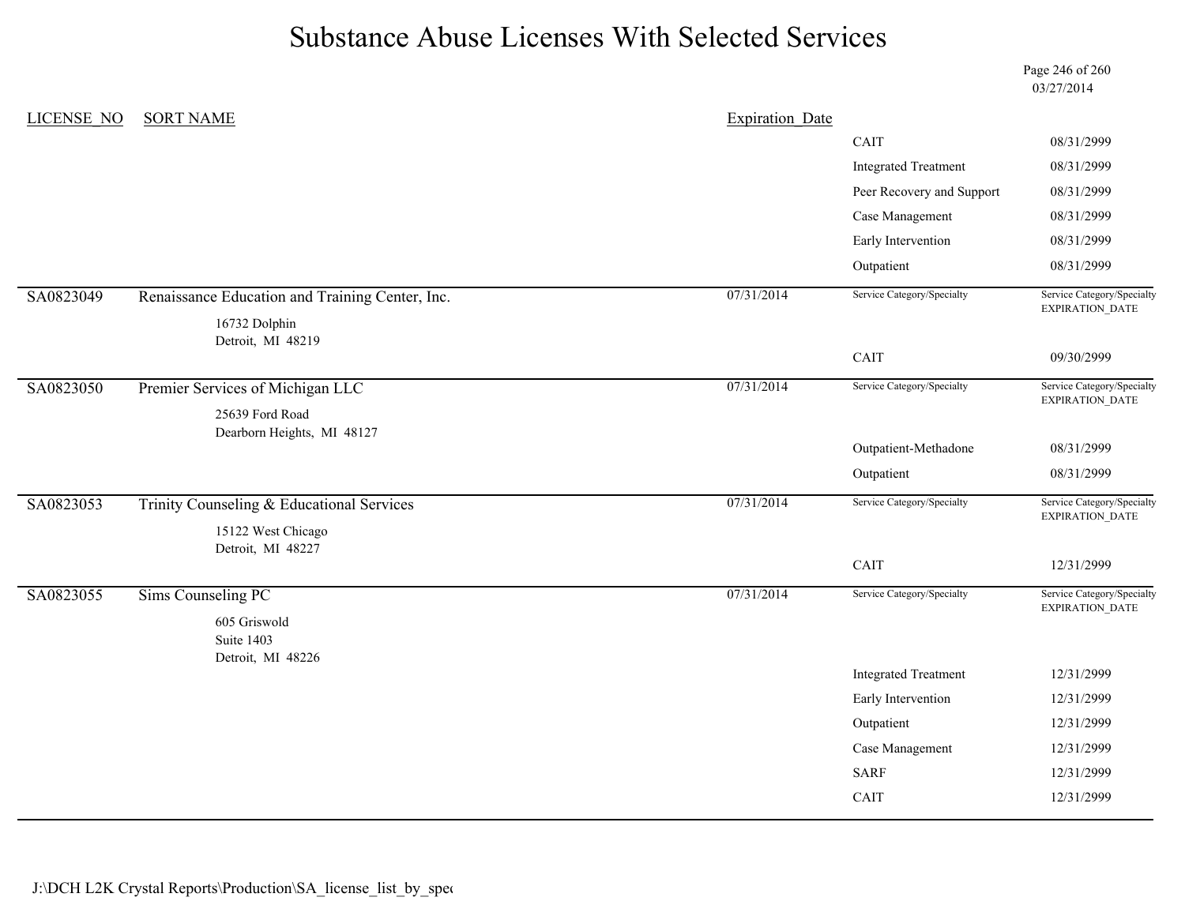# Substance Abuse Licenses With Selected Services

03/27/2014

| LICENSE_NO | SORT NAME | Expiration_Date | Service Category/Specialty | Service Category/Specialty EXPIRATION_DATE |
|---|---|---|---|---|
| | | | CAIT | 08/31/2999 |
| | | | Integrated Treatment | 08/31/2999 |
| | | | Peer Recovery and Support | 08/31/2999 |
| | | | Case Management | 08/31/2999 |
| | | | Early Intervention | 08/31/2999 |
| | | | Outpatient | 08/31/2999 |
| SA0823049 | Renaissance Education and Training Center, Inc.<br>16732 Dolphin<br>Detroit, MI 48219 | 07/31/2014 | | |
| | | | CAIT | 09/30/2999 |
| SA0823050 | Premier Services of Michigan LLC<br>25639 Ford Road<br>Dearborn Heights, MI 48127 | 07/31/2014 | | |
| | | | Outpatient-Methadone | 08/31/2999 |
| | | | Outpatient | 08/31/2999 |
| SA0823053 | Trinity Counseling & Educational Services<br>15122 West Chicago<br>Detroit, MI 48227 | 07/31/2014 | | |
| | | | CAIT | 12/31/2999 |
| SA0823055 | Sims Counseling PC<br>605 Griswold<br>Suite 1403<br>Detroit, MI 48226 | 07/31/2014 | | |
| | | | Integrated Treatment | 12/31/2999 |
| | | | Early Intervention | 12/31/2999 |
| | | | Outpatient | 12/31/2999 |
| | | | Case Management | 12/31/2999 |
| | | | SARF | 12/31/2999 |
| | | | CAIT | 12/31/2999 |

J:\DCH L2K Crystal Reports\Production\SA_license_list_by_spec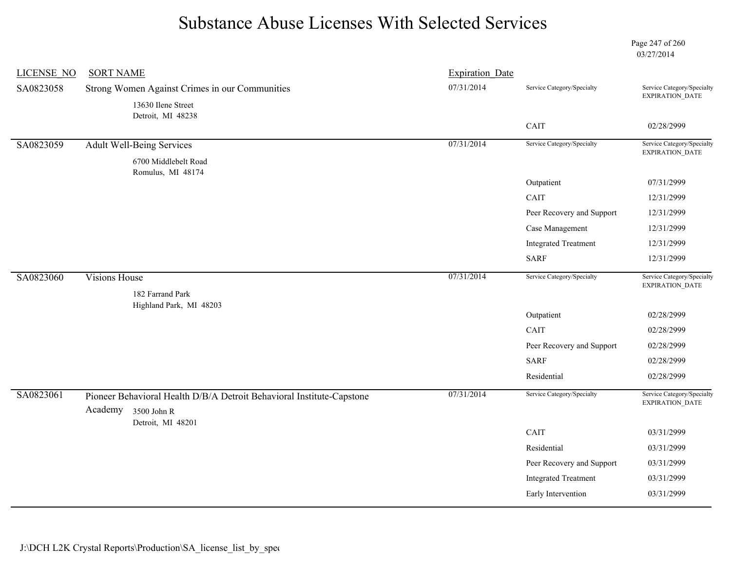# Substance Abuse Licenses With Selected Services

03/27/2014

| LICENSE_NO | SORT NAME | Expiration_Date | Service Category/Specialty | Service Category/Specialty EXPIRATION_DATE |
|---|---|---|---|---|
| SA0823058 | Strong Women Against Crimes in our Communities<br>13630 Ilene Street<br>Detroit, MI 48238 | 07/31/2014 | CAIT | 02/28/2999 |
| SA0823059 | Adult Well-Being Services<br>6700 Middlebelt Road<br>Romulus, MI 48174 | 07/31/2014 | Outpatient | 07/31/2999 |
| | | | CAIT | 12/31/2999 |
| | | | Peer Recovery and Support | 12/31/2999 |
| | | | Case Management | 12/31/2999 |
| | | | Integrated Treatment | 12/31/2999 |
| | | | SARF | 12/31/2999 |
| SA0823060 | Visions House<br>182 Farrand Park<br>Highland Park, MI 48203 | 07/31/2014 | Outpatient | 02/28/2999 |
| | | | CAIT | 02/28/2999 |
| | | | Peer Recovery and Support | 02/28/2999 |
| | | | SARF | 02/28/2999 |
| | | | Residential | 02/28/2999 |
| SA0823061 | Pioneer Behavioral Health D/B/A Detroit Behavioral Institute-Capstone Academy<br>3500 John R<br>Detroit, MI 48201 | 07/31/2014 | CAIT | 03/31/2999 |
| | | | Residential | 03/31/2999 |
| | | | Peer Recovery and Support | 03/31/2999 |
| | | | Integrated Treatment | 03/31/2999 |
| | | | Early Intervention | 03/31/2999 |

J:\DCH L2K Crystal Reports\Production\SA_license_list_by_spec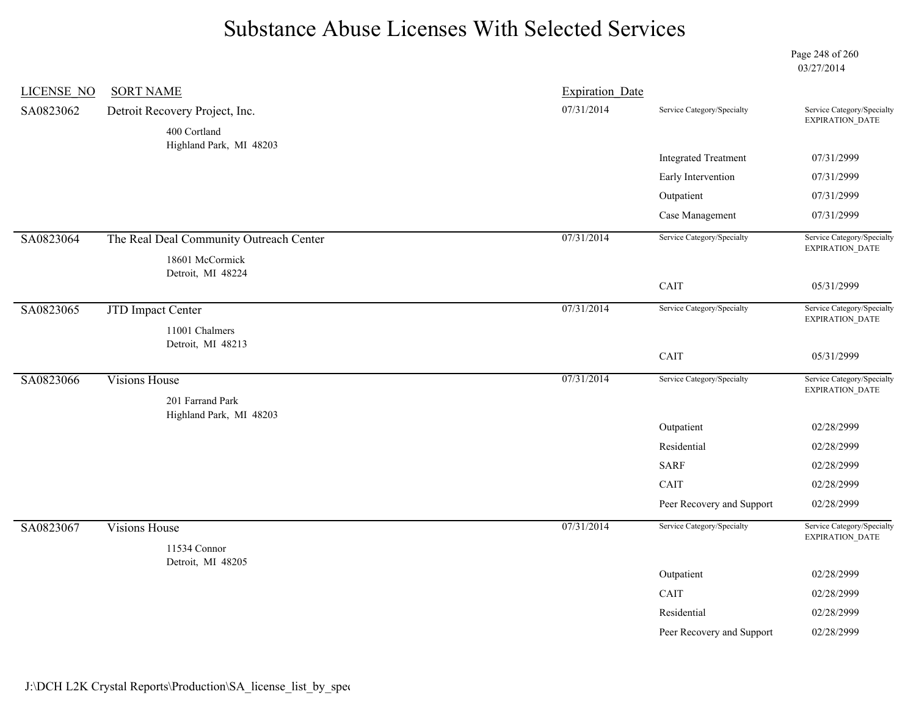# Substance Abuse Licenses With Selected Services

03/27/2014

| LICENSE_NO | SORT NAME | Expiration_Date | Service Category/Specialty | Service Category/Specialty EXPIRATION_DATE |
|---|---|---|---|---|
| SA0823062 | Detroit Recovery Project, Inc.<br>400 Cortland<br>Highland Park, MI 48203 | 07/31/2014 | Integrated Treatment | 07/31/2999 |
| | | | Early Intervention | 07/31/2999 |
| | | | Outpatient | 07/31/2999 |
| | | | Case Management | 07/31/2999 |
| SA0823064 | The Real Deal Community Outreach Center<br>18601 McCormick<br>Detroit, MI 48224 | 07/31/2014 | CAIT | 05/31/2999 |
| SA0823065 | JTD Impact Center<br>11001 Chalmers<br>Detroit, MI 48213 | 07/31/2014 | CAIT | 05/31/2999 |
| SA0823066 | Visions House<br>201 Farrand Park<br>Highland Park, MI 48203 | 07/31/2014 | Outpatient | 02/28/2999 |
| | | | Residential | 02/28/2999 |
| | | | SARF | 02/28/2999 |
| | | | CAIT | 02/28/2999 |
| | | | Peer Recovery and Support | 02/28/2999 |
| SA0823067 | Visions House<br>11534 Connor<br>Detroit, MI 48205 | 07/31/2014 | Outpatient | 02/28/2999 |
| | | | CAIT | 02/28/2999 |
| | | | Residential | 02/28/2999 |
| | | | Peer Recovery and Support | 02/28/2999 |

J:\DCH L2K Crystal Reports\Production\SA_license_list_by_spec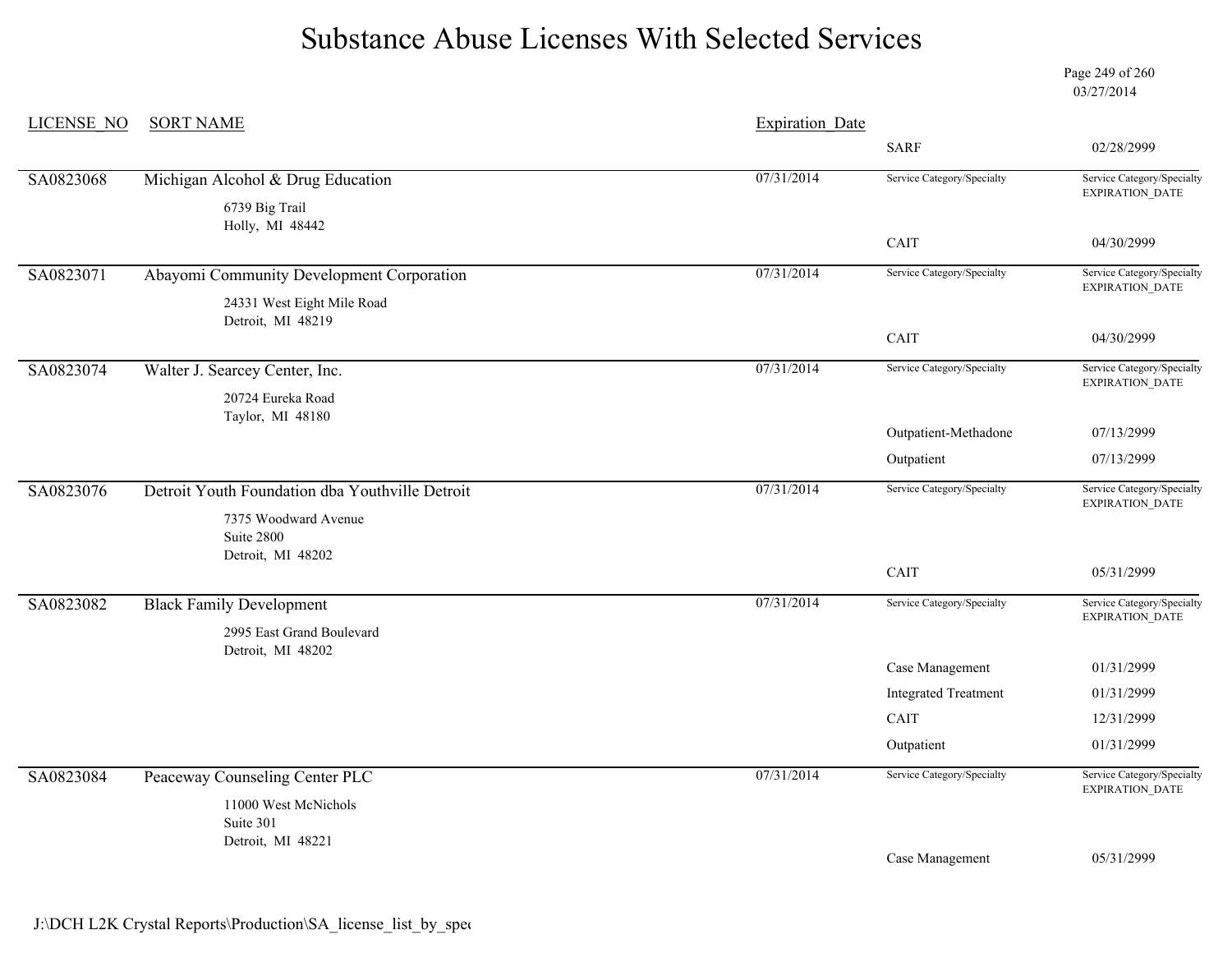# Substance Abuse Licenses With Selected Services

03/27/2014

| LICENSE_NO | SORT NAME | Expiration_Date | Service Category/Specialty | Service Category/Specialty EXPIRATION_DATE |
|---|---|---|---|---|
| | | | SARF | 02/28/2999 |
| SA0823068 | Michigan Alcohol & Drug Education<br>6739 Big Trail<br>Holly, MI 48442 | 07/31/2014 | | |
| | | | CAIT | 04/30/2999 |
| SA0823071 | Abayomi Community Development Corporation<br>24331 West Eight Mile Road<br>Detroit, MI 48219 | 07/31/2014 | | |
| | | | CAIT | 04/30/2999 |
| SA0823074 | Walter J. Searcey Center, Inc.<br>20724 Eureka Road<br>Taylor, MI 48180 | 07/31/2014 | | |
| | | | Outpatient-Methadone | 07/13/2999 |
| | | | Outpatient | 07/13/2999 |
| SA0823076 | Detroit Youth Foundation dba Youthville Detroit<br>7375 Woodward Avenue<br>Suite 2800<br>Detroit, MI 48202 | 07/31/2014 | | |
| | | | CAIT | 05/31/2999 |
| SA0823082 | Black Family Development<br>2995 East Grand Boulevard<br>Detroit, MI 48202 | 07/31/2014 | | |
| | | | Case Management | 01/31/2999 |
| | | | Integrated Treatment | 01/31/2999 |
| | | | CAIT | 12/31/2999 |
| | | | Outpatient | 01/31/2999 |
| SA0823084 | Peaceway Counseling Center PLC<br>11000 West McNichols<br>Suite 301<br>Detroit, MI 48221 | 07/31/2014 | | |
| | | | Case Management | 05/31/2999 |

J:\DCH L2K Crystal Reports\Production\SA_license_list_by_spec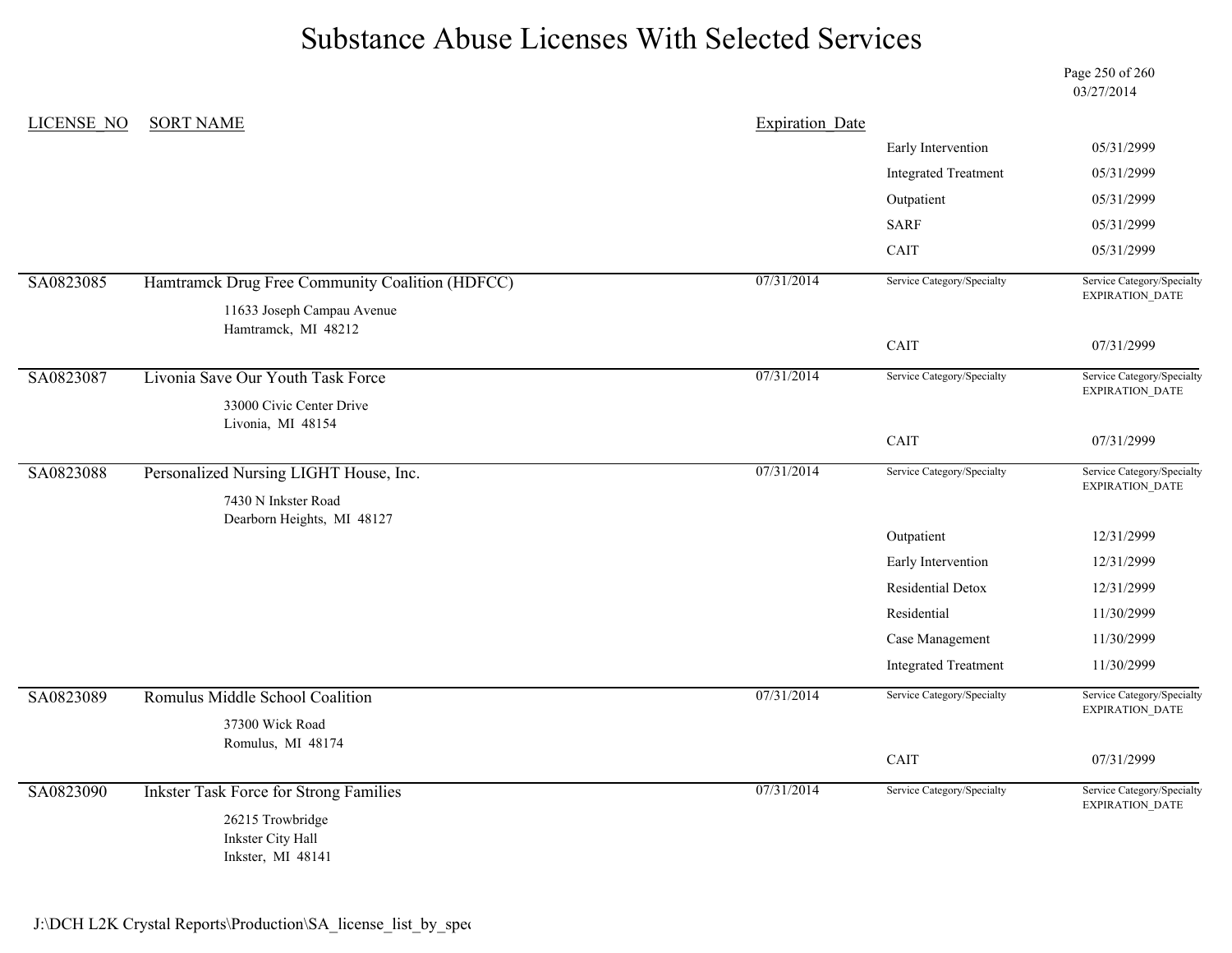# Substance Abuse Licenses With Selected Services

03/27/2014

| LICENSE_NO | SORT NAME | Expiration_Date | | |
|---|---|---|---|---|
| | | | Early Intervention | 05/31/2999 |
| | | | Integrated Treatment | 05/31/2999 |
| | | | Outpatient | 05/31/2999 |
| | | | SARF | 05/31/2999 |
| | | | CAIT | 05/31/2999 |
| SA0823085 | Hamtramck Drug Free Community Coalition (HDFCC)<br>11633 Joseph Campau Avenue<br>Hamtramck, MI 48212 | 07/31/2014 | Service Category/Specialty | Service Category/Specialty EXPIRATION_DATE |
| | | | CAIT | 07/31/2999 |
| SA0823087 | Livonia Save Our Youth Task Force<br>33000 Civic Center Drive<br>Livonia, MI 48154 | 07/31/2014 | Service Category/Specialty | Service Category/Specialty EXPIRATION_DATE |
| | | | CAIT | 07/31/2999 |
| SA0823088 | Personalized Nursing LIGHT House, Inc.<br>7430 N Inkster Road<br>Dearborn Heights, MI 48127 | 07/31/2014 | Service Category/Specialty | Service Category/Specialty EXPIRATION_DATE |
| | | | Outpatient | 12/31/2999 |
| | | | Early Intervention | 12/31/2999 |
| | | | Residential Detox | 12/31/2999 |
| | | | Residential | 11/30/2999 |
| | | | Case Management | 11/30/2999 |
| | | | Integrated Treatment | 11/30/2999 |
| SA0823089 | Romulus Middle School Coalition<br>37300 Wick Road<br>Romulus, MI 48174 | 07/31/2014 | Service Category/Specialty | Service Category/Specialty EXPIRATION_DATE |
| | | | CAIT | 07/31/2999 |
| SA0823090 | Inkster Task Force for Strong Families<br>26215 Trowbridge<br>Inkster City Hall<br>Inkster, MI 48141 | 07/31/2014 | Service Category/Specialty | Service Category/Specialty EXPIRATION_DATE |

J:\DCH L2K Crystal Reports\Production\SA_license_list_by_spec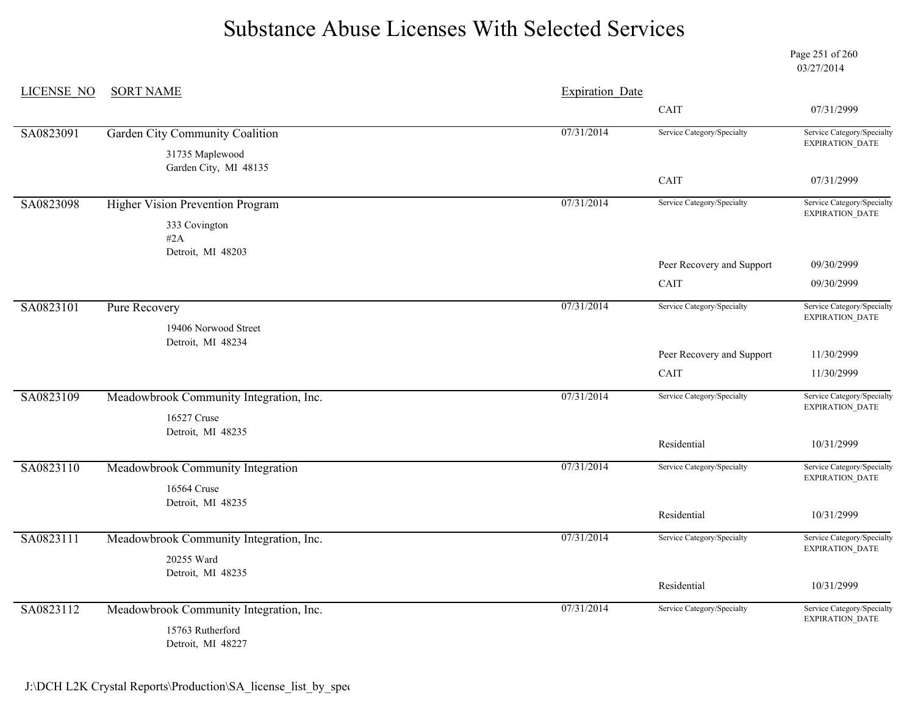# Substance Abuse Licenses With Selected Services

03/27/2014

| LICENSE_NO | SORT NAME | Expiration_Date | Service Category/Specialty | Service Category/Specialty EXPIRATION_DATE |
|---|---|---|---|---|
| | | | CAIT | 07/31/2999 |
| SA0823091 | Garden City Community Coalition<br>31735 Maplewood<br>Garden City, MI 48135 | 07/31/2014 | | |
| | | | CAIT | 07/31/2999 |
| SA0823098 | Higher Vision Prevention Program<br>333 Covington<br>#2A<br>Detroit, MI 48203 | 07/31/2014 | | |
| | | | Peer Recovery and Support | 09/30/2999 |
| | | | CAIT | 09/30/2999 |
| SA0823101 | Pure Recovery<br>19406 Norwood Street<br>Detroit, MI 48234 | 07/31/2014 | | |
| | | | Peer Recovery and Support | 11/30/2999 |
| | | | CAIT | 11/30/2999 |
| SA0823109 | Meadowbrook Community Integration, Inc.<br>16527 Cruse<br>Detroit, MI 48235 | 07/31/2014 | | |
| | | | Residential | 10/31/2999 |
| SA0823110 | Meadowbrook Community Integration<br>16564 Cruse<br>Detroit, MI 48235 | 07/31/2014 | | |
| | | | Residential | 10/31/2999 |
| SA0823111 | Meadowbrook Community Integration, Inc.<br>20255 Ward<br>Detroit, MI 48235 | 07/31/2014 | | |
| | | | Residential | 10/31/2999 |
| SA0823112 | Meadowbrook Community Integration, Inc.<br>15763 Rutherford<br>Detroit, MI 48227 | 07/31/2014 | | |

J:\DCH L2K Crystal Reports\Production\SA_license_list_by_spec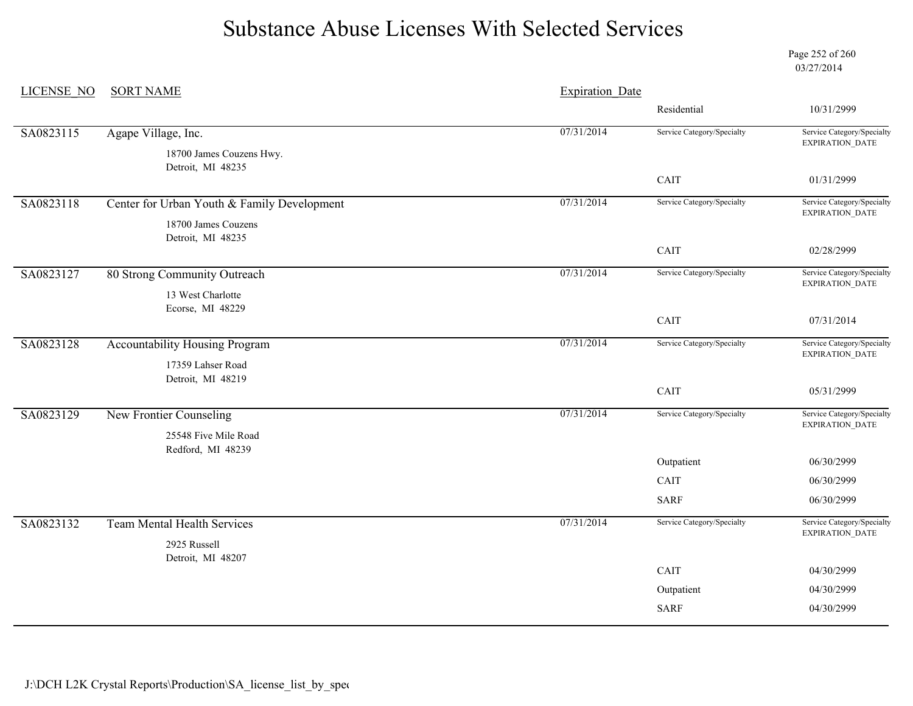# Substance Abuse Licenses With Selected Services

03/27/2014

| LICENSE_NO | SORT NAME | Expiration_Date | Service Category/Specialty | Service Category/Specialty EXPIRATION_DATE |
|---|---|---|---|---|
| | | | Residential | 10/31/2999 |
| SA0823115 | Agape Village, Inc.<br>18700 James Couzens Hwy.<br>Detroit, MI 48235 | 07/31/2014 | CAIT | 01/31/2999 |
| SA0823118 | Center for Urban Youth & Family Development<br>18700 James Couzens<br>Detroit, MI 48235 | 07/31/2014 | CAIT | 02/28/2999 |
| SA0823127 | 80 Strong Community Outreach<br>13 West Charlotte<br>Ecorse, MI 48229 | 07/31/2014 | CAIT | 07/31/2014 |
| SA0823128 | Accountability Housing Program<br>17359 Lahser Road<br>Detroit, MI 48219 | 07/31/2014 | CAIT | 05/31/2999 |
| SA0823129 | New Frontier Counseling<br>25548 Five Mile Road<br>Redford, MI 48239 | 07/31/2014 | Outpatient | 06/30/2999 |
| | | | CAIT | 06/30/2999 |
| | | | SARF | 06/30/2999 |
| SA0823132 | Team Mental Health Services<br>2925 Russell<br>Detroit, MI 48207 | 07/31/2014 | CAIT | 04/30/2999 |
| | | | Outpatient | 04/30/2999 |
| | | | SARF | 04/30/2999 |

J:\DCH L2K Crystal Reports\Production\SA_license_list_by_spec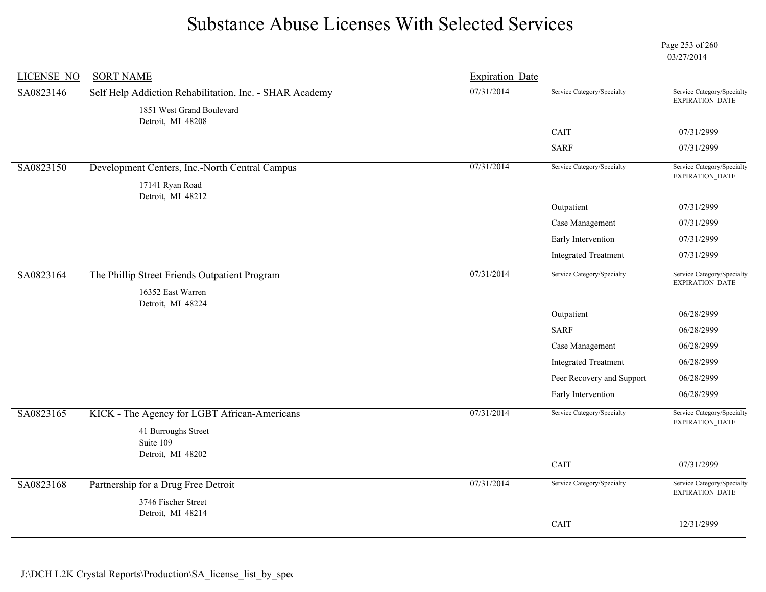# Substance Abuse Licenses With Selected Services

03/27/2014

| LICENSE_NO | SORT NAME | Expiration_Date | Service Category/Specialty | Service Category/Specialty EXPIRATION_DATE |
|---|---|---|---|---|
| SA0823146 | Self Help Addiction Rehabilitation, Inc. - SHAR Academy<br>1851 West Grand Boulevard<br>Detroit, MI 48208 | 07/31/2014 | | |
| | | | CAIT | 07/31/2999 |
| | | | SARF | 07/31/2999 |
| SA0823150 | Development Centers, Inc.-North Central Campus<br>17141 Ryan Road<br>Detroit, MI 48212 | 07/31/2014 | | |
| | | | Outpatient | 07/31/2999 |
| | | | Case Management | 07/31/2999 |
| | | | Early Intervention | 07/31/2999 |
| | | | Integrated Treatment | 07/31/2999 |
| SA0823164 | The Phillip Street Friends Outpatient Program<br>16352 East Warren<br>Detroit, MI 48224 | 07/31/2014 | | |
| | | | Outpatient | 06/28/2999 |
| | | | SARF | 06/28/2999 |
| | | | Case Management | 06/28/2999 |
| | | | Integrated Treatment | 06/28/2999 |
| | | | Peer Recovery and Support | 06/28/2999 |
| | | | Early Intervention | 06/28/2999 |
| SA0823165 | KICK - The Agency for LGBT African-Americans<br>41 Burroughs Street<br>Suite 109<br>Detroit, MI 48202 | 07/31/2014 | | |
| | | | CAIT | 07/31/2999 |
| SA0823168 | Partnership for a Drug Free Detroit<br>3746 Fischer Street<br>Detroit, MI 48214 | 07/31/2014 | | |
| | | | CAIT | 12/31/2999 |

J:\DCH L2K Crystal Reports\Production\SA_license_list_by_spec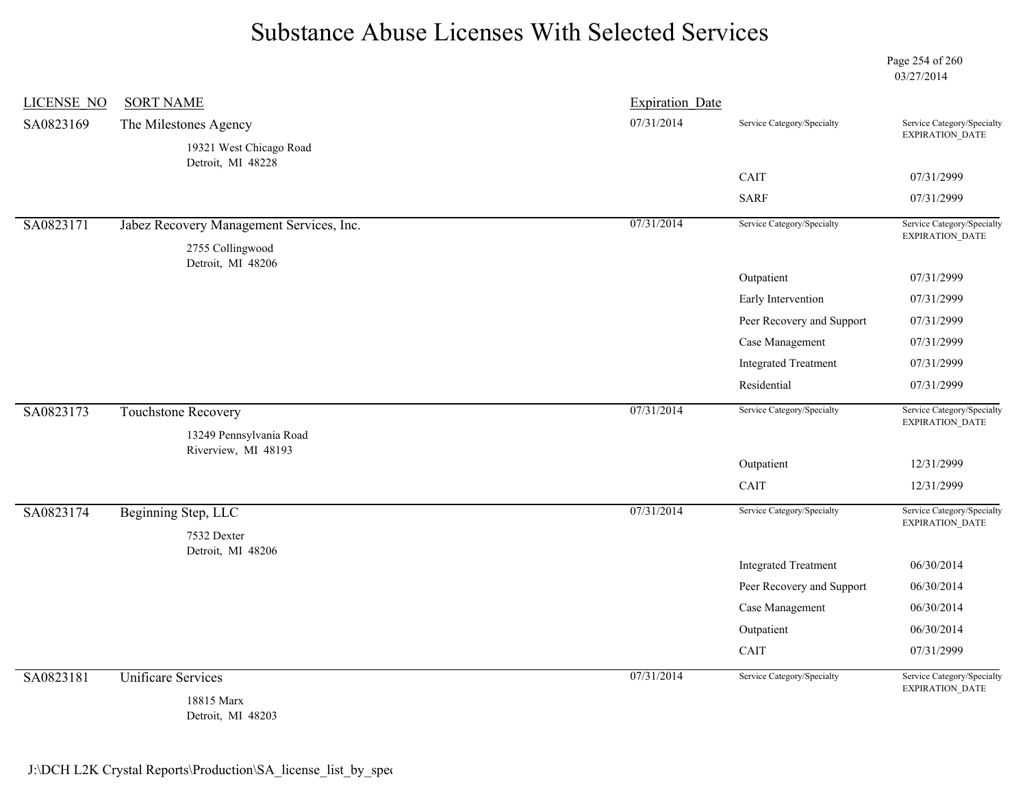# Substance Abuse Licenses With Selected Services

03/27/2014

| LICENSE_NO | SORT NAME | Expiration_Date | Service Category/Specialty | Service Category/Specialty EXPIRATION_DATE |
|---|---|---|---|---|
| SA0823169 | The Milestones Agency<br>19321 West Chicago Road<br>Detroit, MI 48228 | 07/31/2014 | | |
| | | | CAIT | 07/31/2999 |
| | | | SARF | 07/31/2999 |
| SA0823171 | Jabez Recovery Management Services, Inc.<br>2755 Collingwood<br>Detroit, MI 48206 | 07/31/2014 | | |
| | | | Outpatient | 07/31/2999 |
| | | | Early Intervention | 07/31/2999 |
| | | | Peer Recovery and Support | 07/31/2999 |
| | | | Case Management | 07/31/2999 |
| | | | Integrated Treatment | 07/31/2999 |
| | | | Residential | 07/31/2999 |
| SA0823173 | Touchstone Recovery<br>13249 Pennsylvania Road<br>Riverview, MI 48193 | 07/31/2014 | | |
| | | | Outpatient | 12/31/2999 |
| | | | CAIT | 12/31/2999 |
| SA0823174 | Beginning Step, LLC<br>7532 Dexter<br>Detroit, MI 48206 | 07/31/2014 | | |
| | | | Integrated Treatment | 06/30/2014 |
| | | | Peer Recovery and Support | 06/30/2014 |
| | | | Case Management | 06/30/2014 |
| | | | Outpatient | 06/30/2014 |
| | | | CAIT | 07/31/2999 |
| SA0823181 | Unificare Services<br>18815 Marx<br>Detroit, MI 48203 | 07/31/2014 | | |

J:\DCH L2K Crystal Reports\Production\SA_license_list_by_spe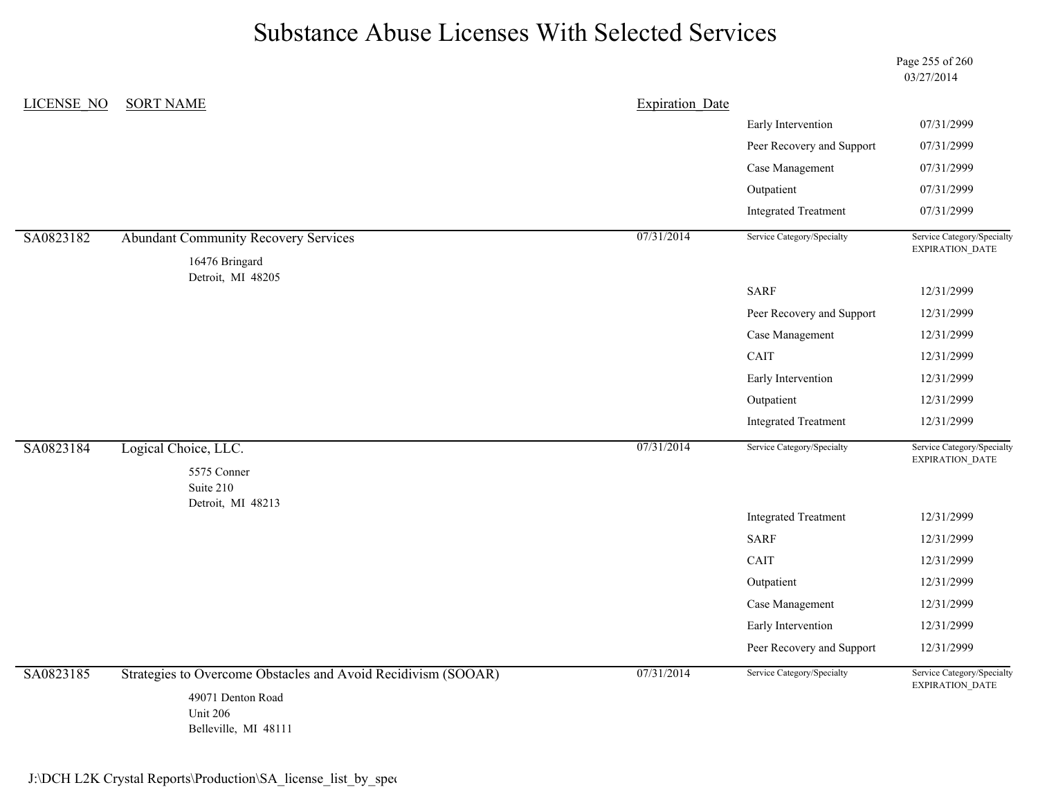# Substance Abuse Licenses With Selected Services

03/27/2014

| LICENSE_NO | SORT NAME | Expiration_Date | | |
|---|---|---|---|---|
| | | | Early Intervention | 07/31/2999 |
| | | | Peer Recovery and Support | 07/31/2999 |
| | | | Case Management | 07/31/2999 |
| | | | Outpatient | 07/31/2999 |
| | | | Integrated Treatment | 07/31/2999 |
| SA0823182 | Abundant Community Recovery Services<br>16476 Bringard<br>Detroit, MI 48205 | 07/31/2014 | Service Category/Specialty | Service Category/Specialty EXPIRATION_DATE |
| | | | SARF | 12/31/2999 |
| | | | Peer Recovery and Support | 12/31/2999 |
| | | | Case Management | 12/31/2999 |
| | | | CAIT | 12/31/2999 |
| | | | Early Intervention | 12/31/2999 |
| | | | Outpatient | 12/31/2999 |
| | | | Integrated Treatment | 12/31/2999 |
| SA0823184 | Logical Choice, LLC.<br>5575 Conner<br>Suite 210<br>Detroit, MI 48213 | 07/31/2014 | Service Category/Specialty | Service Category/Specialty EXPIRATION_DATE |
| | | | Integrated Treatment | 12/31/2999 |
| | | | SARF | 12/31/2999 |
| | | | CAIT | 12/31/2999 |
| | | | Outpatient | 12/31/2999 |
| | | | Case Management | 12/31/2999 |
| | | | Early Intervention | 12/31/2999 |
| | | | Peer Recovery and Support | 12/31/2999 |
| SA0823185 | Strategies to Overcome Obstacles and Avoid Recidivism (SOOAR)<br>49071 Denton Road<br>Unit 206<br>Belleville, MI 48111 | 07/31/2014 | Service Category/Specialty | Service Category/Specialty EXPIRATION_DATE |

J:\DCH L2K Crystal Reports\Production\SA_license_list_by_spec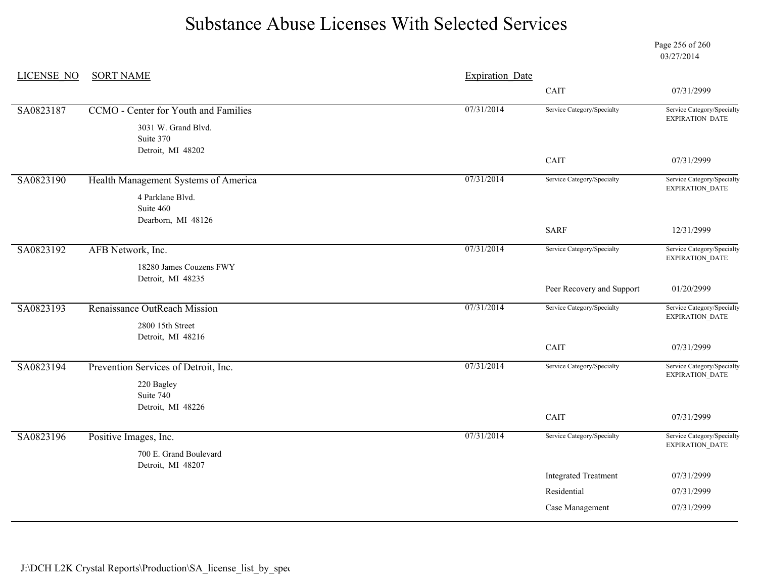# Substance Abuse Licenses With Selected Services

03/27/2014

| LICENSE_NO | SORT NAME | Expiration_Date | Service Category/Specialty | Service Category/Specialty EXPIRATION_DATE |
|---|---|---|---|---|
| | | | CAIT | 07/31/2999 |
| SA0823187 | CCMO - Center for Youth and Families<br>3031 W. Grand Blvd.<br>Suite 370<br>Detroit, MI 48202 | 07/31/2014 | CAIT | 07/31/2999 |
| SA0823190 | Health Management Systems of America<br>4 Parklane Blvd.<br>Suite 460<br>Dearborn, MI 48126 | 07/31/2014 | SARF | 12/31/2999 |
| SA0823192 | AFB Network, Inc.<br>18280 James Couzens FWY<br>Detroit, MI 48235 | 07/31/2014 | Peer Recovery and Support | 01/20/2999 |
| SA0823193 | Renaissance OutReach Mission<br>2800 15th Street<br>Detroit, MI 48216 | 07/31/2014 | CAIT | 07/31/2999 |
| SA0823194 | Prevention Services of Detroit, Inc.<br>220 Bagley<br>Suite 740<br>Detroit, MI 48226 | 07/31/2014 | CAIT | 07/31/2999 |
| SA0823196 | Positive Images, Inc.<br>700 E. Grand Boulevard<br>Detroit, MI 48207 | 07/31/2014 | Integrated Treatment | 07/31/2999 |
| | | | Residential | 07/31/2999 |
| | | | Case Management | 07/31/2999 |

J:\DCH L2K Crystal Reports\Production\SA_license_list_by_spec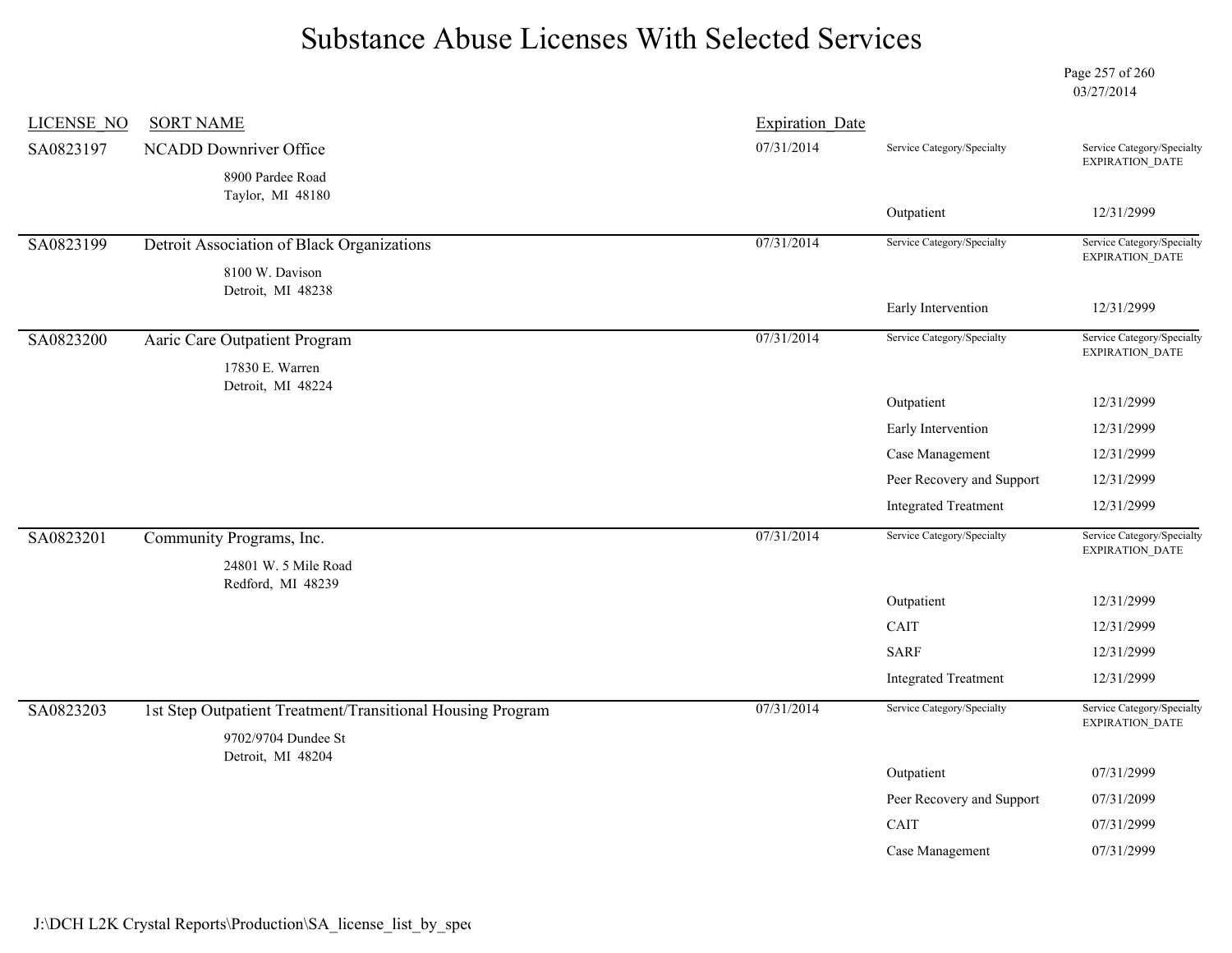# Substance Abuse Licenses With Selected Services

03/27/2014

| LICENSE_NO | SORT NAME | Expiration_Date | Service Category/Specialty | Service Category/Specialty EXPIRATION_DATE |
|---|---|---|---|---|
| SA0823197 | NCADD Downriver Office<br>8900 Pardee Road<br>Taylor, MI 48180 | 07/31/2014 | Outpatient | 12/31/2999 |
| SA0823199 | Detroit Association of Black Organizations<br>8100 W. Davison<br>Detroit, MI 48238 | 07/31/2014 | Early Intervention | 12/31/2999 |
| SA0823200 | Aaric Care Outpatient Program<br>17830 E. Warren<br>Detroit, MI 48224 | 07/31/2014 | Outpatient | 12/31/2999 |
| | | | Early Intervention | 12/31/2999 |
| | | | Case Management | 12/31/2999 |
| | | | Peer Recovery and Support | 12/31/2999 |
| | | | Integrated Treatment | 12/31/2999 |
| SA0823201 | Community Programs, Inc.<br>24801 W. 5 Mile Road<br>Redford, MI 48239 | 07/31/2014 | Outpatient | 12/31/2999 |
| | | | CAIT | 12/31/2999 |
| | | | SARF | 12/31/2999 |
| | | | Integrated Treatment | 12/31/2999 |
| SA0823203 | 1st Step Outpatient Treatment/Transitional Housing Program<br>9702/9704 Dundee St<br>Detroit, MI 48204 | 07/31/2014 | Outpatient | 07/31/2999 |
| | | | Peer Recovery and Support | 07/31/2099 |
| | | | CAIT | 07/31/2999 |
| | | | Case Management | 07/31/2999 |

J:\DCH L2K Crystal Reports\Production\SA_license_list_by_spec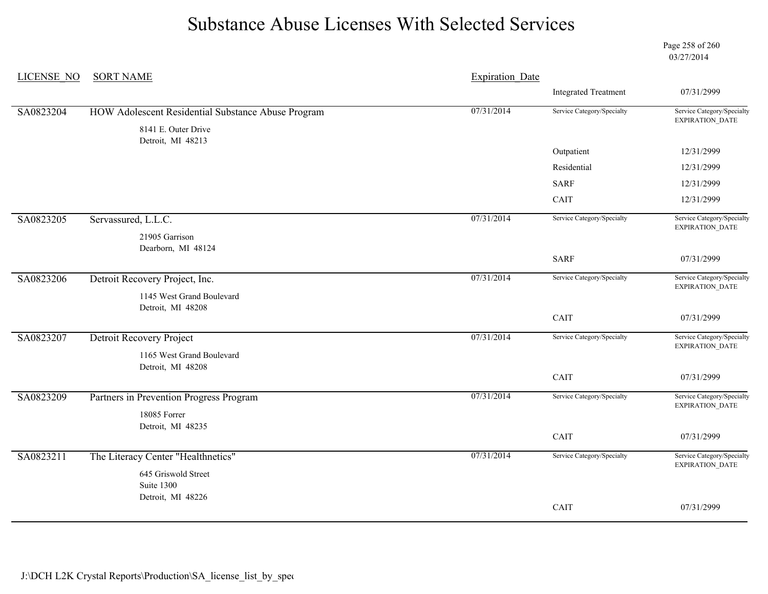# Substance Abuse Licenses With Selected Services

03/27/2014

| LICENSE_NO | SORT NAME | Expiration_Date | Service Category/Specialty | Service Category/Specialty EXPIRATION_DATE |
|---|---|---|---|---|
| | | | Integrated Treatment | 07/31/2999 |
| SA0823204 | HOW Adolescent Residential Substance Abuse Program<br>8141 E. Outer Drive<br>Detroit, MI 48213 | 07/31/2014 | Outpatient | 12/31/2999 |
| | | | Residential | 12/31/2999 |
| | | | SARF | 12/31/2999 |
| | | | CAIT | 12/31/2999 |
| SA0823205 | Servassured, L.L.C.<br>21905 Garrison<br>Dearborn, MI 48124 | 07/31/2014 | SARF | 07/31/2999 |
| SA0823206 | Detroit Recovery Project, Inc.<br>1145 West Grand Boulevard<br>Detroit, MI 48208 | 07/31/2014 | CAIT | 07/31/2999 |
| SA0823207 | Detroit Recovery Project<br>1165 West Grand Boulevard<br>Detroit, MI 48208 | 07/31/2014 | CAIT | 07/31/2999 |
| SA0823209 | Partners in Prevention Progress Program<br>18085 Forrer<br>Detroit, MI 48235 | 07/31/2014 | CAIT | 07/31/2999 |
| SA0823211 | The Literacy Center "Healthnetics"<br>645 Griswold Street<br>Suite 1300<br>Detroit, MI 48226 | 07/31/2014 | CAIT | 07/31/2999 |

J:\DCH L2K Crystal Reports\Production\SA_license_list_by_spec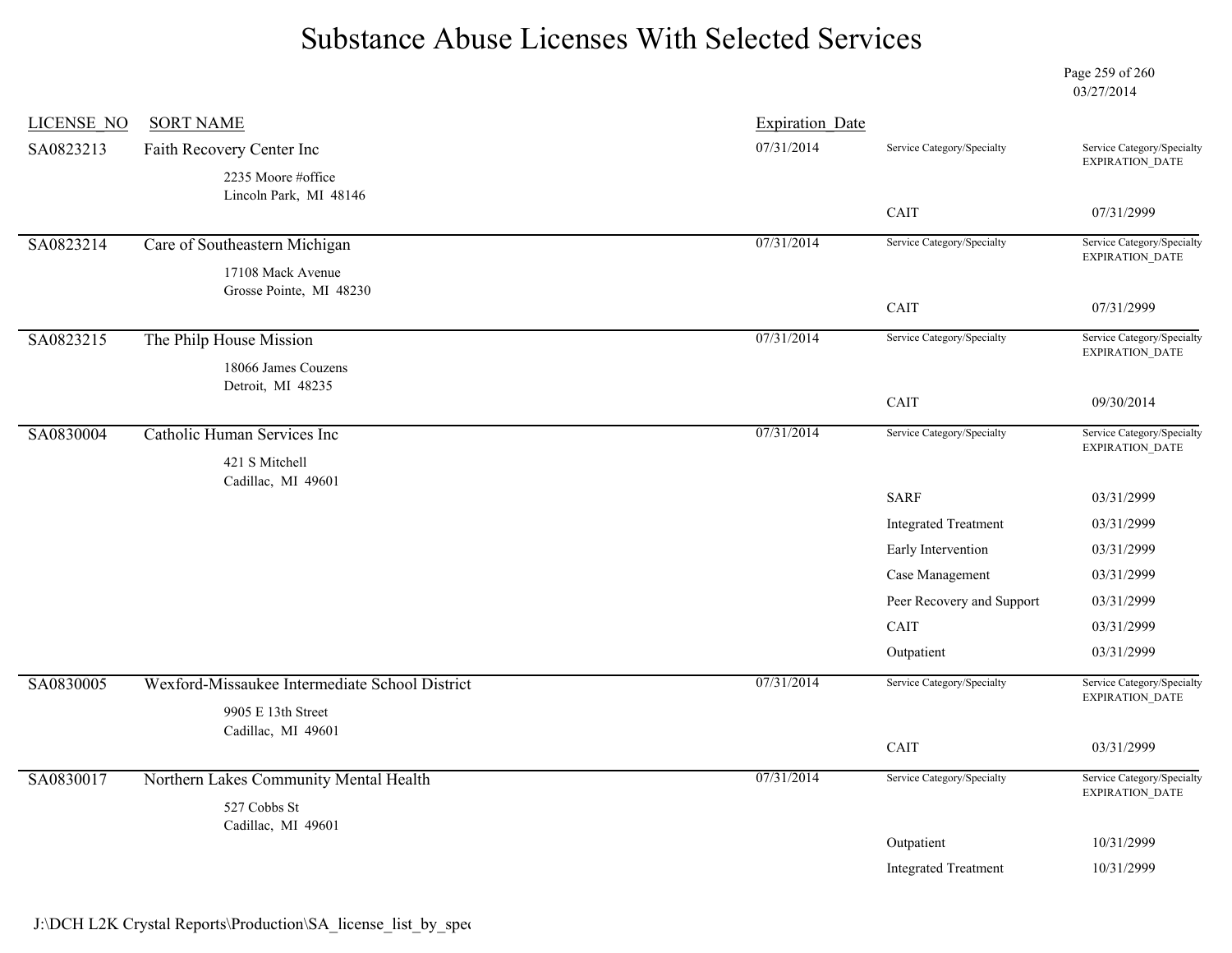# Substance Abuse Licenses With Selected Services

03/27/2014

| LICENSE_NO | SORT NAME | Expiration_Date | Service Category/Specialty | Service Category/Specialty EXPIRATION_DATE |
|---|---|---|---|---|
| SA0823213 | Faith Recovery Center Inc<br>2235 Moore #office<br>Lincoln Park, MI 48146 | 07/31/2014 | CAIT | 07/31/2999 |
| SA0823214 | Care of Southeastern Michigan<br>17108 Mack Avenue<br>Grosse Pointe, MI 48230 | 07/31/2014 | CAIT | 07/31/2999 |
| SA0823215 | The Philp House Mission<br>18066 James Couzens<br>Detroit, MI 48235 | 07/31/2014 | CAIT | 09/30/2014 |
| SA0830004 | Catholic Human Services Inc<br>421 S Mitchell<br>Cadillac, MI 49601 | 07/31/2014 | SARF | 03/31/2999 |
| | | | Integrated Treatment | 03/31/2999 |
| | | | Early Intervention | 03/31/2999 |
| | | | Case Management | 03/31/2999 |
| | | | Peer Recovery and Support | 03/31/2999 |
| | | | CAIT | 03/31/2999 |
| | | | Outpatient | 03/31/2999 |
| SA0830005 | Wexford-Missaukee Intermediate School District<br>9905 E 13th Street<br>Cadillac, MI 49601 | 07/31/2014 | CAIT | 03/31/2999 |
| SA0830017 | Northern Lakes Community Mental Health<br>527 Cobbs St<br>Cadillac, MI 49601 | 07/31/2014 | Outpatient | 10/31/2999 |
| | | | Integrated Treatment | 10/31/2999 |

J:\DCH L2K Crystal Reports\Production\SA_license_list_by_spec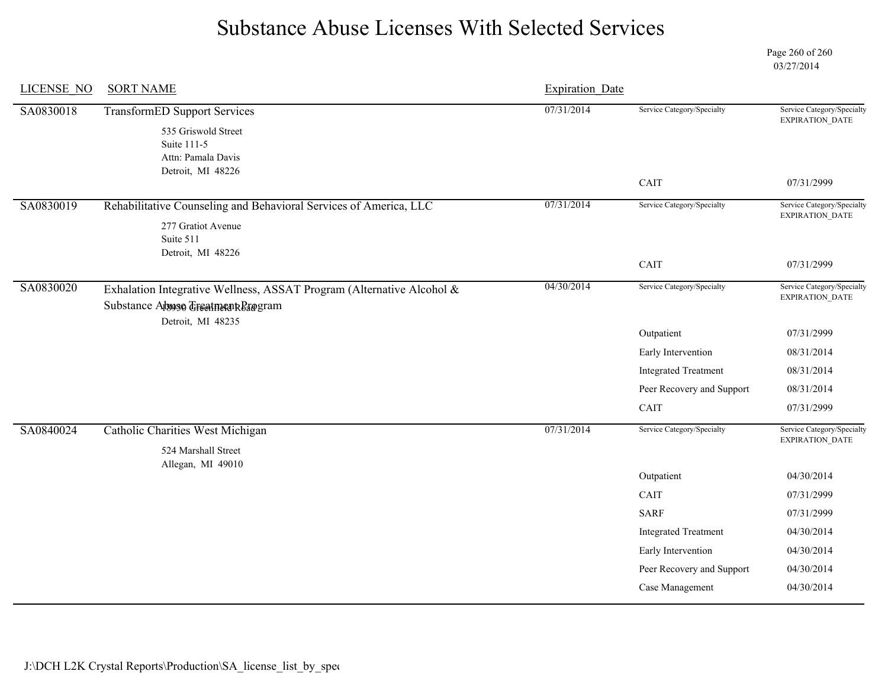# Substance Abuse Licenses With Selected Services

03/27/2014

| LICENSE_NO | SORT NAME | Expiration_Date | Service Category/Specialty | Service Category/Specialty EXPIRATION_DATE |
|---|---|---|---|---|
| SA0830018 | TransformED Support Services<br>535 Griswold Street<br>Suite 111-5<br>Attn: Pamala Davis<br>Detroit, MI 48226 | 07/31/2014 | CAIT | 07/31/2999 |
| SA0830019 | Rehabilitative Counseling and Behavioral Services of America, LLC<br>277 Gratiot Avenue<br>Suite 511<br>Detroit, MI 48226 | 07/31/2014 | CAIT | 07/31/2999 |
| SA0830020 | Exhalation Integrative Wellness, ASSAT Program (Alternative Alcohol & Substance Abuse Treatment Program<br>18930 Greenfield Road<br>Detroit, MI 48235 | 04/30/2014 | Outpatient | 07/31/2999 |
| | | | Early Intervention | 08/31/2014 |
| | | | Integrated Treatment | 08/31/2014 |
| | | | Peer Recovery and Support | 08/31/2014 |
| | | | CAIT | 07/31/2999 |
| SA0840024 | Catholic Charities West Michigan<br>524 Marshall Street<br>Allegan, MI 49010 | 07/31/2014 | Outpatient | 04/30/2014 |
| | | | CAIT | 07/31/2999 |
| | | | SARF | 07/31/2999 |
| | | | Integrated Treatment | 04/30/2014 |
| | | | Early Intervention | 04/30/2014 |
| | | | Peer Recovery and Support | 04/30/2014 |
| | | | Case Management | 04/30/2014 |

J:\DCH L2K Crystal Reports\Production\SA_license_list_by_spec